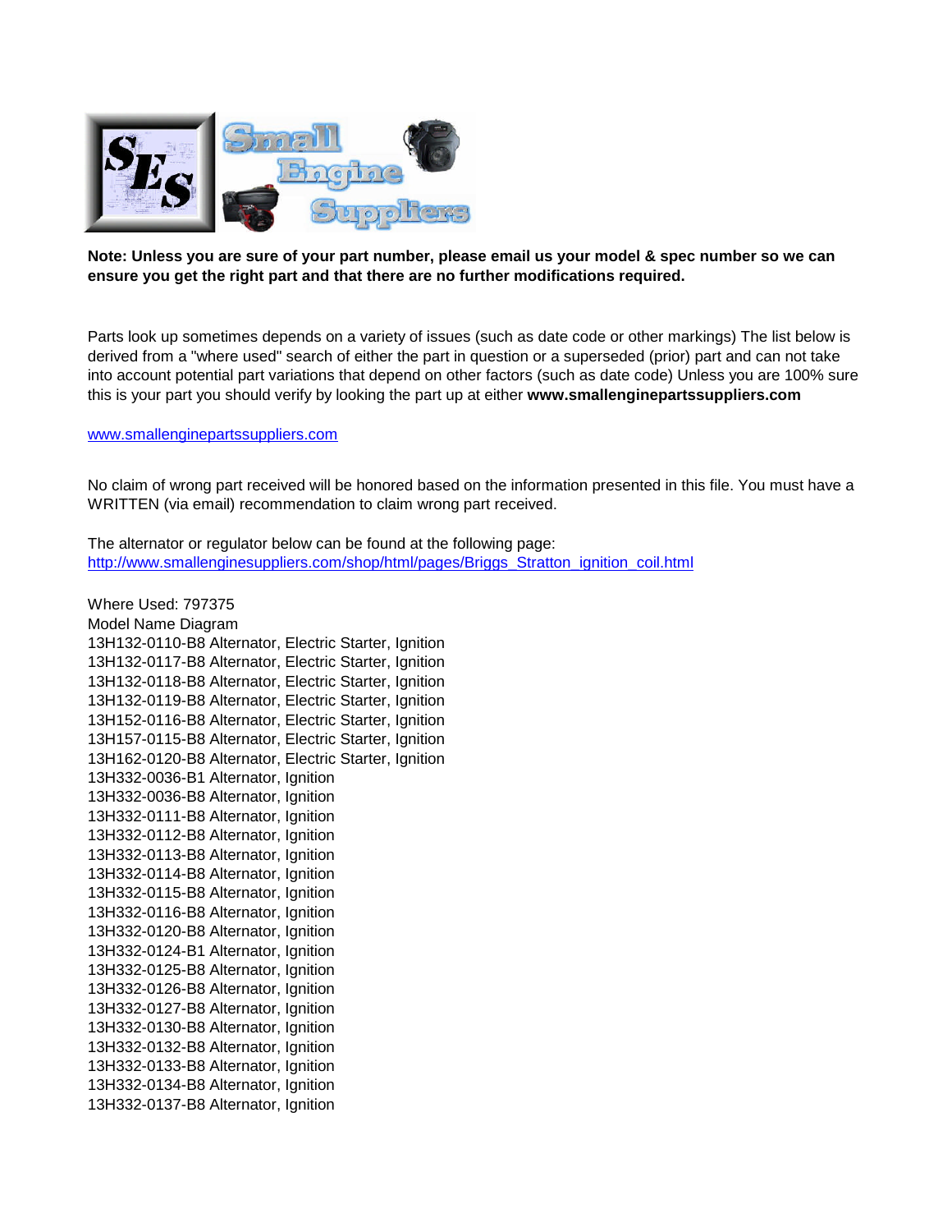**Note: Unless you are sure of your part number, please email us your model & spec number so we can ensure you get the right part and that there are no further modifications required.**

Parts look up sometimes depends on a variety of issues (such as date code or other markings) The list below is derived from a "where used" search of either the part in question or a superseded (prior) part and can not take into account potential part variations that depend on other factors (such as date code) Unless you are 100% sure this is your part you should verify by looking the part up at either **www.smallenginepartssuppliers.com**

[www.smallenginepartssuppliers.com](http://www.smallenginepartssuppliers.com)

No claim of wrong part received will be honored based on the information presented in this file. You must have a WRITTEN (via email) recommendation to claim wrong part received.

The alternator or regulator below can be found at the following page:
[http://www.smallenginesuppliers.com/shop/html/pages/Briggs_Stratton_ignition_coil.html](http://www.smallenginesuppliers.com/shop/html/pages/Briggs_Stratton_ignition_coil.html)

Where Used: 797375
Model Name Diagram
13H132-0110-B8 Alternator, Electric Starter, Ignition
13H132-0117-B8 Alternator, Electric Starter, Ignition
13H132-0118-B8 Alternator, Electric Starter, Ignition
13H132-0119-B8 Alternator, Electric Starter, Ignition
13H152-0116-B8 Alternator, Electric Starter, Ignition
13H157-0115-B8 Alternator, Electric Starter, Ignition
13H162-0120-B8 Alternator, Electric Starter, Ignition
13H332-0036-B1 Alternator, Ignition
13H332-0036-B8 Alternator, Ignition
13H332-0111-B8 Alternator, Ignition
13H332-0112-B8 Alternator, Ignition
13H332-0113-B8 Alternator, Ignition
13H332-0114-B8 Alternator, Ignition
13H332-0115-B8 Alternator, Ignition
13H332-0116-B8 Alternator, Ignition
13H332-0120-B8 Alternator, Ignition
13H332-0124-B1 Alternator, Ignition
13H332-0125-B8 Alternator, Ignition
13H332-0126-B8 Alternator, Ignition
13H332-0127-B8 Alternator, Ignition
13H332-0130-B8 Alternator, Ignition
13H332-0132-B8 Alternator, Ignition
13H332-0133-B8 Alternator, Ignition
13H332-0134-B8 Alternator, Ignition
13H332-0137-B8 Alternator, Ignition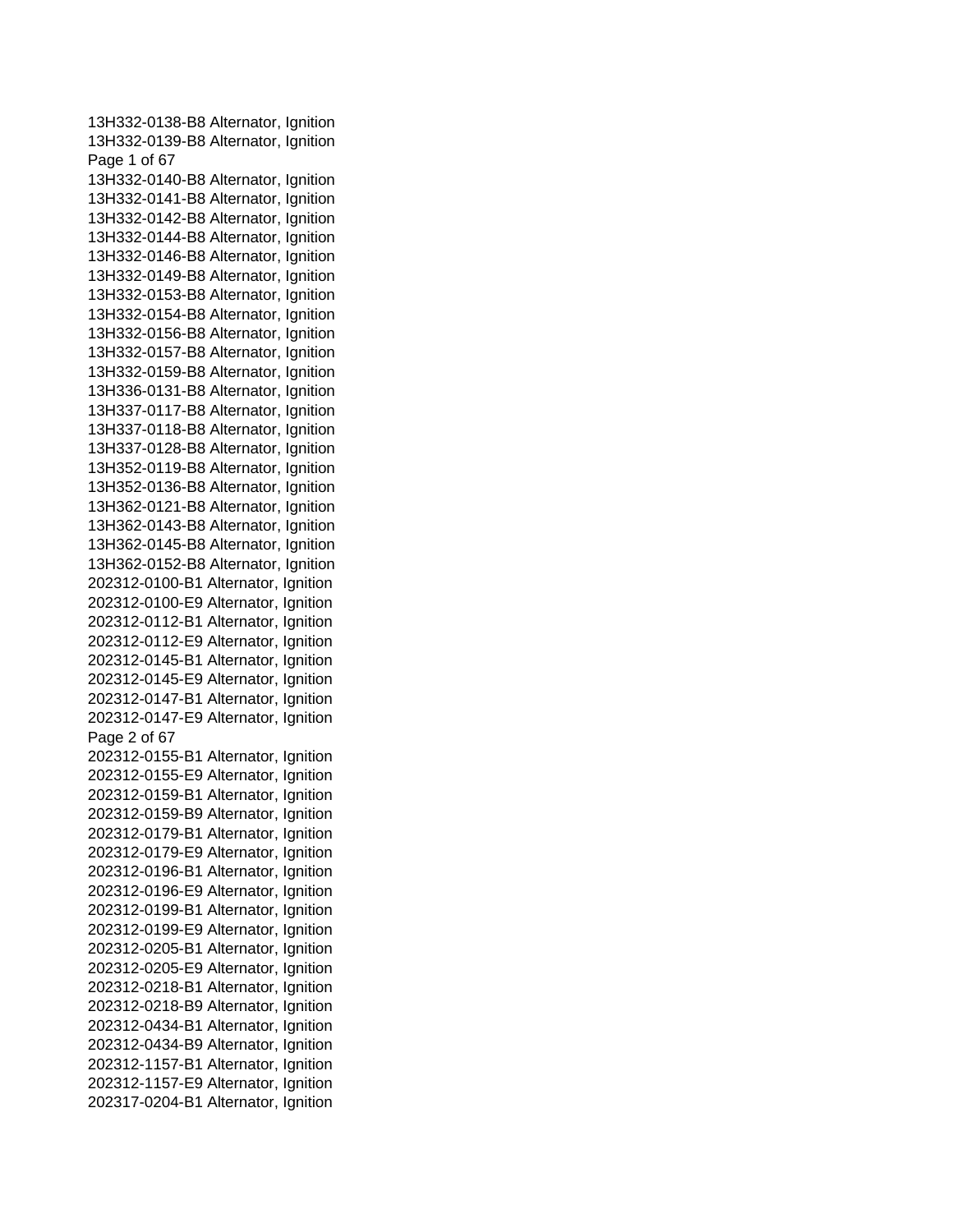13H332-0138-B8 Alternator, Ignition
13H332-0139-B8 Alternator, Ignition
13H332-0140-B8 Alternator, Ignition
13H332-0141-B8 Alternator, Ignition
13H332-0142-B8 Alternator, Ignition
13H332-0144-B8 Alternator, Ignition
13H332-0146-B8 Alternator, Ignition
13H332-0149-B8 Alternator, Ignition
13H332-0153-B8 Alternator, Ignition
13H332-0154-B8 Alternator, Ignition
13H332-0156-B8 Alternator, Ignition
13H332-0157-B8 Alternator, Ignition
13H332-0159-B8 Alternator, Ignition
13H336-0131-B8 Alternator, Ignition
13H337-0117-B8 Alternator, Ignition
13H337-0118-B8 Alternator, Ignition
13H337-0128-B8 Alternator, Ignition
13H352-0119-B8 Alternator, Ignition
13H352-0136-B8 Alternator, Ignition
13H362-0121-B8 Alternator, Ignition
13H362-0143-B8 Alternator, Ignition
13H362-0145-B8 Alternator, Ignition
13H362-0152-B8 Alternator, Ignition
202312-0100-B1 Alternator, Ignition
202312-0100-E9 Alternator, Ignition
202312-0112-B1 Alternator, Ignition
202312-0112-E9 Alternator, Ignition
202312-0145-B1 Alternator, Ignition
202312-0145-E9 Alternator, Ignition
202312-0147-B1 Alternator, Ignition
202312-0147-E9 Alternator, Ignition
202312-0155-B1 Alternator, Ignition
202312-0155-E9 Alternator, Ignition
202312-0159-B1 Alternator, Ignition
202312-0159-B9 Alternator, Ignition
202312-0179-B1 Alternator, Ignition
202312-0179-E9 Alternator, Ignition
202312-0196-B1 Alternator, Ignition
202312-0196-E9 Alternator, Ignition
202312-0199-B1 Alternator, Ignition
202312-0199-E9 Alternator, Ignition
202312-0205-B1 Alternator, Ignition
202312-0205-E9 Alternator, Ignition
202312-0218-B1 Alternator, Ignition
202312-0218-B9 Alternator, Ignition
202312-0434-B1 Alternator, Ignition
202312-0434-B9 Alternator, Ignition
202312-1157-B1 Alternator, Ignition
202312-1157-E9 Alternator, Ignition
202317-0204-B1 Alternator, Ignition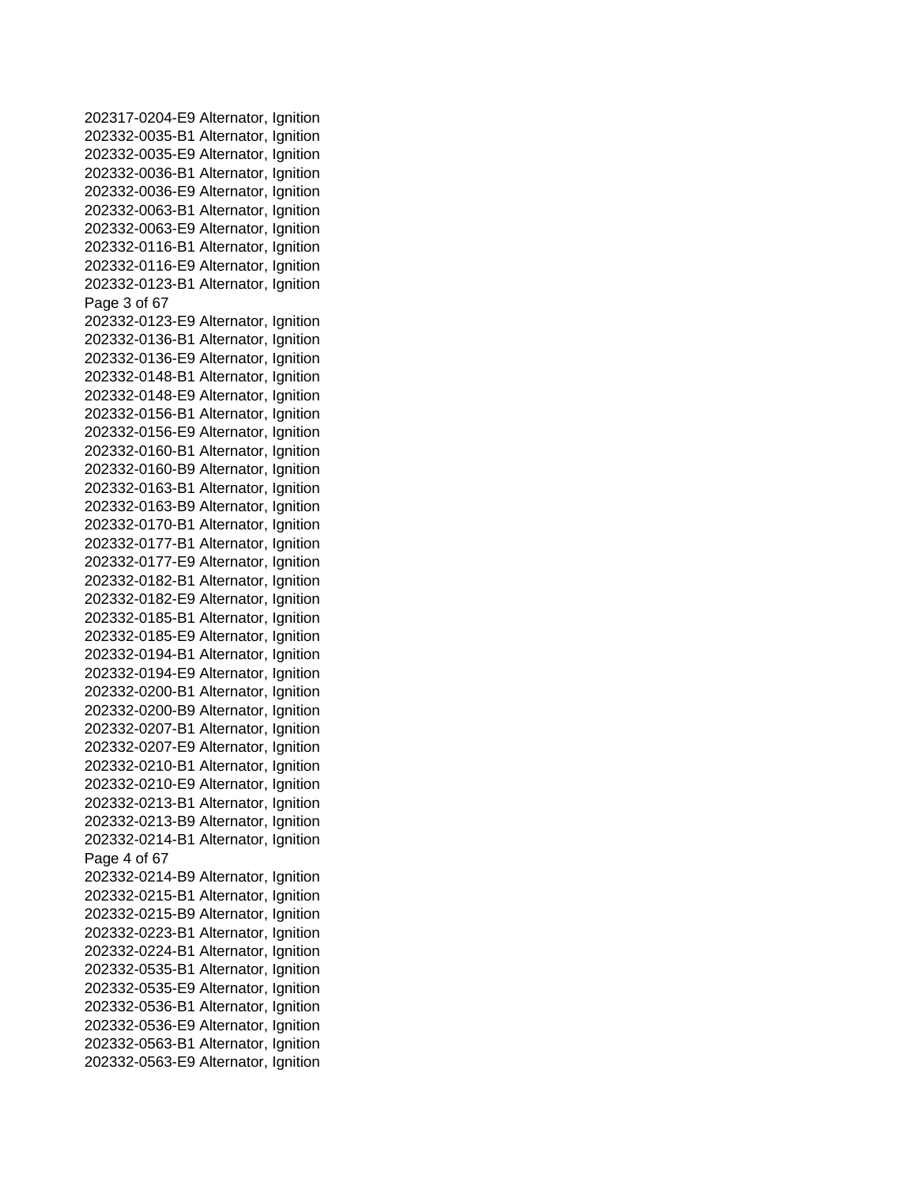202317-0204-E9 Alternator, Ignition
202332-0035-B1 Alternator, Ignition
202332-0035-E9 Alternator, Ignition
202332-0036-B1 Alternator, Ignition
202332-0036-E9 Alternator, Ignition
202332-0063-B1 Alternator, Ignition
202332-0063-E9 Alternator, Ignition
202332-0116-B1 Alternator, Ignition
202332-0116-E9 Alternator, Ignition
202332-0123-B1 Alternator, Ignition
202332-0123-E9 Alternator, Ignition
202332-0136-B1 Alternator, Ignition
202332-0136-E9 Alternator, Ignition
202332-0148-B1 Alternator, Ignition
202332-0148-E9 Alternator, Ignition
202332-0156-B1 Alternator, Ignition
202332-0156-E9 Alternator, Ignition
202332-0160-B1 Alternator, Ignition
202332-0160-B9 Alternator, Ignition
202332-0163-B1 Alternator, Ignition
202332-0163-B9 Alternator, Ignition
202332-0170-B1 Alternator, Ignition
202332-0177-B1 Alternator, Ignition
202332-0177-E9 Alternator, Ignition
202332-0182-B1 Alternator, Ignition
202332-0182-E9 Alternator, Ignition
202332-0185-B1 Alternator, Ignition
202332-0185-E9 Alternator, Ignition
202332-0194-B1 Alternator, Ignition
202332-0194-E9 Alternator, Ignition
202332-0200-B1 Alternator, Ignition
202332-0200-B9 Alternator, Ignition
202332-0207-B1 Alternator, Ignition
202332-0207-E9 Alternator, Ignition
202332-0210-B1 Alternator, Ignition
202332-0210-E9 Alternator, Ignition
202332-0213-B1 Alternator, Ignition
202332-0213-B9 Alternator, Ignition
202332-0214-B1 Alternator, Ignition
202332-0214-B9 Alternator, Ignition
202332-0215-B1 Alternator, Ignition
202332-0215-B9 Alternator, Ignition
202332-0223-B1 Alternator, Ignition
202332-0224-B1 Alternator, Ignition
202332-0535-B1 Alternator, Ignition
202332-0535-E9 Alternator, Ignition
202332-0536-B1 Alternator, Ignition
202332-0536-E9 Alternator, Ignition
202332-0563-B1 Alternator, Ignition
202332-0563-E9 Alternator, Ignition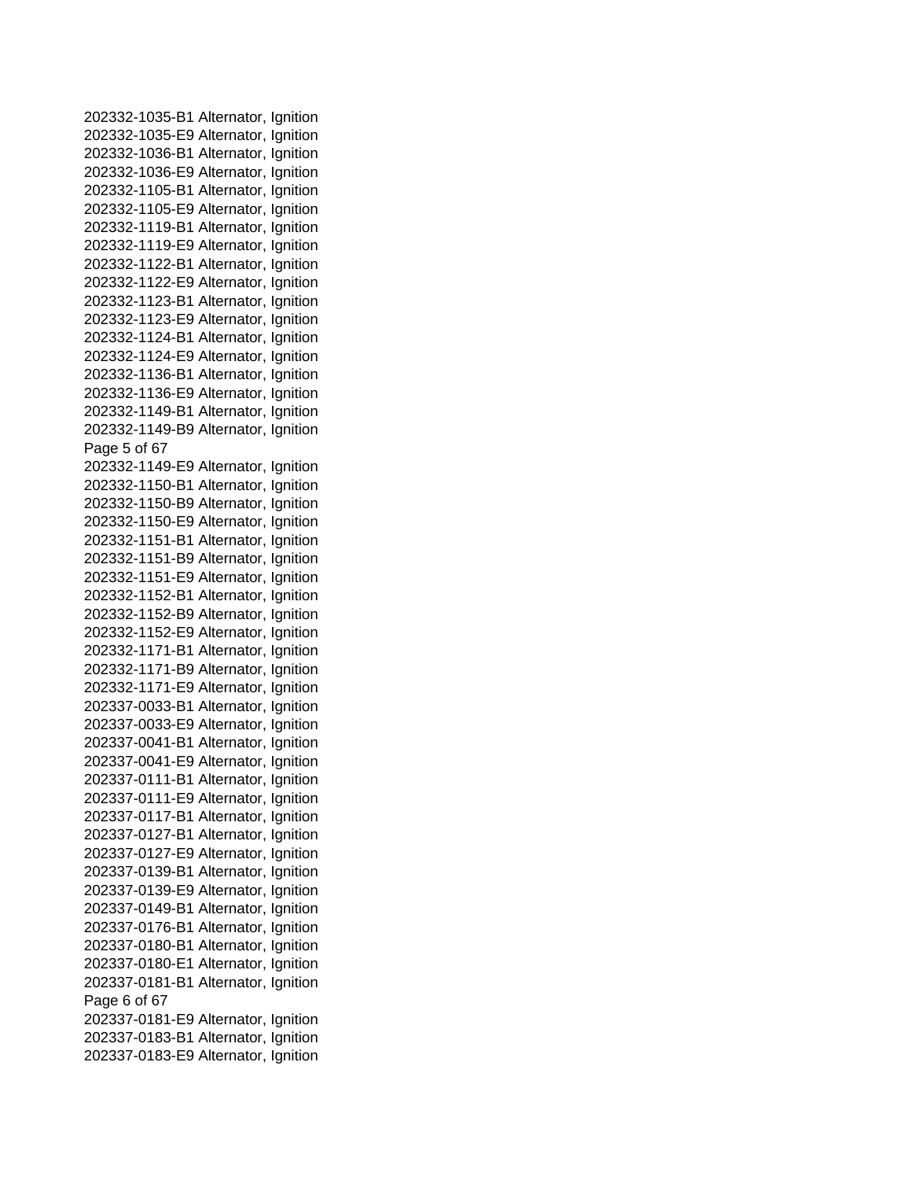202332-1035-B1 Alternator, Ignition
202332-1035-E9 Alternator, Ignition
202332-1036-B1 Alternator, Ignition
202332-1036-E9 Alternator, Ignition
202332-1105-B1 Alternator, Ignition
202332-1105-E9 Alternator, Ignition
202332-1119-B1 Alternator, Ignition
202332-1119-E9 Alternator, Ignition
202332-1122-B1 Alternator, Ignition
202332-1122-E9 Alternator, Ignition
202332-1123-B1 Alternator, Ignition
202332-1123-E9 Alternator, Ignition
202332-1124-B1 Alternator, Ignition
202332-1124-E9 Alternator, Ignition
202332-1136-B1 Alternator, Ignition
202332-1136-E9 Alternator, Ignition
202332-1149-B1 Alternator, Ignition
202332-1149-B9 Alternator, Ignition
202332-1149-E9 Alternator, Ignition
202332-1150-B1 Alternator, Ignition
202332-1150-B9 Alternator, Ignition
202332-1150-E9 Alternator, Ignition
202332-1151-B1 Alternator, Ignition
202332-1151-B9 Alternator, Ignition
202332-1151-E9 Alternator, Ignition
202332-1152-B1 Alternator, Ignition
202332-1152-B9 Alternator, Ignition
202332-1152-E9 Alternator, Ignition
202332-1171-B1 Alternator, Ignition
202332-1171-B9 Alternator, Ignition
202332-1171-E9 Alternator, Ignition
202337-0033-B1 Alternator, Ignition
202337-0033-E9 Alternator, Ignition
202337-0041-B1 Alternator, Ignition
202337-0041-E9 Alternator, Ignition
202337-0111-B1 Alternator, Ignition
202337-0111-E9 Alternator, Ignition
202337-0117-B1 Alternator, Ignition
202337-0127-B1 Alternator, Ignition
202337-0127-E9 Alternator, Ignition
202337-0139-B1 Alternator, Ignition
202337-0139-E9 Alternator, Ignition
202337-0149-B1 Alternator, Ignition
202337-0176-B1 Alternator, Ignition
202337-0180-B1 Alternator, Ignition
202337-0180-E1 Alternator, Ignition
202337-0181-B1 Alternator, Ignition
202337-0181-E9 Alternator, Ignition
202337-0183-B1 Alternator, Ignition
202337-0183-E9 Alternator, Ignition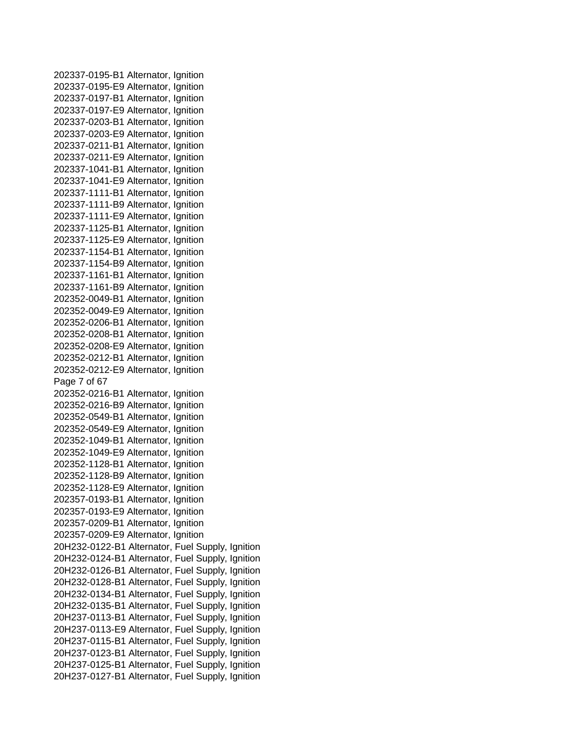202337-0195-B1 Alternator, Ignition
202337-0195-E9 Alternator, Ignition
202337-0197-B1 Alternator, Ignition
202337-0197-E9 Alternator, Ignition
202337-0203-B1 Alternator, Ignition
202337-0203-E9 Alternator, Ignition
202337-0211-B1 Alternator, Ignition
202337-0211-E9 Alternator, Ignition
202337-1041-B1 Alternator, Ignition
202337-1041-E9 Alternator, Ignition
202337-1111-B1 Alternator, Ignition
202337-1111-B9 Alternator, Ignition
202337-1111-E9 Alternator, Ignition
202337-1125-B1 Alternator, Ignition
202337-1125-E9 Alternator, Ignition
202337-1154-B1 Alternator, Ignition
202337-1154-B9 Alternator, Ignition
202337-1161-B1 Alternator, Ignition
202337-1161-B9 Alternator, Ignition
202352-0049-B1 Alternator, Ignition
202352-0049-E9 Alternator, Ignition
202352-0206-B1 Alternator, Ignition
202352-0208-B1 Alternator, Ignition
202352-0208-E9 Alternator, Ignition
202352-0212-B1 Alternator, Ignition
202352-0212-E9 Alternator, Ignition
202352-0216-B1 Alternator, Ignition
202352-0216-B9 Alternator, Ignition
202352-0549-B1 Alternator, Ignition
202352-0549-E9 Alternator, Ignition
202352-1049-B1 Alternator, Ignition
202352-1049-E9 Alternator, Ignition
202352-1128-B1 Alternator, Ignition
202352-1128-B9 Alternator, Ignition
202352-1128-E9 Alternator, Ignition
202357-0193-B1 Alternator, Ignition
202357-0193-E9 Alternator, Ignition
202357-0209-B1 Alternator, Ignition
202357-0209-E9 Alternator, Ignition
20H232-0122-B1 Alternator, Fuel Supply, Ignition
20H232-0124-B1 Alternator, Fuel Supply, Ignition
20H232-0126-B1 Alternator, Fuel Supply, Ignition
20H232-0128-B1 Alternator, Fuel Supply, Ignition
20H232-0134-B1 Alternator, Fuel Supply, Ignition
20H232-0135-B1 Alternator, Fuel Supply, Ignition
20H237-0113-B1 Alternator, Fuel Supply, Ignition
20H237-0113-E9 Alternator, Fuel Supply, Ignition
20H237-0115-B1 Alternator, Fuel Supply, Ignition
20H237-0123-B1 Alternator, Fuel Supply, Ignition
20H237-0125-B1 Alternator, Fuel Supply, Ignition
20H237-0127-B1 Alternator, Fuel Supply, Ignition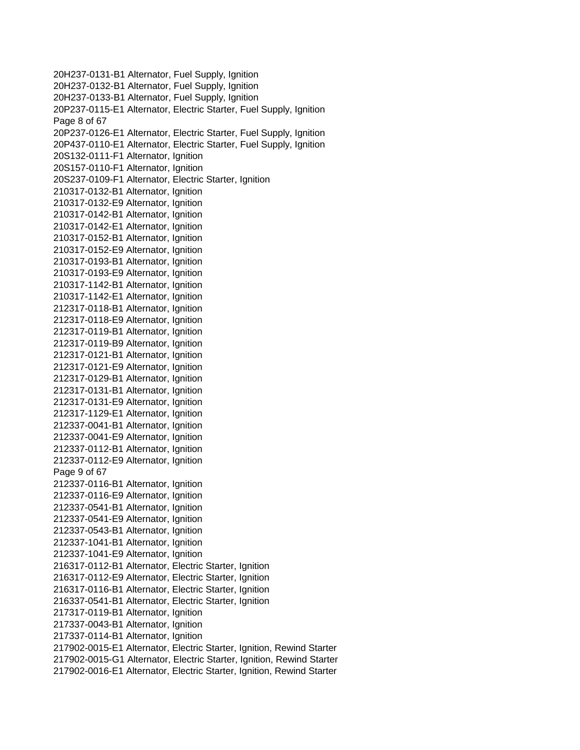20H237-0131-B1 Alternator, Fuel Supply, Ignition
20H237-0132-B1 Alternator, Fuel Supply, Ignition
20H237-0133-B1 Alternator, Fuel Supply, Ignition
20P237-0115-E1 Alternator, Electric Starter, Fuel Supply, Ignition
20P237-0126-E1 Alternator, Electric Starter, Fuel Supply, Ignition
20P437-0110-E1 Alternator, Electric Starter, Fuel Supply, Ignition
20S132-0111-F1 Alternator, Ignition
20S157-0110-F1 Alternator, Ignition
20S237-0109-F1 Alternator, Electric Starter, Ignition
210317-0132-B1 Alternator, Ignition
210317-0132-E9 Alternator, Ignition
210317-0142-B1 Alternator, Ignition
210317-0142-E1 Alternator, Ignition
210317-0152-B1 Alternator, Ignition
210317-0152-E9 Alternator, Ignition
210317-0193-B1 Alternator, Ignition
210317-0193-E9 Alternator, Ignition
210317-1142-B1 Alternator, Ignition
210317-1142-E1 Alternator, Ignition
212317-0118-B1 Alternator, Ignition
212317-0118-E9 Alternator, Ignition
212317-0119-B1 Alternator, Ignition
212317-0119-B9 Alternator, Ignition
212317-0121-B1 Alternator, Ignition
212317-0121-E9 Alternator, Ignition
212317-0129-B1 Alternator, Ignition
212317-0131-B1 Alternator, Ignition
212317-0131-E9 Alternator, Ignition
212317-1129-E1 Alternator, Ignition
212337-0041-B1 Alternator, Ignition
212337-0041-E9 Alternator, Ignition
212337-0112-B1 Alternator, Ignition
212337-0112-E9 Alternator, Ignition
212337-0116-B1 Alternator, Ignition
212337-0116-E9 Alternator, Ignition
212337-0541-B1 Alternator, Ignition
212337-0541-E9 Alternator, Ignition
212337-0543-B1 Alternator, Ignition
212337-1041-B1 Alternator, Ignition
212337-1041-E9 Alternator, Ignition
216317-0112-B1 Alternator, Electric Starter, Ignition
216317-0112-E9 Alternator, Electric Starter, Ignition
216317-0116-B1 Alternator, Electric Starter, Ignition
216337-0541-B1 Alternator, Electric Starter, Ignition
217317-0119-B1 Alternator, Ignition
217337-0043-B1 Alternator, Ignition
217337-0114-B1 Alternator, Ignition
217902-0015-E1 Alternator, Electric Starter, Ignition, Rewind Starter
217902-0015-G1 Alternator, Electric Starter, Ignition, Rewind Starter
217902-0016-E1 Alternator, Electric Starter, Ignition, Rewind Starter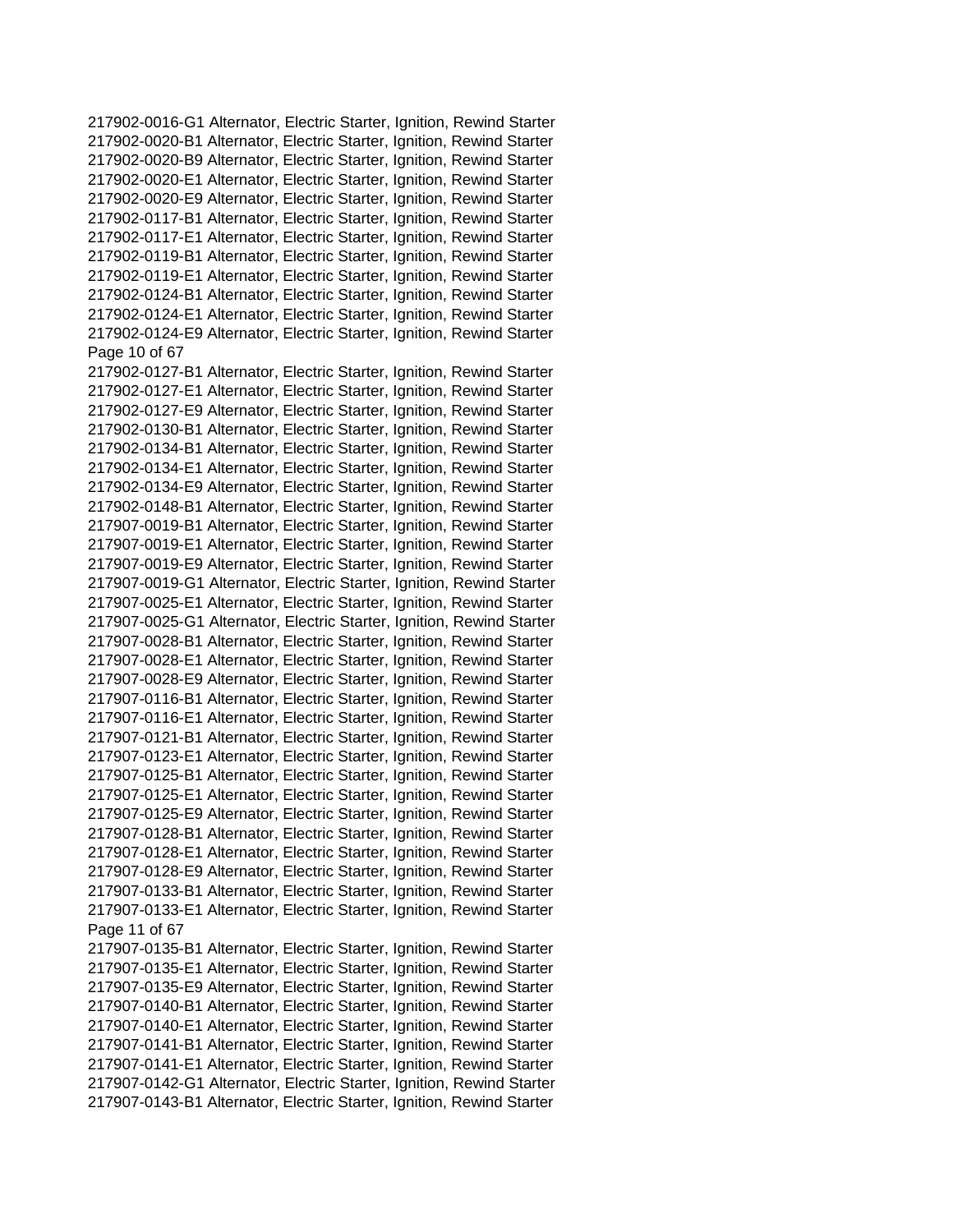217902-0016-G1 Alternator, Electric Starter, Ignition, Rewind Starter
217902-0020-B1 Alternator, Electric Starter, Ignition, Rewind Starter
217902-0020-B9 Alternator, Electric Starter, Ignition, Rewind Starter
217902-0020-E1 Alternator, Electric Starter, Ignition, Rewind Starter
217902-0020-E9 Alternator, Electric Starter, Ignition, Rewind Starter
217902-0117-B1 Alternator, Electric Starter, Ignition, Rewind Starter
217902-0117-E1 Alternator, Electric Starter, Ignition, Rewind Starter
217902-0119-B1 Alternator, Electric Starter, Ignition, Rewind Starter
217902-0119-E1 Alternator, Electric Starter, Ignition, Rewind Starter
217902-0124-B1 Alternator, Electric Starter, Ignition, Rewind Starter
217902-0124-E1 Alternator, Electric Starter, Ignition, Rewind Starter
217902-0124-E9 Alternator, Electric Starter, Ignition, Rewind Starter
217902-0127-B1 Alternator, Electric Starter, Ignition, Rewind Starter
217902-0127-E1 Alternator, Electric Starter, Ignition, Rewind Starter
217902-0127-E9 Alternator, Electric Starter, Ignition, Rewind Starter
217902-0130-B1 Alternator, Electric Starter, Ignition, Rewind Starter
217902-0134-B1 Alternator, Electric Starter, Ignition, Rewind Starter
217902-0134-E1 Alternator, Electric Starter, Ignition, Rewind Starter
217902-0134-E9 Alternator, Electric Starter, Ignition, Rewind Starter
217902-0148-B1 Alternator, Electric Starter, Ignition, Rewind Starter
217907-0019-B1 Alternator, Electric Starter, Ignition, Rewind Starter
217907-0019-E1 Alternator, Electric Starter, Ignition, Rewind Starter
217907-0019-E9 Alternator, Electric Starter, Ignition, Rewind Starter
217907-0019-G1 Alternator, Electric Starter, Ignition, Rewind Starter
217907-0025-E1 Alternator, Electric Starter, Ignition, Rewind Starter
217907-0025-G1 Alternator, Electric Starter, Ignition, Rewind Starter
217907-0028-B1 Alternator, Electric Starter, Ignition, Rewind Starter
217907-0028-E1 Alternator, Electric Starter, Ignition, Rewind Starter
217907-0028-E9 Alternator, Electric Starter, Ignition, Rewind Starter
217907-0116-B1 Alternator, Electric Starter, Ignition, Rewind Starter
217907-0116-E1 Alternator, Electric Starter, Ignition, Rewind Starter
217907-0121-B1 Alternator, Electric Starter, Ignition, Rewind Starter
217907-0123-E1 Alternator, Electric Starter, Ignition, Rewind Starter
217907-0125-B1 Alternator, Electric Starter, Ignition, Rewind Starter
217907-0125-E1 Alternator, Electric Starter, Ignition, Rewind Starter
217907-0125-E9 Alternator, Electric Starter, Ignition, Rewind Starter
217907-0128-B1 Alternator, Electric Starter, Ignition, Rewind Starter
217907-0128-E1 Alternator, Electric Starter, Ignition, Rewind Starter
217907-0128-E9 Alternator, Electric Starter, Ignition, Rewind Starter
217907-0133-B1 Alternator, Electric Starter, Ignition, Rewind Starter
217907-0133-E1 Alternator, Electric Starter, Ignition, Rewind Starter
217907-0135-B1 Alternator, Electric Starter, Ignition, Rewind Starter
217907-0135-E1 Alternator, Electric Starter, Ignition, Rewind Starter
217907-0135-E9 Alternator, Electric Starter, Ignition, Rewind Starter
217907-0140-B1 Alternator, Electric Starter, Ignition, Rewind Starter
217907-0140-E1 Alternator, Electric Starter, Ignition, Rewind Starter
217907-0141-B1 Alternator, Electric Starter, Ignition, Rewind Starter
217907-0141-E1 Alternator, Electric Starter, Ignition, Rewind Starter
217907-0142-G1 Alternator, Electric Starter, Ignition, Rewind Starter
217907-0143-B1 Alternator, Electric Starter, Ignition, Rewind Starter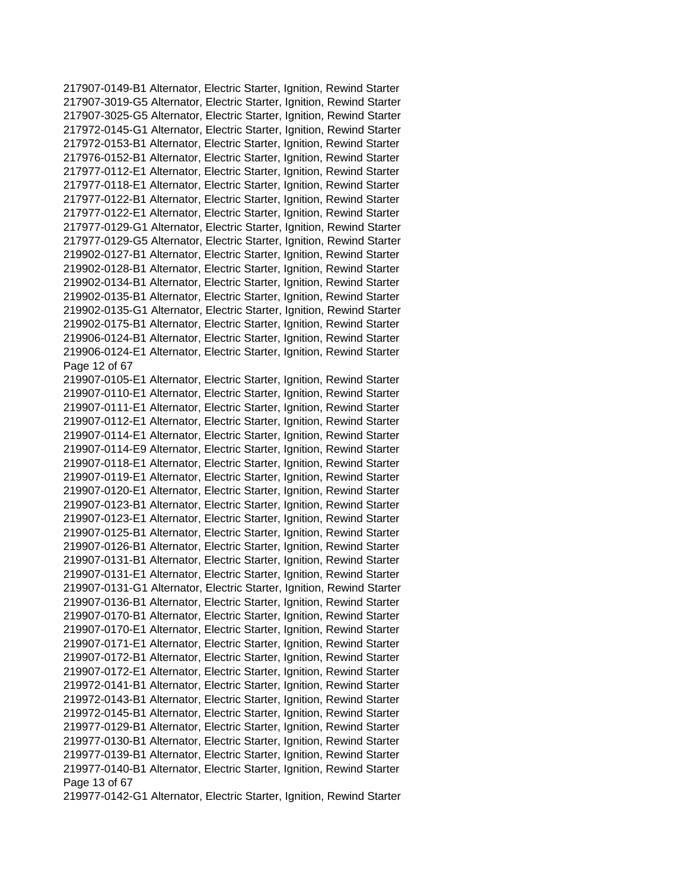217907-0149-B1 Alternator, Electric Starter, Ignition, Rewind Starter
217907-3019-G5 Alternator, Electric Starter, Ignition, Rewind Starter
217907-3025-G5 Alternator, Electric Starter, Ignition, Rewind Starter
217972-0145-G1 Alternator, Electric Starter, Ignition, Rewind Starter
217972-0153-B1 Alternator, Electric Starter, Ignition, Rewind Starter
217976-0152-B1 Alternator, Electric Starter, Ignition, Rewind Starter
217977-0112-E1 Alternator, Electric Starter, Ignition, Rewind Starter
217977-0118-E1 Alternator, Electric Starter, Ignition, Rewind Starter
217977-0122-B1 Alternator, Electric Starter, Ignition, Rewind Starter
217977-0122-E1 Alternator, Electric Starter, Ignition, Rewind Starter
217977-0129-G1 Alternator, Electric Starter, Ignition, Rewind Starter
217977-0129-G5 Alternator, Electric Starter, Ignition, Rewind Starter
219902-0127-B1 Alternator, Electric Starter, Ignition, Rewind Starter
219902-0128-B1 Alternator, Electric Starter, Ignition, Rewind Starter
219902-0134-B1 Alternator, Electric Starter, Ignition, Rewind Starter
219902-0135-B1 Alternator, Electric Starter, Ignition, Rewind Starter
219902-0135-G1 Alternator, Electric Starter, Ignition, Rewind Starter
219902-0175-B1 Alternator, Electric Starter, Ignition, Rewind Starter
219906-0124-B1 Alternator, Electric Starter, Ignition, Rewind Starter
219906-0124-E1 Alternator, Electric Starter, Ignition, Rewind Starter
219907-0105-E1 Alternator, Electric Starter, Ignition, Rewind Starter
219907-0110-E1 Alternator, Electric Starter, Ignition, Rewind Starter
219907-0111-E1 Alternator, Electric Starter, Ignition, Rewind Starter
219907-0112-E1 Alternator, Electric Starter, Ignition, Rewind Starter
219907-0114-E1 Alternator, Electric Starter, Ignition, Rewind Starter
219907-0114-E9 Alternator, Electric Starter, Ignition, Rewind Starter
219907-0118-E1 Alternator, Electric Starter, Ignition, Rewind Starter
219907-0119-E1 Alternator, Electric Starter, Ignition, Rewind Starter
219907-0120-E1 Alternator, Electric Starter, Ignition, Rewind Starter
219907-0123-B1 Alternator, Electric Starter, Ignition, Rewind Starter
219907-0123-E1 Alternator, Electric Starter, Ignition, Rewind Starter
219907-0125-B1 Alternator, Electric Starter, Ignition, Rewind Starter
219907-0126-B1 Alternator, Electric Starter, Ignition, Rewind Starter
219907-0131-B1 Alternator, Electric Starter, Ignition, Rewind Starter
219907-0131-E1 Alternator, Electric Starter, Ignition, Rewind Starter
219907-0131-G1 Alternator, Electric Starter, Ignition, Rewind Starter
219907-0136-B1 Alternator, Electric Starter, Ignition, Rewind Starter
219907-0170-B1 Alternator, Electric Starter, Ignition, Rewind Starter
219907-0170-E1 Alternator, Electric Starter, Ignition, Rewind Starter
219907-0171-E1 Alternator, Electric Starter, Ignition, Rewind Starter
219907-0172-B1 Alternator, Electric Starter, Ignition, Rewind Starter
219907-0172-E1 Alternator, Electric Starter, Ignition, Rewind Starter
219972-0141-B1 Alternator, Electric Starter, Ignition, Rewind Starter
219972-0143-B1 Alternator, Electric Starter, Ignition, Rewind Starter
219972-0145-B1 Alternator, Electric Starter, Ignition, Rewind Starter
219977-0129-B1 Alternator, Electric Starter, Ignition, Rewind Starter
219977-0130-B1 Alternator, Electric Starter, Ignition, Rewind Starter
219977-0139-B1 Alternator, Electric Starter, Ignition, Rewind Starter
219977-0140-B1 Alternator, Electric Starter, Ignition, Rewind Starter
219977-0142-G1 Alternator, Electric Starter, Ignition, Rewind Starter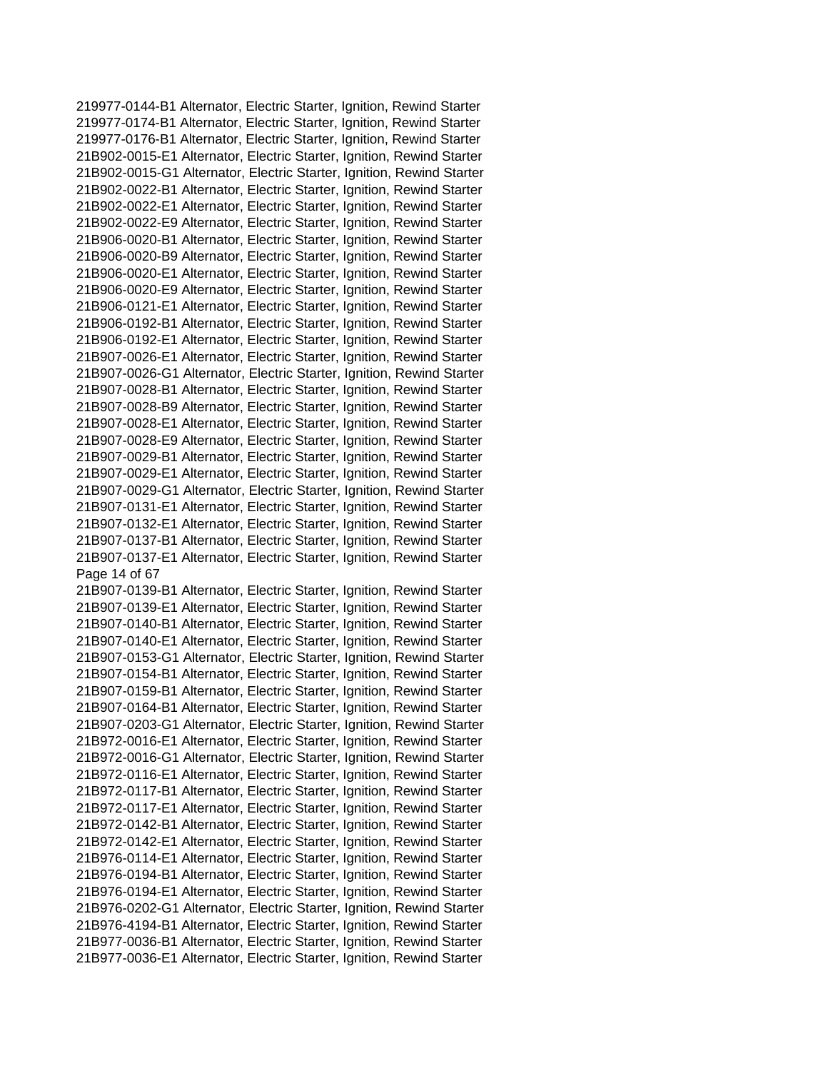219977-0144-B1 Alternator, Electric Starter, Ignition, Rewind Starter
219977-0174-B1 Alternator, Electric Starter, Ignition, Rewind Starter
219977-0176-B1 Alternator, Electric Starter, Ignition, Rewind Starter
21B902-0015-E1 Alternator, Electric Starter, Ignition, Rewind Starter
21B902-0015-G1 Alternator, Electric Starter, Ignition, Rewind Starter
21B902-0022-B1 Alternator, Electric Starter, Ignition, Rewind Starter
21B902-0022-E1 Alternator, Electric Starter, Ignition, Rewind Starter
21B902-0022-E9 Alternator, Electric Starter, Ignition, Rewind Starter
21B906-0020-B1 Alternator, Electric Starter, Ignition, Rewind Starter
21B906-0020-B9 Alternator, Electric Starter, Ignition, Rewind Starter
21B906-0020-E1 Alternator, Electric Starter, Ignition, Rewind Starter
21B906-0020-E9 Alternator, Electric Starter, Ignition, Rewind Starter
21B906-0121-E1 Alternator, Electric Starter, Ignition, Rewind Starter
21B906-0192-B1 Alternator, Electric Starter, Ignition, Rewind Starter
21B906-0192-E1 Alternator, Electric Starter, Ignition, Rewind Starter
21B907-0026-E1 Alternator, Electric Starter, Ignition, Rewind Starter
21B907-0026-G1 Alternator, Electric Starter, Ignition, Rewind Starter
21B907-0028-B1 Alternator, Electric Starter, Ignition, Rewind Starter
21B907-0028-B9 Alternator, Electric Starter, Ignition, Rewind Starter
21B907-0028-E1 Alternator, Electric Starter, Ignition, Rewind Starter
21B907-0028-E9 Alternator, Electric Starter, Ignition, Rewind Starter
21B907-0029-B1 Alternator, Electric Starter, Ignition, Rewind Starter
21B907-0029-E1 Alternator, Electric Starter, Ignition, Rewind Starter
21B907-0029-G1 Alternator, Electric Starter, Ignition, Rewind Starter
21B907-0131-E1 Alternator, Electric Starter, Ignition, Rewind Starter
21B907-0132-E1 Alternator, Electric Starter, Ignition, Rewind Starter
21B907-0137-B1 Alternator, Electric Starter, Ignition, Rewind Starter
21B907-0137-E1 Alternator, Electric Starter, Ignition, Rewind Starter
21B907-0139-B1 Alternator, Electric Starter, Ignition, Rewind Starter
21B907-0139-E1 Alternator, Electric Starter, Ignition, Rewind Starter
21B907-0140-B1 Alternator, Electric Starter, Ignition, Rewind Starter
21B907-0140-E1 Alternator, Electric Starter, Ignition, Rewind Starter
21B907-0153-G1 Alternator, Electric Starter, Ignition, Rewind Starter
21B907-0154-B1 Alternator, Electric Starter, Ignition, Rewind Starter
21B907-0159-B1 Alternator, Electric Starter, Ignition, Rewind Starter
21B907-0164-B1 Alternator, Electric Starter, Ignition, Rewind Starter
21B907-0203-G1 Alternator, Electric Starter, Ignition, Rewind Starter
21B972-0016-E1 Alternator, Electric Starter, Ignition, Rewind Starter
21B972-0016-G1 Alternator, Electric Starter, Ignition, Rewind Starter
21B972-0116-E1 Alternator, Electric Starter, Ignition, Rewind Starter
21B972-0117-B1 Alternator, Electric Starter, Ignition, Rewind Starter
21B972-0117-E1 Alternator, Electric Starter, Ignition, Rewind Starter
21B972-0142-B1 Alternator, Electric Starter, Ignition, Rewind Starter
21B972-0142-E1 Alternator, Electric Starter, Ignition, Rewind Starter
21B976-0114-E1 Alternator, Electric Starter, Ignition, Rewind Starter
21B976-0194-B1 Alternator, Electric Starter, Ignition, Rewind Starter
21B976-0194-E1 Alternator, Electric Starter, Ignition, Rewind Starter
21B976-0202-G1 Alternator, Electric Starter, Ignition, Rewind Starter
21B976-4194-B1 Alternator, Electric Starter, Ignition, Rewind Starter
21B977-0036-B1 Alternator, Electric Starter, Ignition, Rewind Starter
21B977-0036-E1 Alternator, Electric Starter, Ignition, Rewind Starter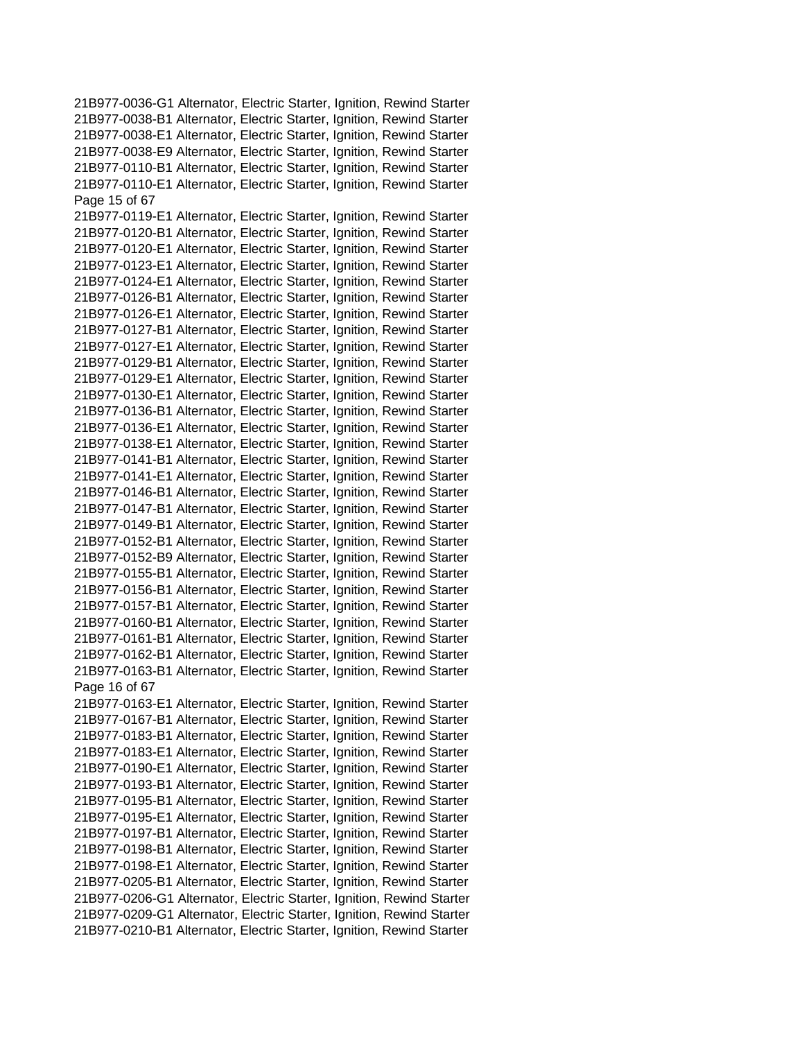21B977-0036-G1 Alternator, Electric Starter, Ignition, Rewind Starter
21B977-0038-B1 Alternator, Electric Starter, Ignition, Rewind Starter
21B977-0038-E1 Alternator, Electric Starter, Ignition, Rewind Starter
21B977-0038-E9 Alternator, Electric Starter, Ignition, Rewind Starter
21B977-0110-B1 Alternator, Electric Starter, Ignition, Rewind Starter
21B977-0110-E1 Alternator, Electric Starter, Ignition, Rewind Starter
21B977-0119-E1 Alternator, Electric Starter, Ignition, Rewind Starter
21B977-0120-B1 Alternator, Electric Starter, Ignition, Rewind Starter
21B977-0120-E1 Alternator, Electric Starter, Ignition, Rewind Starter
21B977-0123-E1 Alternator, Electric Starter, Ignition, Rewind Starter
21B977-0124-E1 Alternator, Electric Starter, Ignition, Rewind Starter
21B977-0126-B1 Alternator, Electric Starter, Ignition, Rewind Starter
21B977-0126-E1 Alternator, Electric Starter, Ignition, Rewind Starter
21B977-0127-B1 Alternator, Electric Starter, Ignition, Rewind Starter
21B977-0127-E1 Alternator, Electric Starter, Ignition, Rewind Starter
21B977-0129-B1 Alternator, Electric Starter, Ignition, Rewind Starter
21B977-0129-E1 Alternator, Electric Starter, Ignition, Rewind Starter
21B977-0130-E1 Alternator, Electric Starter, Ignition, Rewind Starter
21B977-0136-B1 Alternator, Electric Starter, Ignition, Rewind Starter
21B977-0136-E1 Alternator, Electric Starter, Ignition, Rewind Starter
21B977-0138-E1 Alternator, Electric Starter, Ignition, Rewind Starter
21B977-0141-B1 Alternator, Electric Starter, Ignition, Rewind Starter
21B977-0141-E1 Alternator, Electric Starter, Ignition, Rewind Starter
21B977-0146-B1 Alternator, Electric Starter, Ignition, Rewind Starter
21B977-0147-B1 Alternator, Electric Starter, Ignition, Rewind Starter
21B977-0149-B1 Alternator, Electric Starter, Ignition, Rewind Starter
21B977-0152-B1 Alternator, Electric Starter, Ignition, Rewind Starter
21B977-0152-B9 Alternator, Electric Starter, Ignition, Rewind Starter
21B977-0155-B1 Alternator, Electric Starter, Ignition, Rewind Starter
21B977-0156-B1 Alternator, Electric Starter, Ignition, Rewind Starter
21B977-0157-B1 Alternator, Electric Starter, Ignition, Rewind Starter
21B977-0160-B1 Alternator, Electric Starter, Ignition, Rewind Starter
21B977-0161-B1 Alternator, Electric Starter, Ignition, Rewind Starter
21B977-0162-B1 Alternator, Electric Starter, Ignition, Rewind Starter
21B977-0163-B1 Alternator, Electric Starter, Ignition, Rewind Starter
21B977-0163-E1 Alternator, Electric Starter, Ignition, Rewind Starter
21B977-0167-B1 Alternator, Electric Starter, Ignition, Rewind Starter
21B977-0183-B1 Alternator, Electric Starter, Ignition, Rewind Starter
21B977-0183-E1 Alternator, Electric Starter, Ignition, Rewind Starter
21B977-0190-E1 Alternator, Electric Starter, Ignition, Rewind Starter
21B977-0193-B1 Alternator, Electric Starter, Ignition, Rewind Starter
21B977-0195-B1 Alternator, Electric Starter, Ignition, Rewind Starter
21B977-0195-E1 Alternator, Electric Starter, Ignition, Rewind Starter
21B977-0197-B1 Alternator, Electric Starter, Ignition, Rewind Starter
21B977-0198-B1 Alternator, Electric Starter, Ignition, Rewind Starter
21B977-0198-E1 Alternator, Electric Starter, Ignition, Rewind Starter
21B977-0205-B1 Alternator, Electric Starter, Ignition, Rewind Starter
21B977-0206-G1 Alternator, Electric Starter, Ignition, Rewind Starter
21B977-0209-G1 Alternator, Electric Starter, Ignition, Rewind Starter
21B977-0210-B1 Alternator, Electric Starter, Ignition, Rewind Starter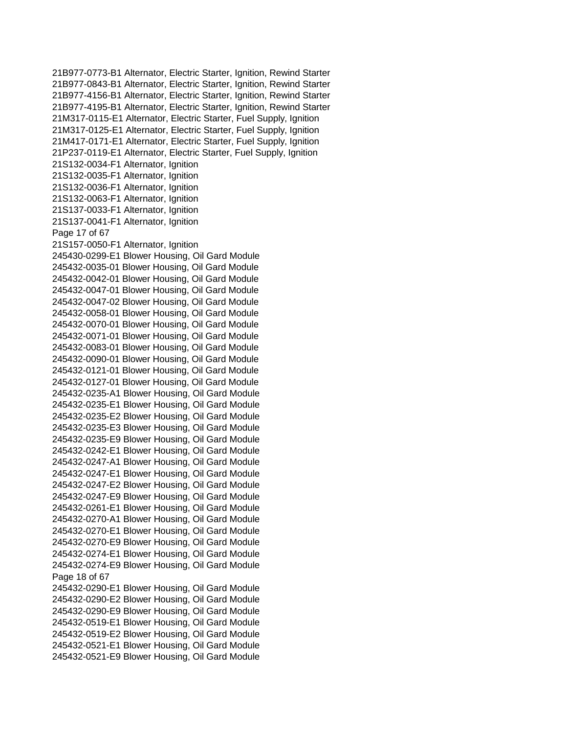21B977-0773-B1 Alternator, Electric Starter, Ignition, Rewind Starter
21B977-0843-B1 Alternator, Electric Starter, Ignition, Rewind Starter
21B977-4156-B1 Alternator, Electric Starter, Ignition, Rewind Starter
21B977-4195-B1 Alternator, Electric Starter, Ignition, Rewind Starter
21M317-0115-E1 Alternator, Electric Starter, Fuel Supply, Ignition
21M317-0125-E1 Alternator, Electric Starter, Fuel Supply, Ignition
21M417-0171-E1 Alternator, Electric Starter, Fuel Supply, Ignition
21P237-0119-E1 Alternator, Electric Starter, Fuel Supply, Ignition
21S132-0034-F1 Alternator, Ignition
21S132-0035-F1 Alternator, Ignition
21S132-0036-F1 Alternator, Ignition
21S132-0063-F1 Alternator, Ignition
21S137-0033-F1 Alternator, Ignition
21S137-0041-F1 Alternator, Ignition
21S157-0050-F1 Alternator, Ignition
245430-0299-E1 Blower Housing, Oil Gard Module
245432-0035-01 Blower Housing, Oil Gard Module
245432-0042-01 Blower Housing, Oil Gard Module
245432-0047-01 Blower Housing, Oil Gard Module
245432-0047-02 Blower Housing, Oil Gard Module
245432-0058-01 Blower Housing, Oil Gard Module
245432-0070-01 Blower Housing, Oil Gard Module
245432-0071-01 Blower Housing, Oil Gard Module
245432-0083-01 Blower Housing, Oil Gard Module
245432-0090-01 Blower Housing, Oil Gard Module
245432-0121-01 Blower Housing, Oil Gard Module
245432-0127-01 Blower Housing, Oil Gard Module
245432-0235-A1 Blower Housing, Oil Gard Module
245432-0235-E1 Blower Housing, Oil Gard Module
245432-0235-E2 Blower Housing, Oil Gard Module
245432-0235-E3 Blower Housing, Oil Gard Module
245432-0235-E9 Blower Housing, Oil Gard Module
245432-0242-E1 Blower Housing, Oil Gard Module
245432-0247-A1 Blower Housing, Oil Gard Module
245432-0247-E1 Blower Housing, Oil Gard Module
245432-0247-E2 Blower Housing, Oil Gard Module
245432-0247-E9 Blower Housing, Oil Gard Module
245432-0261-E1 Blower Housing, Oil Gard Module
245432-0270-A1 Blower Housing, Oil Gard Module
245432-0270-E1 Blower Housing, Oil Gard Module
245432-0270-E9 Blower Housing, Oil Gard Module
245432-0274-E1 Blower Housing, Oil Gard Module
245432-0274-E9 Blower Housing, Oil Gard Module
245432-0290-E1 Blower Housing, Oil Gard Module
245432-0290-E2 Blower Housing, Oil Gard Module
245432-0290-E9 Blower Housing, Oil Gard Module
245432-0519-E1 Blower Housing, Oil Gard Module
245432-0519-E2 Blower Housing, Oil Gard Module
245432-0521-E1 Blower Housing, Oil Gard Module
245432-0521-E9 Blower Housing, Oil Gard Module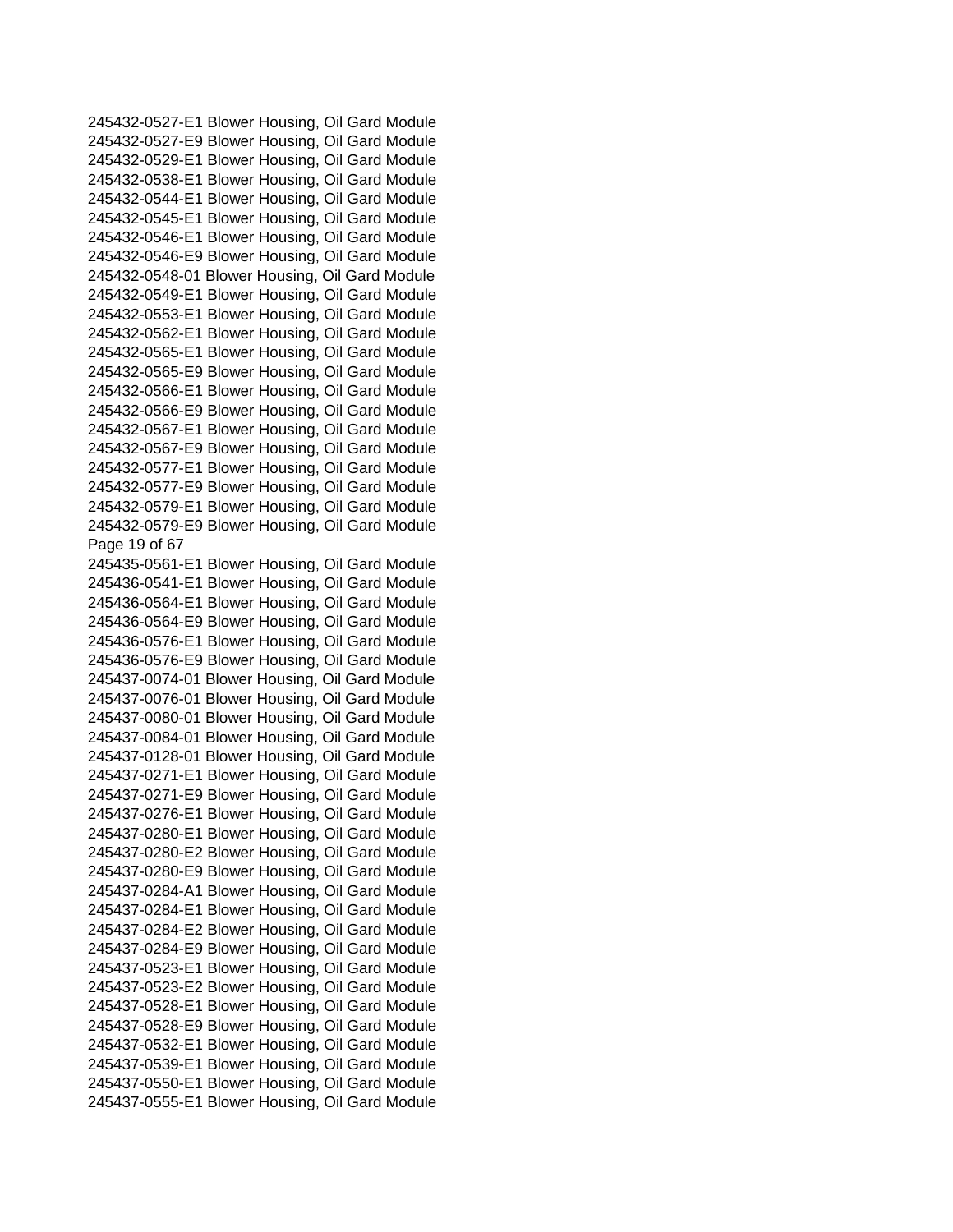245432-0527-E1 Blower Housing, Oil Gard Module
245432-0527-E9 Blower Housing, Oil Gard Module
245432-0529-E1 Blower Housing, Oil Gard Module
245432-0538-E1 Blower Housing, Oil Gard Module
245432-0544-E1 Blower Housing, Oil Gard Module
245432-0545-E1 Blower Housing, Oil Gard Module
245432-0546-E1 Blower Housing, Oil Gard Module
245432-0546-E9 Blower Housing, Oil Gard Module
245432-0548-01 Blower Housing, Oil Gard Module
245432-0549-E1 Blower Housing, Oil Gard Module
245432-0553-E1 Blower Housing, Oil Gard Module
245432-0562-E1 Blower Housing, Oil Gard Module
245432-0565-E1 Blower Housing, Oil Gard Module
245432-0565-E9 Blower Housing, Oil Gard Module
245432-0566-E1 Blower Housing, Oil Gard Module
245432-0566-E9 Blower Housing, Oil Gard Module
245432-0567-E1 Blower Housing, Oil Gard Module
245432-0567-E9 Blower Housing, Oil Gard Module
245432-0577-E1 Blower Housing, Oil Gard Module
245432-0577-E9 Blower Housing, Oil Gard Module
245432-0579-E1 Blower Housing, Oil Gard Module
245432-0579-E9 Blower Housing, Oil Gard Module
245435-0561-E1 Blower Housing, Oil Gard Module
245436-0541-E1 Blower Housing, Oil Gard Module
245436-0564-E1 Blower Housing, Oil Gard Module
245436-0564-E9 Blower Housing, Oil Gard Module
245436-0576-E1 Blower Housing, Oil Gard Module
245436-0576-E9 Blower Housing, Oil Gard Module
245437-0074-01 Blower Housing, Oil Gard Module
245437-0076-01 Blower Housing, Oil Gard Module
245437-0080-01 Blower Housing, Oil Gard Module
245437-0084-01 Blower Housing, Oil Gard Module
245437-0128-01 Blower Housing, Oil Gard Module
245437-0271-E1 Blower Housing, Oil Gard Module
245437-0271-E9 Blower Housing, Oil Gard Module
245437-0276-E1 Blower Housing, Oil Gard Module
245437-0280-E1 Blower Housing, Oil Gard Module
245437-0280-E2 Blower Housing, Oil Gard Module
245437-0280-E9 Blower Housing, Oil Gard Module
245437-0284-A1 Blower Housing, Oil Gard Module
245437-0284-E1 Blower Housing, Oil Gard Module
245437-0284-E2 Blower Housing, Oil Gard Module
245437-0284-E9 Blower Housing, Oil Gard Module
245437-0523-E1 Blower Housing, Oil Gard Module
245437-0523-E2 Blower Housing, Oil Gard Module
245437-0528-E1 Blower Housing, Oil Gard Module
245437-0528-E9 Blower Housing, Oil Gard Module
245437-0532-E1 Blower Housing, Oil Gard Module
245437-0539-E1 Blower Housing, Oil Gard Module
245437-0550-E1 Blower Housing, Oil Gard Module
245437-0555-E1 Blower Housing, Oil Gard Module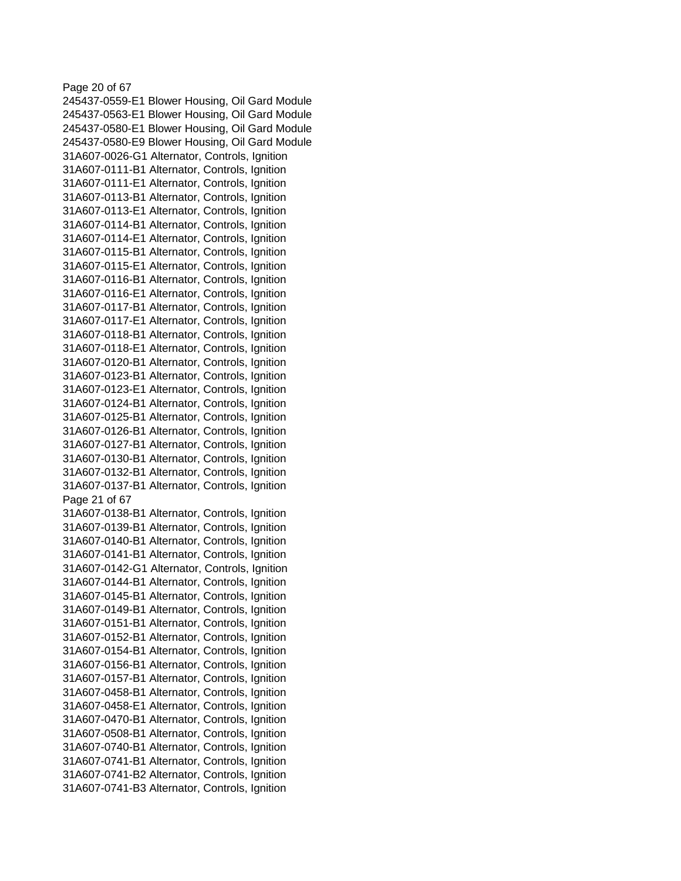245437-0559-E1 Blower Housing, Oil Gard Module
245437-0563-E1 Blower Housing, Oil Gard Module
245437-0580-E1 Blower Housing, Oil Gard Module
245437-0580-E9 Blower Housing, Oil Gard Module
31A607-0026-G1 Alternator, Controls, Ignition
31A607-0111-B1 Alternator, Controls, Ignition
31A607-0111-E1 Alternator, Controls, Ignition
31A607-0113-B1 Alternator, Controls, Ignition
31A607-0113-E1 Alternator, Controls, Ignition
31A607-0114-B1 Alternator, Controls, Ignition
31A607-0114-E1 Alternator, Controls, Ignition
31A607-0115-B1 Alternator, Controls, Ignition
31A607-0115-E1 Alternator, Controls, Ignition
31A607-0116-B1 Alternator, Controls, Ignition
31A607-0116-E1 Alternator, Controls, Ignition
31A607-0117-B1 Alternator, Controls, Ignition
31A607-0117-E1 Alternator, Controls, Ignition
31A607-0118-B1 Alternator, Controls, Ignition
31A607-0118-E1 Alternator, Controls, Ignition
31A607-0120-B1 Alternator, Controls, Ignition
31A607-0123-B1 Alternator, Controls, Ignition
31A607-0123-E1 Alternator, Controls, Ignition
31A607-0124-B1 Alternator, Controls, Ignition
31A607-0125-B1 Alternator, Controls, Ignition
31A607-0126-B1 Alternator, Controls, Ignition
31A607-0127-B1 Alternator, Controls, Ignition
31A607-0130-B1 Alternator, Controls, Ignition
31A607-0132-B1 Alternator, Controls, Ignition
31A607-0137-B1 Alternator, Controls, Ignition
31A607-0138-B1 Alternator, Controls, Ignition
31A607-0139-B1 Alternator, Controls, Ignition
31A607-0140-B1 Alternator, Controls, Ignition
31A607-0141-B1 Alternator, Controls, Ignition
31A607-0142-G1 Alternator, Controls, Ignition
31A607-0144-B1 Alternator, Controls, Ignition
31A607-0145-B1 Alternator, Controls, Ignition
31A607-0149-B1 Alternator, Controls, Ignition
31A607-0151-B1 Alternator, Controls, Ignition
31A607-0152-B1 Alternator, Controls, Ignition
31A607-0154-B1 Alternator, Controls, Ignition
31A607-0156-B1 Alternator, Controls, Ignition
31A607-0157-B1 Alternator, Controls, Ignition
31A607-0458-B1 Alternator, Controls, Ignition
31A607-0458-E1 Alternator, Controls, Ignition
31A607-0470-B1 Alternator, Controls, Ignition
31A607-0508-B1 Alternator, Controls, Ignition
31A607-0740-B1 Alternator, Controls, Ignition
31A607-0741-B1 Alternator, Controls, Ignition
31A607-0741-B2 Alternator, Controls, Ignition
31A607-0741-B3 Alternator, Controls, Ignition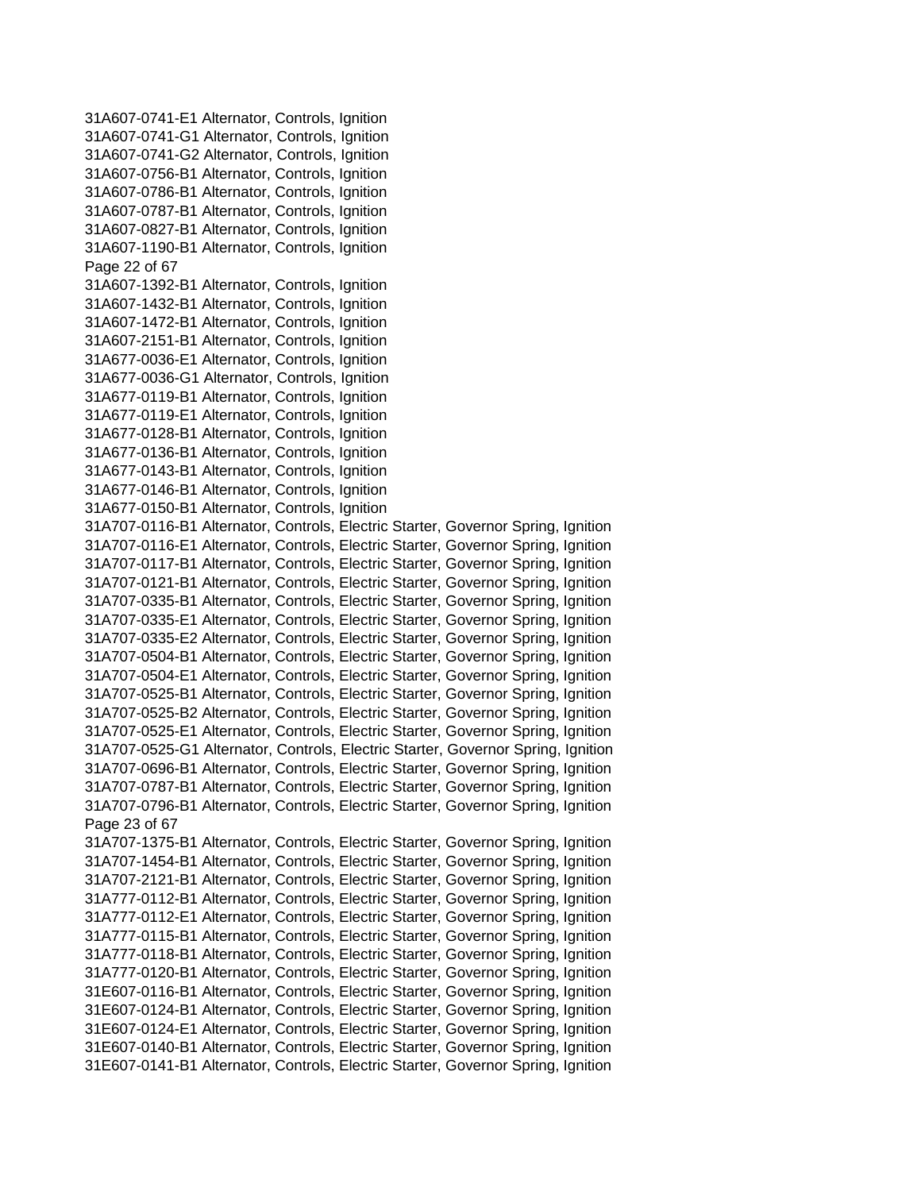31A607-0741-E1 Alternator, Controls, Ignition
31A607-0741-G1 Alternator, Controls, Ignition
31A607-0741-G2 Alternator, Controls, Ignition
31A607-0756-B1 Alternator, Controls, Ignition
31A607-0786-B1 Alternator, Controls, Ignition
31A607-0787-B1 Alternator, Controls, Ignition
31A607-0827-B1 Alternator, Controls, Ignition
31A607-1190-B1 Alternator, Controls, Ignition
31A607-1392-B1 Alternator, Controls, Ignition
31A607-1432-B1 Alternator, Controls, Ignition
31A607-1472-B1 Alternator, Controls, Ignition
31A607-2151-B1 Alternator, Controls, Ignition
31A677-0036-E1 Alternator, Controls, Ignition
31A677-0036-G1 Alternator, Controls, Ignition
31A677-0119-B1 Alternator, Controls, Ignition
31A677-0119-E1 Alternator, Controls, Ignition
31A677-0128-B1 Alternator, Controls, Ignition
31A677-0136-B1 Alternator, Controls, Ignition
31A677-0143-B1 Alternator, Controls, Ignition
31A677-0146-B1 Alternator, Controls, Ignition
31A677-0150-B1 Alternator, Controls, Ignition
31A707-0116-B1 Alternator, Controls, Electric Starter, Governor Spring, Ignition
31A707-0116-E1 Alternator, Controls, Electric Starter, Governor Spring, Ignition
31A707-0117-B1 Alternator, Controls, Electric Starter, Governor Spring, Ignition
31A707-0121-B1 Alternator, Controls, Electric Starter, Governor Spring, Ignition
31A707-0335-B1 Alternator, Controls, Electric Starter, Governor Spring, Ignition
31A707-0335-E1 Alternator, Controls, Electric Starter, Governor Spring, Ignition
31A707-0335-E2 Alternator, Controls, Electric Starter, Governor Spring, Ignition
31A707-0504-B1 Alternator, Controls, Electric Starter, Governor Spring, Ignition
31A707-0504-E1 Alternator, Controls, Electric Starter, Governor Spring, Ignition
31A707-0525-B1 Alternator, Controls, Electric Starter, Governor Spring, Ignition
31A707-0525-B2 Alternator, Controls, Electric Starter, Governor Spring, Ignition
31A707-0525-E1 Alternator, Controls, Electric Starter, Governor Spring, Ignition
31A707-0525-G1 Alternator, Controls, Electric Starter, Governor Spring, Ignition
31A707-0696-B1 Alternator, Controls, Electric Starter, Governor Spring, Ignition
31A707-0787-B1 Alternator, Controls, Electric Starter, Governor Spring, Ignition
31A707-0796-B1 Alternator, Controls, Electric Starter, Governor Spring, Ignition
31A707-1375-B1 Alternator, Controls, Electric Starter, Governor Spring, Ignition
31A707-1454-B1 Alternator, Controls, Electric Starter, Governor Spring, Ignition
31A707-2121-B1 Alternator, Controls, Electric Starter, Governor Spring, Ignition
31A777-0112-B1 Alternator, Controls, Electric Starter, Governor Spring, Ignition
31A777-0112-E1 Alternator, Controls, Electric Starter, Governor Spring, Ignition
31A777-0115-B1 Alternator, Controls, Electric Starter, Governor Spring, Ignition
31A777-0118-B1 Alternator, Controls, Electric Starter, Governor Spring, Ignition
31A777-0120-B1 Alternator, Controls, Electric Starter, Governor Spring, Ignition
31E607-0116-B1 Alternator, Controls, Electric Starter, Governor Spring, Ignition
31E607-0124-B1 Alternator, Controls, Electric Starter, Governor Spring, Ignition
31E607-0124-E1 Alternator, Controls, Electric Starter, Governor Spring, Ignition
31E607-0140-B1 Alternator, Controls, Electric Starter, Governor Spring, Ignition
31E607-0141-B1 Alternator, Controls, Electric Starter, Governor Spring, Ignition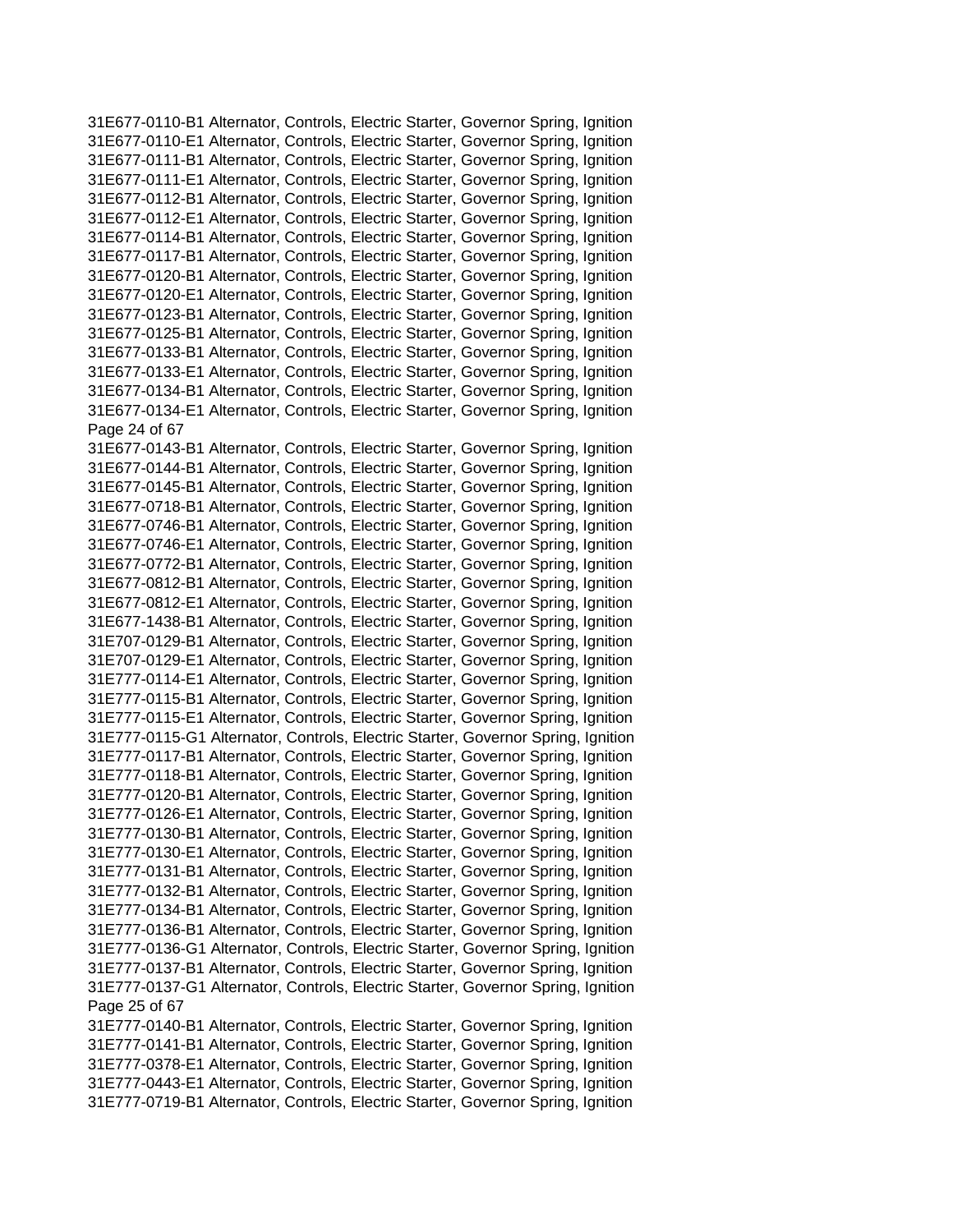31E677-0110-B1 Alternator, Controls, Electric Starter, Governor Spring, Ignition
31E677-0110-E1 Alternator, Controls, Electric Starter, Governor Spring, Ignition
31E677-0111-B1 Alternator, Controls, Electric Starter, Governor Spring, Ignition
31E677-0111-E1 Alternator, Controls, Electric Starter, Governor Spring, Ignition
31E677-0112-B1 Alternator, Controls, Electric Starter, Governor Spring, Ignition
31E677-0112-E1 Alternator, Controls, Electric Starter, Governor Spring, Ignition
31E677-0114-B1 Alternator, Controls, Electric Starter, Governor Spring, Ignition
31E677-0117-B1 Alternator, Controls, Electric Starter, Governor Spring, Ignition
31E677-0120-B1 Alternator, Controls, Electric Starter, Governor Spring, Ignition
31E677-0120-E1 Alternator, Controls, Electric Starter, Governor Spring, Ignition
31E677-0123-B1 Alternator, Controls, Electric Starter, Governor Spring, Ignition
31E677-0125-B1 Alternator, Controls, Electric Starter, Governor Spring, Ignition
31E677-0133-B1 Alternator, Controls, Electric Starter, Governor Spring, Ignition
31E677-0133-E1 Alternator, Controls, Electric Starter, Governor Spring, Ignition
31E677-0134-B1 Alternator, Controls, Electric Starter, Governor Spring, Ignition
31E677-0134-E1 Alternator, Controls, Electric Starter, Governor Spring, Ignition
31E677-0143-B1 Alternator, Controls, Electric Starter, Governor Spring, Ignition
31E677-0144-B1 Alternator, Controls, Electric Starter, Governor Spring, Ignition
31E677-0145-B1 Alternator, Controls, Electric Starter, Governor Spring, Ignition
31E677-0718-B1 Alternator, Controls, Electric Starter, Governor Spring, Ignition
31E677-0746-B1 Alternator, Controls, Electric Starter, Governor Spring, Ignition
31E677-0746-E1 Alternator, Controls, Electric Starter, Governor Spring, Ignition
31E677-0772-B1 Alternator, Controls, Electric Starter, Governor Spring, Ignition
31E677-0812-B1 Alternator, Controls, Electric Starter, Governor Spring, Ignition
31E677-0812-E1 Alternator, Controls, Electric Starter, Governor Spring, Ignition
31E677-1438-B1 Alternator, Controls, Electric Starter, Governor Spring, Ignition
31E707-0129-B1 Alternator, Controls, Electric Starter, Governor Spring, Ignition
31E707-0129-E1 Alternator, Controls, Electric Starter, Governor Spring, Ignition
31E777-0114-E1 Alternator, Controls, Electric Starter, Governor Spring, Ignition
31E777-0115-B1 Alternator, Controls, Electric Starter, Governor Spring, Ignition
31E777-0115-E1 Alternator, Controls, Electric Starter, Governor Spring, Ignition
31E777-0115-G1 Alternator, Controls, Electric Starter, Governor Spring, Ignition
31E777-0117-B1 Alternator, Controls, Electric Starter, Governor Spring, Ignition
31E777-0118-B1 Alternator, Controls, Electric Starter, Governor Spring, Ignition
31E777-0120-B1 Alternator, Controls, Electric Starter, Governor Spring, Ignition
31E777-0126-E1 Alternator, Controls, Electric Starter, Governor Spring, Ignition
31E777-0130-B1 Alternator, Controls, Electric Starter, Governor Spring, Ignition
31E777-0130-E1 Alternator, Controls, Electric Starter, Governor Spring, Ignition
31E777-0131-B1 Alternator, Controls, Electric Starter, Governor Spring, Ignition
31E777-0132-B1 Alternator, Controls, Electric Starter, Governor Spring, Ignition
31E777-0134-B1 Alternator, Controls, Electric Starter, Governor Spring, Ignition
31E777-0136-B1 Alternator, Controls, Electric Starter, Governor Spring, Ignition
31E777-0136-G1 Alternator, Controls, Electric Starter, Governor Spring, Ignition
31E777-0137-B1 Alternator, Controls, Electric Starter, Governor Spring, Ignition
31E777-0137-G1 Alternator, Controls, Electric Starter, Governor Spring, Ignition
31E777-0140-B1 Alternator, Controls, Electric Starter, Governor Spring, Ignition
31E777-0141-B1 Alternator, Controls, Electric Starter, Governor Spring, Ignition
31E777-0378-E1 Alternator, Controls, Electric Starter, Governor Spring, Ignition
31E777-0443-E1 Alternator, Controls, Electric Starter, Governor Spring, Ignition
31E777-0719-B1 Alternator, Controls, Electric Starter, Governor Spring, Ignition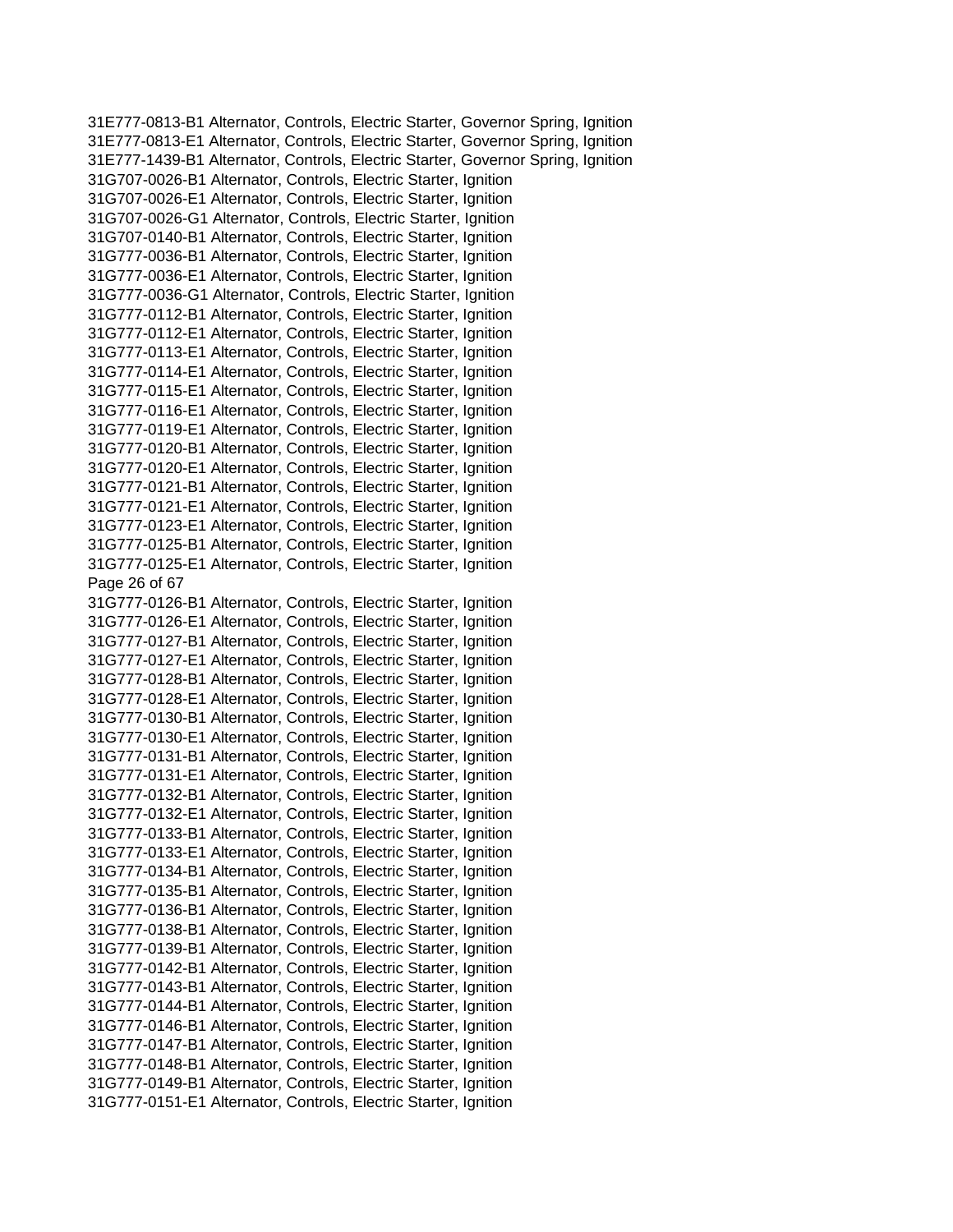31E777-0813-B1 Alternator, Controls, Electric Starter, Governor Spring, Ignition
31E777-0813-E1 Alternator, Controls, Electric Starter, Governor Spring, Ignition
31E777-1439-B1 Alternator, Controls, Electric Starter, Governor Spring, Ignition
31G707-0026-B1 Alternator, Controls, Electric Starter, Ignition
31G707-0026-E1 Alternator, Controls, Electric Starter, Ignition
31G707-0026-G1 Alternator, Controls, Electric Starter, Ignition
31G707-0140-B1 Alternator, Controls, Electric Starter, Ignition
31G777-0036-B1 Alternator, Controls, Electric Starter, Ignition
31G777-0036-E1 Alternator, Controls, Electric Starter, Ignition
31G777-0036-G1 Alternator, Controls, Electric Starter, Ignition
31G777-0112-B1 Alternator, Controls, Electric Starter, Ignition
31G777-0112-E1 Alternator, Controls, Electric Starter, Ignition
31G777-0113-E1 Alternator, Controls, Electric Starter, Ignition
31G777-0114-E1 Alternator, Controls, Electric Starter, Ignition
31G777-0115-E1 Alternator, Controls, Electric Starter, Ignition
31G777-0116-E1 Alternator, Controls, Electric Starter, Ignition
31G777-0119-E1 Alternator, Controls, Electric Starter, Ignition
31G777-0120-B1 Alternator, Controls, Electric Starter, Ignition
31G777-0120-E1 Alternator, Controls, Electric Starter, Ignition
31G777-0121-B1 Alternator, Controls, Electric Starter, Ignition
31G777-0121-E1 Alternator, Controls, Electric Starter, Ignition
31G777-0123-E1 Alternator, Controls, Electric Starter, Ignition
31G777-0125-B1 Alternator, Controls, Electric Starter, Ignition
31G777-0125-E1 Alternator, Controls, Electric Starter, Ignition
31G777-0126-B1 Alternator, Controls, Electric Starter, Ignition
31G777-0126-E1 Alternator, Controls, Electric Starter, Ignition
31G777-0127-B1 Alternator, Controls, Electric Starter, Ignition
31G777-0127-E1 Alternator, Controls, Electric Starter, Ignition
31G777-0128-B1 Alternator, Controls, Electric Starter, Ignition
31G777-0128-E1 Alternator, Controls, Electric Starter, Ignition
31G777-0130-B1 Alternator, Controls, Electric Starter, Ignition
31G777-0130-E1 Alternator, Controls, Electric Starter, Ignition
31G777-0131-B1 Alternator, Controls, Electric Starter, Ignition
31G777-0131-E1 Alternator, Controls, Electric Starter, Ignition
31G777-0132-B1 Alternator, Controls, Electric Starter, Ignition
31G777-0132-E1 Alternator, Controls, Electric Starter, Ignition
31G777-0133-B1 Alternator, Controls, Electric Starter, Ignition
31G777-0133-E1 Alternator, Controls, Electric Starter, Ignition
31G777-0134-B1 Alternator, Controls, Electric Starter, Ignition
31G777-0135-B1 Alternator, Controls, Electric Starter, Ignition
31G777-0136-B1 Alternator, Controls, Electric Starter, Ignition
31G777-0138-B1 Alternator, Controls, Electric Starter, Ignition
31G777-0139-B1 Alternator, Controls, Electric Starter, Ignition
31G777-0142-B1 Alternator, Controls, Electric Starter, Ignition
31G777-0143-B1 Alternator, Controls, Electric Starter, Ignition
31G777-0144-B1 Alternator, Controls, Electric Starter, Ignition
31G777-0146-B1 Alternator, Controls, Electric Starter, Ignition
31G777-0147-B1 Alternator, Controls, Electric Starter, Ignition
31G777-0148-B1 Alternator, Controls, Electric Starter, Ignition
31G777-0149-B1 Alternator, Controls, Electric Starter, Ignition
31G777-0151-E1 Alternator, Controls, Electric Starter, Ignition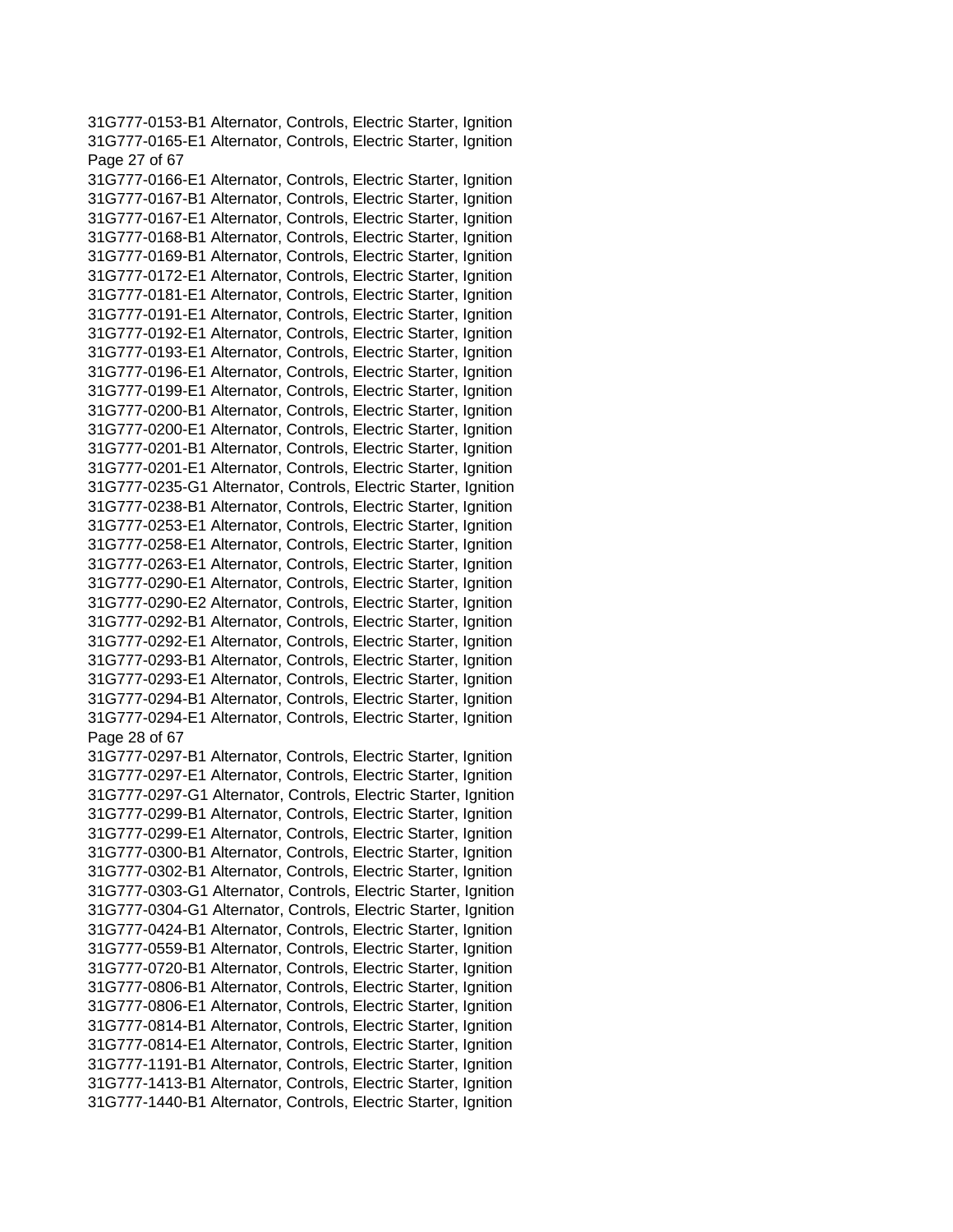31G777-0153-B1 Alternator, Controls, Electric Starter, Ignition
31G777-0165-E1 Alternator, Controls, Electric Starter, Ignition
31G777-0166-E1 Alternator, Controls, Electric Starter, Ignition
31G777-0167-B1 Alternator, Controls, Electric Starter, Ignition
31G777-0167-E1 Alternator, Controls, Electric Starter, Ignition
31G777-0168-B1 Alternator, Controls, Electric Starter, Ignition
31G777-0169-B1 Alternator, Controls, Electric Starter, Ignition
31G777-0172-E1 Alternator, Controls, Electric Starter, Ignition
31G777-0181-E1 Alternator, Controls, Electric Starter, Ignition
31G777-0191-E1 Alternator, Controls, Electric Starter, Ignition
31G777-0192-E1 Alternator, Controls, Electric Starter, Ignition
31G777-0193-E1 Alternator, Controls, Electric Starter, Ignition
31G777-0196-E1 Alternator, Controls, Electric Starter, Ignition
31G777-0199-E1 Alternator, Controls, Electric Starter, Ignition
31G777-0200-B1 Alternator, Controls, Electric Starter, Ignition
31G777-0200-E1 Alternator, Controls, Electric Starter, Ignition
31G777-0201-B1 Alternator, Controls, Electric Starter, Ignition
31G777-0201-E1 Alternator, Controls, Electric Starter, Ignition
31G777-0235-G1 Alternator, Controls, Electric Starter, Ignition
31G777-0238-B1 Alternator, Controls, Electric Starter, Ignition
31G777-0253-E1 Alternator, Controls, Electric Starter, Ignition
31G777-0258-E1 Alternator, Controls, Electric Starter, Ignition
31G777-0263-E1 Alternator, Controls, Electric Starter, Ignition
31G777-0290-E1 Alternator, Controls, Electric Starter, Ignition
31G777-0290-E2 Alternator, Controls, Electric Starter, Ignition
31G777-0292-B1 Alternator, Controls, Electric Starter, Ignition
31G777-0292-E1 Alternator, Controls, Electric Starter, Ignition
31G777-0293-B1 Alternator, Controls, Electric Starter, Ignition
31G777-0293-E1 Alternator, Controls, Electric Starter, Ignition
31G777-0294-B1 Alternator, Controls, Electric Starter, Ignition
31G777-0294-E1 Alternator, Controls, Electric Starter, Ignition
31G777-0297-B1 Alternator, Controls, Electric Starter, Ignition
31G777-0297-E1 Alternator, Controls, Electric Starter, Ignition
31G777-0297-G1 Alternator, Controls, Electric Starter, Ignition
31G777-0299-B1 Alternator, Controls, Electric Starter, Ignition
31G777-0299-E1 Alternator, Controls, Electric Starter, Ignition
31G777-0300-B1 Alternator, Controls, Electric Starter, Ignition
31G777-0302-B1 Alternator, Controls, Electric Starter, Ignition
31G777-0303-G1 Alternator, Controls, Electric Starter, Ignition
31G777-0304-G1 Alternator, Controls, Electric Starter, Ignition
31G777-0424-B1 Alternator, Controls, Electric Starter, Ignition
31G777-0559-B1 Alternator, Controls, Electric Starter, Ignition
31G777-0720-B1 Alternator, Controls, Electric Starter, Ignition
31G777-0806-B1 Alternator, Controls, Electric Starter, Ignition
31G777-0806-E1 Alternator, Controls, Electric Starter, Ignition
31G777-0814-B1 Alternator, Controls, Electric Starter, Ignition
31G777-0814-E1 Alternator, Controls, Electric Starter, Ignition
31G777-1191-B1 Alternator, Controls, Electric Starter, Ignition
31G777-1413-B1 Alternator, Controls, Electric Starter, Ignition
31G777-1440-B1 Alternator, Controls, Electric Starter, Ignition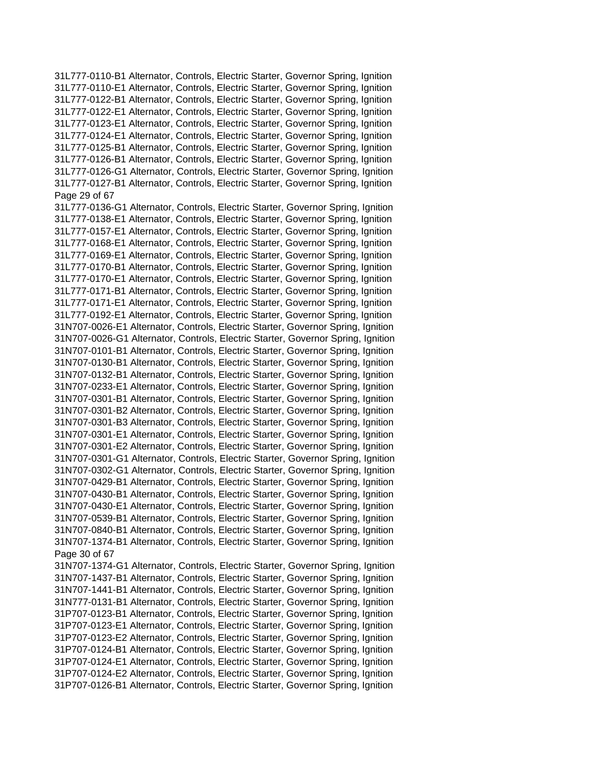31L777-0110-B1 Alternator, Controls, Electric Starter, Governor Spring, Ignition
31L777-0110-E1 Alternator, Controls, Electric Starter, Governor Spring, Ignition
31L777-0122-B1 Alternator, Controls, Electric Starter, Governor Spring, Ignition
31L777-0122-E1 Alternator, Controls, Electric Starter, Governor Spring, Ignition
31L777-0123-E1 Alternator, Controls, Electric Starter, Governor Spring, Ignition
31L777-0124-E1 Alternator, Controls, Electric Starter, Governor Spring, Ignition
31L777-0125-B1 Alternator, Controls, Electric Starter, Governor Spring, Ignition
31L777-0126-B1 Alternator, Controls, Electric Starter, Governor Spring, Ignition
31L777-0126-G1 Alternator, Controls, Electric Starter, Governor Spring, Ignition
31L777-0127-B1 Alternator, Controls, Electric Starter, Governor Spring, Ignition
31L777-0136-G1 Alternator, Controls, Electric Starter, Governor Spring, Ignition
31L777-0138-E1 Alternator, Controls, Electric Starter, Governor Spring, Ignition
31L777-0157-E1 Alternator, Controls, Electric Starter, Governor Spring, Ignition
31L777-0168-E1 Alternator, Controls, Electric Starter, Governor Spring, Ignition
31L777-0169-E1 Alternator, Controls, Electric Starter, Governor Spring, Ignition
31L777-0170-B1 Alternator, Controls, Electric Starter, Governor Spring, Ignition
31L777-0170-E1 Alternator, Controls, Electric Starter, Governor Spring, Ignition
31L777-0171-B1 Alternator, Controls, Electric Starter, Governor Spring, Ignition
31L777-0171-E1 Alternator, Controls, Electric Starter, Governor Spring, Ignition
31L777-0192-E1 Alternator, Controls, Electric Starter, Governor Spring, Ignition
31N707-0026-E1 Alternator, Controls, Electric Starter, Governor Spring, Ignition
31N707-0026-G1 Alternator, Controls, Electric Starter, Governor Spring, Ignition
31N707-0101-B1 Alternator, Controls, Electric Starter, Governor Spring, Ignition
31N707-0130-B1 Alternator, Controls, Electric Starter, Governor Spring, Ignition
31N707-0132-B1 Alternator, Controls, Electric Starter, Governor Spring, Ignition
31N707-0233-E1 Alternator, Controls, Electric Starter, Governor Spring, Ignition
31N707-0301-B1 Alternator, Controls, Electric Starter, Governor Spring, Ignition
31N707-0301-B2 Alternator, Controls, Electric Starter, Governor Spring, Ignition
31N707-0301-B3 Alternator, Controls, Electric Starter, Governor Spring, Ignition
31N707-0301-E1 Alternator, Controls, Electric Starter, Governor Spring, Ignition
31N707-0301-E2 Alternator, Controls, Electric Starter, Governor Spring, Ignition
31N707-0301-G1 Alternator, Controls, Electric Starter, Governor Spring, Ignition
31N707-0302-G1 Alternator, Controls, Electric Starter, Governor Spring, Ignition
31N707-0429-B1 Alternator, Controls, Electric Starter, Governor Spring, Ignition
31N707-0430-B1 Alternator, Controls, Electric Starter, Governor Spring, Ignition
31N707-0430-E1 Alternator, Controls, Electric Starter, Governor Spring, Ignition
31N707-0539-B1 Alternator, Controls, Electric Starter, Governor Spring, Ignition
31N707-0840-B1 Alternator, Controls, Electric Starter, Governor Spring, Ignition
31N707-1374-B1 Alternator, Controls, Electric Starter, Governor Spring, Ignition
31N707-1374-G1 Alternator, Controls, Electric Starter, Governor Spring, Ignition
31N707-1437-B1 Alternator, Controls, Electric Starter, Governor Spring, Ignition
31N707-1441-B1 Alternator, Controls, Electric Starter, Governor Spring, Ignition
31N777-0131-B1 Alternator, Controls, Electric Starter, Governor Spring, Ignition
31P707-0123-B1 Alternator, Controls, Electric Starter, Governor Spring, Ignition
31P707-0123-E1 Alternator, Controls, Electric Starter, Governor Spring, Ignition
31P707-0123-E2 Alternator, Controls, Electric Starter, Governor Spring, Ignition
31P707-0124-B1 Alternator, Controls, Electric Starter, Governor Spring, Ignition
31P707-0124-E1 Alternator, Controls, Electric Starter, Governor Spring, Ignition
31P707-0124-E2 Alternator, Controls, Electric Starter, Governor Spring, Ignition
31P707-0126-B1 Alternator, Controls, Electric Starter, Governor Spring, Ignition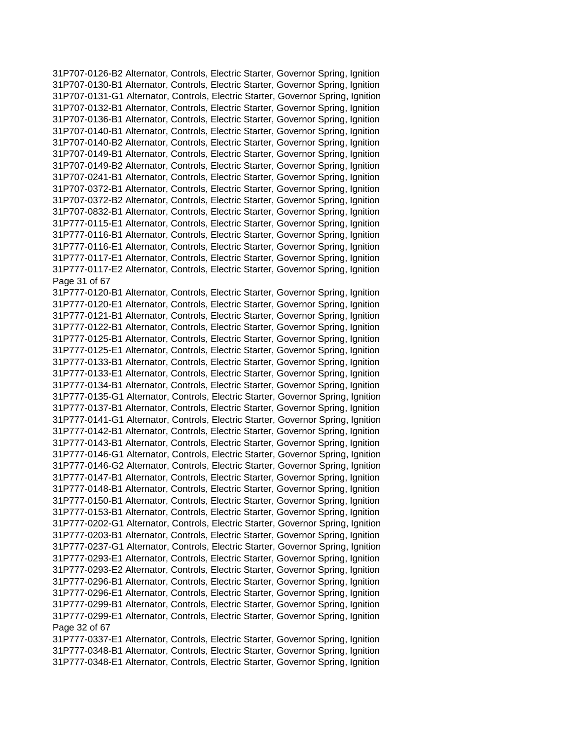31P707-0126-B2 Alternator, Controls, Electric Starter, Governor Spring, Ignition
31P707-0130-B1 Alternator, Controls, Electric Starter, Governor Spring, Ignition
31P707-0131-G1 Alternator, Controls, Electric Starter, Governor Spring, Ignition
31P707-0132-B1 Alternator, Controls, Electric Starter, Governor Spring, Ignition
31P707-0136-B1 Alternator, Controls, Electric Starter, Governor Spring, Ignition
31P707-0140-B1 Alternator, Controls, Electric Starter, Governor Spring, Ignition
31P707-0140-B2 Alternator, Controls, Electric Starter, Governor Spring, Ignition
31P707-0149-B1 Alternator, Controls, Electric Starter, Governor Spring, Ignition
31P707-0149-B2 Alternator, Controls, Electric Starter, Governor Spring, Ignition
31P707-0241-B1 Alternator, Controls, Electric Starter, Governor Spring, Ignition
31P707-0372-B1 Alternator, Controls, Electric Starter, Governor Spring, Ignition
31P707-0372-B2 Alternator, Controls, Electric Starter, Governor Spring, Ignition
31P707-0832-B1 Alternator, Controls, Electric Starter, Governor Spring, Ignition
31P777-0115-E1 Alternator, Controls, Electric Starter, Governor Spring, Ignition
31P777-0116-B1 Alternator, Controls, Electric Starter, Governor Spring, Ignition
31P777-0116-E1 Alternator, Controls, Electric Starter, Governor Spring, Ignition
31P777-0117-E1 Alternator, Controls, Electric Starter, Governor Spring, Ignition
31P777-0117-E2 Alternator, Controls, Electric Starter, Governor Spring, Ignition
31P777-0120-B1 Alternator, Controls, Electric Starter, Governor Spring, Ignition
31P777-0120-E1 Alternator, Controls, Electric Starter, Governor Spring, Ignition
31P777-0121-B1 Alternator, Controls, Electric Starter, Governor Spring, Ignition
31P777-0122-B1 Alternator, Controls, Electric Starter, Governor Spring, Ignition
31P777-0125-B1 Alternator, Controls, Electric Starter, Governor Spring, Ignition
31P777-0125-E1 Alternator, Controls, Electric Starter, Governor Spring, Ignition
31P777-0133-B1 Alternator, Controls, Electric Starter, Governor Spring, Ignition
31P777-0133-E1 Alternator, Controls, Electric Starter, Governor Spring, Ignition
31P777-0134-B1 Alternator, Controls, Electric Starter, Governor Spring, Ignition
31P777-0135-G1 Alternator, Controls, Electric Starter, Governor Spring, Ignition
31P777-0137-B1 Alternator, Controls, Electric Starter, Governor Spring, Ignition
31P777-0141-G1 Alternator, Controls, Electric Starter, Governor Spring, Ignition
31P777-0142-B1 Alternator, Controls, Electric Starter, Governor Spring, Ignition
31P777-0143-B1 Alternator, Controls, Electric Starter, Governor Spring, Ignition
31P777-0146-G1 Alternator, Controls, Electric Starter, Governor Spring, Ignition
31P777-0146-G2 Alternator, Controls, Electric Starter, Governor Spring, Ignition
31P777-0147-B1 Alternator, Controls, Electric Starter, Governor Spring, Ignition
31P777-0148-B1 Alternator, Controls, Electric Starter, Governor Spring, Ignition
31P777-0150-B1 Alternator, Controls, Electric Starter, Governor Spring, Ignition
31P777-0153-B1 Alternator, Controls, Electric Starter, Governor Spring, Ignition
31P777-0202-G1 Alternator, Controls, Electric Starter, Governor Spring, Ignition
31P777-0203-B1 Alternator, Controls, Electric Starter, Governor Spring, Ignition
31P777-0237-G1 Alternator, Controls, Electric Starter, Governor Spring, Ignition
31P777-0293-E1 Alternator, Controls, Electric Starter, Governor Spring, Ignition
31P777-0293-E2 Alternator, Controls, Electric Starter, Governor Spring, Ignition
31P777-0296-B1 Alternator, Controls, Electric Starter, Governor Spring, Ignition
31P777-0296-E1 Alternator, Controls, Electric Starter, Governor Spring, Ignition
31P777-0299-B1 Alternator, Controls, Electric Starter, Governor Spring, Ignition
31P777-0299-E1 Alternator, Controls, Electric Starter, Governor Spring, Ignition
31P777-0337-E1 Alternator, Controls, Electric Starter, Governor Spring, Ignition
31P777-0348-B1 Alternator, Controls, Electric Starter, Governor Spring, Ignition
31P777-0348-E1 Alternator, Controls, Electric Starter, Governor Spring, Ignition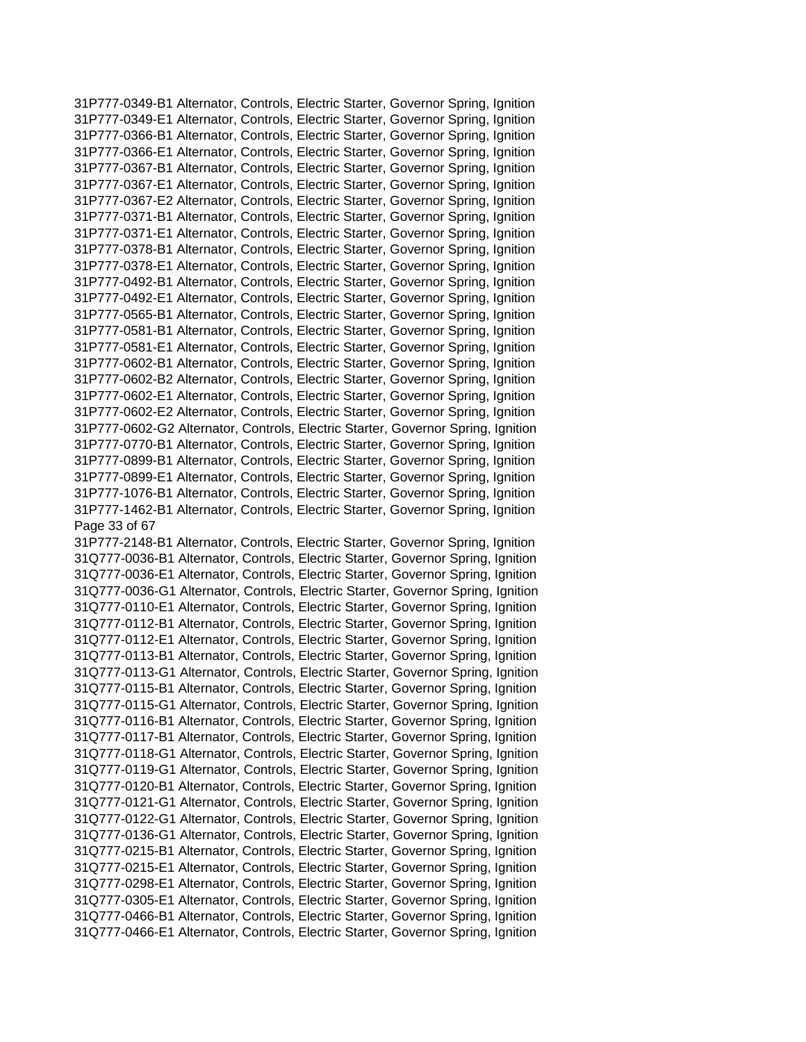31P777-0349-B1 Alternator, Controls, Electric Starter, Governor Spring, Ignition
31P777-0349-E1 Alternator, Controls, Electric Starter, Governor Spring, Ignition
31P777-0366-B1 Alternator, Controls, Electric Starter, Governor Spring, Ignition
31P777-0366-E1 Alternator, Controls, Electric Starter, Governor Spring, Ignition
31P777-0367-B1 Alternator, Controls, Electric Starter, Governor Spring, Ignition
31P777-0367-E1 Alternator, Controls, Electric Starter, Governor Spring, Ignition
31P777-0367-E2 Alternator, Controls, Electric Starter, Governor Spring, Ignition
31P777-0371-B1 Alternator, Controls, Electric Starter, Governor Spring, Ignition
31P777-0371-E1 Alternator, Controls, Electric Starter, Governor Spring, Ignition
31P777-0378-B1 Alternator, Controls, Electric Starter, Governor Spring, Ignition
31P777-0378-E1 Alternator, Controls, Electric Starter, Governor Spring, Ignition
31P777-0492-B1 Alternator, Controls, Electric Starter, Governor Spring, Ignition
31P777-0492-E1 Alternator, Controls, Electric Starter, Governor Spring, Ignition
31P777-0565-B1 Alternator, Controls, Electric Starter, Governor Spring, Ignition
31P777-0581-B1 Alternator, Controls, Electric Starter, Governor Spring, Ignition
31P777-0581-E1 Alternator, Controls, Electric Starter, Governor Spring, Ignition
31P777-0602-B1 Alternator, Controls, Electric Starter, Governor Spring, Ignition
31P777-0602-B2 Alternator, Controls, Electric Starter, Governor Spring, Ignition
31P777-0602-E1 Alternator, Controls, Electric Starter, Governor Spring, Ignition
31P777-0602-E2 Alternator, Controls, Electric Starter, Governor Spring, Ignition
31P777-0602-G2 Alternator, Controls, Electric Starter, Governor Spring, Ignition
31P777-0770-B1 Alternator, Controls, Electric Starter, Governor Spring, Ignition
31P777-0899-B1 Alternator, Controls, Electric Starter, Governor Spring, Ignition
31P777-0899-E1 Alternator, Controls, Electric Starter, Governor Spring, Ignition
31P777-1076-B1 Alternator, Controls, Electric Starter, Governor Spring, Ignition
31P777-1462-B1 Alternator, Controls, Electric Starter, Governor Spring, Ignition
31P777-2148-B1 Alternator, Controls, Electric Starter, Governor Spring, Ignition
31Q777-0036-B1 Alternator, Controls, Electric Starter, Governor Spring, Ignition
31Q777-0036-E1 Alternator, Controls, Electric Starter, Governor Spring, Ignition
31Q777-0036-G1 Alternator, Controls, Electric Starter, Governor Spring, Ignition
31Q777-0110-E1 Alternator, Controls, Electric Starter, Governor Spring, Ignition
31Q777-0112-B1 Alternator, Controls, Electric Starter, Governor Spring, Ignition
31Q777-0112-E1 Alternator, Controls, Electric Starter, Governor Spring, Ignition
31Q777-0113-B1 Alternator, Controls, Electric Starter, Governor Spring, Ignition
31Q777-0113-G1 Alternator, Controls, Electric Starter, Governor Spring, Ignition
31Q777-0115-B1 Alternator, Controls, Electric Starter, Governor Spring, Ignition
31Q777-0115-G1 Alternator, Controls, Electric Starter, Governor Spring, Ignition
31Q777-0116-B1 Alternator, Controls, Electric Starter, Governor Spring, Ignition
31Q777-0117-B1 Alternator, Controls, Electric Starter, Governor Spring, Ignition
31Q777-0118-G1 Alternator, Controls, Electric Starter, Governor Spring, Ignition
31Q777-0119-G1 Alternator, Controls, Electric Starter, Governor Spring, Ignition
31Q777-0120-B1 Alternator, Controls, Electric Starter, Governor Spring, Ignition
31Q777-0121-G1 Alternator, Controls, Electric Starter, Governor Spring, Ignition
31Q777-0122-G1 Alternator, Controls, Electric Starter, Governor Spring, Ignition
31Q777-0136-G1 Alternator, Controls, Electric Starter, Governor Spring, Ignition
31Q777-0215-B1 Alternator, Controls, Electric Starter, Governor Spring, Ignition
31Q777-0215-E1 Alternator, Controls, Electric Starter, Governor Spring, Ignition
31Q777-0298-E1 Alternator, Controls, Electric Starter, Governor Spring, Ignition
31Q777-0305-E1 Alternator, Controls, Electric Starter, Governor Spring, Ignition
31Q777-0466-B1 Alternator, Controls, Electric Starter, Governor Spring, Ignition
31Q777-0466-E1 Alternator, Controls, Electric Starter, Governor Spring, Ignition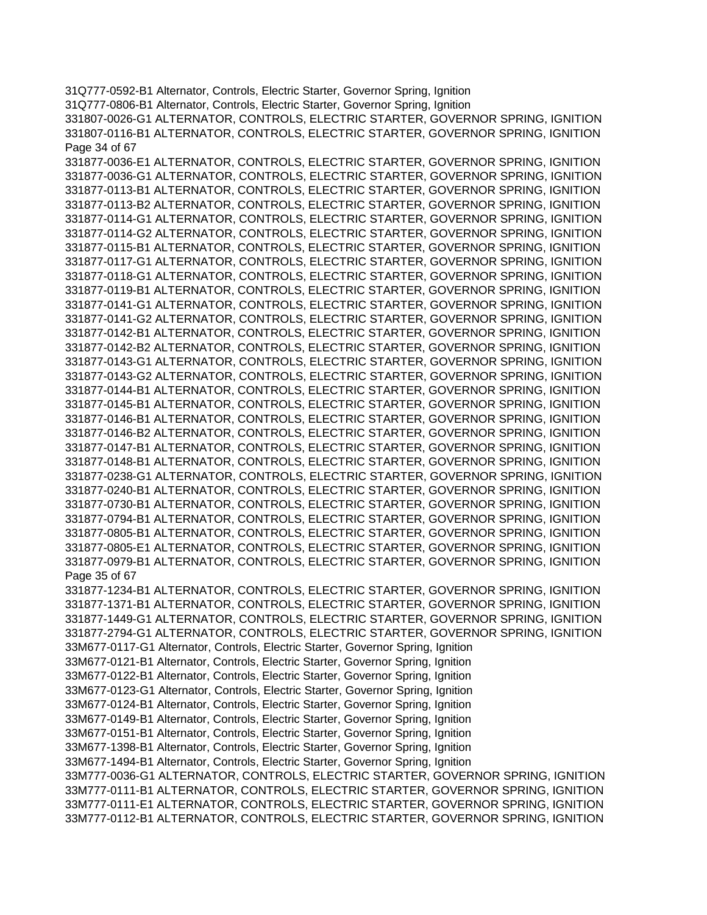31Q777-0592-B1 Alternator, Controls, Electric Starter, Governor Spring, Ignition
31Q777-0806-B1 Alternator, Controls, Electric Starter, Governor Spring, Ignition
331807-0026-G1 ALTERNATOR, CONTROLS, ELECTRIC STARTER, GOVERNOR SPRING, IGNITION
331807-0116-B1 ALTERNATOR, CONTROLS, ELECTRIC STARTER, GOVERNOR SPRING, IGNITION
331877-0036-E1 ALTERNATOR, CONTROLS, ELECTRIC STARTER, GOVERNOR SPRING, IGNITION
331877-0036-G1 ALTERNATOR, CONTROLS, ELECTRIC STARTER, GOVERNOR SPRING, IGNITION
331877-0113-B1 ALTERNATOR, CONTROLS, ELECTRIC STARTER, GOVERNOR SPRING, IGNITION
331877-0113-B2 ALTERNATOR, CONTROLS, ELECTRIC STARTER, GOVERNOR SPRING, IGNITION
331877-0114-G1 ALTERNATOR, CONTROLS, ELECTRIC STARTER, GOVERNOR SPRING, IGNITION
331877-0114-G2 ALTERNATOR, CONTROLS, ELECTRIC STARTER, GOVERNOR SPRING, IGNITION
331877-0115-B1 ALTERNATOR, CONTROLS, ELECTRIC STARTER, GOVERNOR SPRING, IGNITION
331877-0117-G1 ALTERNATOR, CONTROLS, ELECTRIC STARTER, GOVERNOR SPRING, IGNITION
331877-0118-G1 ALTERNATOR, CONTROLS, ELECTRIC STARTER, GOVERNOR SPRING, IGNITION
331877-0119-B1 ALTERNATOR, CONTROLS, ELECTRIC STARTER, GOVERNOR SPRING, IGNITION
331877-0141-G1 ALTERNATOR, CONTROLS, ELECTRIC STARTER, GOVERNOR SPRING, IGNITION
331877-0141-G2 ALTERNATOR, CONTROLS, ELECTRIC STARTER, GOVERNOR SPRING, IGNITION
331877-0142-B1 ALTERNATOR, CONTROLS, ELECTRIC STARTER, GOVERNOR SPRING, IGNITION
331877-0142-B2 ALTERNATOR, CONTROLS, ELECTRIC STARTER, GOVERNOR SPRING, IGNITION
331877-0143-G1 ALTERNATOR, CONTROLS, ELECTRIC STARTER, GOVERNOR SPRING, IGNITION
331877-0143-G2 ALTERNATOR, CONTROLS, ELECTRIC STARTER, GOVERNOR SPRING, IGNITION
331877-0144-B1 ALTERNATOR, CONTROLS, ELECTRIC STARTER, GOVERNOR SPRING, IGNITION
331877-0145-B1 ALTERNATOR, CONTROLS, ELECTRIC STARTER, GOVERNOR SPRING, IGNITION
331877-0146-B1 ALTERNATOR, CONTROLS, ELECTRIC STARTER, GOVERNOR SPRING, IGNITION
331877-0146-B2 ALTERNATOR, CONTROLS, ELECTRIC STARTER, GOVERNOR SPRING, IGNITION
331877-0147-B1 ALTERNATOR, CONTROLS, ELECTRIC STARTER, GOVERNOR SPRING, IGNITION
331877-0148-B1 ALTERNATOR, CONTROLS, ELECTRIC STARTER, GOVERNOR SPRING, IGNITION
331877-0238-G1 ALTERNATOR, CONTROLS, ELECTRIC STARTER, GOVERNOR SPRING, IGNITION
331877-0240-B1 ALTERNATOR, CONTROLS, ELECTRIC STARTER, GOVERNOR SPRING, IGNITION
331877-0730-B1 ALTERNATOR, CONTROLS, ELECTRIC STARTER, GOVERNOR SPRING, IGNITION
331877-0794-B1 ALTERNATOR, CONTROLS, ELECTRIC STARTER, GOVERNOR SPRING, IGNITION
331877-0805-B1 ALTERNATOR, CONTROLS, ELECTRIC STARTER, GOVERNOR SPRING, IGNITION
331877-0805-E1 ALTERNATOR, CONTROLS, ELECTRIC STARTER, GOVERNOR SPRING, IGNITION
331877-0979-B1 ALTERNATOR, CONTROLS, ELECTRIC STARTER, GOVERNOR SPRING, IGNITION
331877-1234-B1 ALTERNATOR, CONTROLS, ELECTRIC STARTER, GOVERNOR SPRING, IGNITION
331877-1371-B1 ALTERNATOR, CONTROLS, ELECTRIC STARTER, GOVERNOR SPRING, IGNITION
331877-1449-G1 ALTERNATOR, CONTROLS, ELECTRIC STARTER, GOVERNOR SPRING, IGNITION
331877-2794-G1 ALTERNATOR, CONTROLS, ELECTRIC STARTER, GOVERNOR SPRING, IGNITION
33M677-0117-G1 Alternator, Controls, Electric Starter, Governor Spring, Ignition
33M677-0121-B1 Alternator, Controls, Electric Starter, Governor Spring, Ignition
33M677-0122-B1 Alternator, Controls, Electric Starter, Governor Spring, Ignition
33M677-0123-G1 Alternator, Controls, Electric Starter, Governor Spring, Ignition
33M677-0124-B1 Alternator, Controls, Electric Starter, Governor Spring, Ignition
33M677-0149-B1 Alternator, Controls, Electric Starter, Governor Spring, Ignition
33M677-0151-B1 Alternator, Controls, Electric Starter, Governor Spring, Ignition
33M677-1398-B1 Alternator, Controls, Electric Starter, Governor Spring, Ignition
33M677-1494-B1 Alternator, Controls, Electric Starter, Governor Spring, Ignition
33M777-0036-G1 ALTERNATOR, CONTROLS, ELECTRIC STARTER, GOVERNOR SPRING, IGNITION
33M777-0111-B1 ALTERNATOR, CONTROLS, ELECTRIC STARTER, GOVERNOR SPRING, IGNITION
33M777-0111-E1 ALTERNATOR, CONTROLS, ELECTRIC STARTER, GOVERNOR SPRING, IGNITION
33M777-0112-B1 ALTERNATOR, CONTROLS, ELECTRIC STARTER, GOVERNOR SPRING, IGNITION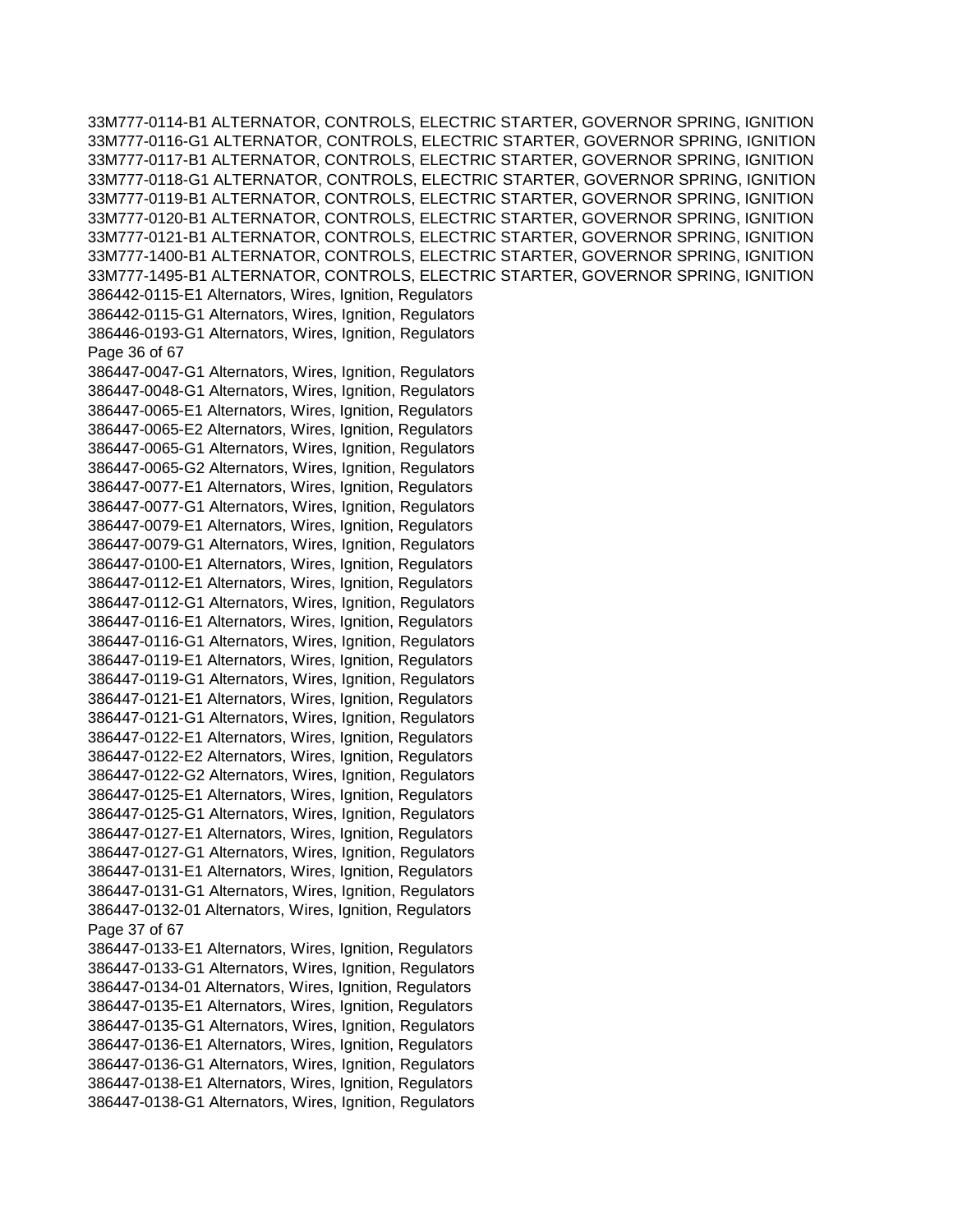33M777-0114-B1 ALTERNATOR, CONTROLS, ELECTRIC STARTER, GOVERNOR SPRING, IGNITION
33M777-0116-G1 ALTERNATOR, CONTROLS, ELECTRIC STARTER, GOVERNOR SPRING, IGNITION
33M777-0117-B1 ALTERNATOR, CONTROLS, ELECTRIC STARTER, GOVERNOR SPRING, IGNITION
33M777-0118-G1 ALTERNATOR, CONTROLS, ELECTRIC STARTER, GOVERNOR SPRING, IGNITION
33M777-0119-B1 ALTERNATOR, CONTROLS, ELECTRIC STARTER, GOVERNOR SPRING, IGNITION
33M777-0120-B1 ALTERNATOR, CONTROLS, ELECTRIC STARTER, GOVERNOR SPRING, IGNITION
33M777-0121-B1 ALTERNATOR, CONTROLS, ELECTRIC STARTER, GOVERNOR SPRING, IGNITION
33M777-1400-B1 ALTERNATOR, CONTROLS, ELECTRIC STARTER, GOVERNOR SPRING, IGNITION
33M777-1495-B1 ALTERNATOR, CONTROLS, ELECTRIC STARTER, GOVERNOR SPRING, IGNITION
386442-0115-E1 Alternators, Wires, Ignition, Regulators
386442-0115-G1 Alternators, Wires, Ignition, Regulators
386446-0193-G1 Alternators, Wires, Ignition, Regulators
386447-0047-G1 Alternators, Wires, Ignition, Regulators
386447-0048-G1 Alternators, Wires, Ignition, Regulators
386447-0065-E1 Alternators, Wires, Ignition, Regulators
386447-0065-E2 Alternators, Wires, Ignition, Regulators
386447-0065-G1 Alternators, Wires, Ignition, Regulators
386447-0065-G2 Alternators, Wires, Ignition, Regulators
386447-0077-E1 Alternators, Wires, Ignition, Regulators
386447-0077-G1 Alternators, Wires, Ignition, Regulators
386447-0079-E1 Alternators, Wires, Ignition, Regulators
386447-0079-G1 Alternators, Wires, Ignition, Regulators
386447-0100-E1 Alternators, Wires, Ignition, Regulators
386447-0112-E1 Alternators, Wires, Ignition, Regulators
386447-0112-G1 Alternators, Wires, Ignition, Regulators
386447-0116-E1 Alternators, Wires, Ignition, Regulators
386447-0116-G1 Alternators, Wires, Ignition, Regulators
386447-0119-E1 Alternators, Wires, Ignition, Regulators
386447-0119-G1 Alternators, Wires, Ignition, Regulators
386447-0121-E1 Alternators, Wires, Ignition, Regulators
386447-0121-G1 Alternators, Wires, Ignition, Regulators
386447-0122-E1 Alternators, Wires, Ignition, Regulators
386447-0122-E2 Alternators, Wires, Ignition, Regulators
386447-0122-G2 Alternators, Wires, Ignition, Regulators
386447-0125-E1 Alternators, Wires, Ignition, Regulators
386447-0125-G1 Alternators, Wires, Ignition, Regulators
386447-0127-E1 Alternators, Wires, Ignition, Regulators
386447-0127-G1 Alternators, Wires, Ignition, Regulators
386447-0131-E1 Alternators, Wires, Ignition, Regulators
386447-0131-G1 Alternators, Wires, Ignition, Regulators
386447-0132-01 Alternators, Wires, Ignition, Regulators
386447-0133-E1 Alternators, Wires, Ignition, Regulators
386447-0133-G1 Alternators, Wires, Ignition, Regulators
386447-0134-01 Alternators, Wires, Ignition, Regulators
386447-0135-E1 Alternators, Wires, Ignition, Regulators
386447-0135-G1 Alternators, Wires, Ignition, Regulators
386447-0136-E1 Alternators, Wires, Ignition, Regulators
386447-0136-G1 Alternators, Wires, Ignition, Regulators
386447-0138-E1 Alternators, Wires, Ignition, Regulators
386447-0138-G1 Alternators, Wires, Ignition, Regulators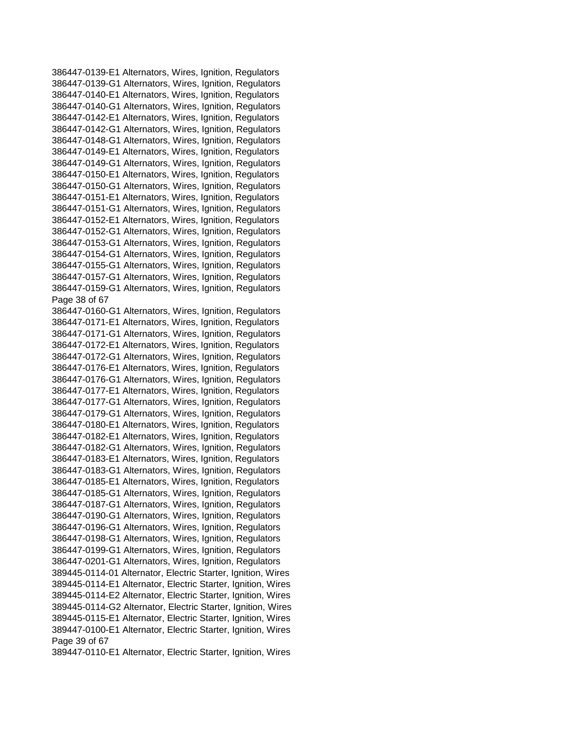386447-0139-E1 Alternators, Wires, Ignition, Regulators
386447-0139-G1 Alternators, Wires, Ignition, Regulators
386447-0140-E1 Alternators, Wires, Ignition, Regulators
386447-0140-G1 Alternators, Wires, Ignition, Regulators
386447-0142-E1 Alternators, Wires, Ignition, Regulators
386447-0142-G1 Alternators, Wires, Ignition, Regulators
386447-0148-G1 Alternators, Wires, Ignition, Regulators
386447-0149-E1 Alternators, Wires, Ignition, Regulators
386447-0149-G1 Alternators, Wires, Ignition, Regulators
386447-0150-E1 Alternators, Wires, Ignition, Regulators
386447-0150-G1 Alternators, Wires, Ignition, Regulators
386447-0151-E1 Alternators, Wires, Ignition, Regulators
386447-0151-G1 Alternators, Wires, Ignition, Regulators
386447-0152-E1 Alternators, Wires, Ignition, Regulators
386447-0152-G1 Alternators, Wires, Ignition, Regulators
386447-0153-G1 Alternators, Wires, Ignition, Regulators
386447-0154-G1 Alternators, Wires, Ignition, Regulators
386447-0155-G1 Alternators, Wires, Ignition, Regulators
386447-0157-G1 Alternators, Wires, Ignition, Regulators
386447-0159-G1 Alternators, Wires, Ignition, Regulators
386447-0160-G1 Alternators, Wires, Ignition, Regulators
386447-0171-E1 Alternators, Wires, Ignition, Regulators
386447-0171-G1 Alternators, Wires, Ignition, Regulators
386447-0172-E1 Alternators, Wires, Ignition, Regulators
386447-0172-G1 Alternators, Wires, Ignition, Regulators
386447-0176-E1 Alternators, Wires, Ignition, Regulators
386447-0176-G1 Alternators, Wires, Ignition, Regulators
386447-0177-E1 Alternators, Wires, Ignition, Regulators
386447-0177-G1 Alternators, Wires, Ignition, Regulators
386447-0179-G1 Alternators, Wires, Ignition, Regulators
386447-0180-E1 Alternators, Wires, Ignition, Regulators
386447-0182-E1 Alternators, Wires, Ignition, Regulators
386447-0182-G1 Alternators, Wires, Ignition, Regulators
386447-0183-E1 Alternators, Wires, Ignition, Regulators
386447-0183-G1 Alternators, Wires, Ignition, Regulators
386447-0185-E1 Alternators, Wires, Ignition, Regulators
386447-0185-G1 Alternators, Wires, Ignition, Regulators
386447-0187-G1 Alternators, Wires, Ignition, Regulators
386447-0190-G1 Alternators, Wires, Ignition, Regulators
386447-0196-G1 Alternators, Wires, Ignition, Regulators
386447-0198-G1 Alternators, Wires, Ignition, Regulators
386447-0199-G1 Alternators, Wires, Ignition, Regulators
386447-0201-G1 Alternators, Wires, Ignition, Regulators
389445-0114-01 Alternator, Electric Starter, Ignition, Wires
389445-0114-E1 Alternator, Electric Starter, Ignition, Wires
389445-0114-E2 Alternator, Electric Starter, Ignition, Wires
389445-0114-G2 Alternator, Electric Starter, Ignition, Wires
389445-0115-E1 Alternator, Electric Starter, Ignition, Wires
389447-0100-E1 Alternator, Electric Starter, Ignition, Wires
389447-0110-E1 Alternator, Electric Starter, Ignition, Wires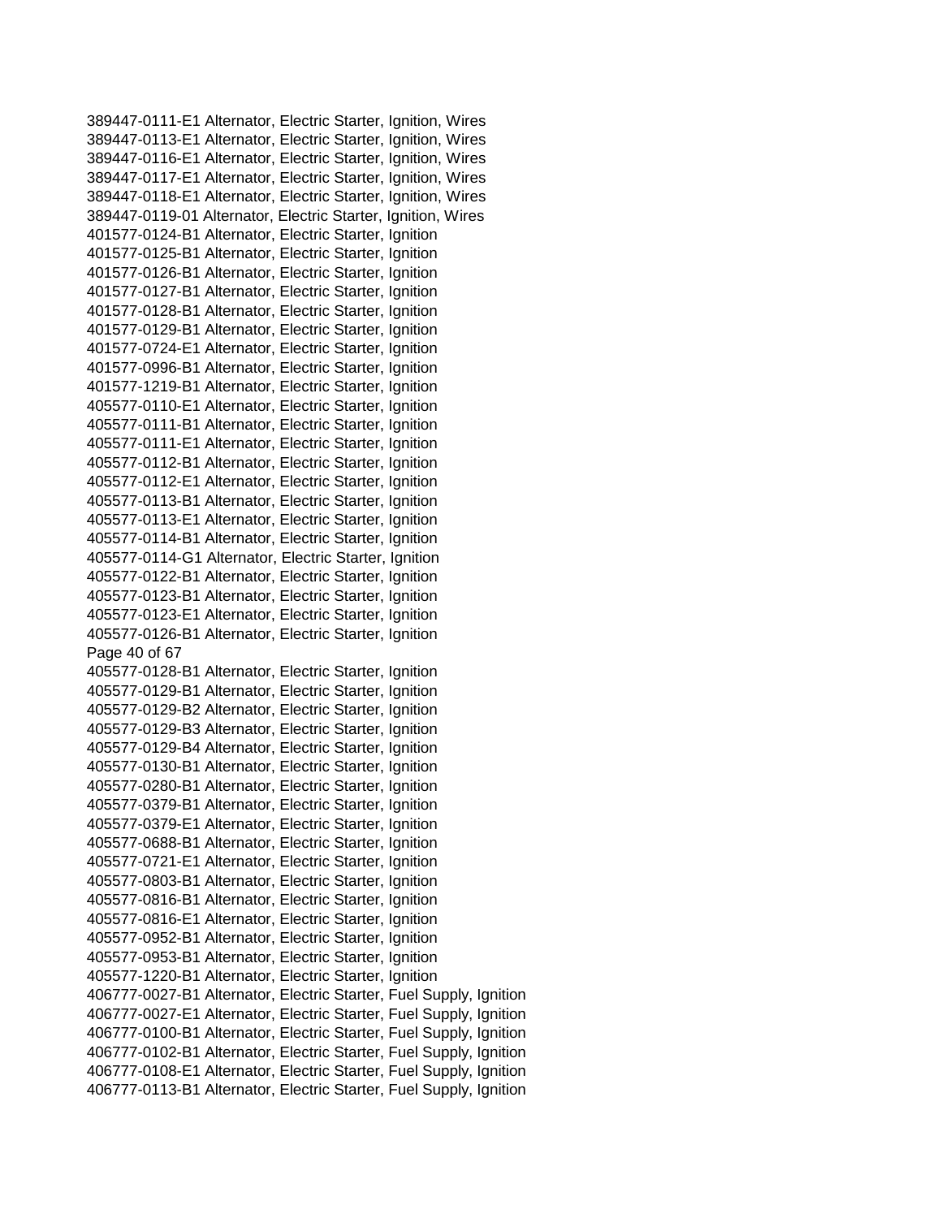389447-0111-E1 Alternator, Electric Starter, Ignition, Wires
389447-0113-E1 Alternator, Electric Starter, Ignition, Wires
389447-0116-E1 Alternator, Electric Starter, Ignition, Wires
389447-0117-E1 Alternator, Electric Starter, Ignition, Wires
389447-0118-E1 Alternator, Electric Starter, Ignition, Wires
389447-0119-01 Alternator, Electric Starter, Ignition, Wires
401577-0124-B1 Alternator, Electric Starter, Ignition
401577-0125-B1 Alternator, Electric Starter, Ignition
401577-0126-B1 Alternator, Electric Starter, Ignition
401577-0127-B1 Alternator, Electric Starter, Ignition
401577-0128-B1 Alternator, Electric Starter, Ignition
401577-0129-B1 Alternator, Electric Starter, Ignition
401577-0724-E1 Alternator, Electric Starter, Ignition
401577-0996-B1 Alternator, Electric Starter, Ignition
401577-1219-B1 Alternator, Electric Starter, Ignition
405577-0110-E1 Alternator, Electric Starter, Ignition
405577-0111-B1 Alternator, Electric Starter, Ignition
405577-0111-E1 Alternator, Electric Starter, Ignition
405577-0112-B1 Alternator, Electric Starter, Ignition
405577-0112-E1 Alternator, Electric Starter, Ignition
405577-0113-B1 Alternator, Electric Starter, Ignition
405577-0113-E1 Alternator, Electric Starter, Ignition
405577-0114-B1 Alternator, Electric Starter, Ignition
405577-0114-G1 Alternator, Electric Starter, Ignition
405577-0122-B1 Alternator, Electric Starter, Ignition
405577-0123-B1 Alternator, Electric Starter, Ignition
405577-0123-E1 Alternator, Electric Starter, Ignition
405577-0126-B1 Alternator, Electric Starter, Ignition
405577-0128-B1 Alternator, Electric Starter, Ignition
405577-0129-B1 Alternator, Electric Starter, Ignition
405577-0129-B2 Alternator, Electric Starter, Ignition
405577-0129-B3 Alternator, Electric Starter, Ignition
405577-0129-B4 Alternator, Electric Starter, Ignition
405577-0130-B1 Alternator, Electric Starter, Ignition
405577-0280-B1 Alternator, Electric Starter, Ignition
405577-0379-B1 Alternator, Electric Starter, Ignition
405577-0379-E1 Alternator, Electric Starter, Ignition
405577-0688-B1 Alternator, Electric Starter, Ignition
405577-0721-E1 Alternator, Electric Starter, Ignition
405577-0803-B1 Alternator, Electric Starter, Ignition
405577-0816-B1 Alternator, Electric Starter, Ignition
405577-0816-E1 Alternator, Electric Starter, Ignition
405577-0952-B1 Alternator, Electric Starter, Ignition
405577-0953-B1 Alternator, Electric Starter, Ignition
405577-1220-B1 Alternator, Electric Starter, Ignition
406777-0027-B1 Alternator, Electric Starter, Fuel Supply, Ignition
406777-0027-E1 Alternator, Electric Starter, Fuel Supply, Ignition
406777-0100-B1 Alternator, Electric Starter, Fuel Supply, Ignition
406777-0102-B1 Alternator, Electric Starter, Fuel Supply, Ignition
406777-0108-E1 Alternator, Electric Starter, Fuel Supply, Ignition
406777-0113-B1 Alternator, Electric Starter, Fuel Supply, Ignition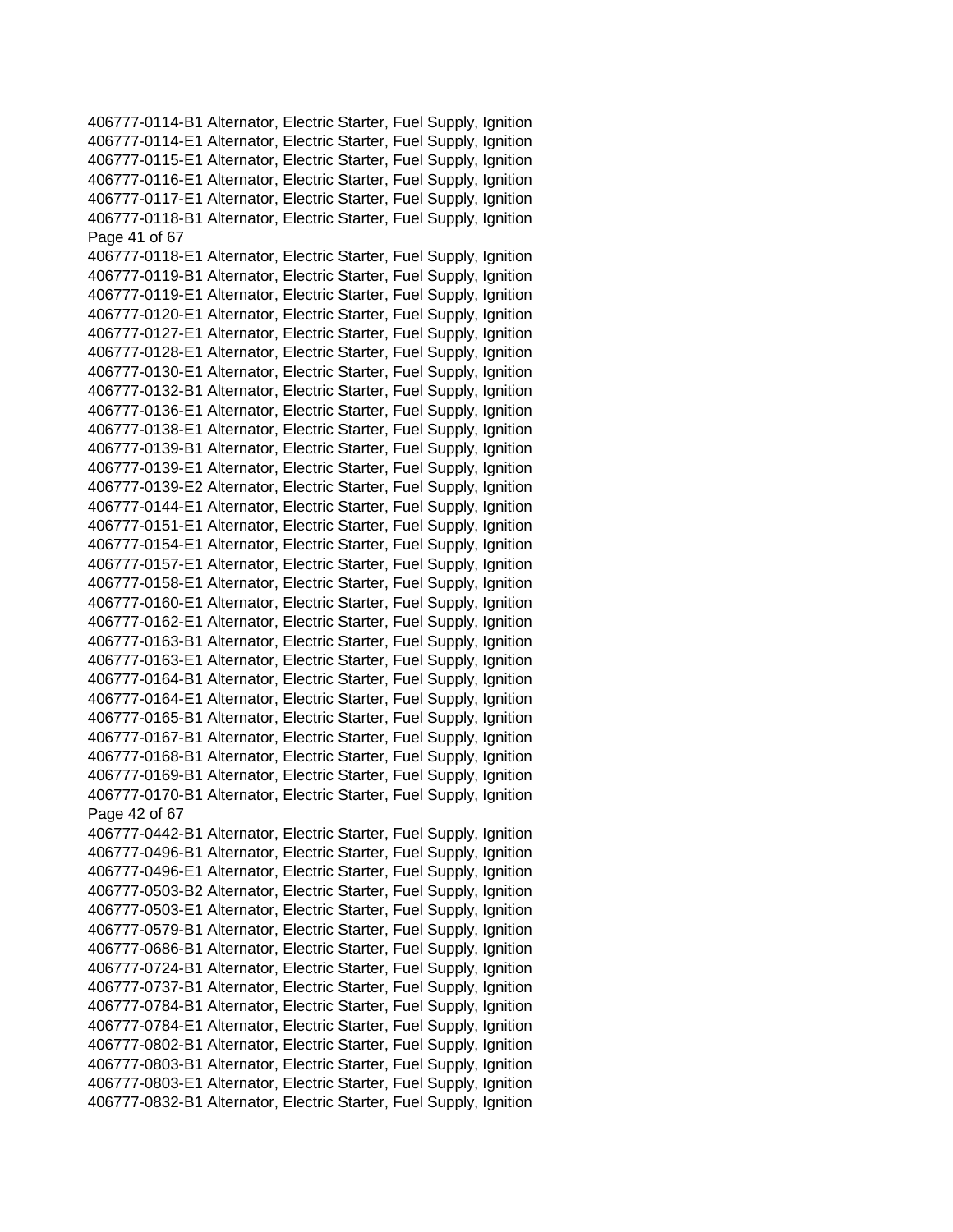406777-0114-B1 Alternator, Electric Starter, Fuel Supply, Ignition
406777-0114-E1 Alternator, Electric Starter, Fuel Supply, Ignition
406777-0115-E1 Alternator, Electric Starter, Fuel Supply, Ignition
406777-0116-E1 Alternator, Electric Starter, Fuel Supply, Ignition
406777-0117-E1 Alternator, Electric Starter, Fuel Supply, Ignition
406777-0118-B1 Alternator, Electric Starter, Fuel Supply, Ignition
406777-0118-E1 Alternator, Electric Starter, Fuel Supply, Ignition
406777-0119-B1 Alternator, Electric Starter, Fuel Supply, Ignition
406777-0119-E1 Alternator, Electric Starter, Fuel Supply, Ignition
406777-0120-E1 Alternator, Electric Starter, Fuel Supply, Ignition
406777-0127-E1 Alternator, Electric Starter, Fuel Supply, Ignition
406777-0128-E1 Alternator, Electric Starter, Fuel Supply, Ignition
406777-0130-E1 Alternator, Electric Starter, Fuel Supply, Ignition
406777-0132-B1 Alternator, Electric Starter, Fuel Supply, Ignition
406777-0136-E1 Alternator, Electric Starter, Fuel Supply, Ignition
406777-0138-E1 Alternator, Electric Starter, Fuel Supply, Ignition
406777-0139-B1 Alternator, Electric Starter, Fuel Supply, Ignition
406777-0139-E1 Alternator, Electric Starter, Fuel Supply, Ignition
406777-0139-E2 Alternator, Electric Starter, Fuel Supply, Ignition
406777-0144-E1 Alternator, Electric Starter, Fuel Supply, Ignition
406777-0151-E1 Alternator, Electric Starter, Fuel Supply, Ignition
406777-0154-E1 Alternator, Electric Starter, Fuel Supply, Ignition
406777-0157-E1 Alternator, Electric Starter, Fuel Supply, Ignition
406777-0158-E1 Alternator, Electric Starter, Fuel Supply, Ignition
406777-0160-E1 Alternator, Electric Starter, Fuel Supply, Ignition
406777-0162-E1 Alternator, Electric Starter, Fuel Supply, Ignition
406777-0163-B1 Alternator, Electric Starter, Fuel Supply, Ignition
406777-0163-E1 Alternator, Electric Starter, Fuel Supply, Ignition
406777-0164-B1 Alternator, Electric Starter, Fuel Supply, Ignition
406777-0164-E1 Alternator, Electric Starter, Fuel Supply, Ignition
406777-0165-B1 Alternator, Electric Starter, Fuel Supply, Ignition
406777-0167-B1 Alternator, Electric Starter, Fuel Supply, Ignition
406777-0168-B1 Alternator, Electric Starter, Fuel Supply, Ignition
406777-0169-B1 Alternator, Electric Starter, Fuel Supply, Ignition
406777-0170-B1 Alternator, Electric Starter, Fuel Supply, Ignition
406777-0442-B1 Alternator, Electric Starter, Fuel Supply, Ignition
406777-0496-B1 Alternator, Electric Starter, Fuel Supply, Ignition
406777-0496-E1 Alternator, Electric Starter, Fuel Supply, Ignition
406777-0503-B2 Alternator, Electric Starter, Fuel Supply, Ignition
406777-0503-E1 Alternator, Electric Starter, Fuel Supply, Ignition
406777-0579-B1 Alternator, Electric Starter, Fuel Supply, Ignition
406777-0686-B1 Alternator, Electric Starter, Fuel Supply, Ignition
406777-0724-B1 Alternator, Electric Starter, Fuel Supply, Ignition
406777-0737-B1 Alternator, Electric Starter, Fuel Supply, Ignition
406777-0784-B1 Alternator, Electric Starter, Fuel Supply, Ignition
406777-0784-E1 Alternator, Electric Starter, Fuel Supply, Ignition
406777-0802-B1 Alternator, Electric Starter, Fuel Supply, Ignition
406777-0803-B1 Alternator, Electric Starter, Fuel Supply, Ignition
406777-0803-E1 Alternator, Electric Starter, Fuel Supply, Ignition
406777-0832-B1 Alternator, Electric Starter, Fuel Supply, Ignition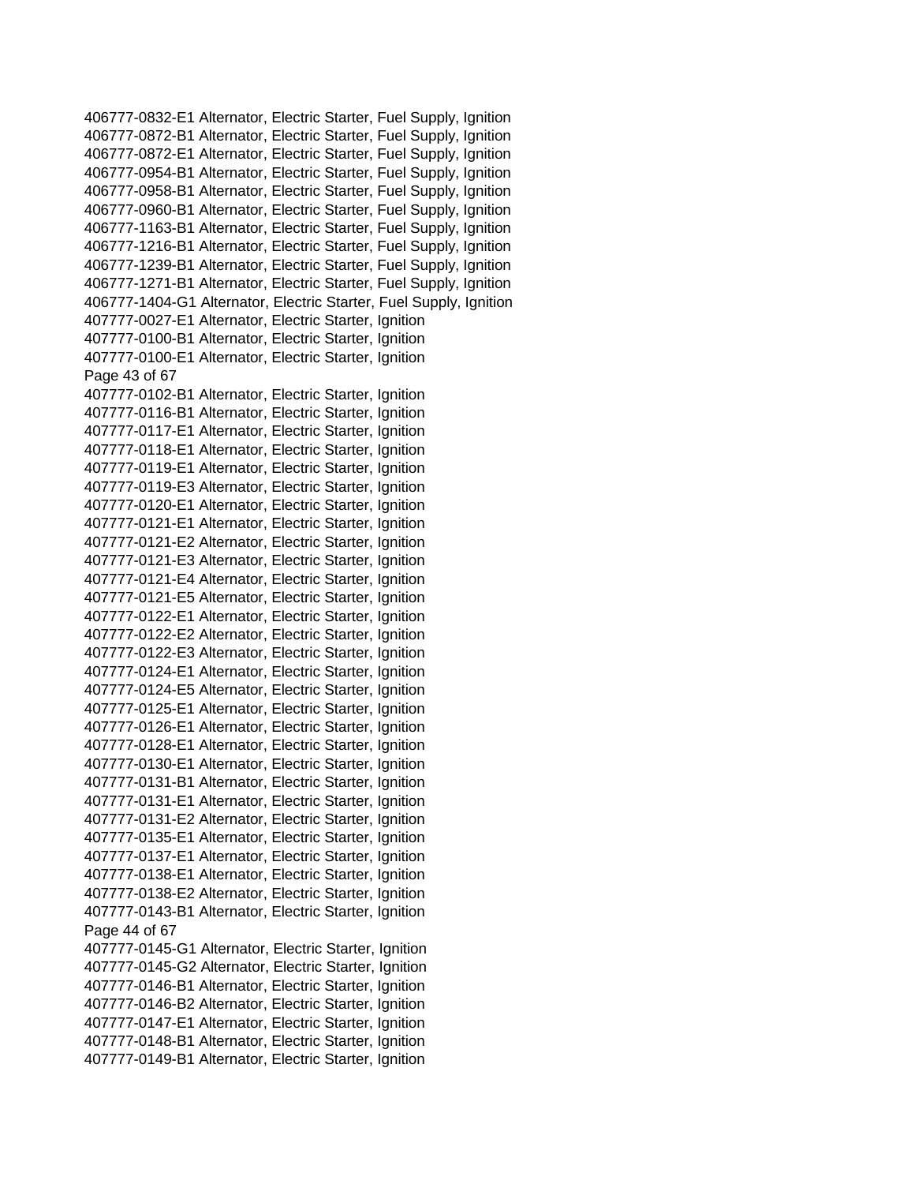406777-0832-E1 Alternator, Electric Starter, Fuel Supply, Ignition
406777-0872-B1 Alternator, Electric Starter, Fuel Supply, Ignition
406777-0872-E1 Alternator, Electric Starter, Fuel Supply, Ignition
406777-0954-B1 Alternator, Electric Starter, Fuel Supply, Ignition
406777-0958-B1 Alternator, Electric Starter, Fuel Supply, Ignition
406777-0960-B1 Alternator, Electric Starter, Fuel Supply, Ignition
406777-1163-B1 Alternator, Electric Starter, Fuel Supply, Ignition
406777-1216-B1 Alternator, Electric Starter, Fuel Supply, Ignition
406777-1239-B1 Alternator, Electric Starter, Fuel Supply, Ignition
406777-1271-B1 Alternator, Electric Starter, Fuel Supply, Ignition
406777-1404-G1 Alternator, Electric Starter, Fuel Supply, Ignition
407777-0027-E1 Alternator, Electric Starter, Ignition
407777-0100-B1 Alternator, Electric Starter, Ignition
407777-0100-E1 Alternator, Electric Starter, Ignition
407777-0102-B1 Alternator, Electric Starter, Ignition
407777-0116-B1 Alternator, Electric Starter, Ignition
407777-0117-E1 Alternator, Electric Starter, Ignition
407777-0118-E1 Alternator, Electric Starter, Ignition
407777-0119-E1 Alternator, Electric Starter, Ignition
407777-0119-E3 Alternator, Electric Starter, Ignition
407777-0120-E1 Alternator, Electric Starter, Ignition
407777-0121-E1 Alternator, Electric Starter, Ignition
407777-0121-E2 Alternator, Electric Starter, Ignition
407777-0121-E3 Alternator, Electric Starter, Ignition
407777-0121-E4 Alternator, Electric Starter, Ignition
407777-0121-E5 Alternator, Electric Starter, Ignition
407777-0122-E1 Alternator, Electric Starter, Ignition
407777-0122-E2 Alternator, Electric Starter, Ignition
407777-0122-E3 Alternator, Electric Starter, Ignition
407777-0124-E1 Alternator, Electric Starter, Ignition
407777-0124-E5 Alternator, Electric Starter, Ignition
407777-0125-E1 Alternator, Electric Starter, Ignition
407777-0126-E1 Alternator, Electric Starter, Ignition
407777-0128-E1 Alternator, Electric Starter, Ignition
407777-0130-E1 Alternator, Electric Starter, Ignition
407777-0131-B1 Alternator, Electric Starter, Ignition
407777-0131-E1 Alternator, Electric Starter, Ignition
407777-0131-E2 Alternator, Electric Starter, Ignition
407777-0135-E1 Alternator, Electric Starter, Ignition
407777-0137-E1 Alternator, Electric Starter, Ignition
407777-0138-E1 Alternator, Electric Starter, Ignition
407777-0138-E2 Alternator, Electric Starter, Ignition
407777-0143-B1 Alternator, Electric Starter, Ignition
407777-0145-G1 Alternator, Electric Starter, Ignition
407777-0145-G2 Alternator, Electric Starter, Ignition
407777-0146-B1 Alternator, Electric Starter, Ignition
407777-0146-B2 Alternator, Electric Starter, Ignition
407777-0147-E1 Alternator, Electric Starter, Ignition
407777-0148-B1 Alternator, Electric Starter, Ignition
407777-0149-B1 Alternator, Electric Starter, Ignition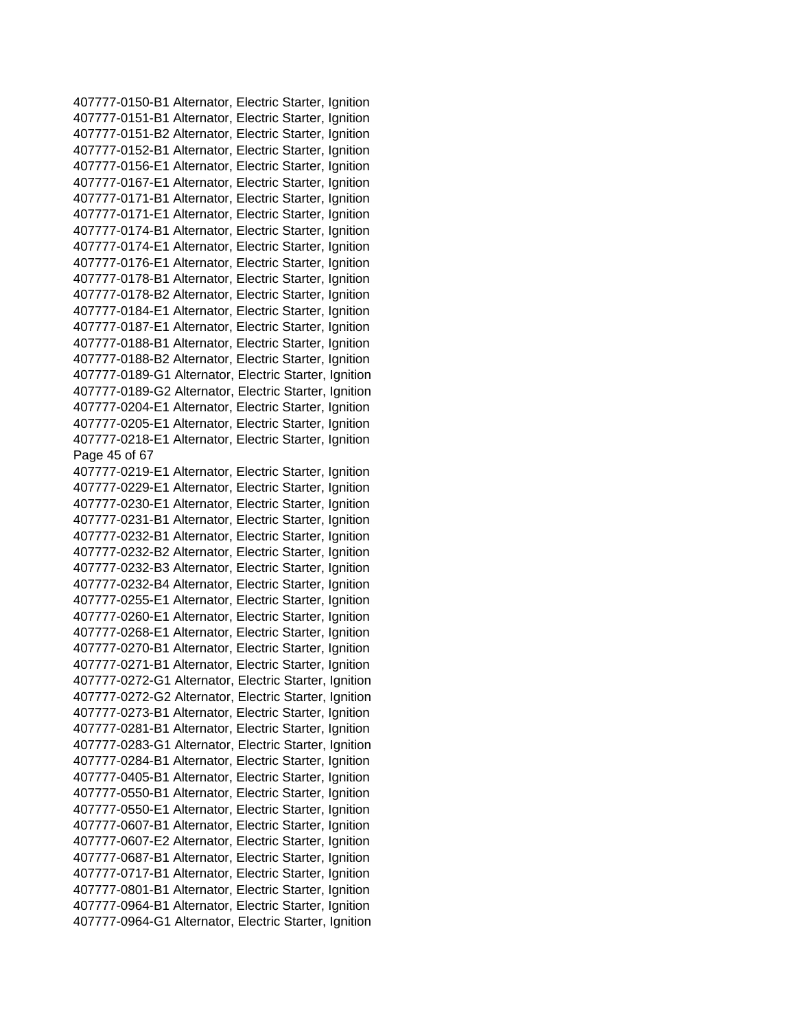407777-0150-B1 Alternator, Electric Starter, Ignition
407777-0151-B1 Alternator, Electric Starter, Ignition
407777-0151-B2 Alternator, Electric Starter, Ignition
407777-0152-B1 Alternator, Electric Starter, Ignition
407777-0156-E1 Alternator, Electric Starter, Ignition
407777-0167-E1 Alternator, Electric Starter, Ignition
407777-0171-B1 Alternator, Electric Starter, Ignition
407777-0171-E1 Alternator, Electric Starter, Ignition
407777-0174-B1 Alternator, Electric Starter, Ignition
407777-0174-E1 Alternator, Electric Starter, Ignition
407777-0176-E1 Alternator, Electric Starter, Ignition
407777-0178-B1 Alternator, Electric Starter, Ignition
407777-0178-B2 Alternator, Electric Starter, Ignition
407777-0184-E1 Alternator, Electric Starter, Ignition
407777-0187-E1 Alternator, Electric Starter, Ignition
407777-0188-B1 Alternator, Electric Starter, Ignition
407777-0188-B2 Alternator, Electric Starter, Ignition
407777-0189-G1 Alternator, Electric Starter, Ignition
407777-0189-G2 Alternator, Electric Starter, Ignition
407777-0204-E1 Alternator, Electric Starter, Ignition
407777-0205-E1 Alternator, Electric Starter, Ignition
407777-0218-E1 Alternator, Electric Starter, Ignition
407777-0219-E1 Alternator, Electric Starter, Ignition
407777-0229-E1 Alternator, Electric Starter, Ignition
407777-0230-E1 Alternator, Electric Starter, Ignition
407777-0231-B1 Alternator, Electric Starter, Ignition
407777-0232-B1 Alternator, Electric Starter, Ignition
407777-0232-B2 Alternator, Electric Starter, Ignition
407777-0232-B3 Alternator, Electric Starter, Ignition
407777-0232-B4 Alternator, Electric Starter, Ignition
407777-0255-E1 Alternator, Electric Starter, Ignition
407777-0260-E1 Alternator, Electric Starter, Ignition
407777-0268-E1 Alternator, Electric Starter, Ignition
407777-0270-B1 Alternator, Electric Starter, Ignition
407777-0271-B1 Alternator, Electric Starter, Ignition
407777-0272-G1 Alternator, Electric Starter, Ignition
407777-0272-G2 Alternator, Electric Starter, Ignition
407777-0273-B1 Alternator, Electric Starter, Ignition
407777-0281-B1 Alternator, Electric Starter, Ignition
407777-0283-G1 Alternator, Electric Starter, Ignition
407777-0284-B1 Alternator, Electric Starter, Ignition
407777-0405-B1 Alternator, Electric Starter, Ignition
407777-0550-B1 Alternator, Electric Starter, Ignition
407777-0550-E1 Alternator, Electric Starter, Ignition
407777-0607-B1 Alternator, Electric Starter, Ignition
407777-0607-E2 Alternator, Electric Starter, Ignition
407777-0687-B1 Alternator, Electric Starter, Ignition
407777-0717-B1 Alternator, Electric Starter, Ignition
407777-0801-B1 Alternator, Electric Starter, Ignition
407777-0964-B1 Alternator, Electric Starter, Ignition
407777-0964-G1 Alternator, Electric Starter, Ignition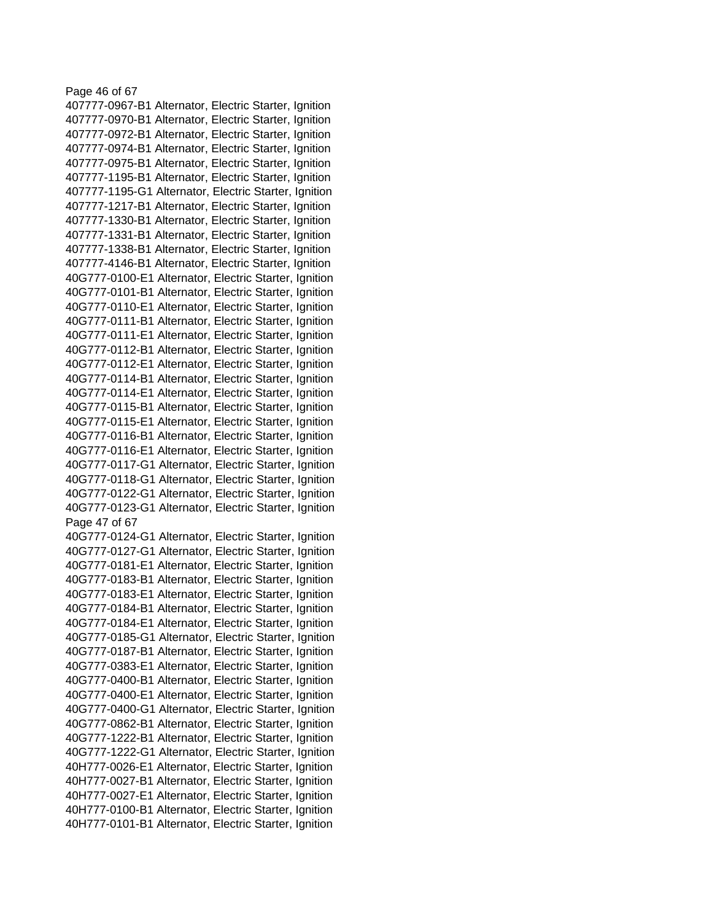407777-0967-B1 Alternator, Electric Starter, Ignition
407777-0970-B1 Alternator, Electric Starter, Ignition
407777-0972-B1 Alternator, Electric Starter, Ignition
407777-0974-B1 Alternator, Electric Starter, Ignition
407777-0975-B1 Alternator, Electric Starter, Ignition
407777-1195-B1 Alternator, Electric Starter, Ignition
407777-1195-G1 Alternator, Electric Starter, Ignition
407777-1217-B1 Alternator, Electric Starter, Ignition
407777-1330-B1 Alternator, Electric Starter, Ignition
407777-1331-B1 Alternator, Electric Starter, Ignition
407777-1338-B1 Alternator, Electric Starter, Ignition
407777-4146-B1 Alternator, Electric Starter, Ignition
40G777-0100-E1 Alternator, Electric Starter, Ignition
40G777-0101-B1 Alternator, Electric Starter, Ignition
40G777-0110-E1 Alternator, Electric Starter, Ignition
40G777-0111-B1 Alternator, Electric Starter, Ignition
40G777-0111-E1 Alternator, Electric Starter, Ignition
40G777-0112-B1 Alternator, Electric Starter, Ignition
40G777-0112-E1 Alternator, Electric Starter, Ignition
40G777-0114-B1 Alternator, Electric Starter, Ignition
40G777-0114-E1 Alternator, Electric Starter, Ignition
40G777-0115-B1 Alternator, Electric Starter, Ignition
40G777-0115-E1 Alternator, Electric Starter, Ignition
40G777-0116-B1 Alternator, Electric Starter, Ignition
40G777-0116-E1 Alternator, Electric Starter, Ignition
40G777-0117-G1 Alternator, Electric Starter, Ignition
40G777-0118-G1 Alternator, Electric Starter, Ignition
40G777-0122-G1 Alternator, Electric Starter, Ignition
40G777-0123-G1 Alternator, Electric Starter, Ignition
40G777-0124-G1 Alternator, Electric Starter, Ignition
40G777-0127-G1 Alternator, Electric Starter, Ignition
40G777-0181-E1 Alternator, Electric Starter, Ignition
40G777-0183-B1 Alternator, Electric Starter, Ignition
40G777-0183-E1 Alternator, Electric Starter, Ignition
40G777-0184-B1 Alternator, Electric Starter, Ignition
40G777-0184-E1 Alternator, Electric Starter, Ignition
40G777-0185-G1 Alternator, Electric Starter, Ignition
40G777-0187-B1 Alternator, Electric Starter, Ignition
40G777-0383-E1 Alternator, Electric Starter, Ignition
40G777-0400-B1 Alternator, Electric Starter, Ignition
40G777-0400-E1 Alternator, Electric Starter, Ignition
40G777-0400-G1 Alternator, Electric Starter, Ignition
40G777-0862-B1 Alternator, Electric Starter, Ignition
40G777-1222-B1 Alternator, Electric Starter, Ignition
40G777-1222-G1 Alternator, Electric Starter, Ignition
40H777-0026-E1 Alternator, Electric Starter, Ignition
40H777-0027-B1 Alternator, Electric Starter, Ignition
40H777-0027-E1 Alternator, Electric Starter, Ignition
40H777-0100-B1 Alternator, Electric Starter, Ignition
40H777-0101-B1 Alternator, Electric Starter, Ignition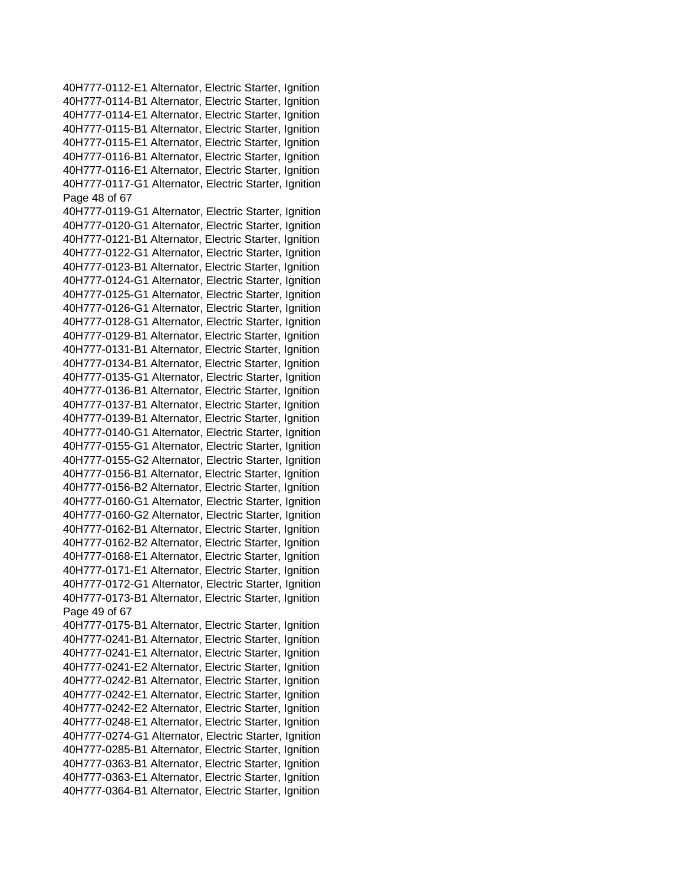40H777-0112-E1 Alternator, Electric Starter, Ignition
40H777-0114-B1 Alternator, Electric Starter, Ignition
40H777-0114-E1 Alternator, Electric Starter, Ignition
40H777-0115-B1 Alternator, Electric Starter, Ignition
40H777-0115-E1 Alternator, Electric Starter, Ignition
40H777-0116-B1 Alternator, Electric Starter, Ignition
40H777-0116-E1 Alternator, Electric Starter, Ignition
40H777-0117-G1 Alternator, Electric Starter, Ignition
40H777-0119-G1 Alternator, Electric Starter, Ignition
40H777-0120-G1 Alternator, Electric Starter, Ignition
40H777-0121-B1 Alternator, Electric Starter, Ignition
40H777-0122-G1 Alternator, Electric Starter, Ignition
40H777-0123-B1 Alternator, Electric Starter, Ignition
40H777-0124-G1 Alternator, Electric Starter, Ignition
40H777-0125-G1 Alternator, Electric Starter, Ignition
40H777-0126-G1 Alternator, Electric Starter, Ignition
40H777-0128-G1 Alternator, Electric Starter, Ignition
40H777-0129-B1 Alternator, Electric Starter, Ignition
40H777-0131-B1 Alternator, Electric Starter, Ignition
40H777-0134-B1 Alternator, Electric Starter, Ignition
40H777-0135-G1 Alternator, Electric Starter, Ignition
40H777-0136-B1 Alternator, Electric Starter, Ignition
40H777-0137-B1 Alternator, Electric Starter, Ignition
40H777-0139-B1 Alternator, Electric Starter, Ignition
40H777-0140-G1 Alternator, Electric Starter, Ignition
40H777-0155-G1 Alternator, Electric Starter, Ignition
40H777-0155-G2 Alternator, Electric Starter, Ignition
40H777-0156-B1 Alternator, Electric Starter, Ignition
40H777-0156-B2 Alternator, Electric Starter, Ignition
40H777-0160-G1 Alternator, Electric Starter, Ignition
40H777-0160-G2 Alternator, Electric Starter, Ignition
40H777-0162-B1 Alternator, Electric Starter, Ignition
40H777-0162-B2 Alternator, Electric Starter, Ignition
40H777-0168-E1 Alternator, Electric Starter, Ignition
40H777-0171-E1 Alternator, Electric Starter, Ignition
40H777-0172-G1 Alternator, Electric Starter, Ignition
40H777-0173-B1 Alternator, Electric Starter, Ignition
40H777-0175-B1 Alternator, Electric Starter, Ignition
40H777-0241-B1 Alternator, Electric Starter, Ignition
40H777-0241-E1 Alternator, Electric Starter, Ignition
40H777-0241-E2 Alternator, Electric Starter, Ignition
40H777-0242-B1 Alternator, Electric Starter, Ignition
40H777-0242-E1 Alternator, Electric Starter, Ignition
40H777-0242-E2 Alternator, Electric Starter, Ignition
40H777-0248-E1 Alternator, Electric Starter, Ignition
40H777-0274-G1 Alternator, Electric Starter, Ignition
40H777-0285-B1 Alternator, Electric Starter, Ignition
40H777-0363-B1 Alternator, Electric Starter, Ignition
40H777-0363-E1 Alternator, Electric Starter, Ignition
40H777-0364-B1 Alternator, Electric Starter, Ignition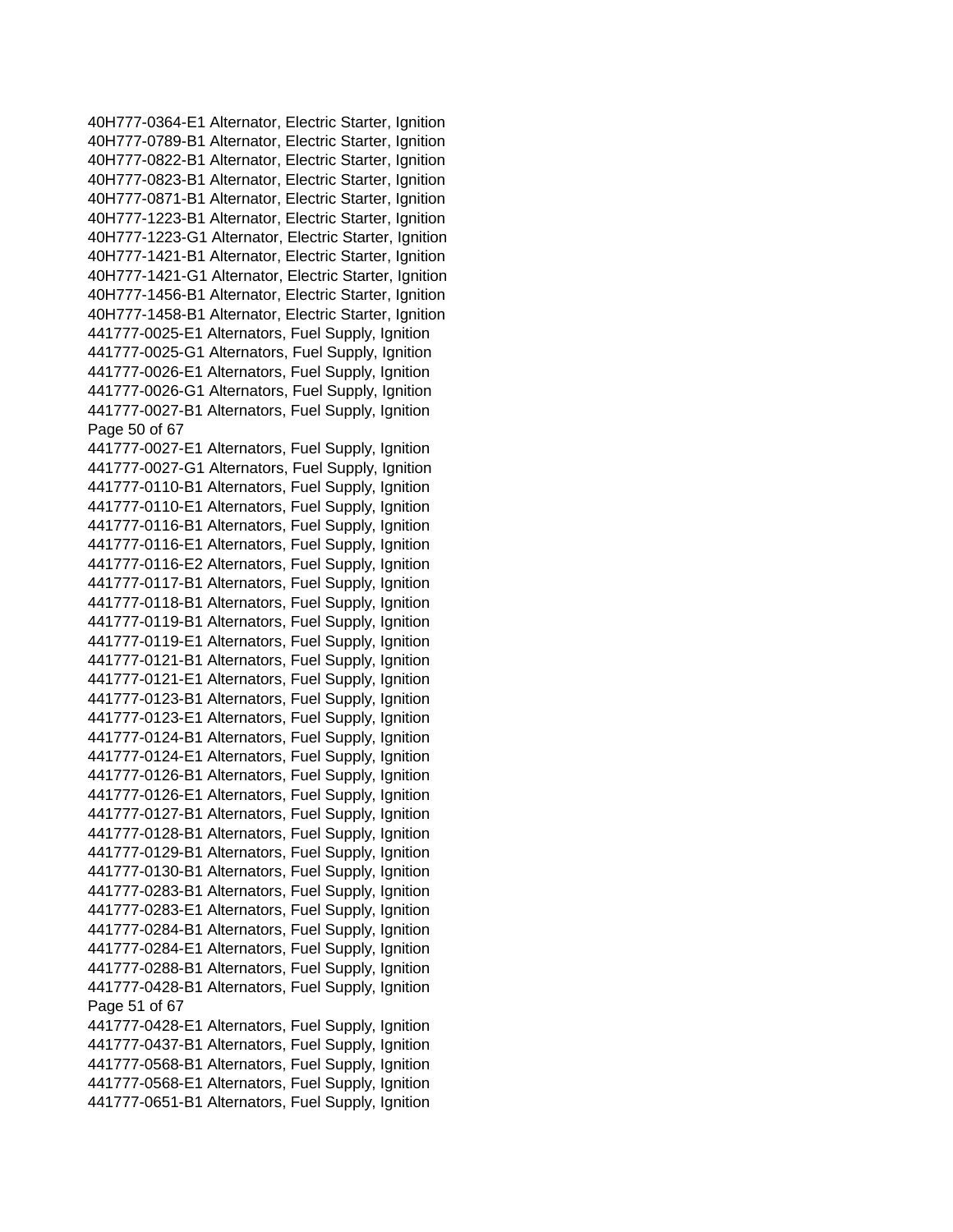40H777-0364-E1 Alternator, Electric Starter, Ignition
40H777-0789-B1 Alternator, Electric Starter, Ignition
40H777-0822-B1 Alternator, Electric Starter, Ignition
40H777-0823-B1 Alternator, Electric Starter, Ignition
40H777-0871-B1 Alternator, Electric Starter, Ignition
40H777-1223-B1 Alternator, Electric Starter, Ignition
40H777-1223-G1 Alternator, Electric Starter, Ignition
40H777-1421-B1 Alternator, Electric Starter, Ignition
40H777-1421-G1 Alternator, Electric Starter, Ignition
40H777-1456-B1 Alternator, Electric Starter, Ignition
40H777-1458-B1 Alternator, Electric Starter, Ignition
441777-0025-E1 Alternators, Fuel Supply, Ignition
441777-0025-G1 Alternators, Fuel Supply, Ignition
441777-0026-E1 Alternators, Fuel Supply, Ignition
441777-0026-G1 Alternators, Fuel Supply, Ignition
441777-0027-B1 Alternators, Fuel Supply, Ignition
441777-0027-E1 Alternators, Fuel Supply, Ignition
441777-0027-G1 Alternators, Fuel Supply, Ignition
441777-0110-B1 Alternators, Fuel Supply, Ignition
441777-0110-E1 Alternators, Fuel Supply, Ignition
441777-0116-B1 Alternators, Fuel Supply, Ignition
441777-0116-E1 Alternators, Fuel Supply, Ignition
441777-0116-E2 Alternators, Fuel Supply, Ignition
441777-0117-B1 Alternators, Fuel Supply, Ignition
441777-0118-B1 Alternators, Fuel Supply, Ignition
441777-0119-B1 Alternators, Fuel Supply, Ignition
441777-0119-E1 Alternators, Fuel Supply, Ignition
441777-0121-B1 Alternators, Fuel Supply, Ignition
441777-0121-E1 Alternators, Fuel Supply, Ignition
441777-0123-B1 Alternators, Fuel Supply, Ignition
441777-0123-E1 Alternators, Fuel Supply, Ignition
441777-0124-B1 Alternators, Fuel Supply, Ignition
441777-0124-E1 Alternators, Fuel Supply, Ignition
441777-0126-B1 Alternators, Fuel Supply, Ignition
441777-0126-E1 Alternators, Fuel Supply, Ignition
441777-0127-B1 Alternators, Fuel Supply, Ignition
441777-0128-B1 Alternators, Fuel Supply, Ignition
441777-0129-B1 Alternators, Fuel Supply, Ignition
441777-0130-B1 Alternators, Fuel Supply, Ignition
441777-0283-B1 Alternators, Fuel Supply, Ignition
441777-0283-E1 Alternators, Fuel Supply, Ignition
441777-0284-B1 Alternators, Fuel Supply, Ignition
441777-0284-E1 Alternators, Fuel Supply, Ignition
441777-0288-B1 Alternators, Fuel Supply, Ignition
441777-0428-B1 Alternators, Fuel Supply, Ignition
441777-0428-E1 Alternators, Fuel Supply, Ignition
441777-0437-B1 Alternators, Fuel Supply, Ignition
441777-0568-B1 Alternators, Fuel Supply, Ignition
441777-0568-E1 Alternators, Fuel Supply, Ignition
441777-0651-B1 Alternators, Fuel Supply, Ignition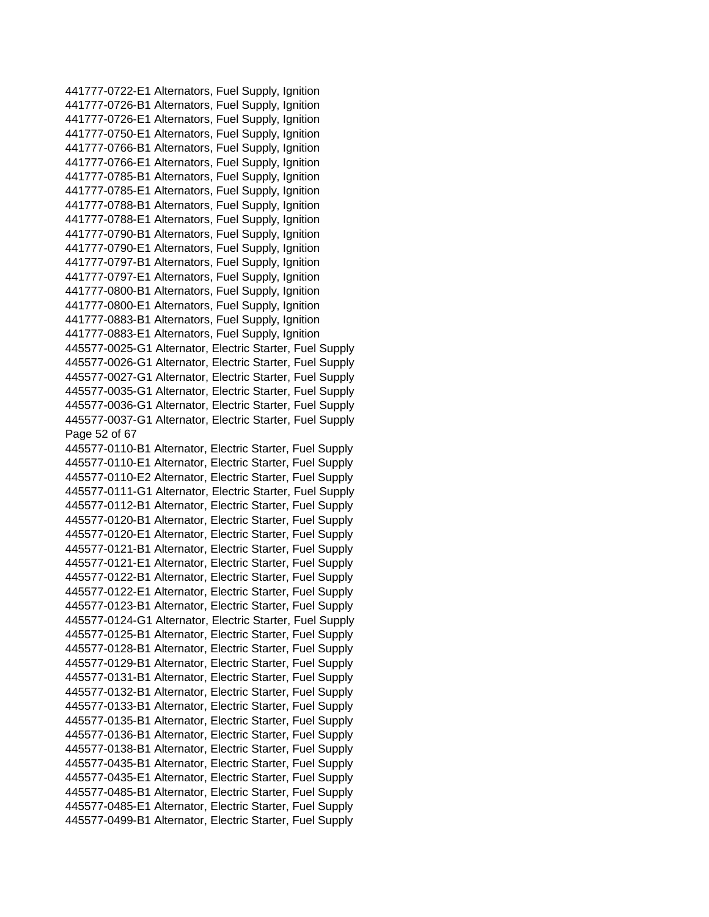441777-0722-E1 Alternators, Fuel Supply, Ignition
441777-0726-B1 Alternators, Fuel Supply, Ignition
441777-0726-E1 Alternators, Fuel Supply, Ignition
441777-0750-E1 Alternators, Fuel Supply, Ignition
441777-0766-B1 Alternators, Fuel Supply, Ignition
441777-0766-E1 Alternators, Fuel Supply, Ignition
441777-0785-B1 Alternators, Fuel Supply, Ignition
441777-0785-E1 Alternators, Fuel Supply, Ignition
441777-0788-B1 Alternators, Fuel Supply, Ignition
441777-0788-E1 Alternators, Fuel Supply, Ignition
441777-0790-B1 Alternators, Fuel Supply, Ignition
441777-0790-E1 Alternators, Fuel Supply, Ignition
441777-0797-B1 Alternators, Fuel Supply, Ignition
441777-0797-E1 Alternators, Fuel Supply, Ignition
441777-0800-B1 Alternators, Fuel Supply, Ignition
441777-0800-E1 Alternators, Fuel Supply, Ignition
441777-0883-B1 Alternators, Fuel Supply, Ignition
441777-0883-E1 Alternators, Fuel Supply, Ignition
445577-0025-G1 Alternator, Electric Starter, Fuel Supply
445577-0026-G1 Alternator, Electric Starter, Fuel Supply
445577-0027-G1 Alternator, Electric Starter, Fuel Supply
445577-0035-G1 Alternator, Electric Starter, Fuel Supply
445577-0036-G1 Alternator, Electric Starter, Fuel Supply
445577-0037-G1 Alternator, Electric Starter, Fuel Supply
445577-0110-B1 Alternator, Electric Starter, Fuel Supply
445577-0110-E1 Alternator, Electric Starter, Fuel Supply
445577-0110-E2 Alternator, Electric Starter, Fuel Supply
445577-0111-G1 Alternator, Electric Starter, Fuel Supply
445577-0112-B1 Alternator, Electric Starter, Fuel Supply
445577-0120-B1 Alternator, Electric Starter, Fuel Supply
445577-0120-E1 Alternator, Electric Starter, Fuel Supply
445577-0121-B1 Alternator, Electric Starter, Fuel Supply
445577-0121-E1 Alternator, Electric Starter, Fuel Supply
445577-0122-B1 Alternator, Electric Starter, Fuel Supply
445577-0122-E1 Alternator, Electric Starter, Fuel Supply
445577-0123-B1 Alternator, Electric Starter, Fuel Supply
445577-0124-G1 Alternator, Electric Starter, Fuel Supply
445577-0125-B1 Alternator, Electric Starter, Fuel Supply
445577-0128-B1 Alternator, Electric Starter, Fuel Supply
445577-0129-B1 Alternator, Electric Starter, Fuel Supply
445577-0131-B1 Alternator, Electric Starter, Fuel Supply
445577-0132-B1 Alternator, Electric Starter, Fuel Supply
445577-0133-B1 Alternator, Electric Starter, Fuel Supply
445577-0135-B1 Alternator, Electric Starter, Fuel Supply
445577-0136-B1 Alternator, Electric Starter, Fuel Supply
445577-0138-B1 Alternator, Electric Starter, Fuel Supply
445577-0435-B1 Alternator, Electric Starter, Fuel Supply
445577-0435-E1 Alternator, Electric Starter, Fuel Supply
445577-0485-B1 Alternator, Electric Starter, Fuel Supply
445577-0485-E1 Alternator, Electric Starter, Fuel Supply
445577-0499-B1 Alternator, Electric Starter, Fuel Supply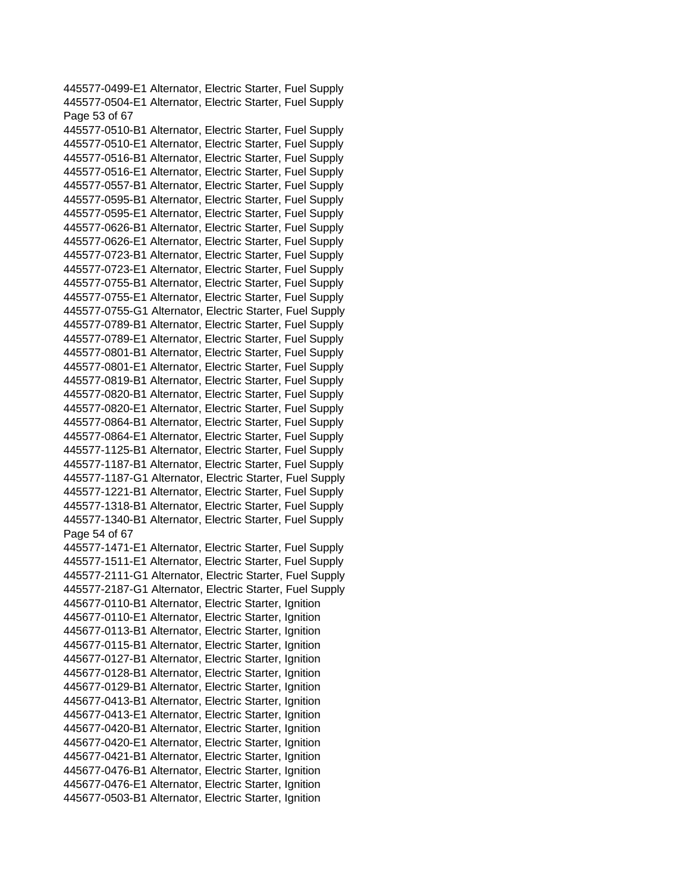445577-0499-E1 Alternator, Electric Starter, Fuel Supply
445577-0504-E1 Alternator, Electric Starter, Fuel Supply
445577-0510-B1 Alternator, Electric Starter, Fuel Supply
445577-0510-E1 Alternator, Electric Starter, Fuel Supply
445577-0516-B1 Alternator, Electric Starter, Fuel Supply
445577-0516-E1 Alternator, Electric Starter, Fuel Supply
445577-0557-B1 Alternator, Electric Starter, Fuel Supply
445577-0595-B1 Alternator, Electric Starter, Fuel Supply
445577-0595-E1 Alternator, Electric Starter, Fuel Supply
445577-0626-B1 Alternator, Electric Starter, Fuel Supply
445577-0626-E1 Alternator, Electric Starter, Fuel Supply
445577-0723-B1 Alternator, Electric Starter, Fuel Supply
445577-0723-E1 Alternator, Electric Starter, Fuel Supply
445577-0755-B1 Alternator, Electric Starter, Fuel Supply
445577-0755-E1 Alternator, Electric Starter, Fuel Supply
445577-0755-G1 Alternator, Electric Starter, Fuel Supply
445577-0789-B1 Alternator, Electric Starter, Fuel Supply
445577-0789-E1 Alternator, Electric Starter, Fuel Supply
445577-0801-B1 Alternator, Electric Starter, Fuel Supply
445577-0801-E1 Alternator, Electric Starter, Fuel Supply
445577-0819-B1 Alternator, Electric Starter, Fuel Supply
445577-0820-B1 Alternator, Electric Starter, Fuel Supply
445577-0820-E1 Alternator, Electric Starter, Fuel Supply
445577-0864-B1 Alternator, Electric Starter, Fuel Supply
445577-0864-E1 Alternator, Electric Starter, Fuel Supply
445577-1125-B1 Alternator, Electric Starter, Fuel Supply
445577-1187-B1 Alternator, Electric Starter, Fuel Supply
445577-1187-G1 Alternator, Electric Starter, Fuel Supply
445577-1221-B1 Alternator, Electric Starter, Fuel Supply
445577-1318-B1 Alternator, Electric Starter, Fuel Supply
445577-1340-B1 Alternator, Electric Starter, Fuel Supply
445577-1471-E1 Alternator, Electric Starter, Fuel Supply
445577-1511-E1 Alternator, Electric Starter, Fuel Supply
445577-2111-G1 Alternator, Electric Starter, Fuel Supply
445577-2187-G1 Alternator, Electric Starter, Fuel Supply
445677-0110-B1 Alternator, Electric Starter, Ignition
445677-0110-E1 Alternator, Electric Starter, Ignition
445677-0113-B1 Alternator, Electric Starter, Ignition
445677-0115-B1 Alternator, Electric Starter, Ignition
445677-0127-B1 Alternator, Electric Starter, Ignition
445677-0128-B1 Alternator, Electric Starter, Ignition
445677-0129-B1 Alternator, Electric Starter, Ignition
445677-0413-B1 Alternator, Electric Starter, Ignition
445677-0413-E1 Alternator, Electric Starter, Ignition
445677-0420-B1 Alternator, Electric Starter, Ignition
445677-0420-E1 Alternator, Electric Starter, Ignition
445677-0421-B1 Alternator, Electric Starter, Ignition
445677-0476-B1 Alternator, Electric Starter, Ignition
445677-0476-E1 Alternator, Electric Starter, Ignition
445677-0503-B1 Alternator, Electric Starter, Ignition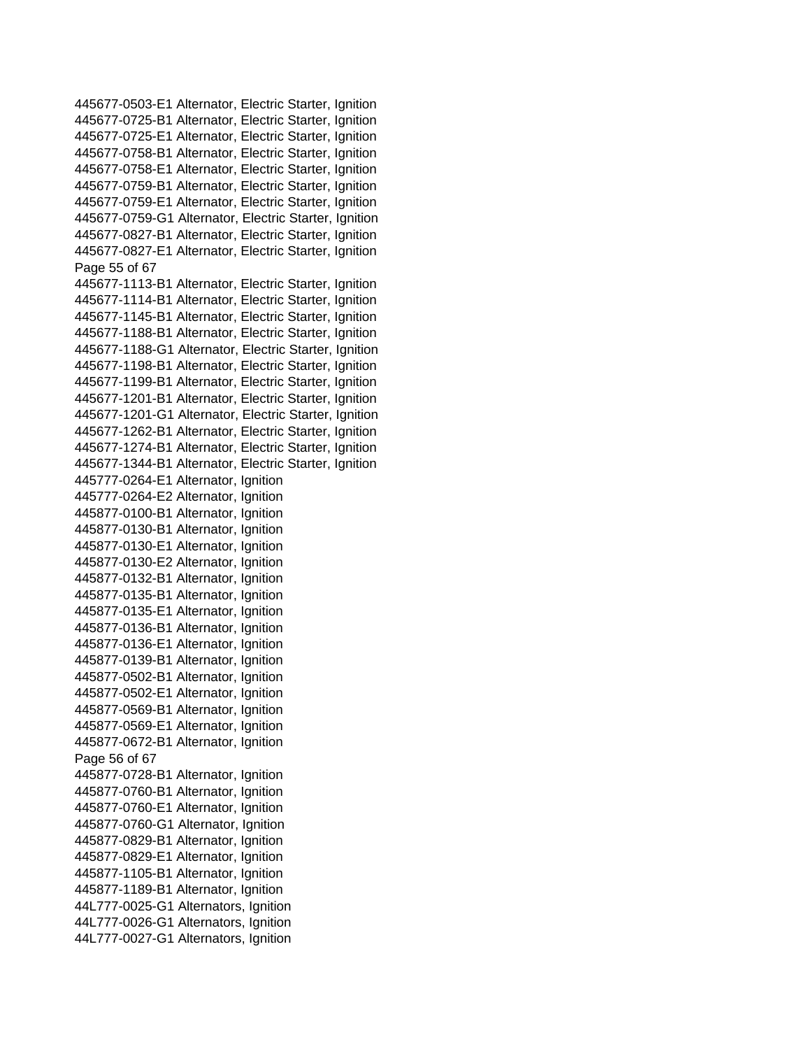445677-0503-E1 Alternator, Electric Starter, Ignition
445677-0725-B1 Alternator, Electric Starter, Ignition
445677-0725-E1 Alternator, Electric Starter, Ignition
445677-0758-B1 Alternator, Electric Starter, Ignition
445677-0758-E1 Alternator, Electric Starter, Ignition
445677-0759-B1 Alternator, Electric Starter, Ignition
445677-0759-E1 Alternator, Electric Starter, Ignition
445677-0759-G1 Alternator, Electric Starter, Ignition
445677-0827-B1 Alternator, Electric Starter, Ignition
445677-0827-E1 Alternator, Electric Starter, Ignition
445677-1113-B1 Alternator, Electric Starter, Ignition
445677-1114-B1 Alternator, Electric Starter, Ignition
445677-1145-B1 Alternator, Electric Starter, Ignition
445677-1188-B1 Alternator, Electric Starter, Ignition
445677-1188-G1 Alternator, Electric Starter, Ignition
445677-1198-B1 Alternator, Electric Starter, Ignition
445677-1199-B1 Alternator, Electric Starter, Ignition
445677-1201-B1 Alternator, Electric Starter, Ignition
445677-1201-G1 Alternator, Electric Starter, Ignition
445677-1262-B1 Alternator, Electric Starter, Ignition
445677-1274-B1 Alternator, Electric Starter, Ignition
445677-1344-B1 Alternator, Electric Starter, Ignition
445777-0264-E1 Alternator, Ignition
445777-0264-E2 Alternator, Ignition
445877-0100-B1 Alternator, Ignition
445877-0130-B1 Alternator, Ignition
445877-0130-E1 Alternator, Ignition
445877-0130-E2 Alternator, Ignition
445877-0132-B1 Alternator, Ignition
445877-0135-B1 Alternator, Ignition
445877-0135-E1 Alternator, Ignition
445877-0136-B1 Alternator, Ignition
445877-0136-E1 Alternator, Ignition
445877-0139-B1 Alternator, Ignition
445877-0502-B1 Alternator, Ignition
445877-0502-E1 Alternator, Ignition
445877-0569-B1 Alternator, Ignition
445877-0569-E1 Alternator, Ignition
445877-0672-B1 Alternator, Ignition
445877-0728-B1 Alternator, Ignition
445877-0760-B1 Alternator, Ignition
445877-0760-E1 Alternator, Ignition
445877-0760-G1 Alternator, Ignition
445877-0829-B1 Alternator, Ignition
445877-0829-E1 Alternator, Ignition
445877-1105-B1 Alternator, Ignition
445877-1189-B1 Alternator, Ignition
44L777-0025-G1 Alternators, Ignition
44L777-0026-G1 Alternators, Ignition
44L777-0027-G1 Alternators, Ignition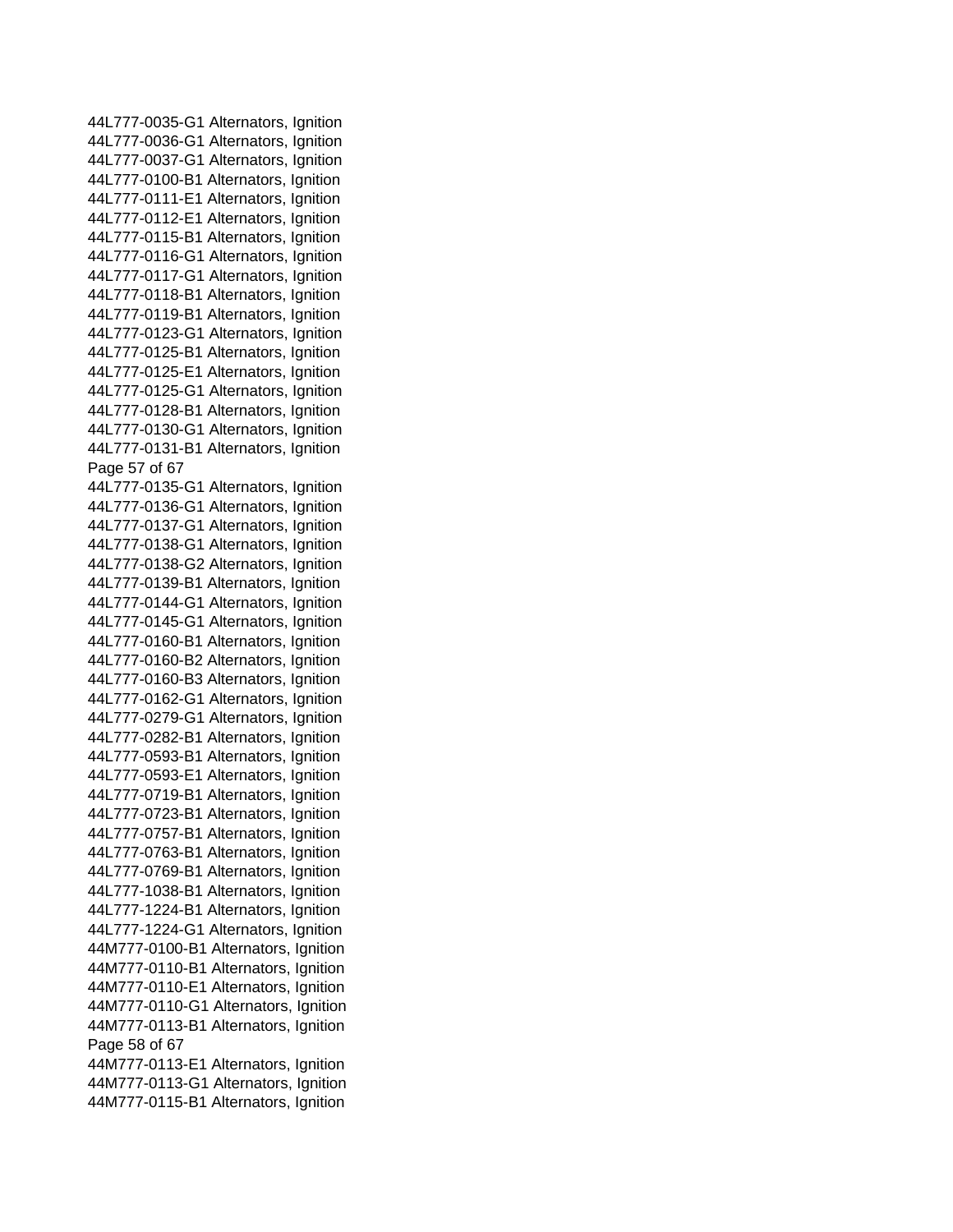44L777-0035-G1 Alternators, Ignition
44L777-0036-G1 Alternators, Ignition
44L777-0037-G1 Alternators, Ignition
44L777-0100-B1 Alternators, Ignition
44L777-0111-E1 Alternators, Ignition
44L777-0112-E1 Alternators, Ignition
44L777-0115-B1 Alternators, Ignition
44L777-0116-G1 Alternators, Ignition
44L777-0117-G1 Alternators, Ignition
44L777-0118-B1 Alternators, Ignition
44L777-0119-B1 Alternators, Ignition
44L777-0123-G1 Alternators, Ignition
44L777-0125-B1 Alternators, Ignition
44L777-0125-E1 Alternators, Ignition
44L777-0125-G1 Alternators, Ignition
44L777-0128-B1 Alternators, Ignition
44L777-0130-G1 Alternators, Ignition
44L777-0131-B1 Alternators, Ignition
44L777-0135-G1 Alternators, Ignition
44L777-0136-G1 Alternators, Ignition
44L777-0137-G1 Alternators, Ignition
44L777-0138-G1 Alternators, Ignition
44L777-0138-G2 Alternators, Ignition
44L777-0139-B1 Alternators, Ignition
44L777-0144-G1 Alternators, Ignition
44L777-0145-G1 Alternators, Ignition
44L777-0160-B1 Alternators, Ignition
44L777-0160-B2 Alternators, Ignition
44L777-0160-B3 Alternators, Ignition
44L777-0162-G1 Alternators, Ignition
44L777-0279-G1 Alternators, Ignition
44L777-0282-B1 Alternators, Ignition
44L777-0593-B1 Alternators, Ignition
44L777-0593-E1 Alternators, Ignition
44L777-0719-B1 Alternators, Ignition
44L777-0723-B1 Alternators, Ignition
44L777-0757-B1 Alternators, Ignition
44L777-0763-B1 Alternators, Ignition
44L777-0769-B1 Alternators, Ignition
44L777-1038-B1 Alternators, Ignition
44L777-1224-B1 Alternators, Ignition
44L777-1224-G1 Alternators, Ignition
44M777-0100-B1 Alternators, Ignition
44M777-0110-B1 Alternators, Ignition
44M777-0110-E1 Alternators, Ignition
44M777-0110-G1 Alternators, Ignition
44M777-0113-B1 Alternators, Ignition
44M777-0113-E1 Alternators, Ignition
44M777-0113-G1 Alternators, Ignition
44M777-0115-B1 Alternators, Ignition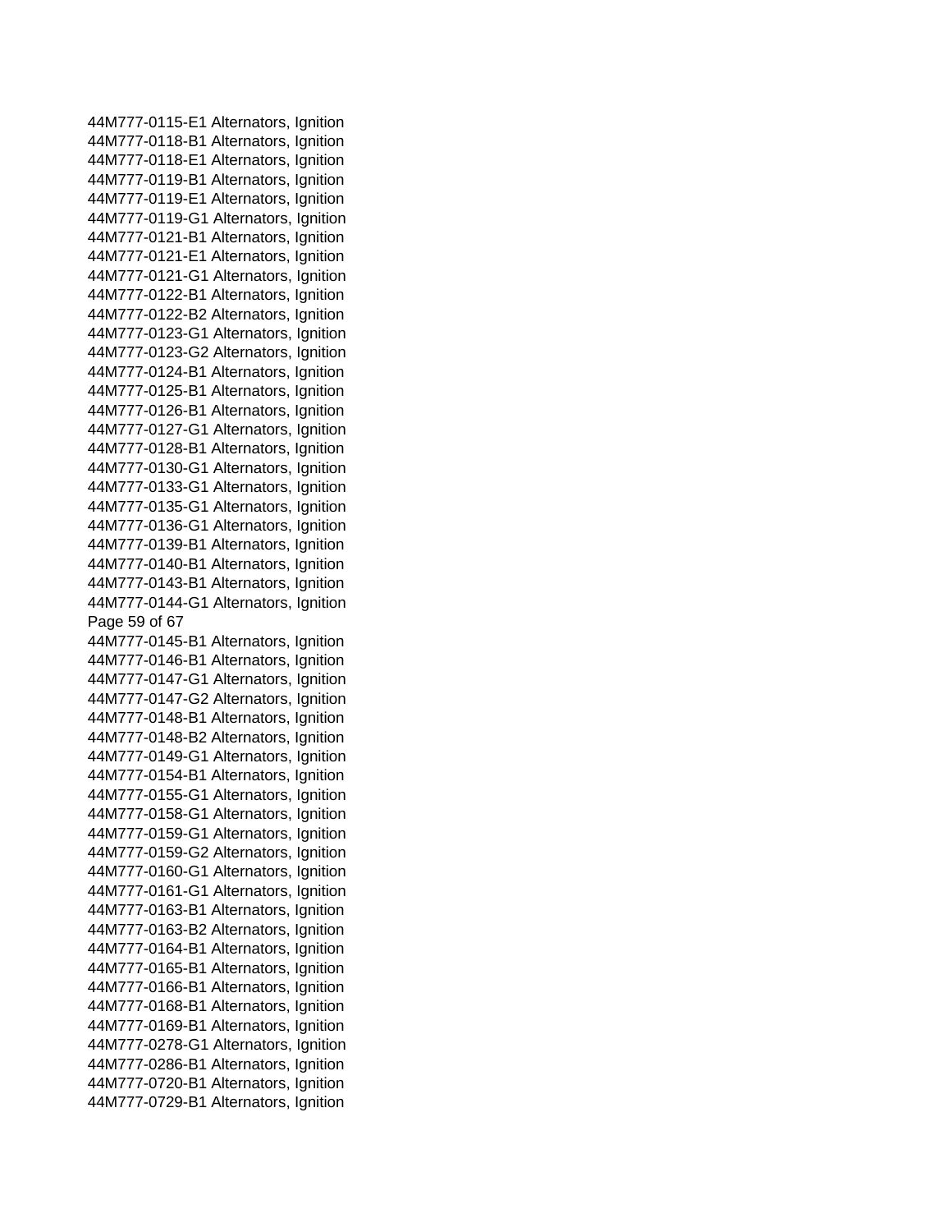44M777-0115-E1 Alternators, Ignition
44M777-0118-B1 Alternators, Ignition
44M777-0118-E1 Alternators, Ignition
44M777-0119-B1 Alternators, Ignition
44M777-0119-E1 Alternators, Ignition
44M777-0119-G1 Alternators, Ignition
44M777-0121-B1 Alternators, Ignition
44M777-0121-E1 Alternators, Ignition
44M777-0121-G1 Alternators, Ignition
44M777-0122-B1 Alternators, Ignition
44M777-0122-B2 Alternators, Ignition
44M777-0123-G1 Alternators, Ignition
44M777-0123-G2 Alternators, Ignition
44M777-0124-B1 Alternators, Ignition
44M777-0125-B1 Alternators, Ignition
44M777-0126-B1 Alternators, Ignition
44M777-0127-G1 Alternators, Ignition
44M777-0128-B1 Alternators, Ignition
44M777-0130-G1 Alternators, Ignition
44M777-0133-G1 Alternators, Ignition
44M777-0135-G1 Alternators, Ignition
44M777-0136-G1 Alternators, Ignition
44M777-0139-B1 Alternators, Ignition
44M777-0140-B1 Alternators, Ignition
44M777-0143-B1 Alternators, Ignition
44M777-0144-G1 Alternators, Ignition
44M777-0145-B1 Alternators, Ignition
44M777-0146-B1 Alternators, Ignition
44M777-0147-G1 Alternators, Ignition
44M777-0147-G2 Alternators, Ignition
44M777-0148-B1 Alternators, Ignition
44M777-0148-B2 Alternators, Ignition
44M777-0149-G1 Alternators, Ignition
44M777-0154-B1 Alternators, Ignition
44M777-0155-G1 Alternators, Ignition
44M777-0158-G1 Alternators, Ignition
44M777-0159-G1 Alternators, Ignition
44M777-0159-G2 Alternators, Ignition
44M777-0160-G1 Alternators, Ignition
44M777-0161-G1 Alternators, Ignition
44M777-0163-B1 Alternators, Ignition
44M777-0163-B2 Alternators, Ignition
44M777-0164-B1 Alternators, Ignition
44M777-0165-B1 Alternators, Ignition
44M777-0166-B1 Alternators, Ignition
44M777-0168-B1 Alternators, Ignition
44M777-0169-B1 Alternators, Ignition
44M777-0278-G1 Alternators, Ignition
44M777-0286-B1 Alternators, Ignition
44M777-0720-B1 Alternators, Ignition
44M777-0729-B1 Alternators, Ignition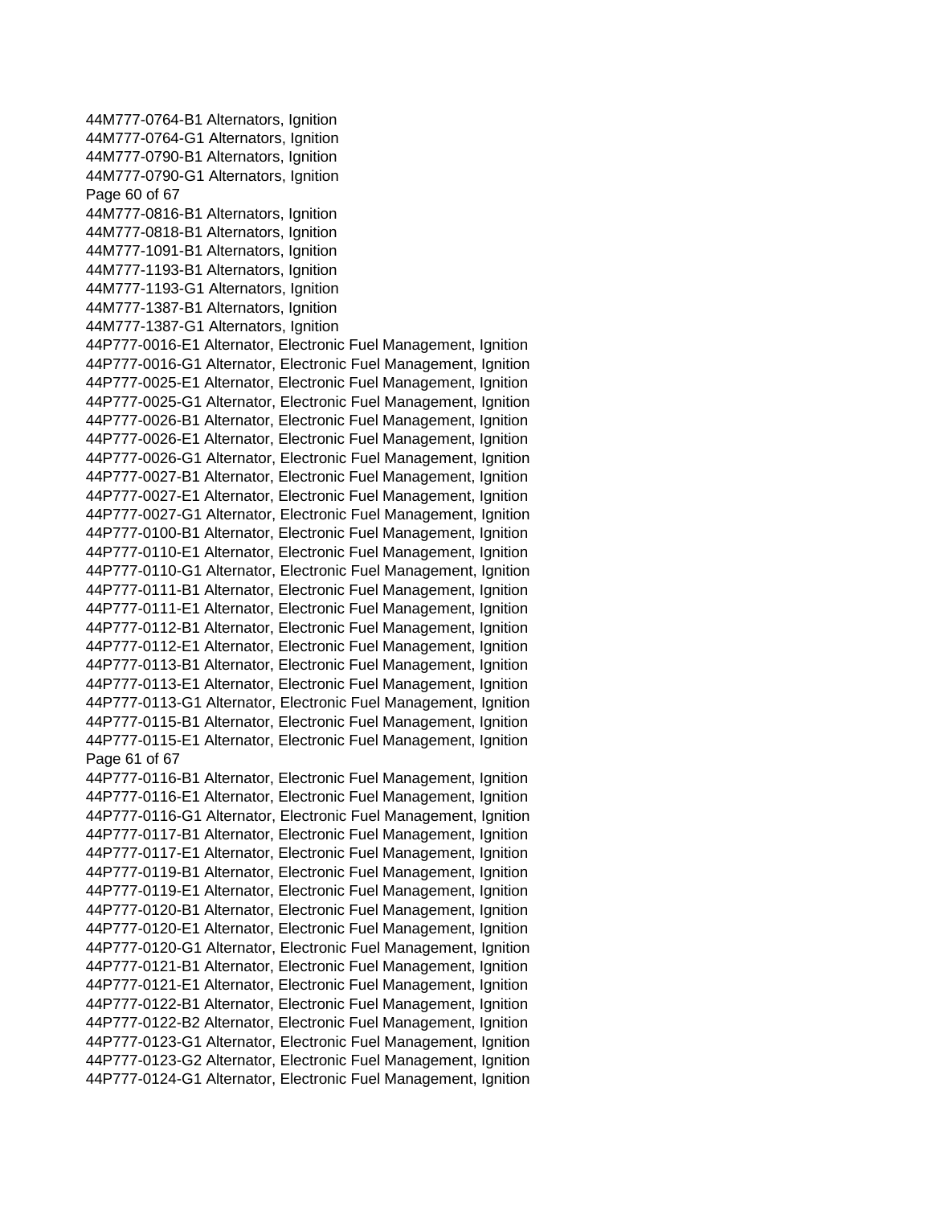44M777-0764-B1 Alternators, Ignition
44M777-0764-G1 Alternators, Ignition
44M777-0790-B1 Alternators, Ignition
44M777-0790-G1 Alternators, Ignition
44M777-0816-B1 Alternators, Ignition
44M777-0818-B1 Alternators, Ignition
44M777-1091-B1 Alternators, Ignition
44M777-1193-B1 Alternators, Ignition
44M777-1193-G1 Alternators, Ignition
44M777-1387-B1 Alternators, Ignition
44M777-1387-G1 Alternators, Ignition
44P777-0016-E1 Alternator, Electronic Fuel Management, Ignition
44P777-0016-G1 Alternator, Electronic Fuel Management, Ignition
44P777-0025-E1 Alternator, Electronic Fuel Management, Ignition
44P777-0025-G1 Alternator, Electronic Fuel Management, Ignition
44P777-0026-B1 Alternator, Electronic Fuel Management, Ignition
44P777-0026-E1 Alternator, Electronic Fuel Management, Ignition
44P777-0026-G1 Alternator, Electronic Fuel Management, Ignition
44P777-0027-B1 Alternator, Electronic Fuel Management, Ignition
44P777-0027-E1 Alternator, Electronic Fuel Management, Ignition
44P777-0027-G1 Alternator, Electronic Fuel Management, Ignition
44P777-0100-B1 Alternator, Electronic Fuel Management, Ignition
44P777-0110-E1 Alternator, Electronic Fuel Management, Ignition
44P777-0110-G1 Alternator, Electronic Fuel Management, Ignition
44P777-0111-B1 Alternator, Electronic Fuel Management, Ignition
44P777-0111-E1 Alternator, Electronic Fuel Management, Ignition
44P777-0112-B1 Alternator, Electronic Fuel Management, Ignition
44P777-0112-E1 Alternator, Electronic Fuel Management, Ignition
44P777-0113-B1 Alternator, Electronic Fuel Management, Ignition
44P777-0113-E1 Alternator, Electronic Fuel Management, Ignition
44P777-0113-G1 Alternator, Electronic Fuel Management, Ignition
44P777-0115-B1 Alternator, Electronic Fuel Management, Ignition
44P777-0115-E1 Alternator, Electronic Fuel Management, Ignition
44P777-0116-B1 Alternator, Electronic Fuel Management, Ignition
44P777-0116-E1 Alternator, Electronic Fuel Management, Ignition
44P777-0116-G1 Alternator, Electronic Fuel Management, Ignition
44P777-0117-B1 Alternator, Electronic Fuel Management, Ignition
44P777-0117-E1 Alternator, Electronic Fuel Management, Ignition
44P777-0119-B1 Alternator, Electronic Fuel Management, Ignition
44P777-0119-E1 Alternator, Electronic Fuel Management, Ignition
44P777-0120-B1 Alternator, Electronic Fuel Management, Ignition
44P777-0120-E1 Alternator, Electronic Fuel Management, Ignition
44P777-0120-G1 Alternator, Electronic Fuel Management, Ignition
44P777-0121-B1 Alternator, Electronic Fuel Management, Ignition
44P777-0121-E1 Alternator, Electronic Fuel Management, Ignition
44P777-0122-B1 Alternator, Electronic Fuel Management, Ignition
44P777-0122-B2 Alternator, Electronic Fuel Management, Ignition
44P777-0123-G1 Alternator, Electronic Fuel Management, Ignition
44P777-0123-G2 Alternator, Electronic Fuel Management, Ignition
44P777-0124-G1 Alternator, Electronic Fuel Management, Ignition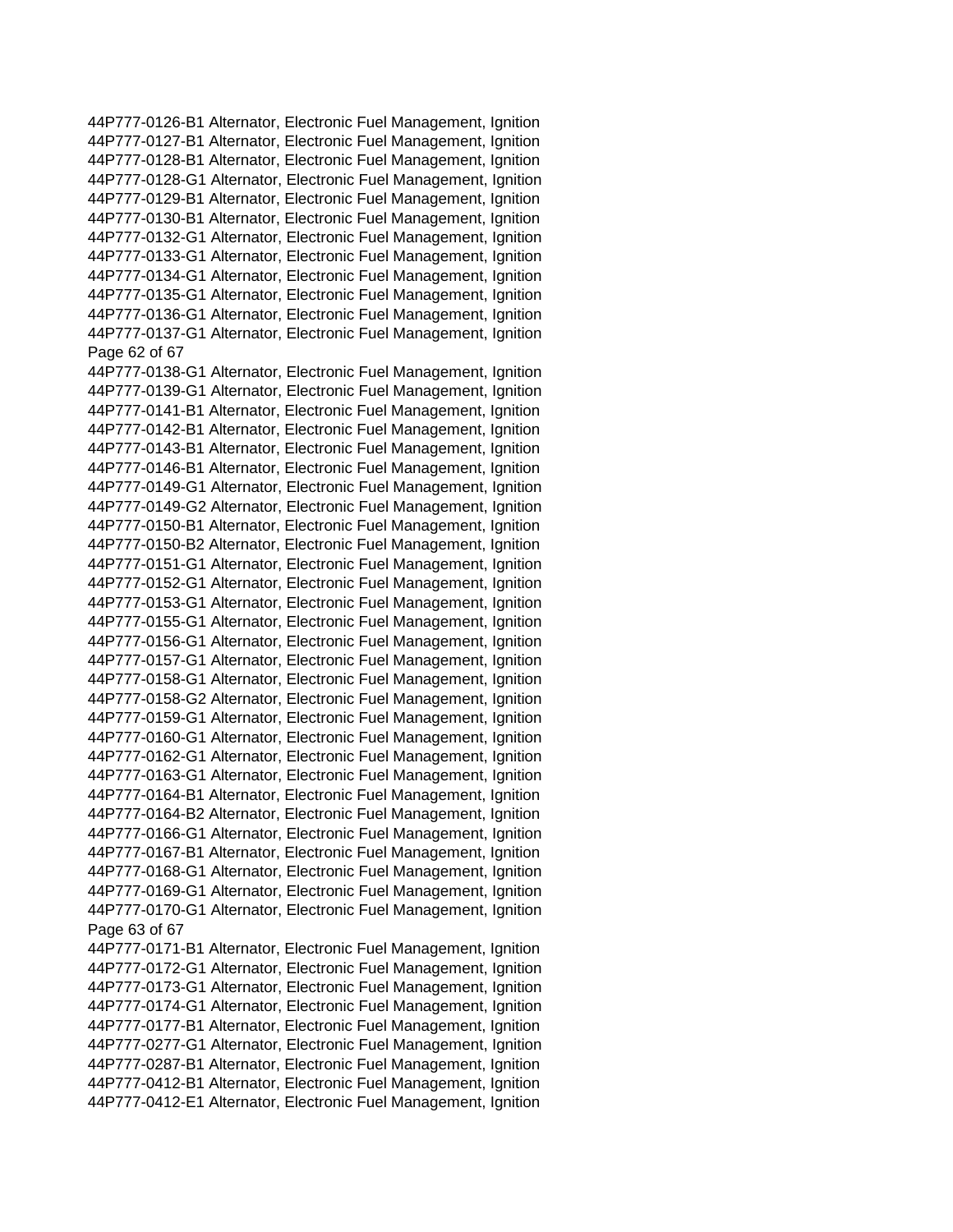44P777-0126-B1 Alternator, Electronic Fuel Management, Ignition
44P777-0127-B1 Alternator, Electronic Fuel Management, Ignition
44P777-0128-B1 Alternator, Electronic Fuel Management, Ignition
44P777-0128-G1 Alternator, Electronic Fuel Management, Ignition
44P777-0129-B1 Alternator, Electronic Fuel Management, Ignition
44P777-0130-B1 Alternator, Electronic Fuel Management, Ignition
44P777-0132-G1 Alternator, Electronic Fuel Management, Ignition
44P777-0133-G1 Alternator, Electronic Fuel Management, Ignition
44P777-0134-G1 Alternator, Electronic Fuel Management, Ignition
44P777-0135-G1 Alternator, Electronic Fuel Management, Ignition
44P777-0136-G1 Alternator, Electronic Fuel Management, Ignition
44P777-0137-G1 Alternator, Electronic Fuel Management, Ignition
44P777-0138-G1 Alternator, Electronic Fuel Management, Ignition
44P777-0139-G1 Alternator, Electronic Fuel Management, Ignition
44P777-0141-B1 Alternator, Electronic Fuel Management, Ignition
44P777-0142-B1 Alternator, Electronic Fuel Management, Ignition
44P777-0143-B1 Alternator, Electronic Fuel Management, Ignition
44P777-0146-B1 Alternator, Electronic Fuel Management, Ignition
44P777-0149-G1 Alternator, Electronic Fuel Management, Ignition
44P777-0149-G2 Alternator, Electronic Fuel Management, Ignition
44P777-0150-B1 Alternator, Electronic Fuel Management, Ignition
44P777-0150-B2 Alternator, Electronic Fuel Management, Ignition
44P777-0151-G1 Alternator, Electronic Fuel Management, Ignition
44P777-0152-G1 Alternator, Electronic Fuel Management, Ignition
44P777-0153-G1 Alternator, Electronic Fuel Management, Ignition
44P777-0155-G1 Alternator, Electronic Fuel Management, Ignition
44P777-0156-G1 Alternator, Electronic Fuel Management, Ignition
44P777-0157-G1 Alternator, Electronic Fuel Management, Ignition
44P777-0158-G1 Alternator, Electronic Fuel Management, Ignition
44P777-0158-G2 Alternator, Electronic Fuel Management, Ignition
44P777-0159-G1 Alternator, Electronic Fuel Management, Ignition
44P777-0160-G1 Alternator, Electronic Fuel Management, Ignition
44P777-0162-G1 Alternator, Electronic Fuel Management, Ignition
44P777-0163-G1 Alternator, Electronic Fuel Management, Ignition
44P777-0164-B1 Alternator, Electronic Fuel Management, Ignition
44P777-0164-B2 Alternator, Electronic Fuel Management, Ignition
44P777-0166-G1 Alternator, Electronic Fuel Management, Ignition
44P777-0167-B1 Alternator, Electronic Fuel Management, Ignition
44P777-0168-G1 Alternator, Electronic Fuel Management, Ignition
44P777-0169-G1 Alternator, Electronic Fuel Management, Ignition
44P777-0170-G1 Alternator, Electronic Fuel Management, Ignition
44P777-0171-B1 Alternator, Electronic Fuel Management, Ignition
44P777-0172-G1 Alternator, Electronic Fuel Management, Ignition
44P777-0173-G1 Alternator, Electronic Fuel Management, Ignition
44P777-0174-G1 Alternator, Electronic Fuel Management, Ignition
44P777-0177-B1 Alternator, Electronic Fuel Management, Ignition
44P777-0277-G1 Alternator, Electronic Fuel Management, Ignition
44P777-0287-B1 Alternator, Electronic Fuel Management, Ignition
44P777-0412-B1 Alternator, Electronic Fuel Management, Ignition
44P777-0412-E1 Alternator, Electronic Fuel Management, Ignition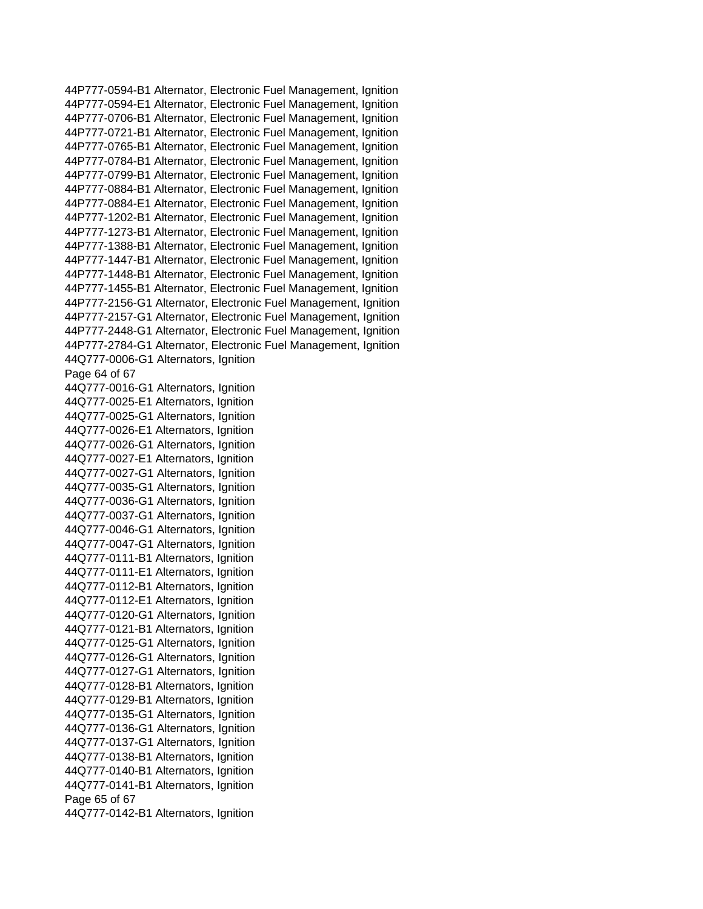44P777-0594-B1 Alternator, Electronic Fuel Management, Ignition
44P777-0594-E1 Alternator, Electronic Fuel Management, Ignition
44P777-0706-B1 Alternator, Electronic Fuel Management, Ignition
44P777-0721-B1 Alternator, Electronic Fuel Management, Ignition
44P777-0765-B1 Alternator, Electronic Fuel Management, Ignition
44P777-0784-B1 Alternator, Electronic Fuel Management, Ignition
44P777-0799-B1 Alternator, Electronic Fuel Management, Ignition
44P777-0884-B1 Alternator, Electronic Fuel Management, Ignition
44P777-0884-E1 Alternator, Electronic Fuel Management, Ignition
44P777-1202-B1 Alternator, Electronic Fuel Management, Ignition
44P777-1273-B1 Alternator, Electronic Fuel Management, Ignition
44P777-1388-B1 Alternator, Electronic Fuel Management, Ignition
44P777-1447-B1 Alternator, Electronic Fuel Management, Ignition
44P777-1448-B1 Alternator, Electronic Fuel Management, Ignition
44P777-1455-B1 Alternator, Electronic Fuel Management, Ignition
44P777-2156-G1 Alternator, Electronic Fuel Management, Ignition
44P777-2157-G1 Alternator, Electronic Fuel Management, Ignition
44P777-2448-G1 Alternator, Electronic Fuel Management, Ignition
44P777-2784-G1 Alternator, Electronic Fuel Management, Ignition
44Q777-0006-G1 Alternators, Ignition
44Q777-0016-G1 Alternators, Ignition
44Q777-0025-E1 Alternators, Ignition
44Q777-0025-G1 Alternators, Ignition
44Q777-0026-E1 Alternators, Ignition
44Q777-0026-G1 Alternators, Ignition
44Q777-0027-E1 Alternators, Ignition
44Q777-0027-G1 Alternators, Ignition
44Q777-0035-G1 Alternators, Ignition
44Q777-0036-G1 Alternators, Ignition
44Q777-0037-G1 Alternators, Ignition
44Q777-0046-G1 Alternators, Ignition
44Q777-0047-G1 Alternators, Ignition
44Q777-0111-B1 Alternators, Ignition
44Q777-0111-E1 Alternators, Ignition
44Q777-0112-B1 Alternators, Ignition
44Q777-0112-E1 Alternators, Ignition
44Q777-0120-G1 Alternators, Ignition
44Q777-0121-B1 Alternators, Ignition
44Q777-0125-G1 Alternators, Ignition
44Q777-0126-G1 Alternators, Ignition
44Q777-0127-G1 Alternators, Ignition
44Q777-0128-B1 Alternators, Ignition
44Q777-0129-B1 Alternators, Ignition
44Q777-0135-G1 Alternators, Ignition
44Q777-0136-G1 Alternators, Ignition
44Q777-0137-G1 Alternators, Ignition
44Q777-0138-B1 Alternators, Ignition
44Q777-0140-B1 Alternators, Ignition
44Q777-0141-B1 Alternators, Ignition
44Q777-0142-B1 Alternators, Ignition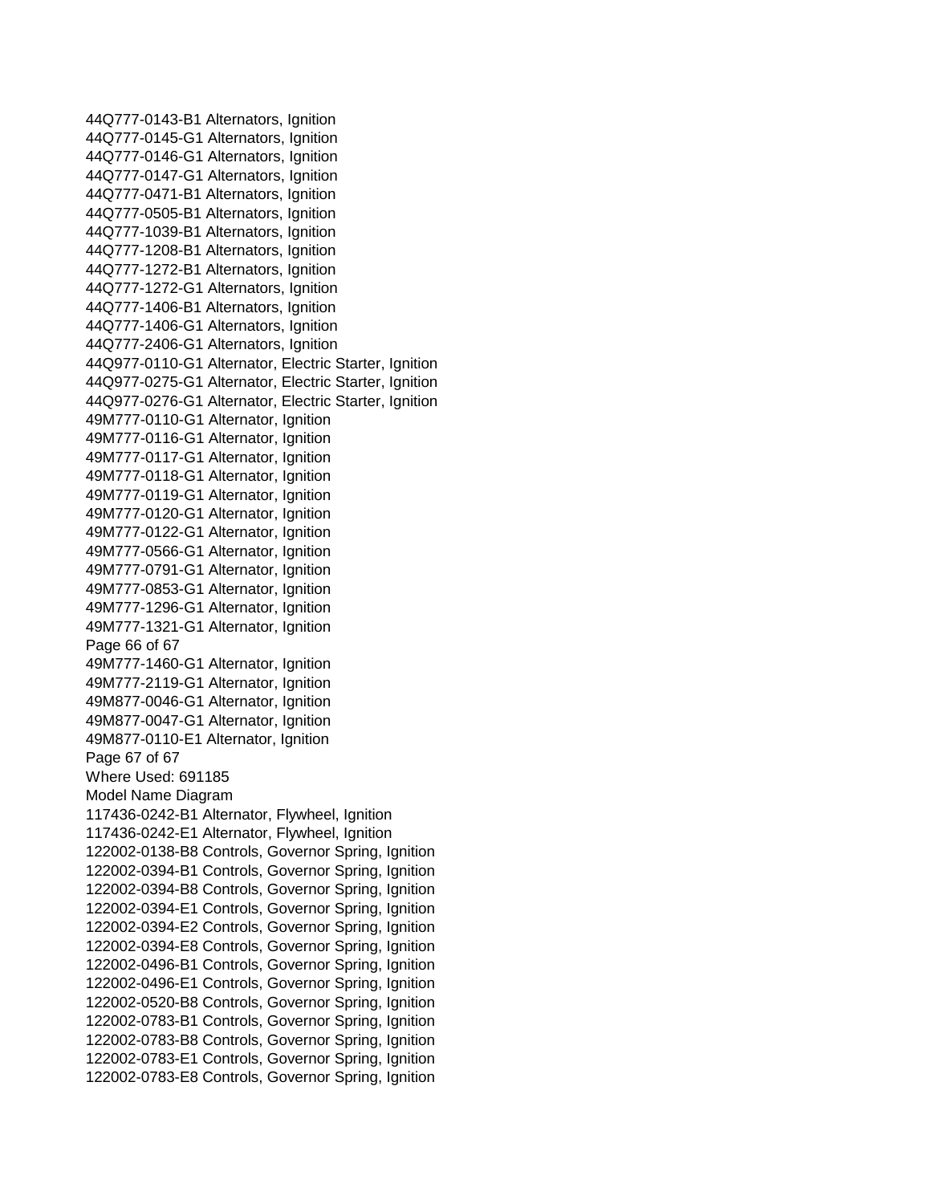44Q777-0143-B1 Alternators, Ignition
44Q777-0145-G1 Alternators, Ignition
44Q777-0146-G1 Alternators, Ignition
44Q777-0147-G1 Alternators, Ignition
44Q777-0471-B1 Alternators, Ignition
44Q777-0505-B1 Alternators, Ignition
44Q777-1039-B1 Alternators, Ignition
44Q777-1208-B1 Alternators, Ignition
44Q777-1272-B1 Alternators, Ignition
44Q777-1272-G1 Alternators, Ignition
44Q777-1406-B1 Alternators, Ignition
44Q777-1406-G1 Alternators, Ignition
44Q777-2406-G1 Alternators, Ignition
44Q977-0110-G1 Alternator, Electric Starter, Ignition
44Q977-0275-G1 Alternator, Electric Starter, Ignition
44Q977-0276-G1 Alternator, Electric Starter, Ignition
49M777-0110-G1 Alternator, Ignition
49M777-0116-G1 Alternator, Ignition
49M777-0117-G1 Alternator, Ignition
49M777-0118-G1 Alternator, Ignition
49M777-0119-G1 Alternator, Ignition
49M777-0120-G1 Alternator, Ignition
49M777-0122-G1 Alternator, Ignition
49M777-0566-G1 Alternator, Ignition
49M777-0791-G1 Alternator, Ignition
49M777-0853-G1 Alternator, Ignition
49M777-1296-G1 Alternator, Ignition
49M777-1321-G1 Alternator, Ignition
49M777-1460-G1 Alternator, Ignition
49M777-2119-G1 Alternator, Ignition
49M877-0046-G1 Alternator, Ignition
49M877-0047-G1 Alternator, Ignition
49M877-0110-E1 Alternator, Ignition

Where Used: 691185

Model Name Diagram
117436-0242-B1 Alternator, Flywheel, Ignition
117436-0242-E1 Alternator, Flywheel, Ignition
122002-0138-B8 Controls, Governor Spring, Ignition
122002-0394-B1 Controls, Governor Spring, Ignition
122002-0394-B8 Controls, Governor Spring, Ignition
122002-0394-E1 Controls, Governor Spring, Ignition
122002-0394-E2 Controls, Governor Spring, Ignition
122002-0394-E8 Controls, Governor Spring, Ignition
122002-0496-B1 Controls, Governor Spring, Ignition
122002-0496-E1 Controls, Governor Spring, Ignition
122002-0520-B8 Controls, Governor Spring, Ignition
122002-0783-B1 Controls, Governor Spring, Ignition
122002-0783-B8 Controls, Governor Spring, Ignition
122002-0783-E1 Controls, Governor Spring, Ignition
122002-0783-E8 Controls, Governor Spring, Ignition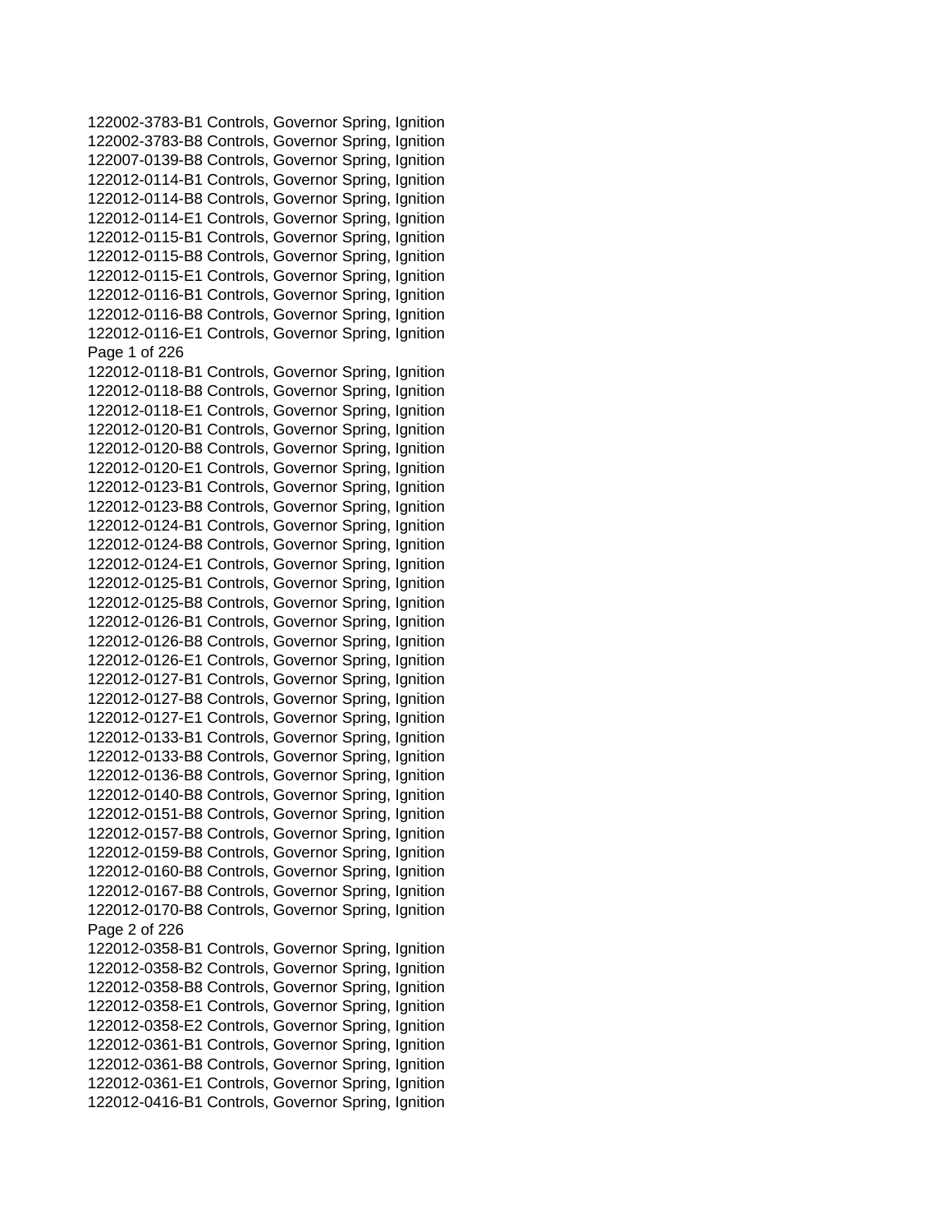122002-3783-B1 Controls, Governor Spring, Ignition
122002-3783-B8 Controls, Governor Spring, Ignition
122007-0139-B8 Controls, Governor Spring, Ignition
122012-0114-B1 Controls, Governor Spring, Ignition
122012-0114-B8 Controls, Governor Spring, Ignition
122012-0114-E1 Controls, Governor Spring, Ignition
122012-0115-B1 Controls, Governor Spring, Ignition
122012-0115-B8 Controls, Governor Spring, Ignition
122012-0115-E1 Controls, Governor Spring, Ignition
122012-0116-B1 Controls, Governor Spring, Ignition
122012-0116-B8 Controls, Governor Spring, Ignition
122012-0116-E1 Controls, Governor Spring, Ignition
122012-0118-B1 Controls, Governor Spring, Ignition
122012-0118-B8 Controls, Governor Spring, Ignition
122012-0118-E1 Controls, Governor Spring, Ignition
122012-0120-B1 Controls, Governor Spring, Ignition
122012-0120-B8 Controls, Governor Spring, Ignition
122012-0120-E1 Controls, Governor Spring, Ignition
122012-0123-B1 Controls, Governor Spring, Ignition
122012-0123-B8 Controls, Governor Spring, Ignition
122012-0124-B1 Controls, Governor Spring, Ignition
122012-0124-B8 Controls, Governor Spring, Ignition
122012-0124-E1 Controls, Governor Spring, Ignition
122012-0125-B1 Controls, Governor Spring, Ignition
122012-0125-B8 Controls, Governor Spring, Ignition
122012-0126-B1 Controls, Governor Spring, Ignition
122012-0126-B8 Controls, Governor Spring, Ignition
122012-0126-E1 Controls, Governor Spring, Ignition
122012-0127-B1 Controls, Governor Spring, Ignition
122012-0127-B8 Controls, Governor Spring, Ignition
122012-0127-E1 Controls, Governor Spring, Ignition
122012-0133-B1 Controls, Governor Spring, Ignition
122012-0133-B8 Controls, Governor Spring, Ignition
122012-0136-B8 Controls, Governor Spring, Ignition
122012-0140-B8 Controls, Governor Spring, Ignition
122012-0151-B8 Controls, Governor Spring, Ignition
122012-0157-B8 Controls, Governor Spring, Ignition
122012-0159-B8 Controls, Governor Spring, Ignition
122012-0160-B8 Controls, Governor Spring, Ignition
122012-0167-B8 Controls, Governor Spring, Ignition
122012-0170-B8 Controls, Governor Spring, Ignition
122012-0358-B1 Controls, Governor Spring, Ignition
122012-0358-B2 Controls, Governor Spring, Ignition
122012-0358-B8 Controls, Governor Spring, Ignition
122012-0358-E1 Controls, Governor Spring, Ignition
122012-0358-E2 Controls, Governor Spring, Ignition
122012-0361-B1 Controls, Governor Spring, Ignition
122012-0361-B8 Controls, Governor Spring, Ignition
122012-0361-E1 Controls, Governor Spring, Ignition
122012-0416-B1 Controls, Governor Spring, Ignition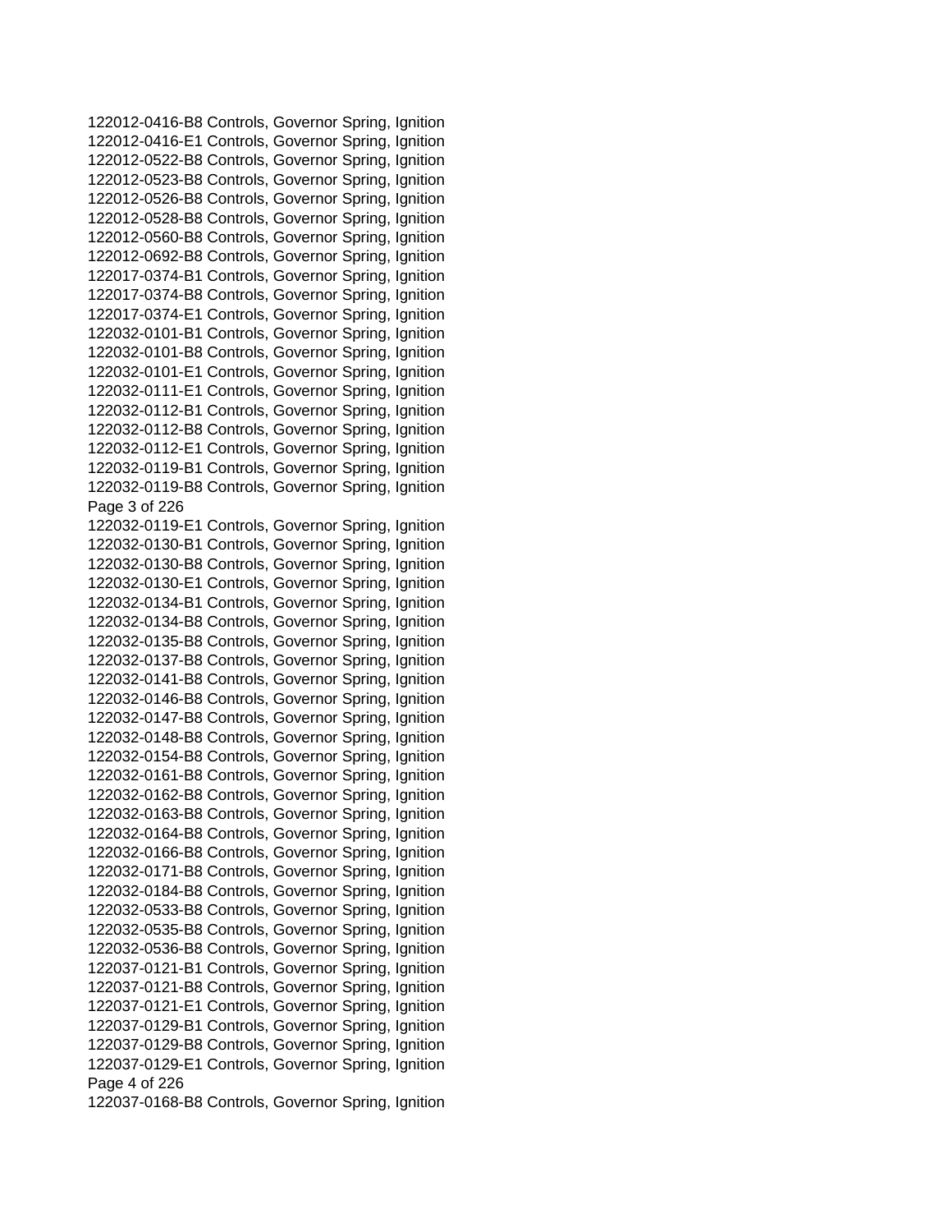122012-0416-B8 Controls, Governor Spring, Ignition
122012-0416-E1 Controls, Governor Spring, Ignition
122012-0522-B8 Controls, Governor Spring, Ignition
122012-0523-B8 Controls, Governor Spring, Ignition
122012-0526-B8 Controls, Governor Spring, Ignition
122012-0528-B8 Controls, Governor Spring, Ignition
122012-0560-B8 Controls, Governor Spring, Ignition
122012-0692-B8 Controls, Governor Spring, Ignition
122017-0374-B1 Controls, Governor Spring, Ignition
122017-0374-B8 Controls, Governor Spring, Ignition
122017-0374-E1 Controls, Governor Spring, Ignition
122032-0101-B1 Controls, Governor Spring, Ignition
122032-0101-B8 Controls, Governor Spring, Ignition
122032-0101-E1 Controls, Governor Spring, Ignition
122032-0111-E1 Controls, Governor Spring, Ignition
122032-0112-B1 Controls, Governor Spring, Ignition
122032-0112-B8 Controls, Governor Spring, Ignition
122032-0112-E1 Controls, Governor Spring, Ignition
122032-0119-B1 Controls, Governor Spring, Ignition
122032-0119-B8 Controls, Governor Spring, Ignition
122032-0119-E1 Controls, Governor Spring, Ignition
122032-0130-B1 Controls, Governor Spring, Ignition
122032-0130-B8 Controls, Governor Spring, Ignition
122032-0130-E1 Controls, Governor Spring, Ignition
122032-0134-B1 Controls, Governor Spring, Ignition
122032-0134-B8 Controls, Governor Spring, Ignition
122032-0135-B8 Controls, Governor Spring, Ignition
122032-0137-B8 Controls, Governor Spring, Ignition
122032-0141-B8 Controls, Governor Spring, Ignition
122032-0146-B8 Controls, Governor Spring, Ignition
122032-0147-B8 Controls, Governor Spring, Ignition
122032-0148-B8 Controls, Governor Spring, Ignition
122032-0154-B8 Controls, Governor Spring, Ignition
122032-0161-B8 Controls, Governor Spring, Ignition
122032-0162-B8 Controls, Governor Spring, Ignition
122032-0163-B8 Controls, Governor Spring, Ignition
122032-0164-B8 Controls, Governor Spring, Ignition
122032-0166-B8 Controls, Governor Spring, Ignition
122032-0171-B8 Controls, Governor Spring, Ignition
122032-0184-B8 Controls, Governor Spring, Ignition
122032-0533-B8 Controls, Governor Spring, Ignition
122032-0535-B8 Controls, Governor Spring, Ignition
122032-0536-B8 Controls, Governor Spring, Ignition
122037-0121-B1 Controls, Governor Spring, Ignition
122037-0121-B8 Controls, Governor Spring, Ignition
122037-0121-E1 Controls, Governor Spring, Ignition
122037-0129-B1 Controls, Governor Spring, Ignition
122037-0129-B8 Controls, Governor Spring, Ignition
122037-0129-E1 Controls, Governor Spring, Ignition
122037-0168-B8 Controls, Governor Spring, Ignition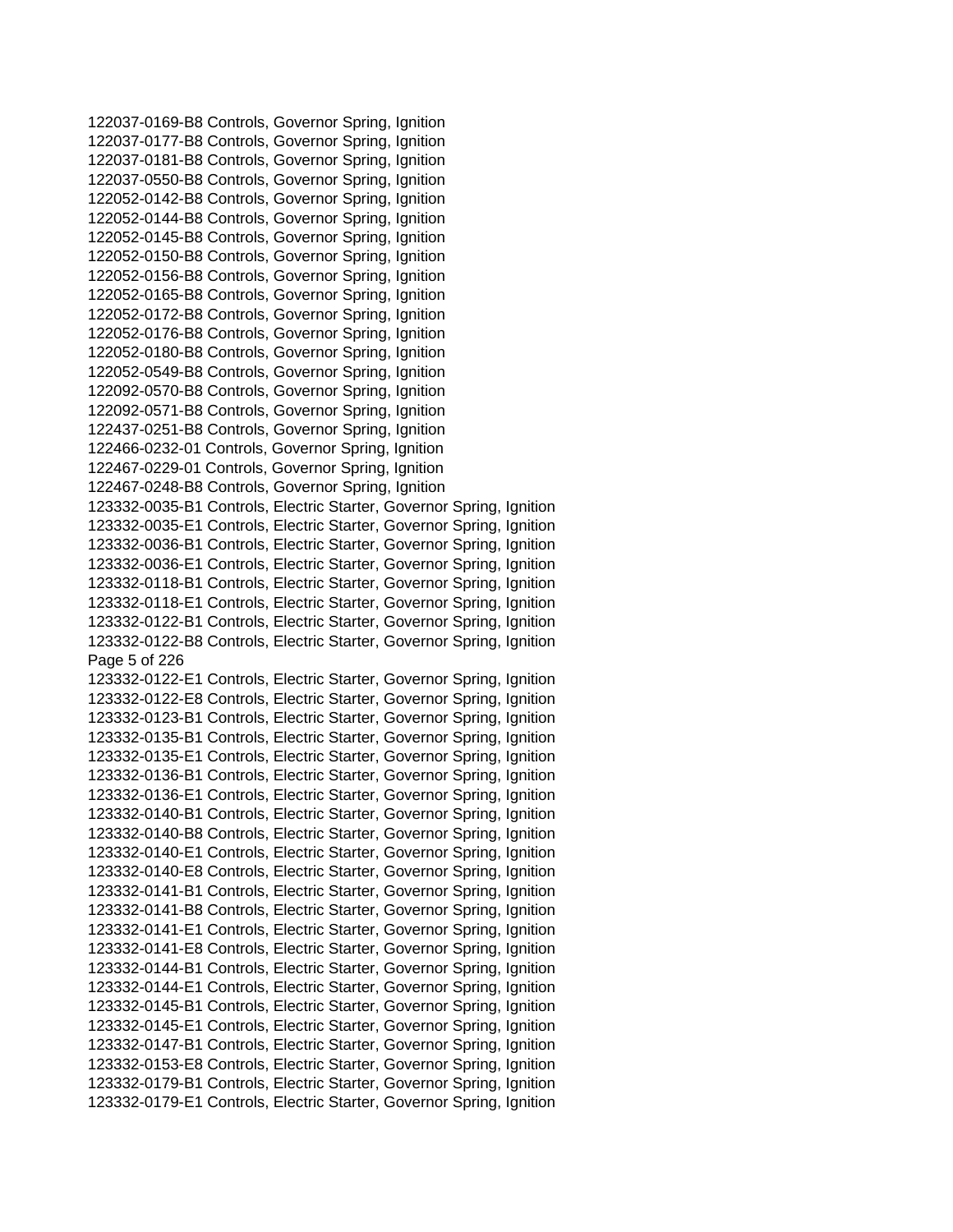122037-0169-B8 Controls, Governor Spring, Ignition
122037-0177-B8 Controls, Governor Spring, Ignition
122037-0181-B8 Controls, Governor Spring, Ignition
122037-0550-B8 Controls, Governor Spring, Ignition
122052-0142-B8 Controls, Governor Spring, Ignition
122052-0144-B8 Controls, Governor Spring, Ignition
122052-0145-B8 Controls, Governor Spring, Ignition
122052-0150-B8 Controls, Governor Spring, Ignition
122052-0156-B8 Controls, Governor Spring, Ignition
122052-0165-B8 Controls, Governor Spring, Ignition
122052-0172-B8 Controls, Governor Spring, Ignition
122052-0176-B8 Controls, Governor Spring, Ignition
122052-0180-B8 Controls, Governor Spring, Ignition
122052-0549-B8 Controls, Governor Spring, Ignition
122092-0570-B8 Controls, Governor Spring, Ignition
122092-0571-B8 Controls, Governor Spring, Ignition
122437-0251-B8 Controls, Governor Spring, Ignition
122466-0232-01 Controls, Governor Spring, Ignition
122467-0229-01 Controls, Governor Spring, Ignition
122467-0248-B8 Controls, Governor Spring, Ignition
123332-0035-B1 Controls, Electric Starter, Governor Spring, Ignition
123332-0035-E1 Controls, Electric Starter, Governor Spring, Ignition
123332-0036-B1 Controls, Electric Starter, Governor Spring, Ignition
123332-0036-E1 Controls, Electric Starter, Governor Spring, Ignition
123332-0118-B1 Controls, Electric Starter, Governor Spring, Ignition
123332-0118-E1 Controls, Electric Starter, Governor Spring, Ignition
123332-0122-B1 Controls, Electric Starter, Governor Spring, Ignition
123332-0122-B8 Controls, Electric Starter, Governor Spring, Ignition
123332-0122-E1 Controls, Electric Starter, Governor Spring, Ignition
123332-0122-E8 Controls, Electric Starter, Governor Spring, Ignition
123332-0123-B1 Controls, Electric Starter, Governor Spring, Ignition
123332-0135-B1 Controls, Electric Starter, Governor Spring, Ignition
123332-0135-E1 Controls, Electric Starter, Governor Spring, Ignition
123332-0136-B1 Controls, Electric Starter, Governor Spring, Ignition
123332-0136-E1 Controls, Electric Starter, Governor Spring, Ignition
123332-0140-B1 Controls, Electric Starter, Governor Spring, Ignition
123332-0140-B8 Controls, Electric Starter, Governor Spring, Ignition
123332-0140-E1 Controls, Electric Starter, Governor Spring, Ignition
123332-0140-E8 Controls, Electric Starter, Governor Spring, Ignition
123332-0141-B1 Controls, Electric Starter, Governor Spring, Ignition
123332-0141-B8 Controls, Electric Starter, Governor Spring, Ignition
123332-0141-E1 Controls, Electric Starter, Governor Spring, Ignition
123332-0141-E8 Controls, Electric Starter, Governor Spring, Ignition
123332-0144-B1 Controls, Electric Starter, Governor Spring, Ignition
123332-0144-E1 Controls, Electric Starter, Governor Spring, Ignition
123332-0145-B1 Controls, Electric Starter, Governor Spring, Ignition
123332-0145-E1 Controls, Electric Starter, Governor Spring, Ignition
123332-0147-B1 Controls, Electric Starter, Governor Spring, Ignition
123332-0153-E8 Controls, Electric Starter, Governor Spring, Ignition
123332-0179-B1 Controls, Electric Starter, Governor Spring, Ignition
123332-0179-E1 Controls, Electric Starter, Governor Spring, Ignition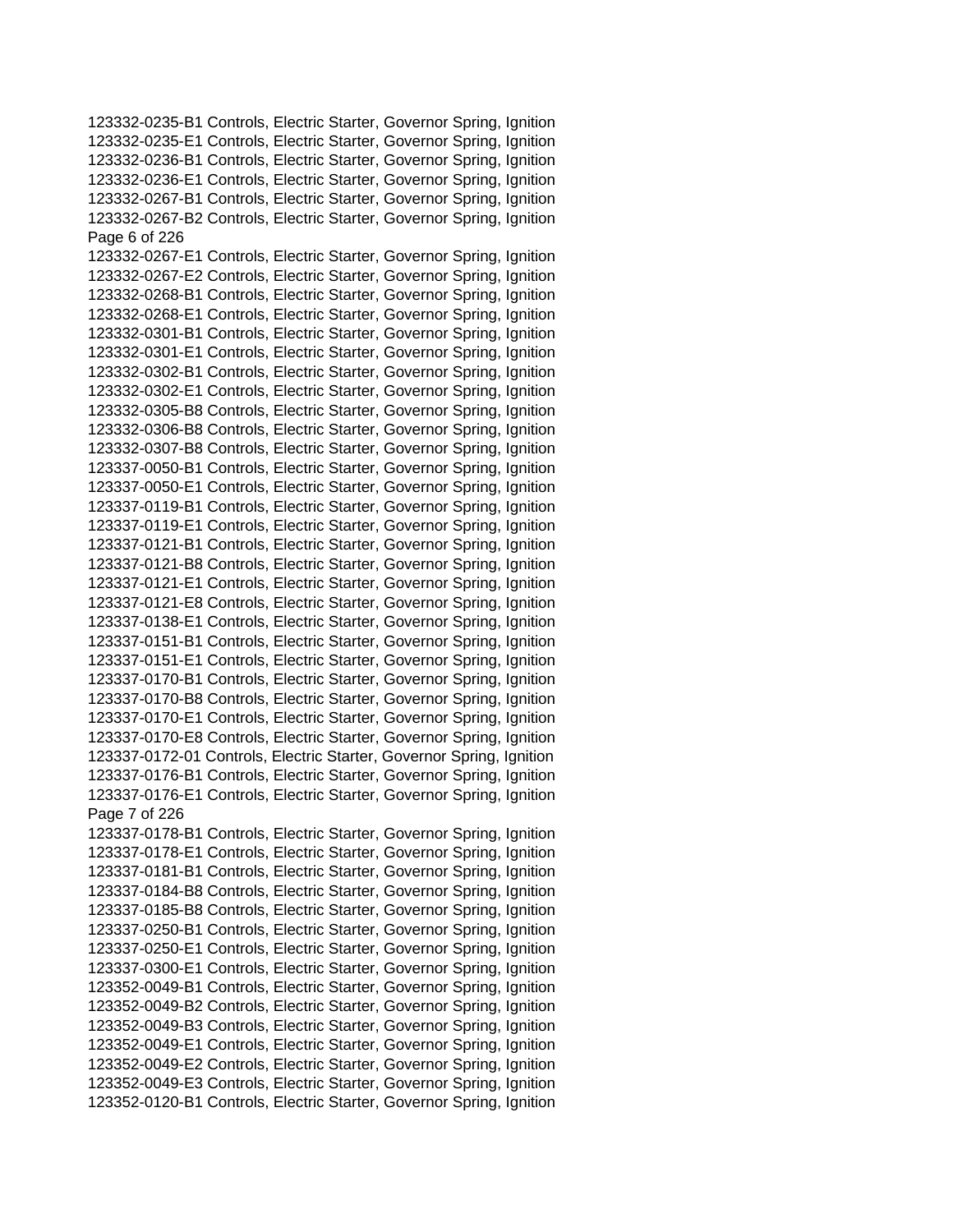123332-0235-B1 Controls, Electric Starter, Governor Spring, Ignition
123332-0235-E1 Controls, Electric Starter, Governor Spring, Ignition
123332-0236-B1 Controls, Electric Starter, Governor Spring, Ignition
123332-0236-E1 Controls, Electric Starter, Governor Spring, Ignition
123332-0267-B1 Controls, Electric Starter, Governor Spring, Ignition
123332-0267-B2 Controls, Electric Starter, Governor Spring, Ignition
123332-0267-E1 Controls, Electric Starter, Governor Spring, Ignition
123332-0267-E2 Controls, Electric Starter, Governor Spring, Ignition
123332-0268-B1 Controls, Electric Starter, Governor Spring, Ignition
123332-0268-E1 Controls, Electric Starter, Governor Spring, Ignition
123332-0301-B1 Controls, Electric Starter, Governor Spring, Ignition
123332-0301-E1 Controls, Electric Starter, Governor Spring, Ignition
123332-0302-B1 Controls, Electric Starter, Governor Spring, Ignition
123332-0302-E1 Controls, Electric Starter, Governor Spring, Ignition
123332-0305-B8 Controls, Electric Starter, Governor Spring, Ignition
123332-0306-B8 Controls, Electric Starter, Governor Spring, Ignition
123332-0307-B8 Controls, Electric Starter, Governor Spring, Ignition
123337-0050-B1 Controls, Electric Starter, Governor Spring, Ignition
123337-0050-E1 Controls, Electric Starter, Governor Spring, Ignition
123337-0119-B1 Controls, Electric Starter, Governor Spring, Ignition
123337-0119-E1 Controls, Electric Starter, Governor Spring, Ignition
123337-0121-B1 Controls, Electric Starter, Governor Spring, Ignition
123337-0121-B8 Controls, Electric Starter, Governor Spring, Ignition
123337-0121-E1 Controls, Electric Starter, Governor Spring, Ignition
123337-0121-E8 Controls, Electric Starter, Governor Spring, Ignition
123337-0138-E1 Controls, Electric Starter, Governor Spring, Ignition
123337-0151-B1 Controls, Electric Starter, Governor Spring, Ignition
123337-0151-E1 Controls, Electric Starter, Governor Spring, Ignition
123337-0170-B1 Controls, Electric Starter, Governor Spring, Ignition
123337-0170-B8 Controls, Electric Starter, Governor Spring, Ignition
123337-0170-E1 Controls, Electric Starter, Governor Spring, Ignition
123337-0170-E8 Controls, Electric Starter, Governor Spring, Ignition
123337-0172-01 Controls, Electric Starter, Governor Spring, Ignition
123337-0176-B1 Controls, Electric Starter, Governor Spring, Ignition
123337-0176-E1 Controls, Electric Starter, Governor Spring, Ignition
123337-0178-B1 Controls, Electric Starter, Governor Spring, Ignition
123337-0178-E1 Controls, Electric Starter, Governor Spring, Ignition
123337-0181-B1 Controls, Electric Starter, Governor Spring, Ignition
123337-0184-B8 Controls, Electric Starter, Governor Spring, Ignition
123337-0185-B8 Controls, Electric Starter, Governor Spring, Ignition
123337-0250-B1 Controls, Electric Starter, Governor Spring, Ignition
123337-0250-E1 Controls, Electric Starter, Governor Spring, Ignition
123337-0300-E1 Controls, Electric Starter, Governor Spring, Ignition
123352-0049-B1 Controls, Electric Starter, Governor Spring, Ignition
123352-0049-B2 Controls, Electric Starter, Governor Spring, Ignition
123352-0049-B3 Controls, Electric Starter, Governor Spring, Ignition
123352-0049-E1 Controls, Electric Starter, Governor Spring, Ignition
123352-0049-E2 Controls, Electric Starter, Governor Spring, Ignition
123352-0049-E3 Controls, Electric Starter, Governor Spring, Ignition
123352-0120-B1 Controls, Electric Starter, Governor Spring, Ignition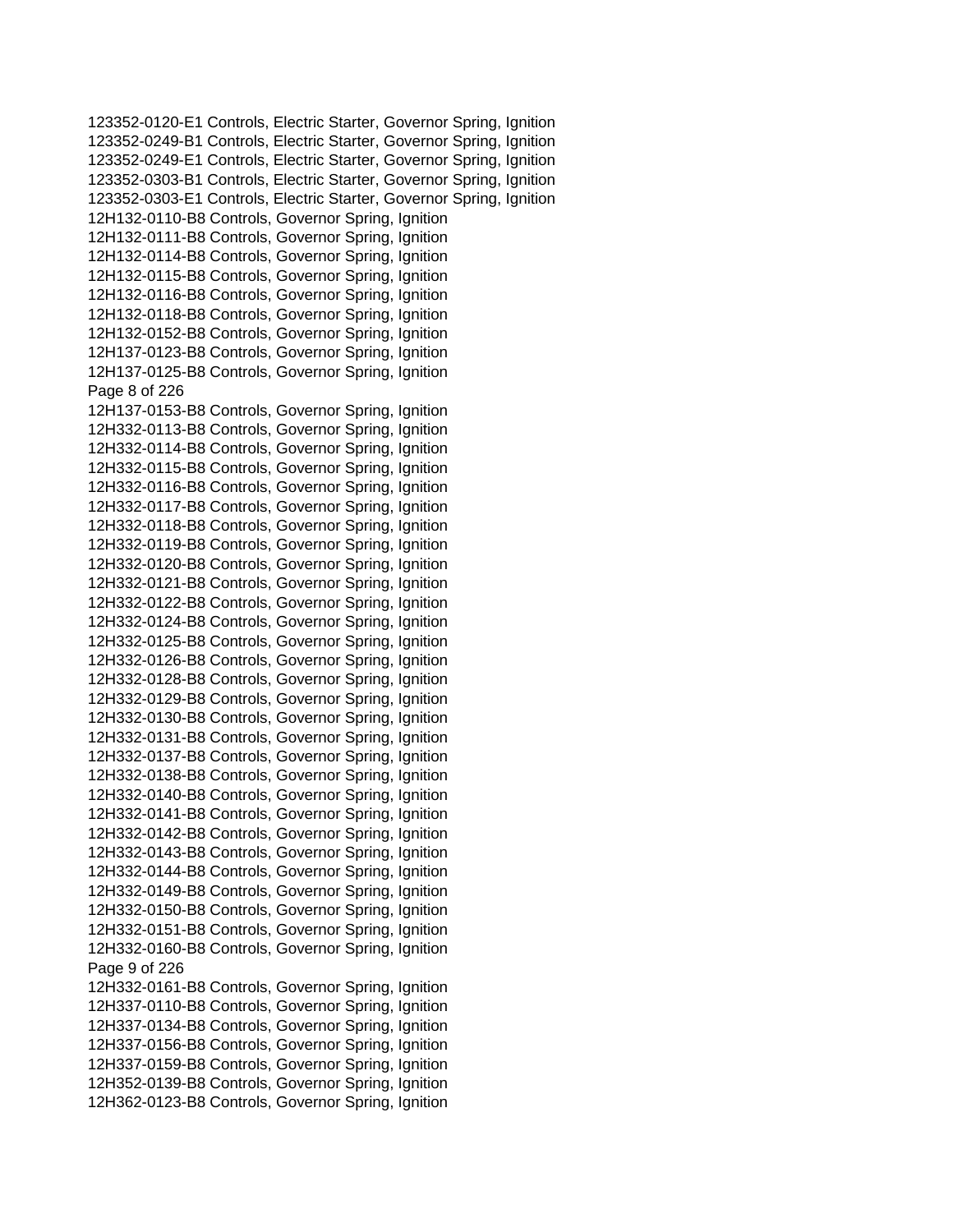123352-0120-E1 Controls, Electric Starter, Governor Spring, Ignition
123352-0249-B1 Controls, Electric Starter, Governor Spring, Ignition
123352-0249-E1 Controls, Electric Starter, Governor Spring, Ignition
123352-0303-B1 Controls, Electric Starter, Governor Spring, Ignition
123352-0303-E1 Controls, Electric Starter, Governor Spring, Ignition
12H132-0110-B8 Controls, Governor Spring, Ignition
12H132-0111-B8 Controls, Governor Spring, Ignition
12H132-0114-B8 Controls, Governor Spring, Ignition
12H132-0115-B8 Controls, Governor Spring, Ignition
12H132-0116-B8 Controls, Governor Spring, Ignition
12H132-0118-B8 Controls, Governor Spring, Ignition
12H132-0152-B8 Controls, Governor Spring, Ignition
12H137-0123-B8 Controls, Governor Spring, Ignition
12H137-0125-B8 Controls, Governor Spring, Ignition
12H137-0153-B8 Controls, Governor Spring, Ignition
12H332-0113-B8 Controls, Governor Spring, Ignition
12H332-0114-B8 Controls, Governor Spring, Ignition
12H332-0115-B8 Controls, Governor Spring, Ignition
12H332-0116-B8 Controls, Governor Spring, Ignition
12H332-0117-B8 Controls, Governor Spring, Ignition
12H332-0118-B8 Controls, Governor Spring, Ignition
12H332-0119-B8 Controls, Governor Spring, Ignition
12H332-0120-B8 Controls, Governor Spring, Ignition
12H332-0121-B8 Controls, Governor Spring, Ignition
12H332-0122-B8 Controls, Governor Spring, Ignition
12H332-0124-B8 Controls, Governor Spring, Ignition
12H332-0125-B8 Controls, Governor Spring, Ignition
12H332-0126-B8 Controls, Governor Spring, Ignition
12H332-0128-B8 Controls, Governor Spring, Ignition
12H332-0129-B8 Controls, Governor Spring, Ignition
12H332-0130-B8 Controls, Governor Spring, Ignition
12H332-0131-B8 Controls, Governor Spring, Ignition
12H332-0137-B8 Controls, Governor Spring, Ignition
12H332-0138-B8 Controls, Governor Spring, Ignition
12H332-0140-B8 Controls, Governor Spring, Ignition
12H332-0141-B8 Controls, Governor Spring, Ignition
12H332-0142-B8 Controls, Governor Spring, Ignition
12H332-0143-B8 Controls, Governor Spring, Ignition
12H332-0144-B8 Controls, Governor Spring, Ignition
12H332-0149-B8 Controls, Governor Spring, Ignition
12H332-0150-B8 Controls, Governor Spring, Ignition
12H332-0151-B8 Controls, Governor Spring, Ignition
12H332-0160-B8 Controls, Governor Spring, Ignition
12H332-0161-B8 Controls, Governor Spring, Ignition
12H337-0110-B8 Controls, Governor Spring, Ignition
12H337-0134-B8 Controls, Governor Spring, Ignition
12H337-0156-B8 Controls, Governor Spring, Ignition
12H337-0159-B8 Controls, Governor Spring, Ignition
12H352-0139-B8 Controls, Governor Spring, Ignition
12H362-0123-B8 Controls, Governor Spring, Ignition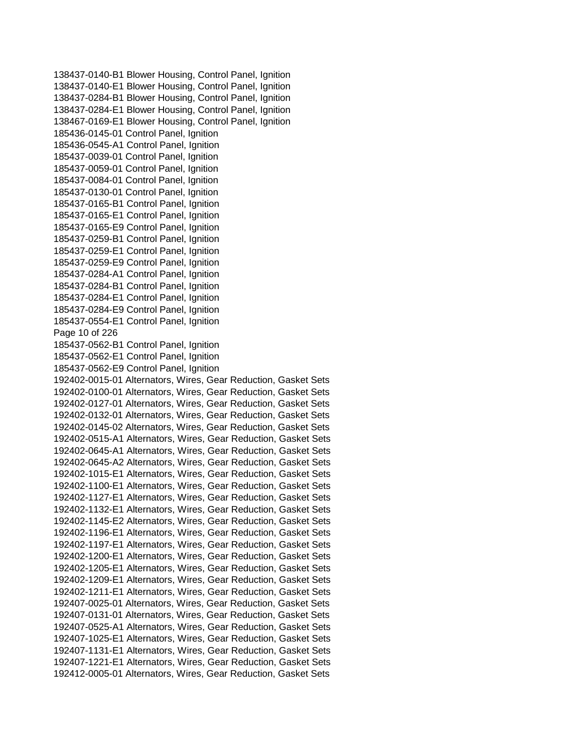138437-0140-B1 Blower Housing, Control Panel, Ignition
138437-0140-E1 Blower Housing, Control Panel, Ignition
138437-0284-B1 Blower Housing, Control Panel, Ignition
138437-0284-E1 Blower Housing, Control Panel, Ignition
138467-0169-E1 Blower Housing, Control Panel, Ignition
185436-0145-01 Control Panel, Ignition
185436-0545-A1 Control Panel, Ignition
185437-0039-01 Control Panel, Ignition
185437-0059-01 Control Panel, Ignition
185437-0084-01 Control Panel, Ignition
185437-0130-01 Control Panel, Ignition
185437-0165-B1 Control Panel, Ignition
185437-0165-E1 Control Panel, Ignition
185437-0165-E9 Control Panel, Ignition
185437-0259-B1 Control Panel, Ignition
185437-0259-E1 Control Panel, Ignition
185437-0259-E9 Control Panel, Ignition
185437-0284-A1 Control Panel, Ignition
185437-0284-B1 Control Panel, Ignition
185437-0284-E1 Control Panel, Ignition
185437-0284-E9 Control Panel, Ignition
185437-0554-E1 Control Panel, Ignition
185437-0562-B1 Control Panel, Ignition
185437-0562-E1 Control Panel, Ignition
185437-0562-E9 Control Panel, Ignition
192402-0015-01 Alternators, Wires, Gear Reduction, Gasket Sets
192402-0100-01 Alternators, Wires, Gear Reduction, Gasket Sets
192402-0127-01 Alternators, Wires, Gear Reduction, Gasket Sets
192402-0132-01 Alternators, Wires, Gear Reduction, Gasket Sets
192402-0145-02 Alternators, Wires, Gear Reduction, Gasket Sets
192402-0515-A1 Alternators, Wires, Gear Reduction, Gasket Sets
192402-0645-A1 Alternators, Wires, Gear Reduction, Gasket Sets
192402-0645-A2 Alternators, Wires, Gear Reduction, Gasket Sets
192402-1015-E1 Alternators, Wires, Gear Reduction, Gasket Sets
192402-1100-E1 Alternators, Wires, Gear Reduction, Gasket Sets
192402-1127-E1 Alternators, Wires, Gear Reduction, Gasket Sets
192402-1132-E1 Alternators, Wires, Gear Reduction, Gasket Sets
192402-1145-E2 Alternators, Wires, Gear Reduction, Gasket Sets
192402-1196-E1 Alternators, Wires, Gear Reduction, Gasket Sets
192402-1197-E1 Alternators, Wires, Gear Reduction, Gasket Sets
192402-1200-E1 Alternators, Wires, Gear Reduction, Gasket Sets
192402-1205-E1 Alternators, Wires, Gear Reduction, Gasket Sets
192402-1209-E1 Alternators, Wires, Gear Reduction, Gasket Sets
192402-1211-E1 Alternators, Wires, Gear Reduction, Gasket Sets
192407-0025-01 Alternators, Wires, Gear Reduction, Gasket Sets
192407-0131-01 Alternators, Wires, Gear Reduction, Gasket Sets
192407-0525-A1 Alternators, Wires, Gear Reduction, Gasket Sets
192407-1025-E1 Alternators, Wires, Gear Reduction, Gasket Sets
192407-1131-E1 Alternators, Wires, Gear Reduction, Gasket Sets
192407-1221-E1 Alternators, Wires, Gear Reduction, Gasket Sets
192412-0005-01 Alternators, Wires, Gear Reduction, Gasket Sets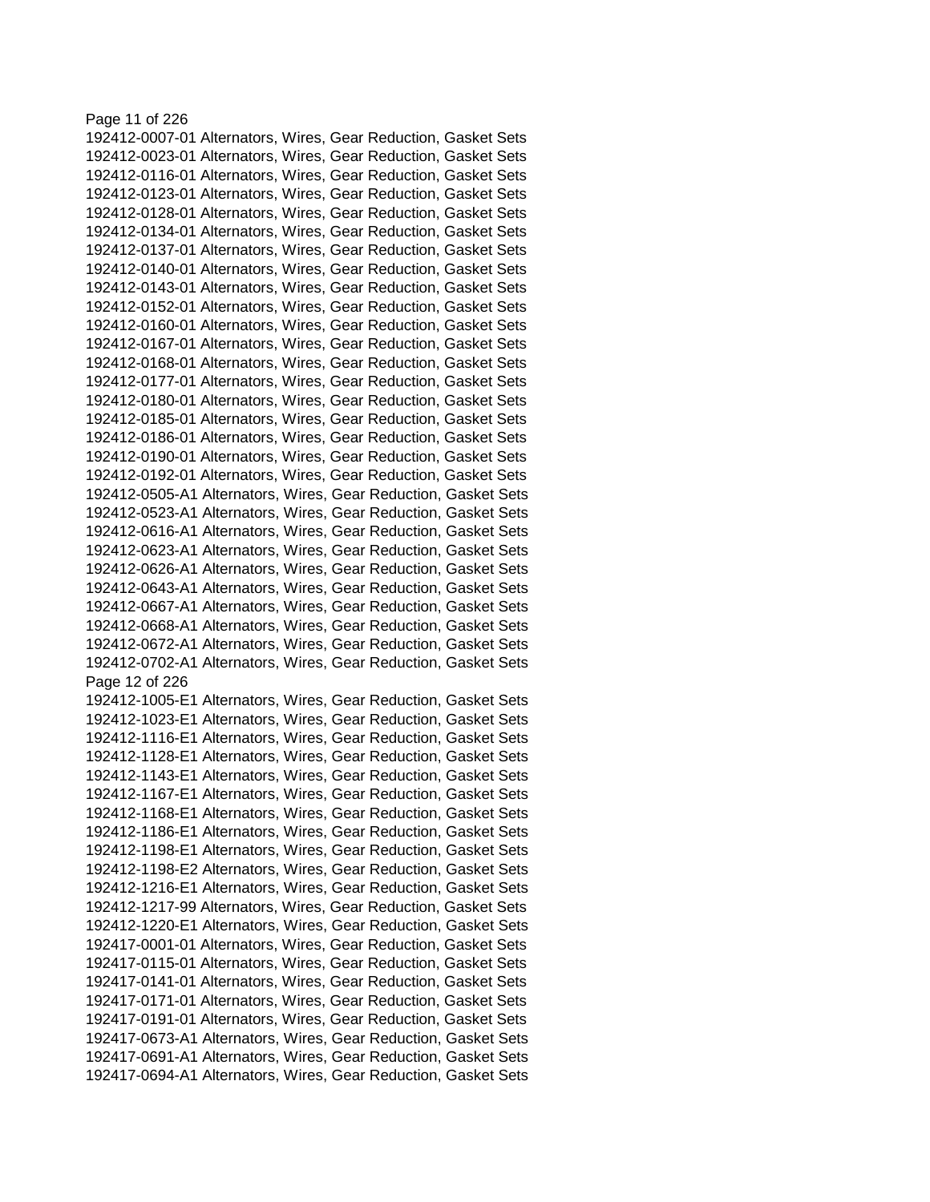192412-0007-01 Alternators, Wires, Gear Reduction, Gasket Sets
192412-0023-01 Alternators, Wires, Gear Reduction, Gasket Sets
192412-0116-01 Alternators, Wires, Gear Reduction, Gasket Sets
192412-0123-01 Alternators, Wires, Gear Reduction, Gasket Sets
192412-0128-01 Alternators, Wires, Gear Reduction, Gasket Sets
192412-0134-01 Alternators, Wires, Gear Reduction, Gasket Sets
192412-0137-01 Alternators, Wires, Gear Reduction, Gasket Sets
192412-0140-01 Alternators, Wires, Gear Reduction, Gasket Sets
192412-0143-01 Alternators, Wires, Gear Reduction, Gasket Sets
192412-0152-01 Alternators, Wires, Gear Reduction, Gasket Sets
192412-0160-01 Alternators, Wires, Gear Reduction, Gasket Sets
192412-0167-01 Alternators, Wires, Gear Reduction, Gasket Sets
192412-0168-01 Alternators, Wires, Gear Reduction, Gasket Sets
192412-0177-01 Alternators, Wires, Gear Reduction, Gasket Sets
192412-0180-01 Alternators, Wires, Gear Reduction, Gasket Sets
192412-0185-01 Alternators, Wires, Gear Reduction, Gasket Sets
192412-0186-01 Alternators, Wires, Gear Reduction, Gasket Sets
192412-0190-01 Alternators, Wires, Gear Reduction, Gasket Sets
192412-0192-01 Alternators, Wires, Gear Reduction, Gasket Sets
192412-0505-A1 Alternators, Wires, Gear Reduction, Gasket Sets
192412-0523-A1 Alternators, Wires, Gear Reduction, Gasket Sets
192412-0616-A1 Alternators, Wires, Gear Reduction, Gasket Sets
192412-0623-A1 Alternators, Wires, Gear Reduction, Gasket Sets
192412-0626-A1 Alternators, Wires, Gear Reduction, Gasket Sets
192412-0643-A1 Alternators, Wires, Gear Reduction, Gasket Sets
192412-0667-A1 Alternators, Wires, Gear Reduction, Gasket Sets
192412-0668-A1 Alternators, Wires, Gear Reduction, Gasket Sets
192412-0672-A1 Alternators, Wires, Gear Reduction, Gasket Sets
192412-0702-A1 Alternators, Wires, Gear Reduction, Gasket Sets
192412-1005-E1 Alternators, Wires, Gear Reduction, Gasket Sets
192412-1023-E1 Alternators, Wires, Gear Reduction, Gasket Sets
192412-1116-E1 Alternators, Wires, Gear Reduction, Gasket Sets
192412-1128-E1 Alternators, Wires, Gear Reduction, Gasket Sets
192412-1143-E1 Alternators, Wires, Gear Reduction, Gasket Sets
192412-1167-E1 Alternators, Wires, Gear Reduction, Gasket Sets
192412-1168-E1 Alternators, Wires, Gear Reduction, Gasket Sets
192412-1186-E1 Alternators, Wires, Gear Reduction, Gasket Sets
192412-1198-E1 Alternators, Wires, Gear Reduction, Gasket Sets
192412-1198-E2 Alternators, Wires, Gear Reduction, Gasket Sets
192412-1216-E1 Alternators, Wires, Gear Reduction, Gasket Sets
192412-1217-99 Alternators, Wires, Gear Reduction, Gasket Sets
192412-1220-E1 Alternators, Wires, Gear Reduction, Gasket Sets
192417-0001-01 Alternators, Wires, Gear Reduction, Gasket Sets
192417-0115-01 Alternators, Wires, Gear Reduction, Gasket Sets
192417-0141-01 Alternators, Wires, Gear Reduction, Gasket Sets
192417-0171-01 Alternators, Wires, Gear Reduction, Gasket Sets
192417-0191-01 Alternators, Wires, Gear Reduction, Gasket Sets
192417-0673-A1 Alternators, Wires, Gear Reduction, Gasket Sets
192417-0691-A1 Alternators, Wires, Gear Reduction, Gasket Sets
192417-0694-A1 Alternators, Wires, Gear Reduction, Gasket Sets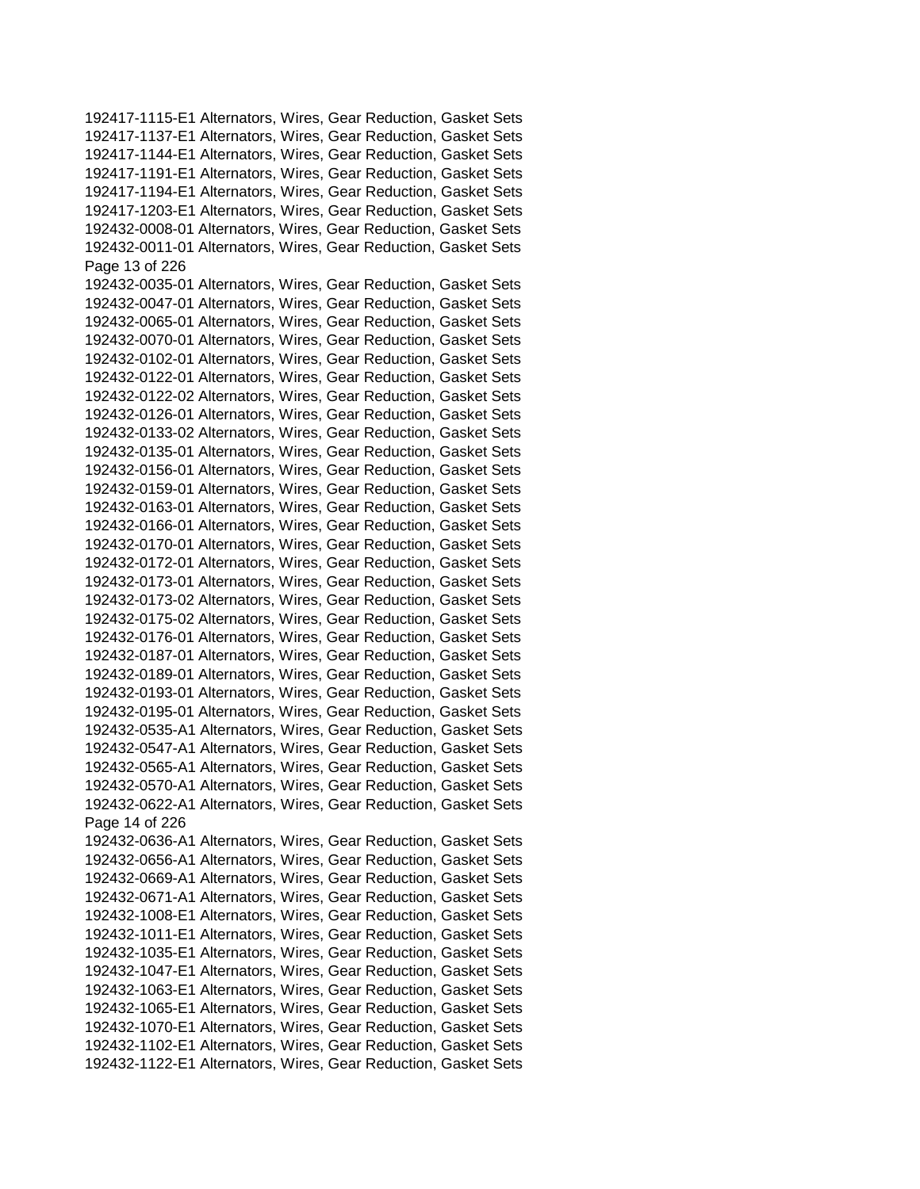192417-1115-E1 Alternators, Wires, Gear Reduction, Gasket Sets
192417-1137-E1 Alternators, Wires, Gear Reduction, Gasket Sets
192417-1144-E1 Alternators, Wires, Gear Reduction, Gasket Sets
192417-1191-E1 Alternators, Wires, Gear Reduction, Gasket Sets
192417-1194-E1 Alternators, Wires, Gear Reduction, Gasket Sets
192417-1203-E1 Alternators, Wires, Gear Reduction, Gasket Sets
192432-0008-01 Alternators, Wires, Gear Reduction, Gasket Sets
192432-0011-01 Alternators, Wires, Gear Reduction, Gasket Sets
192432-0035-01 Alternators, Wires, Gear Reduction, Gasket Sets
192432-0047-01 Alternators, Wires, Gear Reduction, Gasket Sets
192432-0065-01 Alternators, Wires, Gear Reduction, Gasket Sets
192432-0070-01 Alternators, Wires, Gear Reduction, Gasket Sets
192432-0102-01 Alternators, Wires, Gear Reduction, Gasket Sets
192432-0122-01 Alternators, Wires, Gear Reduction, Gasket Sets
192432-0122-02 Alternators, Wires, Gear Reduction, Gasket Sets
192432-0126-01 Alternators, Wires, Gear Reduction, Gasket Sets
192432-0133-02 Alternators, Wires, Gear Reduction, Gasket Sets
192432-0135-01 Alternators, Wires, Gear Reduction, Gasket Sets
192432-0156-01 Alternators, Wires, Gear Reduction, Gasket Sets
192432-0159-01 Alternators, Wires, Gear Reduction, Gasket Sets
192432-0163-01 Alternators, Wires, Gear Reduction, Gasket Sets
192432-0166-01 Alternators, Wires, Gear Reduction, Gasket Sets
192432-0170-01 Alternators, Wires, Gear Reduction, Gasket Sets
192432-0172-01 Alternators, Wires, Gear Reduction, Gasket Sets
192432-0173-01 Alternators, Wires, Gear Reduction, Gasket Sets
192432-0173-02 Alternators, Wires, Gear Reduction, Gasket Sets
192432-0175-02 Alternators, Wires, Gear Reduction, Gasket Sets
192432-0176-01 Alternators, Wires, Gear Reduction, Gasket Sets
192432-0187-01 Alternators, Wires, Gear Reduction, Gasket Sets
192432-0189-01 Alternators, Wires, Gear Reduction, Gasket Sets
192432-0193-01 Alternators, Wires, Gear Reduction, Gasket Sets
192432-0195-01 Alternators, Wires, Gear Reduction, Gasket Sets
192432-0535-A1 Alternators, Wires, Gear Reduction, Gasket Sets
192432-0547-A1 Alternators, Wires, Gear Reduction, Gasket Sets
192432-0565-A1 Alternators, Wires, Gear Reduction, Gasket Sets
192432-0570-A1 Alternators, Wires, Gear Reduction, Gasket Sets
192432-0622-A1 Alternators, Wires, Gear Reduction, Gasket Sets
192432-0636-A1 Alternators, Wires, Gear Reduction, Gasket Sets
192432-0656-A1 Alternators, Wires, Gear Reduction, Gasket Sets
192432-0669-A1 Alternators, Wires, Gear Reduction, Gasket Sets
192432-0671-A1 Alternators, Wires, Gear Reduction, Gasket Sets
192432-1008-E1 Alternators, Wires, Gear Reduction, Gasket Sets
192432-1011-E1 Alternators, Wires, Gear Reduction, Gasket Sets
192432-1035-E1 Alternators, Wires, Gear Reduction, Gasket Sets
192432-1047-E1 Alternators, Wires, Gear Reduction, Gasket Sets
192432-1063-E1 Alternators, Wires, Gear Reduction, Gasket Sets
192432-1065-E1 Alternators, Wires, Gear Reduction, Gasket Sets
192432-1070-E1 Alternators, Wires, Gear Reduction, Gasket Sets
192432-1102-E1 Alternators, Wires, Gear Reduction, Gasket Sets
192432-1122-E1 Alternators, Wires, Gear Reduction, Gasket Sets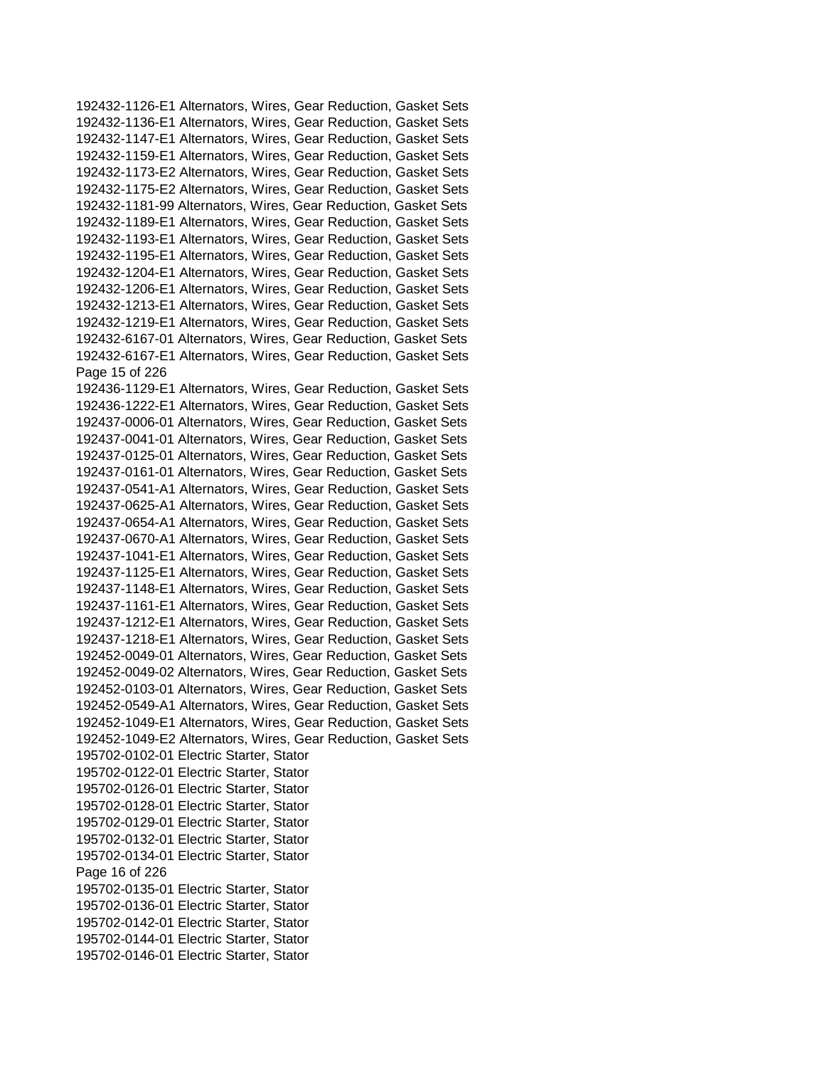192432-1126-E1 Alternators, Wires, Gear Reduction, Gasket Sets
192432-1136-E1 Alternators, Wires, Gear Reduction, Gasket Sets
192432-1147-E1 Alternators, Wires, Gear Reduction, Gasket Sets
192432-1159-E1 Alternators, Wires, Gear Reduction, Gasket Sets
192432-1173-E2 Alternators, Wires, Gear Reduction, Gasket Sets
192432-1175-E2 Alternators, Wires, Gear Reduction, Gasket Sets
192432-1181-99 Alternators, Wires, Gear Reduction, Gasket Sets
192432-1189-E1 Alternators, Wires, Gear Reduction, Gasket Sets
192432-1193-E1 Alternators, Wires, Gear Reduction, Gasket Sets
192432-1195-E1 Alternators, Wires, Gear Reduction, Gasket Sets
192432-1204-E1 Alternators, Wires, Gear Reduction, Gasket Sets
192432-1206-E1 Alternators, Wires, Gear Reduction, Gasket Sets
192432-1213-E1 Alternators, Wires, Gear Reduction, Gasket Sets
192432-1219-E1 Alternators, Wires, Gear Reduction, Gasket Sets
192432-6167-01 Alternators, Wires, Gear Reduction, Gasket Sets
192432-6167-E1 Alternators, Wires, Gear Reduction, Gasket Sets
192436-1129-E1 Alternators, Wires, Gear Reduction, Gasket Sets
192436-1222-E1 Alternators, Wires, Gear Reduction, Gasket Sets
192437-0006-01 Alternators, Wires, Gear Reduction, Gasket Sets
192437-0041-01 Alternators, Wires, Gear Reduction, Gasket Sets
192437-0125-01 Alternators, Wires, Gear Reduction, Gasket Sets
192437-0161-01 Alternators, Wires, Gear Reduction, Gasket Sets
192437-0541-A1 Alternators, Wires, Gear Reduction, Gasket Sets
192437-0625-A1 Alternators, Wires, Gear Reduction, Gasket Sets
192437-0654-A1 Alternators, Wires, Gear Reduction, Gasket Sets
192437-0670-A1 Alternators, Wires, Gear Reduction, Gasket Sets
192437-1041-E1 Alternators, Wires, Gear Reduction, Gasket Sets
192437-1125-E1 Alternators, Wires, Gear Reduction, Gasket Sets
192437-1148-E1 Alternators, Wires, Gear Reduction, Gasket Sets
192437-1161-E1 Alternators, Wires, Gear Reduction, Gasket Sets
192437-1212-E1 Alternators, Wires, Gear Reduction, Gasket Sets
192437-1218-E1 Alternators, Wires, Gear Reduction, Gasket Sets
192452-0049-01 Alternators, Wires, Gear Reduction, Gasket Sets
192452-0049-02 Alternators, Wires, Gear Reduction, Gasket Sets
192452-0103-01 Alternators, Wires, Gear Reduction, Gasket Sets
192452-0549-A1 Alternators, Wires, Gear Reduction, Gasket Sets
192452-1049-E1 Alternators, Wires, Gear Reduction, Gasket Sets
192452-1049-E2 Alternators, Wires, Gear Reduction, Gasket Sets
195702-0102-01 Electric Starter, Stator
195702-0122-01 Electric Starter, Stator
195702-0126-01 Electric Starter, Stator
195702-0128-01 Electric Starter, Stator
195702-0129-01 Electric Starter, Stator
195702-0132-01 Electric Starter, Stator
195702-0134-01 Electric Starter, Stator
195702-0135-01 Electric Starter, Stator
195702-0136-01 Electric Starter, Stator
195702-0142-01 Electric Starter, Stator
195702-0144-01 Electric Starter, Stator
195702-0146-01 Electric Starter, Stator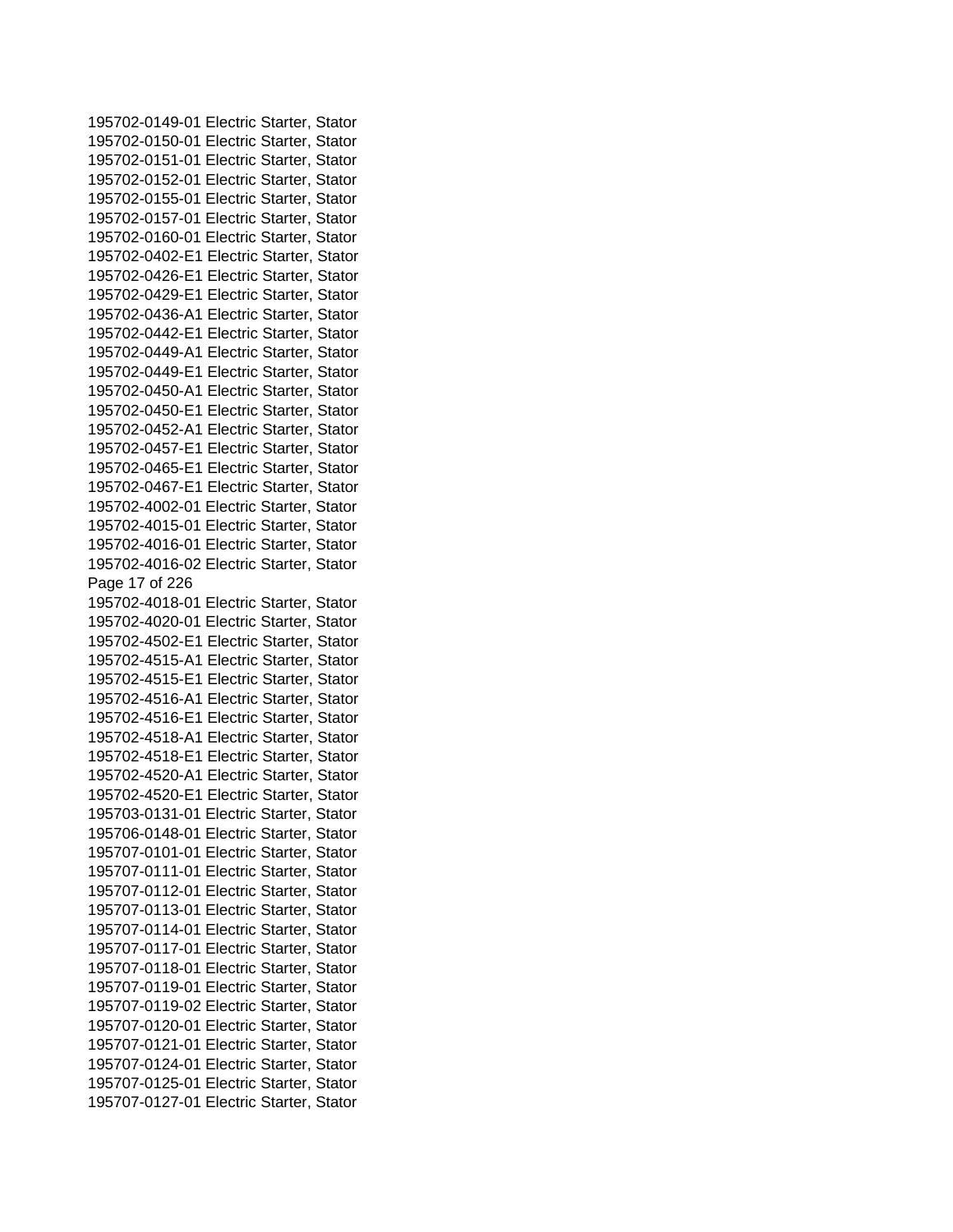195702-0149-01 Electric Starter, Stator
195702-0150-01 Electric Starter, Stator
195702-0151-01 Electric Starter, Stator
195702-0152-01 Electric Starter, Stator
195702-0155-01 Electric Starter, Stator
195702-0157-01 Electric Starter, Stator
195702-0160-01 Electric Starter, Stator
195702-0402-E1 Electric Starter, Stator
195702-0426-E1 Electric Starter, Stator
195702-0429-E1 Electric Starter, Stator
195702-0436-A1 Electric Starter, Stator
195702-0442-E1 Electric Starter, Stator
195702-0449-A1 Electric Starter, Stator
195702-0449-E1 Electric Starter, Stator
195702-0450-A1 Electric Starter, Stator
195702-0450-E1 Electric Starter, Stator
195702-0452-A1 Electric Starter, Stator
195702-0457-E1 Electric Starter, Stator
195702-0465-E1 Electric Starter, Stator
195702-0467-E1 Electric Starter, Stator
195702-4002-01 Electric Starter, Stator
195702-4015-01 Electric Starter, Stator
195702-4016-01 Electric Starter, Stator
195702-4016-02 Electric Starter, Stator
195702-4018-01 Electric Starter, Stator
195702-4020-01 Electric Starter, Stator
195702-4502-E1 Electric Starter, Stator
195702-4515-A1 Electric Starter, Stator
195702-4515-E1 Electric Starter, Stator
195702-4516-A1 Electric Starter, Stator
195702-4516-E1 Electric Starter, Stator
195702-4518-A1 Electric Starter, Stator
195702-4518-E1 Electric Starter, Stator
195702-4520-A1 Electric Starter, Stator
195702-4520-E1 Electric Starter, Stator
195703-0131-01 Electric Starter, Stator
195706-0148-01 Electric Starter, Stator
195707-0101-01 Electric Starter, Stator
195707-0111-01 Electric Starter, Stator
195707-0112-01 Electric Starter, Stator
195707-0113-01 Electric Starter, Stator
195707-0114-01 Electric Starter, Stator
195707-0117-01 Electric Starter, Stator
195707-0118-01 Electric Starter, Stator
195707-0119-01 Electric Starter, Stator
195707-0119-02 Electric Starter, Stator
195707-0120-01 Electric Starter, Stator
195707-0121-01 Electric Starter, Stator
195707-0124-01 Electric Starter, Stator
195707-0125-01 Electric Starter, Stator
195707-0127-01 Electric Starter, Stator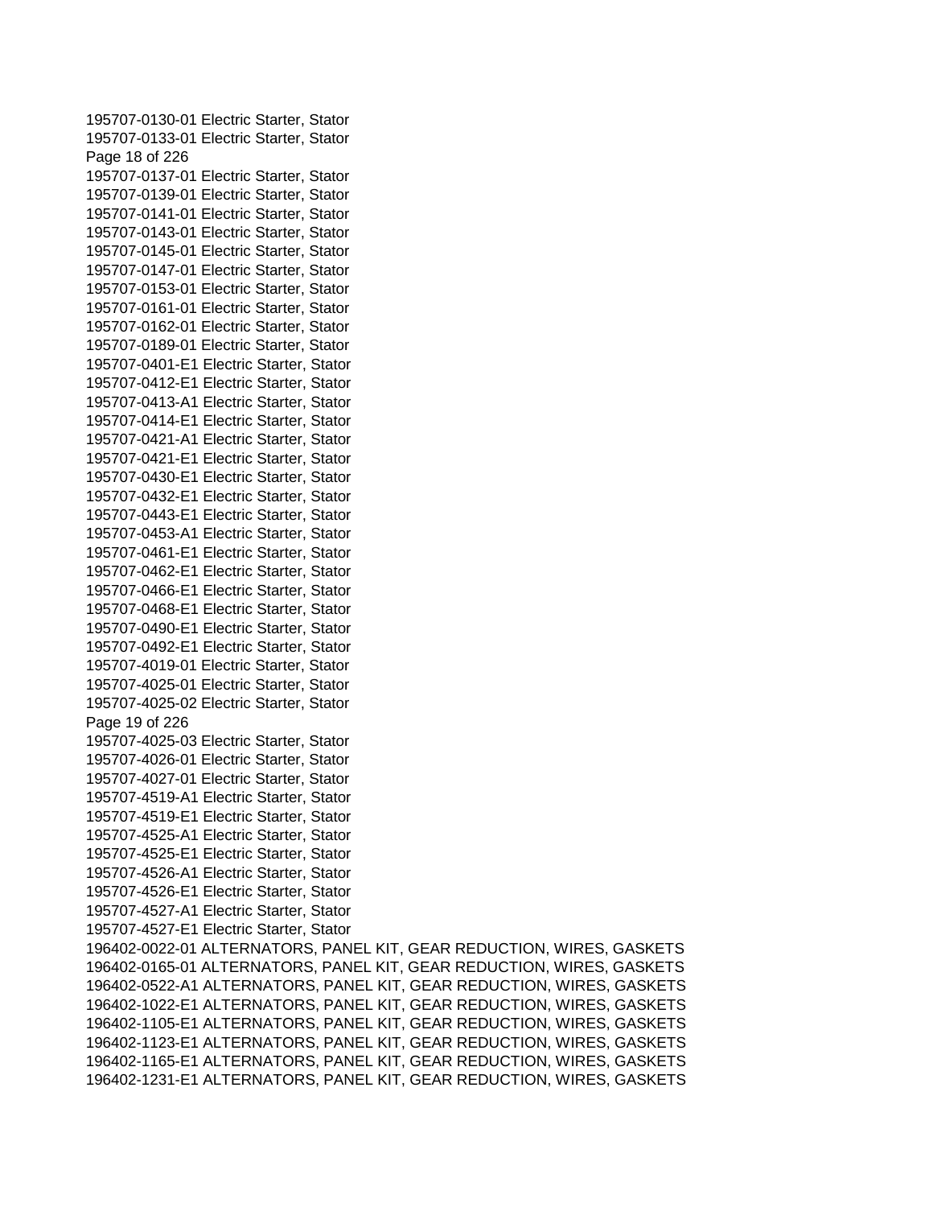195707-0130-01 Electric Starter, Stator
195707-0133-01 Electric Starter, Stator
195707-0137-01 Electric Starter, Stator
195707-0139-01 Electric Starter, Stator
195707-0141-01 Electric Starter, Stator
195707-0143-01 Electric Starter, Stator
195707-0145-01 Electric Starter, Stator
195707-0147-01 Electric Starter, Stator
195707-0153-01 Electric Starter, Stator
195707-0161-01 Electric Starter, Stator
195707-0162-01 Electric Starter, Stator
195707-0189-01 Electric Starter, Stator
195707-0401-E1 Electric Starter, Stator
195707-0412-E1 Electric Starter, Stator
195707-0413-A1 Electric Starter, Stator
195707-0414-E1 Electric Starter, Stator
195707-0421-A1 Electric Starter, Stator
195707-0421-E1 Electric Starter, Stator
195707-0430-E1 Electric Starter, Stator
195707-0432-E1 Electric Starter, Stator
195707-0443-E1 Electric Starter, Stator
195707-0453-A1 Electric Starter, Stator
195707-0461-E1 Electric Starter, Stator
195707-0462-E1 Electric Starter, Stator
195707-0466-E1 Electric Starter, Stator
195707-0468-E1 Electric Starter, Stator
195707-0490-E1 Electric Starter, Stator
195707-0492-E1 Electric Starter, Stator
195707-4019-01 Electric Starter, Stator
195707-4025-01 Electric Starter, Stator
195707-4025-02 Electric Starter, Stator
195707-4025-03 Electric Starter, Stator
195707-4026-01 Electric Starter, Stator
195707-4027-01 Electric Starter, Stator
195707-4519-A1 Electric Starter, Stator
195707-4519-E1 Electric Starter, Stator
195707-4525-A1 Electric Starter, Stator
195707-4525-E1 Electric Starter, Stator
195707-4526-A1 Electric Starter, Stator
195707-4526-E1 Electric Starter, Stator
195707-4527-A1 Electric Starter, Stator
195707-4527-E1 Electric Starter, Stator
196402-0022-01 ALTERNATORS, PANEL KIT, GEAR REDUCTION, WIRES, GASKETS
196402-0165-01 ALTERNATORS, PANEL KIT, GEAR REDUCTION, WIRES, GASKETS
196402-0522-A1 ALTERNATORS, PANEL KIT, GEAR REDUCTION, WIRES, GASKETS
196402-1022-E1 ALTERNATORS, PANEL KIT, GEAR REDUCTION, WIRES, GASKETS
196402-1105-E1 ALTERNATORS, PANEL KIT, GEAR REDUCTION, WIRES, GASKETS
196402-1123-E1 ALTERNATORS, PANEL KIT, GEAR REDUCTION, WIRES, GASKETS
196402-1165-E1 ALTERNATORS, PANEL KIT, GEAR REDUCTION, WIRES, GASKETS
196402-1231-E1 ALTERNATORS, PANEL KIT, GEAR REDUCTION, WIRES, GASKETS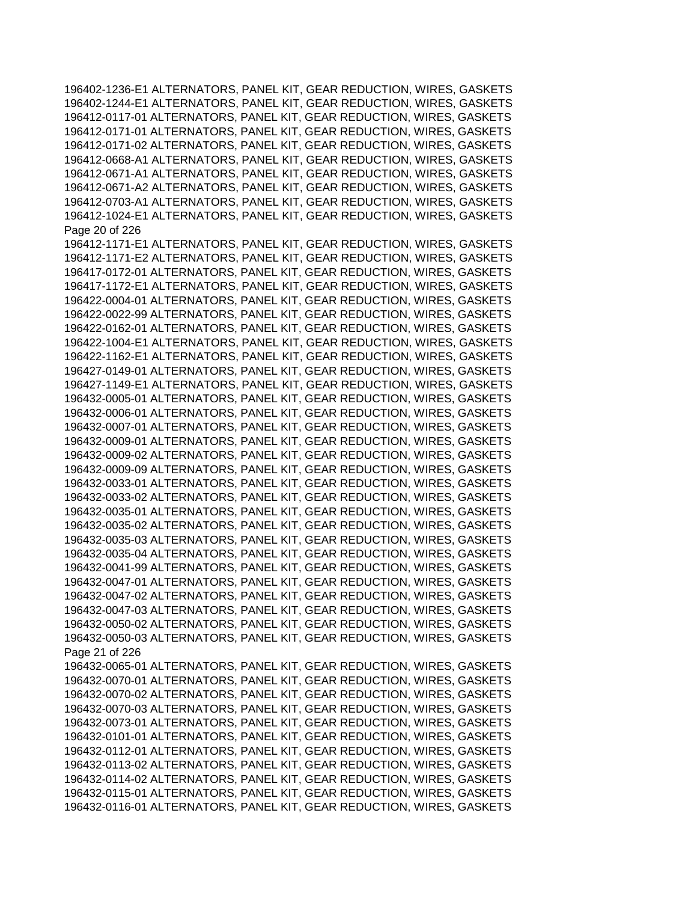196402-1236-E1 ALTERNATORS, PANEL KIT, GEAR REDUCTION, WIRES, GASKETS
196402-1244-E1 ALTERNATORS, PANEL KIT, GEAR REDUCTION, WIRES, GASKETS
196412-0117-01 ALTERNATORS, PANEL KIT, GEAR REDUCTION, WIRES, GASKETS
196412-0171-01 ALTERNATORS, PANEL KIT, GEAR REDUCTION, WIRES, GASKETS
196412-0171-02 ALTERNATORS, PANEL KIT, GEAR REDUCTION, WIRES, GASKETS
196412-0668-A1 ALTERNATORS, PANEL KIT, GEAR REDUCTION, WIRES, GASKETS
196412-0671-A1 ALTERNATORS, PANEL KIT, GEAR REDUCTION, WIRES, GASKETS
196412-0671-A2 ALTERNATORS, PANEL KIT, GEAR REDUCTION, WIRES, GASKETS
196412-0703-A1 ALTERNATORS, PANEL KIT, GEAR REDUCTION, WIRES, GASKETS
196412-1024-E1 ALTERNATORS, PANEL KIT, GEAR REDUCTION, WIRES, GASKETS
196412-1171-E1 ALTERNATORS, PANEL KIT, GEAR REDUCTION, WIRES, GASKETS
196412-1171-E2 ALTERNATORS, PANEL KIT, GEAR REDUCTION, WIRES, GASKETS
196417-0172-01 ALTERNATORS, PANEL KIT, GEAR REDUCTION, WIRES, GASKETS
196417-1172-E1 ALTERNATORS, PANEL KIT, GEAR REDUCTION, WIRES, GASKETS
196422-0004-01 ALTERNATORS, PANEL KIT, GEAR REDUCTION, WIRES, GASKETS
196422-0022-99 ALTERNATORS, PANEL KIT, GEAR REDUCTION, WIRES, GASKETS
196422-0162-01 ALTERNATORS, PANEL KIT, GEAR REDUCTION, WIRES, GASKETS
196422-1004-E1 ALTERNATORS, PANEL KIT, GEAR REDUCTION, WIRES, GASKETS
196422-1162-E1 ALTERNATORS, PANEL KIT, GEAR REDUCTION, WIRES, GASKETS
196427-0149-01 ALTERNATORS, PANEL KIT, GEAR REDUCTION, WIRES, GASKETS
196427-1149-E1 ALTERNATORS, PANEL KIT, GEAR REDUCTION, WIRES, GASKETS
196432-0005-01 ALTERNATORS, PANEL KIT, GEAR REDUCTION, WIRES, GASKETS
196432-0006-01 ALTERNATORS, PANEL KIT, GEAR REDUCTION, WIRES, GASKETS
196432-0007-01 ALTERNATORS, PANEL KIT, GEAR REDUCTION, WIRES, GASKETS
196432-0009-01 ALTERNATORS, PANEL KIT, GEAR REDUCTION, WIRES, GASKETS
196432-0009-02 ALTERNATORS, PANEL KIT, GEAR REDUCTION, WIRES, GASKETS
196432-0009-09 ALTERNATORS, PANEL KIT, GEAR REDUCTION, WIRES, GASKETS
196432-0033-01 ALTERNATORS, PANEL KIT, GEAR REDUCTION, WIRES, GASKETS
196432-0033-02 ALTERNATORS, PANEL KIT, GEAR REDUCTION, WIRES, GASKETS
196432-0035-01 ALTERNATORS, PANEL KIT, GEAR REDUCTION, WIRES, GASKETS
196432-0035-02 ALTERNATORS, PANEL KIT, GEAR REDUCTION, WIRES, GASKETS
196432-0035-03 ALTERNATORS, PANEL KIT, GEAR REDUCTION, WIRES, GASKETS
196432-0035-04 ALTERNATORS, PANEL KIT, GEAR REDUCTION, WIRES, GASKETS
196432-0041-99 ALTERNATORS, PANEL KIT, GEAR REDUCTION, WIRES, GASKETS
196432-0047-01 ALTERNATORS, PANEL KIT, GEAR REDUCTION, WIRES, GASKETS
196432-0047-02 ALTERNATORS, PANEL KIT, GEAR REDUCTION, WIRES, GASKETS
196432-0047-03 ALTERNATORS, PANEL KIT, GEAR REDUCTION, WIRES, GASKETS
196432-0050-02 ALTERNATORS, PANEL KIT, GEAR REDUCTION, WIRES, GASKETS
196432-0050-03 ALTERNATORS, PANEL KIT, GEAR REDUCTION, WIRES, GASKETS
196432-0065-01 ALTERNATORS, PANEL KIT, GEAR REDUCTION, WIRES, GASKETS
196432-0070-01 ALTERNATORS, PANEL KIT, GEAR REDUCTION, WIRES, GASKETS
196432-0070-02 ALTERNATORS, PANEL KIT, GEAR REDUCTION, WIRES, GASKETS
196432-0070-03 ALTERNATORS, PANEL KIT, GEAR REDUCTION, WIRES, GASKETS
196432-0073-01 ALTERNATORS, PANEL KIT, GEAR REDUCTION, WIRES, GASKETS
196432-0101-01 ALTERNATORS, PANEL KIT, GEAR REDUCTION, WIRES, GASKETS
196432-0112-01 ALTERNATORS, PANEL KIT, GEAR REDUCTION, WIRES, GASKETS
196432-0113-02 ALTERNATORS, PANEL KIT, GEAR REDUCTION, WIRES, GASKETS
196432-0114-02 ALTERNATORS, PANEL KIT, GEAR REDUCTION, WIRES, GASKETS
196432-0115-01 ALTERNATORS, PANEL KIT, GEAR REDUCTION, WIRES, GASKETS
196432-0116-01 ALTERNATORS, PANEL KIT, GEAR REDUCTION, WIRES, GASKETS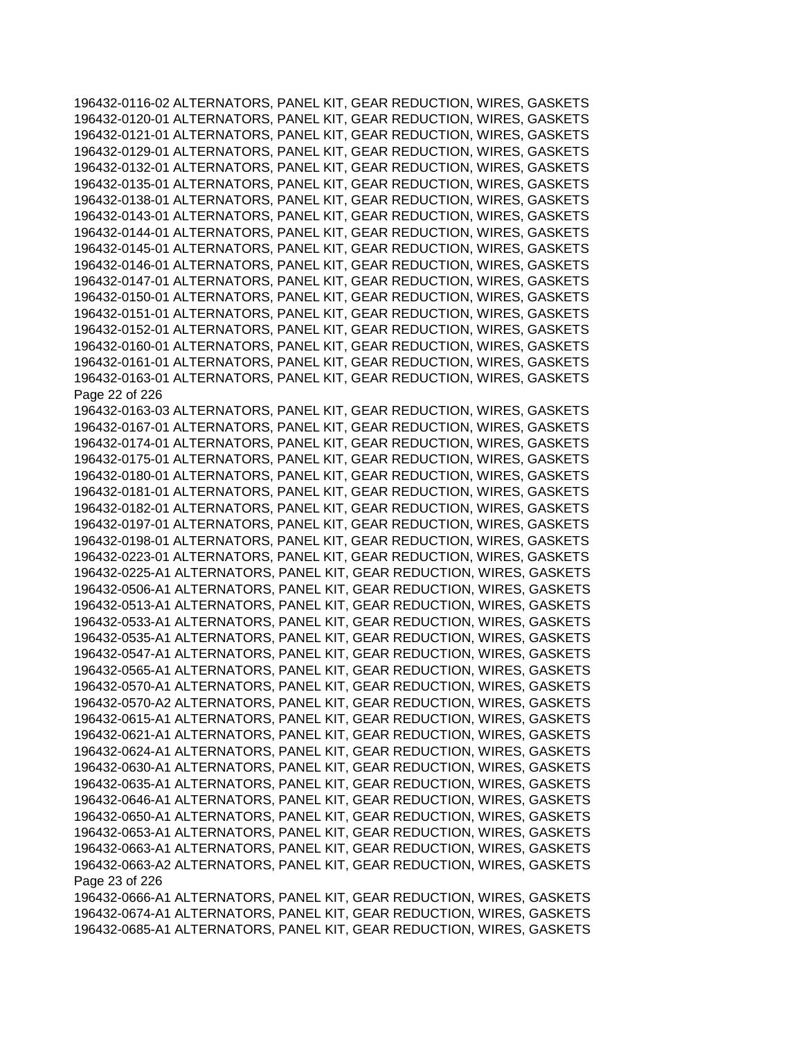196432-0116-02 ALTERNATORS, PANEL KIT, GEAR REDUCTION, WIRES, GASKETS
196432-0120-01 ALTERNATORS, PANEL KIT, GEAR REDUCTION, WIRES, GASKETS
196432-0121-01 ALTERNATORS, PANEL KIT, GEAR REDUCTION, WIRES, GASKETS
196432-0129-01 ALTERNATORS, PANEL KIT, GEAR REDUCTION, WIRES, GASKETS
196432-0132-01 ALTERNATORS, PANEL KIT, GEAR REDUCTION, WIRES, GASKETS
196432-0135-01 ALTERNATORS, PANEL KIT, GEAR REDUCTION, WIRES, GASKETS
196432-0138-01 ALTERNATORS, PANEL KIT, GEAR REDUCTION, WIRES, GASKETS
196432-0143-01 ALTERNATORS, PANEL KIT, GEAR REDUCTION, WIRES, GASKETS
196432-0144-01 ALTERNATORS, PANEL KIT, GEAR REDUCTION, WIRES, GASKETS
196432-0145-01 ALTERNATORS, PANEL KIT, GEAR REDUCTION, WIRES, GASKETS
196432-0146-01 ALTERNATORS, PANEL KIT, GEAR REDUCTION, WIRES, GASKETS
196432-0147-01 ALTERNATORS, PANEL KIT, GEAR REDUCTION, WIRES, GASKETS
196432-0150-01 ALTERNATORS, PANEL KIT, GEAR REDUCTION, WIRES, GASKETS
196432-0151-01 ALTERNATORS, PANEL KIT, GEAR REDUCTION, WIRES, GASKETS
196432-0152-01 ALTERNATORS, PANEL KIT, GEAR REDUCTION, WIRES, GASKETS
196432-0160-01 ALTERNATORS, PANEL KIT, GEAR REDUCTION, WIRES, GASKETS
196432-0161-01 ALTERNATORS, PANEL KIT, GEAR REDUCTION, WIRES, GASKETS
196432-0163-01 ALTERNATORS, PANEL KIT, GEAR REDUCTION, WIRES, GASKETS
196432-0163-03 ALTERNATORS, PANEL KIT, GEAR REDUCTION, WIRES, GASKETS
196432-0167-01 ALTERNATORS, PANEL KIT, GEAR REDUCTION, WIRES, GASKETS
196432-0174-01 ALTERNATORS, PANEL KIT, GEAR REDUCTION, WIRES, GASKETS
196432-0175-01 ALTERNATORS, PANEL KIT, GEAR REDUCTION, WIRES, GASKETS
196432-0180-01 ALTERNATORS, PANEL KIT, GEAR REDUCTION, WIRES, GASKETS
196432-0181-01 ALTERNATORS, PANEL KIT, GEAR REDUCTION, WIRES, GASKETS
196432-0182-01 ALTERNATORS, PANEL KIT, GEAR REDUCTION, WIRES, GASKETS
196432-0197-01 ALTERNATORS, PANEL KIT, GEAR REDUCTION, WIRES, GASKETS
196432-0198-01 ALTERNATORS, PANEL KIT, GEAR REDUCTION, WIRES, GASKETS
196432-0223-01 ALTERNATORS, PANEL KIT, GEAR REDUCTION, WIRES, GASKETS
196432-0225-A1 ALTERNATORS, PANEL KIT, GEAR REDUCTION, WIRES, GASKETS
196432-0506-A1 ALTERNATORS, PANEL KIT, GEAR REDUCTION, WIRES, GASKETS
196432-0513-A1 ALTERNATORS, PANEL KIT, GEAR REDUCTION, WIRES, GASKETS
196432-0533-A1 ALTERNATORS, PANEL KIT, GEAR REDUCTION, WIRES, GASKETS
196432-0535-A1 ALTERNATORS, PANEL KIT, GEAR REDUCTION, WIRES, GASKETS
196432-0547-A1 ALTERNATORS, PANEL KIT, GEAR REDUCTION, WIRES, GASKETS
196432-0565-A1 ALTERNATORS, PANEL KIT, GEAR REDUCTION, WIRES, GASKETS
196432-0570-A1 ALTERNATORS, PANEL KIT, GEAR REDUCTION, WIRES, GASKETS
196432-0570-A2 ALTERNATORS, PANEL KIT, GEAR REDUCTION, WIRES, GASKETS
196432-0615-A1 ALTERNATORS, PANEL KIT, GEAR REDUCTION, WIRES, GASKETS
196432-0621-A1 ALTERNATORS, PANEL KIT, GEAR REDUCTION, WIRES, GASKETS
196432-0624-A1 ALTERNATORS, PANEL KIT, GEAR REDUCTION, WIRES, GASKETS
196432-0630-A1 ALTERNATORS, PANEL KIT, GEAR REDUCTION, WIRES, GASKETS
196432-0635-A1 ALTERNATORS, PANEL KIT, GEAR REDUCTION, WIRES, GASKETS
196432-0646-A1 ALTERNATORS, PANEL KIT, GEAR REDUCTION, WIRES, GASKETS
196432-0650-A1 ALTERNATORS, PANEL KIT, GEAR REDUCTION, WIRES, GASKETS
196432-0653-A1 ALTERNATORS, PANEL KIT, GEAR REDUCTION, WIRES, GASKETS
196432-0663-A1 ALTERNATORS, PANEL KIT, GEAR REDUCTION, WIRES, GASKETS
196432-0663-A2 ALTERNATORS, PANEL KIT, GEAR REDUCTION, WIRES, GASKETS
196432-0666-A1 ALTERNATORS, PANEL KIT, GEAR REDUCTION, WIRES, GASKETS
196432-0674-A1 ALTERNATORS, PANEL KIT, GEAR REDUCTION, WIRES, GASKETS
196432-0685-A1 ALTERNATORS, PANEL KIT, GEAR REDUCTION, WIRES, GASKETS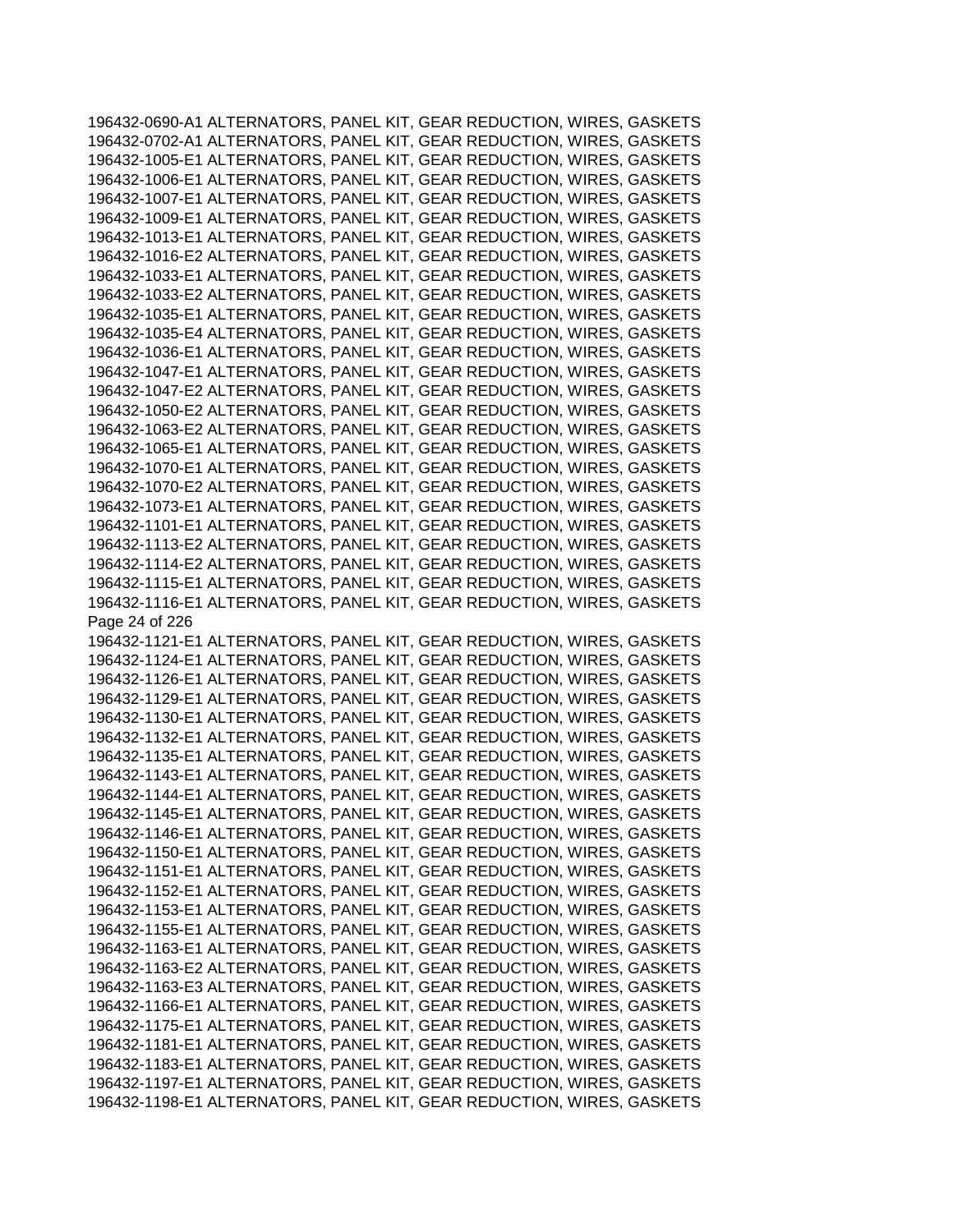196432-0690-A1 ALTERNATORS, PANEL KIT, GEAR REDUCTION, WIRES, GASKETS
196432-0702-A1 ALTERNATORS, PANEL KIT, GEAR REDUCTION, WIRES, GASKETS
196432-1005-E1 ALTERNATORS, PANEL KIT, GEAR REDUCTION, WIRES, GASKETS
196432-1006-E1 ALTERNATORS, PANEL KIT, GEAR REDUCTION, WIRES, GASKETS
196432-1007-E1 ALTERNATORS, PANEL KIT, GEAR REDUCTION, WIRES, GASKETS
196432-1009-E1 ALTERNATORS, PANEL KIT, GEAR REDUCTION, WIRES, GASKETS
196432-1013-E1 ALTERNATORS, PANEL KIT, GEAR REDUCTION, WIRES, GASKETS
196432-1016-E2 ALTERNATORS, PANEL KIT, GEAR REDUCTION, WIRES, GASKETS
196432-1033-E1 ALTERNATORS, PANEL KIT, GEAR REDUCTION, WIRES, GASKETS
196432-1033-E2 ALTERNATORS, PANEL KIT, GEAR REDUCTION, WIRES, GASKETS
196432-1035-E1 ALTERNATORS, PANEL KIT, GEAR REDUCTION, WIRES, GASKETS
196432-1035-E4 ALTERNATORS, PANEL KIT, GEAR REDUCTION, WIRES, GASKETS
196432-1036-E1 ALTERNATORS, PANEL KIT, GEAR REDUCTION, WIRES, GASKETS
196432-1047-E1 ALTERNATORS, PANEL KIT, GEAR REDUCTION, WIRES, GASKETS
196432-1047-E2 ALTERNATORS, PANEL KIT, GEAR REDUCTION, WIRES, GASKETS
196432-1050-E2 ALTERNATORS, PANEL KIT, GEAR REDUCTION, WIRES, GASKETS
196432-1063-E2 ALTERNATORS, PANEL KIT, GEAR REDUCTION, WIRES, GASKETS
196432-1065-E1 ALTERNATORS, PANEL KIT, GEAR REDUCTION, WIRES, GASKETS
196432-1070-E1 ALTERNATORS, PANEL KIT, GEAR REDUCTION, WIRES, GASKETS
196432-1070-E2 ALTERNATORS, PANEL KIT, GEAR REDUCTION, WIRES, GASKETS
196432-1073-E1 ALTERNATORS, PANEL KIT, GEAR REDUCTION, WIRES, GASKETS
196432-1101-E1 ALTERNATORS, PANEL KIT, GEAR REDUCTION, WIRES, GASKETS
196432-1113-E2 ALTERNATORS, PANEL KIT, GEAR REDUCTION, WIRES, GASKETS
196432-1114-E2 ALTERNATORS, PANEL KIT, GEAR REDUCTION, WIRES, GASKETS
196432-1115-E1 ALTERNATORS, PANEL KIT, GEAR REDUCTION, WIRES, GASKETS
196432-1116-E1 ALTERNATORS, PANEL KIT, GEAR REDUCTION, WIRES, GASKETS
196432-1121-E1 ALTERNATORS, PANEL KIT, GEAR REDUCTION, WIRES, GASKETS
196432-1124-E1 ALTERNATORS, PANEL KIT, GEAR REDUCTION, WIRES, GASKETS
196432-1126-E1 ALTERNATORS, PANEL KIT, GEAR REDUCTION, WIRES, GASKETS
196432-1129-E1 ALTERNATORS, PANEL KIT, GEAR REDUCTION, WIRES, GASKETS
196432-1130-E1 ALTERNATORS, PANEL KIT, GEAR REDUCTION, WIRES, GASKETS
196432-1132-E1 ALTERNATORS, PANEL KIT, GEAR REDUCTION, WIRES, GASKETS
196432-1135-E1 ALTERNATORS, PANEL KIT, GEAR REDUCTION, WIRES, GASKETS
196432-1143-E1 ALTERNATORS, PANEL KIT, GEAR REDUCTION, WIRES, GASKETS
196432-1144-E1 ALTERNATORS, PANEL KIT, GEAR REDUCTION, WIRES, GASKETS
196432-1145-E1 ALTERNATORS, PANEL KIT, GEAR REDUCTION, WIRES, GASKETS
196432-1146-E1 ALTERNATORS, PANEL KIT, GEAR REDUCTION, WIRES, GASKETS
196432-1150-E1 ALTERNATORS, PANEL KIT, GEAR REDUCTION, WIRES, GASKETS
196432-1151-E1 ALTERNATORS, PANEL KIT, GEAR REDUCTION, WIRES, GASKETS
196432-1152-E1 ALTERNATORS, PANEL KIT, GEAR REDUCTION, WIRES, GASKETS
196432-1153-E1 ALTERNATORS, PANEL KIT, GEAR REDUCTION, WIRES, GASKETS
196432-1155-E1 ALTERNATORS, PANEL KIT, GEAR REDUCTION, WIRES, GASKETS
196432-1163-E1 ALTERNATORS, PANEL KIT, GEAR REDUCTION, WIRES, GASKETS
196432-1163-E2 ALTERNATORS, PANEL KIT, GEAR REDUCTION, WIRES, GASKETS
196432-1163-E3 ALTERNATORS, PANEL KIT, GEAR REDUCTION, WIRES, GASKETS
196432-1166-E1 ALTERNATORS, PANEL KIT, GEAR REDUCTION, WIRES, GASKETS
196432-1175-E1 ALTERNATORS, PANEL KIT, GEAR REDUCTION, WIRES, GASKETS
196432-1181-E1 ALTERNATORS, PANEL KIT, GEAR REDUCTION, WIRES, GASKETS
196432-1183-E1 ALTERNATORS, PANEL KIT, GEAR REDUCTION, WIRES, GASKETS
196432-1197-E1 ALTERNATORS, PANEL KIT, GEAR REDUCTION, WIRES, GASKETS
196432-1198-E1 ALTERNATORS, PANEL KIT, GEAR REDUCTION, WIRES, GASKETS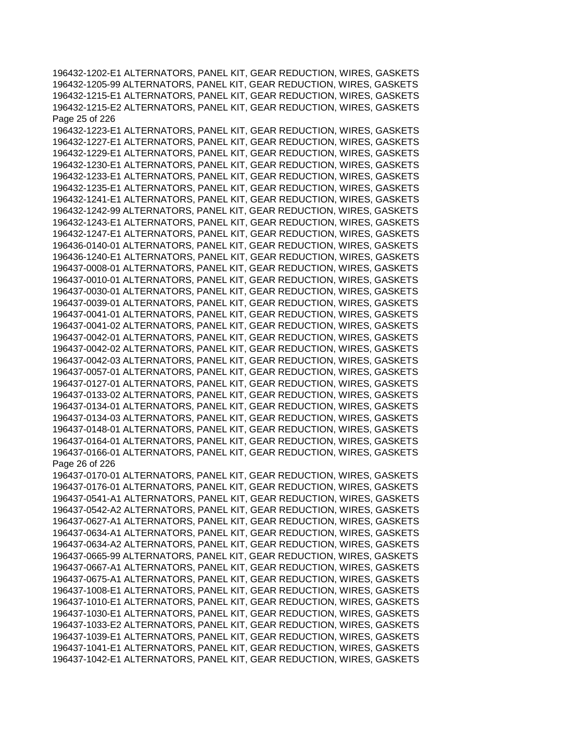196432-1202-E1 ALTERNATORS, PANEL KIT, GEAR REDUCTION, WIRES, GASKETS
196432-1205-99 ALTERNATORS, PANEL KIT, GEAR REDUCTION, WIRES, GASKETS
196432-1215-E1 ALTERNATORS, PANEL KIT, GEAR REDUCTION, WIRES, GASKETS
196432-1215-E2 ALTERNATORS, PANEL KIT, GEAR REDUCTION, WIRES, GASKETS
196432-1223-E1 ALTERNATORS, PANEL KIT, GEAR REDUCTION, WIRES, GASKETS
196432-1227-E1 ALTERNATORS, PANEL KIT, GEAR REDUCTION, WIRES, GASKETS
196432-1229-E1 ALTERNATORS, PANEL KIT, GEAR REDUCTION, WIRES, GASKETS
196432-1230-E1 ALTERNATORS, PANEL KIT, GEAR REDUCTION, WIRES, GASKETS
196432-1233-E1 ALTERNATORS, PANEL KIT, GEAR REDUCTION, WIRES, GASKETS
196432-1235-E1 ALTERNATORS, PANEL KIT, GEAR REDUCTION, WIRES, GASKETS
196432-1241-E1 ALTERNATORS, PANEL KIT, GEAR REDUCTION, WIRES, GASKETS
196432-1242-99 ALTERNATORS, PANEL KIT, GEAR REDUCTION, WIRES, GASKETS
196432-1243-E1 ALTERNATORS, PANEL KIT, GEAR REDUCTION, WIRES, GASKETS
196432-1247-E1 ALTERNATORS, PANEL KIT, GEAR REDUCTION, WIRES, GASKETS
196436-0140-01 ALTERNATORS, PANEL KIT, GEAR REDUCTION, WIRES, GASKETS
196436-1240-E1 ALTERNATORS, PANEL KIT, GEAR REDUCTION, WIRES, GASKETS
196437-0008-01 ALTERNATORS, PANEL KIT, GEAR REDUCTION, WIRES, GASKETS
196437-0010-01 ALTERNATORS, PANEL KIT, GEAR REDUCTION, WIRES, GASKETS
196437-0030-01 ALTERNATORS, PANEL KIT, GEAR REDUCTION, WIRES, GASKETS
196437-0039-01 ALTERNATORS, PANEL KIT, GEAR REDUCTION, WIRES, GASKETS
196437-0041-01 ALTERNATORS, PANEL KIT, GEAR REDUCTION, WIRES, GASKETS
196437-0041-02 ALTERNATORS, PANEL KIT, GEAR REDUCTION, WIRES, GASKETS
196437-0042-01 ALTERNATORS, PANEL KIT, GEAR REDUCTION, WIRES, GASKETS
196437-0042-02 ALTERNATORS, PANEL KIT, GEAR REDUCTION, WIRES, GASKETS
196437-0042-03 ALTERNATORS, PANEL KIT, GEAR REDUCTION, WIRES, GASKETS
196437-0057-01 ALTERNATORS, PANEL KIT, GEAR REDUCTION, WIRES, GASKETS
196437-0127-01 ALTERNATORS, PANEL KIT, GEAR REDUCTION, WIRES, GASKETS
196437-0133-02 ALTERNATORS, PANEL KIT, GEAR REDUCTION, WIRES, GASKETS
196437-0134-01 ALTERNATORS, PANEL KIT, GEAR REDUCTION, WIRES, GASKETS
196437-0134-03 ALTERNATORS, PANEL KIT, GEAR REDUCTION, WIRES, GASKETS
196437-0148-01 ALTERNATORS, PANEL KIT, GEAR REDUCTION, WIRES, GASKETS
196437-0164-01 ALTERNATORS, PANEL KIT, GEAR REDUCTION, WIRES, GASKETS
196437-0166-01 ALTERNATORS, PANEL KIT, GEAR REDUCTION, WIRES, GASKETS
196437-0170-01 ALTERNATORS, PANEL KIT, GEAR REDUCTION, WIRES, GASKETS
196437-0176-01 ALTERNATORS, PANEL KIT, GEAR REDUCTION, WIRES, GASKETS
196437-0541-A1 ALTERNATORS, PANEL KIT, GEAR REDUCTION, WIRES, GASKETS
196437-0542-A2 ALTERNATORS, PANEL KIT, GEAR REDUCTION, WIRES, GASKETS
196437-0627-A1 ALTERNATORS, PANEL KIT, GEAR REDUCTION, WIRES, GASKETS
196437-0634-A1 ALTERNATORS, PANEL KIT, GEAR REDUCTION, WIRES, GASKETS
196437-0634-A2 ALTERNATORS, PANEL KIT, GEAR REDUCTION, WIRES, GASKETS
196437-0665-99 ALTERNATORS, PANEL KIT, GEAR REDUCTION, WIRES, GASKETS
196437-0667-A1 ALTERNATORS, PANEL KIT, GEAR REDUCTION, WIRES, GASKETS
196437-0675-A1 ALTERNATORS, PANEL KIT, GEAR REDUCTION, WIRES, GASKETS
196437-1008-E1 ALTERNATORS, PANEL KIT, GEAR REDUCTION, WIRES, GASKETS
196437-1010-E1 ALTERNATORS, PANEL KIT, GEAR REDUCTION, WIRES, GASKETS
196437-1030-E1 ALTERNATORS, PANEL KIT, GEAR REDUCTION, WIRES, GASKETS
196437-1033-E2 ALTERNATORS, PANEL KIT, GEAR REDUCTION, WIRES, GASKETS
196437-1039-E1 ALTERNATORS, PANEL KIT, GEAR REDUCTION, WIRES, GASKETS
196437-1041-E1 ALTERNATORS, PANEL KIT, GEAR REDUCTION, WIRES, GASKETS
196437-1042-E1 ALTERNATORS, PANEL KIT, GEAR REDUCTION, WIRES, GASKETS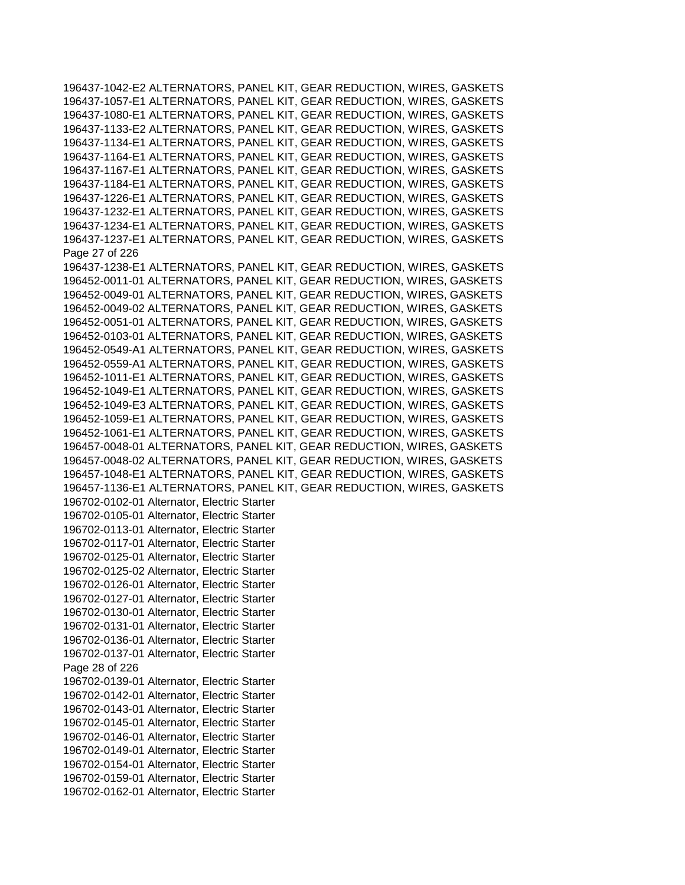196437-1042-E2 ALTERNATORS, PANEL KIT, GEAR REDUCTION, WIRES, GASKETS
196437-1057-E1 ALTERNATORS, PANEL KIT, GEAR REDUCTION, WIRES, GASKETS
196437-1080-E1 ALTERNATORS, PANEL KIT, GEAR REDUCTION, WIRES, GASKETS
196437-1133-E2 ALTERNATORS, PANEL KIT, GEAR REDUCTION, WIRES, GASKETS
196437-1134-E1 ALTERNATORS, PANEL KIT, GEAR REDUCTION, WIRES, GASKETS
196437-1164-E1 ALTERNATORS, PANEL KIT, GEAR REDUCTION, WIRES, GASKETS
196437-1167-E1 ALTERNATORS, PANEL KIT, GEAR REDUCTION, WIRES, GASKETS
196437-1184-E1 ALTERNATORS, PANEL KIT, GEAR REDUCTION, WIRES, GASKETS
196437-1226-E1 ALTERNATORS, PANEL KIT, GEAR REDUCTION, WIRES, GASKETS
196437-1232-E1 ALTERNATORS, PANEL KIT, GEAR REDUCTION, WIRES, GASKETS
196437-1234-E1 ALTERNATORS, PANEL KIT, GEAR REDUCTION, WIRES, GASKETS
196437-1237-E1 ALTERNATORS, PANEL KIT, GEAR REDUCTION, WIRES, GASKETS
196437-1238-E1 ALTERNATORS, PANEL KIT, GEAR REDUCTION, WIRES, GASKETS
196452-0011-01 ALTERNATORS, PANEL KIT, GEAR REDUCTION, WIRES, GASKETS
196452-0049-01 ALTERNATORS, PANEL KIT, GEAR REDUCTION, WIRES, GASKETS
196452-0049-02 ALTERNATORS, PANEL KIT, GEAR REDUCTION, WIRES, GASKETS
196452-0051-01 ALTERNATORS, PANEL KIT, GEAR REDUCTION, WIRES, GASKETS
196452-0103-01 ALTERNATORS, PANEL KIT, GEAR REDUCTION, WIRES, GASKETS
196452-0549-A1 ALTERNATORS, PANEL KIT, GEAR REDUCTION, WIRES, GASKETS
196452-0559-A1 ALTERNATORS, PANEL KIT, GEAR REDUCTION, WIRES, GASKETS
196452-1011-E1 ALTERNATORS, PANEL KIT, GEAR REDUCTION, WIRES, GASKETS
196452-1049-E1 ALTERNATORS, PANEL KIT, GEAR REDUCTION, WIRES, GASKETS
196452-1049-E3 ALTERNATORS, PANEL KIT, GEAR REDUCTION, WIRES, GASKETS
196452-1059-E1 ALTERNATORS, PANEL KIT, GEAR REDUCTION, WIRES, GASKETS
196452-1061-E1 ALTERNATORS, PANEL KIT, GEAR REDUCTION, WIRES, GASKETS
196457-0048-01 ALTERNATORS, PANEL KIT, GEAR REDUCTION, WIRES, GASKETS
196457-0048-02 ALTERNATORS, PANEL KIT, GEAR REDUCTION, WIRES, GASKETS
196457-1048-E1 ALTERNATORS, PANEL KIT, GEAR REDUCTION, WIRES, GASKETS
196457-1136-E1 ALTERNATORS, PANEL KIT, GEAR REDUCTION, WIRES, GASKETS
196702-0102-01 Alternator, Electric Starter
196702-0105-01 Alternator, Electric Starter
196702-0113-01 Alternator, Electric Starter
196702-0117-01 Alternator, Electric Starter
196702-0125-01 Alternator, Electric Starter
196702-0125-02 Alternator, Electric Starter
196702-0126-01 Alternator, Electric Starter
196702-0127-01 Alternator, Electric Starter
196702-0130-01 Alternator, Electric Starter
196702-0131-01 Alternator, Electric Starter
196702-0136-01 Alternator, Electric Starter
196702-0137-01 Alternator, Electric Starter
196702-0139-01 Alternator, Electric Starter
196702-0142-01 Alternator, Electric Starter
196702-0143-01 Alternator, Electric Starter
196702-0145-01 Alternator, Electric Starter
196702-0146-01 Alternator, Electric Starter
196702-0149-01 Alternator, Electric Starter
196702-0154-01 Alternator, Electric Starter
196702-0159-01 Alternator, Electric Starter
196702-0162-01 Alternator, Electric Starter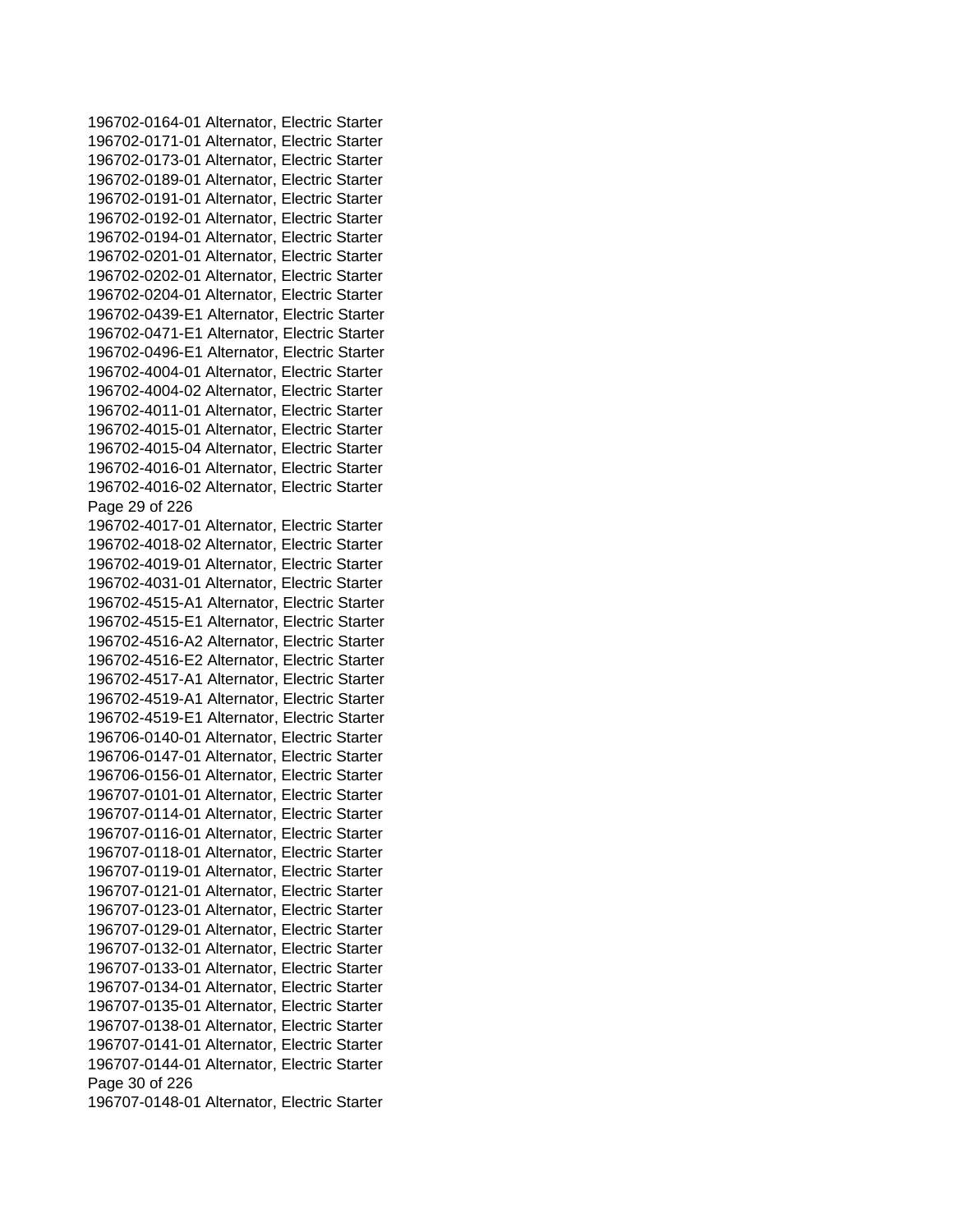196702-0164-01 Alternator, Electric Starter
196702-0171-01 Alternator, Electric Starter
196702-0173-01 Alternator, Electric Starter
196702-0189-01 Alternator, Electric Starter
196702-0191-01 Alternator, Electric Starter
196702-0192-01 Alternator, Electric Starter
196702-0194-01 Alternator, Electric Starter
196702-0201-01 Alternator, Electric Starter
196702-0202-01 Alternator, Electric Starter
196702-0204-01 Alternator, Electric Starter
196702-0439-E1 Alternator, Electric Starter
196702-0471-E1 Alternator, Electric Starter
196702-0496-E1 Alternator, Electric Starter
196702-4004-01 Alternator, Electric Starter
196702-4004-02 Alternator, Electric Starter
196702-4011-01 Alternator, Electric Starter
196702-4015-01 Alternator, Electric Starter
196702-4015-04 Alternator, Electric Starter
196702-4016-01 Alternator, Electric Starter
196702-4016-02 Alternator, Electric Starter
196702-4017-01 Alternator, Electric Starter
196702-4018-02 Alternator, Electric Starter
196702-4019-01 Alternator, Electric Starter
196702-4031-01 Alternator, Electric Starter
196702-4515-A1 Alternator, Electric Starter
196702-4515-E1 Alternator, Electric Starter
196702-4516-A2 Alternator, Electric Starter
196702-4516-E2 Alternator, Electric Starter
196702-4517-A1 Alternator, Electric Starter
196702-4519-A1 Alternator, Electric Starter
196702-4519-E1 Alternator, Electric Starter
196706-0140-01 Alternator, Electric Starter
196706-0147-01 Alternator, Electric Starter
196706-0156-01 Alternator, Electric Starter
196707-0101-01 Alternator, Electric Starter
196707-0114-01 Alternator, Electric Starter
196707-0116-01 Alternator, Electric Starter
196707-0118-01 Alternator, Electric Starter
196707-0119-01 Alternator, Electric Starter
196707-0121-01 Alternator, Electric Starter
196707-0123-01 Alternator, Electric Starter
196707-0129-01 Alternator, Electric Starter
196707-0132-01 Alternator, Electric Starter
196707-0133-01 Alternator, Electric Starter
196707-0134-01 Alternator, Electric Starter
196707-0135-01 Alternator, Electric Starter
196707-0138-01 Alternator, Electric Starter
196707-0141-01 Alternator, Electric Starter
196707-0144-01 Alternator, Electric Starter
196707-0148-01 Alternator, Electric Starter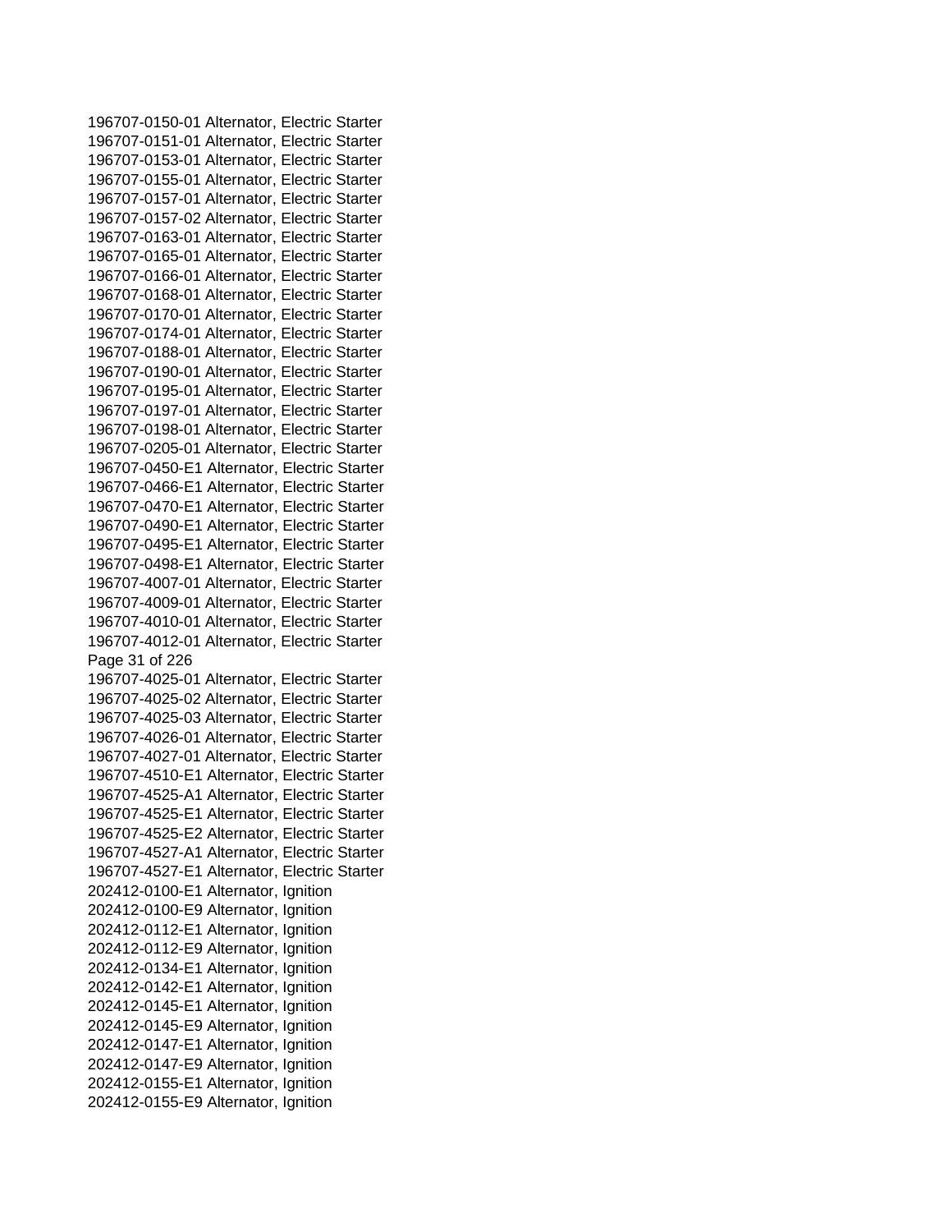196707-0150-01 Alternator, Electric Starter
196707-0151-01 Alternator, Electric Starter
196707-0153-01 Alternator, Electric Starter
196707-0155-01 Alternator, Electric Starter
196707-0157-01 Alternator, Electric Starter
196707-0157-02 Alternator, Electric Starter
196707-0163-01 Alternator, Electric Starter
196707-0165-01 Alternator, Electric Starter
196707-0166-01 Alternator, Electric Starter
196707-0168-01 Alternator, Electric Starter
196707-0170-01 Alternator, Electric Starter
196707-0174-01 Alternator, Electric Starter
196707-0188-01 Alternator, Electric Starter
196707-0190-01 Alternator, Electric Starter
196707-0195-01 Alternator, Electric Starter
196707-0197-01 Alternator, Electric Starter
196707-0198-01 Alternator, Electric Starter
196707-0205-01 Alternator, Electric Starter
196707-0450-E1 Alternator, Electric Starter
196707-0466-E1 Alternator, Electric Starter
196707-0470-E1 Alternator, Electric Starter
196707-0490-E1 Alternator, Electric Starter
196707-0495-E1 Alternator, Electric Starter
196707-0498-E1 Alternator, Electric Starter
196707-4007-01 Alternator, Electric Starter
196707-4009-01 Alternator, Electric Starter
196707-4010-01 Alternator, Electric Starter
196707-4012-01 Alternator, Electric Starter
196707-4025-01 Alternator, Electric Starter
196707-4025-02 Alternator, Electric Starter
196707-4025-03 Alternator, Electric Starter
196707-4026-01 Alternator, Electric Starter
196707-4027-01 Alternator, Electric Starter
196707-4510-E1 Alternator, Electric Starter
196707-4525-A1 Alternator, Electric Starter
196707-4525-E1 Alternator, Electric Starter
196707-4525-E2 Alternator, Electric Starter
196707-4527-A1 Alternator, Electric Starter
196707-4527-E1 Alternator, Electric Starter
202412-0100-E1 Alternator, Ignition
202412-0100-E9 Alternator, Ignition
202412-0112-E1 Alternator, Ignition
202412-0112-E9 Alternator, Ignition
202412-0134-E1 Alternator, Ignition
202412-0142-E1 Alternator, Ignition
202412-0145-E1 Alternator, Ignition
202412-0145-E9 Alternator, Ignition
202412-0147-E1 Alternator, Ignition
202412-0147-E9 Alternator, Ignition
202412-0155-E1 Alternator, Ignition
202412-0155-E9 Alternator, Ignition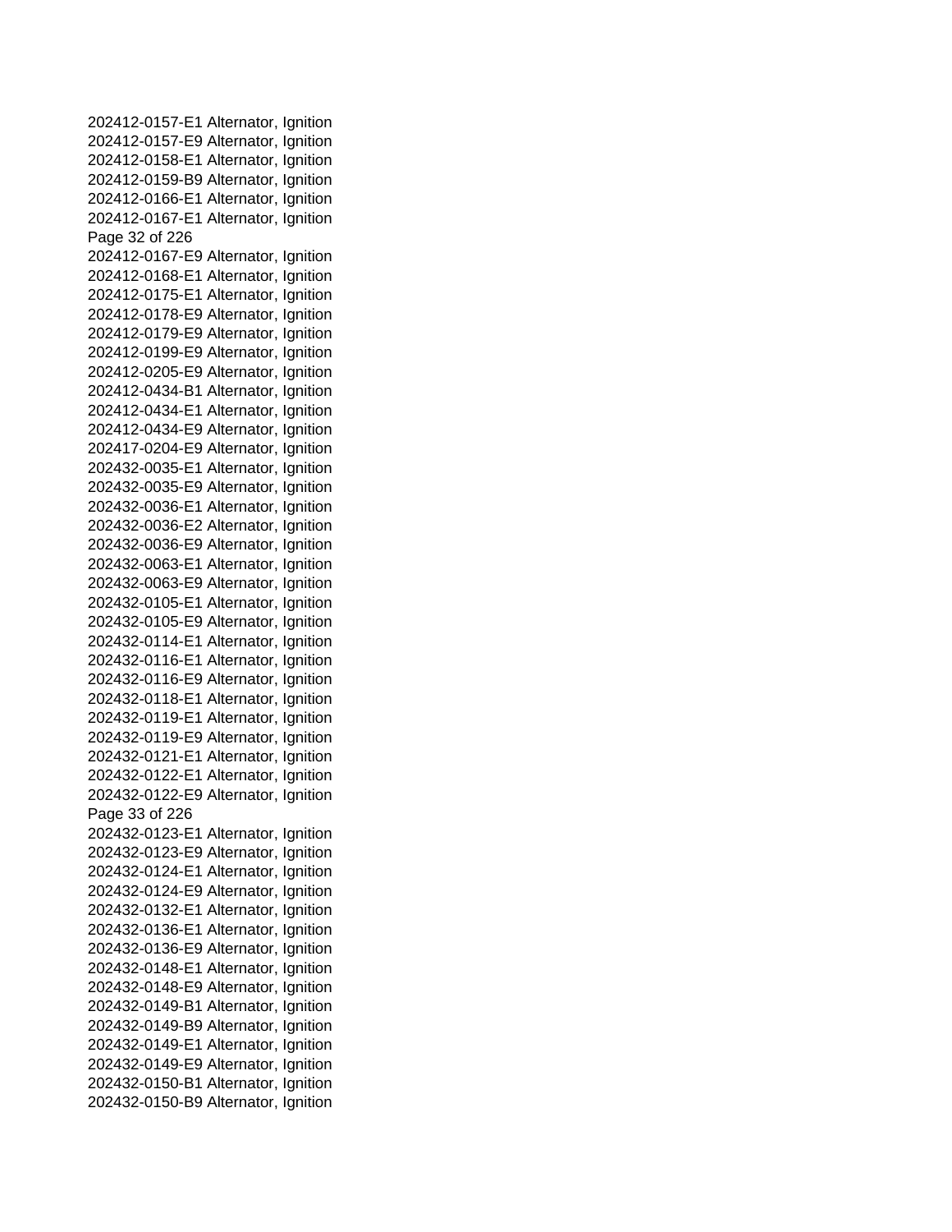202412-0157-E1 Alternator, Ignition
202412-0157-E9 Alternator, Ignition
202412-0158-E1 Alternator, Ignition
202412-0159-B9 Alternator, Ignition
202412-0166-E1 Alternator, Ignition
202412-0167-E1 Alternator, Ignition
202412-0167-E9 Alternator, Ignition
202412-0168-E1 Alternator, Ignition
202412-0175-E1 Alternator, Ignition
202412-0178-E9 Alternator, Ignition
202412-0179-E9 Alternator, Ignition
202412-0199-E9 Alternator, Ignition
202412-0205-E9 Alternator, Ignition
202412-0434-B1 Alternator, Ignition
202412-0434-E1 Alternator, Ignition
202412-0434-E9 Alternator, Ignition
202417-0204-E9 Alternator, Ignition
202432-0035-E1 Alternator, Ignition
202432-0035-E9 Alternator, Ignition
202432-0036-E1 Alternator, Ignition
202432-0036-E2 Alternator, Ignition
202432-0036-E9 Alternator, Ignition
202432-0063-E1 Alternator, Ignition
202432-0063-E9 Alternator, Ignition
202432-0105-E1 Alternator, Ignition
202432-0105-E9 Alternator, Ignition
202432-0114-E1 Alternator, Ignition
202432-0116-E1 Alternator, Ignition
202432-0116-E9 Alternator, Ignition
202432-0118-E1 Alternator, Ignition
202432-0119-E1 Alternator, Ignition
202432-0119-E9 Alternator, Ignition
202432-0121-E1 Alternator, Ignition
202432-0122-E1 Alternator, Ignition
202432-0122-E9 Alternator, Ignition
202432-0123-E1 Alternator, Ignition
202432-0123-E9 Alternator, Ignition
202432-0124-E1 Alternator, Ignition
202432-0124-E9 Alternator, Ignition
202432-0132-E1 Alternator, Ignition
202432-0136-E1 Alternator, Ignition
202432-0136-E9 Alternator, Ignition
202432-0148-E1 Alternator, Ignition
202432-0148-E9 Alternator, Ignition
202432-0149-B1 Alternator, Ignition
202432-0149-B9 Alternator, Ignition
202432-0149-E1 Alternator, Ignition
202432-0149-E9 Alternator, Ignition
202432-0150-B1 Alternator, Ignition
202432-0150-B9 Alternator, Ignition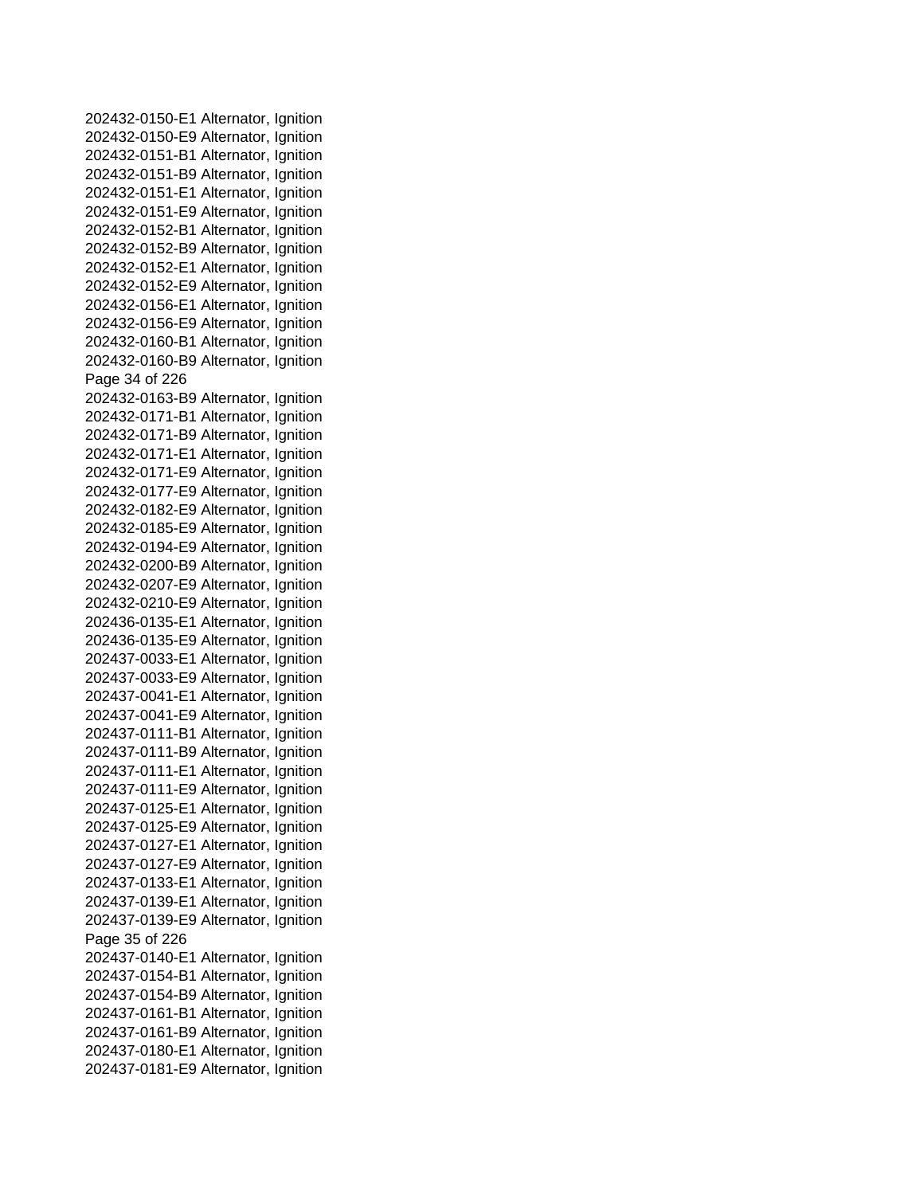202432-0150-E1 Alternator, Ignition
202432-0150-E9 Alternator, Ignition
202432-0151-B1 Alternator, Ignition
202432-0151-B9 Alternator, Ignition
202432-0151-E1 Alternator, Ignition
202432-0151-E9 Alternator, Ignition
202432-0152-B1 Alternator, Ignition
202432-0152-B9 Alternator, Ignition
202432-0152-E1 Alternator, Ignition
202432-0152-E9 Alternator, Ignition
202432-0156-E1 Alternator, Ignition
202432-0156-E9 Alternator, Ignition
202432-0160-B1 Alternator, Ignition
202432-0160-B9 Alternator, Ignition
202432-0163-B9 Alternator, Ignition
202432-0171-B1 Alternator, Ignition
202432-0171-B9 Alternator, Ignition
202432-0171-E1 Alternator, Ignition
202432-0171-E9 Alternator, Ignition
202432-0177-E9 Alternator, Ignition
202432-0182-E9 Alternator, Ignition
202432-0185-E9 Alternator, Ignition
202432-0194-E9 Alternator, Ignition
202432-0200-B9 Alternator, Ignition
202432-0207-E9 Alternator, Ignition
202432-0210-E9 Alternator, Ignition
202436-0135-E1 Alternator, Ignition
202436-0135-E9 Alternator, Ignition
202437-0033-E1 Alternator, Ignition
202437-0033-E9 Alternator, Ignition
202437-0041-E1 Alternator, Ignition
202437-0041-E9 Alternator, Ignition
202437-0111-B1 Alternator, Ignition
202437-0111-B9 Alternator, Ignition
202437-0111-E1 Alternator, Ignition
202437-0111-E9 Alternator, Ignition
202437-0125-E1 Alternator, Ignition
202437-0125-E9 Alternator, Ignition
202437-0127-E1 Alternator, Ignition
202437-0127-E9 Alternator, Ignition
202437-0133-E1 Alternator, Ignition
202437-0139-E1 Alternator, Ignition
202437-0139-E9 Alternator, Ignition
202437-0140-E1 Alternator, Ignition
202437-0154-B1 Alternator, Ignition
202437-0154-B9 Alternator, Ignition
202437-0161-B1 Alternator, Ignition
202437-0161-B9 Alternator, Ignition
202437-0180-E1 Alternator, Ignition
202437-0181-E9 Alternator, Ignition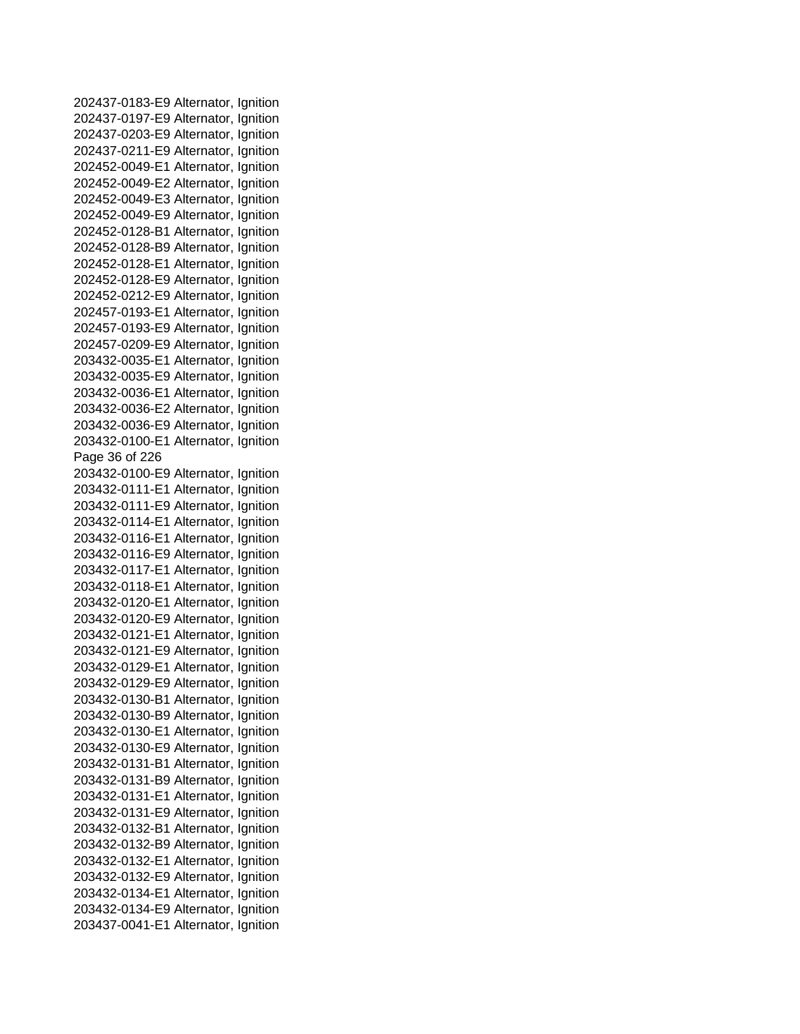202437-0183-E9 Alternator, Ignition
202437-0197-E9 Alternator, Ignition
202437-0203-E9 Alternator, Ignition
202437-0211-E9 Alternator, Ignition
202452-0049-E1 Alternator, Ignition
202452-0049-E2 Alternator, Ignition
202452-0049-E3 Alternator, Ignition
202452-0049-E9 Alternator, Ignition
202452-0128-B1 Alternator, Ignition
202452-0128-B9 Alternator, Ignition
202452-0128-E1 Alternator, Ignition
202452-0128-E9 Alternator, Ignition
202452-0212-E9 Alternator, Ignition
202457-0193-E1 Alternator, Ignition
202457-0193-E9 Alternator, Ignition
202457-0209-E9 Alternator, Ignition
203432-0035-E1 Alternator, Ignition
203432-0035-E9 Alternator, Ignition
203432-0036-E1 Alternator, Ignition
203432-0036-E2 Alternator, Ignition
203432-0036-E9 Alternator, Ignition
203432-0100-E1 Alternator, Ignition
203432-0100-E9 Alternator, Ignition
203432-0111-E1 Alternator, Ignition
203432-0111-E9 Alternator, Ignition
203432-0114-E1 Alternator, Ignition
203432-0116-E1 Alternator, Ignition
203432-0116-E9 Alternator, Ignition
203432-0117-E1 Alternator, Ignition
203432-0118-E1 Alternator, Ignition
203432-0120-E1 Alternator, Ignition
203432-0120-E9 Alternator, Ignition
203432-0121-E1 Alternator, Ignition
203432-0121-E9 Alternator, Ignition
203432-0129-E1 Alternator, Ignition
203432-0129-E9 Alternator, Ignition
203432-0130-B1 Alternator, Ignition
203432-0130-B9 Alternator, Ignition
203432-0130-E1 Alternator, Ignition
203432-0130-E9 Alternator, Ignition
203432-0131-B1 Alternator, Ignition
203432-0131-B9 Alternator, Ignition
203432-0131-E1 Alternator, Ignition
203432-0131-E9 Alternator, Ignition
203432-0132-B1 Alternator, Ignition
203432-0132-B9 Alternator, Ignition
203432-0132-E1 Alternator, Ignition
203432-0132-E9 Alternator, Ignition
203432-0134-E1 Alternator, Ignition
203432-0134-E9 Alternator, Ignition
203437-0041-E1 Alternator, Ignition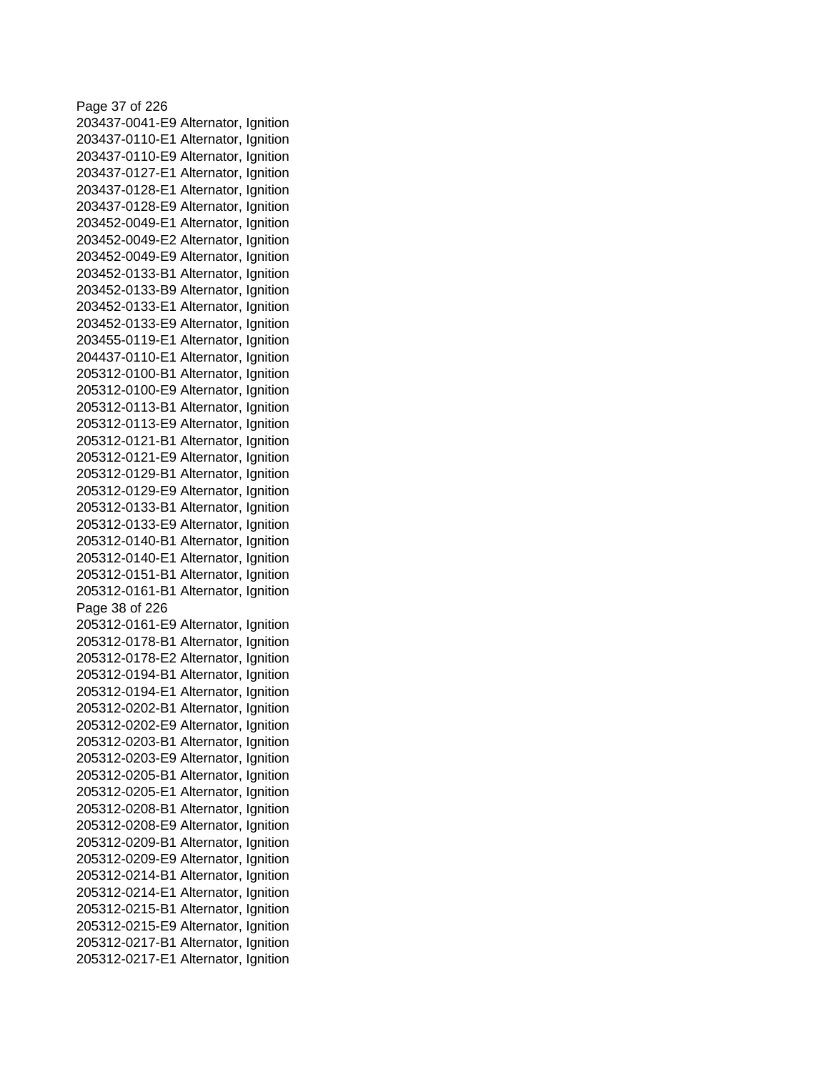203437-0041-E9 Alternator, Ignition
203437-0110-E1 Alternator, Ignition
203437-0110-E9 Alternator, Ignition
203437-0127-E1 Alternator, Ignition
203437-0128-E1 Alternator, Ignition
203437-0128-E9 Alternator, Ignition
203452-0049-E1 Alternator, Ignition
203452-0049-E2 Alternator, Ignition
203452-0049-E9 Alternator, Ignition
203452-0133-B1 Alternator, Ignition
203452-0133-B9 Alternator, Ignition
203452-0133-E1 Alternator, Ignition
203452-0133-E9 Alternator, Ignition
203455-0119-E1 Alternator, Ignition
204437-0110-E1 Alternator, Ignition
205312-0100-B1 Alternator, Ignition
205312-0100-E9 Alternator, Ignition
205312-0113-B1 Alternator, Ignition
205312-0113-E9 Alternator, Ignition
205312-0121-B1 Alternator, Ignition
205312-0121-E9 Alternator, Ignition
205312-0129-B1 Alternator, Ignition
205312-0129-E9 Alternator, Ignition
205312-0133-B1 Alternator, Ignition
205312-0133-E9 Alternator, Ignition
205312-0140-B1 Alternator, Ignition
205312-0140-E1 Alternator, Ignition
205312-0151-B1 Alternator, Ignition
205312-0161-B1 Alternator, Ignition
205312-0161-E9 Alternator, Ignition
205312-0178-B1 Alternator, Ignition
205312-0178-E2 Alternator, Ignition
205312-0194-B1 Alternator, Ignition
205312-0194-E1 Alternator, Ignition
205312-0202-B1 Alternator, Ignition
205312-0202-E9 Alternator, Ignition
205312-0203-B1 Alternator, Ignition
205312-0203-E9 Alternator, Ignition
205312-0205-B1 Alternator, Ignition
205312-0205-E1 Alternator, Ignition
205312-0208-B1 Alternator, Ignition
205312-0208-E9 Alternator, Ignition
205312-0209-B1 Alternator, Ignition
205312-0209-E9 Alternator, Ignition
205312-0214-B1 Alternator, Ignition
205312-0214-E1 Alternator, Ignition
205312-0215-B1 Alternator, Ignition
205312-0215-E9 Alternator, Ignition
205312-0217-B1 Alternator, Ignition
205312-0217-E1 Alternator, Ignition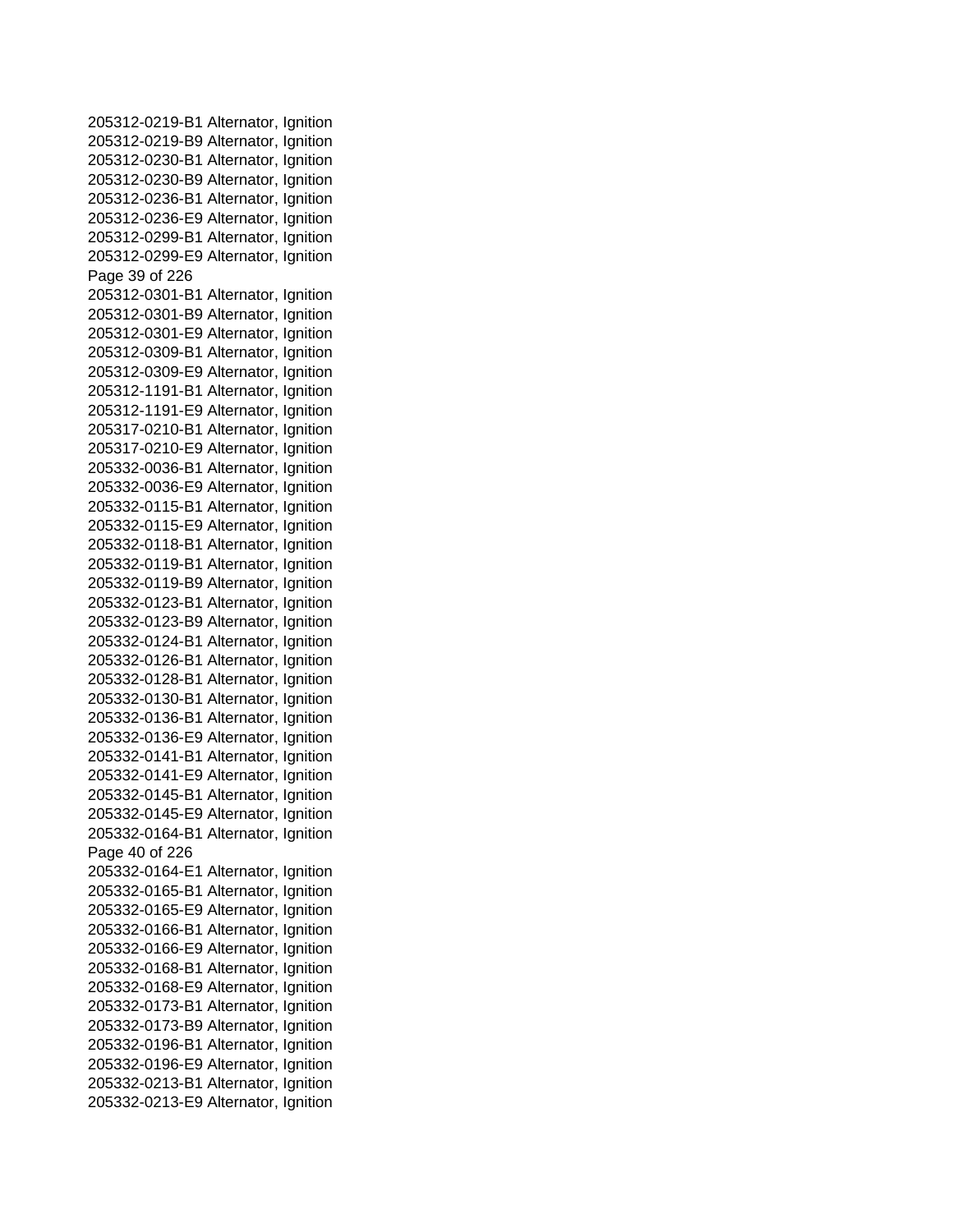205312-0219-B1 Alternator, Ignition
205312-0219-B9 Alternator, Ignition
205312-0230-B1 Alternator, Ignition
205312-0230-B9 Alternator, Ignition
205312-0236-B1 Alternator, Ignition
205312-0236-E9 Alternator, Ignition
205312-0299-B1 Alternator, Ignition
205312-0299-E9 Alternator, Ignition
205312-0301-B1 Alternator, Ignition
205312-0301-B9 Alternator, Ignition
205312-0301-E9 Alternator, Ignition
205312-0309-B1 Alternator, Ignition
205312-0309-E9 Alternator, Ignition
205312-1191-B1 Alternator, Ignition
205312-1191-E9 Alternator, Ignition
205317-0210-B1 Alternator, Ignition
205317-0210-E9 Alternator, Ignition
205332-0036-B1 Alternator, Ignition
205332-0036-E9 Alternator, Ignition
205332-0115-B1 Alternator, Ignition
205332-0115-E9 Alternator, Ignition
205332-0118-B1 Alternator, Ignition
205332-0119-B1 Alternator, Ignition
205332-0119-B9 Alternator, Ignition
205332-0123-B1 Alternator, Ignition
205332-0123-B9 Alternator, Ignition
205332-0124-B1 Alternator, Ignition
205332-0126-B1 Alternator, Ignition
205332-0128-B1 Alternator, Ignition
205332-0130-B1 Alternator, Ignition
205332-0136-B1 Alternator, Ignition
205332-0136-E9 Alternator, Ignition
205332-0141-B1 Alternator, Ignition
205332-0141-E9 Alternator, Ignition
205332-0145-B1 Alternator, Ignition
205332-0145-E9 Alternator, Ignition
205332-0164-B1 Alternator, Ignition
205332-0164-E1 Alternator, Ignition
205332-0165-B1 Alternator, Ignition
205332-0165-E9 Alternator, Ignition
205332-0166-B1 Alternator, Ignition
205332-0166-E9 Alternator, Ignition
205332-0168-B1 Alternator, Ignition
205332-0168-E9 Alternator, Ignition
205332-0173-B1 Alternator, Ignition
205332-0173-B9 Alternator, Ignition
205332-0196-B1 Alternator, Ignition
205332-0196-E9 Alternator, Ignition
205332-0213-B1 Alternator, Ignition
205332-0213-E9 Alternator, Ignition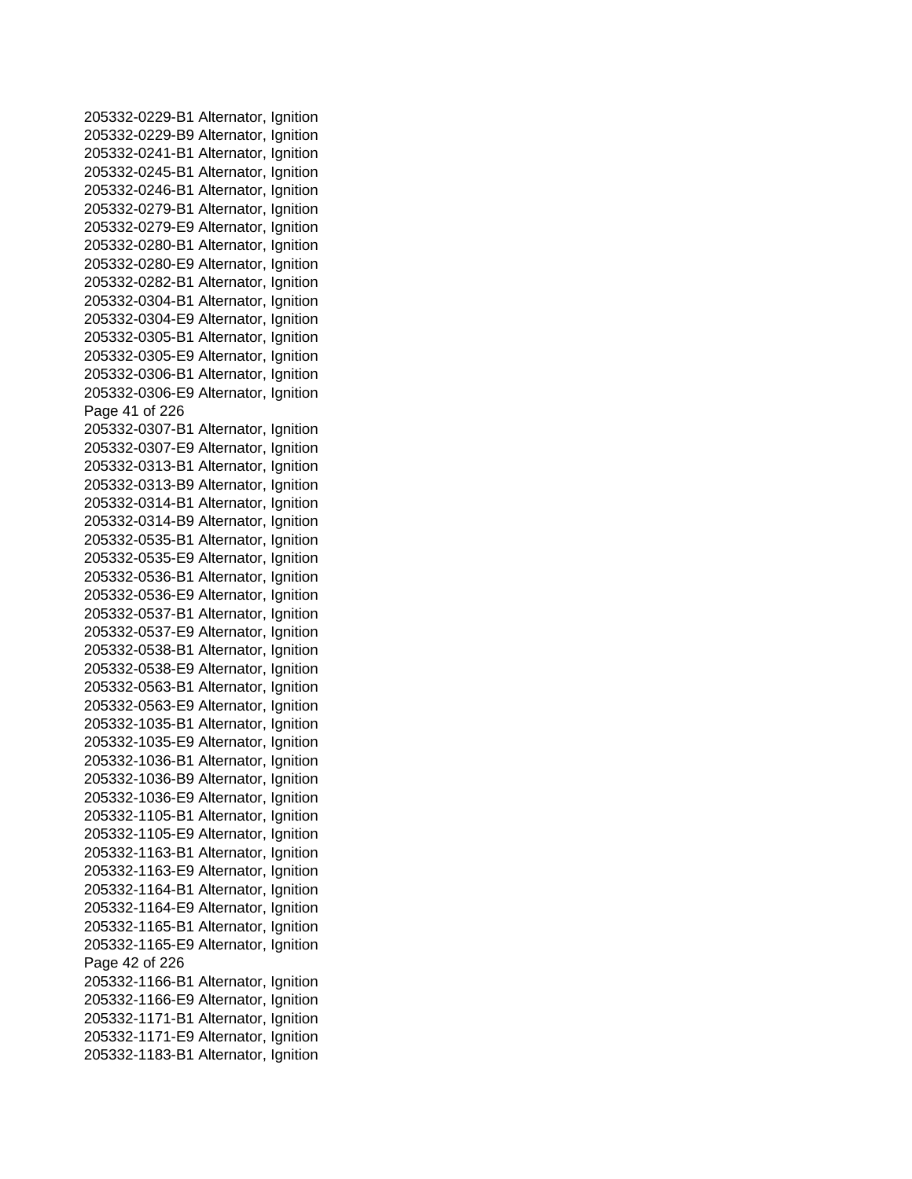205332-0229-B1 Alternator, Ignition
205332-0229-B9 Alternator, Ignition
205332-0241-B1 Alternator, Ignition
205332-0245-B1 Alternator, Ignition
205332-0246-B1 Alternator, Ignition
205332-0279-B1 Alternator, Ignition
205332-0279-E9 Alternator, Ignition
205332-0280-B1 Alternator, Ignition
205332-0280-E9 Alternator, Ignition
205332-0282-B1 Alternator, Ignition
205332-0304-B1 Alternator, Ignition
205332-0304-E9 Alternator, Ignition
205332-0305-B1 Alternator, Ignition
205332-0305-E9 Alternator, Ignition
205332-0306-B1 Alternator, Ignition
205332-0306-E9 Alternator, Ignition
205332-0307-B1 Alternator, Ignition
205332-0307-E9 Alternator, Ignition
205332-0313-B1 Alternator, Ignition
205332-0313-B9 Alternator, Ignition
205332-0314-B1 Alternator, Ignition
205332-0314-B9 Alternator, Ignition
205332-0535-B1 Alternator, Ignition
205332-0535-E9 Alternator, Ignition
205332-0536-B1 Alternator, Ignition
205332-0536-E9 Alternator, Ignition
205332-0537-B1 Alternator, Ignition
205332-0537-E9 Alternator, Ignition
205332-0538-B1 Alternator, Ignition
205332-0538-E9 Alternator, Ignition
205332-0563-B1 Alternator, Ignition
205332-0563-E9 Alternator, Ignition
205332-1035-B1 Alternator, Ignition
205332-1035-E9 Alternator, Ignition
205332-1036-B1 Alternator, Ignition
205332-1036-B9 Alternator, Ignition
205332-1036-E9 Alternator, Ignition
205332-1105-B1 Alternator, Ignition
205332-1105-E9 Alternator, Ignition
205332-1163-B1 Alternator, Ignition
205332-1163-E9 Alternator, Ignition
205332-1164-B1 Alternator, Ignition
205332-1164-E9 Alternator, Ignition
205332-1165-B1 Alternator, Ignition
205332-1165-E9 Alternator, Ignition
205332-1166-B1 Alternator, Ignition
205332-1166-E9 Alternator, Ignition
205332-1171-B1 Alternator, Ignition
205332-1171-E9 Alternator, Ignition
205332-1183-B1 Alternator, Ignition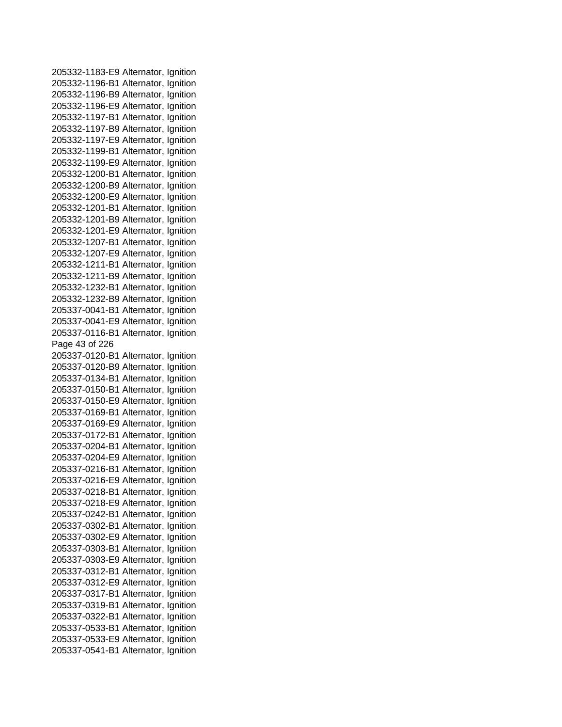205332-1183-E9 Alternator, Ignition
205332-1196-B1 Alternator, Ignition
205332-1196-B9 Alternator, Ignition
205332-1196-E9 Alternator, Ignition
205332-1197-B1 Alternator, Ignition
205332-1197-B9 Alternator, Ignition
205332-1197-E9 Alternator, Ignition
205332-1199-B1 Alternator, Ignition
205332-1199-E9 Alternator, Ignition
205332-1200-B1 Alternator, Ignition
205332-1200-B9 Alternator, Ignition
205332-1200-E9 Alternator, Ignition
205332-1201-B1 Alternator, Ignition
205332-1201-B9 Alternator, Ignition
205332-1201-E9 Alternator, Ignition
205332-1207-B1 Alternator, Ignition
205332-1207-E9 Alternator, Ignition
205332-1211-B1 Alternator, Ignition
205332-1211-B9 Alternator, Ignition
205332-1232-B1 Alternator, Ignition
205332-1232-B9 Alternator, Ignition
205337-0041-B1 Alternator, Ignition
205337-0041-E9 Alternator, Ignition
205337-0116-B1 Alternator, Ignition
205337-0120-B1 Alternator, Ignition
205337-0120-B9 Alternator, Ignition
205337-0134-B1 Alternator, Ignition
205337-0150-B1 Alternator, Ignition
205337-0150-E9 Alternator, Ignition
205337-0169-B1 Alternator, Ignition
205337-0169-E9 Alternator, Ignition
205337-0172-B1 Alternator, Ignition
205337-0204-B1 Alternator, Ignition
205337-0204-E9 Alternator, Ignition
205337-0216-B1 Alternator, Ignition
205337-0216-E9 Alternator, Ignition
205337-0218-B1 Alternator, Ignition
205337-0218-E9 Alternator, Ignition
205337-0242-B1 Alternator, Ignition
205337-0302-B1 Alternator, Ignition
205337-0302-E9 Alternator, Ignition
205337-0303-B1 Alternator, Ignition
205337-0303-E9 Alternator, Ignition
205337-0312-B1 Alternator, Ignition
205337-0312-E9 Alternator, Ignition
205337-0317-B1 Alternator, Ignition
205337-0319-B1 Alternator, Ignition
205337-0322-B1 Alternator, Ignition
205337-0533-B1 Alternator, Ignition
205337-0533-E9 Alternator, Ignition
205337-0541-B1 Alternator, Ignition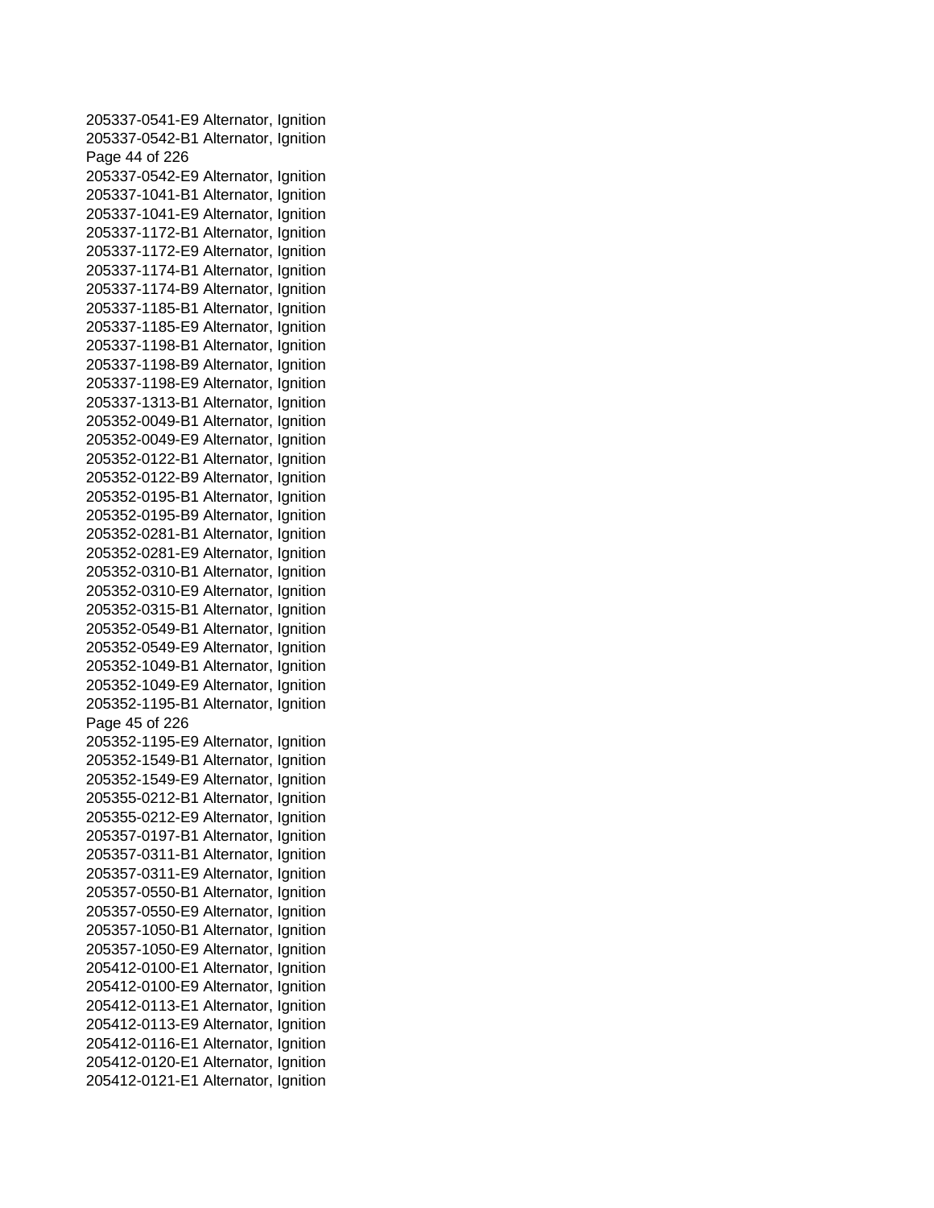205337-0541-E9 Alternator, Ignition
205337-0542-B1 Alternator, Ignition
205337-0542-E9 Alternator, Ignition
205337-1041-B1 Alternator, Ignition
205337-1041-E9 Alternator, Ignition
205337-1172-B1 Alternator, Ignition
205337-1172-E9 Alternator, Ignition
205337-1174-B1 Alternator, Ignition
205337-1174-B9 Alternator, Ignition
205337-1185-B1 Alternator, Ignition
205337-1185-E9 Alternator, Ignition
205337-1198-B1 Alternator, Ignition
205337-1198-B9 Alternator, Ignition
205337-1198-E9 Alternator, Ignition
205337-1313-B1 Alternator, Ignition
205352-0049-B1 Alternator, Ignition
205352-0049-E9 Alternator, Ignition
205352-0122-B1 Alternator, Ignition
205352-0122-B9 Alternator, Ignition
205352-0195-B1 Alternator, Ignition
205352-0195-B9 Alternator, Ignition
205352-0281-B1 Alternator, Ignition
205352-0281-E9 Alternator, Ignition
205352-0310-B1 Alternator, Ignition
205352-0310-E9 Alternator, Ignition
205352-0315-B1 Alternator, Ignition
205352-0549-B1 Alternator, Ignition
205352-0549-E9 Alternator, Ignition
205352-1049-B1 Alternator, Ignition
205352-1049-E9 Alternator, Ignition
205352-1195-B1 Alternator, Ignition
205352-1195-E9 Alternator, Ignition
205352-1549-B1 Alternator, Ignition
205352-1549-E9 Alternator, Ignition
205355-0212-B1 Alternator, Ignition
205355-0212-E9 Alternator, Ignition
205357-0197-B1 Alternator, Ignition
205357-0311-B1 Alternator, Ignition
205357-0311-E9 Alternator, Ignition
205357-0550-B1 Alternator, Ignition
205357-0550-E9 Alternator, Ignition
205357-1050-B1 Alternator, Ignition
205357-1050-E9 Alternator, Ignition
205412-0100-E1 Alternator, Ignition
205412-0100-E9 Alternator, Ignition
205412-0113-E1 Alternator, Ignition
205412-0113-E9 Alternator, Ignition
205412-0116-E1 Alternator, Ignition
205412-0120-E1 Alternator, Ignition
205412-0121-E1 Alternator, Ignition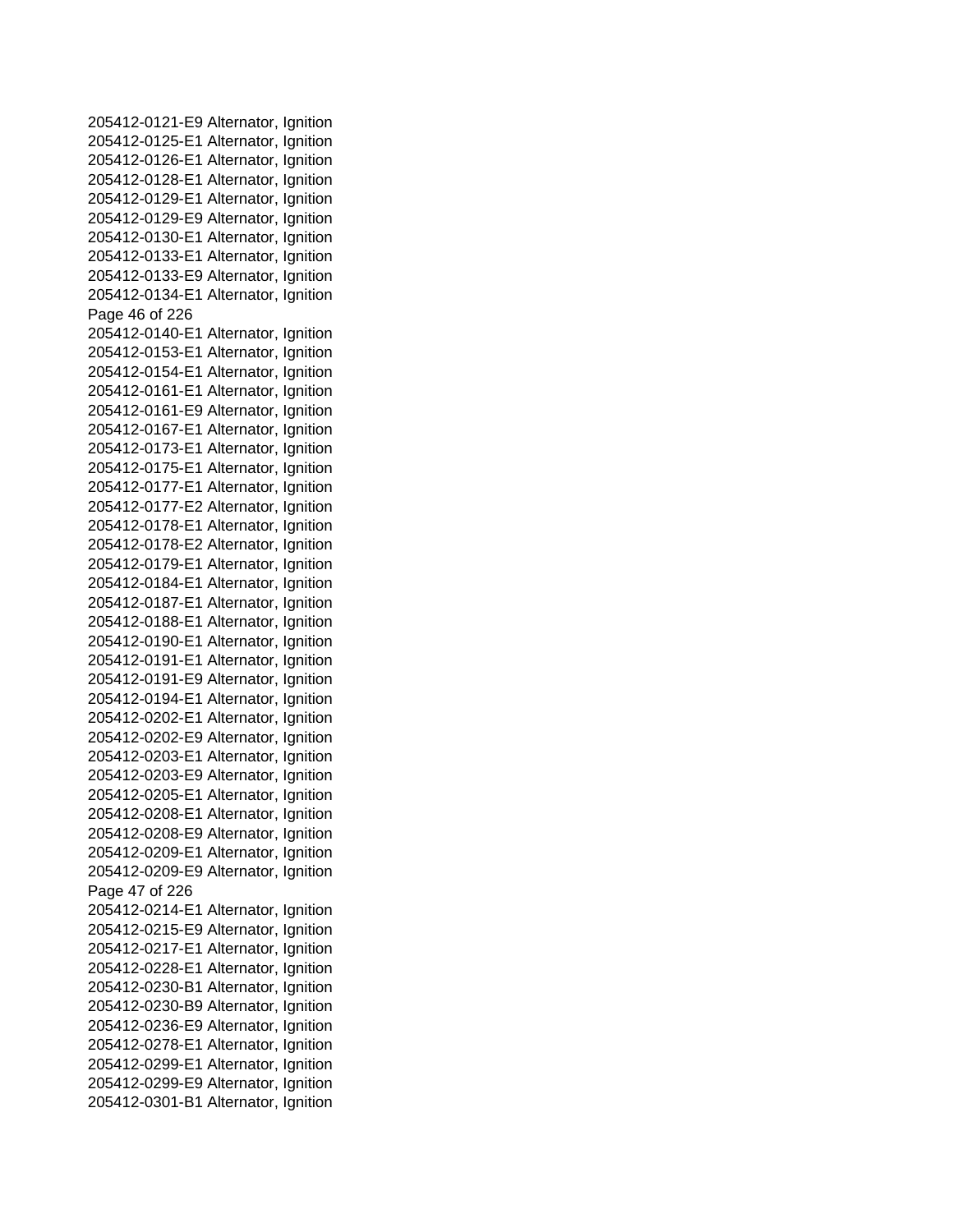205412-0121-E9 Alternator, Ignition
205412-0125-E1 Alternator, Ignition
205412-0126-E1 Alternator, Ignition
205412-0128-E1 Alternator, Ignition
205412-0129-E1 Alternator, Ignition
205412-0129-E9 Alternator, Ignition
205412-0130-E1 Alternator, Ignition
205412-0133-E1 Alternator, Ignition
205412-0133-E9 Alternator, Ignition
205412-0134-E1 Alternator, Ignition
205412-0140-E1 Alternator, Ignition
205412-0153-E1 Alternator, Ignition
205412-0154-E1 Alternator, Ignition
205412-0161-E1 Alternator, Ignition
205412-0161-E9 Alternator, Ignition
205412-0167-E1 Alternator, Ignition
205412-0173-E1 Alternator, Ignition
205412-0175-E1 Alternator, Ignition
205412-0177-E1 Alternator, Ignition
205412-0177-E2 Alternator, Ignition
205412-0178-E1 Alternator, Ignition
205412-0178-E2 Alternator, Ignition
205412-0179-E1 Alternator, Ignition
205412-0184-E1 Alternator, Ignition
205412-0187-E1 Alternator, Ignition
205412-0188-E1 Alternator, Ignition
205412-0190-E1 Alternator, Ignition
205412-0191-E1 Alternator, Ignition
205412-0191-E9 Alternator, Ignition
205412-0194-E1 Alternator, Ignition
205412-0202-E1 Alternator, Ignition
205412-0202-E9 Alternator, Ignition
205412-0203-E1 Alternator, Ignition
205412-0203-E9 Alternator, Ignition
205412-0205-E1 Alternator, Ignition
205412-0208-E1 Alternator, Ignition
205412-0208-E9 Alternator, Ignition
205412-0209-E1 Alternator, Ignition
205412-0209-E9 Alternator, Ignition
205412-0214-E1 Alternator, Ignition
205412-0215-E9 Alternator, Ignition
205412-0217-E1 Alternator, Ignition
205412-0228-E1 Alternator, Ignition
205412-0230-B1 Alternator, Ignition
205412-0230-B9 Alternator, Ignition
205412-0236-E9 Alternator, Ignition
205412-0278-E1 Alternator, Ignition
205412-0299-E1 Alternator, Ignition
205412-0299-E9 Alternator, Ignition
205412-0301-B1 Alternator, Ignition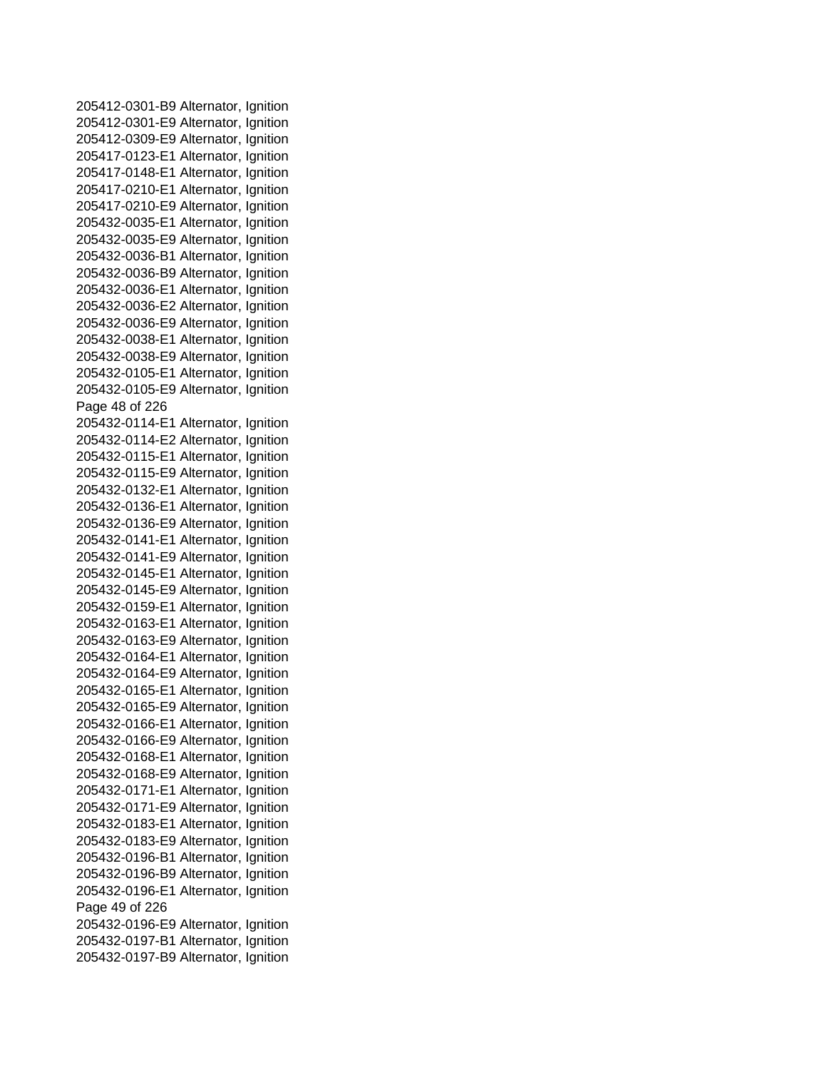205412-0301-B9 Alternator, Ignition
205412-0301-E9 Alternator, Ignition
205412-0309-E9 Alternator, Ignition
205417-0123-E1 Alternator, Ignition
205417-0148-E1 Alternator, Ignition
205417-0210-E1 Alternator, Ignition
205417-0210-E9 Alternator, Ignition
205432-0035-E1 Alternator, Ignition
205432-0035-E9 Alternator, Ignition
205432-0036-B1 Alternator, Ignition
205432-0036-B9 Alternator, Ignition
205432-0036-E1 Alternator, Ignition
205432-0036-E2 Alternator, Ignition
205432-0036-E9 Alternator, Ignition
205432-0038-E1 Alternator, Ignition
205432-0038-E9 Alternator, Ignition
205432-0105-E1 Alternator, Ignition
205432-0105-E9 Alternator, Ignition
205432-0114-E1 Alternator, Ignition
205432-0114-E2 Alternator, Ignition
205432-0115-E1 Alternator, Ignition
205432-0115-E9 Alternator, Ignition
205432-0132-E1 Alternator, Ignition
205432-0136-E1 Alternator, Ignition
205432-0136-E9 Alternator, Ignition
205432-0141-E1 Alternator, Ignition
205432-0141-E9 Alternator, Ignition
205432-0145-E1 Alternator, Ignition
205432-0145-E9 Alternator, Ignition
205432-0159-E1 Alternator, Ignition
205432-0163-E1 Alternator, Ignition
205432-0163-E9 Alternator, Ignition
205432-0164-E1 Alternator, Ignition
205432-0164-E9 Alternator, Ignition
205432-0165-E1 Alternator, Ignition
205432-0165-E9 Alternator, Ignition
205432-0166-E1 Alternator, Ignition
205432-0166-E9 Alternator, Ignition
205432-0168-E1 Alternator, Ignition
205432-0168-E9 Alternator, Ignition
205432-0171-E1 Alternator, Ignition
205432-0171-E9 Alternator, Ignition
205432-0183-E1 Alternator, Ignition
205432-0183-E9 Alternator, Ignition
205432-0196-B1 Alternator, Ignition
205432-0196-B9 Alternator, Ignition
205432-0196-E1 Alternator, Ignition
205432-0196-E9 Alternator, Ignition
205432-0197-B1 Alternator, Ignition
205432-0197-B9 Alternator, Ignition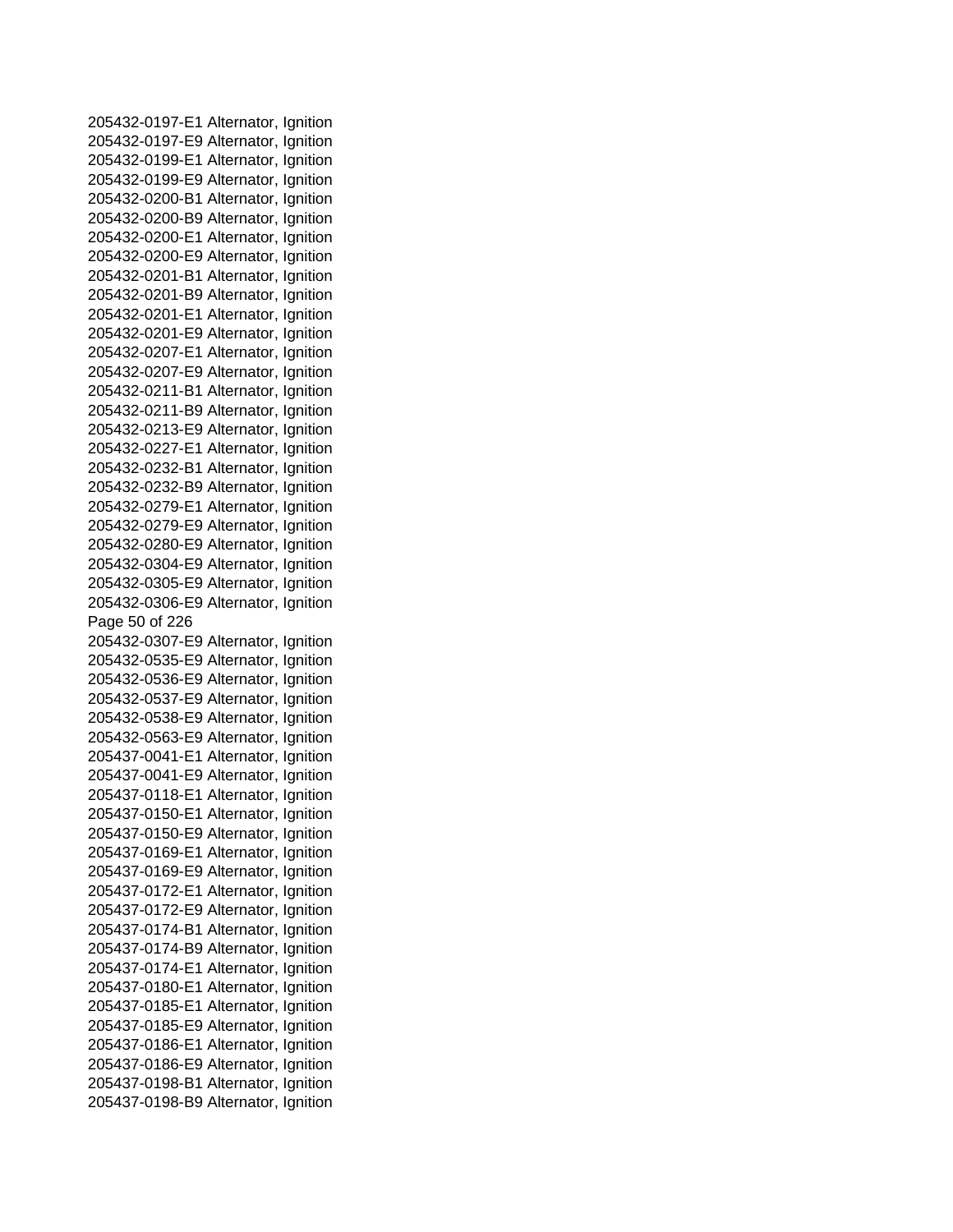205432-0197-E1 Alternator, Ignition
205432-0197-E9 Alternator, Ignition
205432-0199-E1 Alternator, Ignition
205432-0199-E9 Alternator, Ignition
205432-0200-B1 Alternator, Ignition
205432-0200-B9 Alternator, Ignition
205432-0200-E1 Alternator, Ignition
205432-0200-E9 Alternator, Ignition
205432-0201-B1 Alternator, Ignition
205432-0201-B9 Alternator, Ignition
205432-0201-E1 Alternator, Ignition
205432-0201-E9 Alternator, Ignition
205432-0207-E1 Alternator, Ignition
205432-0207-E9 Alternator, Ignition
205432-0211-B1 Alternator, Ignition
205432-0211-B9 Alternator, Ignition
205432-0213-E9 Alternator, Ignition
205432-0227-E1 Alternator, Ignition
205432-0232-B1 Alternator, Ignition
205432-0232-B9 Alternator, Ignition
205432-0279-E1 Alternator, Ignition
205432-0279-E9 Alternator, Ignition
205432-0280-E9 Alternator, Ignition
205432-0304-E9 Alternator, Ignition
205432-0305-E9 Alternator, Ignition
205432-0306-E9 Alternator, Ignition
205432-0307-E9 Alternator, Ignition
205432-0535-E9 Alternator, Ignition
205432-0536-E9 Alternator, Ignition
205432-0537-E9 Alternator, Ignition
205432-0538-E9 Alternator, Ignition
205432-0563-E9 Alternator, Ignition
205437-0041-E1 Alternator, Ignition
205437-0041-E9 Alternator, Ignition
205437-0118-E1 Alternator, Ignition
205437-0150-E1 Alternator, Ignition
205437-0150-E9 Alternator, Ignition
205437-0169-E1 Alternator, Ignition
205437-0169-E9 Alternator, Ignition
205437-0172-E1 Alternator, Ignition
205437-0172-E9 Alternator, Ignition
205437-0174-B1 Alternator, Ignition
205437-0174-B9 Alternator, Ignition
205437-0174-E1 Alternator, Ignition
205437-0180-E1 Alternator, Ignition
205437-0185-E1 Alternator, Ignition
205437-0185-E9 Alternator, Ignition
205437-0186-E1 Alternator, Ignition
205437-0186-E9 Alternator, Ignition
205437-0198-B1 Alternator, Ignition
205437-0198-B9 Alternator, Ignition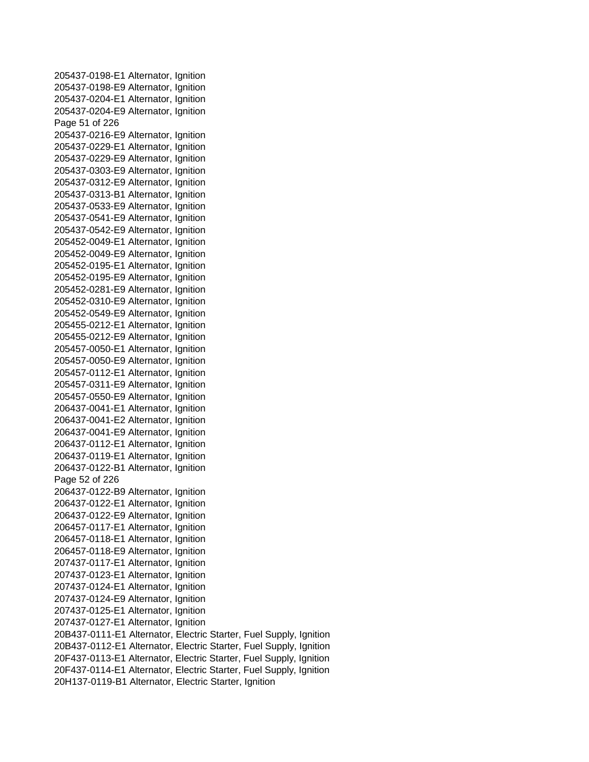205437-0198-E1 Alternator, Ignition
205437-0198-E9 Alternator, Ignition
205437-0204-E1 Alternator, Ignition
205437-0204-E9 Alternator, Ignition
205437-0216-E9 Alternator, Ignition
205437-0229-E1 Alternator, Ignition
205437-0229-E9 Alternator, Ignition
205437-0303-E9 Alternator, Ignition
205437-0312-E9 Alternator, Ignition
205437-0313-B1 Alternator, Ignition
205437-0533-E9 Alternator, Ignition
205437-0541-E9 Alternator, Ignition
205437-0542-E9 Alternator, Ignition
205452-0049-E1 Alternator, Ignition
205452-0049-E9 Alternator, Ignition
205452-0195-E1 Alternator, Ignition
205452-0195-E9 Alternator, Ignition
205452-0281-E9 Alternator, Ignition
205452-0310-E9 Alternator, Ignition
205452-0549-E9 Alternator, Ignition
205455-0212-E1 Alternator, Ignition
205455-0212-E9 Alternator, Ignition
205457-0050-E1 Alternator, Ignition
205457-0050-E9 Alternator, Ignition
205457-0112-E1 Alternator, Ignition
205457-0311-E9 Alternator, Ignition
205457-0550-E9 Alternator, Ignition
206437-0041-E1 Alternator, Ignition
206437-0041-E2 Alternator, Ignition
206437-0041-E9 Alternator, Ignition
206437-0112-E1 Alternator, Ignition
206437-0119-E1 Alternator, Ignition
206437-0122-B1 Alternator, Ignition
206437-0122-B9 Alternator, Ignition
206437-0122-E1 Alternator, Ignition
206437-0122-E9 Alternator, Ignition
206457-0117-E1 Alternator, Ignition
206457-0118-E1 Alternator, Ignition
206457-0118-E9 Alternator, Ignition
207437-0117-E1 Alternator, Ignition
207437-0123-E1 Alternator, Ignition
207437-0124-E1 Alternator, Ignition
207437-0124-E9 Alternator, Ignition
207437-0125-E1 Alternator, Ignition
207437-0127-E1 Alternator, Ignition
20B437-0111-E1 Alternator, Electric Starter, Fuel Supply, Ignition
20B437-0112-E1 Alternator, Electric Starter, Fuel Supply, Ignition
20F437-0113-E1 Alternator, Electric Starter, Fuel Supply, Ignition
20F437-0114-E1 Alternator, Electric Starter, Fuel Supply, Ignition
20H137-0119-B1 Alternator, Electric Starter, Ignition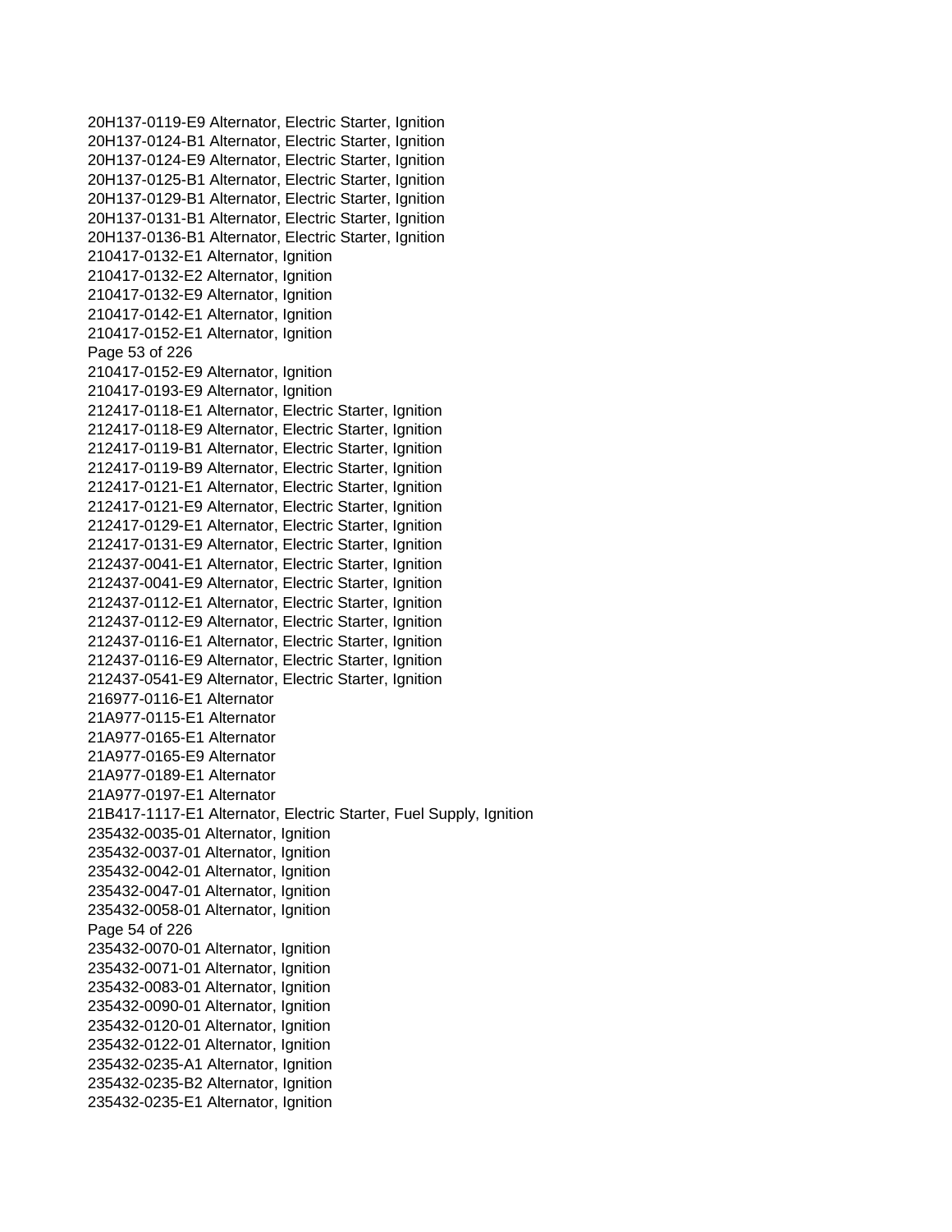20H137-0119-E9 Alternator, Electric Starter, Ignition
20H137-0124-B1 Alternator, Electric Starter, Ignition
20H137-0124-E9 Alternator, Electric Starter, Ignition
20H137-0125-B1 Alternator, Electric Starter, Ignition
20H137-0129-B1 Alternator, Electric Starter, Ignition
20H137-0131-B1 Alternator, Electric Starter, Ignition
20H137-0136-B1 Alternator, Electric Starter, Ignition
210417-0132-E1 Alternator, Ignition
210417-0132-E2 Alternator, Ignition
210417-0132-E9 Alternator, Ignition
210417-0142-E1 Alternator, Ignition
210417-0152-E1 Alternator, Ignition
210417-0152-E9 Alternator, Ignition
210417-0193-E9 Alternator, Ignition
212417-0118-E1 Alternator, Electric Starter, Ignition
212417-0118-E9 Alternator, Electric Starter, Ignition
212417-0119-B1 Alternator, Electric Starter, Ignition
212417-0119-B9 Alternator, Electric Starter, Ignition
212417-0121-E1 Alternator, Electric Starter, Ignition
212417-0121-E9 Alternator, Electric Starter, Ignition
212417-0129-E1 Alternator, Electric Starter, Ignition
212417-0131-E9 Alternator, Electric Starter, Ignition
212437-0041-E1 Alternator, Electric Starter, Ignition
212437-0041-E9 Alternator, Electric Starter, Ignition
212437-0112-E1 Alternator, Electric Starter, Ignition
212437-0112-E9 Alternator, Electric Starter, Ignition
212437-0116-E1 Alternator, Electric Starter, Ignition
212437-0116-E9 Alternator, Electric Starter, Ignition
212437-0541-E9 Alternator, Electric Starter, Ignition
216977-0116-E1 Alternator
21A977-0115-E1 Alternator
21A977-0165-E1 Alternator
21A977-0165-E9 Alternator
21A977-0189-E1 Alternator
21A977-0197-E1 Alternator
21B417-1117-E1 Alternator, Electric Starter, Fuel Supply, Ignition
235432-0035-01 Alternator, Ignition
235432-0037-01 Alternator, Ignition
235432-0042-01 Alternator, Ignition
235432-0047-01 Alternator, Ignition
235432-0058-01 Alternator, Ignition
235432-0070-01 Alternator, Ignition
235432-0071-01 Alternator, Ignition
235432-0083-01 Alternator, Ignition
235432-0090-01 Alternator, Ignition
235432-0120-01 Alternator, Ignition
235432-0122-01 Alternator, Ignition
235432-0235-A1 Alternator, Ignition
235432-0235-B2 Alternator, Ignition
235432-0235-E1 Alternator, Ignition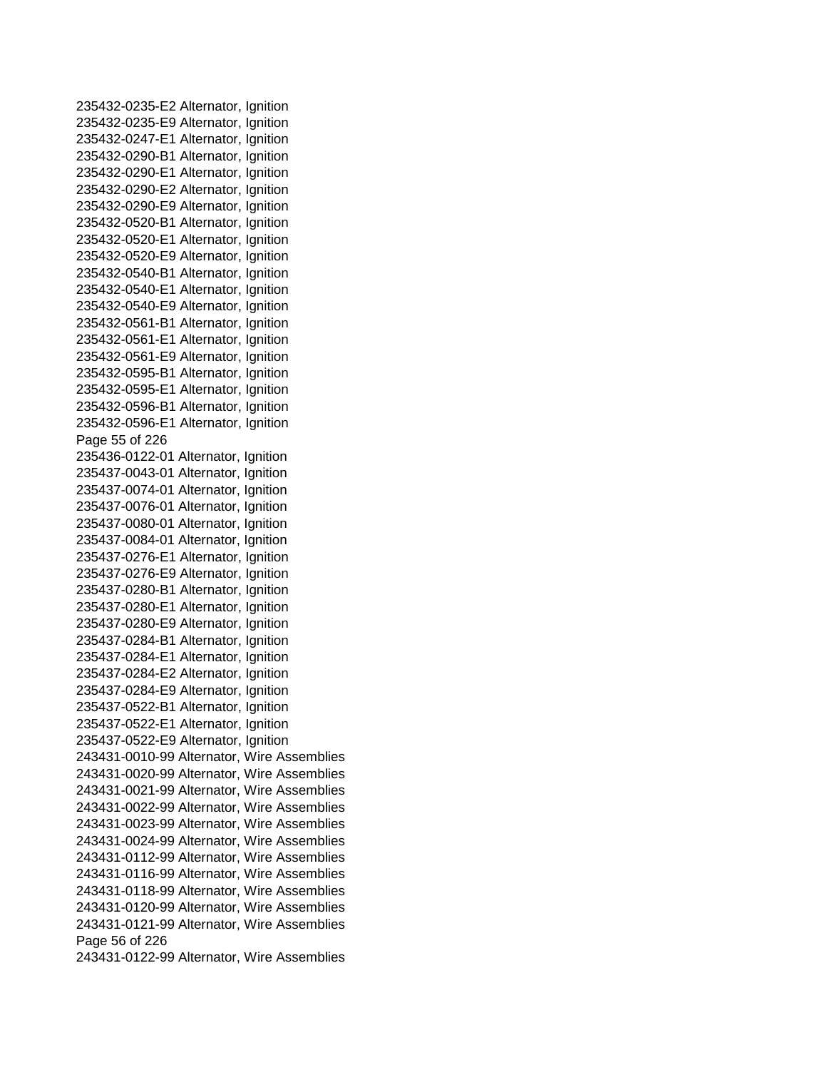235432-0235-E2 Alternator, Ignition
235432-0235-E9 Alternator, Ignition
235432-0247-E1 Alternator, Ignition
235432-0290-B1 Alternator, Ignition
235432-0290-E1 Alternator, Ignition
235432-0290-E2 Alternator, Ignition
235432-0290-E9 Alternator, Ignition
235432-0520-B1 Alternator, Ignition
235432-0520-E1 Alternator, Ignition
235432-0520-E9 Alternator, Ignition
235432-0540-B1 Alternator, Ignition
235432-0540-E1 Alternator, Ignition
235432-0540-E9 Alternator, Ignition
235432-0561-B1 Alternator, Ignition
235432-0561-E1 Alternator, Ignition
235432-0561-E9 Alternator, Ignition
235432-0595-B1 Alternator, Ignition
235432-0595-E1 Alternator, Ignition
235432-0596-B1 Alternator, Ignition
235432-0596-E1 Alternator, Ignition
235436-0122-01 Alternator, Ignition
235437-0043-01 Alternator, Ignition
235437-0074-01 Alternator, Ignition
235437-0076-01 Alternator, Ignition
235437-0080-01 Alternator, Ignition
235437-0084-01 Alternator, Ignition
235437-0276-E1 Alternator, Ignition
235437-0276-E9 Alternator, Ignition
235437-0280-B1 Alternator, Ignition
235437-0280-E1 Alternator, Ignition
235437-0280-E9 Alternator, Ignition
235437-0284-B1 Alternator, Ignition
235437-0284-E1 Alternator, Ignition
235437-0284-E2 Alternator, Ignition
235437-0284-E9 Alternator, Ignition
235437-0522-B1 Alternator, Ignition
235437-0522-E1 Alternator, Ignition
235437-0522-E9 Alternator, Ignition
243431-0010-99 Alternator, Wire Assemblies
243431-0020-99 Alternator, Wire Assemblies
243431-0021-99 Alternator, Wire Assemblies
243431-0022-99 Alternator, Wire Assemblies
243431-0023-99 Alternator, Wire Assemblies
243431-0024-99 Alternator, Wire Assemblies
243431-0112-99 Alternator, Wire Assemblies
243431-0116-99 Alternator, Wire Assemblies
243431-0118-99 Alternator, Wire Assemblies
243431-0120-99 Alternator, Wire Assemblies
243431-0121-99 Alternator, Wire Assemblies
243431-0122-99 Alternator, Wire Assemblies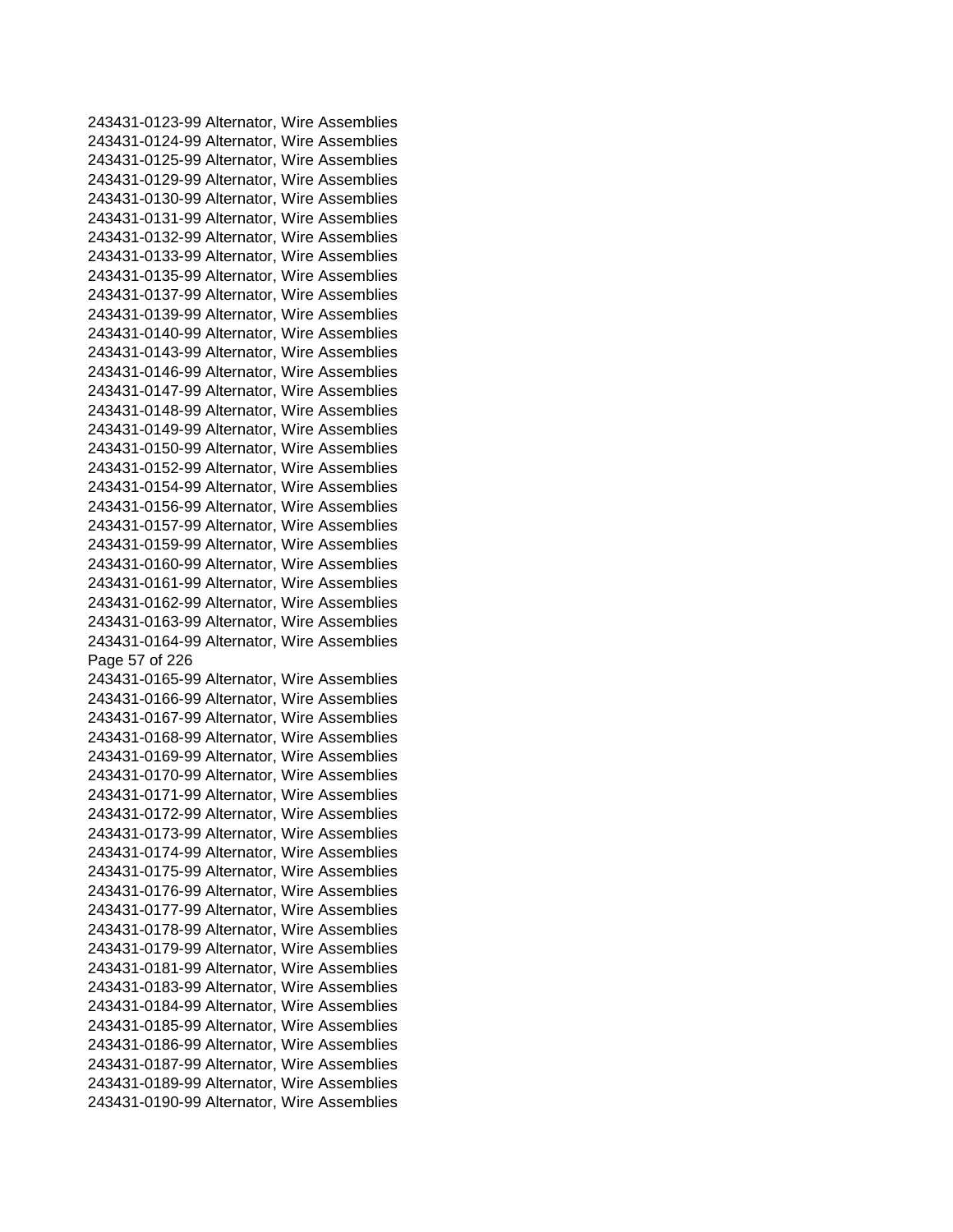243431-0123-99 Alternator, Wire Assemblies
243431-0124-99 Alternator, Wire Assemblies
243431-0125-99 Alternator, Wire Assemblies
243431-0129-99 Alternator, Wire Assemblies
243431-0130-99 Alternator, Wire Assemblies
243431-0131-99 Alternator, Wire Assemblies
243431-0132-99 Alternator, Wire Assemblies
243431-0133-99 Alternator, Wire Assemblies
243431-0135-99 Alternator, Wire Assemblies
243431-0137-99 Alternator, Wire Assemblies
243431-0139-99 Alternator, Wire Assemblies
243431-0140-99 Alternator, Wire Assemblies
243431-0143-99 Alternator, Wire Assemblies
243431-0146-99 Alternator, Wire Assemblies
243431-0147-99 Alternator, Wire Assemblies
243431-0148-99 Alternator, Wire Assemblies
243431-0149-99 Alternator, Wire Assemblies
243431-0150-99 Alternator, Wire Assemblies
243431-0152-99 Alternator, Wire Assemblies
243431-0154-99 Alternator, Wire Assemblies
243431-0156-99 Alternator, Wire Assemblies
243431-0157-99 Alternator, Wire Assemblies
243431-0159-99 Alternator, Wire Assemblies
243431-0160-99 Alternator, Wire Assemblies
243431-0161-99 Alternator, Wire Assemblies
243431-0162-99 Alternator, Wire Assemblies
243431-0163-99 Alternator, Wire Assemblies
243431-0164-99 Alternator, Wire Assemblies
243431-0165-99 Alternator, Wire Assemblies
243431-0166-99 Alternator, Wire Assemblies
243431-0167-99 Alternator, Wire Assemblies
243431-0168-99 Alternator, Wire Assemblies
243431-0169-99 Alternator, Wire Assemblies
243431-0170-99 Alternator, Wire Assemblies
243431-0171-99 Alternator, Wire Assemblies
243431-0172-99 Alternator, Wire Assemblies
243431-0173-99 Alternator, Wire Assemblies
243431-0174-99 Alternator, Wire Assemblies
243431-0175-99 Alternator, Wire Assemblies
243431-0176-99 Alternator, Wire Assemblies
243431-0177-99 Alternator, Wire Assemblies
243431-0178-99 Alternator, Wire Assemblies
243431-0179-99 Alternator, Wire Assemblies
243431-0181-99 Alternator, Wire Assemblies
243431-0183-99 Alternator, Wire Assemblies
243431-0184-99 Alternator, Wire Assemblies
243431-0185-99 Alternator, Wire Assemblies
243431-0186-99 Alternator, Wire Assemblies
243431-0187-99 Alternator, Wire Assemblies
243431-0189-99 Alternator, Wire Assemblies
243431-0190-99 Alternator, Wire Assemblies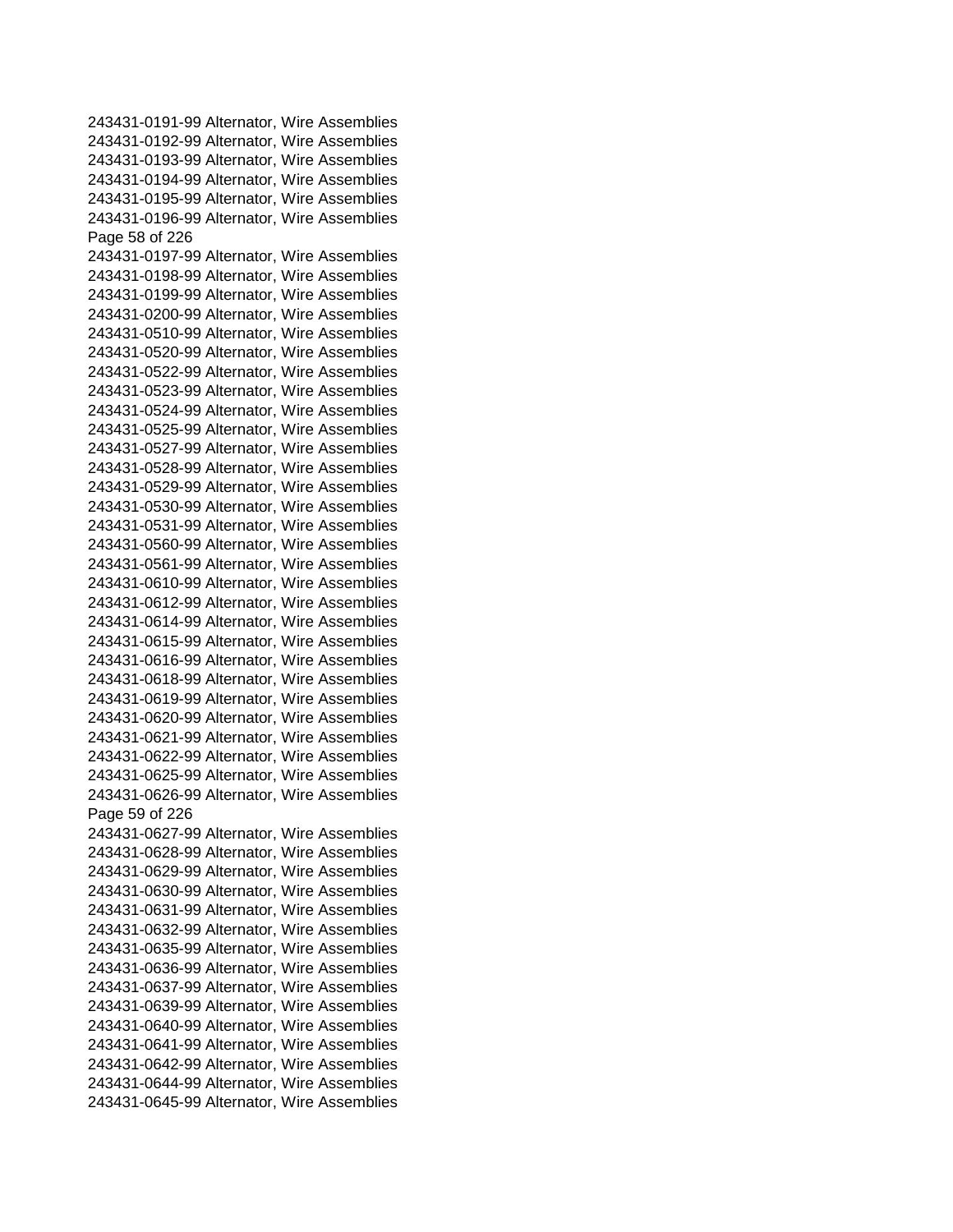243431-0191-99 Alternator, Wire Assemblies
243431-0192-99 Alternator, Wire Assemblies
243431-0193-99 Alternator, Wire Assemblies
243431-0194-99 Alternator, Wire Assemblies
243431-0195-99 Alternator, Wire Assemblies
243431-0196-99 Alternator, Wire Assemblies
243431-0197-99 Alternator, Wire Assemblies
243431-0198-99 Alternator, Wire Assemblies
243431-0199-99 Alternator, Wire Assemblies
243431-0200-99 Alternator, Wire Assemblies
243431-0510-99 Alternator, Wire Assemblies
243431-0520-99 Alternator, Wire Assemblies
243431-0522-99 Alternator, Wire Assemblies
243431-0523-99 Alternator, Wire Assemblies
243431-0524-99 Alternator, Wire Assemblies
243431-0525-99 Alternator, Wire Assemblies
243431-0527-99 Alternator, Wire Assemblies
243431-0528-99 Alternator, Wire Assemblies
243431-0529-99 Alternator, Wire Assemblies
243431-0530-99 Alternator, Wire Assemblies
243431-0531-99 Alternator, Wire Assemblies
243431-0560-99 Alternator, Wire Assemblies
243431-0561-99 Alternator, Wire Assemblies
243431-0610-99 Alternator, Wire Assemblies
243431-0612-99 Alternator, Wire Assemblies
243431-0614-99 Alternator, Wire Assemblies
243431-0615-99 Alternator, Wire Assemblies
243431-0616-99 Alternator, Wire Assemblies
243431-0618-99 Alternator, Wire Assemblies
243431-0619-99 Alternator, Wire Assemblies
243431-0620-99 Alternator, Wire Assemblies
243431-0621-99 Alternator, Wire Assemblies
243431-0622-99 Alternator, Wire Assemblies
243431-0625-99 Alternator, Wire Assemblies
243431-0626-99 Alternator, Wire Assemblies
243431-0627-99 Alternator, Wire Assemblies
243431-0628-99 Alternator, Wire Assemblies
243431-0629-99 Alternator, Wire Assemblies
243431-0630-99 Alternator, Wire Assemblies
243431-0631-99 Alternator, Wire Assemblies
243431-0632-99 Alternator, Wire Assemblies
243431-0635-99 Alternator, Wire Assemblies
243431-0636-99 Alternator, Wire Assemblies
243431-0637-99 Alternator, Wire Assemblies
243431-0639-99 Alternator, Wire Assemblies
243431-0640-99 Alternator, Wire Assemblies
243431-0641-99 Alternator, Wire Assemblies
243431-0642-99 Alternator, Wire Assemblies
243431-0644-99 Alternator, Wire Assemblies
243431-0645-99 Alternator, Wire Assemblies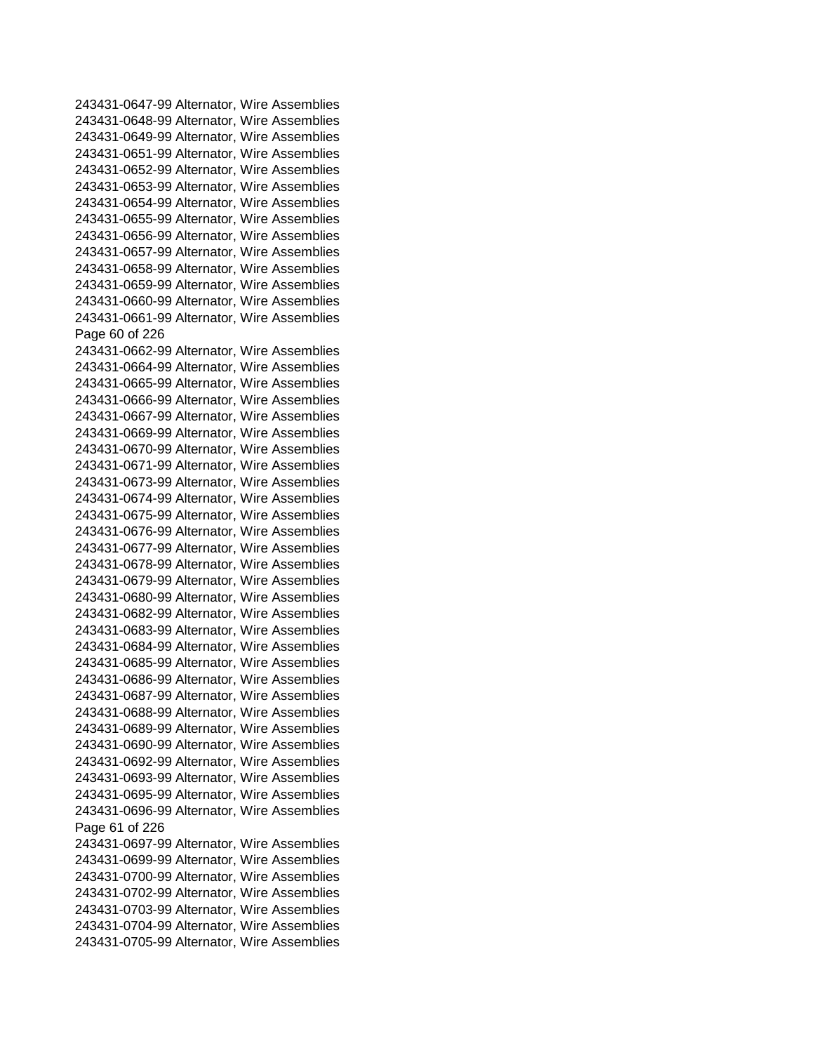243431-0647-99 Alternator, Wire Assemblies
243431-0648-99 Alternator, Wire Assemblies
243431-0649-99 Alternator, Wire Assemblies
243431-0651-99 Alternator, Wire Assemblies
243431-0652-99 Alternator, Wire Assemblies
243431-0653-99 Alternator, Wire Assemblies
243431-0654-99 Alternator, Wire Assemblies
243431-0655-99 Alternator, Wire Assemblies
243431-0656-99 Alternator, Wire Assemblies
243431-0657-99 Alternator, Wire Assemblies
243431-0658-99 Alternator, Wire Assemblies
243431-0659-99 Alternator, Wire Assemblies
243431-0660-99 Alternator, Wire Assemblies
243431-0661-99 Alternator, Wire Assemblies
243431-0662-99 Alternator, Wire Assemblies
243431-0664-99 Alternator, Wire Assemblies
243431-0665-99 Alternator, Wire Assemblies
243431-0666-99 Alternator, Wire Assemblies
243431-0667-99 Alternator, Wire Assemblies
243431-0669-99 Alternator, Wire Assemblies
243431-0670-99 Alternator, Wire Assemblies
243431-0671-99 Alternator, Wire Assemblies
243431-0673-99 Alternator, Wire Assemblies
243431-0674-99 Alternator, Wire Assemblies
243431-0675-99 Alternator, Wire Assemblies
243431-0676-99 Alternator, Wire Assemblies
243431-0677-99 Alternator, Wire Assemblies
243431-0678-99 Alternator, Wire Assemblies
243431-0679-99 Alternator, Wire Assemblies
243431-0680-99 Alternator, Wire Assemblies
243431-0682-99 Alternator, Wire Assemblies
243431-0683-99 Alternator, Wire Assemblies
243431-0684-99 Alternator, Wire Assemblies
243431-0685-99 Alternator, Wire Assemblies
243431-0686-99 Alternator, Wire Assemblies
243431-0687-99 Alternator, Wire Assemblies
243431-0688-99 Alternator, Wire Assemblies
243431-0689-99 Alternator, Wire Assemblies
243431-0690-99 Alternator, Wire Assemblies
243431-0692-99 Alternator, Wire Assemblies
243431-0693-99 Alternator, Wire Assemblies
243431-0695-99 Alternator, Wire Assemblies
243431-0696-99 Alternator, Wire Assemblies
243431-0697-99 Alternator, Wire Assemblies
243431-0699-99 Alternator, Wire Assemblies
243431-0700-99 Alternator, Wire Assemblies
243431-0702-99 Alternator, Wire Assemblies
243431-0703-99 Alternator, Wire Assemblies
243431-0704-99 Alternator, Wire Assemblies
243431-0705-99 Alternator, Wire Assemblies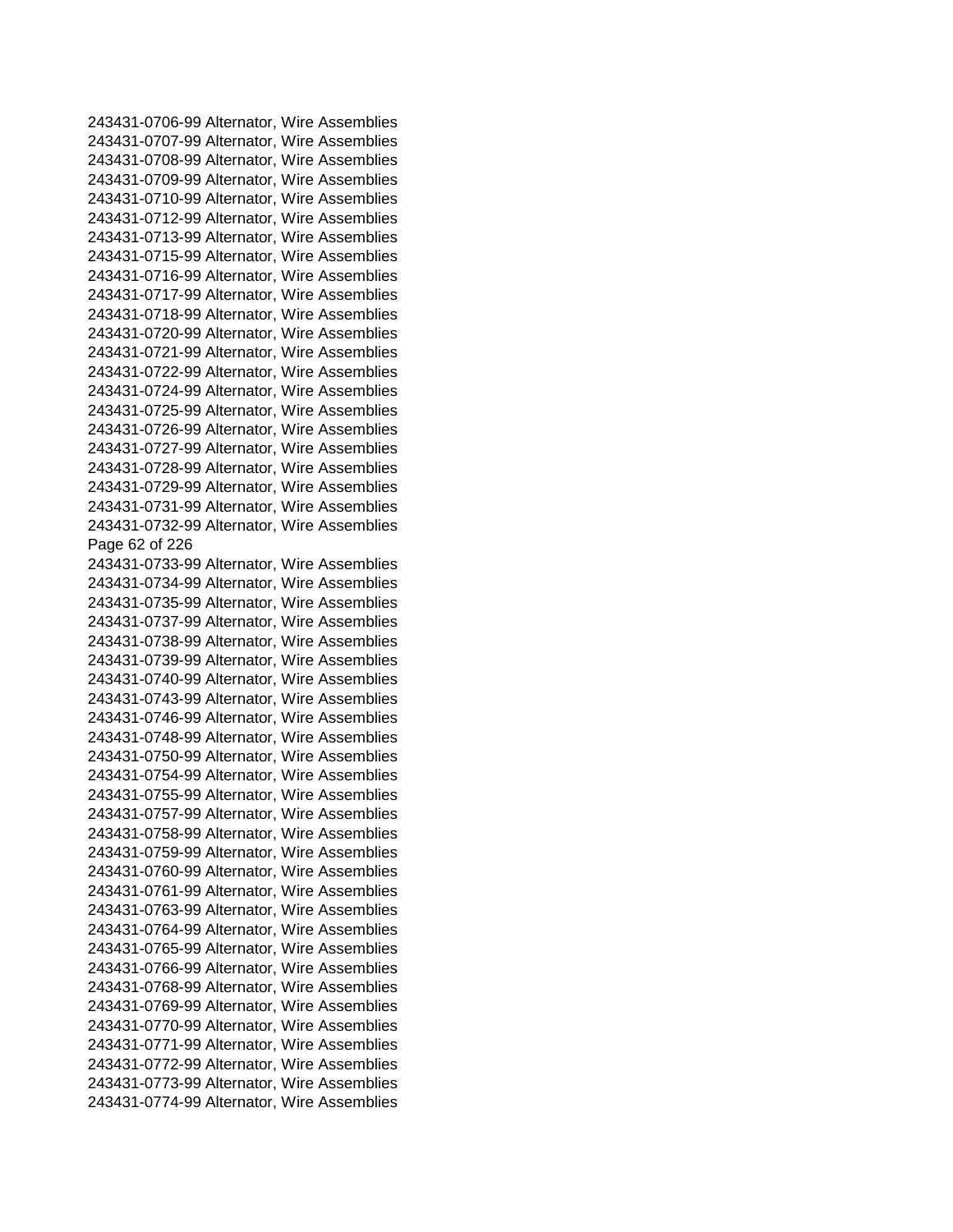243431-0706-99 Alternator, Wire Assemblies
243431-0707-99 Alternator, Wire Assemblies
243431-0708-99 Alternator, Wire Assemblies
243431-0709-99 Alternator, Wire Assemblies
243431-0710-99 Alternator, Wire Assemblies
243431-0712-99 Alternator, Wire Assemblies
243431-0713-99 Alternator, Wire Assemblies
243431-0715-99 Alternator, Wire Assemblies
243431-0716-99 Alternator, Wire Assemblies
243431-0717-99 Alternator, Wire Assemblies
243431-0718-99 Alternator, Wire Assemblies
243431-0720-99 Alternator, Wire Assemblies
243431-0721-99 Alternator, Wire Assemblies
243431-0722-99 Alternator, Wire Assemblies
243431-0724-99 Alternator, Wire Assemblies
243431-0725-99 Alternator, Wire Assemblies
243431-0726-99 Alternator, Wire Assemblies
243431-0727-99 Alternator, Wire Assemblies
243431-0728-99 Alternator, Wire Assemblies
243431-0729-99 Alternator, Wire Assemblies
243431-0731-99 Alternator, Wire Assemblies
243431-0732-99 Alternator, Wire Assemblies
243431-0733-99 Alternator, Wire Assemblies
243431-0734-99 Alternator, Wire Assemblies
243431-0735-99 Alternator, Wire Assemblies
243431-0737-99 Alternator, Wire Assemblies
243431-0738-99 Alternator, Wire Assemblies
243431-0739-99 Alternator, Wire Assemblies
243431-0740-99 Alternator, Wire Assemblies
243431-0743-99 Alternator, Wire Assemblies
243431-0746-99 Alternator, Wire Assemblies
243431-0748-99 Alternator, Wire Assemblies
243431-0750-99 Alternator, Wire Assemblies
243431-0754-99 Alternator, Wire Assemblies
243431-0755-99 Alternator, Wire Assemblies
243431-0757-99 Alternator, Wire Assemblies
243431-0758-99 Alternator, Wire Assemblies
243431-0759-99 Alternator, Wire Assemblies
243431-0760-99 Alternator, Wire Assemblies
243431-0761-99 Alternator, Wire Assemblies
243431-0763-99 Alternator, Wire Assemblies
243431-0764-99 Alternator, Wire Assemblies
243431-0765-99 Alternator, Wire Assemblies
243431-0766-99 Alternator, Wire Assemblies
243431-0768-99 Alternator, Wire Assemblies
243431-0769-99 Alternator, Wire Assemblies
243431-0770-99 Alternator, Wire Assemblies
243431-0771-99 Alternator, Wire Assemblies
243431-0772-99 Alternator, Wire Assemblies
243431-0773-99 Alternator, Wire Assemblies
243431-0774-99 Alternator, Wire Assemblies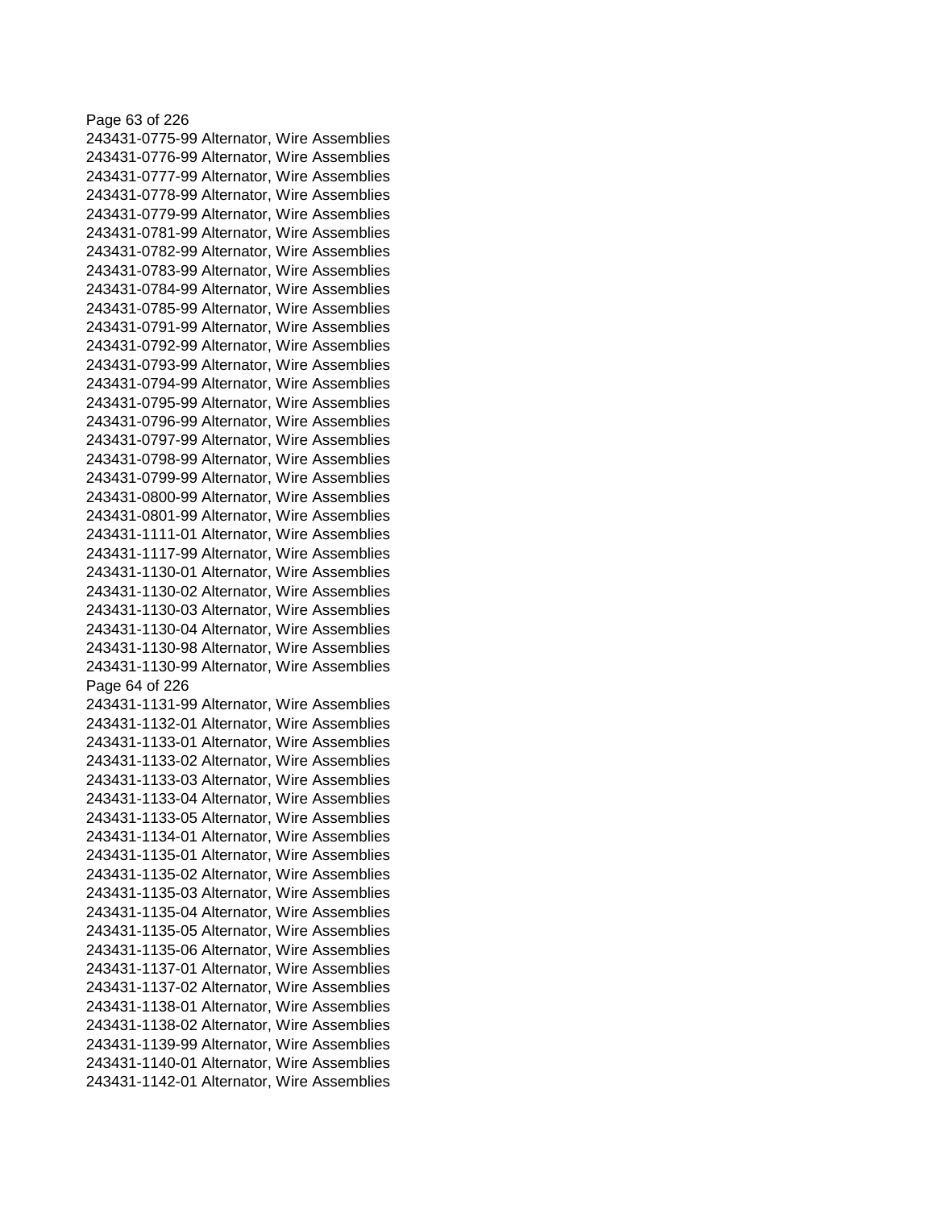243431-0775-99 Alternator, Wire Assemblies
243431-0776-99 Alternator, Wire Assemblies
243431-0777-99 Alternator, Wire Assemblies
243431-0778-99 Alternator, Wire Assemblies
243431-0779-99 Alternator, Wire Assemblies
243431-0781-99 Alternator, Wire Assemblies
243431-0782-99 Alternator, Wire Assemblies
243431-0783-99 Alternator, Wire Assemblies
243431-0784-99 Alternator, Wire Assemblies
243431-0785-99 Alternator, Wire Assemblies
243431-0791-99 Alternator, Wire Assemblies
243431-0792-99 Alternator, Wire Assemblies
243431-0793-99 Alternator, Wire Assemblies
243431-0794-99 Alternator, Wire Assemblies
243431-0795-99 Alternator, Wire Assemblies
243431-0796-99 Alternator, Wire Assemblies
243431-0797-99 Alternator, Wire Assemblies
243431-0798-99 Alternator, Wire Assemblies
243431-0799-99 Alternator, Wire Assemblies
243431-0800-99 Alternator, Wire Assemblies
243431-0801-99 Alternator, Wire Assemblies
243431-1111-01 Alternator, Wire Assemblies
243431-1117-99 Alternator, Wire Assemblies
243431-1130-01 Alternator, Wire Assemblies
243431-1130-02 Alternator, Wire Assemblies
243431-1130-03 Alternator, Wire Assemblies
243431-1130-04 Alternator, Wire Assemblies
243431-1130-98 Alternator, Wire Assemblies
243431-1130-99 Alternator, Wire Assemblies
243431-1131-99 Alternator, Wire Assemblies
243431-1132-01 Alternator, Wire Assemblies
243431-1133-01 Alternator, Wire Assemblies
243431-1133-02 Alternator, Wire Assemblies
243431-1133-03 Alternator, Wire Assemblies
243431-1133-04 Alternator, Wire Assemblies
243431-1133-05 Alternator, Wire Assemblies
243431-1134-01 Alternator, Wire Assemblies
243431-1135-01 Alternator, Wire Assemblies
243431-1135-02 Alternator, Wire Assemblies
243431-1135-03 Alternator, Wire Assemblies
243431-1135-04 Alternator, Wire Assemblies
243431-1135-05 Alternator, Wire Assemblies
243431-1135-06 Alternator, Wire Assemblies
243431-1137-01 Alternator, Wire Assemblies
243431-1137-02 Alternator, Wire Assemblies
243431-1138-01 Alternator, Wire Assemblies
243431-1138-02 Alternator, Wire Assemblies
243431-1139-99 Alternator, Wire Assemblies
243431-1140-01 Alternator, Wire Assemblies
243431-1142-01 Alternator, Wire Assemblies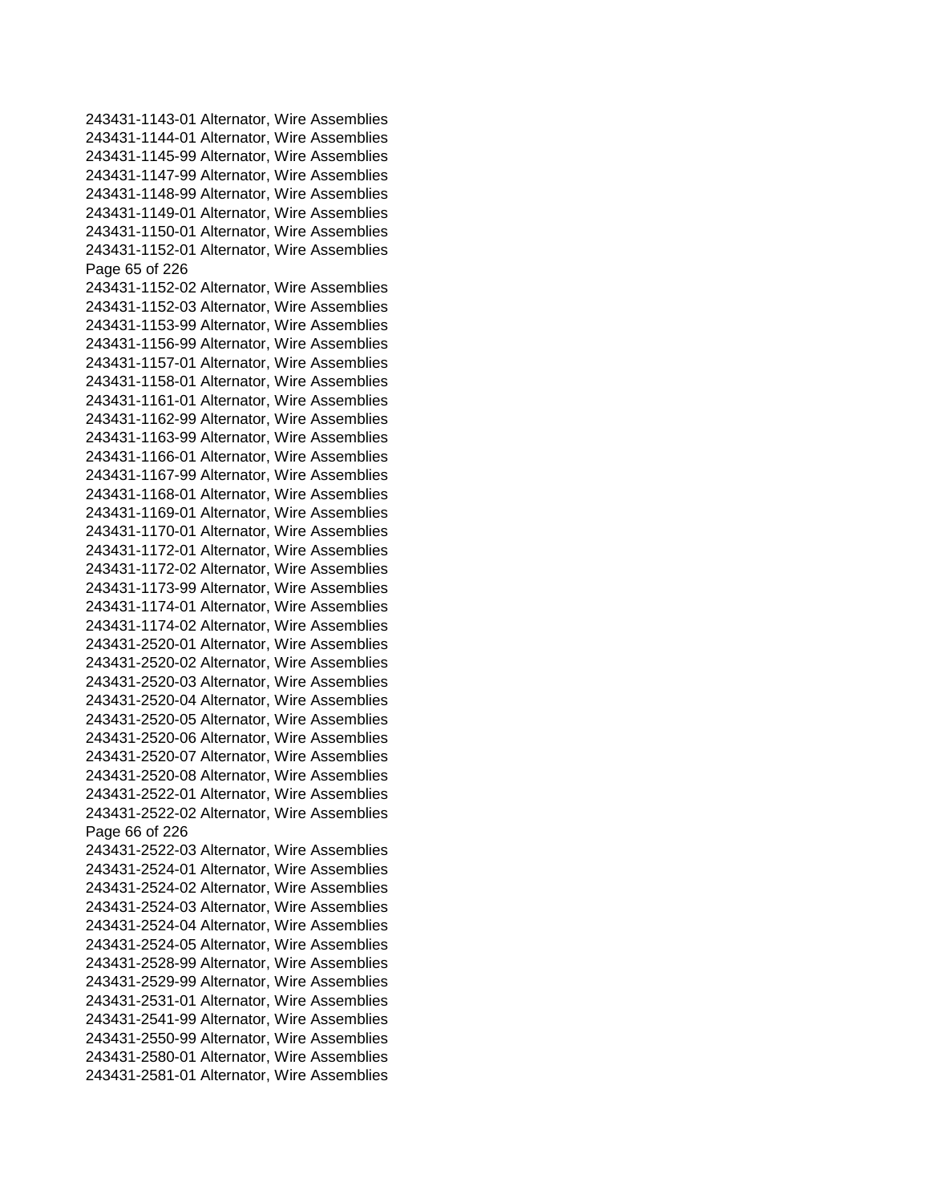243431-1143-01 Alternator, Wire Assemblies
243431-1144-01 Alternator, Wire Assemblies
243431-1145-99 Alternator, Wire Assemblies
243431-1147-99 Alternator, Wire Assemblies
243431-1148-99 Alternator, Wire Assemblies
243431-1149-01 Alternator, Wire Assemblies
243431-1150-01 Alternator, Wire Assemblies
243431-1152-01 Alternator, Wire Assemblies
243431-1152-02 Alternator, Wire Assemblies
243431-1152-03 Alternator, Wire Assemblies
243431-1153-99 Alternator, Wire Assemblies
243431-1156-99 Alternator, Wire Assemblies
243431-1157-01 Alternator, Wire Assemblies
243431-1158-01 Alternator, Wire Assemblies
243431-1161-01 Alternator, Wire Assemblies
243431-1162-99 Alternator, Wire Assemblies
243431-1163-99 Alternator, Wire Assemblies
243431-1166-01 Alternator, Wire Assemblies
243431-1167-99 Alternator, Wire Assemblies
243431-1168-01 Alternator, Wire Assemblies
243431-1169-01 Alternator, Wire Assemblies
243431-1170-01 Alternator, Wire Assemblies
243431-1172-01 Alternator, Wire Assemblies
243431-1172-02 Alternator, Wire Assemblies
243431-1173-99 Alternator, Wire Assemblies
243431-1174-01 Alternator, Wire Assemblies
243431-1174-02 Alternator, Wire Assemblies
243431-2520-01 Alternator, Wire Assemblies
243431-2520-02 Alternator, Wire Assemblies
243431-2520-03 Alternator, Wire Assemblies
243431-2520-04 Alternator, Wire Assemblies
243431-2520-05 Alternator, Wire Assemblies
243431-2520-06 Alternator, Wire Assemblies
243431-2520-07 Alternator, Wire Assemblies
243431-2520-08 Alternator, Wire Assemblies
243431-2522-01 Alternator, Wire Assemblies
243431-2522-02 Alternator, Wire Assemblies
243431-2522-03 Alternator, Wire Assemblies
243431-2524-01 Alternator, Wire Assemblies
243431-2524-02 Alternator, Wire Assemblies
243431-2524-03 Alternator, Wire Assemblies
243431-2524-04 Alternator, Wire Assemblies
243431-2524-05 Alternator, Wire Assemblies
243431-2528-99 Alternator, Wire Assemblies
243431-2529-99 Alternator, Wire Assemblies
243431-2531-01 Alternator, Wire Assemblies
243431-2541-99 Alternator, Wire Assemblies
243431-2550-99 Alternator, Wire Assemblies
243431-2580-01 Alternator, Wire Assemblies
243431-2581-01 Alternator, Wire Assemblies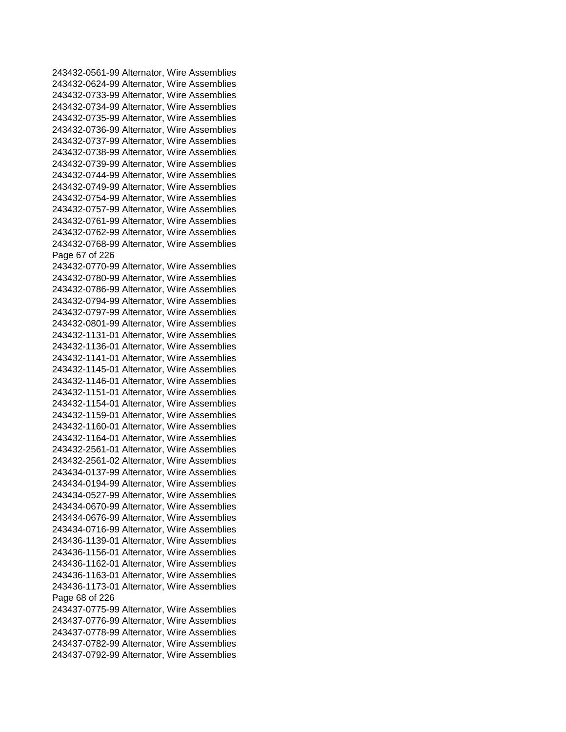243432-0561-99 Alternator, Wire Assemblies
243432-0624-99 Alternator, Wire Assemblies
243432-0733-99 Alternator, Wire Assemblies
243432-0734-99 Alternator, Wire Assemblies
243432-0735-99 Alternator, Wire Assemblies
243432-0736-99 Alternator, Wire Assemblies
243432-0737-99 Alternator, Wire Assemblies
243432-0738-99 Alternator, Wire Assemblies
243432-0739-99 Alternator, Wire Assemblies
243432-0744-99 Alternator, Wire Assemblies
243432-0749-99 Alternator, Wire Assemblies
243432-0754-99 Alternator, Wire Assemblies
243432-0757-99 Alternator, Wire Assemblies
243432-0761-99 Alternator, Wire Assemblies
243432-0762-99 Alternator, Wire Assemblies
243432-0768-99 Alternator, Wire Assemblies
243432-0770-99 Alternator, Wire Assemblies
243432-0780-99 Alternator, Wire Assemblies
243432-0786-99 Alternator, Wire Assemblies
243432-0794-99 Alternator, Wire Assemblies
243432-0797-99 Alternator, Wire Assemblies
243432-0801-99 Alternator, Wire Assemblies
243432-1131-01 Alternator, Wire Assemblies
243432-1136-01 Alternator, Wire Assemblies
243432-1141-01 Alternator, Wire Assemblies
243432-1145-01 Alternator, Wire Assemblies
243432-1146-01 Alternator, Wire Assemblies
243432-1151-01 Alternator, Wire Assemblies
243432-1154-01 Alternator, Wire Assemblies
243432-1159-01 Alternator, Wire Assemblies
243432-1160-01 Alternator, Wire Assemblies
243432-1164-01 Alternator, Wire Assemblies
243432-2561-01 Alternator, Wire Assemblies
243432-2561-02 Alternator, Wire Assemblies
243434-0137-99 Alternator, Wire Assemblies
243434-0194-99 Alternator, Wire Assemblies
243434-0527-99 Alternator, Wire Assemblies
243434-0670-99 Alternator, Wire Assemblies
243434-0676-99 Alternator, Wire Assemblies
243434-0716-99 Alternator, Wire Assemblies
243436-1139-01 Alternator, Wire Assemblies
243436-1156-01 Alternator, Wire Assemblies
243436-1162-01 Alternator, Wire Assemblies
243436-1163-01 Alternator, Wire Assemblies
243436-1173-01 Alternator, Wire Assemblies
243437-0775-99 Alternator, Wire Assemblies
243437-0776-99 Alternator, Wire Assemblies
243437-0778-99 Alternator, Wire Assemblies
243437-0782-99 Alternator, Wire Assemblies
243437-0792-99 Alternator, Wire Assemblies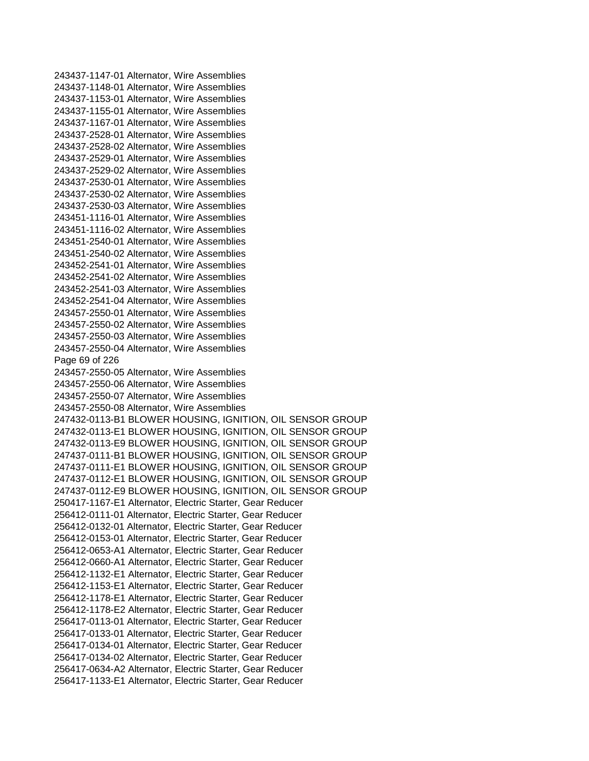243437-1147-01 Alternator, Wire Assemblies
243437-1148-01 Alternator, Wire Assemblies
243437-1153-01 Alternator, Wire Assemblies
243437-1155-01 Alternator, Wire Assemblies
243437-1167-01 Alternator, Wire Assemblies
243437-2528-01 Alternator, Wire Assemblies
243437-2528-02 Alternator, Wire Assemblies
243437-2529-01 Alternator, Wire Assemblies
243437-2529-02 Alternator, Wire Assemblies
243437-2530-01 Alternator, Wire Assemblies
243437-2530-02 Alternator, Wire Assemblies
243437-2530-03 Alternator, Wire Assemblies
243451-1116-01 Alternator, Wire Assemblies
243451-1116-02 Alternator, Wire Assemblies
243451-2540-01 Alternator, Wire Assemblies
243451-2540-02 Alternator, Wire Assemblies
243452-2541-01 Alternator, Wire Assemblies
243452-2541-02 Alternator, Wire Assemblies
243452-2541-03 Alternator, Wire Assemblies
243452-2541-04 Alternator, Wire Assemblies
243457-2550-01 Alternator, Wire Assemblies
243457-2550-02 Alternator, Wire Assemblies
243457-2550-03 Alternator, Wire Assemblies
243457-2550-04 Alternator, Wire Assemblies
243457-2550-05 Alternator, Wire Assemblies
243457-2550-06 Alternator, Wire Assemblies
243457-2550-07 Alternator, Wire Assemblies
243457-2550-08 Alternator, Wire Assemblies
247432-0113-B1 BLOWER HOUSING, IGNITION, OIL SENSOR GROUP
247432-0113-E1 BLOWER HOUSING, IGNITION, OIL SENSOR GROUP
247432-0113-E9 BLOWER HOUSING, IGNITION, OIL SENSOR GROUP
247437-0111-B1 BLOWER HOUSING, IGNITION, OIL SENSOR GROUP
247437-0111-E1 BLOWER HOUSING, IGNITION, OIL SENSOR GROUP
247437-0112-E1 BLOWER HOUSING, IGNITION, OIL SENSOR GROUP
247437-0112-E9 BLOWER HOUSING, IGNITION, OIL SENSOR GROUP
250417-1167-E1 Alternator, Electric Starter, Gear Reducer
256412-0111-01 Alternator, Electric Starter, Gear Reducer
256412-0132-01 Alternator, Electric Starter, Gear Reducer
256412-0153-01 Alternator, Electric Starter, Gear Reducer
256412-0653-A1 Alternator, Electric Starter, Gear Reducer
256412-0660-A1 Alternator, Electric Starter, Gear Reducer
256412-1132-E1 Alternator, Electric Starter, Gear Reducer
256412-1153-E1 Alternator, Electric Starter, Gear Reducer
256412-1178-E1 Alternator, Electric Starter, Gear Reducer
256412-1178-E2 Alternator, Electric Starter, Gear Reducer
256417-0113-01 Alternator, Electric Starter, Gear Reducer
256417-0133-01 Alternator, Electric Starter, Gear Reducer
256417-0134-01 Alternator, Electric Starter, Gear Reducer
256417-0134-02 Alternator, Electric Starter, Gear Reducer
256417-0634-A2 Alternator, Electric Starter, Gear Reducer
256417-1133-E1 Alternator, Electric Starter, Gear Reducer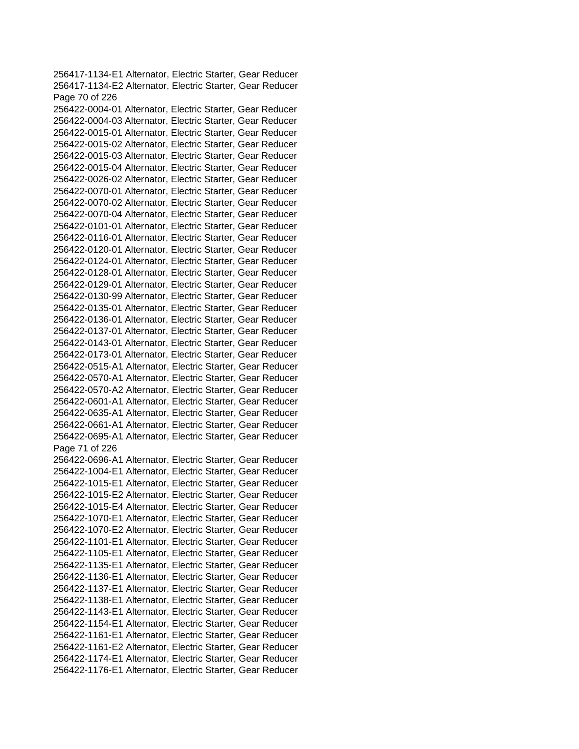256417-1134-E1 Alternator, Electric Starter, Gear Reducer
256417-1134-E2 Alternator, Electric Starter, Gear Reducer
256422-0004-01 Alternator, Electric Starter, Gear Reducer
256422-0004-03 Alternator, Electric Starter, Gear Reducer
256422-0015-01 Alternator, Electric Starter, Gear Reducer
256422-0015-02 Alternator, Electric Starter, Gear Reducer
256422-0015-03 Alternator, Electric Starter, Gear Reducer
256422-0015-04 Alternator, Electric Starter, Gear Reducer
256422-0026-02 Alternator, Electric Starter, Gear Reducer
256422-0070-01 Alternator, Electric Starter, Gear Reducer
256422-0070-02 Alternator, Electric Starter, Gear Reducer
256422-0070-04 Alternator, Electric Starter, Gear Reducer
256422-0101-01 Alternator, Electric Starter, Gear Reducer
256422-0116-01 Alternator, Electric Starter, Gear Reducer
256422-0120-01 Alternator, Electric Starter, Gear Reducer
256422-0124-01 Alternator, Electric Starter, Gear Reducer
256422-0128-01 Alternator, Electric Starter, Gear Reducer
256422-0129-01 Alternator, Electric Starter, Gear Reducer
256422-0130-99 Alternator, Electric Starter, Gear Reducer
256422-0135-01 Alternator, Electric Starter, Gear Reducer
256422-0136-01 Alternator, Electric Starter, Gear Reducer
256422-0137-01 Alternator, Electric Starter, Gear Reducer
256422-0143-01 Alternator, Electric Starter, Gear Reducer
256422-0173-01 Alternator, Electric Starter, Gear Reducer
256422-0515-A1 Alternator, Electric Starter, Gear Reducer
256422-0570-A1 Alternator, Electric Starter, Gear Reducer
256422-0570-A2 Alternator, Electric Starter, Gear Reducer
256422-0601-A1 Alternator, Electric Starter, Gear Reducer
256422-0635-A1 Alternator, Electric Starter, Gear Reducer
256422-0661-A1 Alternator, Electric Starter, Gear Reducer
256422-0695-A1 Alternator, Electric Starter, Gear Reducer
256422-0696-A1 Alternator, Electric Starter, Gear Reducer
256422-1004-E1 Alternator, Electric Starter, Gear Reducer
256422-1015-E1 Alternator, Electric Starter, Gear Reducer
256422-1015-E2 Alternator, Electric Starter, Gear Reducer
256422-1015-E4 Alternator, Electric Starter, Gear Reducer
256422-1070-E1 Alternator, Electric Starter, Gear Reducer
256422-1070-E2 Alternator, Electric Starter, Gear Reducer
256422-1101-E1 Alternator, Electric Starter, Gear Reducer
256422-1105-E1 Alternator, Electric Starter, Gear Reducer
256422-1135-E1 Alternator, Electric Starter, Gear Reducer
256422-1136-E1 Alternator, Electric Starter, Gear Reducer
256422-1137-E1 Alternator, Electric Starter, Gear Reducer
256422-1138-E1 Alternator, Electric Starter, Gear Reducer
256422-1143-E1 Alternator, Electric Starter, Gear Reducer
256422-1154-E1 Alternator, Electric Starter, Gear Reducer
256422-1161-E1 Alternator, Electric Starter, Gear Reducer
256422-1161-E2 Alternator, Electric Starter, Gear Reducer
256422-1174-E1 Alternator, Electric Starter, Gear Reducer
256422-1176-E1 Alternator, Electric Starter, Gear Reducer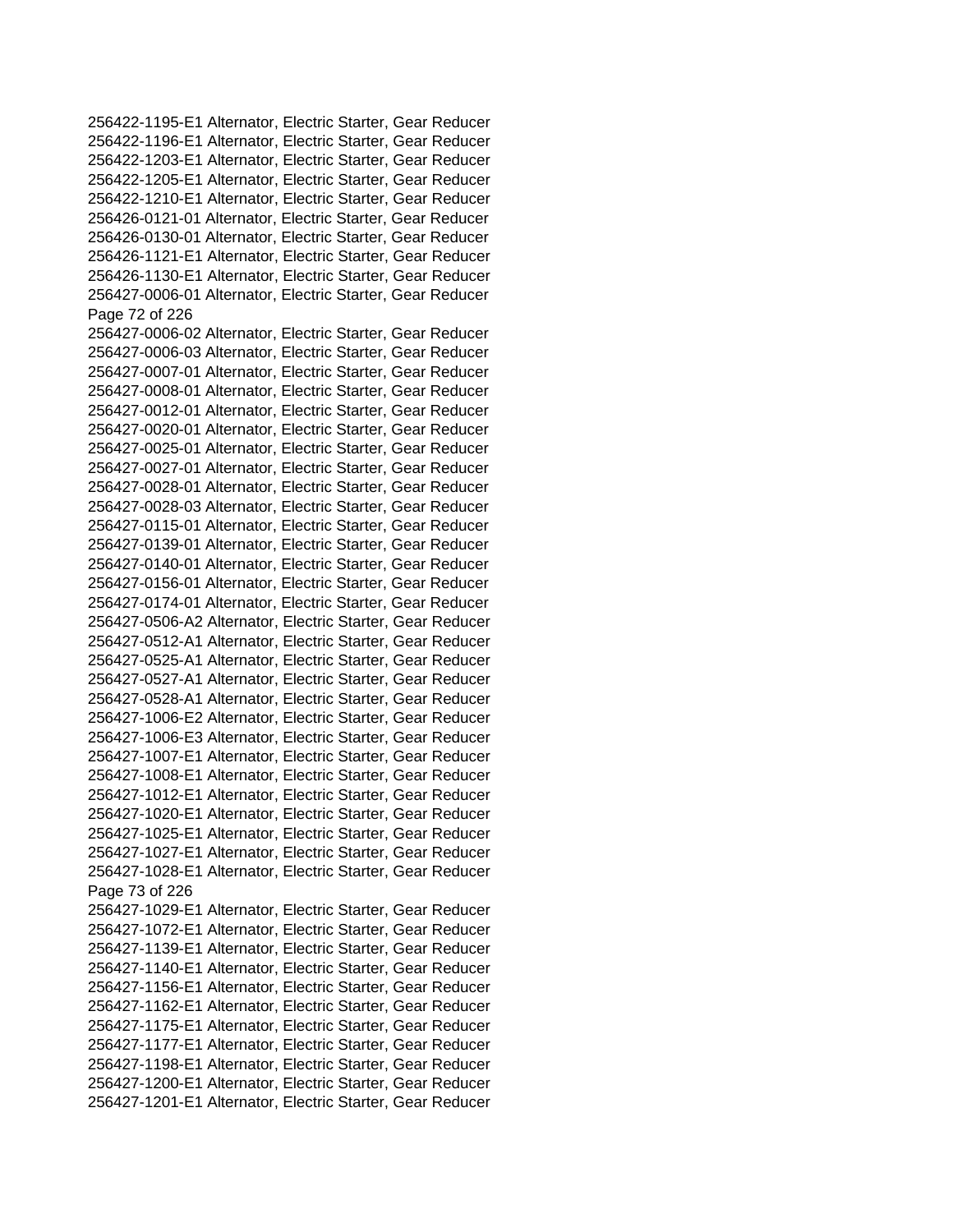256422-1195-E1 Alternator, Electric Starter, Gear Reducer
256422-1196-E1 Alternator, Electric Starter, Gear Reducer
256422-1203-E1 Alternator, Electric Starter, Gear Reducer
256422-1205-E1 Alternator, Electric Starter, Gear Reducer
256422-1210-E1 Alternator, Electric Starter, Gear Reducer
256426-0121-01 Alternator, Electric Starter, Gear Reducer
256426-0130-01 Alternator, Electric Starter, Gear Reducer
256426-1121-E1 Alternator, Electric Starter, Gear Reducer
256426-1130-E1 Alternator, Electric Starter, Gear Reducer
256427-0006-01 Alternator, Electric Starter, Gear Reducer
256427-0006-02 Alternator, Electric Starter, Gear Reducer
256427-0006-03 Alternator, Electric Starter, Gear Reducer
256427-0007-01 Alternator, Electric Starter, Gear Reducer
256427-0008-01 Alternator, Electric Starter, Gear Reducer
256427-0012-01 Alternator, Electric Starter, Gear Reducer
256427-0020-01 Alternator, Electric Starter, Gear Reducer
256427-0025-01 Alternator, Electric Starter, Gear Reducer
256427-0027-01 Alternator, Electric Starter, Gear Reducer
256427-0028-01 Alternator, Electric Starter, Gear Reducer
256427-0028-03 Alternator, Electric Starter, Gear Reducer
256427-0115-01 Alternator, Electric Starter, Gear Reducer
256427-0139-01 Alternator, Electric Starter, Gear Reducer
256427-0140-01 Alternator, Electric Starter, Gear Reducer
256427-0156-01 Alternator, Electric Starter, Gear Reducer
256427-0174-01 Alternator, Electric Starter, Gear Reducer
256427-0506-A2 Alternator, Electric Starter, Gear Reducer
256427-0512-A1 Alternator, Electric Starter, Gear Reducer
256427-0525-A1 Alternator, Electric Starter, Gear Reducer
256427-0527-A1 Alternator, Electric Starter, Gear Reducer
256427-0528-A1 Alternator, Electric Starter, Gear Reducer
256427-1006-E2 Alternator, Electric Starter, Gear Reducer
256427-1006-E3 Alternator, Electric Starter, Gear Reducer
256427-1007-E1 Alternator, Electric Starter, Gear Reducer
256427-1008-E1 Alternator, Electric Starter, Gear Reducer
256427-1012-E1 Alternator, Electric Starter, Gear Reducer
256427-1020-E1 Alternator, Electric Starter, Gear Reducer
256427-1025-E1 Alternator, Electric Starter, Gear Reducer
256427-1027-E1 Alternator, Electric Starter, Gear Reducer
256427-1028-E1 Alternator, Electric Starter, Gear Reducer
256427-1029-E1 Alternator, Electric Starter, Gear Reducer
256427-1072-E1 Alternator, Electric Starter, Gear Reducer
256427-1139-E1 Alternator, Electric Starter, Gear Reducer
256427-1140-E1 Alternator, Electric Starter, Gear Reducer
256427-1156-E1 Alternator, Electric Starter, Gear Reducer
256427-1162-E1 Alternator, Electric Starter, Gear Reducer
256427-1175-E1 Alternator, Electric Starter, Gear Reducer
256427-1177-E1 Alternator, Electric Starter, Gear Reducer
256427-1198-E1 Alternator, Electric Starter, Gear Reducer
256427-1200-E1 Alternator, Electric Starter, Gear Reducer
256427-1201-E1 Alternator, Electric Starter, Gear Reducer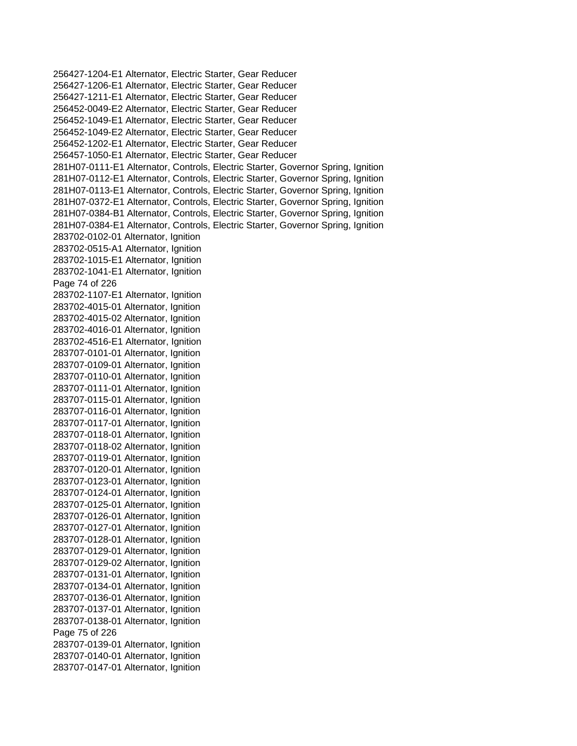256427-1204-E1 Alternator, Electric Starter, Gear Reducer
256427-1206-E1 Alternator, Electric Starter, Gear Reducer
256427-1211-E1 Alternator, Electric Starter, Gear Reducer
256452-0049-E2 Alternator, Electric Starter, Gear Reducer
256452-1049-E1 Alternator, Electric Starter, Gear Reducer
256452-1049-E2 Alternator, Electric Starter, Gear Reducer
256452-1202-E1 Alternator, Electric Starter, Gear Reducer
256457-1050-E1 Alternator, Electric Starter, Gear Reducer
281H07-0111-E1 Alternator, Controls, Electric Starter, Governor Spring, Ignition
281H07-0112-E1 Alternator, Controls, Electric Starter, Governor Spring, Ignition
281H07-0113-E1 Alternator, Controls, Electric Starter, Governor Spring, Ignition
281H07-0372-E1 Alternator, Controls, Electric Starter, Governor Spring, Ignition
281H07-0384-B1 Alternator, Controls, Electric Starter, Governor Spring, Ignition
281H07-0384-E1 Alternator, Controls, Electric Starter, Governor Spring, Ignition
283702-0102-01 Alternator, Ignition
283702-0515-A1 Alternator, Ignition
283702-1015-E1 Alternator, Ignition
283702-1041-E1 Alternator, Ignition
283702-1107-E1 Alternator, Ignition
283702-4015-01 Alternator, Ignition
283702-4015-02 Alternator, Ignition
283702-4016-01 Alternator, Ignition
283702-4516-E1 Alternator, Ignition
283707-0101-01 Alternator, Ignition
283707-0109-01 Alternator, Ignition
283707-0110-01 Alternator, Ignition
283707-0111-01 Alternator, Ignition
283707-0115-01 Alternator, Ignition
283707-0116-01 Alternator, Ignition
283707-0117-01 Alternator, Ignition
283707-0118-01 Alternator, Ignition
283707-0118-02 Alternator, Ignition
283707-0119-01 Alternator, Ignition
283707-0120-01 Alternator, Ignition
283707-0123-01 Alternator, Ignition
283707-0124-01 Alternator, Ignition
283707-0125-01 Alternator, Ignition
283707-0126-01 Alternator, Ignition
283707-0127-01 Alternator, Ignition
283707-0128-01 Alternator, Ignition
283707-0129-01 Alternator, Ignition
283707-0129-02 Alternator, Ignition
283707-0131-01 Alternator, Ignition
283707-0134-01 Alternator, Ignition
283707-0136-01 Alternator, Ignition
283707-0137-01 Alternator, Ignition
283707-0138-01 Alternator, Ignition
283707-0139-01 Alternator, Ignition
283707-0140-01 Alternator, Ignition
283707-0147-01 Alternator, Ignition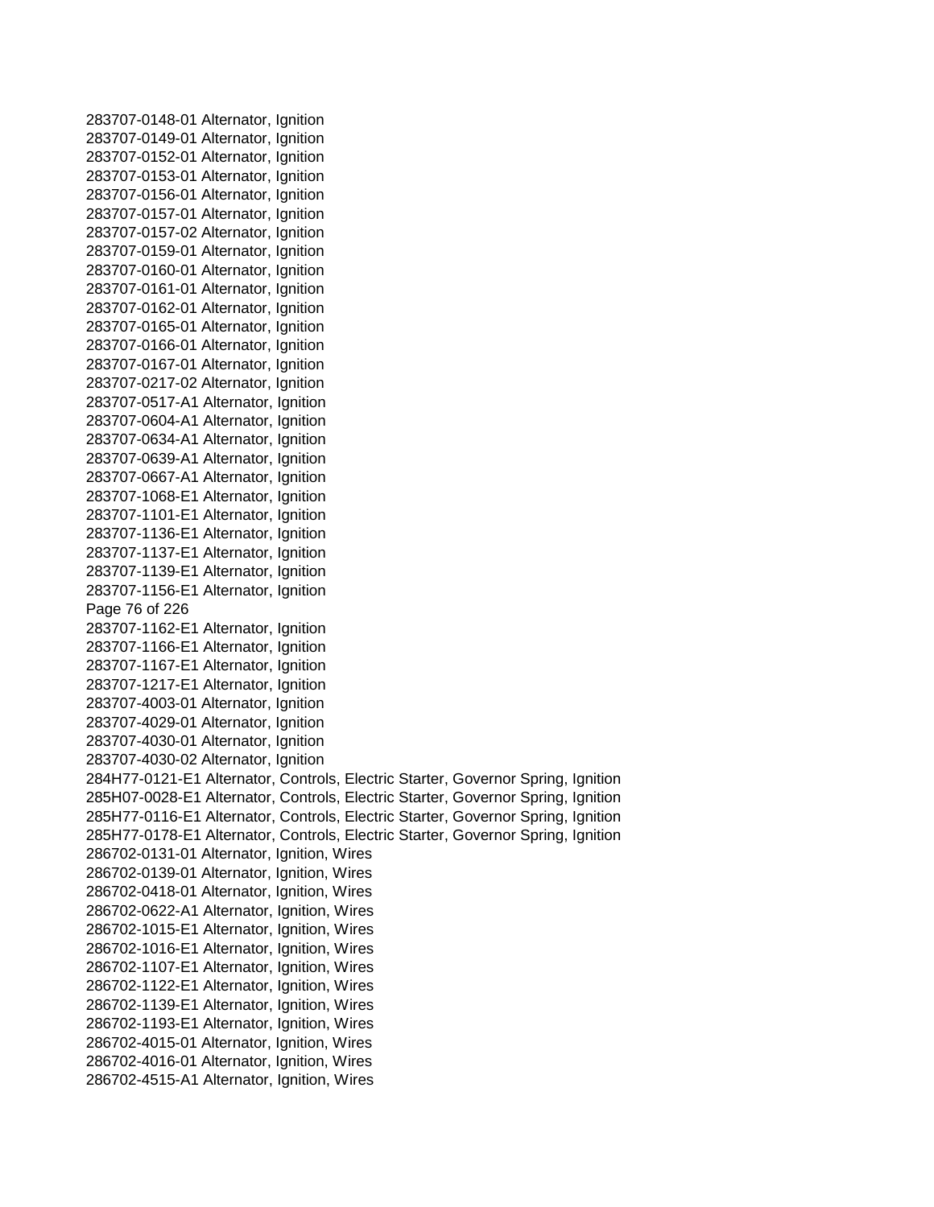283707-0148-01 Alternator, Ignition
283707-0149-01 Alternator, Ignition
283707-0152-01 Alternator, Ignition
283707-0153-01 Alternator, Ignition
283707-0156-01 Alternator, Ignition
283707-0157-01 Alternator, Ignition
283707-0157-02 Alternator, Ignition
283707-0159-01 Alternator, Ignition
283707-0160-01 Alternator, Ignition
283707-0161-01 Alternator, Ignition
283707-0162-01 Alternator, Ignition
283707-0165-01 Alternator, Ignition
283707-0166-01 Alternator, Ignition
283707-0167-01 Alternator, Ignition
283707-0217-02 Alternator, Ignition
283707-0517-A1 Alternator, Ignition
283707-0604-A1 Alternator, Ignition
283707-0634-A1 Alternator, Ignition
283707-0639-A1 Alternator, Ignition
283707-0667-A1 Alternator, Ignition
283707-1068-E1 Alternator, Ignition
283707-1101-E1 Alternator, Ignition
283707-1136-E1 Alternator, Ignition
283707-1137-E1 Alternator, Ignition
283707-1139-E1 Alternator, Ignition
283707-1156-E1 Alternator, Ignition
283707-1162-E1 Alternator, Ignition
283707-1166-E1 Alternator, Ignition
283707-1167-E1 Alternator, Ignition
283707-1217-E1 Alternator, Ignition
283707-4003-01 Alternator, Ignition
283707-4029-01 Alternator, Ignition
283707-4030-01 Alternator, Ignition
283707-4030-02 Alternator, Ignition
284H77-0121-E1 Alternator, Controls, Electric Starter, Governor Spring, Ignition
285H07-0028-E1 Alternator, Controls, Electric Starter, Governor Spring, Ignition
285H77-0116-E1 Alternator, Controls, Electric Starter, Governor Spring, Ignition
285H77-0178-E1 Alternator, Controls, Electric Starter, Governor Spring, Ignition
286702-0131-01 Alternator, Ignition, Wires
286702-0139-01 Alternator, Ignition, Wires
286702-0418-01 Alternator, Ignition, Wires
286702-0622-A1 Alternator, Ignition, Wires
286702-1015-E1 Alternator, Ignition, Wires
286702-1016-E1 Alternator, Ignition, Wires
286702-1107-E1 Alternator, Ignition, Wires
286702-1122-E1 Alternator, Ignition, Wires
286702-1139-E1 Alternator, Ignition, Wires
286702-1193-E1 Alternator, Ignition, Wires
286702-4015-01 Alternator, Ignition, Wires
286702-4016-01 Alternator, Ignition, Wires
286702-4515-A1 Alternator, Ignition, Wires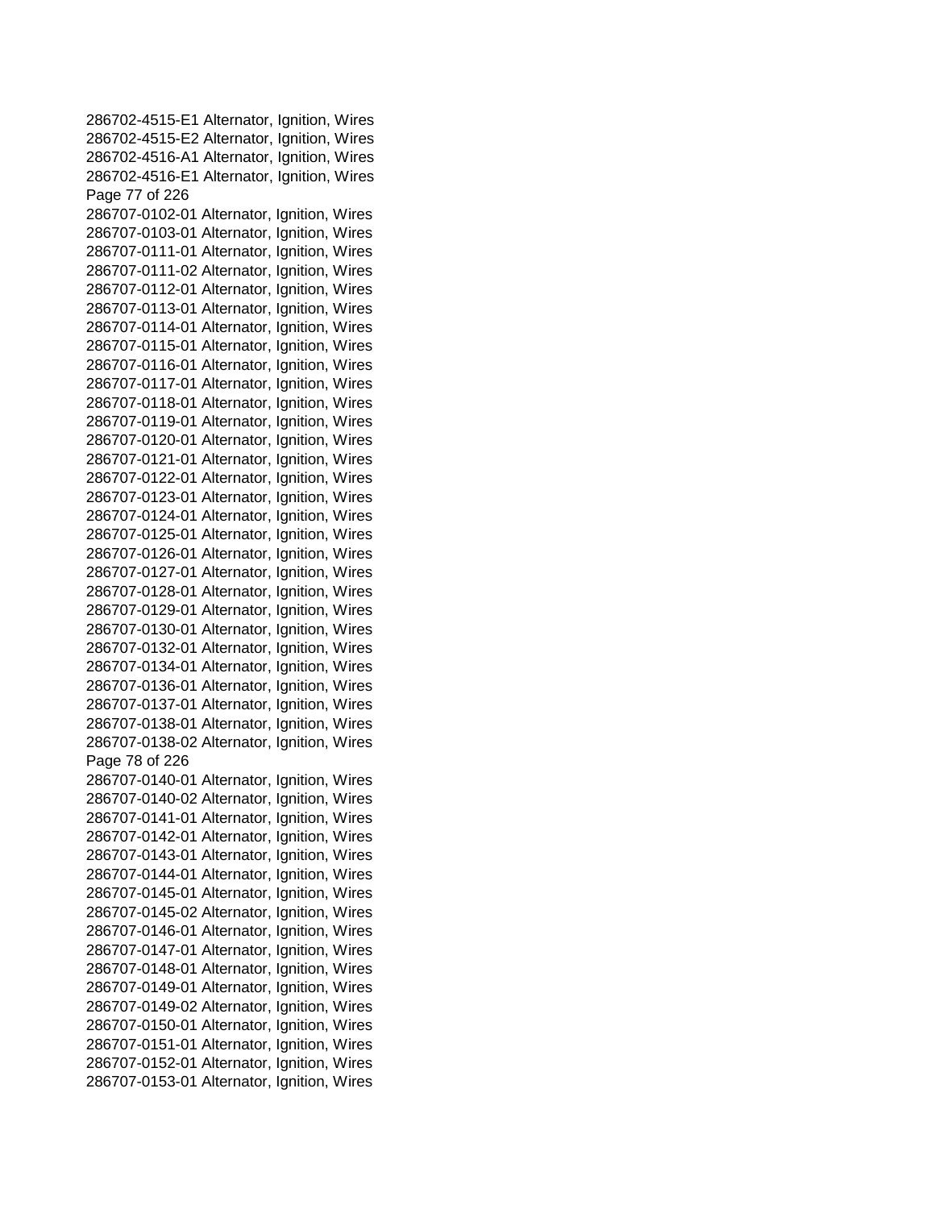286702-4515-E1 Alternator, Ignition, Wires
286702-4515-E2 Alternator, Ignition, Wires
286702-4516-A1 Alternator, Ignition, Wires
286702-4516-E1 Alternator, Ignition, Wires
286707-0102-01 Alternator, Ignition, Wires
286707-0103-01 Alternator, Ignition, Wires
286707-0111-01 Alternator, Ignition, Wires
286707-0111-02 Alternator, Ignition, Wires
286707-0112-01 Alternator, Ignition, Wires
286707-0113-01 Alternator, Ignition, Wires
286707-0114-01 Alternator, Ignition, Wires
286707-0115-01 Alternator, Ignition, Wires
286707-0116-01 Alternator, Ignition, Wires
286707-0117-01 Alternator, Ignition, Wires
286707-0118-01 Alternator, Ignition, Wires
286707-0119-01 Alternator, Ignition, Wires
286707-0120-01 Alternator, Ignition, Wires
286707-0121-01 Alternator, Ignition, Wires
286707-0122-01 Alternator, Ignition, Wires
286707-0123-01 Alternator, Ignition, Wires
286707-0124-01 Alternator, Ignition, Wires
286707-0125-01 Alternator, Ignition, Wires
286707-0126-01 Alternator, Ignition, Wires
286707-0127-01 Alternator, Ignition, Wires
286707-0128-01 Alternator, Ignition, Wires
286707-0129-01 Alternator, Ignition, Wires
286707-0130-01 Alternator, Ignition, Wires
286707-0132-01 Alternator, Ignition, Wires
286707-0134-01 Alternator, Ignition, Wires
286707-0136-01 Alternator, Ignition, Wires
286707-0137-01 Alternator, Ignition, Wires
286707-0138-01 Alternator, Ignition, Wires
286707-0138-02 Alternator, Ignition, Wires
286707-0140-01 Alternator, Ignition, Wires
286707-0140-02 Alternator, Ignition, Wires
286707-0141-01 Alternator, Ignition, Wires
286707-0142-01 Alternator, Ignition, Wires
286707-0143-01 Alternator, Ignition, Wires
286707-0144-01 Alternator, Ignition, Wires
286707-0145-01 Alternator, Ignition, Wires
286707-0145-02 Alternator, Ignition, Wires
286707-0146-01 Alternator, Ignition, Wires
286707-0147-01 Alternator, Ignition, Wires
286707-0148-01 Alternator, Ignition, Wires
286707-0149-01 Alternator, Ignition, Wires
286707-0149-02 Alternator, Ignition, Wires
286707-0150-01 Alternator, Ignition, Wires
286707-0151-01 Alternator, Ignition, Wires
286707-0152-01 Alternator, Ignition, Wires
286707-0153-01 Alternator, Ignition, Wires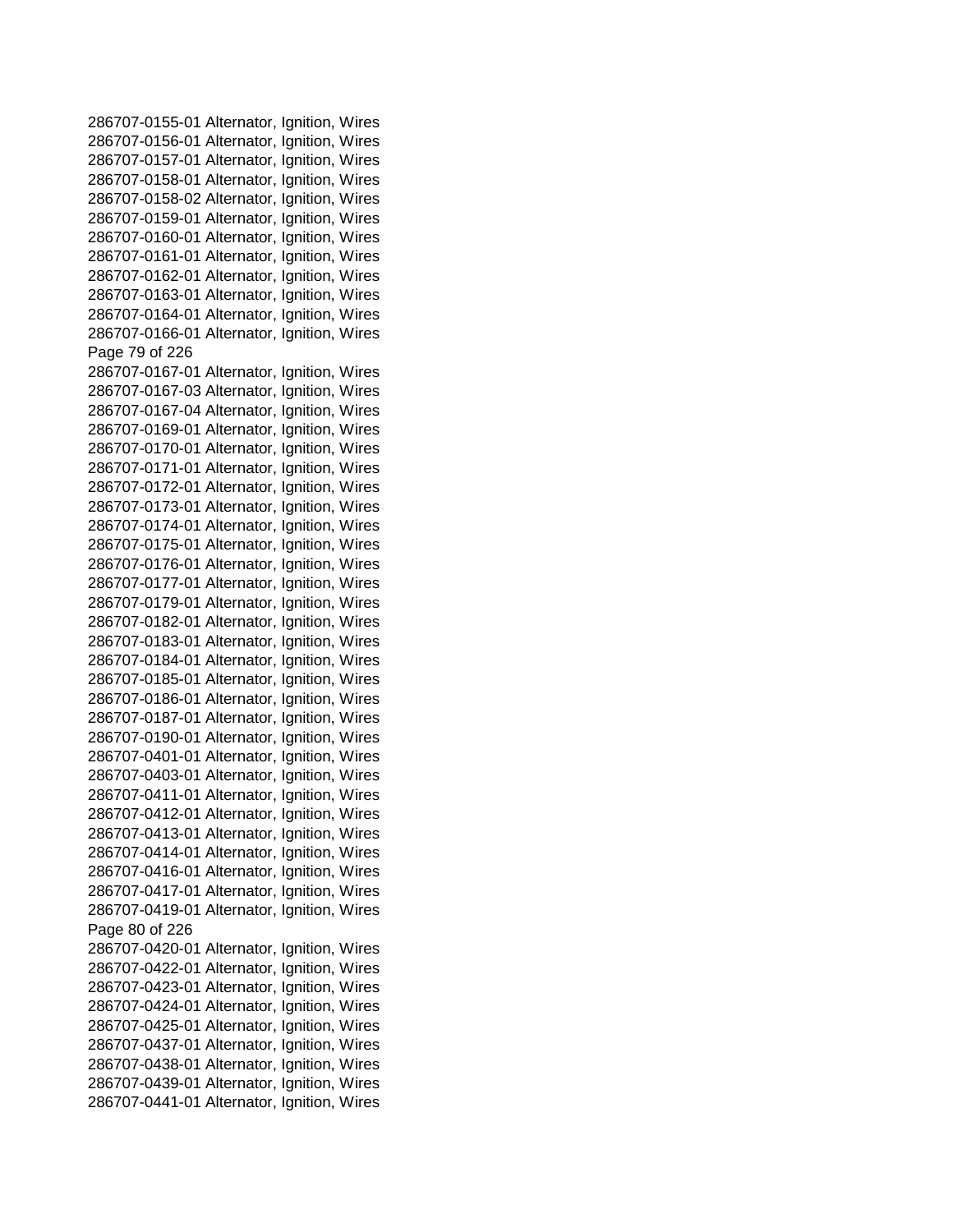286707-0155-01 Alternator, Ignition, Wires
286707-0156-01 Alternator, Ignition, Wires
286707-0157-01 Alternator, Ignition, Wires
286707-0158-01 Alternator, Ignition, Wires
286707-0158-02 Alternator, Ignition, Wires
286707-0159-01 Alternator, Ignition, Wires
286707-0160-01 Alternator, Ignition, Wires
286707-0161-01 Alternator, Ignition, Wires
286707-0162-01 Alternator, Ignition, Wires
286707-0163-01 Alternator, Ignition, Wires
286707-0164-01 Alternator, Ignition, Wires
286707-0166-01 Alternator, Ignition, Wires
286707-0167-01 Alternator, Ignition, Wires
286707-0167-03 Alternator, Ignition, Wires
286707-0167-04 Alternator, Ignition, Wires
286707-0169-01 Alternator, Ignition, Wires
286707-0170-01 Alternator, Ignition, Wires
286707-0171-01 Alternator, Ignition, Wires
286707-0172-01 Alternator, Ignition, Wires
286707-0173-01 Alternator, Ignition, Wires
286707-0174-01 Alternator, Ignition, Wires
286707-0175-01 Alternator, Ignition, Wires
286707-0176-01 Alternator, Ignition, Wires
286707-0177-01 Alternator, Ignition, Wires
286707-0179-01 Alternator, Ignition, Wires
286707-0182-01 Alternator, Ignition, Wires
286707-0183-01 Alternator, Ignition, Wires
286707-0184-01 Alternator, Ignition, Wires
286707-0185-01 Alternator, Ignition, Wires
286707-0186-01 Alternator, Ignition, Wires
286707-0187-01 Alternator, Ignition, Wires
286707-0190-01 Alternator, Ignition, Wires
286707-0401-01 Alternator, Ignition, Wires
286707-0403-01 Alternator, Ignition, Wires
286707-0411-01 Alternator, Ignition, Wires
286707-0412-01 Alternator, Ignition, Wires
286707-0413-01 Alternator, Ignition, Wires
286707-0414-01 Alternator, Ignition, Wires
286707-0416-01 Alternator, Ignition, Wires
286707-0417-01 Alternator, Ignition, Wires
286707-0419-01 Alternator, Ignition, Wires
286707-0420-01 Alternator, Ignition, Wires
286707-0422-01 Alternator, Ignition, Wires
286707-0423-01 Alternator, Ignition, Wires
286707-0424-01 Alternator, Ignition, Wires
286707-0425-01 Alternator, Ignition, Wires
286707-0437-01 Alternator, Ignition, Wires
286707-0438-01 Alternator, Ignition, Wires
286707-0439-01 Alternator, Ignition, Wires
286707-0441-01 Alternator, Ignition, Wires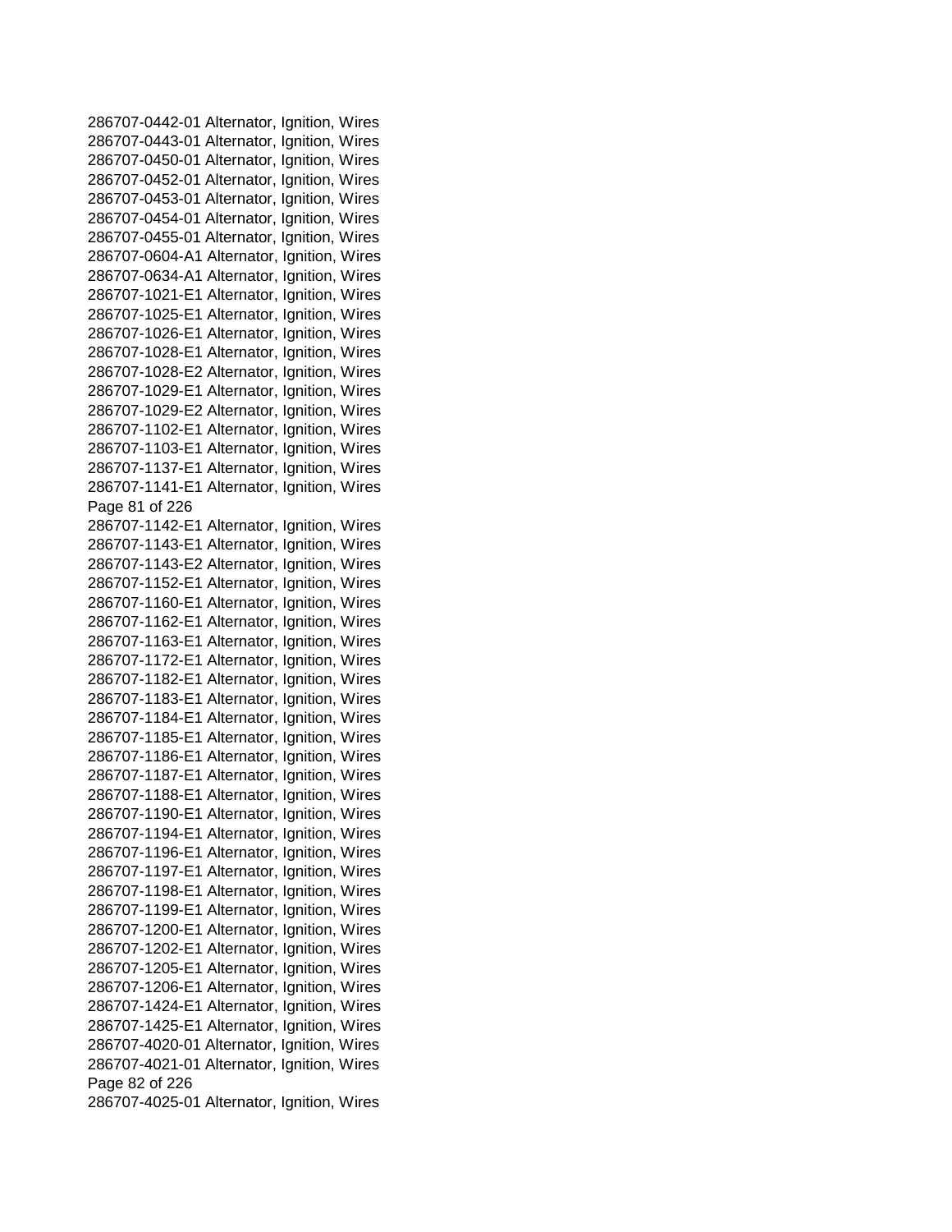286707-0442-01 Alternator, Ignition, Wires
286707-0443-01 Alternator, Ignition, Wires
286707-0450-01 Alternator, Ignition, Wires
286707-0452-01 Alternator, Ignition, Wires
286707-0453-01 Alternator, Ignition, Wires
286707-0454-01 Alternator, Ignition, Wires
286707-0455-01 Alternator, Ignition, Wires
286707-0604-A1 Alternator, Ignition, Wires
286707-0634-A1 Alternator, Ignition, Wires
286707-1021-E1 Alternator, Ignition, Wires
286707-1025-E1 Alternator, Ignition, Wires
286707-1026-E1 Alternator, Ignition, Wires
286707-1028-E1 Alternator, Ignition, Wires
286707-1028-E2 Alternator, Ignition, Wires
286707-1029-E1 Alternator, Ignition, Wires
286707-1029-E2 Alternator, Ignition, Wires
286707-1102-E1 Alternator, Ignition, Wires
286707-1103-E1 Alternator, Ignition, Wires
286707-1137-E1 Alternator, Ignition, Wires
286707-1141-E1 Alternator, Ignition, Wires
286707-1142-E1 Alternator, Ignition, Wires
286707-1143-E1 Alternator, Ignition, Wires
286707-1143-E2 Alternator, Ignition, Wires
286707-1152-E1 Alternator, Ignition, Wires
286707-1160-E1 Alternator, Ignition, Wires
286707-1162-E1 Alternator, Ignition, Wires
286707-1163-E1 Alternator, Ignition, Wires
286707-1172-E1 Alternator, Ignition, Wires
286707-1182-E1 Alternator, Ignition, Wires
286707-1183-E1 Alternator, Ignition, Wires
286707-1184-E1 Alternator, Ignition, Wires
286707-1185-E1 Alternator, Ignition, Wires
286707-1186-E1 Alternator, Ignition, Wires
286707-1187-E1 Alternator, Ignition, Wires
286707-1188-E1 Alternator, Ignition, Wires
286707-1190-E1 Alternator, Ignition, Wires
286707-1194-E1 Alternator, Ignition, Wires
286707-1196-E1 Alternator, Ignition, Wires
286707-1197-E1 Alternator, Ignition, Wires
286707-1198-E1 Alternator, Ignition, Wires
286707-1199-E1 Alternator, Ignition, Wires
286707-1200-E1 Alternator, Ignition, Wires
286707-1202-E1 Alternator, Ignition, Wires
286707-1205-E1 Alternator, Ignition, Wires
286707-1206-E1 Alternator, Ignition, Wires
286707-1424-E1 Alternator, Ignition, Wires
286707-1425-E1 Alternator, Ignition, Wires
286707-4020-01 Alternator, Ignition, Wires
286707-4021-01 Alternator, Ignition, Wires
286707-4025-01 Alternator, Ignition, Wires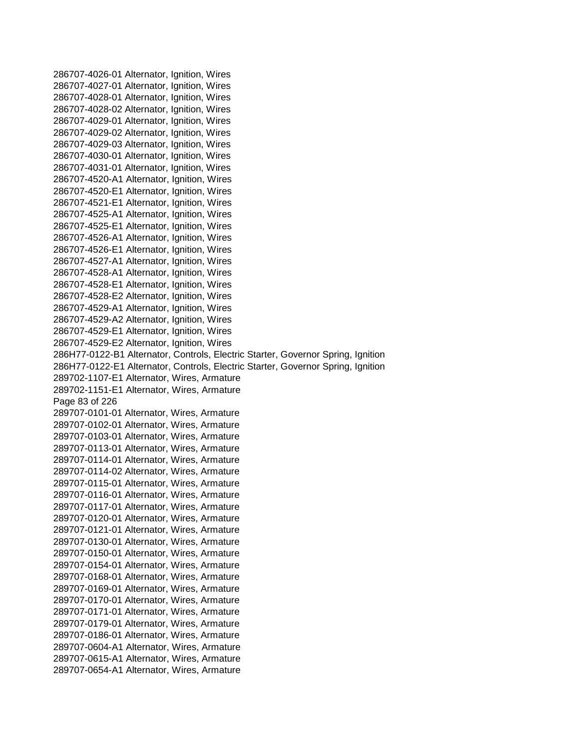286707-4026-01 Alternator, Ignition, Wires
286707-4027-01 Alternator, Ignition, Wires
286707-4028-01 Alternator, Ignition, Wires
286707-4028-02 Alternator, Ignition, Wires
286707-4029-01 Alternator, Ignition, Wires
286707-4029-02 Alternator, Ignition, Wires
286707-4029-03 Alternator, Ignition, Wires
286707-4030-01 Alternator, Ignition, Wires
286707-4031-01 Alternator, Ignition, Wires
286707-4520-A1 Alternator, Ignition, Wires
286707-4520-E1 Alternator, Ignition, Wires
286707-4521-E1 Alternator, Ignition, Wires
286707-4525-A1 Alternator, Ignition, Wires
286707-4525-E1 Alternator, Ignition, Wires
286707-4526-A1 Alternator, Ignition, Wires
286707-4526-E1 Alternator, Ignition, Wires
286707-4527-A1 Alternator, Ignition, Wires
286707-4528-A1 Alternator, Ignition, Wires
286707-4528-E1 Alternator, Ignition, Wires
286707-4528-E2 Alternator, Ignition, Wires
286707-4529-A1 Alternator, Ignition, Wires
286707-4529-A2 Alternator, Ignition, Wires
286707-4529-E1 Alternator, Ignition, Wires
286707-4529-E2 Alternator, Ignition, Wires
286H77-0122-B1 Alternator, Controls, Electric Starter, Governor Spring, Ignition
286H77-0122-E1 Alternator, Controls, Electric Starter, Governor Spring, Ignition
289702-1107-E1 Alternator, Wires, Armature
289702-1151-E1 Alternator, Wires, Armature
289707-0101-01 Alternator, Wires, Armature
289707-0102-01 Alternator, Wires, Armature
289707-0103-01 Alternator, Wires, Armature
289707-0113-01 Alternator, Wires, Armature
289707-0114-01 Alternator, Wires, Armature
289707-0114-02 Alternator, Wires, Armature
289707-0115-01 Alternator, Wires, Armature
289707-0116-01 Alternator, Wires, Armature
289707-0117-01 Alternator, Wires, Armature
289707-0120-01 Alternator, Wires, Armature
289707-0121-01 Alternator, Wires, Armature
289707-0130-01 Alternator, Wires, Armature
289707-0150-01 Alternator, Wires, Armature
289707-0154-01 Alternator, Wires, Armature
289707-0168-01 Alternator, Wires, Armature
289707-0169-01 Alternator, Wires, Armature
289707-0170-01 Alternator, Wires, Armature
289707-0171-01 Alternator, Wires, Armature
289707-0179-01 Alternator, Wires, Armature
289707-0186-01 Alternator, Wires, Armature
289707-0604-A1 Alternator, Wires, Armature
289707-0615-A1 Alternator, Wires, Armature
289707-0654-A1 Alternator, Wires, Armature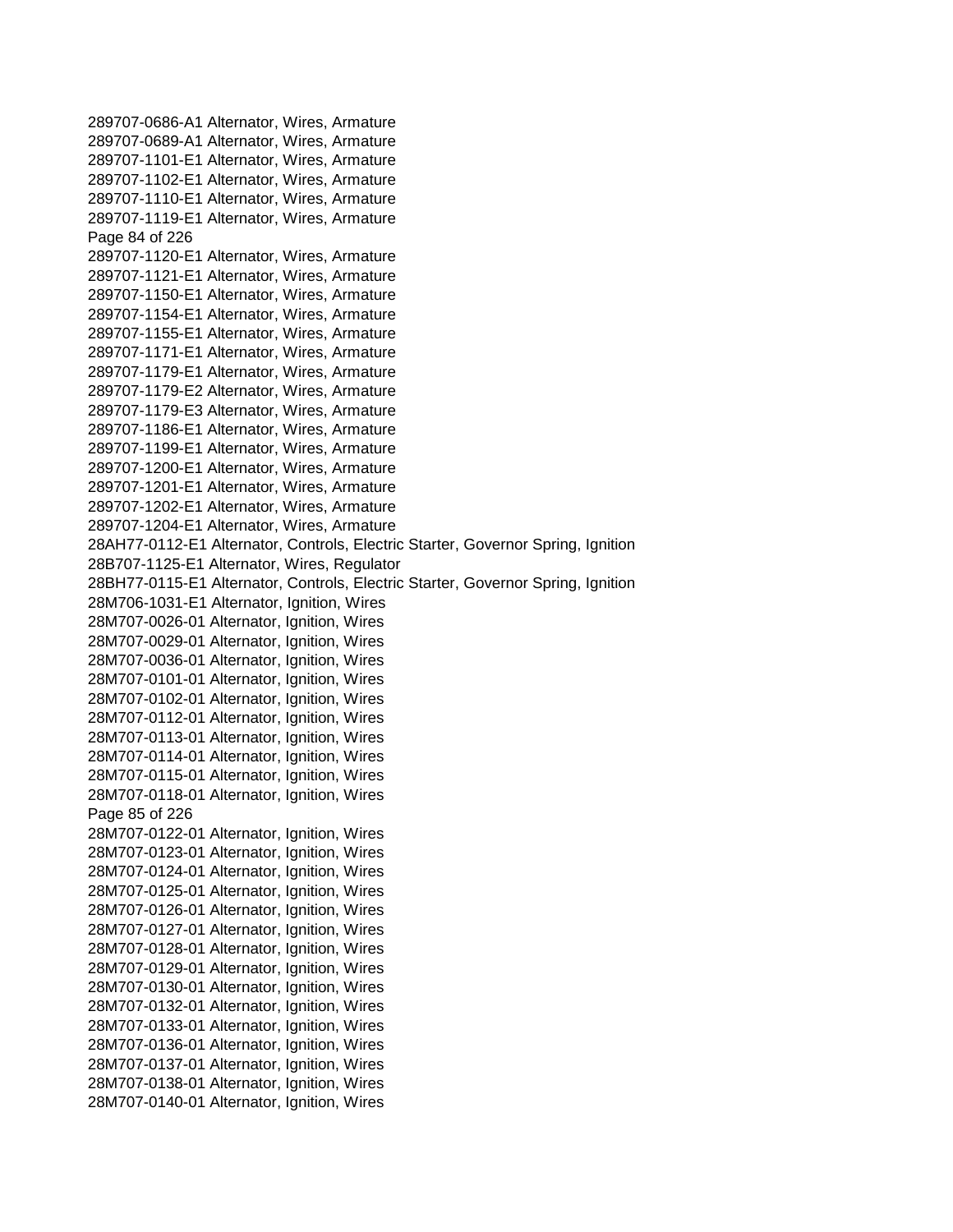289707-0686-A1 Alternator, Wires, Armature
289707-0689-A1 Alternator, Wires, Armature
289707-1101-E1 Alternator, Wires, Armature
289707-1102-E1 Alternator, Wires, Armature
289707-1110-E1 Alternator, Wires, Armature
289707-1119-E1 Alternator, Wires, Armature
289707-1120-E1 Alternator, Wires, Armature
289707-1121-E1 Alternator, Wires, Armature
289707-1150-E1 Alternator, Wires, Armature
289707-1154-E1 Alternator, Wires, Armature
289707-1155-E1 Alternator, Wires, Armature
289707-1171-E1 Alternator, Wires, Armature
289707-1179-E1 Alternator, Wires, Armature
289707-1179-E2 Alternator, Wires, Armature
289707-1179-E3 Alternator, Wires, Armature
289707-1186-E1 Alternator, Wires, Armature
289707-1199-E1 Alternator, Wires, Armature
289707-1200-E1 Alternator, Wires, Armature
289707-1201-E1 Alternator, Wires, Armature
289707-1202-E1 Alternator, Wires, Armature
289707-1204-E1 Alternator, Wires, Armature
28AH77-0112-E1 Alternator, Controls, Electric Starter, Governor Spring, Ignition
28B707-1125-E1 Alternator, Wires, Regulator
28BH77-0115-E1 Alternator, Controls, Electric Starter, Governor Spring, Ignition
28M706-1031-E1 Alternator, Ignition, Wires
28M707-0026-01 Alternator, Ignition, Wires
28M707-0029-01 Alternator, Ignition, Wires
28M707-0036-01 Alternator, Ignition, Wires
28M707-0101-01 Alternator, Ignition, Wires
28M707-0102-01 Alternator, Ignition, Wires
28M707-0112-01 Alternator, Ignition, Wires
28M707-0113-01 Alternator, Ignition, Wires
28M707-0114-01 Alternator, Ignition, Wires
28M707-0115-01 Alternator, Ignition, Wires
28M707-0118-01 Alternator, Ignition, Wires
28M707-0122-01 Alternator, Ignition, Wires
28M707-0123-01 Alternator, Ignition, Wires
28M707-0124-01 Alternator, Ignition, Wires
28M707-0125-01 Alternator, Ignition, Wires
28M707-0126-01 Alternator, Ignition, Wires
28M707-0127-01 Alternator, Ignition, Wires
28M707-0128-01 Alternator, Ignition, Wires
28M707-0129-01 Alternator, Ignition, Wires
28M707-0130-01 Alternator, Ignition, Wires
28M707-0132-01 Alternator, Ignition, Wires
28M707-0133-01 Alternator, Ignition, Wires
28M707-0136-01 Alternator, Ignition, Wires
28M707-0137-01 Alternator, Ignition, Wires
28M707-0138-01 Alternator, Ignition, Wires
28M707-0140-01 Alternator, Ignition, Wires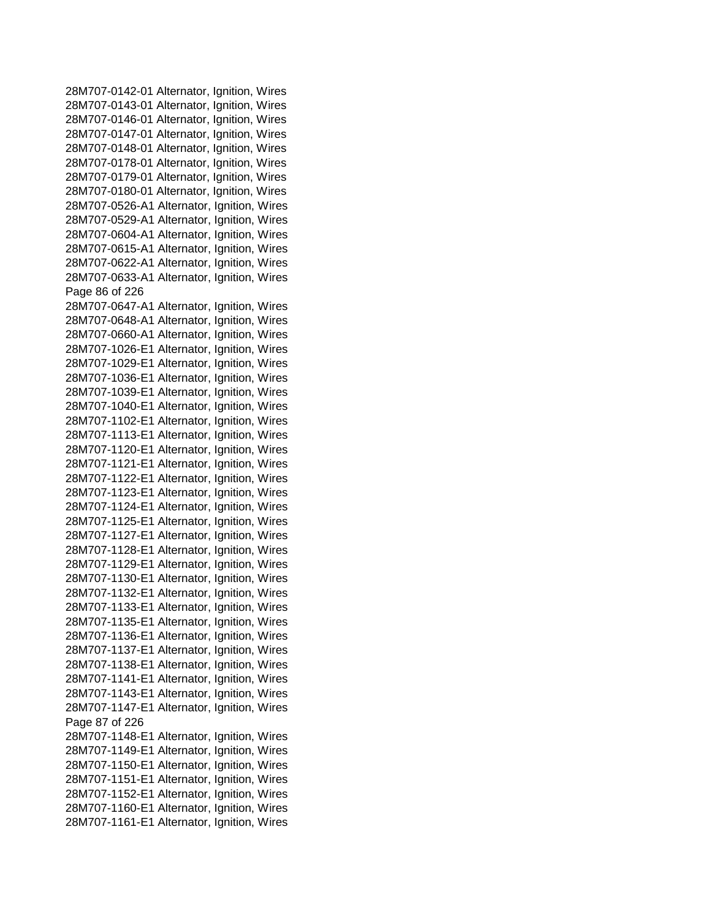28M707-0142-01 Alternator, Ignition, Wires
28M707-0143-01 Alternator, Ignition, Wires
28M707-0146-01 Alternator, Ignition, Wires
28M707-0147-01 Alternator, Ignition, Wires
28M707-0148-01 Alternator, Ignition, Wires
28M707-0178-01 Alternator, Ignition, Wires
28M707-0179-01 Alternator, Ignition, Wires
28M707-0180-01 Alternator, Ignition, Wires
28M707-0526-A1 Alternator, Ignition, Wires
28M707-0529-A1 Alternator, Ignition, Wires
28M707-0604-A1 Alternator, Ignition, Wires
28M707-0615-A1 Alternator, Ignition, Wires
28M707-0622-A1 Alternator, Ignition, Wires
28M707-0633-A1 Alternator, Ignition, Wires
28M707-0647-A1 Alternator, Ignition, Wires
28M707-0648-A1 Alternator, Ignition, Wires
28M707-0660-A1 Alternator, Ignition, Wires
28M707-1026-E1 Alternator, Ignition, Wires
28M707-1029-E1 Alternator, Ignition, Wires
28M707-1036-E1 Alternator, Ignition, Wires
28M707-1039-E1 Alternator, Ignition, Wires
28M707-1040-E1 Alternator, Ignition, Wires
28M707-1102-E1 Alternator, Ignition, Wires
28M707-1113-E1 Alternator, Ignition, Wires
28M707-1120-E1 Alternator, Ignition, Wires
28M707-1121-E1 Alternator, Ignition, Wires
28M707-1122-E1 Alternator, Ignition, Wires
28M707-1123-E1 Alternator, Ignition, Wires
28M707-1124-E1 Alternator, Ignition, Wires
28M707-1125-E1 Alternator, Ignition, Wires
28M707-1127-E1 Alternator, Ignition, Wires
28M707-1128-E1 Alternator, Ignition, Wires
28M707-1129-E1 Alternator, Ignition, Wires
28M707-1130-E1 Alternator, Ignition, Wires
28M707-1132-E1 Alternator, Ignition, Wires
28M707-1133-E1 Alternator, Ignition, Wires
28M707-1135-E1 Alternator, Ignition, Wires
28M707-1136-E1 Alternator, Ignition, Wires
28M707-1137-E1 Alternator, Ignition, Wires
28M707-1138-E1 Alternator, Ignition, Wires
28M707-1141-E1 Alternator, Ignition, Wires
28M707-1143-E1 Alternator, Ignition, Wires
28M707-1147-E1 Alternator, Ignition, Wires
28M707-1148-E1 Alternator, Ignition, Wires
28M707-1149-E1 Alternator, Ignition, Wires
28M707-1150-E1 Alternator, Ignition, Wires
28M707-1151-E1 Alternator, Ignition, Wires
28M707-1152-E1 Alternator, Ignition, Wires
28M707-1160-E1 Alternator, Ignition, Wires
28M707-1161-E1 Alternator, Ignition, Wires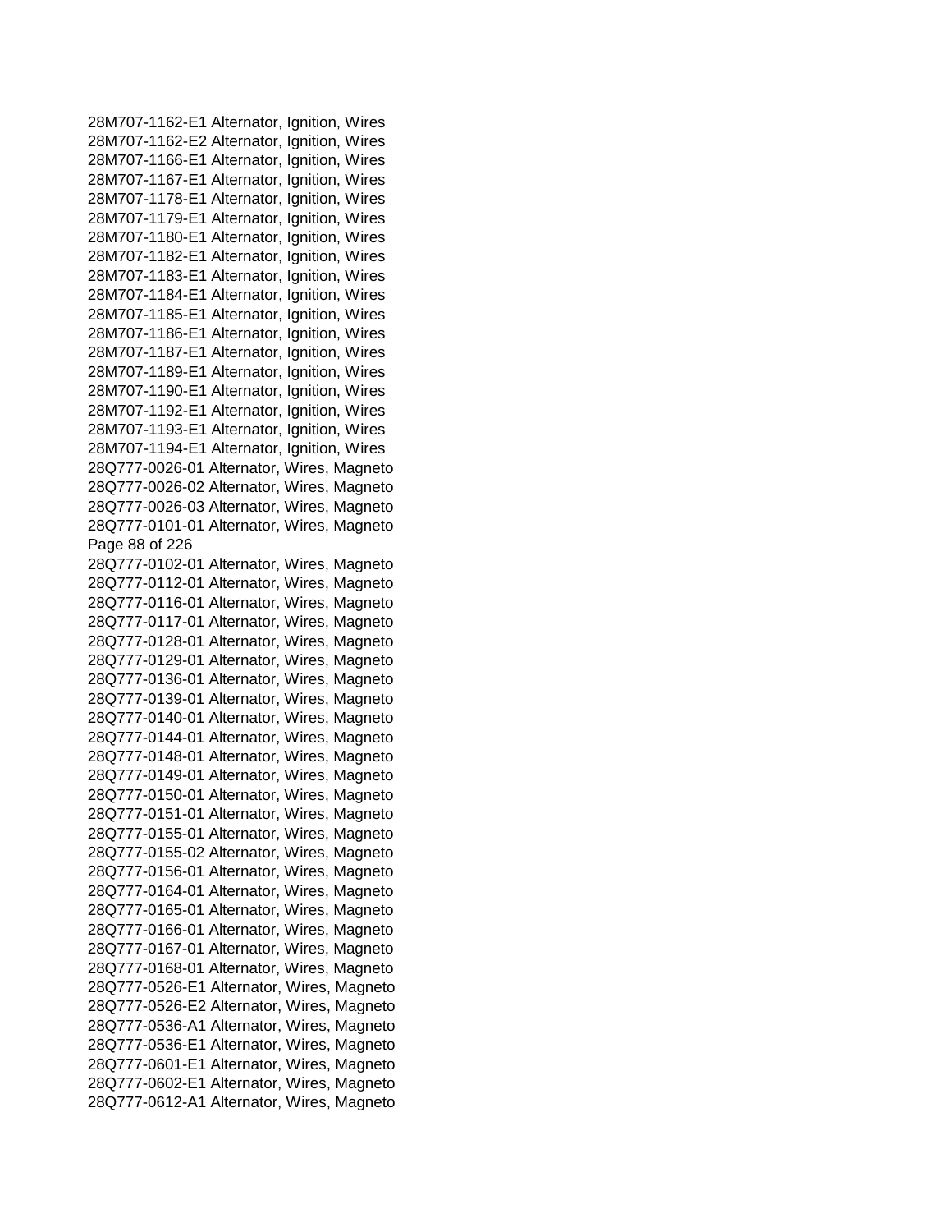28M707-1162-E1 Alternator, Ignition, Wires
28M707-1162-E2 Alternator, Ignition, Wires
28M707-1166-E1 Alternator, Ignition, Wires
28M707-1167-E1 Alternator, Ignition, Wires
28M707-1178-E1 Alternator, Ignition, Wires
28M707-1179-E1 Alternator, Ignition, Wires
28M707-1180-E1 Alternator, Ignition, Wires
28M707-1182-E1 Alternator, Ignition, Wires
28M707-1183-E1 Alternator, Ignition, Wires
28M707-1184-E1 Alternator, Ignition, Wires
28M707-1185-E1 Alternator, Ignition, Wires
28M707-1186-E1 Alternator, Ignition, Wires
28M707-1187-E1 Alternator, Ignition, Wires
28M707-1189-E1 Alternator, Ignition, Wires
28M707-1190-E1 Alternator, Ignition, Wires
28M707-1192-E1 Alternator, Ignition, Wires
28M707-1193-E1 Alternator, Ignition, Wires
28M707-1194-E1 Alternator, Ignition, Wires
28Q777-0026-01 Alternator, Wires, Magneto
28Q777-0026-02 Alternator, Wires, Magneto
28Q777-0026-03 Alternator, Wires, Magneto
28Q777-0101-01 Alternator, Wires, Magneto
28Q777-0102-01 Alternator, Wires, Magneto
28Q777-0112-01 Alternator, Wires, Magneto
28Q777-0116-01 Alternator, Wires, Magneto
28Q777-0117-01 Alternator, Wires, Magneto
28Q777-0128-01 Alternator, Wires, Magneto
28Q777-0129-01 Alternator, Wires, Magneto
28Q777-0136-01 Alternator, Wires, Magneto
28Q777-0139-01 Alternator, Wires, Magneto
28Q777-0140-01 Alternator, Wires, Magneto
28Q777-0144-01 Alternator, Wires, Magneto
28Q777-0148-01 Alternator, Wires, Magneto
28Q777-0149-01 Alternator, Wires, Magneto
28Q777-0150-01 Alternator, Wires, Magneto
28Q777-0151-01 Alternator, Wires, Magneto
28Q777-0155-01 Alternator, Wires, Magneto
28Q777-0155-02 Alternator, Wires, Magneto
28Q777-0156-01 Alternator, Wires, Magneto
28Q777-0164-01 Alternator, Wires, Magneto
28Q777-0165-01 Alternator, Wires, Magneto
28Q777-0166-01 Alternator, Wires, Magneto
28Q777-0167-01 Alternator, Wires, Magneto
28Q777-0168-01 Alternator, Wires, Magneto
28Q777-0526-E1 Alternator, Wires, Magneto
28Q777-0526-E2 Alternator, Wires, Magneto
28Q777-0536-A1 Alternator, Wires, Magneto
28Q777-0536-E1 Alternator, Wires, Magneto
28Q777-0601-E1 Alternator, Wires, Magneto
28Q777-0602-E1 Alternator, Wires, Magneto
28Q777-0612-A1 Alternator, Wires, Magneto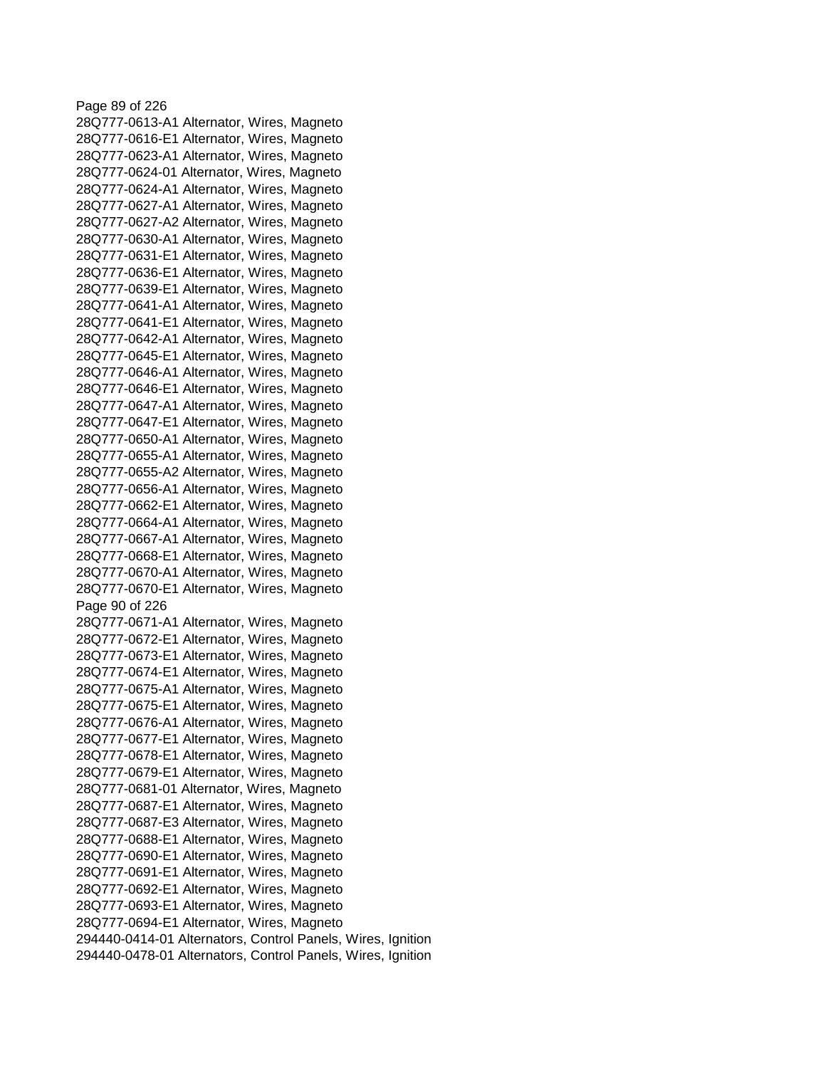28Q777-0613-A1 Alternator, Wires, Magneto
28Q777-0616-E1 Alternator, Wires, Magneto
28Q777-0623-A1 Alternator, Wires, Magneto
28Q777-0624-01 Alternator, Wires, Magneto
28Q777-0624-A1 Alternator, Wires, Magneto
28Q777-0627-A1 Alternator, Wires, Magneto
28Q777-0627-A2 Alternator, Wires, Magneto
28Q777-0630-A1 Alternator, Wires, Magneto
28Q777-0631-E1 Alternator, Wires, Magneto
28Q777-0636-E1 Alternator, Wires, Magneto
28Q777-0639-E1 Alternator, Wires, Magneto
28Q777-0641-A1 Alternator, Wires, Magneto
28Q777-0641-E1 Alternator, Wires, Magneto
28Q777-0642-A1 Alternator, Wires, Magneto
28Q777-0645-E1 Alternator, Wires, Magneto
28Q777-0646-A1 Alternator, Wires, Magneto
28Q777-0646-E1 Alternator, Wires, Magneto
28Q777-0647-A1 Alternator, Wires, Magneto
28Q777-0647-E1 Alternator, Wires, Magneto
28Q777-0650-A1 Alternator, Wires, Magneto
28Q777-0655-A1 Alternator, Wires, Magneto
28Q777-0655-A2 Alternator, Wires, Magneto
28Q777-0656-A1 Alternator, Wires, Magneto
28Q777-0662-E1 Alternator, Wires, Magneto
28Q777-0664-A1 Alternator, Wires, Magneto
28Q777-0667-A1 Alternator, Wires, Magneto
28Q777-0668-E1 Alternator, Wires, Magneto
28Q777-0670-A1 Alternator, Wires, Magneto
28Q777-0670-E1 Alternator, Wires, Magneto
28Q777-0671-A1 Alternator, Wires, Magneto
28Q777-0672-E1 Alternator, Wires, Magneto
28Q777-0673-E1 Alternator, Wires, Magneto
28Q777-0674-E1 Alternator, Wires, Magneto
28Q777-0675-A1 Alternator, Wires, Magneto
28Q777-0675-E1 Alternator, Wires, Magneto
28Q777-0676-A1 Alternator, Wires, Magneto
28Q777-0677-E1 Alternator, Wires, Magneto
28Q777-0678-E1 Alternator, Wires, Magneto
28Q777-0679-E1 Alternator, Wires, Magneto
28Q777-0681-01 Alternator, Wires, Magneto
28Q777-0687-E1 Alternator, Wires, Magneto
28Q777-0687-E3 Alternator, Wires, Magneto
28Q777-0688-E1 Alternator, Wires, Magneto
28Q777-0690-E1 Alternator, Wires, Magneto
28Q777-0691-E1 Alternator, Wires, Magneto
28Q777-0692-E1 Alternator, Wires, Magneto
28Q777-0693-E1 Alternator, Wires, Magneto
28Q777-0694-E1 Alternator, Wires, Magneto
294440-0414-01 Alternators, Control Panels, Wires, Ignition
294440-0478-01 Alternators, Control Panels, Wires, Ignition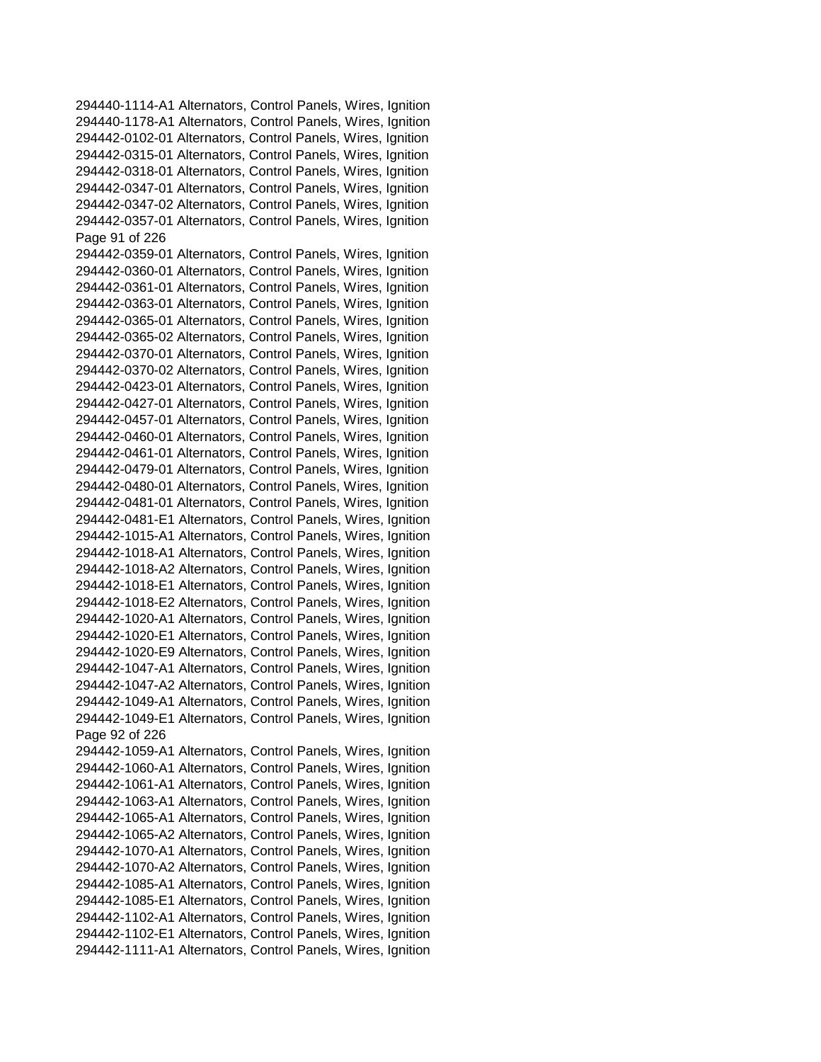294440-1114-A1 Alternators, Control Panels, Wires, Ignition
294440-1178-A1 Alternators, Control Panels, Wires, Ignition
294442-0102-01 Alternators, Control Panels, Wires, Ignition
294442-0315-01 Alternators, Control Panels, Wires, Ignition
294442-0318-01 Alternators, Control Panels, Wires, Ignition
294442-0347-01 Alternators, Control Panels, Wires, Ignition
294442-0347-02 Alternators, Control Panels, Wires, Ignition
294442-0357-01 Alternators, Control Panels, Wires, Ignition
294442-0359-01 Alternators, Control Panels, Wires, Ignition
294442-0360-01 Alternators, Control Panels, Wires, Ignition
294442-0361-01 Alternators, Control Panels, Wires, Ignition
294442-0363-01 Alternators, Control Panels, Wires, Ignition
294442-0365-01 Alternators, Control Panels, Wires, Ignition
294442-0365-02 Alternators, Control Panels, Wires, Ignition
294442-0370-01 Alternators, Control Panels, Wires, Ignition
294442-0370-02 Alternators, Control Panels, Wires, Ignition
294442-0423-01 Alternators, Control Panels, Wires, Ignition
294442-0427-01 Alternators, Control Panels, Wires, Ignition
294442-0457-01 Alternators, Control Panels, Wires, Ignition
294442-0460-01 Alternators, Control Panels, Wires, Ignition
294442-0461-01 Alternators, Control Panels, Wires, Ignition
294442-0479-01 Alternators, Control Panels, Wires, Ignition
294442-0480-01 Alternators, Control Panels, Wires, Ignition
294442-0481-01 Alternators, Control Panels, Wires, Ignition
294442-0481-E1 Alternators, Control Panels, Wires, Ignition
294442-1015-A1 Alternators, Control Panels, Wires, Ignition
294442-1018-A1 Alternators, Control Panels, Wires, Ignition
294442-1018-A2 Alternators, Control Panels, Wires, Ignition
294442-1018-E1 Alternators, Control Panels, Wires, Ignition
294442-1018-E2 Alternators, Control Panels, Wires, Ignition
294442-1020-A1 Alternators, Control Panels, Wires, Ignition
294442-1020-E1 Alternators, Control Panels, Wires, Ignition
294442-1020-E9 Alternators, Control Panels, Wires, Ignition
294442-1047-A1 Alternators, Control Panels, Wires, Ignition
294442-1047-A2 Alternators, Control Panels, Wires, Ignition
294442-1049-A1 Alternators, Control Panels, Wires, Ignition
294442-1049-E1 Alternators, Control Panels, Wires, Ignition
294442-1059-A1 Alternators, Control Panels, Wires, Ignition
294442-1060-A1 Alternators, Control Panels, Wires, Ignition
294442-1061-A1 Alternators, Control Panels, Wires, Ignition
294442-1063-A1 Alternators, Control Panels, Wires, Ignition
294442-1065-A1 Alternators, Control Panels, Wires, Ignition
294442-1065-A2 Alternators, Control Panels, Wires, Ignition
294442-1070-A1 Alternators, Control Panels, Wires, Ignition
294442-1070-A2 Alternators, Control Panels, Wires, Ignition
294442-1085-A1 Alternators, Control Panels, Wires, Ignition
294442-1085-E1 Alternators, Control Panels, Wires, Ignition
294442-1102-A1 Alternators, Control Panels, Wires, Ignition
294442-1102-E1 Alternators, Control Panels, Wires, Ignition
294442-1111-A1 Alternators, Control Panels, Wires, Ignition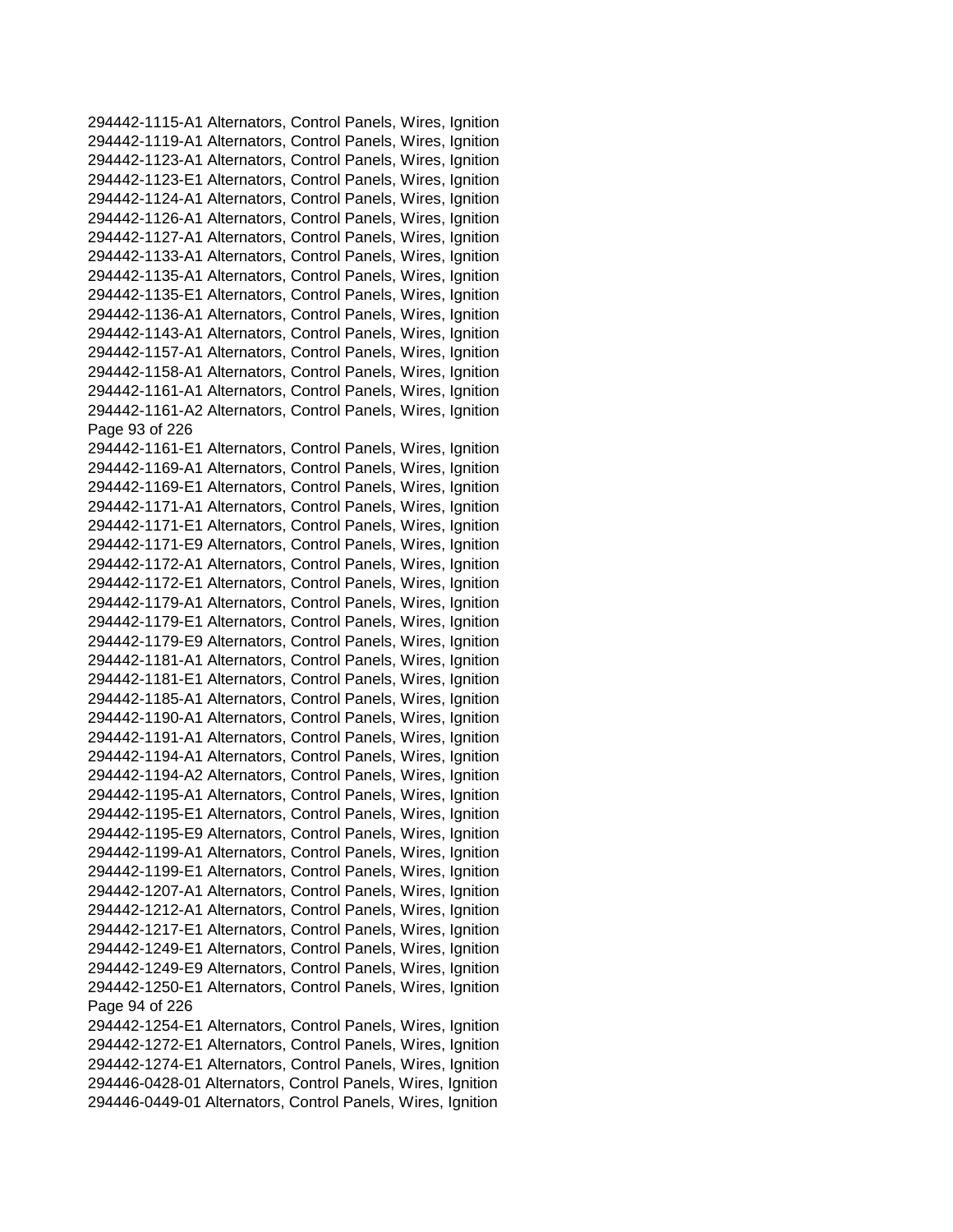294442-1115-A1 Alternators, Control Panels, Wires, Ignition
294442-1119-A1 Alternators, Control Panels, Wires, Ignition
294442-1123-A1 Alternators, Control Panels, Wires, Ignition
294442-1123-E1 Alternators, Control Panels, Wires, Ignition
294442-1124-A1 Alternators, Control Panels, Wires, Ignition
294442-1126-A1 Alternators, Control Panels, Wires, Ignition
294442-1127-A1 Alternators, Control Panels, Wires, Ignition
294442-1133-A1 Alternators, Control Panels, Wires, Ignition
294442-1135-A1 Alternators, Control Panels, Wires, Ignition
294442-1135-E1 Alternators, Control Panels, Wires, Ignition
294442-1136-A1 Alternators, Control Panels, Wires, Ignition
294442-1143-A1 Alternators, Control Panels, Wires, Ignition
294442-1157-A1 Alternators, Control Panels, Wires, Ignition
294442-1158-A1 Alternators, Control Panels, Wires, Ignition
294442-1161-A1 Alternators, Control Panels, Wires, Ignition
294442-1161-A2 Alternators, Control Panels, Wires, Ignition
294442-1161-E1 Alternators, Control Panels, Wires, Ignition
294442-1169-A1 Alternators, Control Panels, Wires, Ignition
294442-1169-E1 Alternators, Control Panels, Wires, Ignition
294442-1171-A1 Alternators, Control Panels, Wires, Ignition
294442-1171-E1 Alternators, Control Panels, Wires, Ignition
294442-1171-E9 Alternators, Control Panels, Wires, Ignition
294442-1172-A1 Alternators, Control Panels, Wires, Ignition
294442-1172-E1 Alternators, Control Panels, Wires, Ignition
294442-1179-A1 Alternators, Control Panels, Wires, Ignition
294442-1179-E1 Alternators, Control Panels, Wires, Ignition
294442-1179-E9 Alternators, Control Panels, Wires, Ignition
294442-1181-A1 Alternators, Control Panels, Wires, Ignition
294442-1181-E1 Alternators, Control Panels, Wires, Ignition
294442-1185-A1 Alternators, Control Panels, Wires, Ignition
294442-1190-A1 Alternators, Control Panels, Wires, Ignition
294442-1191-A1 Alternators, Control Panels, Wires, Ignition
294442-1194-A1 Alternators, Control Panels, Wires, Ignition
294442-1194-A2 Alternators, Control Panels, Wires, Ignition
294442-1195-A1 Alternators, Control Panels, Wires, Ignition
294442-1195-E1 Alternators, Control Panels, Wires, Ignition
294442-1195-E9 Alternators, Control Panels, Wires, Ignition
294442-1199-A1 Alternators, Control Panels, Wires, Ignition
294442-1199-E1 Alternators, Control Panels, Wires, Ignition
294442-1207-A1 Alternators, Control Panels, Wires, Ignition
294442-1212-A1 Alternators, Control Panels, Wires, Ignition
294442-1217-E1 Alternators, Control Panels, Wires, Ignition
294442-1249-E1 Alternators, Control Panels, Wires, Ignition
294442-1249-E9 Alternators, Control Panels, Wires, Ignition
294442-1250-E1 Alternators, Control Panels, Wires, Ignition
294442-1254-E1 Alternators, Control Panels, Wires, Ignition
294442-1272-E1 Alternators, Control Panels, Wires, Ignition
294442-1274-E1 Alternators, Control Panels, Wires, Ignition
294446-0428-01 Alternators, Control Panels, Wires, Ignition
294446-0449-01 Alternators, Control Panels, Wires, Ignition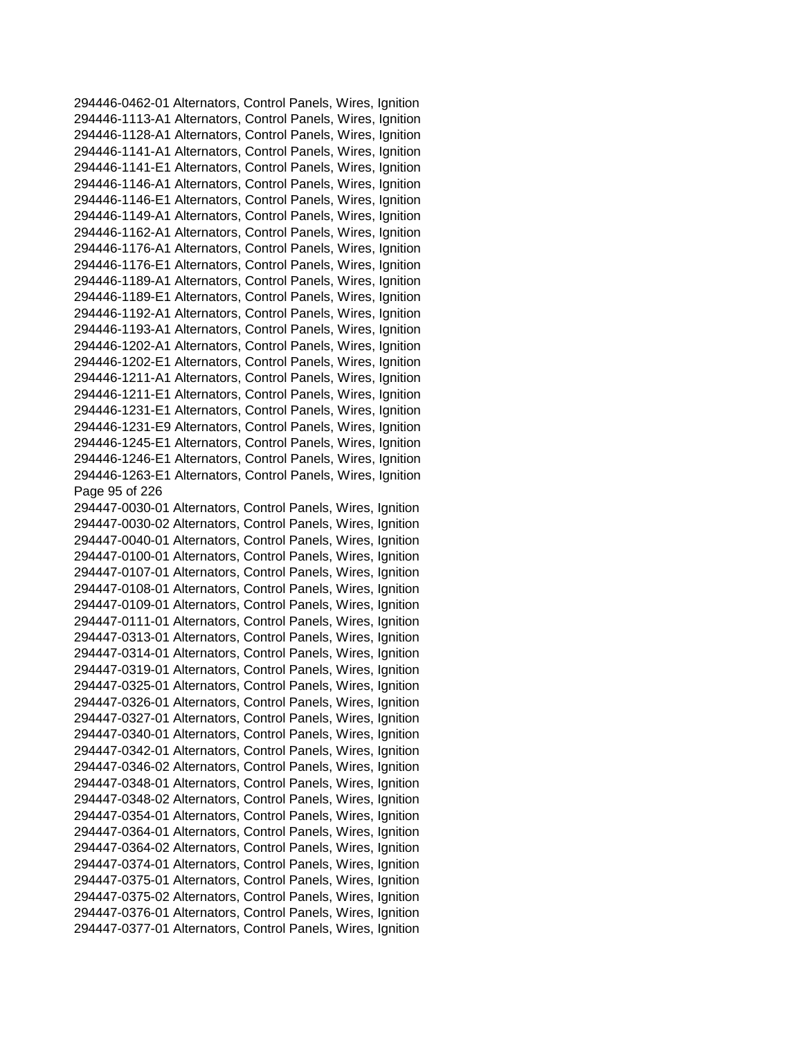294446-0462-01 Alternators, Control Panels, Wires, Ignition
294446-1113-A1 Alternators, Control Panels, Wires, Ignition
294446-1128-A1 Alternators, Control Panels, Wires, Ignition
294446-1141-A1 Alternators, Control Panels, Wires, Ignition
294446-1141-E1 Alternators, Control Panels, Wires, Ignition
294446-1146-A1 Alternators, Control Panels, Wires, Ignition
294446-1146-E1 Alternators, Control Panels, Wires, Ignition
294446-1149-A1 Alternators, Control Panels, Wires, Ignition
294446-1162-A1 Alternators, Control Panels, Wires, Ignition
294446-1176-A1 Alternators, Control Panels, Wires, Ignition
294446-1176-E1 Alternators, Control Panels, Wires, Ignition
294446-1189-A1 Alternators, Control Panels, Wires, Ignition
294446-1189-E1 Alternators, Control Panels, Wires, Ignition
294446-1192-A1 Alternators, Control Panels, Wires, Ignition
294446-1193-A1 Alternators, Control Panels, Wires, Ignition
294446-1202-A1 Alternators, Control Panels, Wires, Ignition
294446-1202-E1 Alternators, Control Panels, Wires, Ignition
294446-1211-A1 Alternators, Control Panels, Wires, Ignition
294446-1211-E1 Alternators, Control Panels, Wires, Ignition
294446-1231-E1 Alternators, Control Panels, Wires, Ignition
294446-1231-E9 Alternators, Control Panels, Wires, Ignition
294446-1245-E1 Alternators, Control Panels, Wires, Ignition
294446-1246-E1 Alternators, Control Panels, Wires, Ignition
294446-1263-E1 Alternators, Control Panels, Wires, Ignition
294447-0030-01 Alternators, Control Panels, Wires, Ignition
294447-0030-02 Alternators, Control Panels, Wires, Ignition
294447-0040-01 Alternators, Control Panels, Wires, Ignition
294447-0100-01 Alternators, Control Panels, Wires, Ignition
294447-0107-01 Alternators, Control Panels, Wires, Ignition
294447-0108-01 Alternators, Control Panels, Wires, Ignition
294447-0109-01 Alternators, Control Panels, Wires, Ignition
294447-0111-01 Alternators, Control Panels, Wires, Ignition
294447-0313-01 Alternators, Control Panels, Wires, Ignition
294447-0314-01 Alternators, Control Panels, Wires, Ignition
294447-0319-01 Alternators, Control Panels, Wires, Ignition
294447-0325-01 Alternators, Control Panels, Wires, Ignition
294447-0326-01 Alternators, Control Panels, Wires, Ignition
294447-0327-01 Alternators, Control Panels, Wires, Ignition
294447-0340-01 Alternators, Control Panels, Wires, Ignition
294447-0342-01 Alternators, Control Panels, Wires, Ignition
294447-0346-02 Alternators, Control Panels, Wires, Ignition
294447-0348-01 Alternators, Control Panels, Wires, Ignition
294447-0348-02 Alternators, Control Panels, Wires, Ignition
294447-0354-01 Alternators, Control Panels, Wires, Ignition
294447-0364-01 Alternators, Control Panels, Wires, Ignition
294447-0364-02 Alternators, Control Panels, Wires, Ignition
294447-0374-01 Alternators, Control Panels, Wires, Ignition
294447-0375-01 Alternators, Control Panels, Wires, Ignition
294447-0375-02 Alternators, Control Panels, Wires, Ignition
294447-0376-01 Alternators, Control Panels, Wires, Ignition
294447-0377-01 Alternators, Control Panels, Wires, Ignition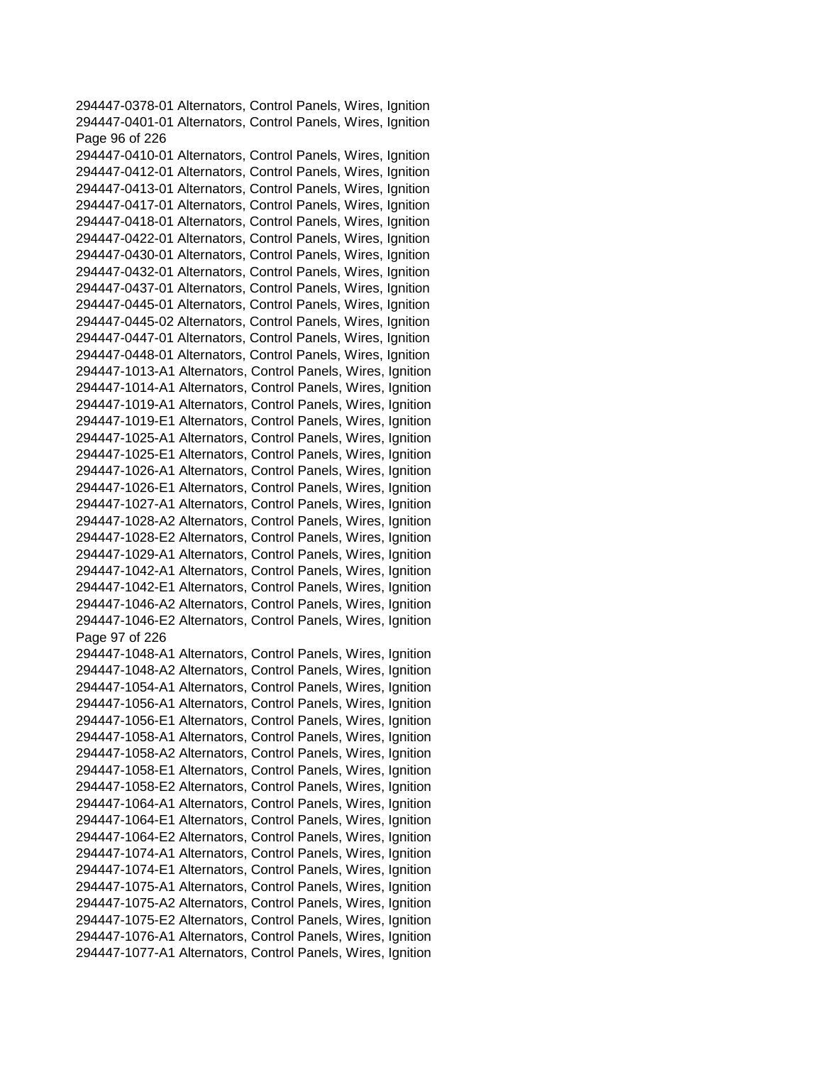294447-0378-01 Alternators, Control Panels, Wires, Ignition
294447-0401-01 Alternators, Control Panels, Wires, Ignition
294447-0410-01 Alternators, Control Panels, Wires, Ignition
294447-0412-01 Alternators, Control Panels, Wires, Ignition
294447-0413-01 Alternators, Control Panels, Wires, Ignition
294447-0417-01 Alternators, Control Panels, Wires, Ignition
294447-0418-01 Alternators, Control Panels, Wires, Ignition
294447-0422-01 Alternators, Control Panels, Wires, Ignition
294447-0430-01 Alternators, Control Panels, Wires, Ignition
294447-0432-01 Alternators, Control Panels, Wires, Ignition
294447-0437-01 Alternators, Control Panels, Wires, Ignition
294447-0445-01 Alternators, Control Panels, Wires, Ignition
294447-0445-02 Alternators, Control Panels, Wires, Ignition
294447-0447-01 Alternators, Control Panels, Wires, Ignition
294447-0448-01 Alternators, Control Panels, Wires, Ignition
294447-1013-A1 Alternators, Control Panels, Wires, Ignition
294447-1014-A1 Alternators, Control Panels, Wires, Ignition
294447-1019-A1 Alternators, Control Panels, Wires, Ignition
294447-1019-E1 Alternators, Control Panels, Wires, Ignition
294447-1025-A1 Alternators, Control Panels, Wires, Ignition
294447-1025-E1 Alternators, Control Panels, Wires, Ignition
294447-1026-A1 Alternators, Control Panels, Wires, Ignition
294447-1026-E1 Alternators, Control Panels, Wires, Ignition
294447-1027-A1 Alternators, Control Panels, Wires, Ignition
294447-1028-A2 Alternators, Control Panels, Wires, Ignition
294447-1028-E2 Alternators, Control Panels, Wires, Ignition
294447-1029-A1 Alternators, Control Panels, Wires, Ignition
294447-1042-A1 Alternators, Control Panels, Wires, Ignition
294447-1042-E1 Alternators, Control Panels, Wires, Ignition
294447-1046-A2 Alternators, Control Panels, Wires, Ignition
294447-1046-E2 Alternators, Control Panels, Wires, Ignition
294447-1048-A1 Alternators, Control Panels, Wires, Ignition
294447-1048-A2 Alternators, Control Panels, Wires, Ignition
294447-1054-A1 Alternators, Control Panels, Wires, Ignition
294447-1056-A1 Alternators, Control Panels, Wires, Ignition
294447-1056-E1 Alternators, Control Panels, Wires, Ignition
294447-1058-A1 Alternators, Control Panels, Wires, Ignition
294447-1058-A2 Alternators, Control Panels, Wires, Ignition
294447-1058-E1 Alternators, Control Panels, Wires, Ignition
294447-1058-E2 Alternators, Control Panels, Wires, Ignition
294447-1064-A1 Alternators, Control Panels, Wires, Ignition
294447-1064-E1 Alternators, Control Panels, Wires, Ignition
294447-1064-E2 Alternators, Control Panels, Wires, Ignition
294447-1074-A1 Alternators, Control Panels, Wires, Ignition
294447-1074-E1 Alternators, Control Panels, Wires, Ignition
294447-1075-A1 Alternators, Control Panels, Wires, Ignition
294447-1075-A2 Alternators, Control Panels, Wires, Ignition
294447-1075-E2 Alternators, Control Panels, Wires, Ignition
294447-1076-A1 Alternators, Control Panels, Wires, Ignition
294447-1077-A1 Alternators, Control Panels, Wires, Ignition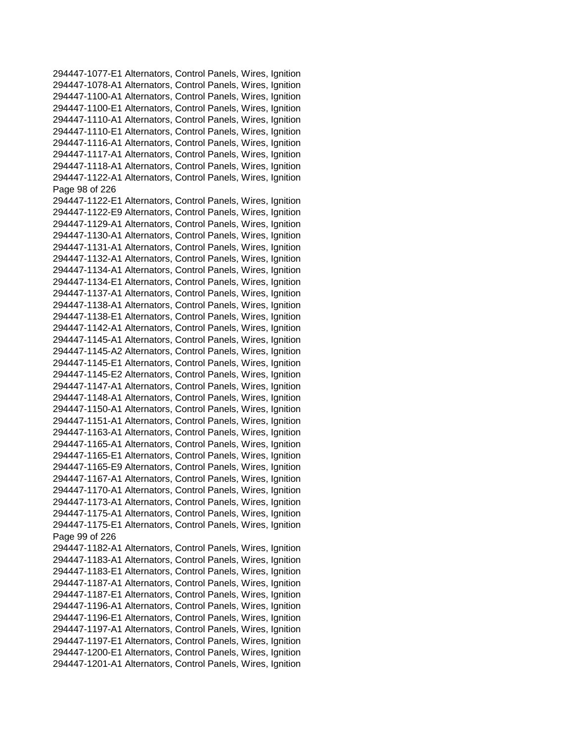294447-1077-E1 Alternators, Control Panels, Wires, Ignition
294447-1078-A1 Alternators, Control Panels, Wires, Ignition
294447-1100-A1 Alternators, Control Panels, Wires, Ignition
294447-1100-E1 Alternators, Control Panels, Wires, Ignition
294447-1110-A1 Alternators, Control Panels, Wires, Ignition
294447-1110-E1 Alternators, Control Panels, Wires, Ignition
294447-1116-A1 Alternators, Control Panels, Wires, Ignition
294447-1117-A1 Alternators, Control Panels, Wires, Ignition
294447-1118-A1 Alternators, Control Panels, Wires, Ignition
294447-1122-A1 Alternators, Control Panels, Wires, Ignition
294447-1122-E1 Alternators, Control Panels, Wires, Ignition
294447-1122-E9 Alternators, Control Panels, Wires, Ignition
294447-1129-A1 Alternators, Control Panels, Wires, Ignition
294447-1130-A1 Alternators, Control Panels, Wires, Ignition
294447-1131-A1 Alternators, Control Panels, Wires, Ignition
294447-1132-A1 Alternators, Control Panels, Wires, Ignition
294447-1134-A1 Alternators, Control Panels, Wires, Ignition
294447-1134-E1 Alternators, Control Panels, Wires, Ignition
294447-1137-A1 Alternators, Control Panels, Wires, Ignition
294447-1138-A1 Alternators, Control Panels, Wires, Ignition
294447-1138-E1 Alternators, Control Panels, Wires, Ignition
294447-1142-A1 Alternators, Control Panels, Wires, Ignition
294447-1145-A1 Alternators, Control Panels, Wires, Ignition
294447-1145-A2 Alternators, Control Panels, Wires, Ignition
294447-1145-E1 Alternators, Control Panels, Wires, Ignition
294447-1145-E2 Alternators, Control Panels, Wires, Ignition
294447-1147-A1 Alternators, Control Panels, Wires, Ignition
294447-1148-A1 Alternators, Control Panels, Wires, Ignition
294447-1150-A1 Alternators, Control Panels, Wires, Ignition
294447-1151-A1 Alternators, Control Panels, Wires, Ignition
294447-1163-A1 Alternators, Control Panels, Wires, Ignition
294447-1165-A1 Alternators, Control Panels, Wires, Ignition
294447-1165-E1 Alternators, Control Panels, Wires, Ignition
294447-1165-E9 Alternators, Control Panels, Wires, Ignition
294447-1167-A1 Alternators, Control Panels, Wires, Ignition
294447-1170-A1 Alternators, Control Panels, Wires, Ignition
294447-1173-A1 Alternators, Control Panels, Wires, Ignition
294447-1175-A1 Alternators, Control Panels, Wires, Ignition
294447-1175-E1 Alternators, Control Panels, Wires, Ignition
294447-1182-A1 Alternators, Control Panels, Wires, Ignition
294447-1183-A1 Alternators, Control Panels, Wires, Ignition
294447-1183-E1 Alternators, Control Panels, Wires, Ignition
294447-1187-A1 Alternators, Control Panels, Wires, Ignition
294447-1187-E1 Alternators, Control Panels, Wires, Ignition
294447-1196-A1 Alternators, Control Panels, Wires, Ignition
294447-1196-E1 Alternators, Control Panels, Wires, Ignition
294447-1197-A1 Alternators, Control Panels, Wires, Ignition
294447-1197-E1 Alternators, Control Panels, Wires, Ignition
294447-1200-E1 Alternators, Control Panels, Wires, Ignition
294447-1201-A1 Alternators, Control Panels, Wires, Ignition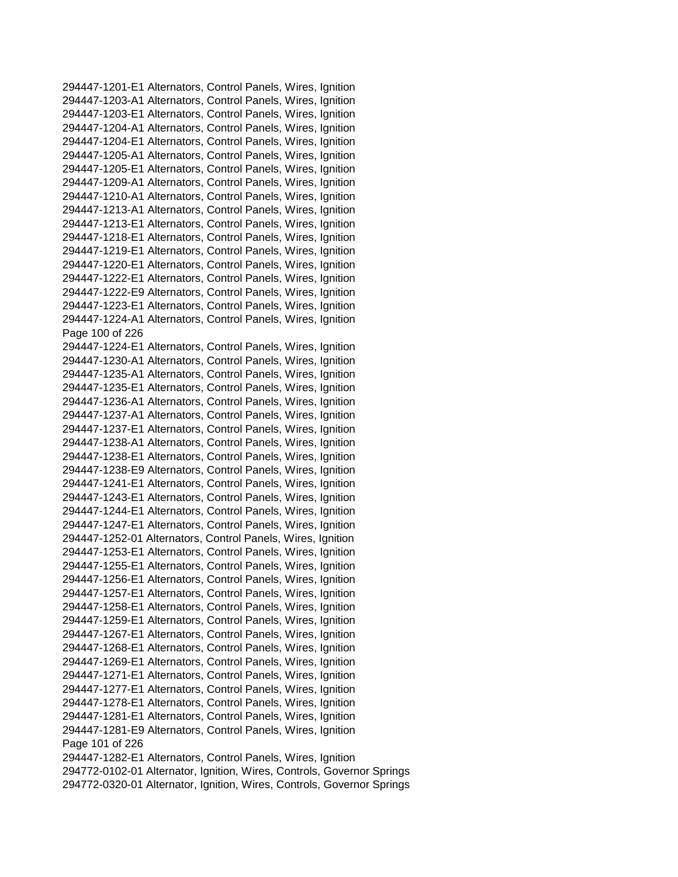294447-1201-E1 Alternators, Control Panels, Wires, Ignition
294447-1203-A1 Alternators, Control Panels, Wires, Ignition
294447-1203-E1 Alternators, Control Panels, Wires, Ignition
294447-1204-A1 Alternators, Control Panels, Wires, Ignition
294447-1204-E1 Alternators, Control Panels, Wires, Ignition
294447-1205-A1 Alternators, Control Panels, Wires, Ignition
294447-1205-E1 Alternators, Control Panels, Wires, Ignition
294447-1209-A1 Alternators, Control Panels, Wires, Ignition
294447-1210-A1 Alternators, Control Panels, Wires, Ignition
294447-1213-A1 Alternators, Control Panels, Wires, Ignition
294447-1213-E1 Alternators, Control Panels, Wires, Ignition
294447-1218-E1 Alternators, Control Panels, Wires, Ignition
294447-1219-E1 Alternators, Control Panels, Wires, Ignition
294447-1220-E1 Alternators, Control Panels, Wires, Ignition
294447-1222-E1 Alternators, Control Panels, Wires, Ignition
294447-1222-E9 Alternators, Control Panels, Wires, Ignition
294447-1223-E1 Alternators, Control Panels, Wires, Ignition
294447-1224-A1 Alternators, Control Panels, Wires, Ignition
294447-1224-E1 Alternators, Control Panels, Wires, Ignition
294447-1230-A1 Alternators, Control Panels, Wires, Ignition
294447-1235-A1 Alternators, Control Panels, Wires, Ignition
294447-1235-E1 Alternators, Control Panels, Wires, Ignition
294447-1236-A1 Alternators, Control Panels, Wires, Ignition
294447-1237-A1 Alternators, Control Panels, Wires, Ignition
294447-1237-E1 Alternators, Control Panels, Wires, Ignition
294447-1238-A1 Alternators, Control Panels, Wires, Ignition
294447-1238-E1 Alternators, Control Panels, Wires, Ignition
294447-1238-E9 Alternators, Control Panels, Wires, Ignition
294447-1241-E1 Alternators, Control Panels, Wires, Ignition
294447-1243-E1 Alternators, Control Panels, Wires, Ignition
294447-1244-E1 Alternators, Control Panels, Wires, Ignition
294447-1247-E1 Alternators, Control Panels, Wires, Ignition
294447-1252-01 Alternators, Control Panels, Wires, Ignition
294447-1253-E1 Alternators, Control Panels, Wires, Ignition
294447-1255-E1 Alternators, Control Panels, Wires, Ignition
294447-1256-E1 Alternators, Control Panels, Wires, Ignition
294447-1257-E1 Alternators, Control Panels, Wires, Ignition
294447-1258-E1 Alternators, Control Panels, Wires, Ignition
294447-1259-E1 Alternators, Control Panels, Wires, Ignition
294447-1267-E1 Alternators, Control Panels, Wires, Ignition
294447-1268-E1 Alternators, Control Panels, Wires, Ignition
294447-1269-E1 Alternators, Control Panels, Wires, Ignition
294447-1271-E1 Alternators, Control Panels, Wires, Ignition
294447-1277-E1 Alternators, Control Panels, Wires, Ignition
294447-1278-E1 Alternators, Control Panels, Wires, Ignition
294447-1281-E1 Alternators, Control Panels, Wires, Ignition
294447-1281-E9 Alternators, Control Panels, Wires, Ignition
294447-1282-E1 Alternators, Control Panels, Wires, Ignition
294772-0102-01 Alternator, Ignition, Wires, Controls, Governor Springs
294772-0320-01 Alternator, Ignition, Wires, Controls, Governor Springs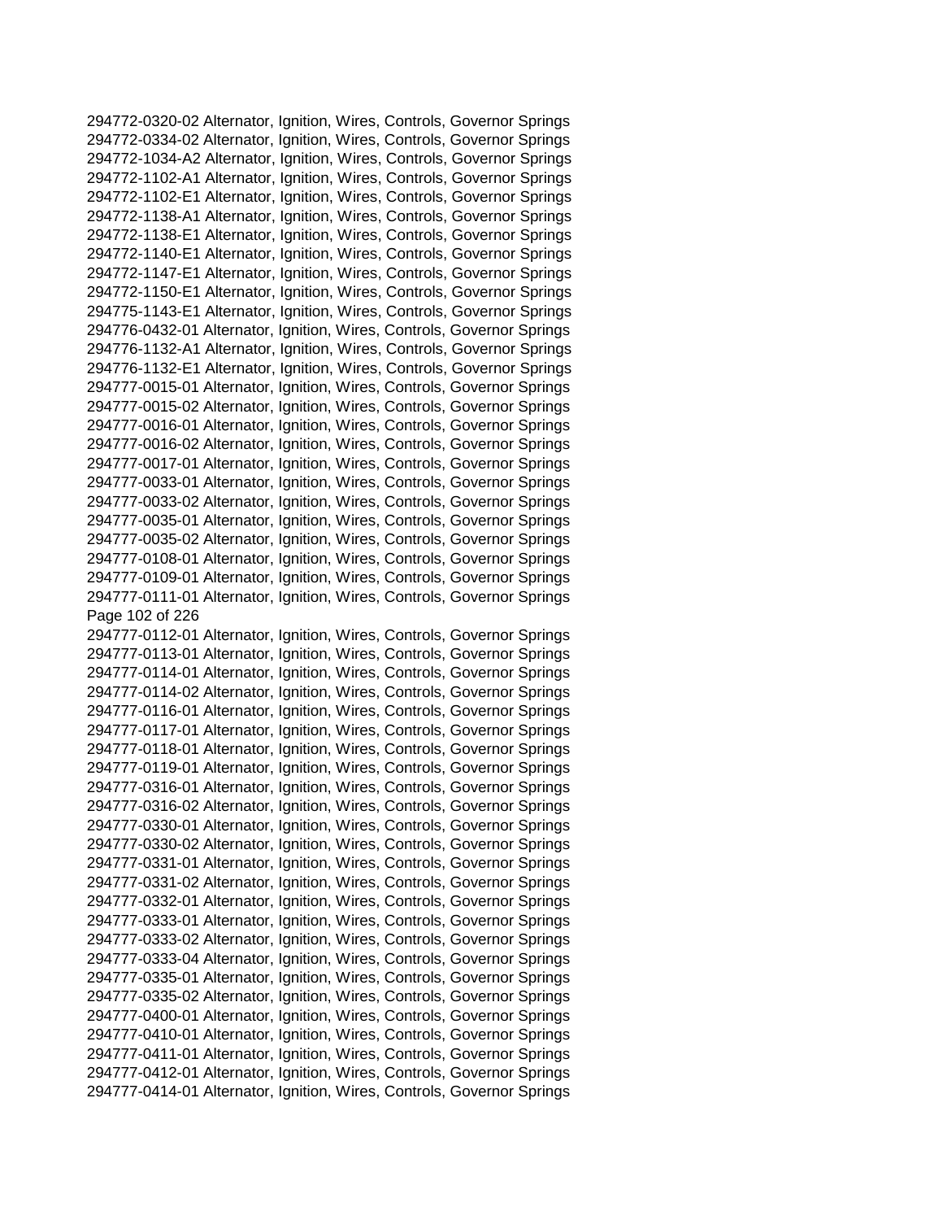294772-0320-02 Alternator, Ignition, Wires, Controls, Governor Springs
294772-0334-02 Alternator, Ignition, Wires, Controls, Governor Springs
294772-1034-A2 Alternator, Ignition, Wires, Controls, Governor Springs
294772-1102-A1 Alternator, Ignition, Wires, Controls, Governor Springs
294772-1102-E1 Alternator, Ignition, Wires, Controls, Governor Springs
294772-1138-A1 Alternator, Ignition, Wires, Controls, Governor Springs
294772-1138-E1 Alternator, Ignition, Wires, Controls, Governor Springs
294772-1140-E1 Alternator, Ignition, Wires, Controls, Governor Springs
294772-1147-E1 Alternator, Ignition, Wires, Controls, Governor Springs
294772-1150-E1 Alternator, Ignition, Wires, Controls, Governor Springs
294775-1143-E1 Alternator, Ignition, Wires, Controls, Governor Springs
294776-0432-01 Alternator, Ignition, Wires, Controls, Governor Springs
294776-1132-A1 Alternator, Ignition, Wires, Controls, Governor Springs
294776-1132-E1 Alternator, Ignition, Wires, Controls, Governor Springs
294777-0015-01 Alternator, Ignition, Wires, Controls, Governor Springs
294777-0015-02 Alternator, Ignition, Wires, Controls, Governor Springs
294777-0016-01 Alternator, Ignition, Wires, Controls, Governor Springs
294777-0016-02 Alternator, Ignition, Wires, Controls, Governor Springs
294777-0017-01 Alternator, Ignition, Wires, Controls, Governor Springs
294777-0033-01 Alternator, Ignition, Wires, Controls, Governor Springs
294777-0033-02 Alternator, Ignition, Wires, Controls, Governor Springs
294777-0035-01 Alternator, Ignition, Wires, Controls, Governor Springs
294777-0035-02 Alternator, Ignition, Wires, Controls, Governor Springs
294777-0108-01 Alternator, Ignition, Wires, Controls, Governor Springs
294777-0109-01 Alternator, Ignition, Wires, Controls, Governor Springs
294777-0111-01 Alternator, Ignition, Wires, Controls, Governor Springs
294777-0112-01 Alternator, Ignition, Wires, Controls, Governor Springs
294777-0113-01 Alternator, Ignition, Wires, Controls, Governor Springs
294777-0114-01 Alternator, Ignition, Wires, Controls, Governor Springs
294777-0114-02 Alternator, Ignition, Wires, Controls, Governor Springs
294777-0116-01 Alternator, Ignition, Wires, Controls, Governor Springs
294777-0117-01 Alternator, Ignition, Wires, Controls, Governor Springs
294777-0118-01 Alternator, Ignition, Wires, Controls, Governor Springs
294777-0119-01 Alternator, Ignition, Wires, Controls, Governor Springs
294777-0316-01 Alternator, Ignition, Wires, Controls, Governor Springs
294777-0316-02 Alternator, Ignition, Wires, Controls, Governor Springs
294777-0330-01 Alternator, Ignition, Wires, Controls, Governor Springs
294777-0330-02 Alternator, Ignition, Wires, Controls, Governor Springs
294777-0331-01 Alternator, Ignition, Wires, Controls, Governor Springs
294777-0331-02 Alternator, Ignition, Wires, Controls, Governor Springs
294777-0332-01 Alternator, Ignition, Wires, Controls, Governor Springs
294777-0333-01 Alternator, Ignition, Wires, Controls, Governor Springs
294777-0333-02 Alternator, Ignition, Wires, Controls, Governor Springs
294777-0333-04 Alternator, Ignition, Wires, Controls, Governor Springs
294777-0335-01 Alternator, Ignition, Wires, Controls, Governor Springs
294777-0335-02 Alternator, Ignition, Wires, Controls, Governor Springs
294777-0400-01 Alternator, Ignition, Wires, Controls, Governor Springs
294777-0410-01 Alternator, Ignition, Wires, Controls, Governor Springs
294777-0411-01 Alternator, Ignition, Wires, Controls, Governor Springs
294777-0412-01 Alternator, Ignition, Wires, Controls, Governor Springs
294777-0414-01 Alternator, Ignition, Wires, Controls, Governor Springs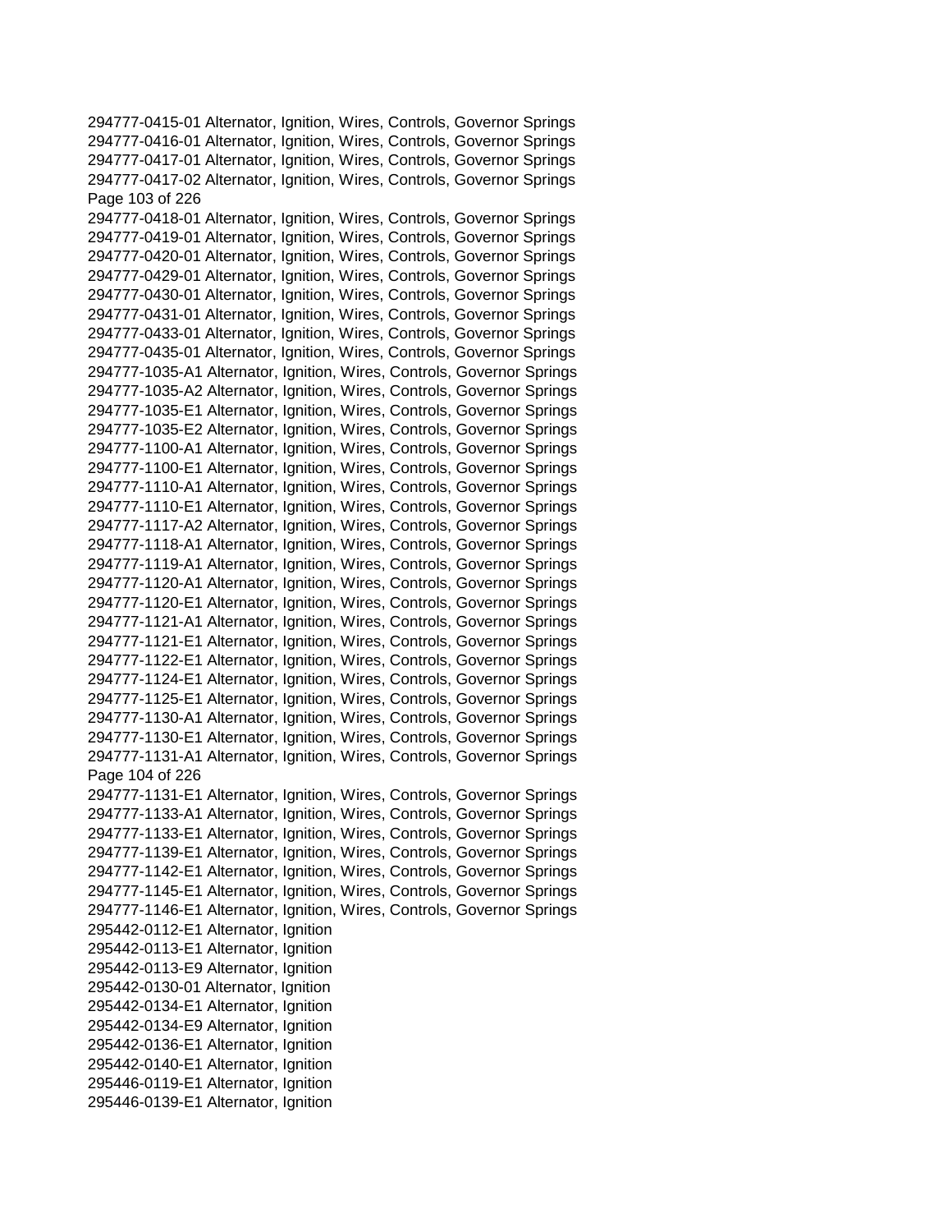294777-0415-01 Alternator, Ignition, Wires, Controls, Governor Springs
294777-0416-01 Alternator, Ignition, Wires, Controls, Governor Springs
294777-0417-01 Alternator, Ignition, Wires, Controls, Governor Springs
294777-0417-02 Alternator, Ignition, Wires, Controls, Governor Springs
294777-0418-01 Alternator, Ignition, Wires, Controls, Governor Springs
294777-0419-01 Alternator, Ignition, Wires, Controls, Governor Springs
294777-0420-01 Alternator, Ignition, Wires, Controls, Governor Springs
294777-0429-01 Alternator, Ignition, Wires, Controls, Governor Springs
294777-0430-01 Alternator, Ignition, Wires, Controls, Governor Springs
294777-0431-01 Alternator, Ignition, Wires, Controls, Governor Springs
294777-0433-01 Alternator, Ignition, Wires, Controls, Governor Springs
294777-0435-01 Alternator, Ignition, Wires, Controls, Governor Springs
294777-1035-A1 Alternator, Ignition, Wires, Controls, Governor Springs
294777-1035-A2 Alternator, Ignition, Wires, Controls, Governor Springs
294777-1035-E1 Alternator, Ignition, Wires, Controls, Governor Springs
294777-1035-E2 Alternator, Ignition, Wires, Controls, Governor Springs
294777-1100-A1 Alternator, Ignition, Wires, Controls, Governor Springs
294777-1100-E1 Alternator, Ignition, Wires, Controls, Governor Springs
294777-1110-A1 Alternator, Ignition, Wires, Controls, Governor Springs
294777-1110-E1 Alternator, Ignition, Wires, Controls, Governor Springs
294777-1117-A2 Alternator, Ignition, Wires, Controls, Governor Springs
294777-1118-A1 Alternator, Ignition, Wires, Controls, Governor Springs
294777-1119-A1 Alternator, Ignition, Wires, Controls, Governor Springs
294777-1120-A1 Alternator, Ignition, Wires, Controls, Governor Springs
294777-1120-E1 Alternator, Ignition, Wires, Controls, Governor Springs
294777-1121-A1 Alternator, Ignition, Wires, Controls, Governor Springs
294777-1121-E1 Alternator, Ignition, Wires, Controls, Governor Springs
294777-1122-E1 Alternator, Ignition, Wires, Controls, Governor Springs
294777-1124-E1 Alternator, Ignition, Wires, Controls, Governor Springs
294777-1125-E1 Alternator, Ignition, Wires, Controls, Governor Springs
294777-1130-A1 Alternator, Ignition, Wires, Controls, Governor Springs
294777-1130-E1 Alternator, Ignition, Wires, Controls, Governor Springs
294777-1131-A1 Alternator, Ignition, Wires, Controls, Governor Springs
294777-1131-E1 Alternator, Ignition, Wires, Controls, Governor Springs
294777-1133-A1 Alternator, Ignition, Wires, Controls, Governor Springs
294777-1133-E1 Alternator, Ignition, Wires, Controls, Governor Springs
294777-1139-E1 Alternator, Ignition, Wires, Controls, Governor Springs
294777-1142-E1 Alternator, Ignition, Wires, Controls, Governor Springs
294777-1145-E1 Alternator, Ignition, Wires, Controls, Governor Springs
294777-1146-E1 Alternator, Ignition, Wires, Controls, Governor Springs
295442-0112-E1 Alternator, Ignition
295442-0113-E1 Alternator, Ignition
295442-0113-E9 Alternator, Ignition
295442-0130-01 Alternator, Ignition
295442-0134-E1 Alternator, Ignition
295442-0134-E9 Alternator, Ignition
295442-0136-E1 Alternator, Ignition
295442-0140-E1 Alternator, Ignition
295446-0119-E1 Alternator, Ignition
295446-0139-E1 Alternator, Ignition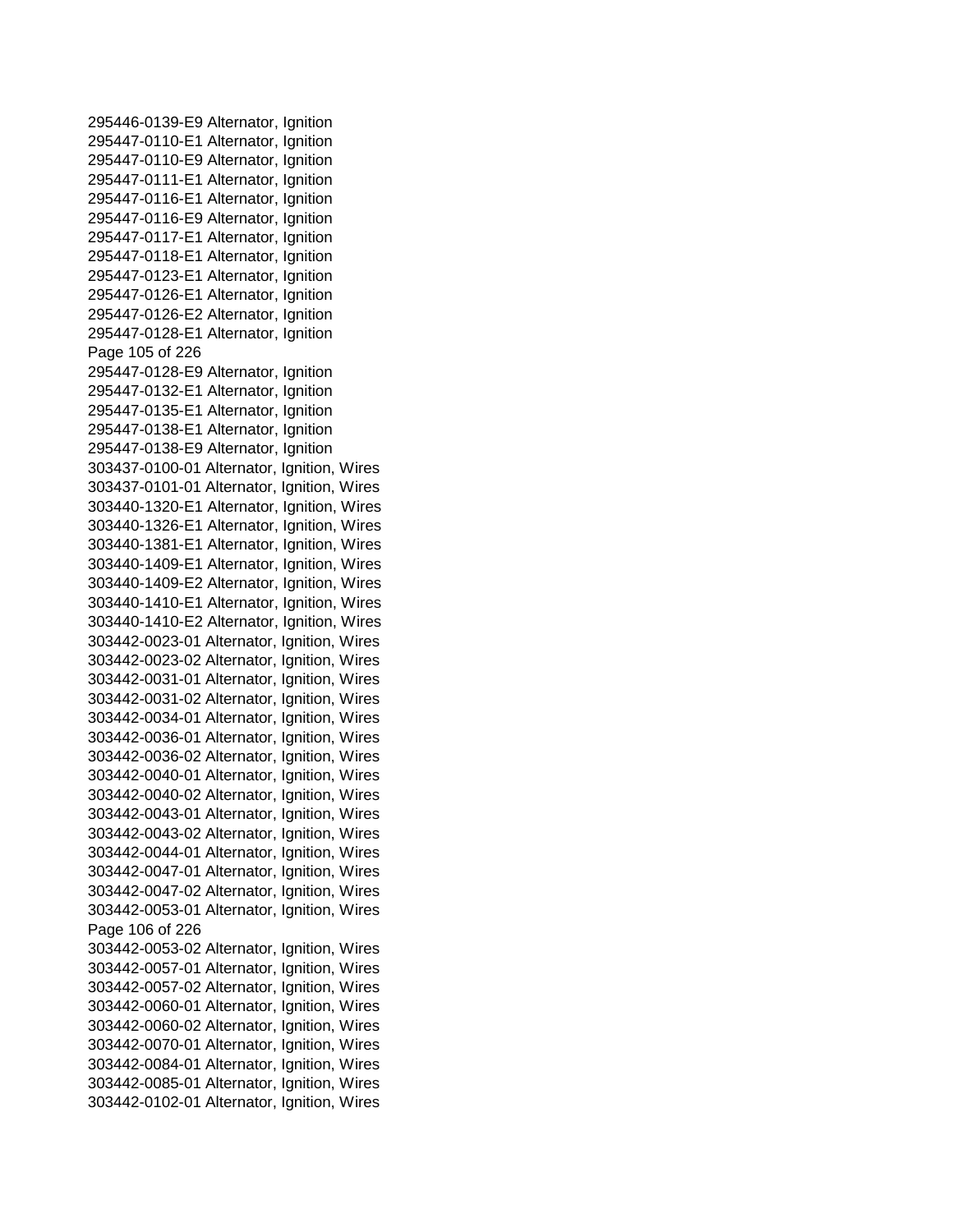295446-0139-E9 Alternator, Ignition
295447-0110-E1 Alternator, Ignition
295447-0110-E9 Alternator, Ignition
295447-0111-E1 Alternator, Ignition
295447-0116-E1 Alternator, Ignition
295447-0116-E9 Alternator, Ignition
295447-0117-E1 Alternator, Ignition
295447-0118-E1 Alternator, Ignition
295447-0123-E1 Alternator, Ignition
295447-0126-E1 Alternator, Ignition
295447-0126-E2 Alternator, Ignition
295447-0128-E1 Alternator, Ignition
295447-0128-E9 Alternator, Ignition
295447-0132-E1 Alternator, Ignition
295447-0135-E1 Alternator, Ignition
295447-0138-E1 Alternator, Ignition
295447-0138-E9 Alternator, Ignition
303437-0100-01 Alternator, Ignition, Wires
303437-0101-01 Alternator, Ignition, Wires
303440-1320-E1 Alternator, Ignition, Wires
303440-1326-E1 Alternator, Ignition, Wires
303440-1381-E1 Alternator, Ignition, Wires
303440-1409-E1 Alternator, Ignition, Wires
303440-1409-E2 Alternator, Ignition, Wires
303440-1410-E1 Alternator, Ignition, Wires
303440-1410-E2 Alternator, Ignition, Wires
303442-0023-01 Alternator, Ignition, Wires
303442-0023-02 Alternator, Ignition, Wires
303442-0031-01 Alternator, Ignition, Wires
303442-0031-02 Alternator, Ignition, Wires
303442-0034-01 Alternator, Ignition, Wires
303442-0036-01 Alternator, Ignition, Wires
303442-0036-02 Alternator, Ignition, Wires
303442-0040-01 Alternator, Ignition, Wires
303442-0040-02 Alternator, Ignition, Wires
303442-0043-01 Alternator, Ignition, Wires
303442-0043-02 Alternator, Ignition, Wires
303442-0044-01 Alternator, Ignition, Wires
303442-0047-01 Alternator, Ignition, Wires
303442-0047-02 Alternator, Ignition, Wires
303442-0053-01 Alternator, Ignition, Wires
303442-0053-02 Alternator, Ignition, Wires
303442-0057-01 Alternator, Ignition, Wires
303442-0057-02 Alternator, Ignition, Wires
303442-0060-01 Alternator, Ignition, Wires
303442-0060-02 Alternator, Ignition, Wires
303442-0070-01 Alternator, Ignition, Wires
303442-0084-01 Alternator, Ignition, Wires
303442-0085-01 Alternator, Ignition, Wires
303442-0102-01 Alternator, Ignition, Wires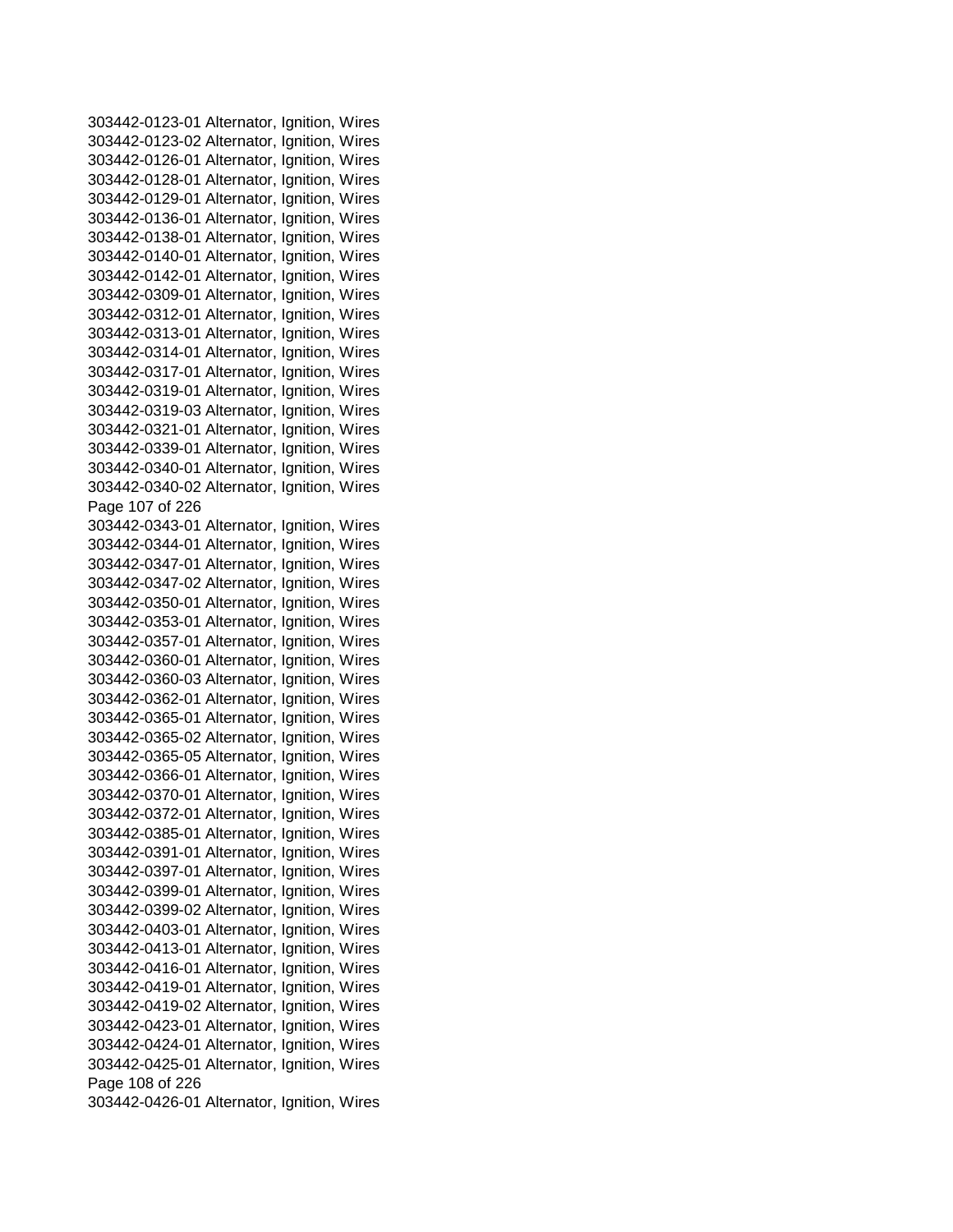303442-0123-01 Alternator, Ignition, Wires
303442-0123-02 Alternator, Ignition, Wires
303442-0126-01 Alternator, Ignition, Wires
303442-0128-01 Alternator, Ignition, Wires
303442-0129-01 Alternator, Ignition, Wires
303442-0136-01 Alternator, Ignition, Wires
303442-0138-01 Alternator, Ignition, Wires
303442-0140-01 Alternator, Ignition, Wires
303442-0142-01 Alternator, Ignition, Wires
303442-0309-01 Alternator, Ignition, Wires
303442-0312-01 Alternator, Ignition, Wires
303442-0313-01 Alternator, Ignition, Wires
303442-0314-01 Alternator, Ignition, Wires
303442-0317-01 Alternator, Ignition, Wires
303442-0319-01 Alternator, Ignition, Wires
303442-0319-03 Alternator, Ignition, Wires
303442-0321-01 Alternator, Ignition, Wires
303442-0339-01 Alternator, Ignition, Wires
303442-0340-01 Alternator, Ignition, Wires
303442-0340-02 Alternator, Ignition, Wires
303442-0343-01 Alternator, Ignition, Wires
303442-0344-01 Alternator, Ignition, Wires
303442-0347-01 Alternator, Ignition, Wires
303442-0347-02 Alternator, Ignition, Wires
303442-0350-01 Alternator, Ignition, Wires
303442-0353-01 Alternator, Ignition, Wires
303442-0357-01 Alternator, Ignition, Wires
303442-0360-01 Alternator, Ignition, Wires
303442-0360-03 Alternator, Ignition, Wires
303442-0362-01 Alternator, Ignition, Wires
303442-0365-01 Alternator, Ignition, Wires
303442-0365-02 Alternator, Ignition, Wires
303442-0365-05 Alternator, Ignition, Wires
303442-0366-01 Alternator, Ignition, Wires
303442-0370-01 Alternator, Ignition, Wires
303442-0372-01 Alternator, Ignition, Wires
303442-0385-01 Alternator, Ignition, Wires
303442-0391-01 Alternator, Ignition, Wires
303442-0397-01 Alternator, Ignition, Wires
303442-0399-01 Alternator, Ignition, Wires
303442-0399-02 Alternator, Ignition, Wires
303442-0403-01 Alternator, Ignition, Wires
303442-0413-01 Alternator, Ignition, Wires
303442-0416-01 Alternator, Ignition, Wires
303442-0419-01 Alternator, Ignition, Wires
303442-0419-02 Alternator, Ignition, Wires
303442-0423-01 Alternator, Ignition, Wires
303442-0424-01 Alternator, Ignition, Wires
303442-0425-01 Alternator, Ignition, Wires
303442-0426-01 Alternator, Ignition, Wires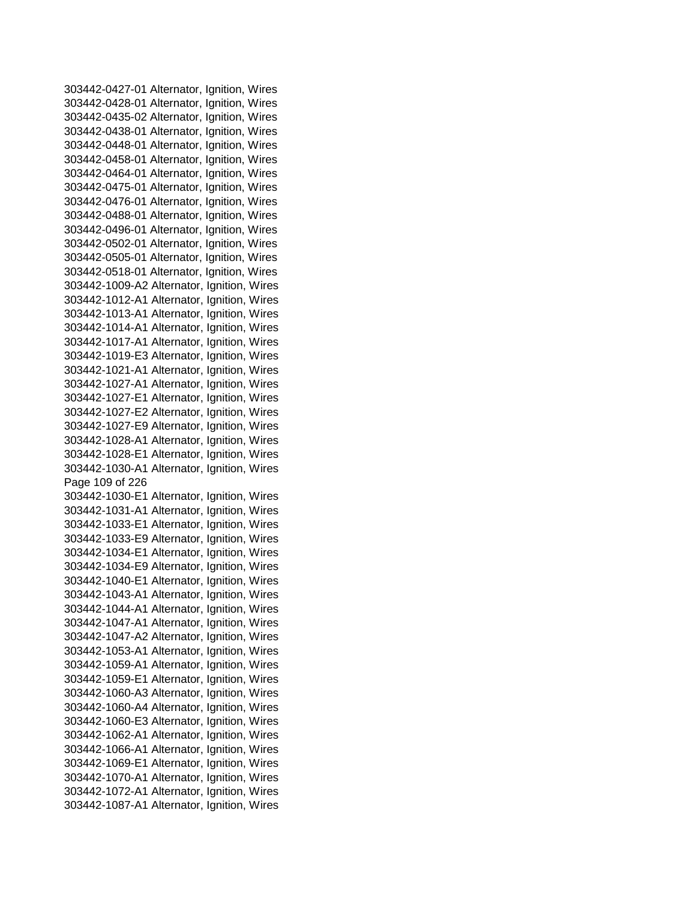303442-0427-01 Alternator, Ignition, Wires
303442-0428-01 Alternator, Ignition, Wires
303442-0435-02 Alternator, Ignition, Wires
303442-0438-01 Alternator, Ignition, Wires
303442-0448-01 Alternator, Ignition, Wires
303442-0458-01 Alternator, Ignition, Wires
303442-0464-01 Alternator, Ignition, Wires
303442-0475-01 Alternator, Ignition, Wires
303442-0476-01 Alternator, Ignition, Wires
303442-0488-01 Alternator, Ignition, Wires
303442-0496-01 Alternator, Ignition, Wires
303442-0502-01 Alternator, Ignition, Wires
303442-0505-01 Alternator, Ignition, Wires
303442-0518-01 Alternator, Ignition, Wires
303442-1009-A2 Alternator, Ignition, Wires
303442-1012-A1 Alternator, Ignition, Wires
303442-1013-A1 Alternator, Ignition, Wires
303442-1014-A1 Alternator, Ignition, Wires
303442-1017-A1 Alternator, Ignition, Wires
303442-1019-E3 Alternator, Ignition, Wires
303442-1021-A1 Alternator, Ignition, Wires
303442-1027-A1 Alternator, Ignition, Wires
303442-1027-E1 Alternator, Ignition, Wires
303442-1027-E2 Alternator, Ignition, Wires
303442-1027-E9 Alternator, Ignition, Wires
303442-1028-A1 Alternator, Ignition, Wires
303442-1028-E1 Alternator, Ignition, Wires
303442-1030-A1 Alternator, Ignition, Wires
303442-1030-E1 Alternator, Ignition, Wires
303442-1031-A1 Alternator, Ignition, Wires
303442-1033-E1 Alternator, Ignition, Wires
303442-1033-E9 Alternator, Ignition, Wires
303442-1034-E1 Alternator, Ignition, Wires
303442-1034-E9 Alternator, Ignition, Wires
303442-1040-E1 Alternator, Ignition, Wires
303442-1043-A1 Alternator, Ignition, Wires
303442-1044-A1 Alternator, Ignition, Wires
303442-1047-A1 Alternator, Ignition, Wires
303442-1047-A2 Alternator, Ignition, Wires
303442-1053-A1 Alternator, Ignition, Wires
303442-1059-A1 Alternator, Ignition, Wires
303442-1059-E1 Alternator, Ignition, Wires
303442-1060-A3 Alternator, Ignition, Wires
303442-1060-A4 Alternator, Ignition, Wires
303442-1060-E3 Alternator, Ignition, Wires
303442-1062-A1 Alternator, Ignition, Wires
303442-1066-A1 Alternator, Ignition, Wires
303442-1069-E1 Alternator, Ignition, Wires
303442-1070-A1 Alternator, Ignition, Wires
303442-1072-A1 Alternator, Ignition, Wires
303442-1087-A1 Alternator, Ignition, Wires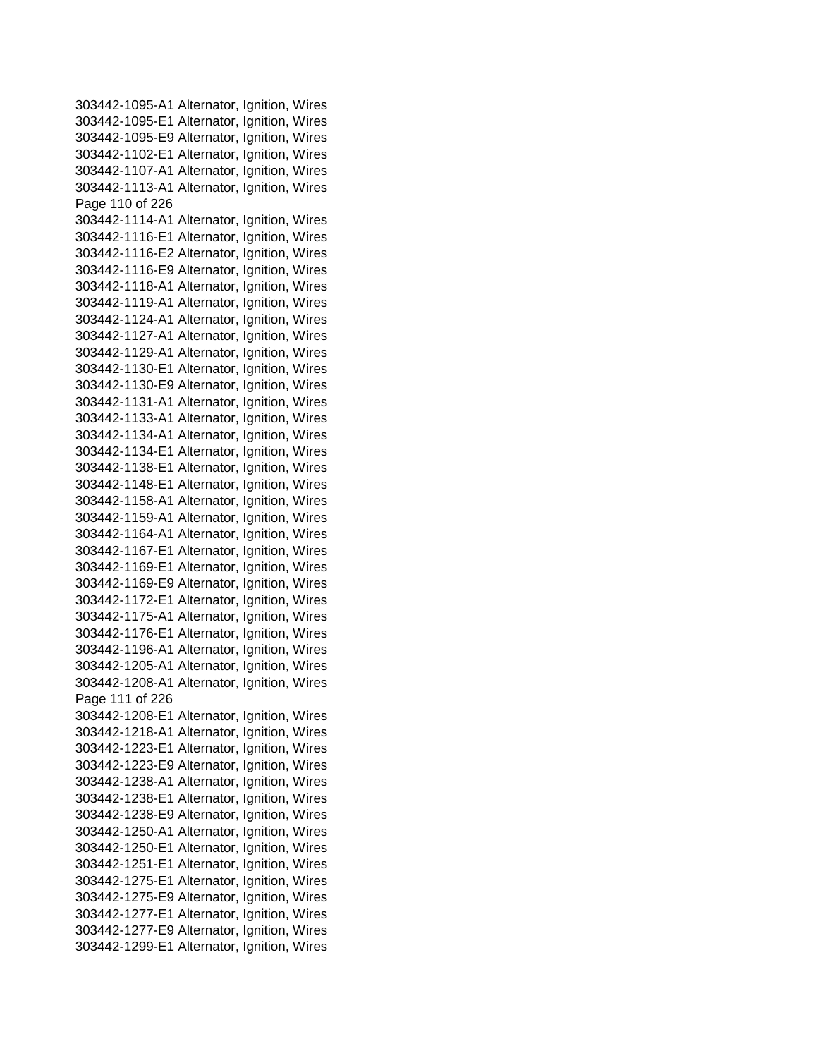303442-1095-A1 Alternator, Ignition, Wires
303442-1095-E1 Alternator, Ignition, Wires
303442-1095-E9 Alternator, Ignition, Wires
303442-1102-E1 Alternator, Ignition, Wires
303442-1107-A1 Alternator, Ignition, Wires
303442-1113-A1 Alternator, Ignition, Wires
303442-1114-A1 Alternator, Ignition, Wires
303442-1116-E1 Alternator, Ignition, Wires
303442-1116-E2 Alternator, Ignition, Wires
303442-1116-E9 Alternator, Ignition, Wires
303442-1118-A1 Alternator, Ignition, Wires
303442-1119-A1 Alternator, Ignition, Wires
303442-1124-A1 Alternator, Ignition, Wires
303442-1127-A1 Alternator, Ignition, Wires
303442-1129-A1 Alternator, Ignition, Wires
303442-1130-E1 Alternator, Ignition, Wires
303442-1130-E9 Alternator, Ignition, Wires
303442-1131-A1 Alternator, Ignition, Wires
303442-1133-A1 Alternator, Ignition, Wires
303442-1134-A1 Alternator, Ignition, Wires
303442-1134-E1 Alternator, Ignition, Wires
303442-1138-E1 Alternator, Ignition, Wires
303442-1148-E1 Alternator, Ignition, Wires
303442-1158-A1 Alternator, Ignition, Wires
303442-1159-A1 Alternator, Ignition, Wires
303442-1164-A1 Alternator, Ignition, Wires
303442-1167-E1 Alternator, Ignition, Wires
303442-1169-E1 Alternator, Ignition, Wires
303442-1169-E9 Alternator, Ignition, Wires
303442-1172-E1 Alternator, Ignition, Wires
303442-1175-A1 Alternator, Ignition, Wires
303442-1176-E1 Alternator, Ignition, Wires
303442-1196-A1 Alternator, Ignition, Wires
303442-1205-A1 Alternator, Ignition, Wires
303442-1208-A1 Alternator, Ignition, Wires
303442-1208-E1 Alternator, Ignition, Wires
303442-1218-A1 Alternator, Ignition, Wires
303442-1223-E1 Alternator, Ignition, Wires
303442-1223-E9 Alternator, Ignition, Wires
303442-1238-A1 Alternator, Ignition, Wires
303442-1238-E1 Alternator, Ignition, Wires
303442-1238-E9 Alternator, Ignition, Wires
303442-1250-A1 Alternator, Ignition, Wires
303442-1250-E1 Alternator, Ignition, Wires
303442-1251-E1 Alternator, Ignition, Wires
303442-1275-E1 Alternator, Ignition, Wires
303442-1275-E9 Alternator, Ignition, Wires
303442-1277-E1 Alternator, Ignition, Wires
303442-1277-E9 Alternator, Ignition, Wires
303442-1299-E1 Alternator, Ignition, Wires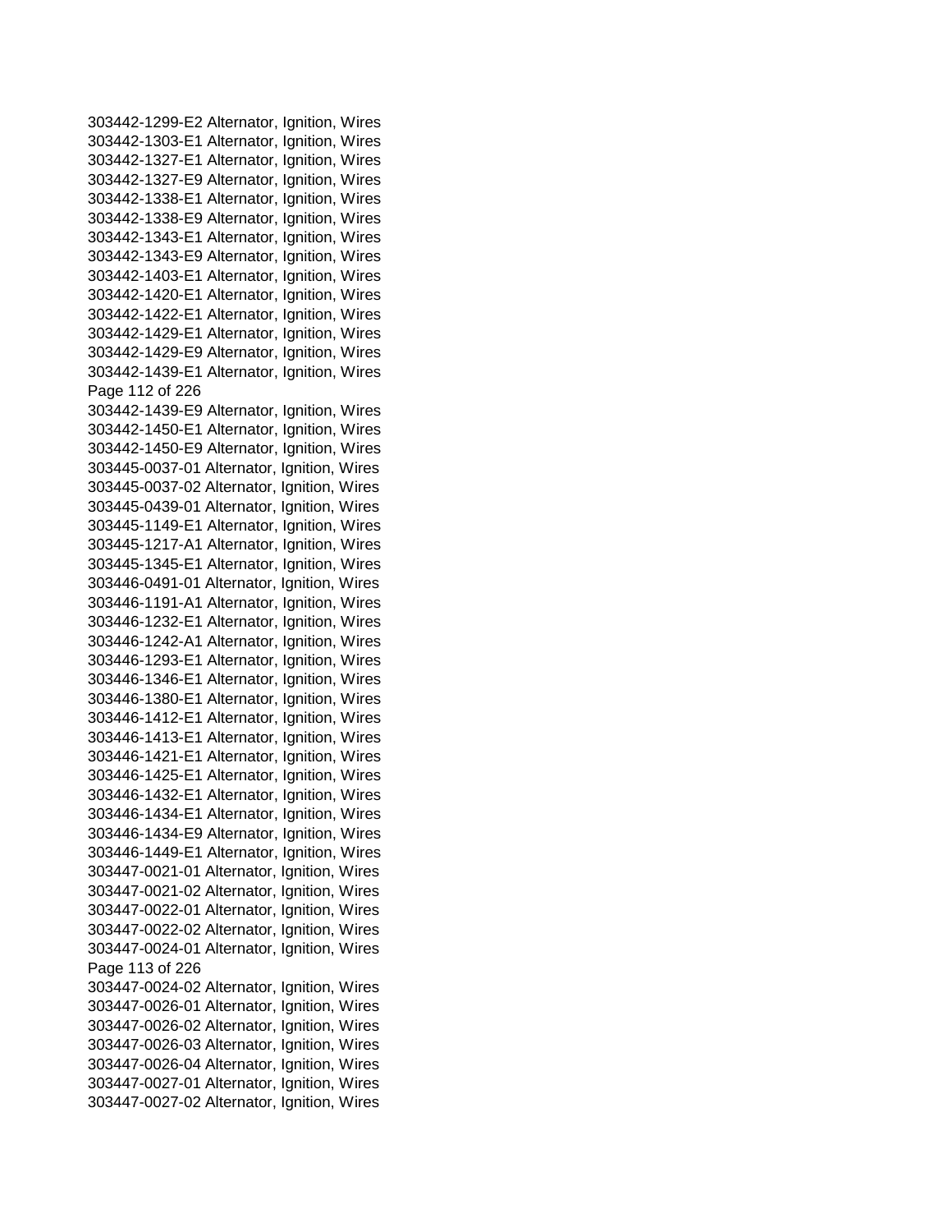303442-1299-E2 Alternator, Ignition, Wires
303442-1303-E1 Alternator, Ignition, Wires
303442-1327-E1 Alternator, Ignition, Wires
303442-1327-E9 Alternator, Ignition, Wires
303442-1338-E1 Alternator, Ignition, Wires
303442-1338-E9 Alternator, Ignition, Wires
303442-1343-E1 Alternator, Ignition, Wires
303442-1343-E9 Alternator, Ignition, Wires
303442-1403-E1 Alternator, Ignition, Wires
303442-1420-E1 Alternator, Ignition, Wires
303442-1422-E1 Alternator, Ignition, Wires
303442-1429-E1 Alternator, Ignition, Wires
303442-1429-E9 Alternator, Ignition, Wires
303442-1439-E1 Alternator, Ignition, Wires
303442-1439-E9 Alternator, Ignition, Wires
303442-1450-E1 Alternator, Ignition, Wires
303442-1450-E9 Alternator, Ignition, Wires
303445-0037-01 Alternator, Ignition, Wires
303445-0037-02 Alternator, Ignition, Wires
303445-0439-01 Alternator, Ignition, Wires
303445-1149-E1 Alternator, Ignition, Wires
303445-1217-A1 Alternator, Ignition, Wires
303445-1345-E1 Alternator, Ignition, Wires
303446-0491-01 Alternator, Ignition, Wires
303446-1191-A1 Alternator, Ignition, Wires
303446-1232-E1 Alternator, Ignition, Wires
303446-1242-A1 Alternator, Ignition, Wires
303446-1293-E1 Alternator, Ignition, Wires
303446-1346-E1 Alternator, Ignition, Wires
303446-1380-E1 Alternator, Ignition, Wires
303446-1412-E1 Alternator, Ignition, Wires
303446-1413-E1 Alternator, Ignition, Wires
303446-1421-E1 Alternator, Ignition, Wires
303446-1425-E1 Alternator, Ignition, Wires
303446-1432-E1 Alternator, Ignition, Wires
303446-1434-E1 Alternator, Ignition, Wires
303446-1434-E9 Alternator, Ignition, Wires
303446-1449-E1 Alternator, Ignition, Wires
303447-0021-01 Alternator, Ignition, Wires
303447-0021-02 Alternator, Ignition, Wires
303447-0022-01 Alternator, Ignition, Wires
303447-0022-02 Alternator, Ignition, Wires
303447-0024-01 Alternator, Ignition, Wires
303447-0024-02 Alternator, Ignition, Wires
303447-0026-01 Alternator, Ignition, Wires
303447-0026-02 Alternator, Ignition, Wires
303447-0026-03 Alternator, Ignition, Wires
303447-0026-04 Alternator, Ignition, Wires
303447-0027-01 Alternator, Ignition, Wires
303447-0027-02 Alternator, Ignition, Wires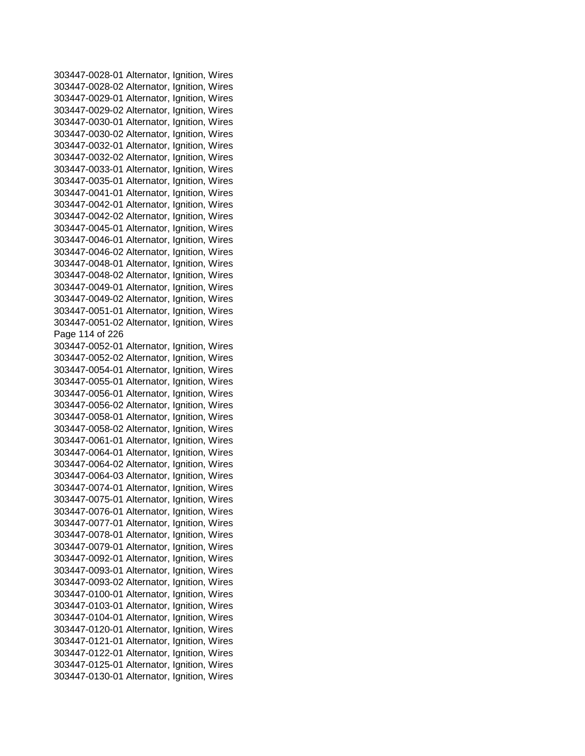303447-0028-01 Alternator, Ignition, Wires
303447-0028-02 Alternator, Ignition, Wires
303447-0029-01 Alternator, Ignition, Wires
303447-0029-02 Alternator, Ignition, Wires
303447-0030-01 Alternator, Ignition, Wires
303447-0030-02 Alternator, Ignition, Wires
303447-0032-01 Alternator, Ignition, Wires
303447-0032-02 Alternator, Ignition, Wires
303447-0033-01 Alternator, Ignition, Wires
303447-0035-01 Alternator, Ignition, Wires
303447-0041-01 Alternator, Ignition, Wires
303447-0042-01 Alternator, Ignition, Wires
303447-0042-02 Alternator, Ignition, Wires
303447-0045-01 Alternator, Ignition, Wires
303447-0046-01 Alternator, Ignition, Wires
303447-0046-02 Alternator, Ignition, Wires
303447-0048-01 Alternator, Ignition, Wires
303447-0048-02 Alternator, Ignition, Wires
303447-0049-01 Alternator, Ignition, Wires
303447-0049-02 Alternator, Ignition, Wires
303447-0051-01 Alternator, Ignition, Wires
303447-0051-02 Alternator, Ignition, Wires
303447-0052-01 Alternator, Ignition, Wires
303447-0052-02 Alternator, Ignition, Wires
303447-0054-01 Alternator, Ignition, Wires
303447-0055-01 Alternator, Ignition, Wires
303447-0056-01 Alternator, Ignition, Wires
303447-0056-02 Alternator, Ignition, Wires
303447-0058-01 Alternator, Ignition, Wires
303447-0058-02 Alternator, Ignition, Wires
303447-0061-01 Alternator, Ignition, Wires
303447-0064-01 Alternator, Ignition, Wires
303447-0064-02 Alternator, Ignition, Wires
303447-0064-03 Alternator, Ignition, Wires
303447-0074-01 Alternator, Ignition, Wires
303447-0075-01 Alternator, Ignition, Wires
303447-0076-01 Alternator, Ignition, Wires
303447-0077-01 Alternator, Ignition, Wires
303447-0078-01 Alternator, Ignition, Wires
303447-0079-01 Alternator, Ignition, Wires
303447-0092-01 Alternator, Ignition, Wires
303447-0093-01 Alternator, Ignition, Wires
303447-0093-02 Alternator, Ignition, Wires
303447-0100-01 Alternator, Ignition, Wires
303447-0103-01 Alternator, Ignition, Wires
303447-0104-01 Alternator, Ignition, Wires
303447-0120-01 Alternator, Ignition, Wires
303447-0121-01 Alternator, Ignition, Wires
303447-0122-01 Alternator, Ignition, Wires
303447-0125-01 Alternator, Ignition, Wires
303447-0130-01 Alternator, Ignition, Wires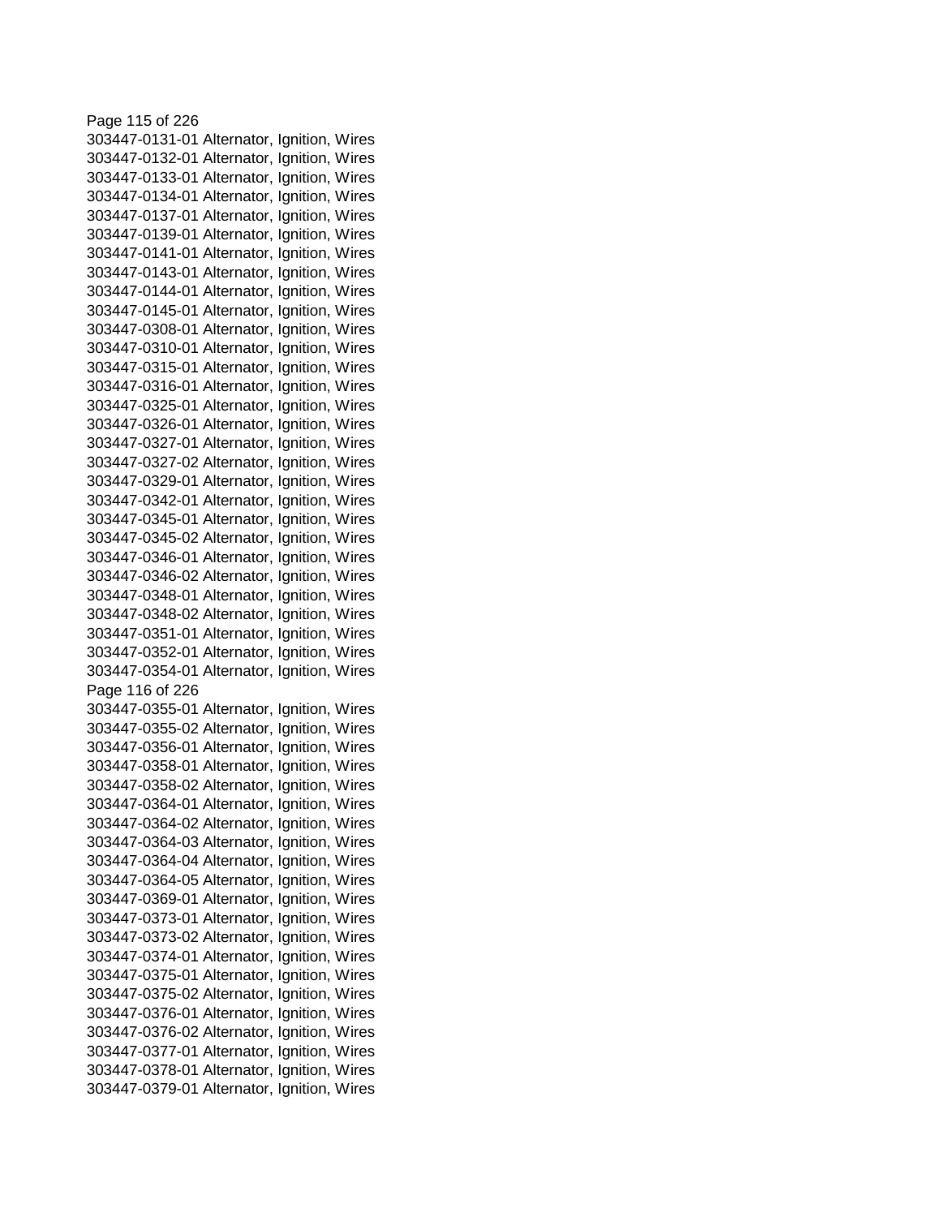303447-0131-01 Alternator, Ignition, Wires
303447-0132-01 Alternator, Ignition, Wires
303447-0133-01 Alternator, Ignition, Wires
303447-0134-01 Alternator, Ignition, Wires
303447-0137-01 Alternator, Ignition, Wires
303447-0139-01 Alternator, Ignition, Wires
303447-0141-01 Alternator, Ignition, Wires
303447-0143-01 Alternator, Ignition, Wires
303447-0144-01 Alternator, Ignition, Wires
303447-0145-01 Alternator, Ignition, Wires
303447-0308-01 Alternator, Ignition, Wires
303447-0310-01 Alternator, Ignition, Wires
303447-0315-01 Alternator, Ignition, Wires
303447-0316-01 Alternator, Ignition, Wires
303447-0325-01 Alternator, Ignition, Wires
303447-0326-01 Alternator, Ignition, Wires
303447-0327-01 Alternator, Ignition, Wires
303447-0327-02 Alternator, Ignition, Wires
303447-0329-01 Alternator, Ignition, Wires
303447-0342-01 Alternator, Ignition, Wires
303447-0345-01 Alternator, Ignition, Wires
303447-0345-02 Alternator, Ignition, Wires
303447-0346-01 Alternator, Ignition, Wires
303447-0346-02 Alternator, Ignition, Wires
303447-0348-01 Alternator, Ignition, Wires
303447-0348-02 Alternator, Ignition, Wires
303447-0351-01 Alternator, Ignition, Wires
303447-0352-01 Alternator, Ignition, Wires
303447-0354-01 Alternator, Ignition, Wires
303447-0355-01 Alternator, Ignition, Wires
303447-0355-02 Alternator, Ignition, Wires
303447-0356-01 Alternator, Ignition, Wires
303447-0358-01 Alternator, Ignition, Wires
303447-0358-02 Alternator, Ignition, Wires
303447-0364-01 Alternator, Ignition, Wires
303447-0364-02 Alternator, Ignition, Wires
303447-0364-03 Alternator, Ignition, Wires
303447-0364-04 Alternator, Ignition, Wires
303447-0364-05 Alternator, Ignition, Wires
303447-0369-01 Alternator, Ignition, Wires
303447-0373-01 Alternator, Ignition, Wires
303447-0373-02 Alternator, Ignition, Wires
303447-0374-01 Alternator, Ignition, Wires
303447-0375-01 Alternator, Ignition, Wires
303447-0375-02 Alternator, Ignition, Wires
303447-0376-01 Alternator, Ignition, Wires
303447-0376-02 Alternator, Ignition, Wires
303447-0377-01 Alternator, Ignition, Wires
303447-0378-01 Alternator, Ignition, Wires
303447-0379-01 Alternator, Ignition, Wires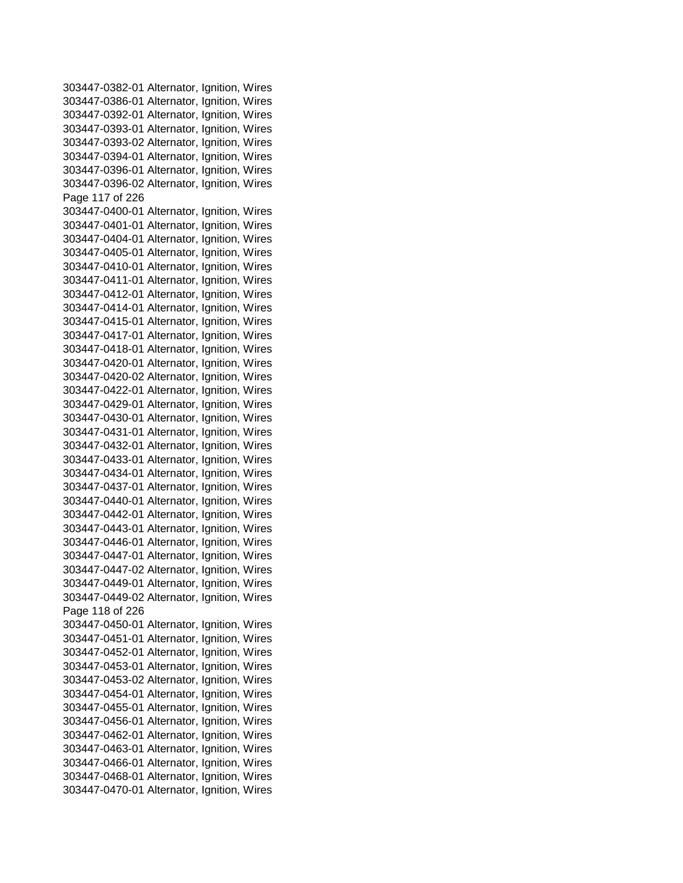303447-0382-01 Alternator, Ignition, Wires
303447-0386-01 Alternator, Ignition, Wires
303447-0392-01 Alternator, Ignition, Wires
303447-0393-01 Alternator, Ignition, Wires
303447-0393-02 Alternator, Ignition, Wires
303447-0394-01 Alternator, Ignition, Wires
303447-0396-01 Alternator, Ignition, Wires
303447-0396-02 Alternator, Ignition, Wires
303447-0400-01 Alternator, Ignition, Wires
303447-0401-01 Alternator, Ignition, Wires
303447-0404-01 Alternator, Ignition, Wires
303447-0405-01 Alternator, Ignition, Wires
303447-0410-01 Alternator, Ignition, Wires
303447-0411-01 Alternator, Ignition, Wires
303447-0412-01 Alternator, Ignition, Wires
303447-0414-01 Alternator, Ignition, Wires
303447-0415-01 Alternator, Ignition, Wires
303447-0417-01 Alternator, Ignition, Wires
303447-0418-01 Alternator, Ignition, Wires
303447-0420-01 Alternator, Ignition, Wires
303447-0420-02 Alternator, Ignition, Wires
303447-0422-01 Alternator, Ignition, Wires
303447-0429-01 Alternator, Ignition, Wires
303447-0430-01 Alternator, Ignition, Wires
303447-0431-01 Alternator, Ignition, Wires
303447-0432-01 Alternator, Ignition, Wires
303447-0433-01 Alternator, Ignition, Wires
303447-0434-01 Alternator, Ignition, Wires
303447-0437-01 Alternator, Ignition, Wires
303447-0440-01 Alternator, Ignition, Wires
303447-0442-01 Alternator, Ignition, Wires
303447-0443-01 Alternator, Ignition, Wires
303447-0446-01 Alternator, Ignition, Wires
303447-0447-01 Alternator, Ignition, Wires
303447-0447-02 Alternator, Ignition, Wires
303447-0449-01 Alternator, Ignition, Wires
303447-0449-02 Alternator, Ignition, Wires
303447-0450-01 Alternator, Ignition, Wires
303447-0451-01 Alternator, Ignition, Wires
303447-0452-01 Alternator, Ignition, Wires
303447-0453-01 Alternator, Ignition, Wires
303447-0453-02 Alternator, Ignition, Wires
303447-0454-01 Alternator, Ignition, Wires
303447-0455-01 Alternator, Ignition, Wires
303447-0456-01 Alternator, Ignition, Wires
303447-0462-01 Alternator, Ignition, Wires
303447-0463-01 Alternator, Ignition, Wires
303447-0466-01 Alternator, Ignition, Wires
303447-0468-01 Alternator, Ignition, Wires
303447-0470-01 Alternator, Ignition, Wires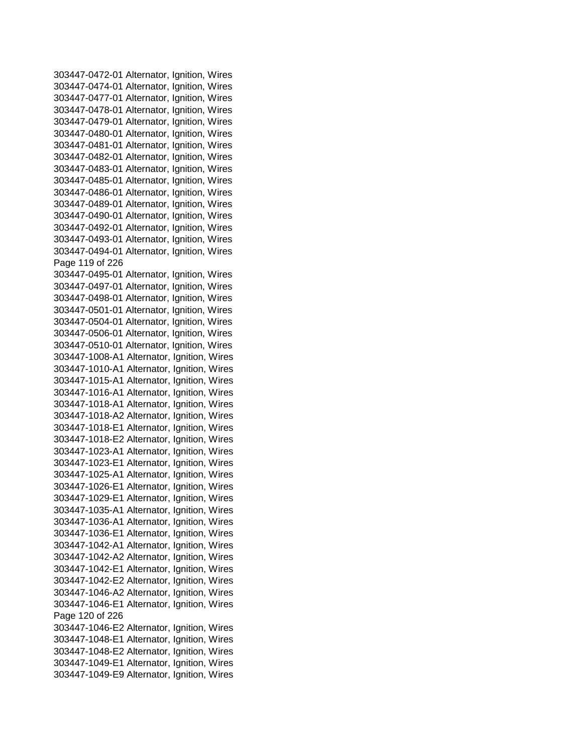303447-0472-01 Alternator, Ignition, Wires
303447-0474-01 Alternator, Ignition, Wires
303447-0477-01 Alternator, Ignition, Wires
303447-0478-01 Alternator, Ignition, Wires
303447-0479-01 Alternator, Ignition, Wires
303447-0480-01 Alternator, Ignition, Wires
303447-0481-01 Alternator, Ignition, Wires
303447-0482-01 Alternator, Ignition, Wires
303447-0483-01 Alternator, Ignition, Wires
303447-0485-01 Alternator, Ignition, Wires
303447-0486-01 Alternator, Ignition, Wires
303447-0489-01 Alternator, Ignition, Wires
303447-0490-01 Alternator, Ignition, Wires
303447-0492-01 Alternator, Ignition, Wires
303447-0493-01 Alternator, Ignition, Wires
303447-0494-01 Alternator, Ignition, Wires
303447-0495-01 Alternator, Ignition, Wires
303447-0497-01 Alternator, Ignition, Wires
303447-0498-01 Alternator, Ignition, Wires
303447-0501-01 Alternator, Ignition, Wires
303447-0504-01 Alternator, Ignition, Wires
303447-0506-01 Alternator, Ignition, Wires
303447-0510-01 Alternator, Ignition, Wires
303447-1008-A1 Alternator, Ignition, Wires
303447-1010-A1 Alternator, Ignition, Wires
303447-1015-A1 Alternator, Ignition, Wires
303447-1016-A1 Alternator, Ignition, Wires
303447-1018-A1 Alternator, Ignition, Wires
303447-1018-A2 Alternator, Ignition, Wires
303447-1018-E1 Alternator, Ignition, Wires
303447-1018-E2 Alternator, Ignition, Wires
303447-1023-A1 Alternator, Ignition, Wires
303447-1023-E1 Alternator, Ignition, Wires
303447-1025-A1 Alternator, Ignition, Wires
303447-1026-E1 Alternator, Ignition, Wires
303447-1029-E1 Alternator, Ignition, Wires
303447-1035-A1 Alternator, Ignition, Wires
303447-1036-A1 Alternator, Ignition, Wires
303447-1036-E1 Alternator, Ignition, Wires
303447-1042-A1 Alternator, Ignition, Wires
303447-1042-A2 Alternator, Ignition, Wires
303447-1042-E1 Alternator, Ignition, Wires
303447-1042-E2 Alternator, Ignition, Wires
303447-1046-A2 Alternator, Ignition, Wires
303447-1046-E1 Alternator, Ignition, Wires
303447-1046-E2 Alternator, Ignition, Wires
303447-1048-E1 Alternator, Ignition, Wires
303447-1048-E2 Alternator, Ignition, Wires
303447-1049-E1 Alternator, Ignition, Wires
303447-1049-E9 Alternator, Ignition, Wires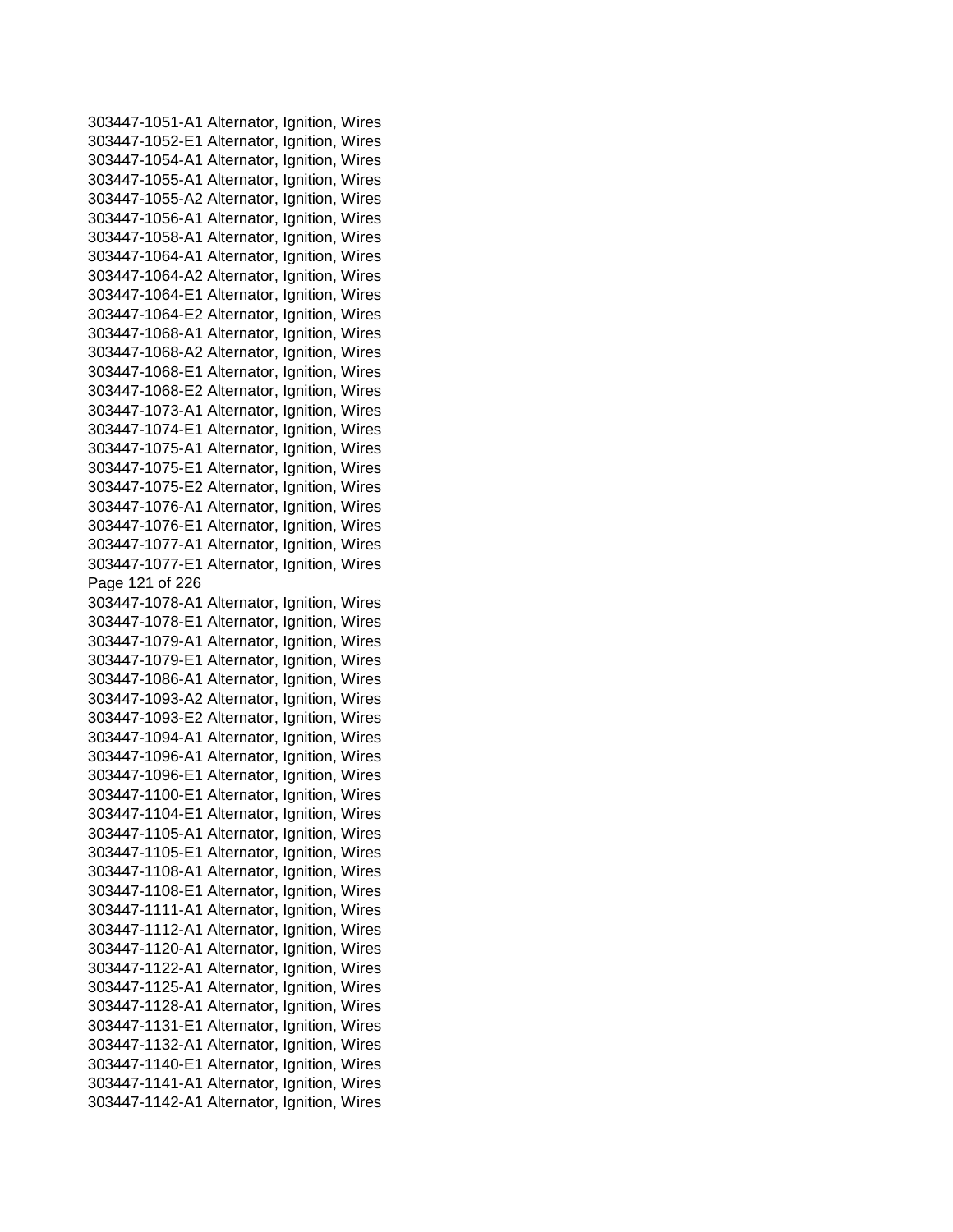303447-1051-A1 Alternator, Ignition, Wires
303447-1052-E1 Alternator, Ignition, Wires
303447-1054-A1 Alternator, Ignition, Wires
303447-1055-A1 Alternator, Ignition, Wires
303447-1055-A2 Alternator, Ignition, Wires
303447-1056-A1 Alternator, Ignition, Wires
303447-1058-A1 Alternator, Ignition, Wires
303447-1064-A1 Alternator, Ignition, Wires
303447-1064-A2 Alternator, Ignition, Wires
303447-1064-E1 Alternator, Ignition, Wires
303447-1064-E2 Alternator, Ignition, Wires
303447-1068-A1 Alternator, Ignition, Wires
303447-1068-A2 Alternator, Ignition, Wires
303447-1068-E1 Alternator, Ignition, Wires
303447-1068-E2 Alternator, Ignition, Wires
303447-1073-A1 Alternator, Ignition, Wires
303447-1074-E1 Alternator, Ignition, Wires
303447-1075-A1 Alternator, Ignition, Wires
303447-1075-E1 Alternator, Ignition, Wires
303447-1075-E2 Alternator, Ignition, Wires
303447-1076-A1 Alternator, Ignition, Wires
303447-1076-E1 Alternator, Ignition, Wires
303447-1077-A1 Alternator, Ignition, Wires
303447-1077-E1 Alternator, Ignition, Wires
303447-1078-A1 Alternator, Ignition, Wires
303447-1078-E1 Alternator, Ignition, Wires
303447-1079-A1 Alternator, Ignition, Wires
303447-1079-E1 Alternator, Ignition, Wires
303447-1086-A1 Alternator, Ignition, Wires
303447-1093-A2 Alternator, Ignition, Wires
303447-1093-E2 Alternator, Ignition, Wires
303447-1094-A1 Alternator, Ignition, Wires
303447-1096-A1 Alternator, Ignition, Wires
303447-1096-E1 Alternator, Ignition, Wires
303447-1100-E1 Alternator, Ignition, Wires
303447-1104-E1 Alternator, Ignition, Wires
303447-1105-A1 Alternator, Ignition, Wires
303447-1105-E1 Alternator, Ignition, Wires
303447-1108-A1 Alternator, Ignition, Wires
303447-1108-E1 Alternator, Ignition, Wires
303447-1111-A1 Alternator, Ignition, Wires
303447-1112-A1 Alternator, Ignition, Wires
303447-1120-A1 Alternator, Ignition, Wires
303447-1122-A1 Alternator, Ignition, Wires
303447-1125-A1 Alternator, Ignition, Wires
303447-1128-A1 Alternator, Ignition, Wires
303447-1131-E1 Alternator, Ignition, Wires
303447-1132-A1 Alternator, Ignition, Wires
303447-1140-E1 Alternator, Ignition, Wires
303447-1141-A1 Alternator, Ignition, Wires
303447-1142-A1 Alternator, Ignition, Wires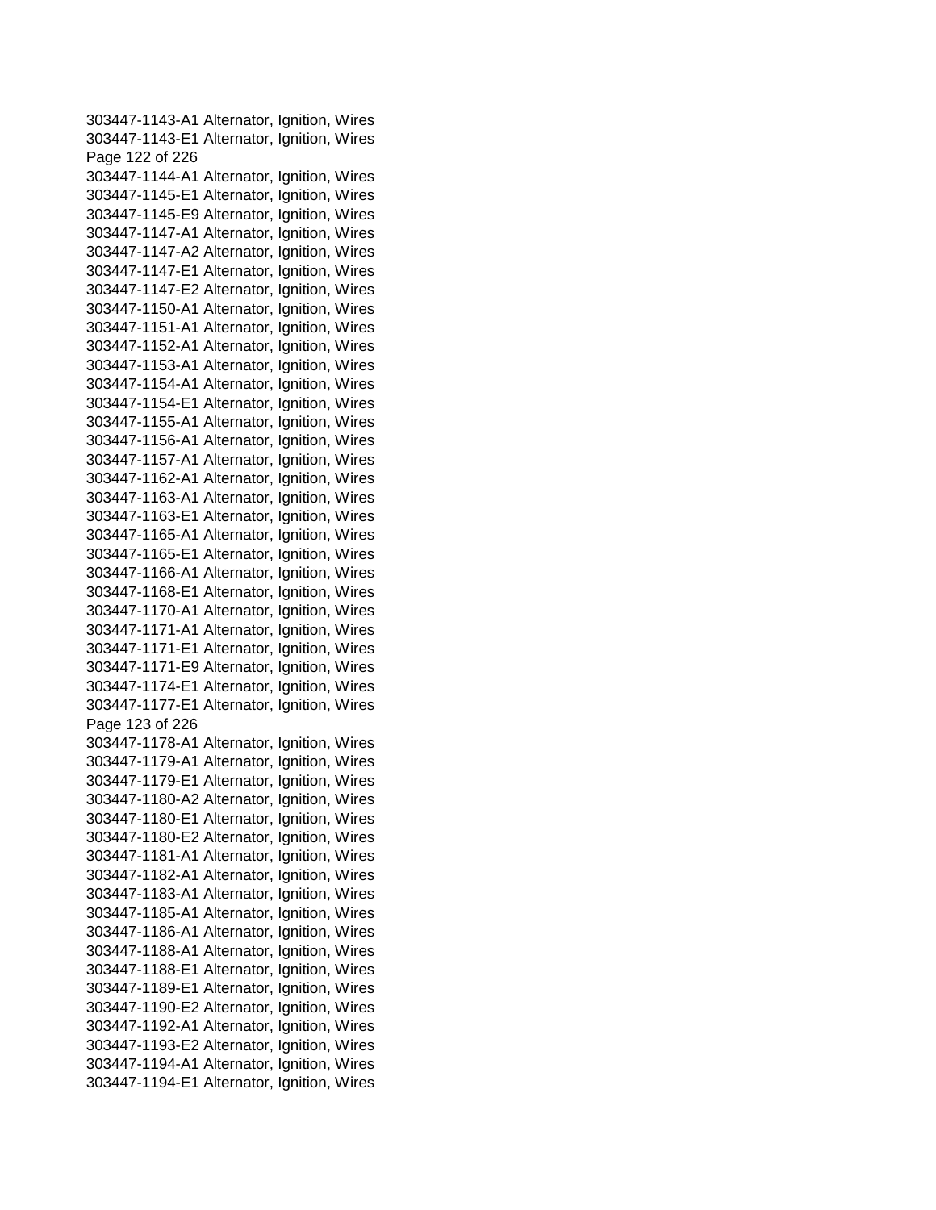303447-1143-A1 Alternator, Ignition, Wires
303447-1143-E1 Alternator, Ignition, Wires
303447-1144-A1 Alternator, Ignition, Wires
303447-1145-E1 Alternator, Ignition, Wires
303447-1145-E9 Alternator, Ignition, Wires
303447-1147-A1 Alternator, Ignition, Wires
303447-1147-A2 Alternator, Ignition, Wires
303447-1147-E1 Alternator, Ignition, Wires
303447-1147-E2 Alternator, Ignition, Wires
303447-1150-A1 Alternator, Ignition, Wires
303447-1151-A1 Alternator, Ignition, Wires
303447-1152-A1 Alternator, Ignition, Wires
303447-1153-A1 Alternator, Ignition, Wires
303447-1154-A1 Alternator, Ignition, Wires
303447-1154-E1 Alternator, Ignition, Wires
303447-1155-A1 Alternator, Ignition, Wires
303447-1156-A1 Alternator, Ignition, Wires
303447-1157-A1 Alternator, Ignition, Wires
303447-1162-A1 Alternator, Ignition, Wires
303447-1163-A1 Alternator, Ignition, Wires
303447-1163-E1 Alternator, Ignition, Wires
303447-1165-A1 Alternator, Ignition, Wires
303447-1165-E1 Alternator, Ignition, Wires
303447-1166-A1 Alternator, Ignition, Wires
303447-1168-E1 Alternator, Ignition, Wires
303447-1170-A1 Alternator, Ignition, Wires
303447-1171-A1 Alternator, Ignition, Wires
303447-1171-E1 Alternator, Ignition, Wires
303447-1171-E9 Alternator, Ignition, Wires
303447-1174-E1 Alternator, Ignition, Wires
303447-1177-E1 Alternator, Ignition, Wires
303447-1178-A1 Alternator, Ignition, Wires
303447-1179-A1 Alternator, Ignition, Wires
303447-1179-E1 Alternator, Ignition, Wires
303447-1180-A2 Alternator, Ignition, Wires
303447-1180-E1 Alternator, Ignition, Wires
303447-1180-E2 Alternator, Ignition, Wires
303447-1181-A1 Alternator, Ignition, Wires
303447-1182-A1 Alternator, Ignition, Wires
303447-1183-A1 Alternator, Ignition, Wires
303447-1185-A1 Alternator, Ignition, Wires
303447-1186-A1 Alternator, Ignition, Wires
303447-1188-A1 Alternator, Ignition, Wires
303447-1188-E1 Alternator, Ignition, Wires
303447-1189-E1 Alternator, Ignition, Wires
303447-1190-E2 Alternator, Ignition, Wires
303447-1192-A1 Alternator, Ignition, Wires
303447-1193-E2 Alternator, Ignition, Wires
303447-1194-A1 Alternator, Ignition, Wires
303447-1194-E1 Alternator, Ignition, Wires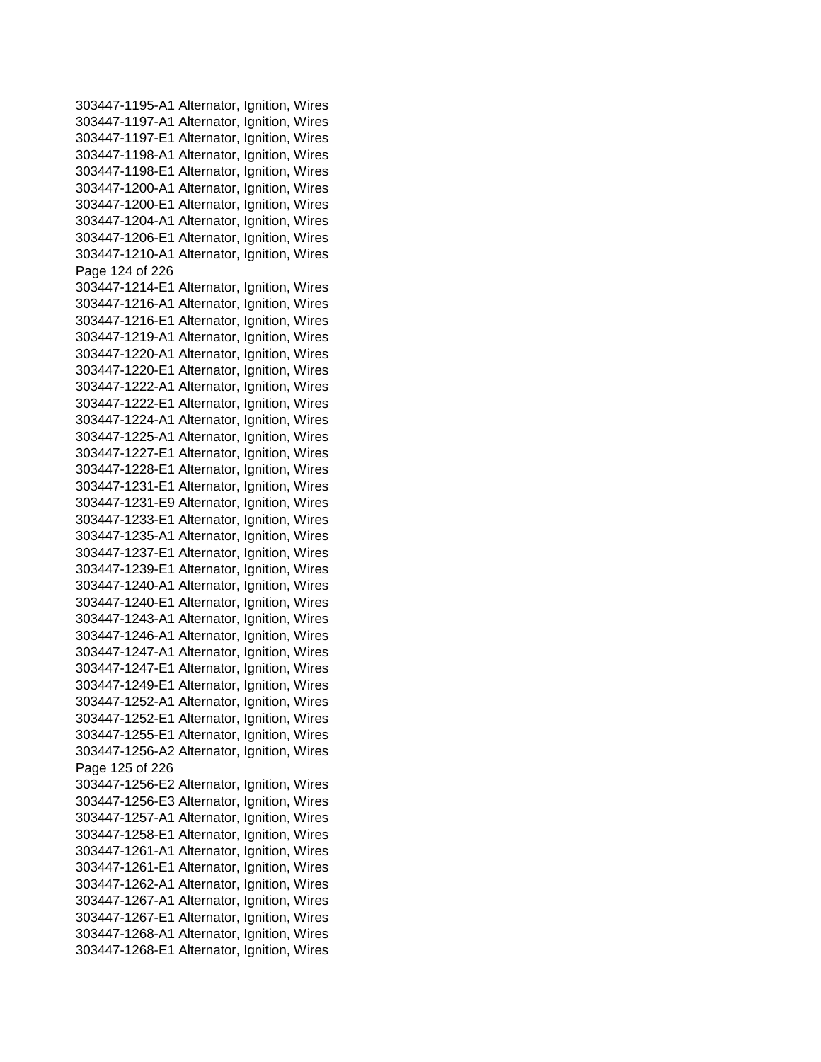303447-1195-A1 Alternator, Ignition, Wires
303447-1197-A1 Alternator, Ignition, Wires
303447-1197-E1 Alternator, Ignition, Wires
303447-1198-A1 Alternator, Ignition, Wires
303447-1198-E1 Alternator, Ignition, Wires
303447-1200-A1 Alternator, Ignition, Wires
303447-1200-E1 Alternator, Ignition, Wires
303447-1204-A1 Alternator, Ignition, Wires
303447-1206-E1 Alternator, Ignition, Wires
303447-1210-A1 Alternator, Ignition, Wires
303447-1214-E1 Alternator, Ignition, Wires
303447-1216-A1 Alternator, Ignition, Wires
303447-1216-E1 Alternator, Ignition, Wires
303447-1219-A1 Alternator, Ignition, Wires
303447-1220-A1 Alternator, Ignition, Wires
303447-1220-E1 Alternator, Ignition, Wires
303447-1222-A1 Alternator, Ignition, Wires
303447-1222-E1 Alternator, Ignition, Wires
303447-1224-A1 Alternator, Ignition, Wires
303447-1225-A1 Alternator, Ignition, Wires
303447-1227-E1 Alternator, Ignition, Wires
303447-1228-E1 Alternator, Ignition, Wires
303447-1231-E1 Alternator, Ignition, Wires
303447-1231-E9 Alternator, Ignition, Wires
303447-1233-E1 Alternator, Ignition, Wires
303447-1235-A1 Alternator, Ignition, Wires
303447-1237-E1 Alternator, Ignition, Wires
303447-1239-E1 Alternator, Ignition, Wires
303447-1240-A1 Alternator, Ignition, Wires
303447-1240-E1 Alternator, Ignition, Wires
303447-1243-A1 Alternator, Ignition, Wires
303447-1246-A1 Alternator, Ignition, Wires
303447-1247-A1 Alternator, Ignition, Wires
303447-1247-E1 Alternator, Ignition, Wires
303447-1249-E1 Alternator, Ignition, Wires
303447-1252-A1 Alternator, Ignition, Wires
303447-1252-E1 Alternator, Ignition, Wires
303447-1255-E1 Alternator, Ignition, Wires
303447-1256-A2 Alternator, Ignition, Wires
303447-1256-E2 Alternator, Ignition, Wires
303447-1256-E3 Alternator, Ignition, Wires
303447-1257-A1 Alternator, Ignition, Wires
303447-1258-E1 Alternator, Ignition, Wires
303447-1261-A1 Alternator, Ignition, Wires
303447-1261-E1 Alternator, Ignition, Wires
303447-1262-A1 Alternator, Ignition, Wires
303447-1267-A1 Alternator, Ignition, Wires
303447-1267-E1 Alternator, Ignition, Wires
303447-1268-A1 Alternator, Ignition, Wires
303447-1268-E1 Alternator, Ignition, Wires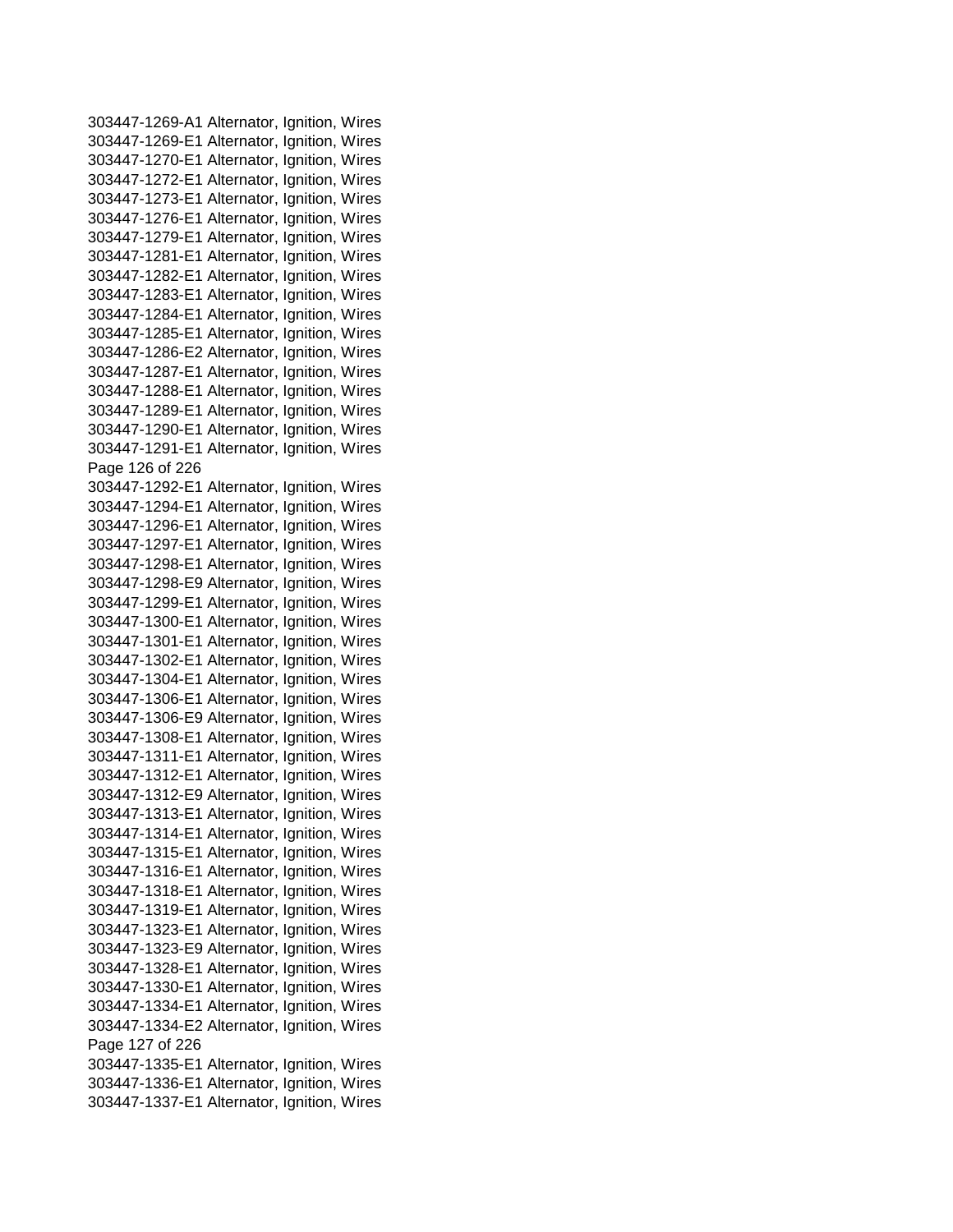303447-1269-A1 Alternator, Ignition, Wires
303447-1269-E1 Alternator, Ignition, Wires
303447-1270-E1 Alternator, Ignition, Wires
303447-1272-E1 Alternator, Ignition, Wires
303447-1273-E1 Alternator, Ignition, Wires
303447-1276-E1 Alternator, Ignition, Wires
303447-1279-E1 Alternator, Ignition, Wires
303447-1281-E1 Alternator, Ignition, Wires
303447-1282-E1 Alternator, Ignition, Wires
303447-1283-E1 Alternator, Ignition, Wires
303447-1284-E1 Alternator, Ignition, Wires
303447-1285-E1 Alternator, Ignition, Wires
303447-1286-E2 Alternator, Ignition, Wires
303447-1287-E1 Alternator, Ignition, Wires
303447-1288-E1 Alternator, Ignition, Wires
303447-1289-E1 Alternator, Ignition, Wires
303447-1290-E1 Alternator, Ignition, Wires
303447-1291-E1 Alternator, Ignition, Wires
303447-1292-E1 Alternator, Ignition, Wires
303447-1294-E1 Alternator, Ignition, Wires
303447-1296-E1 Alternator, Ignition, Wires
303447-1297-E1 Alternator, Ignition, Wires
303447-1298-E1 Alternator, Ignition, Wires
303447-1298-E9 Alternator, Ignition, Wires
303447-1299-E1 Alternator, Ignition, Wires
303447-1300-E1 Alternator, Ignition, Wires
303447-1301-E1 Alternator, Ignition, Wires
303447-1302-E1 Alternator, Ignition, Wires
303447-1304-E1 Alternator, Ignition, Wires
303447-1306-E1 Alternator, Ignition, Wires
303447-1306-E9 Alternator, Ignition, Wires
303447-1308-E1 Alternator, Ignition, Wires
303447-1311-E1 Alternator, Ignition, Wires
303447-1312-E1 Alternator, Ignition, Wires
303447-1312-E9 Alternator, Ignition, Wires
303447-1313-E1 Alternator, Ignition, Wires
303447-1314-E1 Alternator, Ignition, Wires
303447-1315-E1 Alternator, Ignition, Wires
303447-1316-E1 Alternator, Ignition, Wires
303447-1318-E1 Alternator, Ignition, Wires
303447-1319-E1 Alternator, Ignition, Wires
303447-1323-E1 Alternator, Ignition, Wires
303447-1323-E9 Alternator, Ignition, Wires
303447-1328-E1 Alternator, Ignition, Wires
303447-1330-E1 Alternator, Ignition, Wires
303447-1334-E1 Alternator, Ignition, Wires
303447-1334-E2 Alternator, Ignition, Wires
303447-1335-E1 Alternator, Ignition, Wires
303447-1336-E1 Alternator, Ignition, Wires
303447-1337-E1 Alternator, Ignition, Wires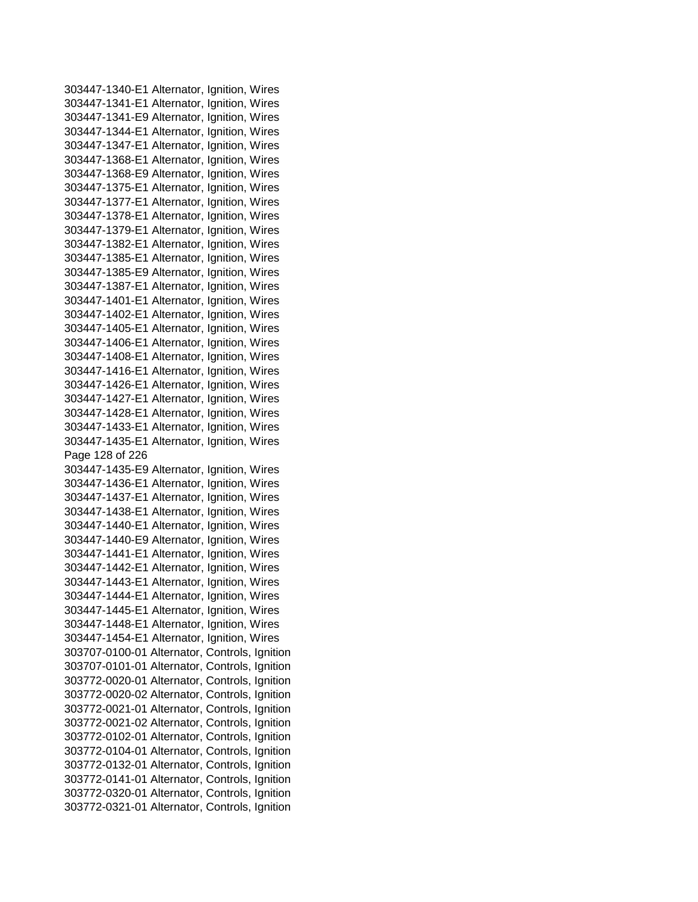303447-1340-E1 Alternator, Ignition, Wires
303447-1341-E1 Alternator, Ignition, Wires
303447-1341-E9 Alternator, Ignition, Wires
303447-1344-E1 Alternator, Ignition, Wires
303447-1347-E1 Alternator, Ignition, Wires
303447-1368-E1 Alternator, Ignition, Wires
303447-1368-E9 Alternator, Ignition, Wires
303447-1375-E1 Alternator, Ignition, Wires
303447-1377-E1 Alternator, Ignition, Wires
303447-1378-E1 Alternator, Ignition, Wires
303447-1379-E1 Alternator, Ignition, Wires
303447-1382-E1 Alternator, Ignition, Wires
303447-1385-E1 Alternator, Ignition, Wires
303447-1385-E9 Alternator, Ignition, Wires
303447-1387-E1 Alternator, Ignition, Wires
303447-1401-E1 Alternator, Ignition, Wires
303447-1402-E1 Alternator, Ignition, Wires
303447-1405-E1 Alternator, Ignition, Wires
303447-1406-E1 Alternator, Ignition, Wires
303447-1408-E1 Alternator, Ignition, Wires
303447-1416-E1 Alternator, Ignition, Wires
303447-1426-E1 Alternator, Ignition, Wires
303447-1427-E1 Alternator, Ignition, Wires
303447-1428-E1 Alternator, Ignition, Wires
303447-1433-E1 Alternator, Ignition, Wires
303447-1435-E1 Alternator, Ignition, Wires
303447-1435-E9 Alternator, Ignition, Wires
303447-1436-E1 Alternator, Ignition, Wires
303447-1437-E1 Alternator, Ignition, Wires
303447-1438-E1 Alternator, Ignition, Wires
303447-1440-E1 Alternator, Ignition, Wires
303447-1440-E9 Alternator, Ignition, Wires
303447-1441-E1 Alternator, Ignition, Wires
303447-1442-E1 Alternator, Ignition, Wires
303447-1443-E1 Alternator, Ignition, Wires
303447-1444-E1 Alternator, Ignition, Wires
303447-1445-E1 Alternator, Ignition, Wires
303447-1448-E1 Alternator, Ignition, Wires
303447-1454-E1 Alternator, Ignition, Wires
303707-0100-01 Alternator, Controls, Ignition
303707-0101-01 Alternator, Controls, Ignition
303772-0020-01 Alternator, Controls, Ignition
303772-0020-02 Alternator, Controls, Ignition
303772-0021-01 Alternator, Controls, Ignition
303772-0021-02 Alternator, Controls, Ignition
303772-0102-01 Alternator, Controls, Ignition
303772-0104-01 Alternator, Controls, Ignition
303772-0132-01 Alternator, Controls, Ignition
303772-0141-01 Alternator, Controls, Ignition
303772-0320-01 Alternator, Controls, Ignition
303772-0321-01 Alternator, Controls, Ignition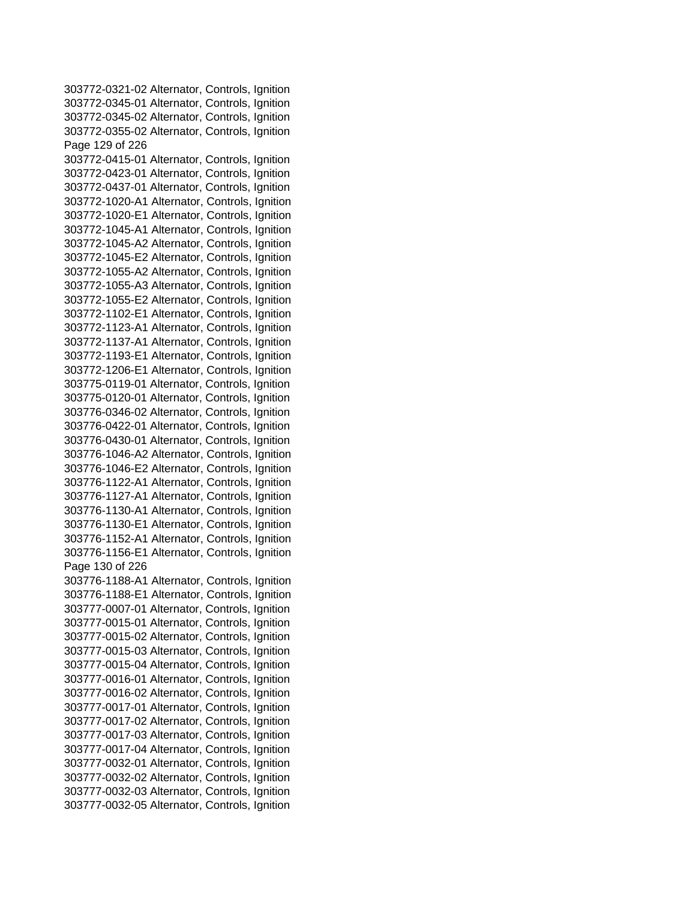303772-0321-02 Alternator, Controls, Ignition
303772-0345-01 Alternator, Controls, Ignition
303772-0345-02 Alternator, Controls, Ignition
303772-0355-02 Alternator, Controls, Ignition
303772-0415-01 Alternator, Controls, Ignition
303772-0423-01 Alternator, Controls, Ignition
303772-0437-01 Alternator, Controls, Ignition
303772-1020-A1 Alternator, Controls, Ignition
303772-1020-E1 Alternator, Controls, Ignition
303772-1045-A1 Alternator, Controls, Ignition
303772-1045-A2 Alternator, Controls, Ignition
303772-1045-E2 Alternator, Controls, Ignition
303772-1055-A2 Alternator, Controls, Ignition
303772-1055-A3 Alternator, Controls, Ignition
303772-1055-E2 Alternator, Controls, Ignition
303772-1102-E1 Alternator, Controls, Ignition
303772-1123-A1 Alternator, Controls, Ignition
303772-1137-A1 Alternator, Controls, Ignition
303772-1193-E1 Alternator, Controls, Ignition
303772-1206-E1 Alternator, Controls, Ignition
303775-0119-01 Alternator, Controls, Ignition
303775-0120-01 Alternator, Controls, Ignition
303776-0346-02 Alternator, Controls, Ignition
303776-0422-01 Alternator, Controls, Ignition
303776-0430-01 Alternator, Controls, Ignition
303776-1046-A2 Alternator, Controls, Ignition
303776-1046-E2 Alternator, Controls, Ignition
303776-1122-A1 Alternator, Controls, Ignition
303776-1127-A1 Alternator, Controls, Ignition
303776-1130-A1 Alternator, Controls, Ignition
303776-1130-E1 Alternator, Controls, Ignition
303776-1152-A1 Alternator, Controls, Ignition
303776-1156-E1 Alternator, Controls, Ignition
303776-1188-A1 Alternator, Controls, Ignition
303776-1188-E1 Alternator, Controls, Ignition
303777-0007-01 Alternator, Controls, Ignition
303777-0015-01 Alternator, Controls, Ignition
303777-0015-02 Alternator, Controls, Ignition
303777-0015-03 Alternator, Controls, Ignition
303777-0015-04 Alternator, Controls, Ignition
303777-0016-01 Alternator, Controls, Ignition
303777-0016-02 Alternator, Controls, Ignition
303777-0017-01 Alternator, Controls, Ignition
303777-0017-02 Alternator, Controls, Ignition
303777-0017-03 Alternator, Controls, Ignition
303777-0017-04 Alternator, Controls, Ignition
303777-0032-01 Alternator, Controls, Ignition
303777-0032-02 Alternator, Controls, Ignition
303777-0032-03 Alternator, Controls, Ignition
303777-0032-05 Alternator, Controls, Ignition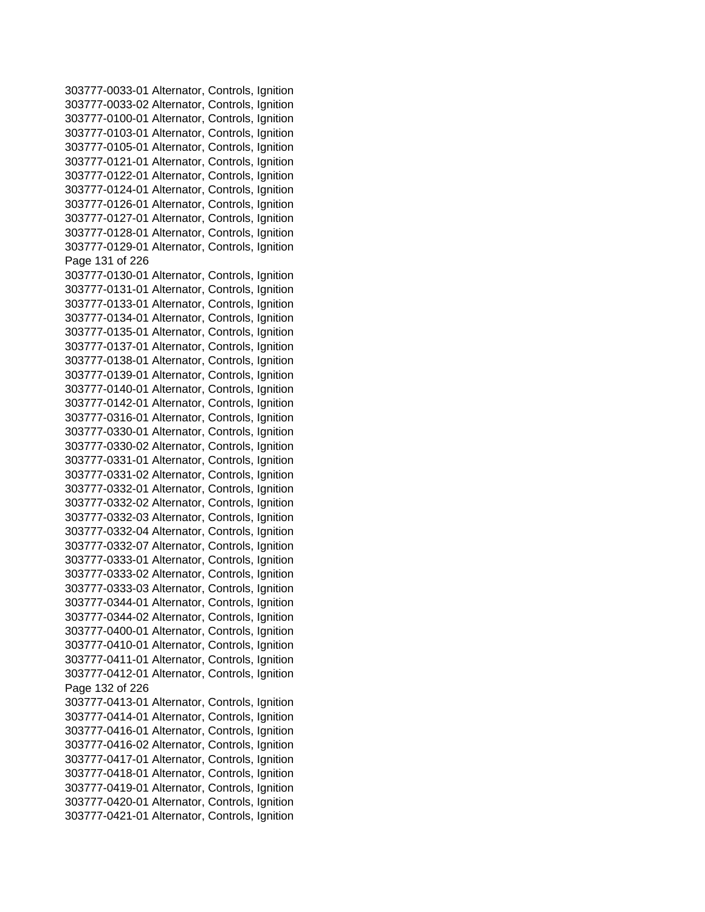303777-0033-01 Alternator, Controls, Ignition
303777-0033-02 Alternator, Controls, Ignition
303777-0100-01 Alternator, Controls, Ignition
303777-0103-01 Alternator, Controls, Ignition
303777-0105-01 Alternator, Controls, Ignition
303777-0121-01 Alternator, Controls, Ignition
303777-0122-01 Alternator, Controls, Ignition
303777-0124-01 Alternator, Controls, Ignition
303777-0126-01 Alternator, Controls, Ignition
303777-0127-01 Alternator, Controls, Ignition
303777-0128-01 Alternator, Controls, Ignition
303777-0129-01 Alternator, Controls, Ignition
303777-0130-01 Alternator, Controls, Ignition
303777-0131-01 Alternator, Controls, Ignition
303777-0133-01 Alternator, Controls, Ignition
303777-0134-01 Alternator, Controls, Ignition
303777-0135-01 Alternator, Controls, Ignition
303777-0137-01 Alternator, Controls, Ignition
303777-0138-01 Alternator, Controls, Ignition
303777-0139-01 Alternator, Controls, Ignition
303777-0140-01 Alternator, Controls, Ignition
303777-0142-01 Alternator, Controls, Ignition
303777-0316-01 Alternator, Controls, Ignition
303777-0330-01 Alternator, Controls, Ignition
303777-0330-02 Alternator, Controls, Ignition
303777-0331-01 Alternator, Controls, Ignition
303777-0331-02 Alternator, Controls, Ignition
303777-0332-01 Alternator, Controls, Ignition
303777-0332-02 Alternator, Controls, Ignition
303777-0332-03 Alternator, Controls, Ignition
303777-0332-04 Alternator, Controls, Ignition
303777-0332-07 Alternator, Controls, Ignition
303777-0333-01 Alternator, Controls, Ignition
303777-0333-02 Alternator, Controls, Ignition
303777-0333-03 Alternator, Controls, Ignition
303777-0344-01 Alternator, Controls, Ignition
303777-0344-02 Alternator, Controls, Ignition
303777-0400-01 Alternator, Controls, Ignition
303777-0410-01 Alternator, Controls, Ignition
303777-0411-01 Alternator, Controls, Ignition
303777-0412-01 Alternator, Controls, Ignition
303777-0413-01 Alternator, Controls, Ignition
303777-0414-01 Alternator, Controls, Ignition
303777-0416-01 Alternator, Controls, Ignition
303777-0416-02 Alternator, Controls, Ignition
303777-0417-01 Alternator, Controls, Ignition
303777-0418-01 Alternator, Controls, Ignition
303777-0419-01 Alternator, Controls, Ignition
303777-0420-01 Alternator, Controls, Ignition
303777-0421-01 Alternator, Controls, Ignition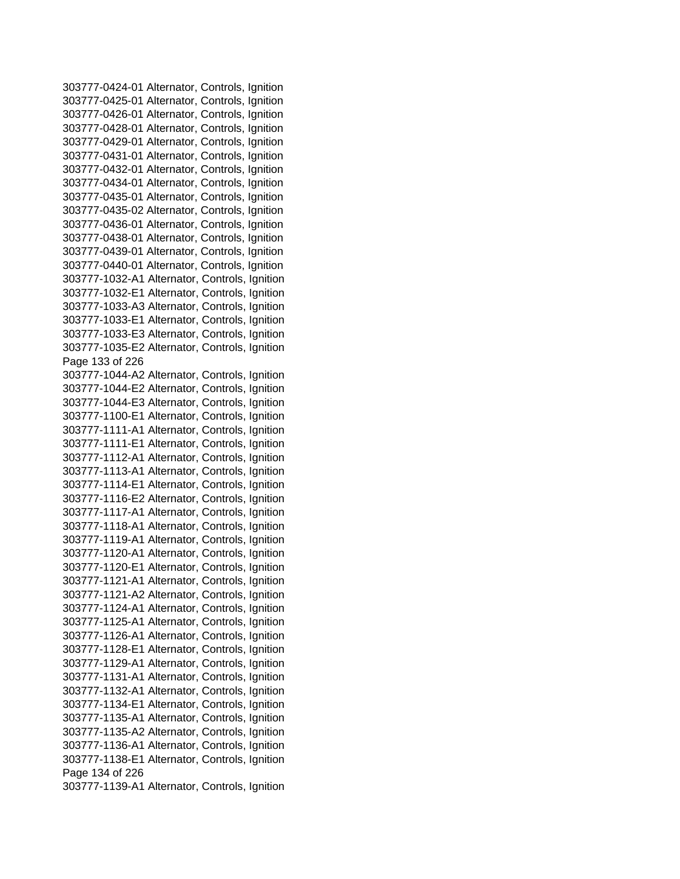303777-0424-01 Alternator, Controls, Ignition
303777-0425-01 Alternator, Controls, Ignition
303777-0426-01 Alternator, Controls, Ignition
303777-0428-01 Alternator, Controls, Ignition
303777-0429-01 Alternator, Controls, Ignition
303777-0431-01 Alternator, Controls, Ignition
303777-0432-01 Alternator, Controls, Ignition
303777-0434-01 Alternator, Controls, Ignition
303777-0435-01 Alternator, Controls, Ignition
303777-0435-02 Alternator, Controls, Ignition
303777-0436-01 Alternator, Controls, Ignition
303777-0438-01 Alternator, Controls, Ignition
303777-0439-01 Alternator, Controls, Ignition
303777-0440-01 Alternator, Controls, Ignition
303777-1032-A1 Alternator, Controls, Ignition
303777-1032-E1 Alternator, Controls, Ignition
303777-1033-A3 Alternator, Controls, Ignition
303777-1033-E1 Alternator, Controls, Ignition
303777-1033-E3 Alternator, Controls, Ignition
303777-1035-E2 Alternator, Controls, Ignition
303777-1044-A2 Alternator, Controls, Ignition
303777-1044-E2 Alternator, Controls, Ignition
303777-1044-E3 Alternator, Controls, Ignition
303777-1100-E1 Alternator, Controls, Ignition
303777-1111-A1 Alternator, Controls, Ignition
303777-1111-E1 Alternator, Controls, Ignition
303777-1112-A1 Alternator, Controls, Ignition
303777-1113-A1 Alternator, Controls, Ignition
303777-1114-E1 Alternator, Controls, Ignition
303777-1116-E2 Alternator, Controls, Ignition
303777-1117-A1 Alternator, Controls, Ignition
303777-1118-A1 Alternator, Controls, Ignition
303777-1119-A1 Alternator, Controls, Ignition
303777-1120-A1 Alternator, Controls, Ignition
303777-1120-E1 Alternator, Controls, Ignition
303777-1121-A1 Alternator, Controls, Ignition
303777-1121-A2 Alternator, Controls, Ignition
303777-1124-A1 Alternator, Controls, Ignition
303777-1125-A1 Alternator, Controls, Ignition
303777-1126-A1 Alternator, Controls, Ignition
303777-1128-E1 Alternator, Controls, Ignition
303777-1129-A1 Alternator, Controls, Ignition
303777-1131-A1 Alternator, Controls, Ignition
303777-1132-A1 Alternator, Controls, Ignition
303777-1134-E1 Alternator, Controls, Ignition
303777-1135-A1 Alternator, Controls, Ignition
303777-1135-A2 Alternator, Controls, Ignition
303777-1136-A1 Alternator, Controls, Ignition
303777-1138-E1 Alternator, Controls, Ignition
303777-1139-A1 Alternator, Controls, Ignition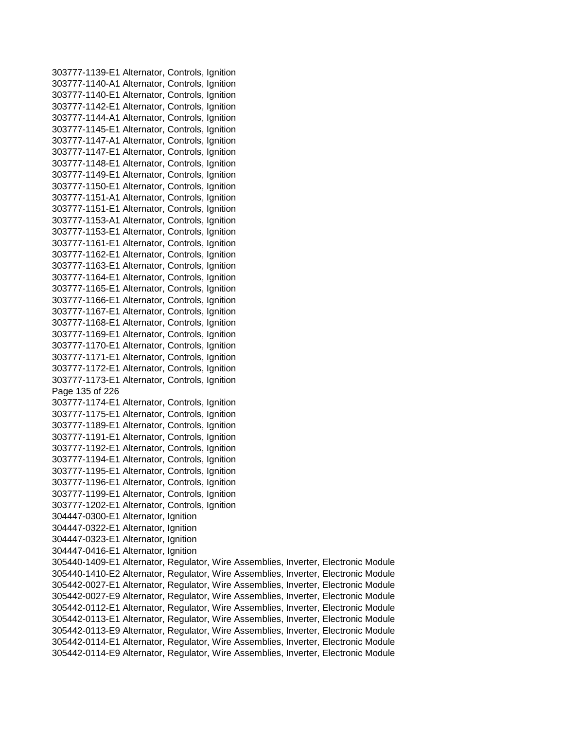303777-1139-E1 Alternator, Controls, Ignition
303777-1140-A1 Alternator, Controls, Ignition
303777-1140-E1 Alternator, Controls, Ignition
303777-1142-E1 Alternator, Controls, Ignition
303777-1144-A1 Alternator, Controls, Ignition
303777-1145-E1 Alternator, Controls, Ignition
303777-1147-A1 Alternator, Controls, Ignition
303777-1147-E1 Alternator, Controls, Ignition
303777-1148-E1 Alternator, Controls, Ignition
303777-1149-E1 Alternator, Controls, Ignition
303777-1150-E1 Alternator, Controls, Ignition
303777-1151-A1 Alternator, Controls, Ignition
303777-1151-E1 Alternator, Controls, Ignition
303777-1153-A1 Alternator, Controls, Ignition
303777-1153-E1 Alternator, Controls, Ignition
303777-1161-E1 Alternator, Controls, Ignition
303777-1162-E1 Alternator, Controls, Ignition
303777-1163-E1 Alternator, Controls, Ignition
303777-1164-E1 Alternator, Controls, Ignition
303777-1165-E1 Alternator, Controls, Ignition
303777-1166-E1 Alternator, Controls, Ignition
303777-1167-E1 Alternator, Controls, Ignition
303777-1168-E1 Alternator, Controls, Ignition
303777-1169-E1 Alternator, Controls, Ignition
303777-1170-E1 Alternator, Controls, Ignition
303777-1171-E1 Alternator, Controls, Ignition
303777-1172-E1 Alternator, Controls, Ignition
303777-1173-E1 Alternator, Controls, Ignition
303777-1174-E1 Alternator, Controls, Ignition
303777-1175-E1 Alternator, Controls, Ignition
303777-1189-E1 Alternator, Controls, Ignition
303777-1191-E1 Alternator, Controls, Ignition
303777-1192-E1 Alternator, Controls, Ignition
303777-1194-E1 Alternator, Controls, Ignition
303777-1195-E1 Alternator, Controls, Ignition
303777-1196-E1 Alternator, Controls, Ignition
303777-1199-E1 Alternator, Controls, Ignition
303777-1202-E1 Alternator, Controls, Ignition
304447-0300-E1 Alternator, Ignition
304447-0322-E1 Alternator, Ignition
304447-0323-E1 Alternator, Ignition
304447-0416-E1 Alternator, Ignition
305440-1409-E1 Alternator, Regulator, Wire Assemblies, Inverter, Electronic Module
305440-1410-E2 Alternator, Regulator, Wire Assemblies, Inverter, Electronic Module
305442-0027-E1 Alternator, Regulator, Wire Assemblies, Inverter, Electronic Module
305442-0027-E9 Alternator, Regulator, Wire Assemblies, Inverter, Electronic Module
305442-0112-E1 Alternator, Regulator, Wire Assemblies, Inverter, Electronic Module
305442-0113-E1 Alternator, Regulator, Wire Assemblies, Inverter, Electronic Module
305442-0113-E9 Alternator, Regulator, Wire Assemblies, Inverter, Electronic Module
305442-0114-E1 Alternator, Regulator, Wire Assemblies, Inverter, Electronic Module
305442-0114-E9 Alternator, Regulator, Wire Assemblies, Inverter, Electronic Module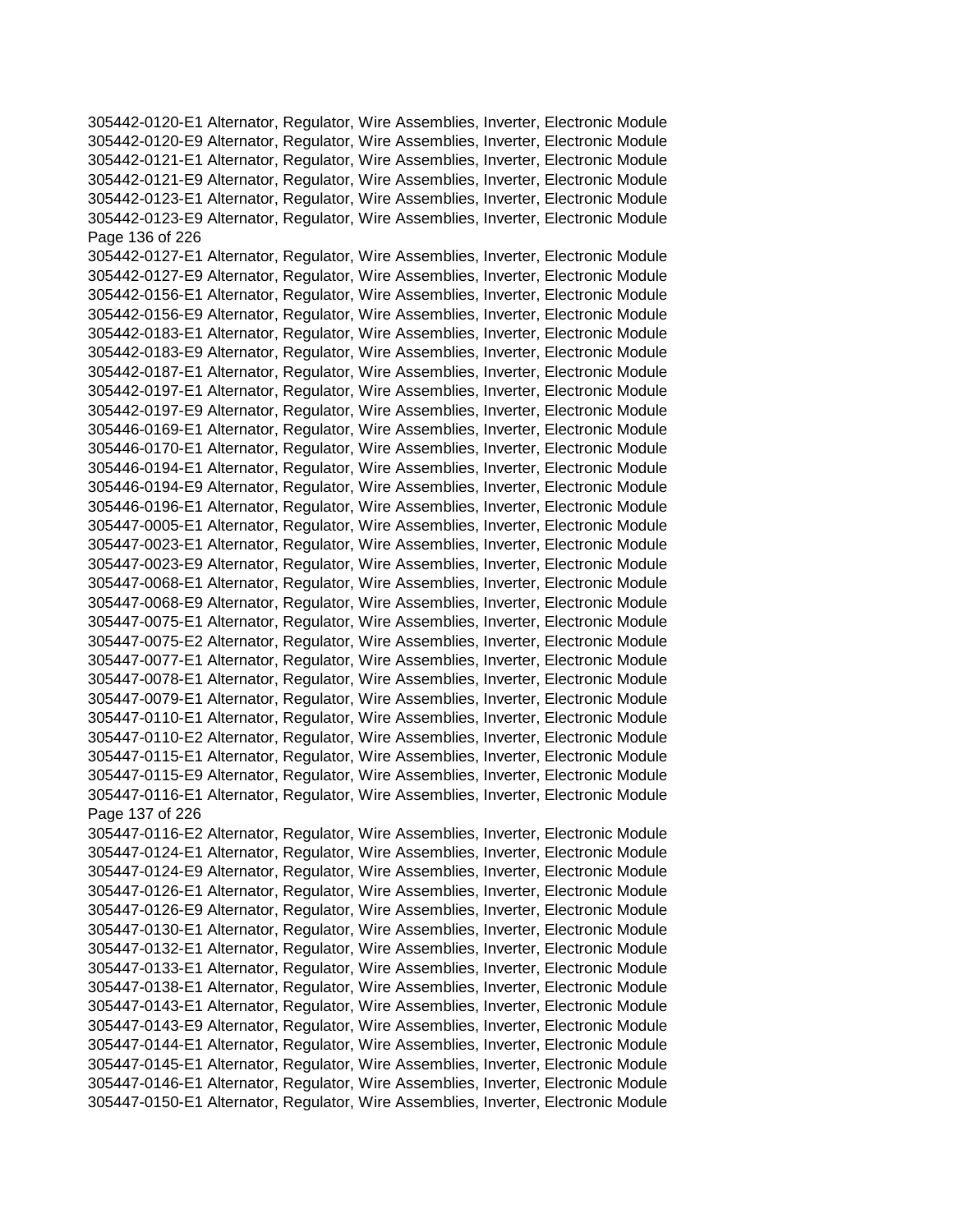305442-0120-E1 Alternator, Regulator, Wire Assemblies, Inverter, Electronic Module
305442-0120-E9 Alternator, Regulator, Wire Assemblies, Inverter, Electronic Module
305442-0121-E1 Alternator, Regulator, Wire Assemblies, Inverter, Electronic Module
305442-0121-E9 Alternator, Regulator, Wire Assemblies, Inverter, Electronic Module
305442-0123-E1 Alternator, Regulator, Wire Assemblies, Inverter, Electronic Module
305442-0123-E9 Alternator, Regulator, Wire Assemblies, Inverter, Electronic Module
305442-0127-E1 Alternator, Regulator, Wire Assemblies, Inverter, Electronic Module
305442-0127-E9 Alternator, Regulator, Wire Assemblies, Inverter, Electronic Module
305442-0156-E1 Alternator, Regulator, Wire Assemblies, Inverter, Electronic Module
305442-0156-E9 Alternator, Regulator, Wire Assemblies, Inverter, Electronic Module
305442-0183-E1 Alternator, Regulator, Wire Assemblies, Inverter, Electronic Module
305442-0183-E9 Alternator, Regulator, Wire Assemblies, Inverter, Electronic Module
305442-0187-E1 Alternator, Regulator, Wire Assemblies, Inverter, Electronic Module
305442-0197-E1 Alternator, Regulator, Wire Assemblies, Inverter, Electronic Module
305442-0197-E9 Alternator, Regulator, Wire Assemblies, Inverter, Electronic Module
305446-0169-E1 Alternator, Regulator, Wire Assemblies, Inverter, Electronic Module
305446-0170-E1 Alternator, Regulator, Wire Assemblies, Inverter, Electronic Module
305446-0194-E1 Alternator, Regulator, Wire Assemblies, Inverter, Electronic Module
305446-0194-E9 Alternator, Regulator, Wire Assemblies, Inverter, Electronic Module
305446-0196-E1 Alternator, Regulator, Wire Assemblies, Inverter, Electronic Module
305447-0005-E1 Alternator, Regulator, Wire Assemblies, Inverter, Electronic Module
305447-0023-E1 Alternator, Regulator, Wire Assemblies, Inverter, Electronic Module
305447-0023-E9 Alternator, Regulator, Wire Assemblies, Inverter, Electronic Module
305447-0068-E1 Alternator, Regulator, Wire Assemblies, Inverter, Electronic Module
305447-0068-E9 Alternator, Regulator, Wire Assemblies, Inverter, Electronic Module
305447-0075-E1 Alternator, Regulator, Wire Assemblies, Inverter, Electronic Module
305447-0075-E2 Alternator, Regulator, Wire Assemblies, Inverter, Electronic Module
305447-0077-E1 Alternator, Regulator, Wire Assemblies, Inverter, Electronic Module
305447-0078-E1 Alternator, Regulator, Wire Assemblies, Inverter, Electronic Module
305447-0079-E1 Alternator, Regulator, Wire Assemblies, Inverter, Electronic Module
305447-0110-E1 Alternator, Regulator, Wire Assemblies, Inverter, Electronic Module
305447-0110-E2 Alternator, Regulator, Wire Assemblies, Inverter, Electronic Module
305447-0115-E1 Alternator, Regulator, Wire Assemblies, Inverter, Electronic Module
305447-0115-E9 Alternator, Regulator, Wire Assemblies, Inverter, Electronic Module
305447-0116-E1 Alternator, Regulator, Wire Assemblies, Inverter, Electronic Module
305447-0116-E2 Alternator, Regulator, Wire Assemblies, Inverter, Electronic Module
305447-0124-E1 Alternator, Regulator, Wire Assemblies, Inverter, Electronic Module
305447-0124-E9 Alternator, Regulator, Wire Assemblies, Inverter, Electronic Module
305447-0126-E1 Alternator, Regulator, Wire Assemblies, Inverter, Electronic Module
305447-0126-E9 Alternator, Regulator, Wire Assemblies, Inverter, Electronic Module
305447-0130-E1 Alternator, Regulator, Wire Assemblies, Inverter, Electronic Module
305447-0132-E1 Alternator, Regulator, Wire Assemblies, Inverter, Electronic Module
305447-0133-E1 Alternator, Regulator, Wire Assemblies, Inverter, Electronic Module
305447-0138-E1 Alternator, Regulator, Wire Assemblies, Inverter, Electronic Module
305447-0143-E1 Alternator, Regulator, Wire Assemblies, Inverter, Electronic Module
305447-0143-E9 Alternator, Regulator, Wire Assemblies, Inverter, Electronic Module
305447-0144-E1 Alternator, Regulator, Wire Assemblies, Inverter, Electronic Module
305447-0145-E1 Alternator, Regulator, Wire Assemblies, Inverter, Electronic Module
305447-0146-E1 Alternator, Regulator, Wire Assemblies, Inverter, Electronic Module
305447-0150-E1 Alternator, Regulator, Wire Assemblies, Inverter, Electronic Module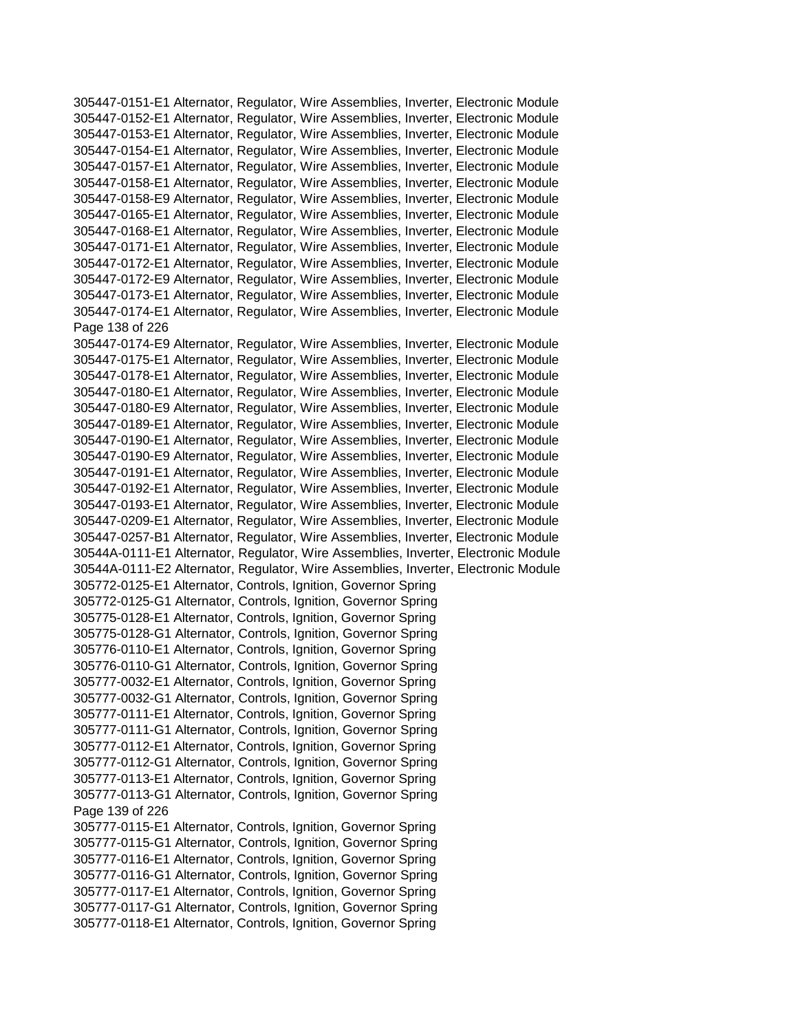305447-0151-E1 Alternator, Regulator, Wire Assemblies, Inverter, Electronic Module
305447-0152-E1 Alternator, Regulator, Wire Assemblies, Inverter, Electronic Module
305447-0153-E1 Alternator, Regulator, Wire Assemblies, Inverter, Electronic Module
305447-0154-E1 Alternator, Regulator, Wire Assemblies, Inverter, Electronic Module
305447-0157-E1 Alternator, Regulator, Wire Assemblies, Inverter, Electronic Module
305447-0158-E1 Alternator, Regulator, Wire Assemblies, Inverter, Electronic Module
305447-0158-E9 Alternator, Regulator, Wire Assemblies, Inverter, Electronic Module
305447-0165-E1 Alternator, Regulator, Wire Assemblies, Inverter, Electronic Module
305447-0168-E1 Alternator, Regulator, Wire Assemblies, Inverter, Electronic Module
305447-0171-E1 Alternator, Regulator, Wire Assemblies, Inverter, Electronic Module
305447-0172-E1 Alternator, Regulator, Wire Assemblies, Inverter, Electronic Module
305447-0172-E9 Alternator, Regulator, Wire Assemblies, Inverter, Electronic Module
305447-0173-E1 Alternator, Regulator, Wire Assemblies, Inverter, Electronic Module
305447-0174-E1 Alternator, Regulator, Wire Assemblies, Inverter, Electronic Module
305447-0174-E9 Alternator, Regulator, Wire Assemblies, Inverter, Electronic Module
305447-0175-E1 Alternator, Regulator, Wire Assemblies, Inverter, Electronic Module
305447-0178-E1 Alternator, Regulator, Wire Assemblies, Inverter, Electronic Module
305447-0180-E1 Alternator, Regulator, Wire Assemblies, Inverter, Electronic Module
305447-0180-E9 Alternator, Regulator, Wire Assemblies, Inverter, Electronic Module
305447-0189-E1 Alternator, Regulator, Wire Assemblies, Inverter, Electronic Module
305447-0190-E1 Alternator, Regulator, Wire Assemblies, Inverter, Electronic Module
305447-0190-E9 Alternator, Regulator, Wire Assemblies, Inverter, Electronic Module
305447-0191-E1 Alternator, Regulator, Wire Assemblies, Inverter, Electronic Module
305447-0192-E1 Alternator, Regulator, Wire Assemblies, Inverter, Electronic Module
305447-0193-E1 Alternator, Regulator, Wire Assemblies, Inverter, Electronic Module
305447-0209-E1 Alternator, Regulator, Wire Assemblies, Inverter, Electronic Module
305447-0257-B1 Alternator, Regulator, Wire Assemblies, Inverter, Electronic Module
30544A-0111-E1 Alternator, Regulator, Wire Assemblies, Inverter, Electronic Module
30544A-0111-E2 Alternator, Regulator, Wire Assemblies, Inverter, Electronic Module
305772-0125-E1 Alternator, Controls, Ignition, Governor Spring
305772-0125-G1 Alternator, Controls, Ignition, Governor Spring
305775-0128-E1 Alternator, Controls, Ignition, Governor Spring
305775-0128-G1 Alternator, Controls, Ignition, Governor Spring
305776-0110-E1 Alternator, Controls, Ignition, Governor Spring
305776-0110-G1 Alternator, Controls, Ignition, Governor Spring
305777-0032-E1 Alternator, Controls, Ignition, Governor Spring
305777-0032-G1 Alternator, Controls, Ignition, Governor Spring
305777-0111-E1 Alternator, Controls, Ignition, Governor Spring
305777-0111-G1 Alternator, Controls, Ignition, Governor Spring
305777-0112-E1 Alternator, Controls, Ignition, Governor Spring
305777-0112-G1 Alternator, Controls, Ignition, Governor Spring
305777-0113-E1 Alternator, Controls, Ignition, Governor Spring
305777-0113-G1 Alternator, Controls, Ignition, Governor Spring
305777-0115-E1 Alternator, Controls, Ignition, Governor Spring
305777-0115-G1 Alternator, Controls, Ignition, Governor Spring
305777-0116-E1 Alternator, Controls, Ignition, Governor Spring
305777-0116-G1 Alternator, Controls, Ignition, Governor Spring
305777-0117-E1 Alternator, Controls, Ignition, Governor Spring
305777-0117-G1 Alternator, Controls, Ignition, Governor Spring
305777-0118-E1 Alternator, Controls, Ignition, Governor Spring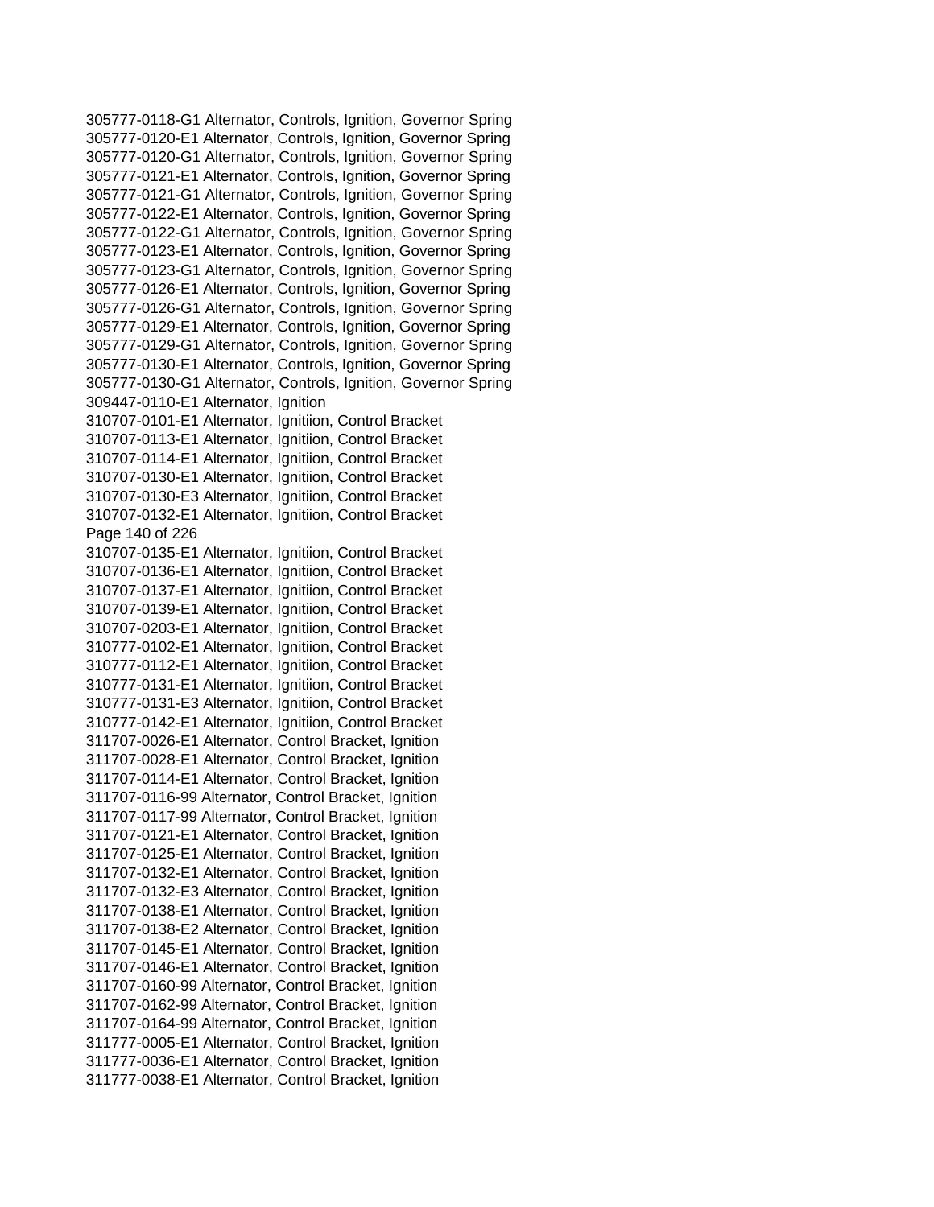305777-0118-G1 Alternator, Controls, Ignition, Governor Spring
305777-0120-E1 Alternator, Controls, Ignition, Governor Spring
305777-0120-G1 Alternator, Controls, Ignition, Governor Spring
305777-0121-E1 Alternator, Controls, Ignition, Governor Spring
305777-0121-G1 Alternator, Controls, Ignition, Governor Spring
305777-0122-E1 Alternator, Controls, Ignition, Governor Spring
305777-0122-G1 Alternator, Controls, Ignition, Governor Spring
305777-0123-E1 Alternator, Controls, Ignition, Governor Spring
305777-0123-G1 Alternator, Controls, Ignition, Governor Spring
305777-0126-E1 Alternator, Controls, Ignition, Governor Spring
305777-0126-G1 Alternator, Controls, Ignition, Governor Spring
305777-0129-E1 Alternator, Controls, Ignition, Governor Spring
305777-0129-G1 Alternator, Controls, Ignition, Governor Spring
305777-0130-E1 Alternator, Controls, Ignition, Governor Spring
305777-0130-G1 Alternator, Controls, Ignition, Governor Spring
309447-0110-E1 Alternator, Ignition
310707-0101-E1 Alternator, Ignitiion, Control Bracket
310707-0113-E1 Alternator, Ignitiion, Control Bracket
310707-0114-E1 Alternator, Ignitiion, Control Bracket
310707-0130-E1 Alternator, Ignitiion, Control Bracket
310707-0130-E3 Alternator, Ignitiion, Control Bracket
310707-0132-E1 Alternator, Ignitiion, Control Bracket
310707-0135-E1 Alternator, Ignitiion, Control Bracket
310707-0136-E1 Alternator, Ignitiion, Control Bracket
310707-0137-E1 Alternator, Ignitiion, Control Bracket
310707-0139-E1 Alternator, Ignitiion, Control Bracket
310707-0203-E1 Alternator, Ignitiion, Control Bracket
310777-0102-E1 Alternator, Ignitiion, Control Bracket
310777-0112-E1 Alternator, Ignitiion, Control Bracket
310777-0131-E1 Alternator, Ignitiion, Control Bracket
310777-0131-E3 Alternator, Ignitiion, Control Bracket
310777-0142-E1 Alternator, Ignitiion, Control Bracket
311707-0026-E1 Alternator, Control Bracket, Ignition
311707-0028-E1 Alternator, Control Bracket, Ignition
311707-0114-E1 Alternator, Control Bracket, Ignition
311707-0116-99 Alternator, Control Bracket, Ignition
311707-0117-99 Alternator, Control Bracket, Ignition
311707-0121-E1 Alternator, Control Bracket, Ignition
311707-0125-E1 Alternator, Control Bracket, Ignition
311707-0132-E1 Alternator, Control Bracket, Ignition
311707-0132-E3 Alternator, Control Bracket, Ignition
311707-0138-E1 Alternator, Control Bracket, Ignition
311707-0138-E2 Alternator, Control Bracket, Ignition
311707-0145-E1 Alternator, Control Bracket, Ignition
311707-0146-E1 Alternator, Control Bracket, Ignition
311707-0160-99 Alternator, Control Bracket, Ignition
311707-0162-99 Alternator, Control Bracket, Ignition
311707-0164-99 Alternator, Control Bracket, Ignition
311777-0005-E1 Alternator, Control Bracket, Ignition
311777-0036-E1 Alternator, Control Bracket, Ignition
311777-0038-E1 Alternator, Control Bracket, Ignition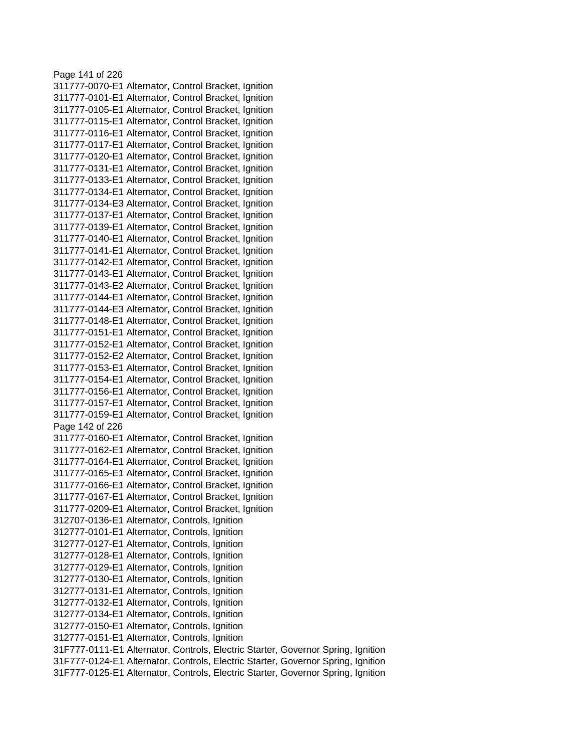311777-0070-E1 Alternator, Control Bracket, Ignition
311777-0101-E1 Alternator, Control Bracket, Ignition
311777-0105-E1 Alternator, Control Bracket, Ignition
311777-0115-E1 Alternator, Control Bracket, Ignition
311777-0116-E1 Alternator, Control Bracket, Ignition
311777-0117-E1 Alternator, Control Bracket, Ignition
311777-0120-E1 Alternator, Control Bracket, Ignition
311777-0131-E1 Alternator, Control Bracket, Ignition
311777-0133-E1 Alternator, Control Bracket, Ignition
311777-0134-E1 Alternator, Control Bracket, Ignition
311777-0134-E3 Alternator, Control Bracket, Ignition
311777-0137-E1 Alternator, Control Bracket, Ignition
311777-0139-E1 Alternator, Control Bracket, Ignition
311777-0140-E1 Alternator, Control Bracket, Ignition
311777-0141-E1 Alternator, Control Bracket, Ignition
311777-0142-E1 Alternator, Control Bracket, Ignition
311777-0143-E1 Alternator, Control Bracket, Ignition
311777-0143-E2 Alternator, Control Bracket, Ignition
311777-0144-E1 Alternator, Control Bracket, Ignition
311777-0144-E3 Alternator, Control Bracket, Ignition
311777-0148-E1 Alternator, Control Bracket, Ignition
311777-0151-E1 Alternator, Control Bracket, Ignition
311777-0152-E1 Alternator, Control Bracket, Ignition
311777-0152-E2 Alternator, Control Bracket, Ignition
311777-0153-E1 Alternator, Control Bracket, Ignition
311777-0154-E1 Alternator, Control Bracket, Ignition
311777-0156-E1 Alternator, Control Bracket, Ignition
311777-0157-E1 Alternator, Control Bracket, Ignition
311777-0159-E1 Alternator, Control Bracket, Ignition
311777-0160-E1 Alternator, Control Bracket, Ignition
311777-0162-E1 Alternator, Control Bracket, Ignition
311777-0164-E1 Alternator, Control Bracket, Ignition
311777-0165-E1 Alternator, Control Bracket, Ignition
311777-0166-E1 Alternator, Control Bracket, Ignition
311777-0167-E1 Alternator, Control Bracket, Ignition
311777-0209-E1 Alternator, Control Bracket, Ignition
312707-0136-E1 Alternator, Controls, Ignition
312777-0101-E1 Alternator, Controls, Ignition
312777-0127-E1 Alternator, Controls, Ignition
312777-0128-E1 Alternator, Controls, Ignition
312777-0129-E1 Alternator, Controls, Ignition
312777-0130-E1 Alternator, Controls, Ignition
312777-0131-E1 Alternator, Controls, Ignition
312777-0132-E1 Alternator, Controls, Ignition
312777-0134-E1 Alternator, Controls, Ignition
312777-0150-E1 Alternator, Controls, Ignition
312777-0151-E1 Alternator, Controls, Ignition
31F777-0111-E1 Alternator, Controls, Electric Starter, Governor Spring, Ignition
31F777-0124-E1 Alternator, Controls, Electric Starter, Governor Spring, Ignition
31F777-0125-E1 Alternator, Controls, Electric Starter, Governor Spring, Ignition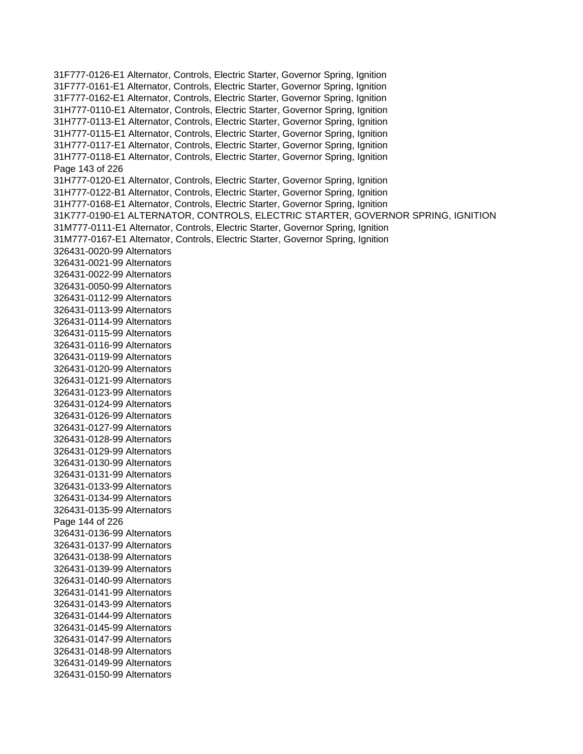31F777-0126-E1 Alternator, Controls, Electric Starter, Governor Spring, Ignition
31F777-0161-E1 Alternator, Controls, Electric Starter, Governor Spring, Ignition
31F777-0162-E1 Alternator, Controls, Electric Starter, Governor Spring, Ignition
31H777-0110-E1 Alternator, Controls, Electric Starter, Governor Spring, Ignition
31H777-0113-E1 Alternator, Controls, Electric Starter, Governor Spring, Ignition
31H777-0115-E1 Alternator, Controls, Electric Starter, Governor Spring, Ignition
31H777-0117-E1 Alternator, Controls, Electric Starter, Governor Spring, Ignition
31H777-0118-E1 Alternator, Controls, Electric Starter, Governor Spring, Ignition
31H777-0120-E1 Alternator, Controls, Electric Starter, Governor Spring, Ignition
31H777-0122-B1 Alternator, Controls, Electric Starter, Governor Spring, Ignition
31H777-0168-E1 Alternator, Controls, Electric Starter, Governor Spring, Ignition
31K777-0190-E1 ALTERNATOR, CONTROLS, ELECTRIC STARTER, GOVERNOR SPRING, IGNITION
31M777-0111-E1 Alternator, Controls, Electric Starter, Governor Spring, Ignition
31M777-0167-E1 Alternator, Controls, Electric Starter, Governor Spring, Ignition
326431-0020-99 Alternators
326431-0021-99 Alternators
326431-0022-99 Alternators
326431-0050-99 Alternators
326431-0112-99 Alternators
326431-0113-99 Alternators
326431-0114-99 Alternators
326431-0115-99 Alternators
326431-0116-99 Alternators
326431-0119-99 Alternators
326431-0120-99 Alternators
326431-0121-99 Alternators
326431-0123-99 Alternators
326431-0124-99 Alternators
326431-0126-99 Alternators
326431-0127-99 Alternators
326431-0128-99 Alternators
326431-0129-99 Alternators
326431-0130-99 Alternators
326431-0131-99 Alternators
326431-0133-99 Alternators
326431-0134-99 Alternators
326431-0135-99 Alternators
326431-0136-99 Alternators
326431-0137-99 Alternators
326431-0138-99 Alternators
326431-0139-99 Alternators
326431-0140-99 Alternators
326431-0141-99 Alternators
326431-0143-99 Alternators
326431-0144-99 Alternators
326431-0145-99 Alternators
326431-0147-99 Alternators
326431-0148-99 Alternators
326431-0149-99 Alternators
326431-0150-99 Alternators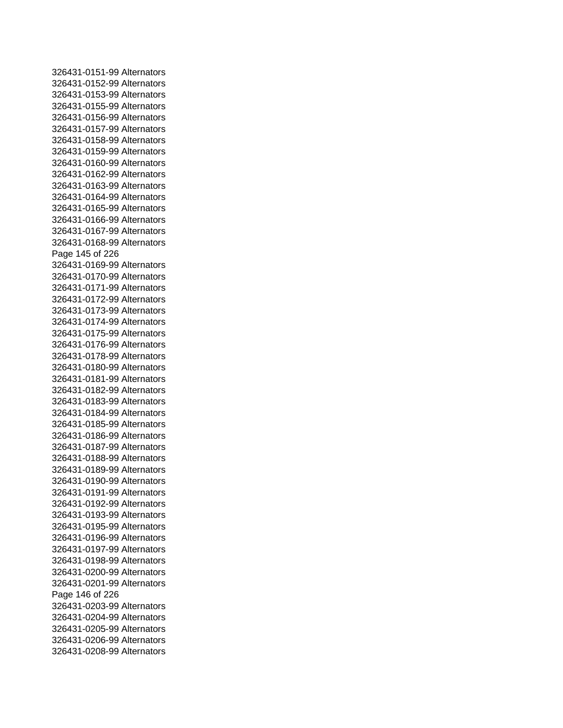326431-0151-99 Alternators
326431-0152-99 Alternators
326431-0153-99 Alternators
326431-0155-99 Alternators
326431-0156-99 Alternators
326431-0157-99 Alternators
326431-0158-99 Alternators
326431-0159-99 Alternators
326431-0160-99 Alternators
326431-0162-99 Alternators
326431-0163-99 Alternators
326431-0164-99 Alternators
326431-0165-99 Alternators
326431-0166-99 Alternators
326431-0167-99 Alternators
326431-0168-99 Alternators
326431-0169-99 Alternators
326431-0170-99 Alternators
326431-0171-99 Alternators
326431-0172-99 Alternators
326431-0173-99 Alternators
326431-0174-99 Alternators
326431-0175-99 Alternators
326431-0176-99 Alternators
326431-0178-99 Alternators
326431-0180-99 Alternators
326431-0181-99 Alternators
326431-0182-99 Alternators
326431-0183-99 Alternators
326431-0184-99 Alternators
326431-0185-99 Alternators
326431-0186-99 Alternators
326431-0187-99 Alternators
326431-0188-99 Alternators
326431-0189-99 Alternators
326431-0190-99 Alternators
326431-0191-99 Alternators
326431-0192-99 Alternators
326431-0193-99 Alternators
326431-0195-99 Alternators
326431-0196-99 Alternators
326431-0197-99 Alternators
326431-0198-99 Alternators
326431-0200-99 Alternators
326431-0201-99 Alternators
326431-0203-99 Alternators
326431-0204-99 Alternators
326431-0205-99 Alternators
326431-0206-99 Alternators
326431-0208-99 Alternators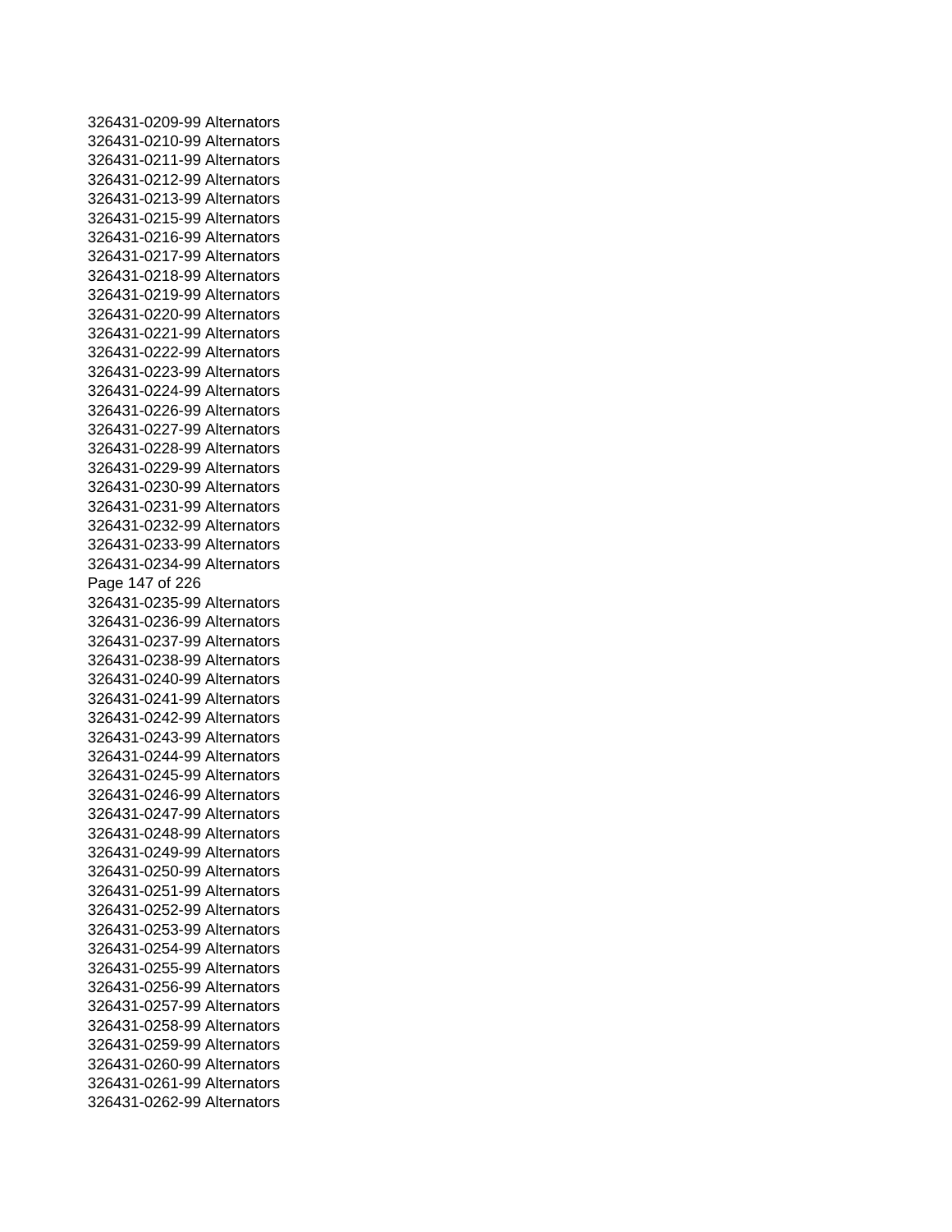326431-0209-99 Alternators
326431-0210-99 Alternators
326431-0211-99 Alternators
326431-0212-99 Alternators
326431-0213-99 Alternators
326431-0215-99 Alternators
326431-0216-99 Alternators
326431-0217-99 Alternators
326431-0218-99 Alternators
326431-0219-99 Alternators
326431-0220-99 Alternators
326431-0221-99 Alternators
326431-0222-99 Alternators
326431-0223-99 Alternators
326431-0224-99 Alternators
326431-0226-99 Alternators
326431-0227-99 Alternators
326431-0228-99 Alternators
326431-0229-99 Alternators
326431-0230-99 Alternators
326431-0231-99 Alternators
326431-0232-99 Alternators
326431-0233-99 Alternators
326431-0234-99 Alternators
326431-0235-99 Alternators
326431-0236-99 Alternators
326431-0237-99 Alternators
326431-0238-99 Alternators
326431-0240-99 Alternators
326431-0241-99 Alternators
326431-0242-99 Alternators
326431-0243-99 Alternators
326431-0244-99 Alternators
326431-0245-99 Alternators
326431-0246-99 Alternators
326431-0247-99 Alternators
326431-0248-99 Alternators
326431-0249-99 Alternators
326431-0250-99 Alternators
326431-0251-99 Alternators
326431-0252-99 Alternators
326431-0253-99 Alternators
326431-0254-99 Alternators
326431-0255-99 Alternators
326431-0256-99 Alternators
326431-0257-99 Alternators
326431-0258-99 Alternators
326431-0259-99 Alternators
326431-0260-99 Alternators
326431-0261-99 Alternators
326431-0262-99 Alternators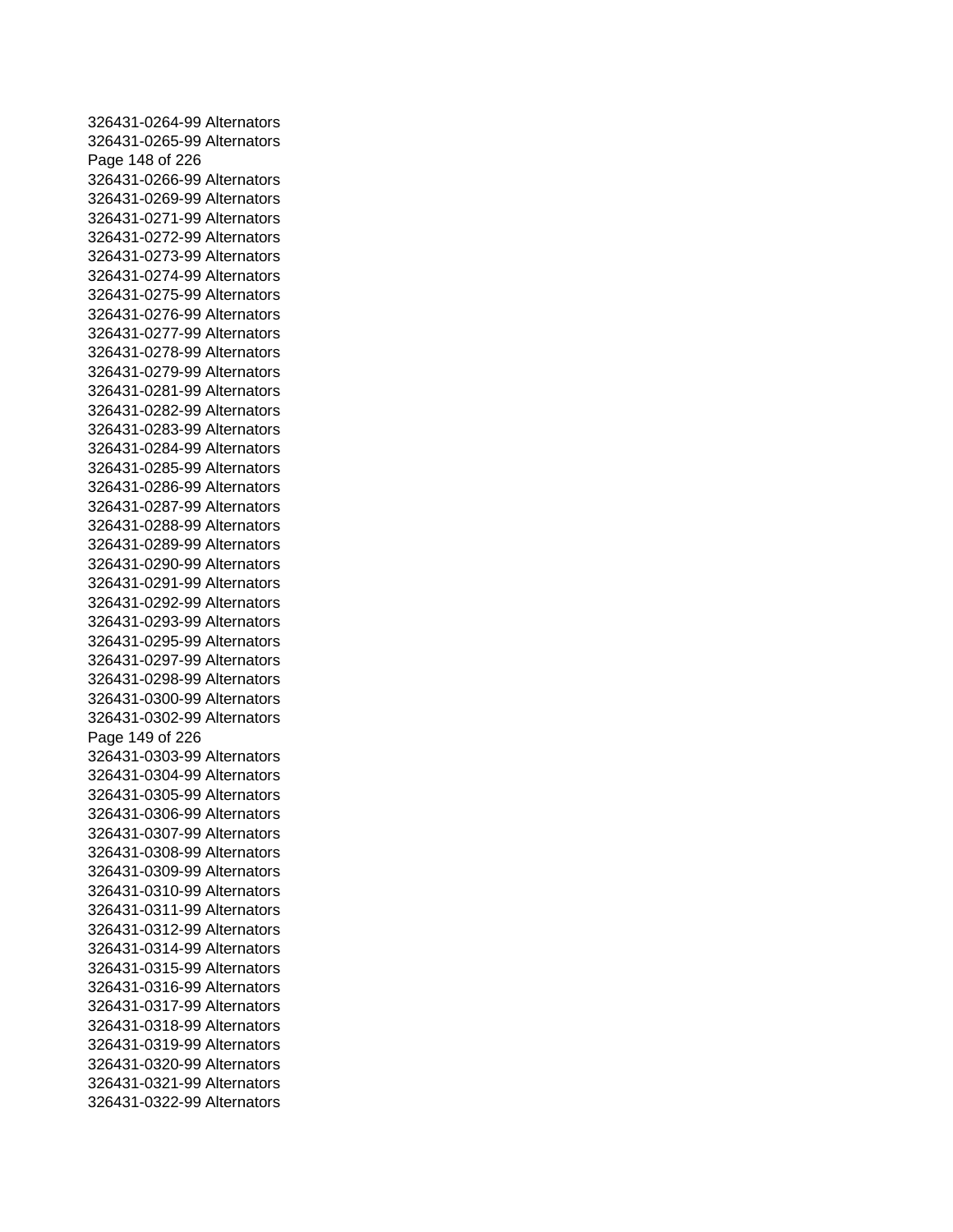326431-0264-99 Alternators
326431-0265-99 Alternators
326431-0266-99 Alternators
326431-0269-99 Alternators
326431-0271-99 Alternators
326431-0272-99 Alternators
326431-0273-99 Alternators
326431-0274-99 Alternators
326431-0275-99 Alternators
326431-0276-99 Alternators
326431-0277-99 Alternators
326431-0278-99 Alternators
326431-0279-99 Alternators
326431-0281-99 Alternators
326431-0282-99 Alternators
326431-0283-99 Alternators
326431-0284-99 Alternators
326431-0285-99 Alternators
326431-0286-99 Alternators
326431-0287-99 Alternators
326431-0288-99 Alternators
326431-0289-99 Alternators
326431-0290-99 Alternators
326431-0291-99 Alternators
326431-0292-99 Alternators
326431-0293-99 Alternators
326431-0295-99 Alternators
326431-0297-99 Alternators
326431-0298-99 Alternators
326431-0300-99 Alternators
326431-0302-99 Alternators
326431-0303-99 Alternators
326431-0304-99 Alternators
326431-0305-99 Alternators
326431-0306-99 Alternators
326431-0307-99 Alternators
326431-0308-99 Alternators
326431-0309-99 Alternators
326431-0310-99 Alternators
326431-0311-99 Alternators
326431-0312-99 Alternators
326431-0314-99 Alternators
326431-0315-99 Alternators
326431-0316-99 Alternators
326431-0317-99 Alternators
326431-0318-99 Alternators
326431-0319-99 Alternators
326431-0320-99 Alternators
326431-0321-99 Alternators
326431-0322-99 Alternators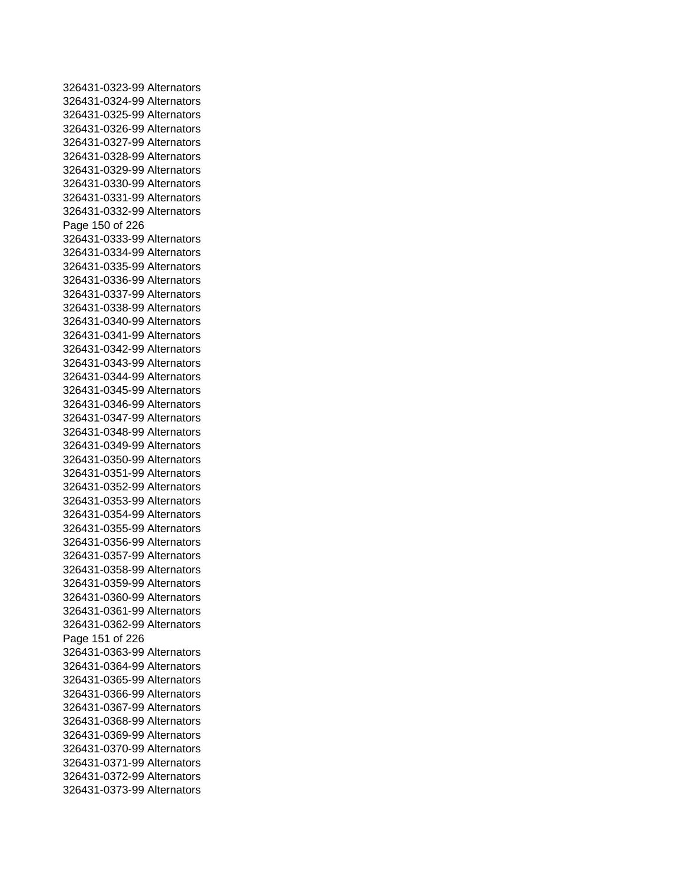326431-0323-99 Alternators
326431-0324-99 Alternators
326431-0325-99 Alternators
326431-0326-99 Alternators
326431-0327-99 Alternators
326431-0328-99 Alternators
326431-0329-99 Alternators
326431-0330-99 Alternators
326431-0331-99 Alternators
326431-0332-99 Alternators
326431-0333-99 Alternators
326431-0334-99 Alternators
326431-0335-99 Alternators
326431-0336-99 Alternators
326431-0337-99 Alternators
326431-0338-99 Alternators
326431-0340-99 Alternators
326431-0341-99 Alternators
326431-0342-99 Alternators
326431-0343-99 Alternators
326431-0344-99 Alternators
326431-0345-99 Alternators
326431-0346-99 Alternators
326431-0347-99 Alternators
326431-0348-99 Alternators
326431-0349-99 Alternators
326431-0350-99 Alternators
326431-0351-99 Alternators
326431-0352-99 Alternators
326431-0353-99 Alternators
326431-0354-99 Alternators
326431-0355-99 Alternators
326431-0356-99 Alternators
326431-0357-99 Alternators
326431-0358-99 Alternators
326431-0359-99 Alternators
326431-0360-99 Alternators
326431-0361-99 Alternators
326431-0362-99 Alternators
326431-0363-99 Alternators
326431-0364-99 Alternators
326431-0365-99 Alternators
326431-0366-99 Alternators
326431-0367-99 Alternators
326431-0368-99 Alternators
326431-0369-99 Alternators
326431-0370-99 Alternators
326431-0371-99 Alternators
326431-0372-99 Alternators
326431-0373-99 Alternators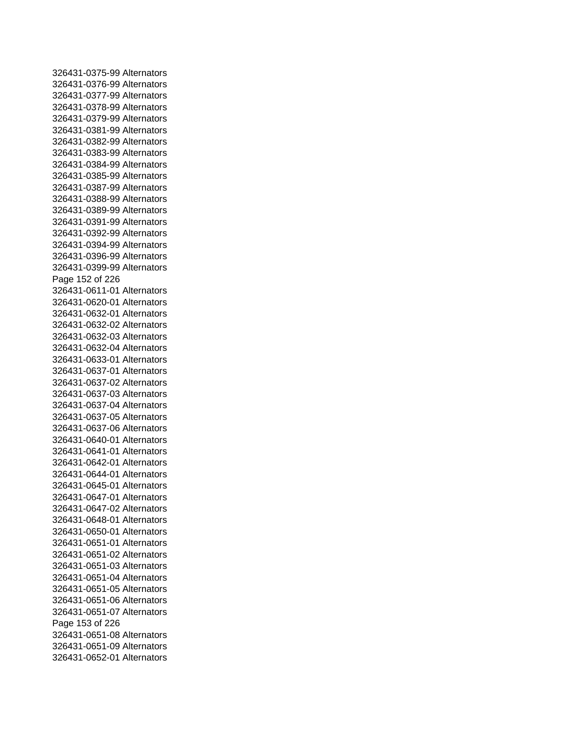326431-0375-99 Alternators
326431-0376-99 Alternators
326431-0377-99 Alternators
326431-0378-99 Alternators
326431-0379-99 Alternators
326431-0381-99 Alternators
326431-0382-99 Alternators
326431-0383-99 Alternators
326431-0384-99 Alternators
326431-0385-99 Alternators
326431-0387-99 Alternators
326431-0388-99 Alternators
326431-0389-99 Alternators
326431-0391-99 Alternators
326431-0392-99 Alternators
326431-0394-99 Alternators
326431-0396-99 Alternators
326431-0399-99 Alternators
326431-0611-01 Alternators
326431-0620-01 Alternators
326431-0632-01 Alternators
326431-0632-02 Alternators
326431-0632-03 Alternators
326431-0632-04 Alternators
326431-0633-01 Alternators
326431-0637-01 Alternators
326431-0637-02 Alternators
326431-0637-03 Alternators
326431-0637-04 Alternators
326431-0637-05 Alternators
326431-0637-06 Alternators
326431-0640-01 Alternators
326431-0641-01 Alternators
326431-0642-01 Alternators
326431-0644-01 Alternators
326431-0645-01 Alternators
326431-0647-01 Alternators
326431-0647-02 Alternators
326431-0648-01 Alternators
326431-0650-01 Alternators
326431-0651-01 Alternators
326431-0651-02 Alternators
326431-0651-03 Alternators
326431-0651-04 Alternators
326431-0651-05 Alternators
326431-0651-06 Alternators
326431-0651-07 Alternators
326431-0651-08 Alternators
326431-0651-09 Alternators
326431-0652-01 Alternators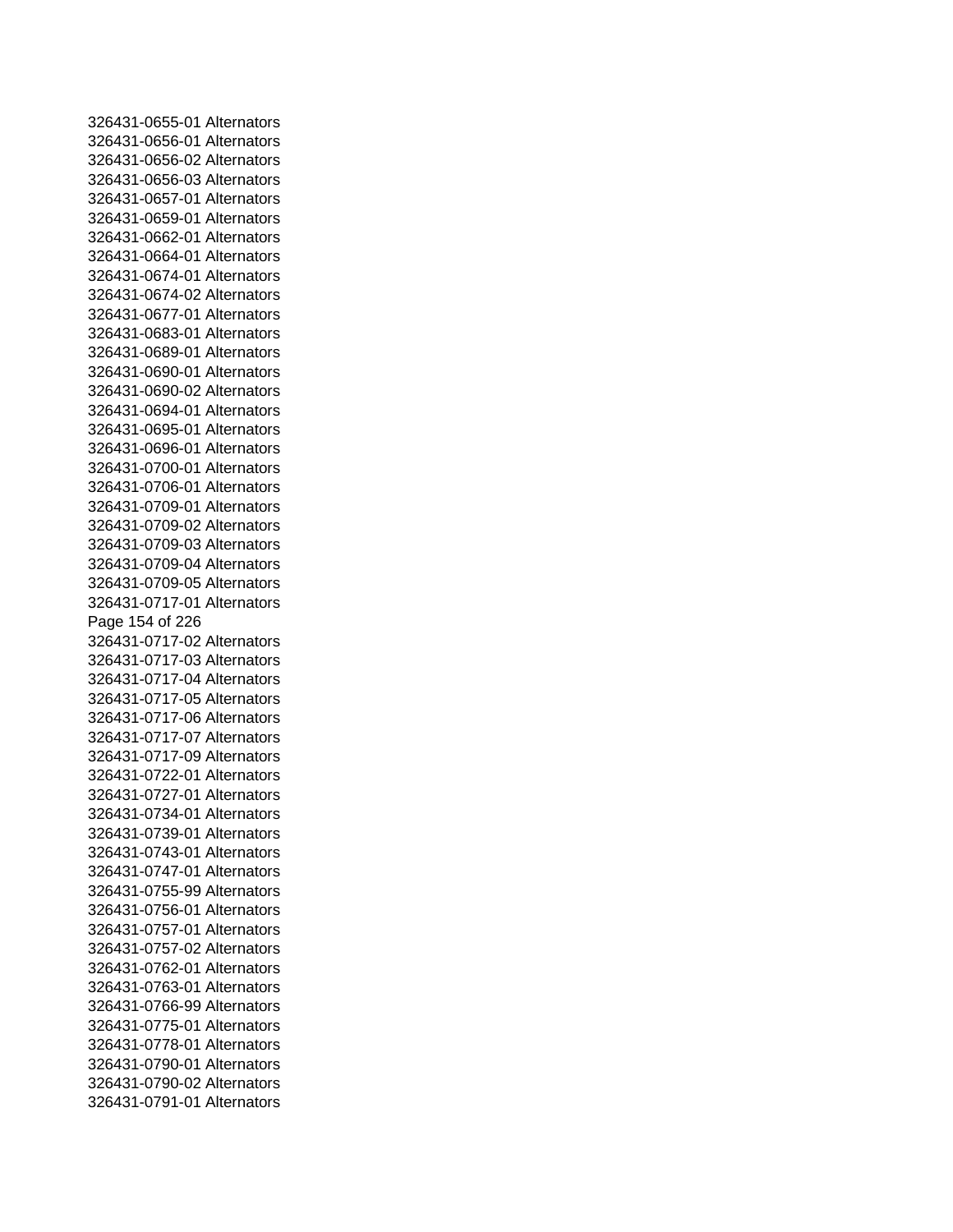326431-0655-01 Alternators
326431-0656-01 Alternators
326431-0656-02 Alternators
326431-0656-03 Alternators
326431-0657-01 Alternators
326431-0659-01 Alternators
326431-0662-01 Alternators
326431-0664-01 Alternators
326431-0674-01 Alternators
326431-0674-02 Alternators
326431-0677-01 Alternators
326431-0683-01 Alternators
326431-0689-01 Alternators
326431-0690-01 Alternators
326431-0690-02 Alternators
326431-0694-01 Alternators
326431-0695-01 Alternators
326431-0696-01 Alternators
326431-0700-01 Alternators
326431-0706-01 Alternators
326431-0709-01 Alternators
326431-0709-02 Alternators
326431-0709-03 Alternators
326431-0709-04 Alternators
326431-0709-05 Alternators
326431-0717-01 Alternators
326431-0717-02 Alternators
326431-0717-03 Alternators
326431-0717-04 Alternators
326431-0717-05 Alternators
326431-0717-06 Alternators
326431-0717-07 Alternators
326431-0717-09 Alternators
326431-0722-01 Alternators
326431-0727-01 Alternators
326431-0734-01 Alternators
326431-0739-01 Alternators
326431-0743-01 Alternators
326431-0747-01 Alternators
326431-0755-99 Alternators
326431-0756-01 Alternators
326431-0757-01 Alternators
326431-0757-02 Alternators
326431-0762-01 Alternators
326431-0763-01 Alternators
326431-0766-99 Alternators
326431-0775-01 Alternators
326431-0778-01 Alternators
326431-0790-01 Alternators
326431-0790-02 Alternators
326431-0791-01 Alternators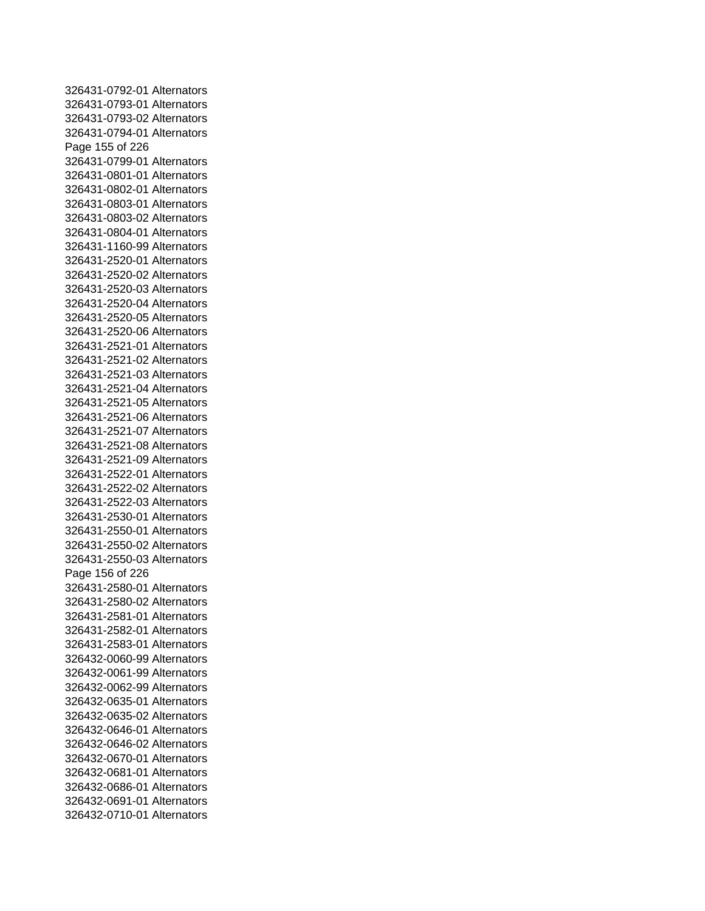326431-0792-01 Alternators
326431-0793-01 Alternators
326431-0793-02 Alternators
326431-0794-01 Alternators
326431-0799-01 Alternators
326431-0801-01 Alternators
326431-0802-01 Alternators
326431-0803-01 Alternators
326431-0803-02 Alternators
326431-0804-01 Alternators
326431-1160-99 Alternators
326431-2520-01 Alternators
326431-2520-02 Alternators
326431-2520-03 Alternators
326431-2520-04 Alternators
326431-2520-05 Alternators
326431-2520-06 Alternators
326431-2521-01 Alternators
326431-2521-02 Alternators
326431-2521-03 Alternators
326431-2521-04 Alternators
326431-2521-05 Alternators
326431-2521-06 Alternators
326431-2521-07 Alternators
326431-2521-08 Alternators
326431-2521-09 Alternators
326431-2522-01 Alternators
326431-2522-02 Alternators
326431-2522-03 Alternators
326431-2530-01 Alternators
326431-2550-01 Alternators
326431-2550-02 Alternators
326431-2550-03 Alternators
326431-2580-01 Alternators
326431-2580-02 Alternators
326431-2581-01 Alternators
326431-2582-01 Alternators
326431-2583-01 Alternators
326432-0060-99 Alternators
326432-0061-99 Alternators
326432-0062-99 Alternators
326432-0635-01 Alternators
326432-0635-02 Alternators
326432-0646-01 Alternators
326432-0646-02 Alternators
326432-0670-01 Alternators
326432-0681-01 Alternators
326432-0686-01 Alternators
326432-0691-01 Alternators
326432-0710-01 Alternators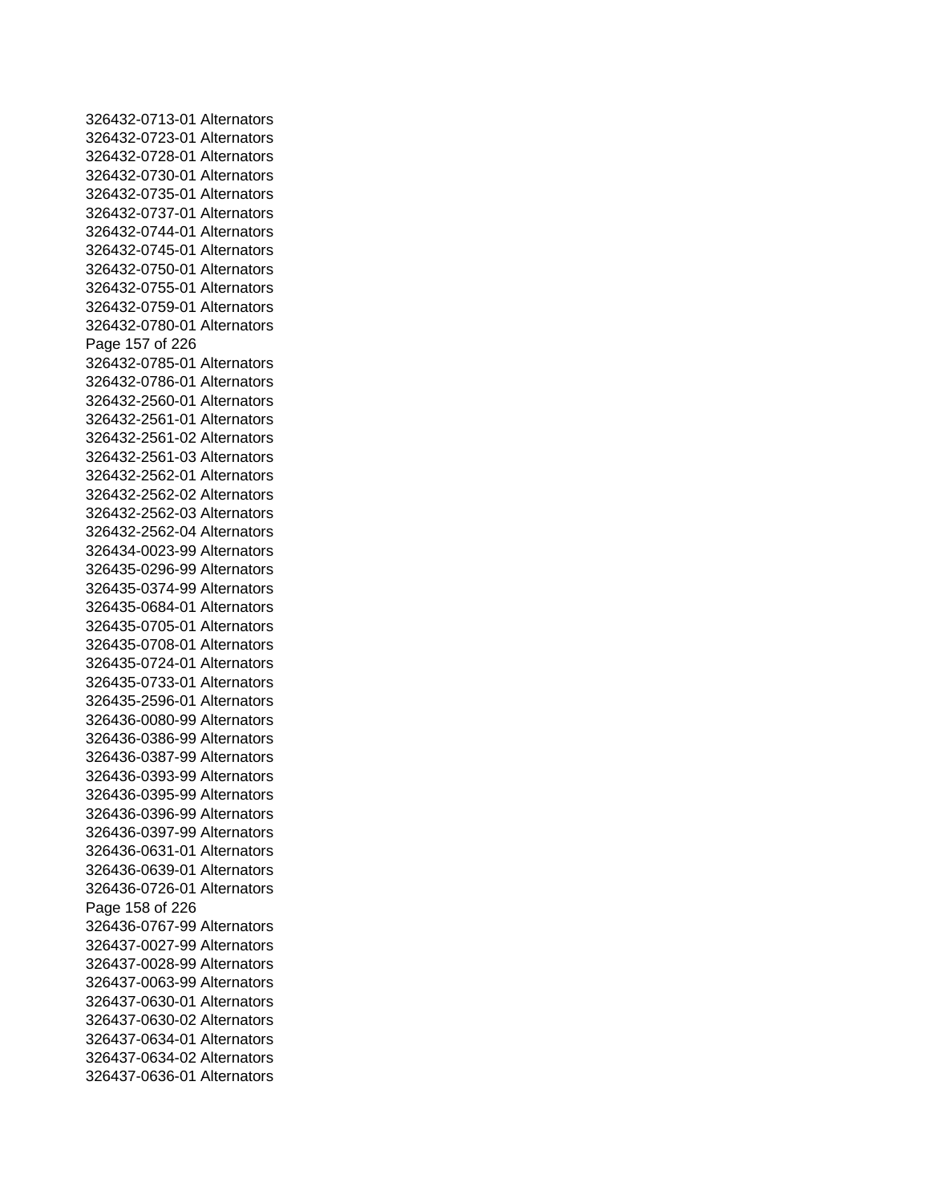326432-0713-01 Alternators
326432-0723-01 Alternators
326432-0728-01 Alternators
326432-0730-01 Alternators
326432-0735-01 Alternators
326432-0737-01 Alternators
326432-0744-01 Alternators
326432-0745-01 Alternators
326432-0750-01 Alternators
326432-0755-01 Alternators
326432-0759-01 Alternators
326432-0780-01 Alternators
326432-0785-01 Alternators
326432-0786-01 Alternators
326432-2560-01 Alternators
326432-2561-01 Alternators
326432-2561-02 Alternators
326432-2561-03 Alternators
326432-2562-01 Alternators
326432-2562-02 Alternators
326432-2562-03 Alternators
326432-2562-04 Alternators
326434-0023-99 Alternators
326435-0296-99 Alternators
326435-0374-99 Alternators
326435-0684-01 Alternators
326435-0705-01 Alternators
326435-0708-01 Alternators
326435-0724-01 Alternators
326435-0733-01 Alternators
326435-2596-01 Alternators
326436-0080-99 Alternators
326436-0386-99 Alternators
326436-0387-99 Alternators
326436-0393-99 Alternators
326436-0395-99 Alternators
326436-0396-99 Alternators
326436-0397-99 Alternators
326436-0631-01 Alternators
326436-0639-01 Alternators
326436-0726-01 Alternators
326436-0767-99 Alternators
326437-0027-99 Alternators
326437-0028-99 Alternators
326437-0063-99 Alternators
326437-0630-01 Alternators
326437-0630-02 Alternators
326437-0634-01 Alternators
326437-0634-02 Alternators
326437-0636-01 Alternators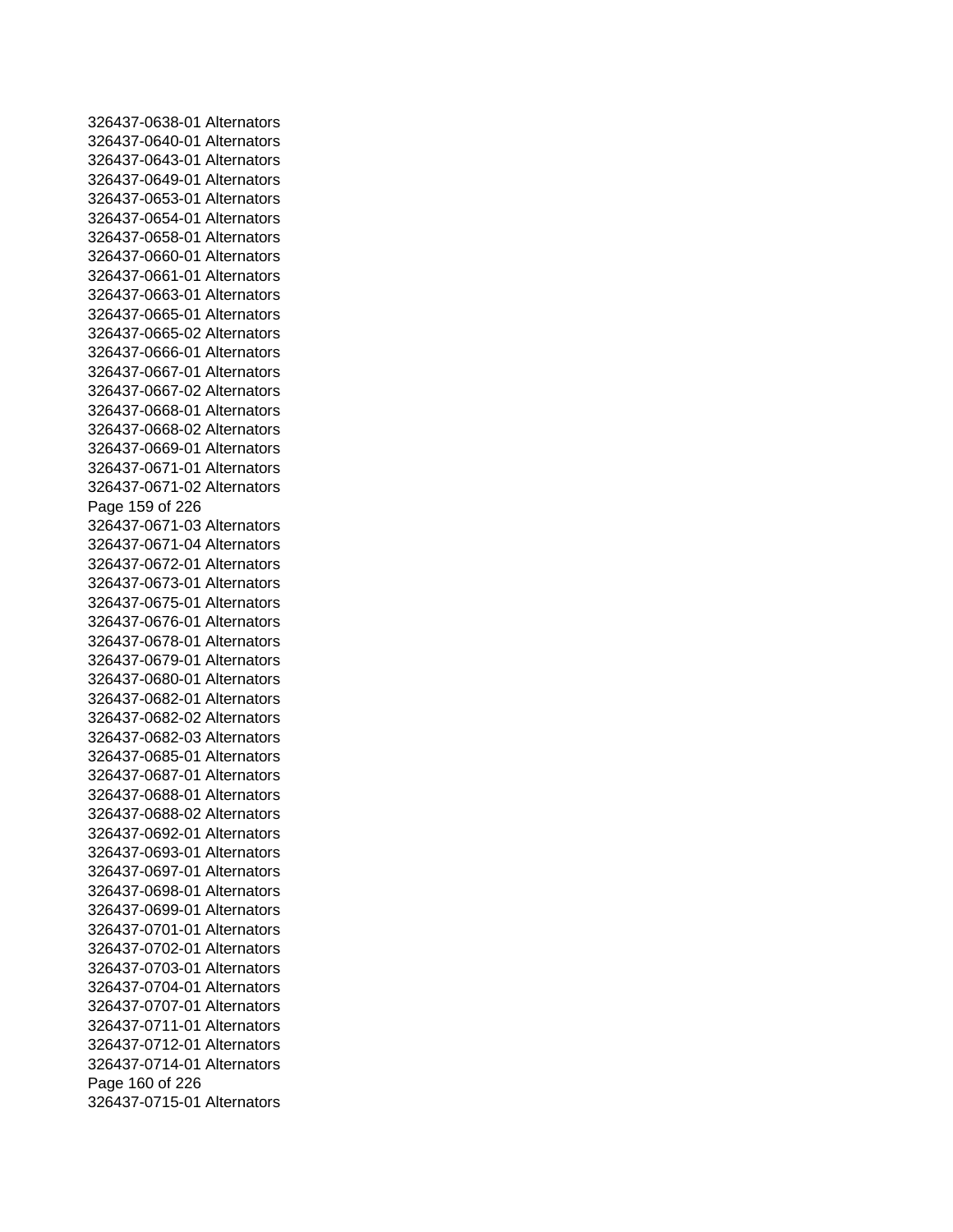326437-0638-01 Alternators
326437-0640-01 Alternators
326437-0643-01 Alternators
326437-0649-01 Alternators
326437-0653-01 Alternators
326437-0654-01 Alternators
326437-0658-01 Alternators
326437-0660-01 Alternators
326437-0661-01 Alternators
326437-0663-01 Alternators
326437-0665-01 Alternators
326437-0665-02 Alternators
326437-0666-01 Alternators
326437-0667-01 Alternators
326437-0667-02 Alternators
326437-0668-01 Alternators
326437-0668-02 Alternators
326437-0669-01 Alternators
326437-0671-01 Alternators
326437-0671-02 Alternators
326437-0671-03 Alternators
326437-0671-04 Alternators
326437-0672-01 Alternators
326437-0673-01 Alternators
326437-0675-01 Alternators
326437-0676-01 Alternators
326437-0678-01 Alternators
326437-0679-01 Alternators
326437-0680-01 Alternators
326437-0682-01 Alternators
326437-0682-02 Alternators
326437-0682-03 Alternators
326437-0685-01 Alternators
326437-0687-01 Alternators
326437-0688-01 Alternators
326437-0688-02 Alternators
326437-0692-01 Alternators
326437-0693-01 Alternators
326437-0697-01 Alternators
326437-0698-01 Alternators
326437-0699-01 Alternators
326437-0701-01 Alternators
326437-0702-01 Alternators
326437-0703-01 Alternators
326437-0704-01 Alternators
326437-0707-01 Alternators
326437-0711-01 Alternators
326437-0712-01 Alternators
326437-0714-01 Alternators
326437-0715-01 Alternators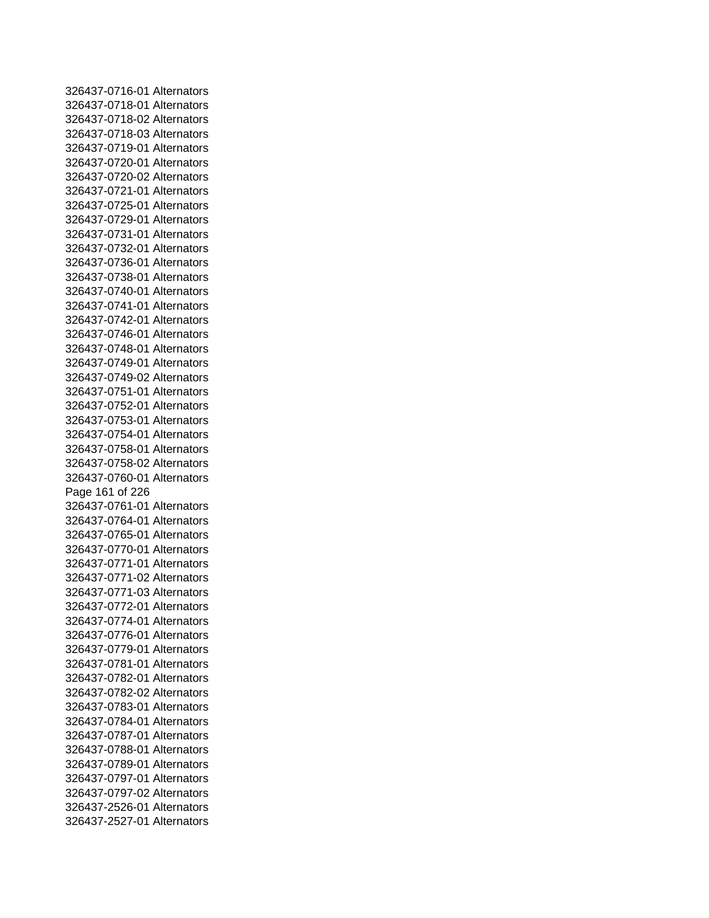326437-0716-01 Alternators
326437-0718-01 Alternators
326437-0718-02 Alternators
326437-0718-03 Alternators
326437-0719-01 Alternators
326437-0720-01 Alternators
326437-0720-02 Alternators
326437-0721-01 Alternators
326437-0725-01 Alternators
326437-0729-01 Alternators
326437-0731-01 Alternators
326437-0732-01 Alternators
326437-0736-01 Alternators
326437-0738-01 Alternators
326437-0740-01 Alternators
326437-0741-01 Alternators
326437-0742-01 Alternators
326437-0746-01 Alternators
326437-0748-01 Alternators
326437-0749-01 Alternators
326437-0749-02 Alternators
326437-0751-01 Alternators
326437-0752-01 Alternators
326437-0753-01 Alternators
326437-0754-01 Alternators
326437-0758-01 Alternators
326437-0758-02 Alternators
326437-0760-01 Alternators
326437-0761-01 Alternators
326437-0764-01 Alternators
326437-0765-01 Alternators
326437-0770-01 Alternators
326437-0771-01 Alternators
326437-0771-02 Alternators
326437-0771-03 Alternators
326437-0772-01 Alternators
326437-0774-01 Alternators
326437-0776-01 Alternators
326437-0779-01 Alternators
326437-0781-01 Alternators
326437-0782-01 Alternators
326437-0782-02 Alternators
326437-0783-01 Alternators
326437-0784-01 Alternators
326437-0787-01 Alternators
326437-0788-01 Alternators
326437-0789-01 Alternators
326437-0797-01 Alternators
326437-0797-02 Alternators
326437-2526-01 Alternators
326437-2527-01 Alternators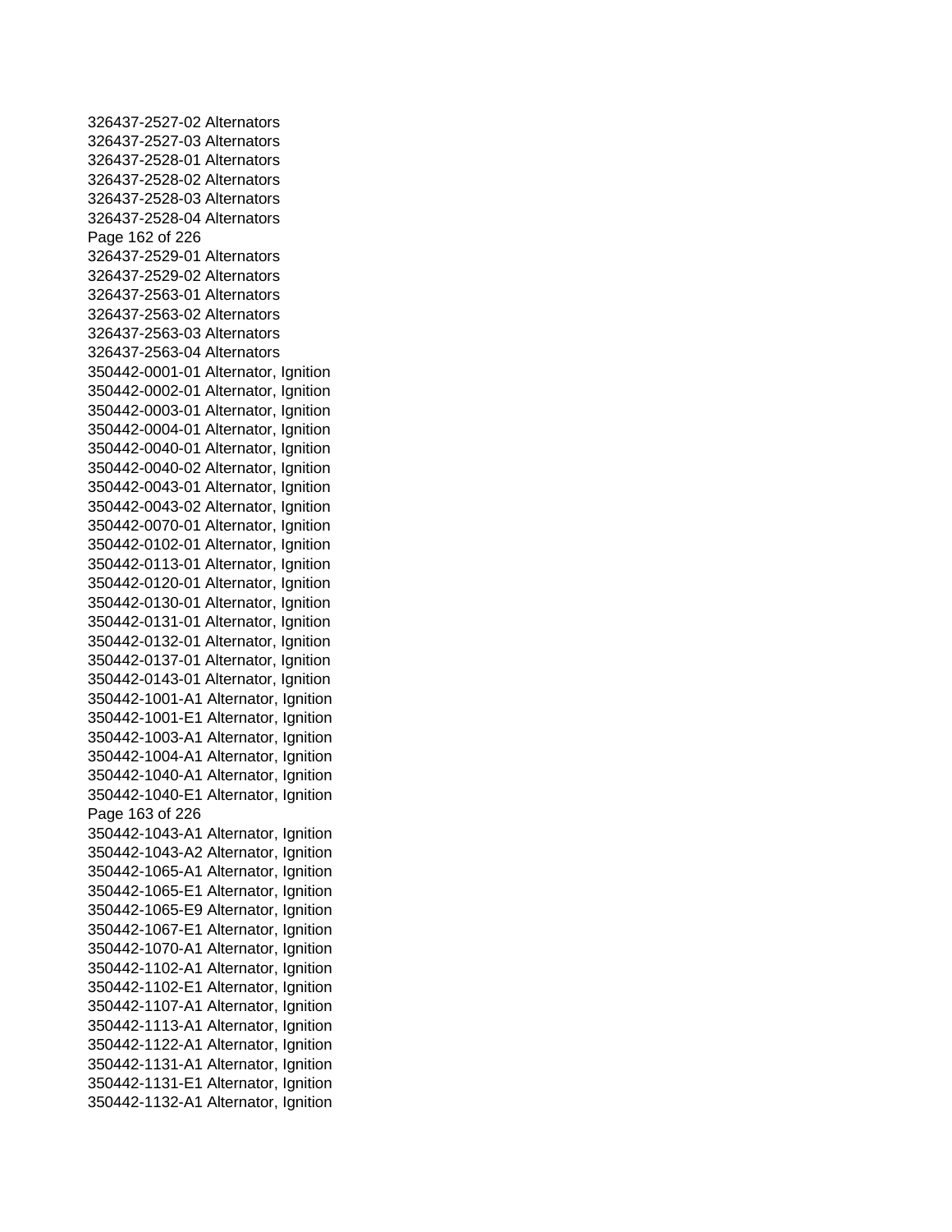326437-2527-02 Alternators
326437-2527-03 Alternators
326437-2528-01 Alternators
326437-2528-02 Alternators
326437-2528-03 Alternators
326437-2528-04 Alternators
326437-2529-01 Alternators
326437-2529-02 Alternators
326437-2563-01 Alternators
326437-2563-02 Alternators
326437-2563-03 Alternators
326437-2563-04 Alternators
350442-0001-01 Alternator, Ignition
350442-0002-01 Alternator, Ignition
350442-0003-01 Alternator, Ignition
350442-0004-01 Alternator, Ignition
350442-0040-01 Alternator, Ignition
350442-0040-02 Alternator, Ignition
350442-0043-01 Alternator, Ignition
350442-0043-02 Alternator, Ignition
350442-0070-01 Alternator, Ignition
350442-0102-01 Alternator, Ignition
350442-0113-01 Alternator, Ignition
350442-0120-01 Alternator, Ignition
350442-0130-01 Alternator, Ignition
350442-0131-01 Alternator, Ignition
350442-0132-01 Alternator, Ignition
350442-0137-01 Alternator, Ignition
350442-0143-01 Alternator, Ignition
350442-1001-A1 Alternator, Ignition
350442-1001-E1 Alternator, Ignition
350442-1003-A1 Alternator, Ignition
350442-1004-A1 Alternator, Ignition
350442-1040-A1 Alternator, Ignition
350442-1040-E1 Alternator, Ignition
350442-1043-A1 Alternator, Ignition
350442-1043-A2 Alternator, Ignition
350442-1065-A1 Alternator, Ignition
350442-1065-E1 Alternator, Ignition
350442-1065-E9 Alternator, Ignition
350442-1067-E1 Alternator, Ignition
350442-1070-A1 Alternator, Ignition
350442-1102-A1 Alternator, Ignition
350442-1102-E1 Alternator, Ignition
350442-1107-A1 Alternator, Ignition
350442-1113-A1 Alternator, Ignition
350442-1122-A1 Alternator, Ignition
350442-1131-A1 Alternator, Ignition
350442-1131-E1 Alternator, Ignition
350442-1132-A1 Alternator, Ignition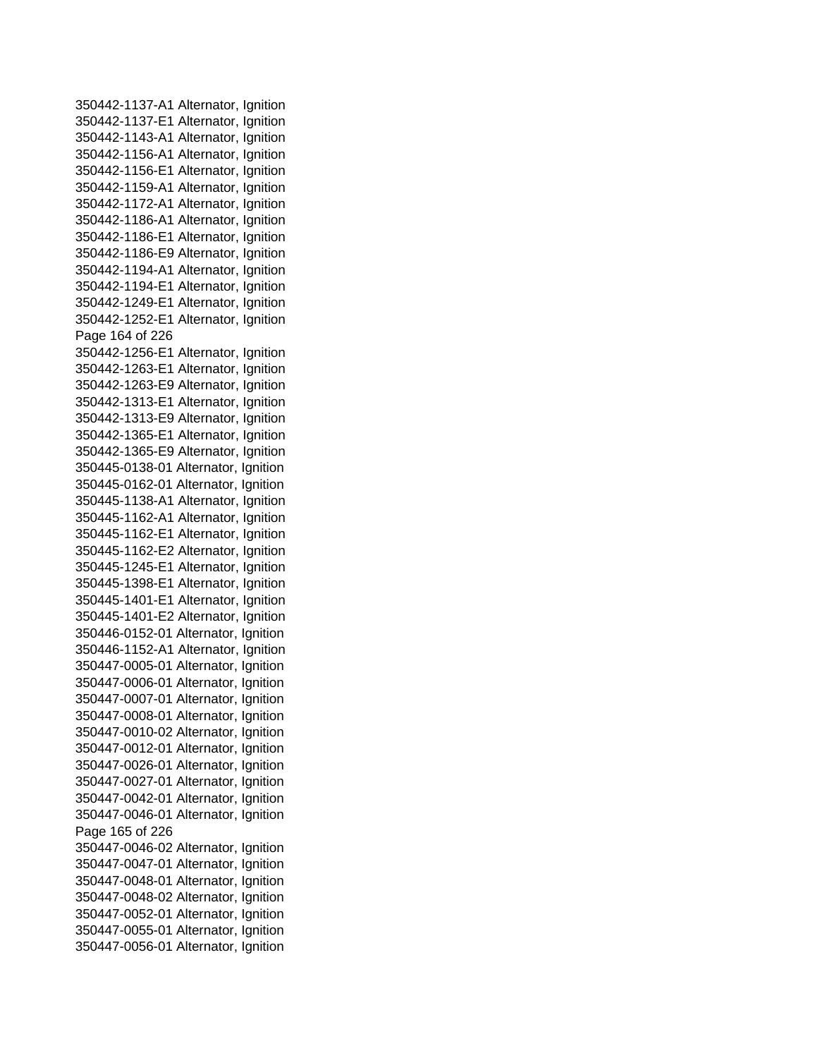350442-1137-A1 Alternator, Ignition
350442-1137-E1 Alternator, Ignition
350442-1143-A1 Alternator, Ignition
350442-1156-A1 Alternator, Ignition
350442-1156-E1 Alternator, Ignition
350442-1159-A1 Alternator, Ignition
350442-1172-A1 Alternator, Ignition
350442-1186-A1 Alternator, Ignition
350442-1186-E1 Alternator, Ignition
350442-1186-E9 Alternator, Ignition
350442-1194-A1 Alternator, Ignition
350442-1194-E1 Alternator, Ignition
350442-1249-E1 Alternator, Ignition
350442-1252-E1 Alternator, Ignition
350442-1256-E1 Alternator, Ignition
350442-1263-E1 Alternator, Ignition
350442-1263-E9 Alternator, Ignition
350442-1313-E1 Alternator, Ignition
350442-1313-E9 Alternator, Ignition
350442-1365-E1 Alternator, Ignition
350442-1365-E9 Alternator, Ignition
350445-0138-01 Alternator, Ignition
350445-0162-01 Alternator, Ignition
350445-1138-A1 Alternator, Ignition
350445-1162-A1 Alternator, Ignition
350445-1162-E1 Alternator, Ignition
350445-1162-E2 Alternator, Ignition
350445-1245-E1 Alternator, Ignition
350445-1398-E1 Alternator, Ignition
350445-1401-E1 Alternator, Ignition
350445-1401-E2 Alternator, Ignition
350446-0152-01 Alternator, Ignition
350446-1152-A1 Alternator, Ignition
350447-0005-01 Alternator, Ignition
350447-0006-01 Alternator, Ignition
350447-0007-01 Alternator, Ignition
350447-0008-01 Alternator, Ignition
350447-0010-02 Alternator, Ignition
350447-0012-01 Alternator, Ignition
350447-0026-01 Alternator, Ignition
350447-0027-01 Alternator, Ignition
350447-0042-01 Alternator, Ignition
350447-0046-01 Alternator, Ignition
350447-0046-02 Alternator, Ignition
350447-0047-01 Alternator, Ignition
350447-0048-01 Alternator, Ignition
350447-0048-02 Alternator, Ignition
350447-0052-01 Alternator, Ignition
350447-0055-01 Alternator, Ignition
350447-0056-01 Alternator, Ignition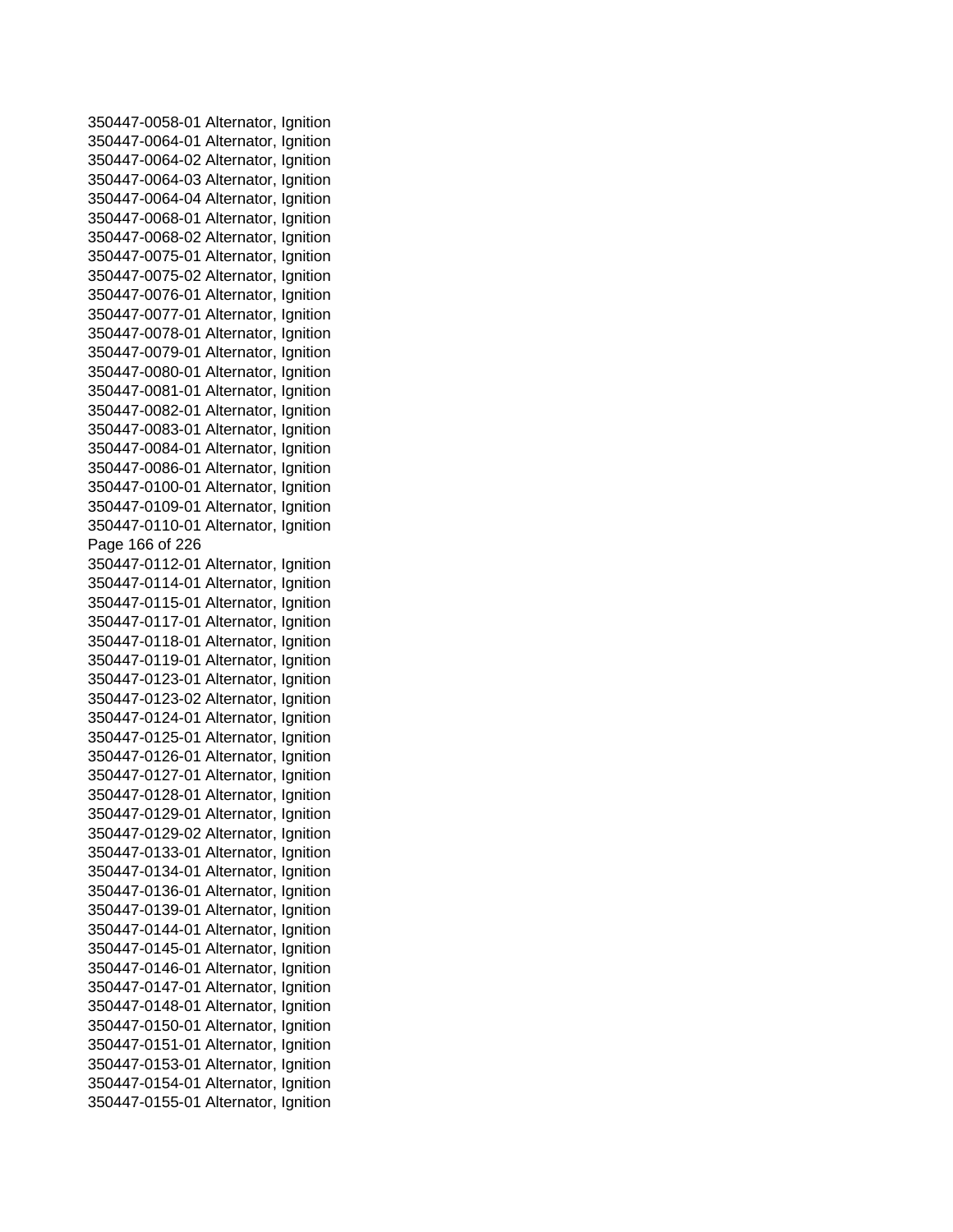350447-0058-01 Alternator, Ignition
350447-0064-01 Alternator, Ignition
350447-0064-02 Alternator, Ignition
350447-0064-03 Alternator, Ignition
350447-0064-04 Alternator, Ignition
350447-0068-01 Alternator, Ignition
350447-0068-02 Alternator, Ignition
350447-0075-01 Alternator, Ignition
350447-0075-02 Alternator, Ignition
350447-0076-01 Alternator, Ignition
350447-0077-01 Alternator, Ignition
350447-0078-01 Alternator, Ignition
350447-0079-01 Alternator, Ignition
350447-0080-01 Alternator, Ignition
350447-0081-01 Alternator, Ignition
350447-0082-01 Alternator, Ignition
350447-0083-01 Alternator, Ignition
350447-0084-01 Alternator, Ignition
350447-0086-01 Alternator, Ignition
350447-0100-01 Alternator, Ignition
350447-0109-01 Alternator, Ignition
350447-0110-01 Alternator, Ignition
350447-0112-01 Alternator, Ignition
350447-0114-01 Alternator, Ignition
350447-0115-01 Alternator, Ignition
350447-0117-01 Alternator, Ignition
350447-0118-01 Alternator, Ignition
350447-0119-01 Alternator, Ignition
350447-0123-01 Alternator, Ignition
350447-0123-02 Alternator, Ignition
350447-0124-01 Alternator, Ignition
350447-0125-01 Alternator, Ignition
350447-0126-01 Alternator, Ignition
350447-0127-01 Alternator, Ignition
350447-0128-01 Alternator, Ignition
350447-0129-01 Alternator, Ignition
350447-0129-02 Alternator, Ignition
350447-0133-01 Alternator, Ignition
350447-0134-01 Alternator, Ignition
350447-0136-01 Alternator, Ignition
350447-0139-01 Alternator, Ignition
350447-0144-01 Alternator, Ignition
350447-0145-01 Alternator, Ignition
350447-0146-01 Alternator, Ignition
350447-0147-01 Alternator, Ignition
350447-0148-01 Alternator, Ignition
350447-0150-01 Alternator, Ignition
350447-0151-01 Alternator, Ignition
350447-0153-01 Alternator, Ignition
350447-0154-01 Alternator, Ignition
350447-0155-01 Alternator, Ignition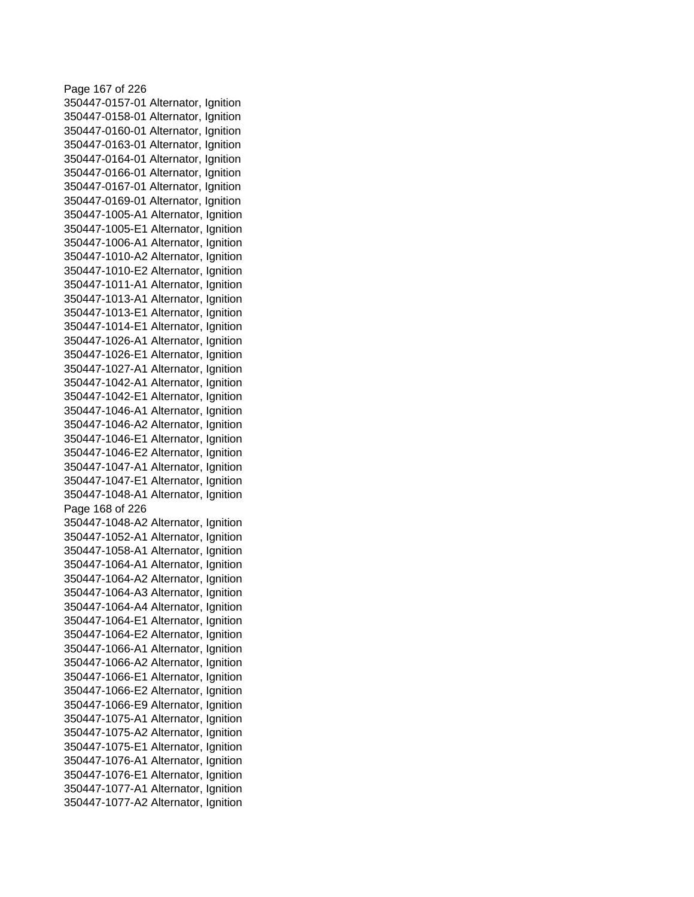350447-0157-01 Alternator, Ignition
350447-0158-01 Alternator, Ignition
350447-0160-01 Alternator, Ignition
350447-0163-01 Alternator, Ignition
350447-0164-01 Alternator, Ignition
350447-0166-01 Alternator, Ignition
350447-0167-01 Alternator, Ignition
350447-0169-01 Alternator, Ignition
350447-1005-A1 Alternator, Ignition
350447-1005-E1 Alternator, Ignition
350447-1006-A1 Alternator, Ignition
350447-1010-A2 Alternator, Ignition
350447-1010-E2 Alternator, Ignition
350447-1011-A1 Alternator, Ignition
350447-1013-A1 Alternator, Ignition
350447-1013-E1 Alternator, Ignition
350447-1014-E1 Alternator, Ignition
350447-1026-A1 Alternator, Ignition
350447-1026-E1 Alternator, Ignition
350447-1027-A1 Alternator, Ignition
350447-1042-A1 Alternator, Ignition
350447-1042-E1 Alternator, Ignition
350447-1046-A1 Alternator, Ignition
350447-1046-A2 Alternator, Ignition
350447-1046-E1 Alternator, Ignition
350447-1046-E2 Alternator, Ignition
350447-1047-A1 Alternator, Ignition
350447-1047-E1 Alternator, Ignition
350447-1048-A1 Alternator, Ignition
350447-1048-A2 Alternator, Ignition
350447-1052-A1 Alternator, Ignition
350447-1058-A1 Alternator, Ignition
350447-1064-A1 Alternator, Ignition
350447-1064-A2 Alternator, Ignition
350447-1064-A3 Alternator, Ignition
350447-1064-A4 Alternator, Ignition
350447-1064-E1 Alternator, Ignition
350447-1064-E2 Alternator, Ignition
350447-1066-A1 Alternator, Ignition
350447-1066-A2 Alternator, Ignition
350447-1066-E1 Alternator, Ignition
350447-1066-E2 Alternator, Ignition
350447-1066-E9 Alternator, Ignition
350447-1075-A1 Alternator, Ignition
350447-1075-A2 Alternator, Ignition
350447-1075-E1 Alternator, Ignition
350447-1076-A1 Alternator, Ignition
350447-1076-E1 Alternator, Ignition
350447-1077-A1 Alternator, Ignition
350447-1077-A2 Alternator, Ignition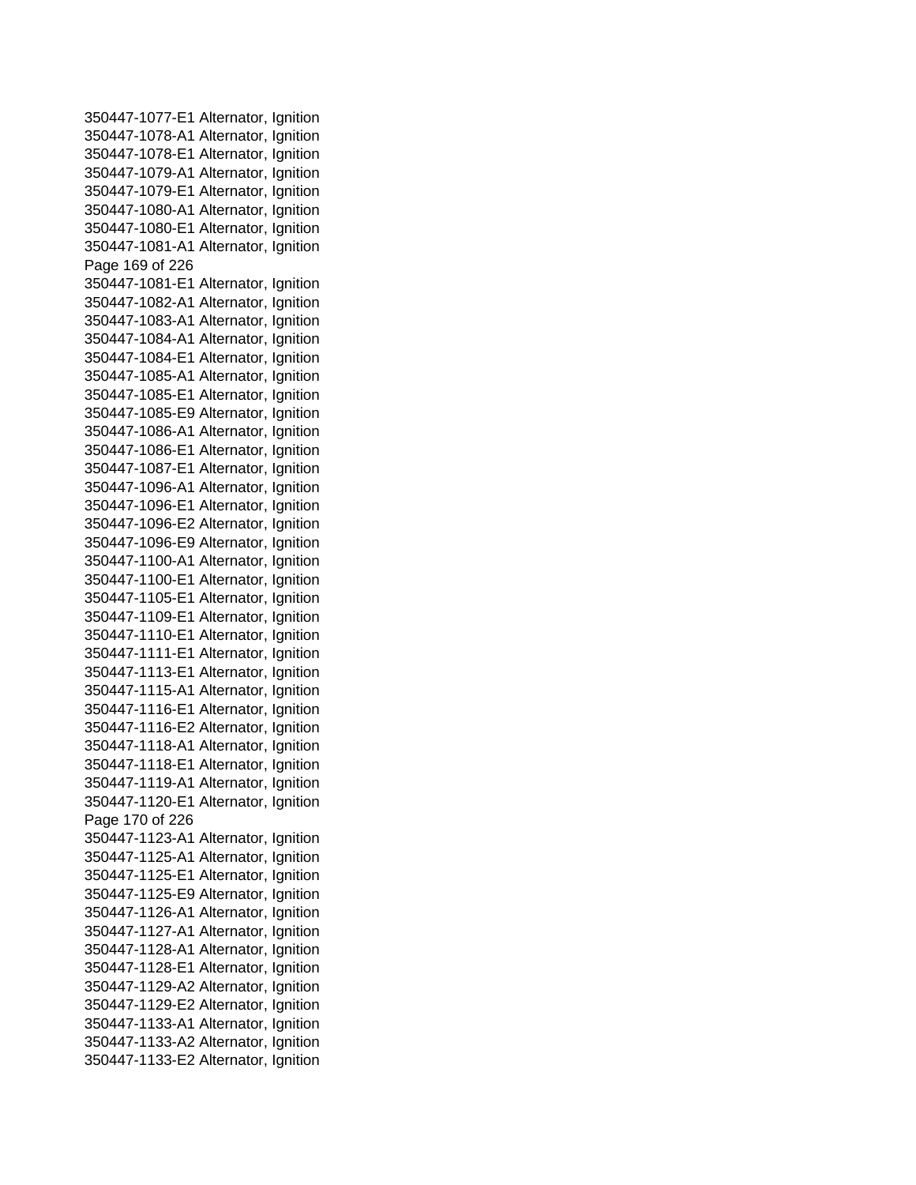350447-1077-E1 Alternator, Ignition
350447-1078-A1 Alternator, Ignition
350447-1078-E1 Alternator, Ignition
350447-1079-A1 Alternator, Ignition
350447-1079-E1 Alternator, Ignition
350447-1080-A1 Alternator, Ignition
350447-1080-E1 Alternator, Ignition
350447-1081-A1 Alternator, Ignition
350447-1081-E1 Alternator, Ignition
350447-1082-A1 Alternator, Ignition
350447-1083-A1 Alternator, Ignition
350447-1084-A1 Alternator, Ignition
350447-1084-E1 Alternator, Ignition
350447-1085-A1 Alternator, Ignition
350447-1085-E1 Alternator, Ignition
350447-1085-E9 Alternator, Ignition
350447-1086-A1 Alternator, Ignition
350447-1086-E1 Alternator, Ignition
350447-1087-E1 Alternator, Ignition
350447-1096-A1 Alternator, Ignition
350447-1096-E1 Alternator, Ignition
350447-1096-E2 Alternator, Ignition
350447-1096-E9 Alternator, Ignition
350447-1100-A1 Alternator, Ignition
350447-1100-E1 Alternator, Ignition
350447-1105-E1 Alternator, Ignition
350447-1109-E1 Alternator, Ignition
350447-1110-E1 Alternator, Ignition
350447-1111-E1 Alternator, Ignition
350447-1113-E1 Alternator, Ignition
350447-1115-A1 Alternator, Ignition
350447-1116-E1 Alternator, Ignition
350447-1116-E2 Alternator, Ignition
350447-1118-A1 Alternator, Ignition
350447-1118-E1 Alternator, Ignition
350447-1119-A1 Alternator, Ignition
350447-1120-E1 Alternator, Ignition
350447-1123-A1 Alternator, Ignition
350447-1125-A1 Alternator, Ignition
350447-1125-E1 Alternator, Ignition
350447-1125-E9 Alternator, Ignition
350447-1126-A1 Alternator, Ignition
350447-1127-A1 Alternator, Ignition
350447-1128-A1 Alternator, Ignition
350447-1128-E1 Alternator, Ignition
350447-1129-A2 Alternator, Ignition
350447-1129-E2 Alternator, Ignition
350447-1133-A1 Alternator, Ignition
350447-1133-A2 Alternator, Ignition
350447-1133-E2 Alternator, Ignition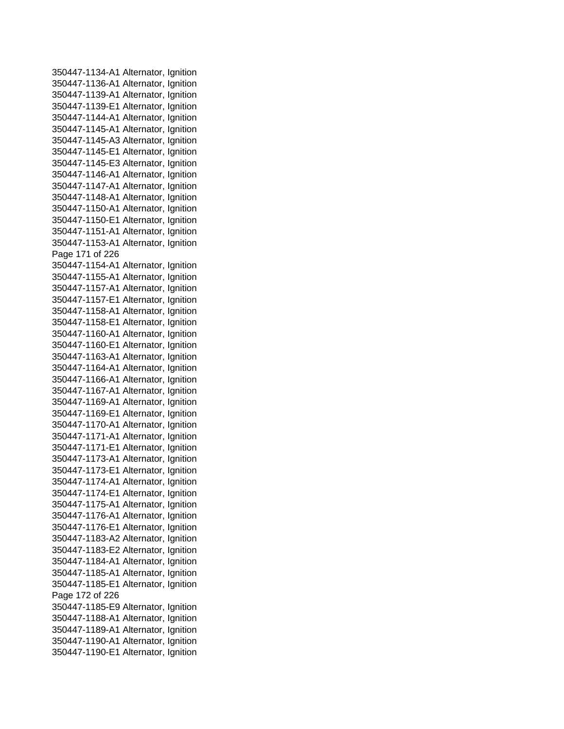350447-1134-A1 Alternator, Ignition
350447-1136-A1 Alternator, Ignition
350447-1139-A1 Alternator, Ignition
350447-1139-E1 Alternator, Ignition
350447-1144-A1 Alternator, Ignition
350447-1145-A1 Alternator, Ignition
350447-1145-A3 Alternator, Ignition
350447-1145-E1 Alternator, Ignition
350447-1145-E3 Alternator, Ignition
350447-1146-A1 Alternator, Ignition
350447-1147-A1 Alternator, Ignition
350447-1148-A1 Alternator, Ignition
350447-1150-A1 Alternator, Ignition
350447-1150-E1 Alternator, Ignition
350447-1151-A1 Alternator, Ignition
350447-1153-A1 Alternator, Ignition
350447-1154-A1 Alternator, Ignition
350447-1155-A1 Alternator, Ignition
350447-1157-A1 Alternator, Ignition
350447-1157-E1 Alternator, Ignition
350447-1158-A1 Alternator, Ignition
350447-1158-E1 Alternator, Ignition
350447-1160-A1 Alternator, Ignition
350447-1160-E1 Alternator, Ignition
350447-1163-A1 Alternator, Ignition
350447-1164-A1 Alternator, Ignition
350447-1166-A1 Alternator, Ignition
350447-1167-A1 Alternator, Ignition
350447-1169-A1 Alternator, Ignition
350447-1169-E1 Alternator, Ignition
350447-1170-A1 Alternator, Ignition
350447-1171-A1 Alternator, Ignition
350447-1171-E1 Alternator, Ignition
350447-1173-A1 Alternator, Ignition
350447-1173-E1 Alternator, Ignition
350447-1174-A1 Alternator, Ignition
350447-1174-E1 Alternator, Ignition
350447-1175-A1 Alternator, Ignition
350447-1176-A1 Alternator, Ignition
350447-1176-E1 Alternator, Ignition
350447-1183-A2 Alternator, Ignition
350447-1183-E2 Alternator, Ignition
350447-1184-A1 Alternator, Ignition
350447-1185-A1 Alternator, Ignition
350447-1185-E1 Alternator, Ignition
350447-1185-E9 Alternator, Ignition
350447-1188-A1 Alternator, Ignition
350447-1189-A1 Alternator, Ignition
350447-1190-A1 Alternator, Ignition
350447-1190-E1 Alternator, Ignition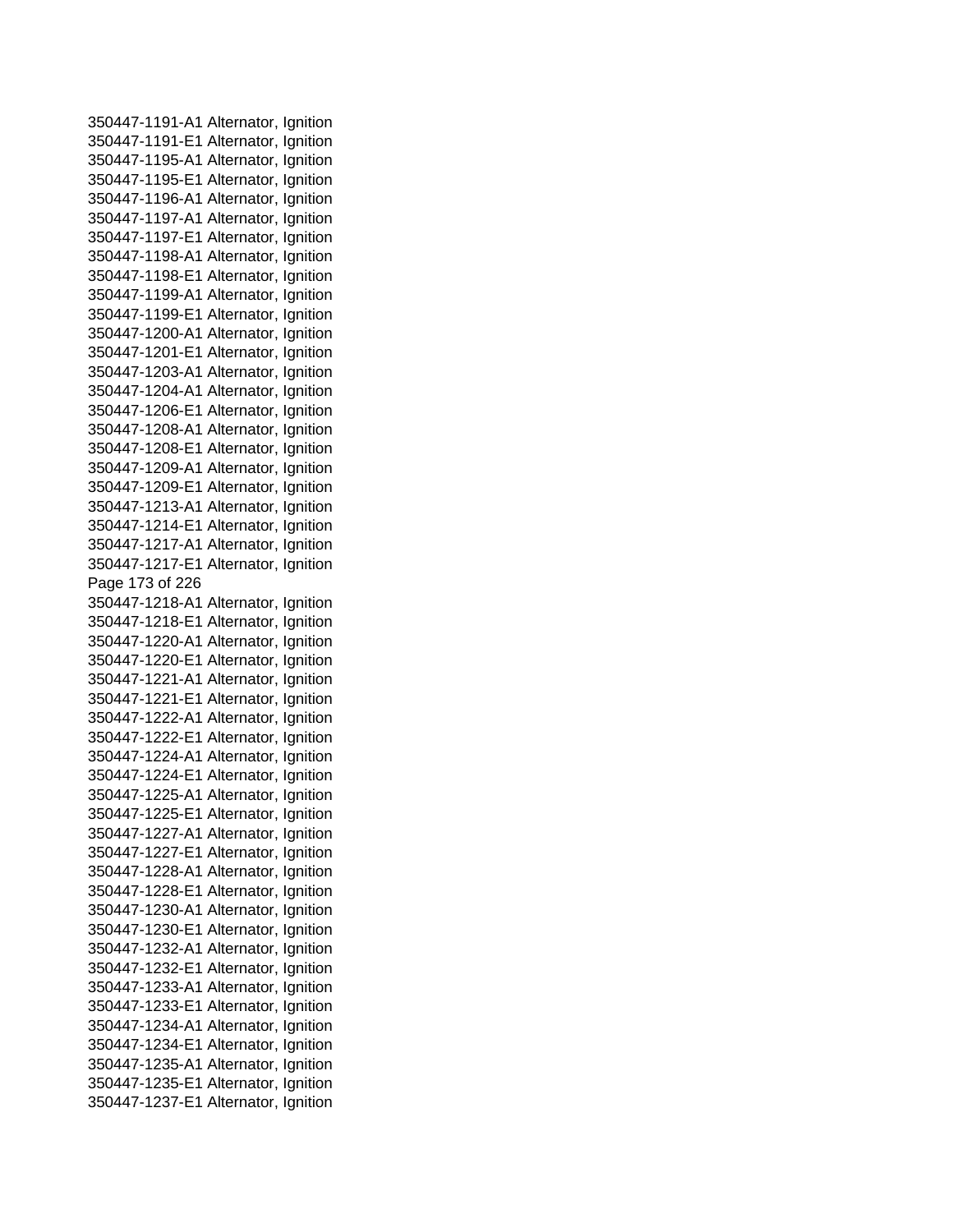350447-1191-A1 Alternator, Ignition
350447-1191-E1 Alternator, Ignition
350447-1195-A1 Alternator, Ignition
350447-1195-E1 Alternator, Ignition
350447-1196-A1 Alternator, Ignition
350447-1197-A1 Alternator, Ignition
350447-1197-E1 Alternator, Ignition
350447-1198-A1 Alternator, Ignition
350447-1198-E1 Alternator, Ignition
350447-1199-A1 Alternator, Ignition
350447-1199-E1 Alternator, Ignition
350447-1200-A1 Alternator, Ignition
350447-1201-E1 Alternator, Ignition
350447-1203-A1 Alternator, Ignition
350447-1204-A1 Alternator, Ignition
350447-1206-E1 Alternator, Ignition
350447-1208-A1 Alternator, Ignition
350447-1208-E1 Alternator, Ignition
350447-1209-A1 Alternator, Ignition
350447-1209-E1 Alternator, Ignition
350447-1213-A1 Alternator, Ignition
350447-1214-E1 Alternator, Ignition
350447-1217-A1 Alternator, Ignition
350447-1217-E1 Alternator, Ignition
350447-1218-A1 Alternator, Ignition
350447-1218-E1 Alternator, Ignition
350447-1220-A1 Alternator, Ignition
350447-1220-E1 Alternator, Ignition
350447-1221-A1 Alternator, Ignition
350447-1221-E1 Alternator, Ignition
350447-1222-A1 Alternator, Ignition
350447-1222-E1 Alternator, Ignition
350447-1224-A1 Alternator, Ignition
350447-1224-E1 Alternator, Ignition
350447-1225-A1 Alternator, Ignition
350447-1225-E1 Alternator, Ignition
350447-1227-A1 Alternator, Ignition
350447-1227-E1 Alternator, Ignition
350447-1228-A1 Alternator, Ignition
350447-1228-E1 Alternator, Ignition
350447-1230-A1 Alternator, Ignition
350447-1230-E1 Alternator, Ignition
350447-1232-A1 Alternator, Ignition
350447-1232-E1 Alternator, Ignition
350447-1233-A1 Alternator, Ignition
350447-1233-E1 Alternator, Ignition
350447-1234-A1 Alternator, Ignition
350447-1234-E1 Alternator, Ignition
350447-1235-A1 Alternator, Ignition
350447-1235-E1 Alternator, Ignition
350447-1237-E1 Alternator, Ignition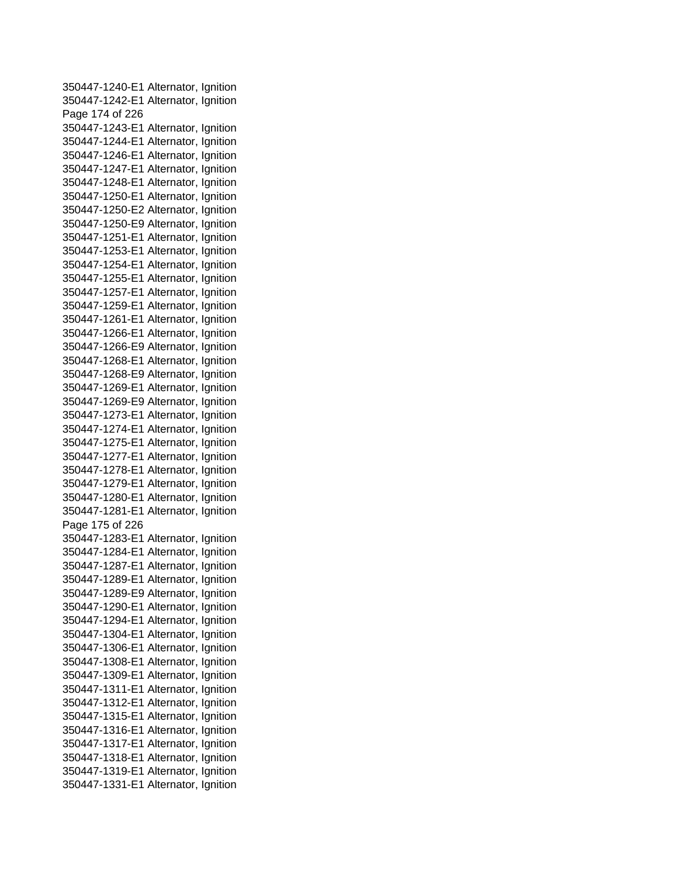350447-1240-E1 Alternator, Ignition
350447-1242-E1 Alternator, Ignition
350447-1243-E1 Alternator, Ignition
350447-1244-E1 Alternator, Ignition
350447-1246-E1 Alternator, Ignition
350447-1247-E1 Alternator, Ignition
350447-1248-E1 Alternator, Ignition
350447-1250-E1 Alternator, Ignition
350447-1250-E2 Alternator, Ignition
350447-1250-E9 Alternator, Ignition
350447-1251-E1 Alternator, Ignition
350447-1253-E1 Alternator, Ignition
350447-1254-E1 Alternator, Ignition
350447-1255-E1 Alternator, Ignition
350447-1257-E1 Alternator, Ignition
350447-1259-E1 Alternator, Ignition
350447-1261-E1 Alternator, Ignition
350447-1266-E1 Alternator, Ignition
350447-1266-E9 Alternator, Ignition
350447-1268-E1 Alternator, Ignition
350447-1268-E9 Alternator, Ignition
350447-1269-E1 Alternator, Ignition
350447-1269-E9 Alternator, Ignition
350447-1273-E1 Alternator, Ignition
350447-1274-E1 Alternator, Ignition
350447-1275-E1 Alternator, Ignition
350447-1277-E1 Alternator, Ignition
350447-1278-E1 Alternator, Ignition
350447-1279-E1 Alternator, Ignition
350447-1280-E1 Alternator, Ignition
350447-1281-E1 Alternator, Ignition
350447-1283-E1 Alternator, Ignition
350447-1284-E1 Alternator, Ignition
350447-1287-E1 Alternator, Ignition
350447-1289-E1 Alternator, Ignition
350447-1289-E9 Alternator, Ignition
350447-1290-E1 Alternator, Ignition
350447-1294-E1 Alternator, Ignition
350447-1304-E1 Alternator, Ignition
350447-1306-E1 Alternator, Ignition
350447-1308-E1 Alternator, Ignition
350447-1309-E1 Alternator, Ignition
350447-1311-E1 Alternator, Ignition
350447-1312-E1 Alternator, Ignition
350447-1315-E1 Alternator, Ignition
350447-1316-E1 Alternator, Ignition
350447-1317-E1 Alternator, Ignition
350447-1318-E1 Alternator, Ignition
350447-1319-E1 Alternator, Ignition
350447-1331-E1 Alternator, Ignition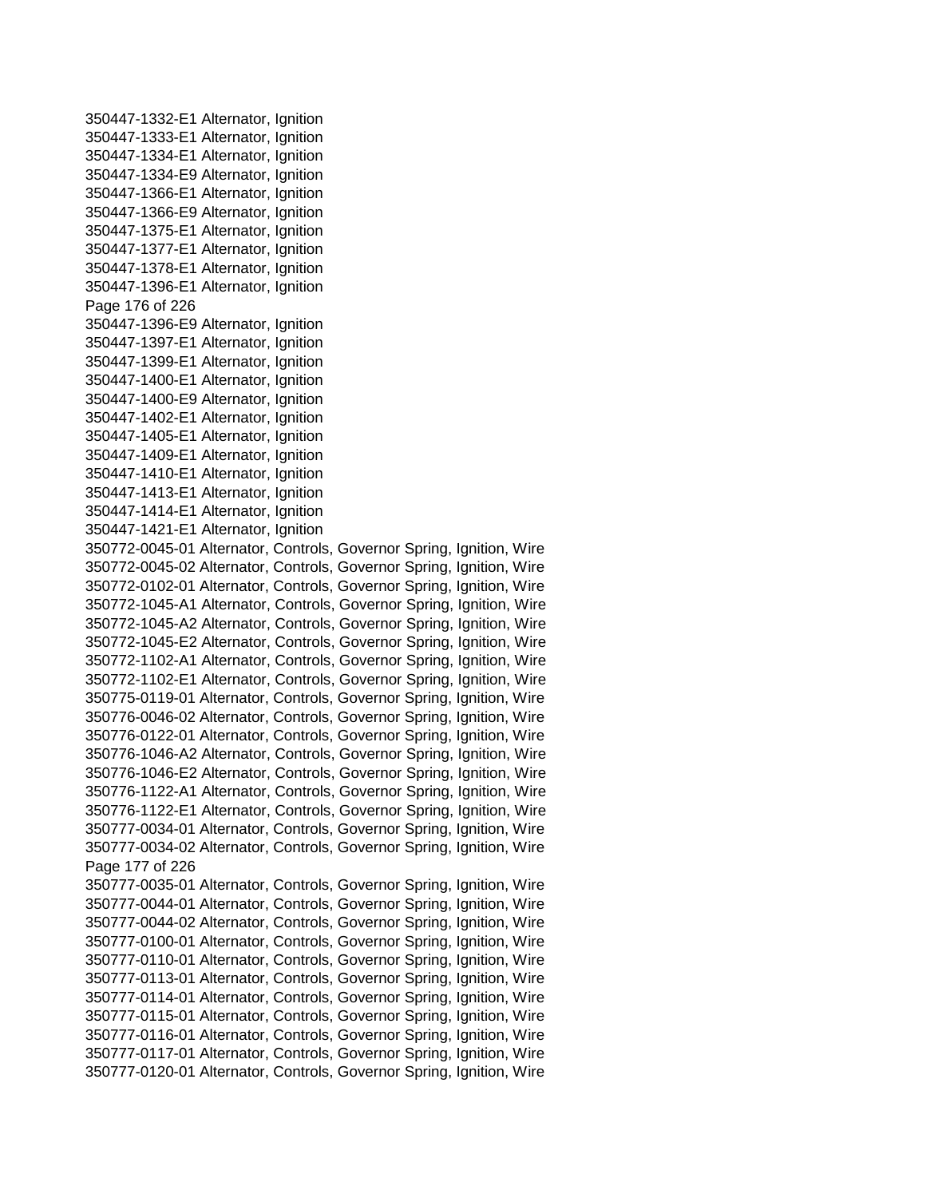350447-1332-E1 Alternator, Ignition
350447-1333-E1 Alternator, Ignition
350447-1334-E1 Alternator, Ignition
350447-1334-E9 Alternator, Ignition
350447-1366-E1 Alternator, Ignition
350447-1366-E9 Alternator, Ignition
350447-1375-E1 Alternator, Ignition
350447-1377-E1 Alternator, Ignition
350447-1378-E1 Alternator, Ignition
350447-1396-E1 Alternator, Ignition
350447-1396-E9 Alternator, Ignition
350447-1397-E1 Alternator, Ignition
350447-1399-E1 Alternator, Ignition
350447-1400-E1 Alternator, Ignition
350447-1400-E9 Alternator, Ignition
350447-1402-E1 Alternator, Ignition
350447-1405-E1 Alternator, Ignition
350447-1409-E1 Alternator, Ignition
350447-1410-E1 Alternator, Ignition
350447-1413-E1 Alternator, Ignition
350447-1414-E1 Alternator, Ignition
350447-1421-E1 Alternator, Ignition
350772-0045-01 Alternator, Controls, Governor Spring, Ignition, Wire
350772-0045-02 Alternator, Controls, Governor Spring, Ignition, Wire
350772-0102-01 Alternator, Controls, Governor Spring, Ignition, Wire
350772-1045-A1 Alternator, Controls, Governor Spring, Ignition, Wire
350772-1045-A2 Alternator, Controls, Governor Spring, Ignition, Wire
350772-1045-E2 Alternator, Controls, Governor Spring, Ignition, Wire
350772-1102-A1 Alternator, Controls, Governor Spring, Ignition, Wire
350772-1102-E1 Alternator, Controls, Governor Spring, Ignition, Wire
350775-0119-01 Alternator, Controls, Governor Spring, Ignition, Wire
350776-0046-02 Alternator, Controls, Governor Spring, Ignition, Wire
350776-0122-01 Alternator, Controls, Governor Spring, Ignition, Wire
350776-1046-A2 Alternator, Controls, Governor Spring, Ignition, Wire
350776-1046-E2 Alternator, Controls, Governor Spring, Ignition, Wire
350776-1122-A1 Alternator, Controls, Governor Spring, Ignition, Wire
350776-1122-E1 Alternator, Controls, Governor Spring, Ignition, Wire
350777-0034-01 Alternator, Controls, Governor Spring, Ignition, Wire
350777-0034-02 Alternator, Controls, Governor Spring, Ignition, Wire
350777-0035-01 Alternator, Controls, Governor Spring, Ignition, Wire
350777-0044-01 Alternator, Controls, Governor Spring, Ignition, Wire
350777-0044-02 Alternator, Controls, Governor Spring, Ignition, Wire
350777-0100-01 Alternator, Controls, Governor Spring, Ignition, Wire
350777-0110-01 Alternator, Controls, Governor Spring, Ignition, Wire
350777-0113-01 Alternator, Controls, Governor Spring, Ignition, Wire
350777-0114-01 Alternator, Controls, Governor Spring, Ignition, Wire
350777-0115-01 Alternator, Controls, Governor Spring, Ignition, Wire
350777-0116-01 Alternator, Controls, Governor Spring, Ignition, Wire
350777-0117-01 Alternator, Controls, Governor Spring, Ignition, Wire
350777-0120-01 Alternator, Controls, Governor Spring, Ignition, Wire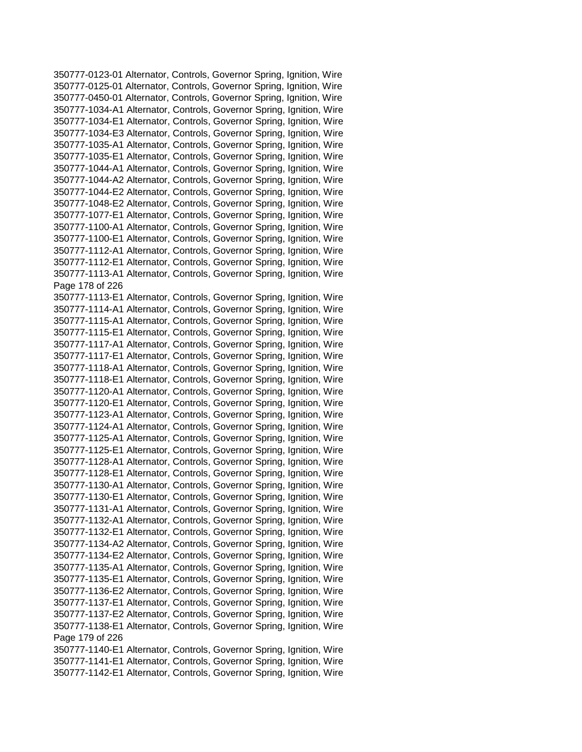350777-0123-01 Alternator, Controls, Governor Spring, Ignition, Wire
350777-0125-01 Alternator, Controls, Governor Spring, Ignition, Wire
350777-0450-01 Alternator, Controls, Governor Spring, Ignition, Wire
350777-1034-A1 Alternator, Controls, Governor Spring, Ignition, Wire
350777-1034-E1 Alternator, Controls, Governor Spring, Ignition, Wire
350777-1034-E3 Alternator, Controls, Governor Spring, Ignition, Wire
350777-1035-A1 Alternator, Controls, Governor Spring, Ignition, Wire
350777-1035-E1 Alternator, Controls, Governor Spring, Ignition, Wire
350777-1044-A1 Alternator, Controls, Governor Spring, Ignition, Wire
350777-1044-A2 Alternator, Controls, Governor Spring, Ignition, Wire
350777-1044-E2 Alternator, Controls, Governor Spring, Ignition, Wire
350777-1048-E2 Alternator, Controls, Governor Spring, Ignition, Wire
350777-1077-E1 Alternator, Controls, Governor Spring, Ignition, Wire
350777-1100-A1 Alternator, Controls, Governor Spring, Ignition, Wire
350777-1100-E1 Alternator, Controls, Governor Spring, Ignition, Wire
350777-1112-A1 Alternator, Controls, Governor Spring, Ignition, Wire
350777-1112-E1 Alternator, Controls, Governor Spring, Ignition, Wire
350777-1113-A1 Alternator, Controls, Governor Spring, Ignition, Wire
350777-1113-E1 Alternator, Controls, Governor Spring, Ignition, Wire
350777-1114-A1 Alternator, Controls, Governor Spring, Ignition, Wire
350777-1115-A1 Alternator, Controls, Governor Spring, Ignition, Wire
350777-1115-E1 Alternator, Controls, Governor Spring, Ignition, Wire
350777-1117-A1 Alternator, Controls, Governor Spring, Ignition, Wire
350777-1117-E1 Alternator, Controls, Governor Spring, Ignition, Wire
350777-1118-A1 Alternator, Controls, Governor Spring, Ignition, Wire
350777-1118-E1 Alternator, Controls, Governor Spring, Ignition, Wire
350777-1120-A1 Alternator, Controls, Governor Spring, Ignition, Wire
350777-1120-E1 Alternator, Controls, Governor Spring, Ignition, Wire
350777-1123-A1 Alternator, Controls, Governor Spring, Ignition, Wire
350777-1124-A1 Alternator, Controls, Governor Spring, Ignition, Wire
350777-1125-A1 Alternator, Controls, Governor Spring, Ignition, Wire
350777-1125-E1 Alternator, Controls, Governor Spring, Ignition, Wire
350777-1128-A1 Alternator, Controls, Governor Spring, Ignition, Wire
350777-1128-E1 Alternator, Controls, Governor Spring, Ignition, Wire
350777-1130-A1 Alternator, Controls, Governor Spring, Ignition, Wire
350777-1130-E1 Alternator, Controls, Governor Spring, Ignition, Wire
350777-1131-A1 Alternator, Controls, Governor Spring, Ignition, Wire
350777-1132-A1 Alternator, Controls, Governor Spring, Ignition, Wire
350777-1132-E1 Alternator, Controls, Governor Spring, Ignition, Wire
350777-1134-A2 Alternator, Controls, Governor Spring, Ignition, Wire
350777-1134-E2 Alternator, Controls, Governor Spring, Ignition, Wire
350777-1135-A1 Alternator, Controls, Governor Spring, Ignition, Wire
350777-1135-E1 Alternator, Controls, Governor Spring, Ignition, Wire
350777-1136-E2 Alternator, Controls, Governor Spring, Ignition, Wire
350777-1137-E1 Alternator, Controls, Governor Spring, Ignition, Wire
350777-1137-E2 Alternator, Controls, Governor Spring, Ignition, Wire
350777-1138-E1 Alternator, Controls, Governor Spring, Ignition, Wire
350777-1140-E1 Alternator, Controls, Governor Spring, Ignition, Wire
350777-1141-E1 Alternator, Controls, Governor Spring, Ignition, Wire
350777-1142-E1 Alternator, Controls, Governor Spring, Ignition, Wire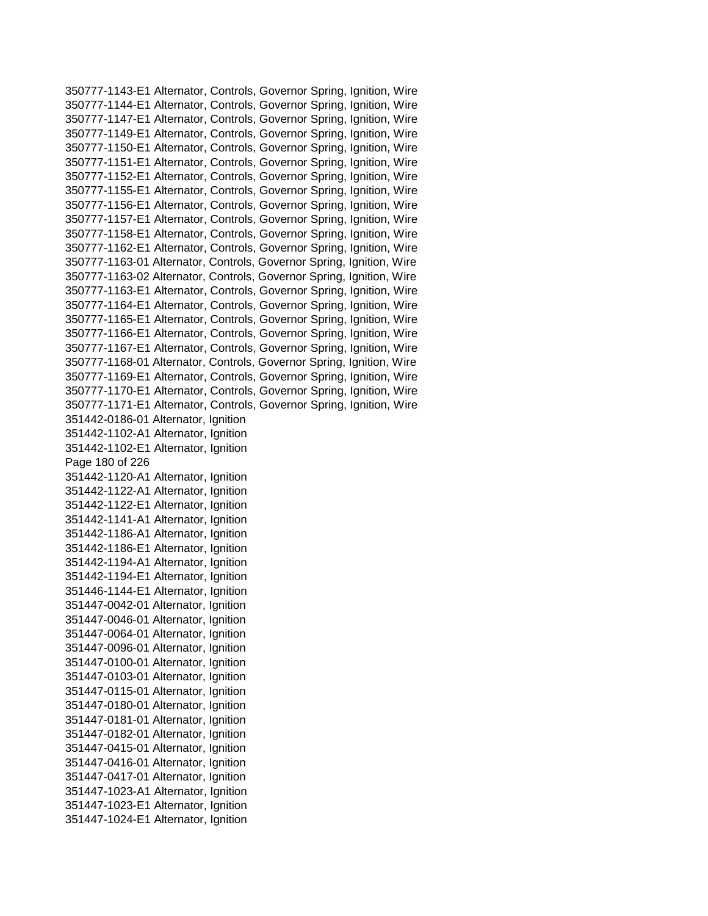350777-1143-E1 Alternator, Controls, Governor Spring, Ignition, Wire
350777-1144-E1 Alternator, Controls, Governor Spring, Ignition, Wire
350777-1147-E1 Alternator, Controls, Governor Spring, Ignition, Wire
350777-1149-E1 Alternator, Controls, Governor Spring, Ignition, Wire
350777-1150-E1 Alternator, Controls, Governor Spring, Ignition, Wire
350777-1151-E1 Alternator, Controls, Governor Spring, Ignition, Wire
350777-1152-E1 Alternator, Controls, Governor Spring, Ignition, Wire
350777-1155-E1 Alternator, Controls, Governor Spring, Ignition, Wire
350777-1156-E1 Alternator, Controls, Governor Spring, Ignition, Wire
350777-1157-E1 Alternator, Controls, Governor Spring, Ignition, Wire
350777-1158-E1 Alternator, Controls, Governor Spring, Ignition, Wire
350777-1162-E1 Alternator, Controls, Governor Spring, Ignition, Wire
350777-1163-01 Alternator, Controls, Governor Spring, Ignition, Wire
350777-1163-02 Alternator, Controls, Governor Spring, Ignition, Wire
350777-1163-E1 Alternator, Controls, Governor Spring, Ignition, Wire
350777-1164-E1 Alternator, Controls, Governor Spring, Ignition, Wire
350777-1165-E1 Alternator, Controls, Governor Spring, Ignition, Wire
350777-1166-E1 Alternator, Controls, Governor Spring, Ignition, Wire
350777-1167-E1 Alternator, Controls, Governor Spring, Ignition, Wire
350777-1168-01 Alternator, Controls, Governor Spring, Ignition, Wire
350777-1169-E1 Alternator, Controls, Governor Spring, Ignition, Wire
350777-1170-E1 Alternator, Controls, Governor Spring, Ignition, Wire
350777-1171-E1 Alternator, Controls, Governor Spring, Ignition, Wire
351442-0186-01 Alternator, Ignition
351442-1102-A1 Alternator, Ignition
351442-1102-E1 Alternator, Ignition
351442-1120-A1 Alternator, Ignition
351442-1122-A1 Alternator, Ignition
351442-1122-E1 Alternator, Ignition
351442-1141-A1 Alternator, Ignition
351442-1186-A1 Alternator, Ignition
351442-1186-E1 Alternator, Ignition
351442-1194-A1 Alternator, Ignition
351442-1194-E1 Alternator, Ignition
351446-1144-E1 Alternator, Ignition
351447-0042-01 Alternator, Ignition
351447-0046-01 Alternator, Ignition
351447-0064-01 Alternator, Ignition
351447-0096-01 Alternator, Ignition
351447-0100-01 Alternator, Ignition
351447-0103-01 Alternator, Ignition
351447-0115-01 Alternator, Ignition
351447-0180-01 Alternator, Ignition
351447-0181-01 Alternator, Ignition
351447-0182-01 Alternator, Ignition
351447-0415-01 Alternator, Ignition
351447-0416-01 Alternator, Ignition
351447-0417-01 Alternator, Ignition
351447-1023-A1 Alternator, Ignition
351447-1023-E1 Alternator, Ignition
351447-1024-E1 Alternator, Ignition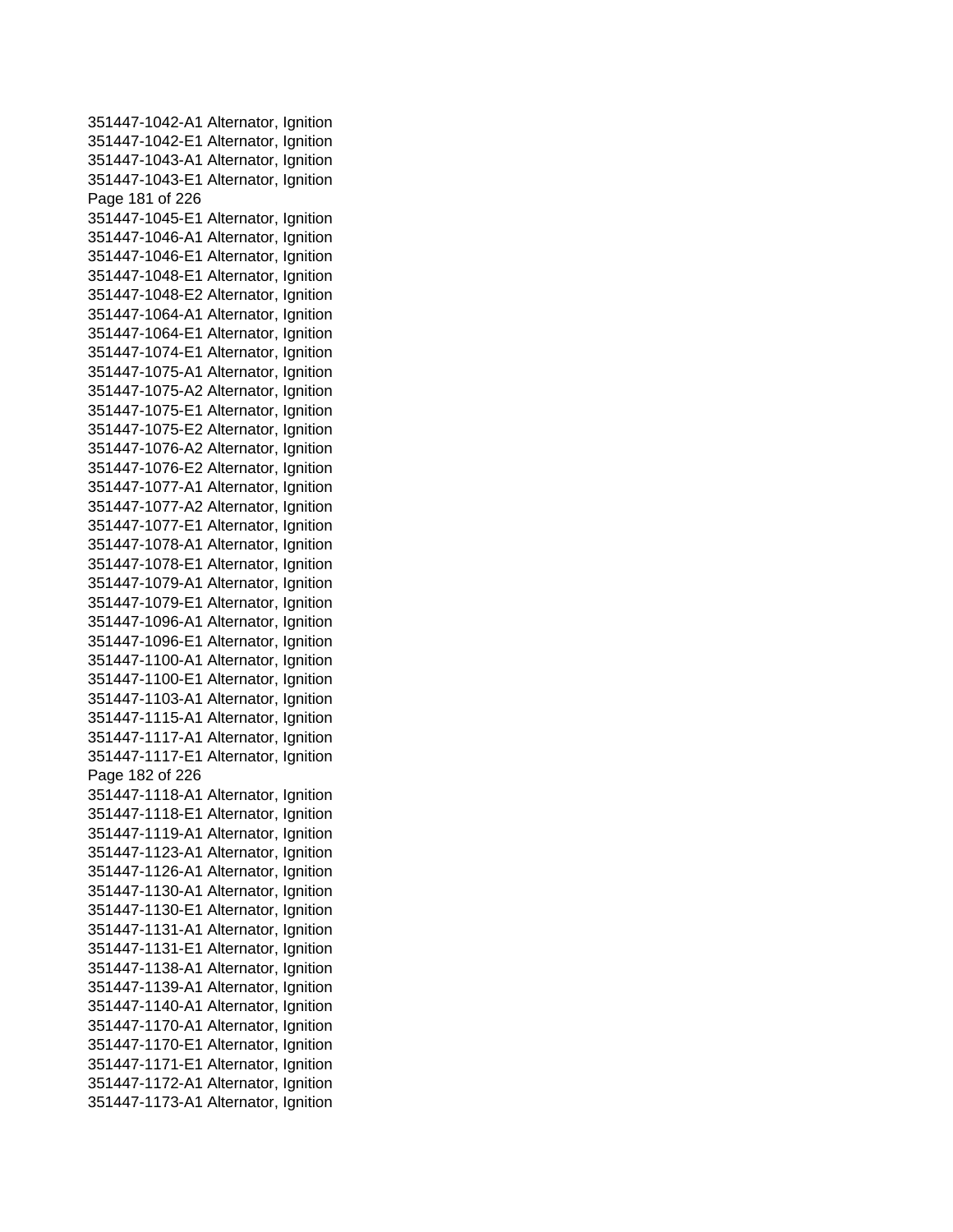351447-1042-A1 Alternator, Ignition
351447-1042-E1 Alternator, Ignition
351447-1043-A1 Alternator, Ignition
351447-1043-E1 Alternator, Ignition
351447-1045-E1 Alternator, Ignition
351447-1046-A1 Alternator, Ignition
351447-1046-E1 Alternator, Ignition
351447-1048-E1 Alternator, Ignition
351447-1048-E2 Alternator, Ignition
351447-1064-A1 Alternator, Ignition
351447-1064-E1 Alternator, Ignition
351447-1074-E1 Alternator, Ignition
351447-1075-A1 Alternator, Ignition
351447-1075-A2 Alternator, Ignition
351447-1075-E1 Alternator, Ignition
351447-1075-E2 Alternator, Ignition
351447-1076-A2 Alternator, Ignition
351447-1076-E2 Alternator, Ignition
351447-1077-A1 Alternator, Ignition
351447-1077-A2 Alternator, Ignition
351447-1077-E1 Alternator, Ignition
351447-1078-A1 Alternator, Ignition
351447-1078-E1 Alternator, Ignition
351447-1079-A1 Alternator, Ignition
351447-1079-E1 Alternator, Ignition
351447-1096-A1 Alternator, Ignition
351447-1096-E1 Alternator, Ignition
351447-1100-A1 Alternator, Ignition
351447-1100-E1 Alternator, Ignition
351447-1103-A1 Alternator, Ignition
351447-1115-A1 Alternator, Ignition
351447-1117-A1 Alternator, Ignition
351447-1117-E1 Alternator, Ignition
351447-1118-A1 Alternator, Ignition
351447-1118-E1 Alternator, Ignition
351447-1119-A1 Alternator, Ignition
351447-1123-A1 Alternator, Ignition
351447-1126-A1 Alternator, Ignition
351447-1130-A1 Alternator, Ignition
351447-1130-E1 Alternator, Ignition
351447-1131-A1 Alternator, Ignition
351447-1131-E1 Alternator, Ignition
351447-1138-A1 Alternator, Ignition
351447-1139-A1 Alternator, Ignition
351447-1140-A1 Alternator, Ignition
351447-1170-A1 Alternator, Ignition
351447-1170-E1 Alternator, Ignition
351447-1171-E1 Alternator, Ignition
351447-1172-A1 Alternator, Ignition
351447-1173-A1 Alternator, Ignition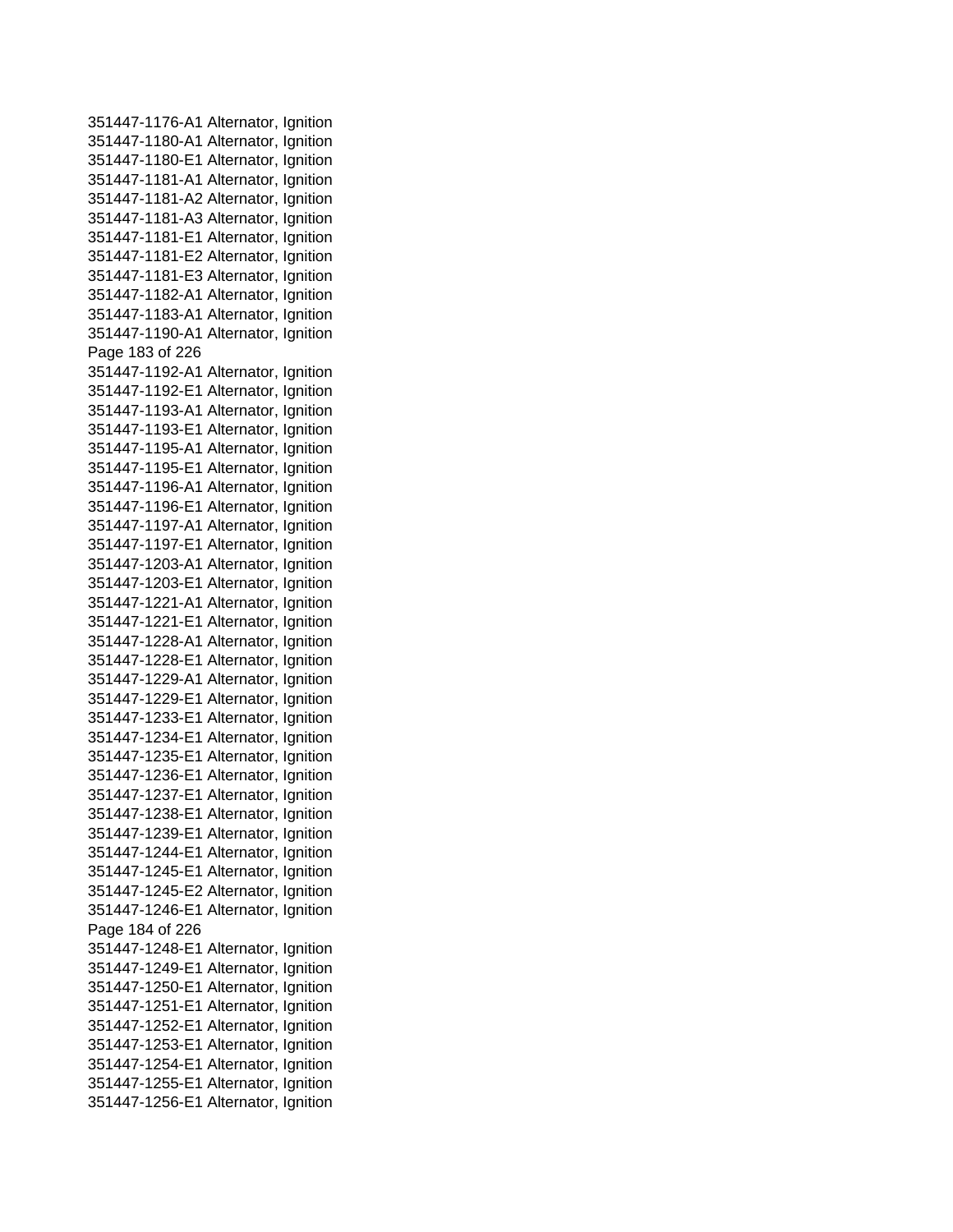351447-1176-A1 Alternator, Ignition
351447-1180-A1 Alternator, Ignition
351447-1180-E1 Alternator, Ignition
351447-1181-A1 Alternator, Ignition
351447-1181-A2 Alternator, Ignition
351447-1181-A3 Alternator, Ignition
351447-1181-E1 Alternator, Ignition
351447-1181-E2 Alternator, Ignition
351447-1181-E3 Alternator, Ignition
351447-1182-A1 Alternator, Ignition
351447-1183-A1 Alternator, Ignition
351447-1190-A1 Alternator, Ignition
351447-1192-A1 Alternator, Ignition
351447-1192-E1 Alternator, Ignition
351447-1193-A1 Alternator, Ignition
351447-1193-E1 Alternator, Ignition
351447-1195-A1 Alternator, Ignition
351447-1195-E1 Alternator, Ignition
351447-1196-A1 Alternator, Ignition
351447-1196-E1 Alternator, Ignition
351447-1197-A1 Alternator, Ignition
351447-1197-E1 Alternator, Ignition
351447-1203-A1 Alternator, Ignition
351447-1203-E1 Alternator, Ignition
351447-1221-A1 Alternator, Ignition
351447-1221-E1 Alternator, Ignition
351447-1228-A1 Alternator, Ignition
351447-1228-E1 Alternator, Ignition
351447-1229-A1 Alternator, Ignition
351447-1229-E1 Alternator, Ignition
351447-1233-E1 Alternator, Ignition
351447-1234-E1 Alternator, Ignition
351447-1235-E1 Alternator, Ignition
351447-1236-E1 Alternator, Ignition
351447-1237-E1 Alternator, Ignition
351447-1238-E1 Alternator, Ignition
351447-1239-E1 Alternator, Ignition
351447-1244-E1 Alternator, Ignition
351447-1245-E1 Alternator, Ignition
351447-1245-E2 Alternator, Ignition
351447-1246-E1 Alternator, Ignition
351447-1248-E1 Alternator, Ignition
351447-1249-E1 Alternator, Ignition
351447-1250-E1 Alternator, Ignition
351447-1251-E1 Alternator, Ignition
351447-1252-E1 Alternator, Ignition
351447-1253-E1 Alternator, Ignition
351447-1254-E1 Alternator, Ignition
351447-1255-E1 Alternator, Ignition
351447-1256-E1 Alternator, Ignition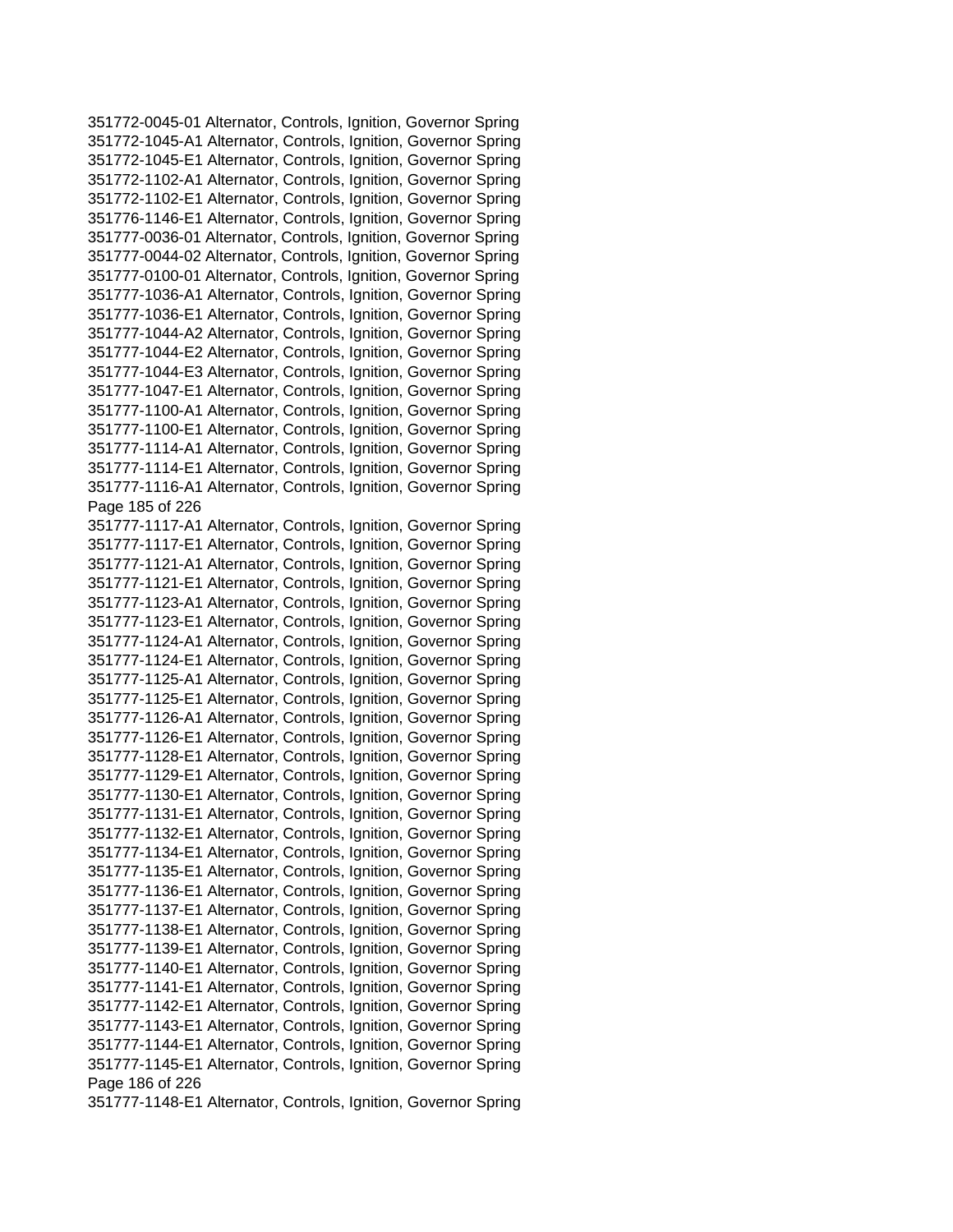351772-0045-01 Alternator, Controls, Ignition, Governor Spring
351772-1045-A1 Alternator, Controls, Ignition, Governor Spring
351772-1045-E1 Alternator, Controls, Ignition, Governor Spring
351772-1102-A1 Alternator, Controls, Ignition, Governor Spring
351772-1102-E1 Alternator, Controls, Ignition, Governor Spring
351776-1146-E1 Alternator, Controls, Ignition, Governor Spring
351777-0036-01 Alternator, Controls, Ignition, Governor Spring
351777-0044-02 Alternator, Controls, Ignition, Governor Spring
351777-0100-01 Alternator, Controls, Ignition, Governor Spring
351777-1036-A1 Alternator, Controls, Ignition, Governor Spring
351777-1036-E1 Alternator, Controls, Ignition, Governor Spring
351777-1044-A2 Alternator, Controls, Ignition, Governor Spring
351777-1044-E2 Alternator, Controls, Ignition, Governor Spring
351777-1044-E3 Alternator, Controls, Ignition, Governor Spring
351777-1047-E1 Alternator, Controls, Ignition, Governor Spring
351777-1100-A1 Alternator, Controls, Ignition, Governor Spring
351777-1100-E1 Alternator, Controls, Ignition, Governor Spring
351777-1114-A1 Alternator, Controls, Ignition, Governor Spring
351777-1114-E1 Alternator, Controls, Ignition, Governor Spring
351777-1116-A1 Alternator, Controls, Ignition, Governor Spring
351777-1117-A1 Alternator, Controls, Ignition, Governor Spring
351777-1117-E1 Alternator, Controls, Ignition, Governor Spring
351777-1121-A1 Alternator, Controls, Ignition, Governor Spring
351777-1121-E1 Alternator, Controls, Ignition, Governor Spring
351777-1123-A1 Alternator, Controls, Ignition, Governor Spring
351777-1123-E1 Alternator, Controls, Ignition, Governor Spring
351777-1124-A1 Alternator, Controls, Ignition, Governor Spring
351777-1124-E1 Alternator, Controls, Ignition, Governor Spring
351777-1125-A1 Alternator, Controls, Ignition, Governor Spring
351777-1125-E1 Alternator, Controls, Ignition, Governor Spring
351777-1126-A1 Alternator, Controls, Ignition, Governor Spring
351777-1126-E1 Alternator, Controls, Ignition, Governor Spring
351777-1128-E1 Alternator, Controls, Ignition, Governor Spring
351777-1129-E1 Alternator, Controls, Ignition, Governor Spring
351777-1130-E1 Alternator, Controls, Ignition, Governor Spring
351777-1131-E1 Alternator, Controls, Ignition, Governor Spring
351777-1132-E1 Alternator, Controls, Ignition, Governor Spring
351777-1134-E1 Alternator, Controls, Ignition, Governor Spring
351777-1135-E1 Alternator, Controls, Ignition, Governor Spring
351777-1136-E1 Alternator, Controls, Ignition, Governor Spring
351777-1137-E1 Alternator, Controls, Ignition, Governor Spring
351777-1138-E1 Alternator, Controls, Ignition, Governor Spring
351777-1139-E1 Alternator, Controls, Ignition, Governor Spring
351777-1140-E1 Alternator, Controls, Ignition, Governor Spring
351777-1141-E1 Alternator, Controls, Ignition, Governor Spring
351777-1142-E1 Alternator, Controls, Ignition, Governor Spring
351777-1143-E1 Alternator, Controls, Ignition, Governor Spring
351777-1144-E1 Alternator, Controls, Ignition, Governor Spring
351777-1145-E1 Alternator, Controls, Ignition, Governor Spring
351777-1148-E1 Alternator, Controls, Ignition, Governor Spring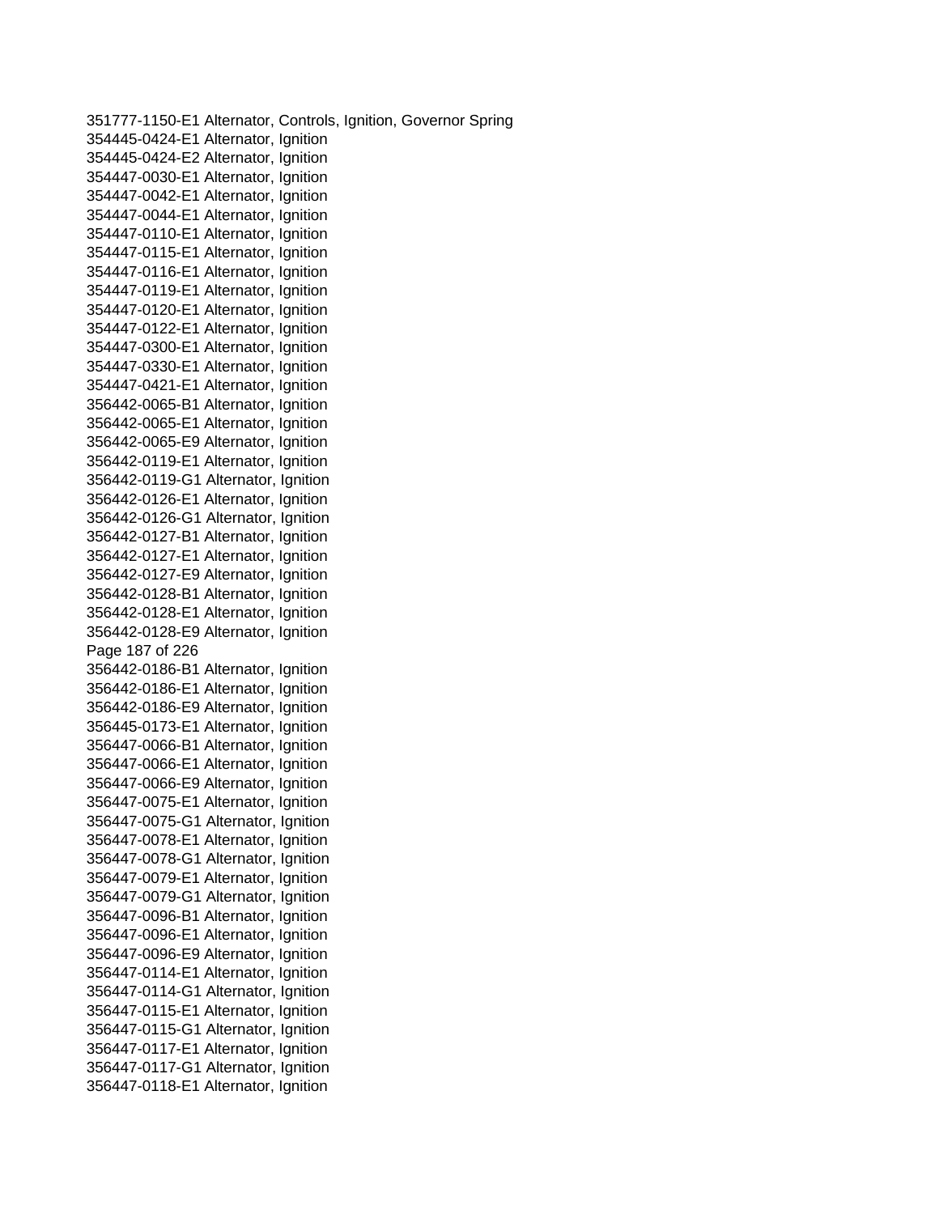351777-1150-E1 Alternator, Controls, Ignition, Governor Spring
354445-0424-E1 Alternator, Ignition
354445-0424-E2 Alternator, Ignition
354447-0030-E1 Alternator, Ignition
354447-0042-E1 Alternator, Ignition
354447-0044-E1 Alternator, Ignition
354447-0110-E1 Alternator, Ignition
354447-0115-E1 Alternator, Ignition
354447-0116-E1 Alternator, Ignition
354447-0119-E1 Alternator, Ignition
354447-0120-E1 Alternator, Ignition
354447-0122-E1 Alternator, Ignition
354447-0300-E1 Alternator, Ignition
354447-0330-E1 Alternator, Ignition
354447-0421-E1 Alternator, Ignition
356442-0065-B1 Alternator, Ignition
356442-0065-E1 Alternator, Ignition
356442-0065-E9 Alternator, Ignition
356442-0119-E1 Alternator, Ignition
356442-0119-G1 Alternator, Ignition
356442-0126-E1 Alternator, Ignition
356442-0126-G1 Alternator, Ignition
356442-0127-B1 Alternator, Ignition
356442-0127-E1 Alternator, Ignition
356442-0127-E9 Alternator, Ignition
356442-0128-B1 Alternator, Ignition
356442-0128-E1 Alternator, Ignition
356442-0128-E9 Alternator, Ignition
356442-0186-B1 Alternator, Ignition
356442-0186-E1 Alternator, Ignition
356442-0186-E9 Alternator, Ignition
356445-0173-E1 Alternator, Ignition
356447-0066-B1 Alternator, Ignition
356447-0066-E1 Alternator, Ignition
356447-0066-E9 Alternator, Ignition
356447-0075-E1 Alternator, Ignition
356447-0075-G1 Alternator, Ignition
356447-0078-E1 Alternator, Ignition
356447-0078-G1 Alternator, Ignition
356447-0079-E1 Alternator, Ignition
356447-0079-G1 Alternator, Ignition
356447-0096-B1 Alternator, Ignition
356447-0096-E1 Alternator, Ignition
356447-0096-E9 Alternator, Ignition
356447-0114-E1 Alternator, Ignition
356447-0114-G1 Alternator, Ignition
356447-0115-E1 Alternator, Ignition
356447-0115-G1 Alternator, Ignition
356447-0117-E1 Alternator, Ignition
356447-0117-G1 Alternator, Ignition
356447-0118-E1 Alternator, Ignition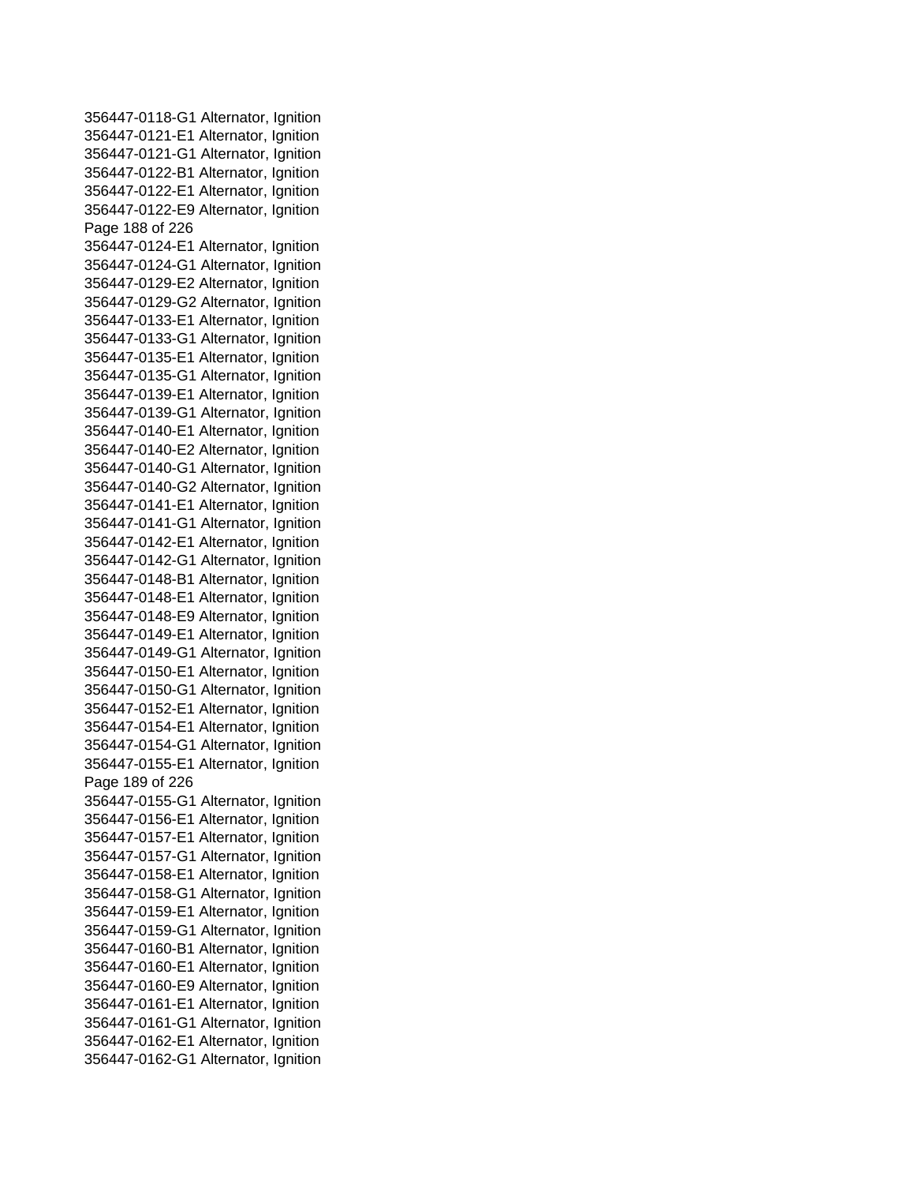356447-0118-G1 Alternator, Ignition
356447-0121-E1 Alternator, Ignition
356447-0121-G1 Alternator, Ignition
356447-0122-B1 Alternator, Ignition
356447-0122-E1 Alternator, Ignition
356447-0122-E9 Alternator, Ignition
356447-0124-E1 Alternator, Ignition
356447-0124-G1 Alternator, Ignition
356447-0129-E2 Alternator, Ignition
356447-0129-G2 Alternator, Ignition
356447-0133-E1 Alternator, Ignition
356447-0133-G1 Alternator, Ignition
356447-0135-E1 Alternator, Ignition
356447-0135-G1 Alternator, Ignition
356447-0139-E1 Alternator, Ignition
356447-0139-G1 Alternator, Ignition
356447-0140-E1 Alternator, Ignition
356447-0140-E2 Alternator, Ignition
356447-0140-G1 Alternator, Ignition
356447-0140-G2 Alternator, Ignition
356447-0141-E1 Alternator, Ignition
356447-0141-G1 Alternator, Ignition
356447-0142-E1 Alternator, Ignition
356447-0142-G1 Alternator, Ignition
356447-0148-B1 Alternator, Ignition
356447-0148-E1 Alternator, Ignition
356447-0148-E9 Alternator, Ignition
356447-0149-E1 Alternator, Ignition
356447-0149-G1 Alternator, Ignition
356447-0150-E1 Alternator, Ignition
356447-0150-G1 Alternator, Ignition
356447-0152-E1 Alternator, Ignition
356447-0154-E1 Alternator, Ignition
356447-0154-G1 Alternator, Ignition
356447-0155-E1 Alternator, Ignition
356447-0155-G1 Alternator, Ignition
356447-0156-E1 Alternator, Ignition
356447-0157-E1 Alternator, Ignition
356447-0157-G1 Alternator, Ignition
356447-0158-E1 Alternator, Ignition
356447-0158-G1 Alternator, Ignition
356447-0159-E1 Alternator, Ignition
356447-0159-G1 Alternator, Ignition
356447-0160-B1 Alternator, Ignition
356447-0160-E1 Alternator, Ignition
356447-0160-E9 Alternator, Ignition
356447-0161-E1 Alternator, Ignition
356447-0161-G1 Alternator, Ignition
356447-0162-E1 Alternator, Ignition
356447-0162-G1 Alternator, Ignition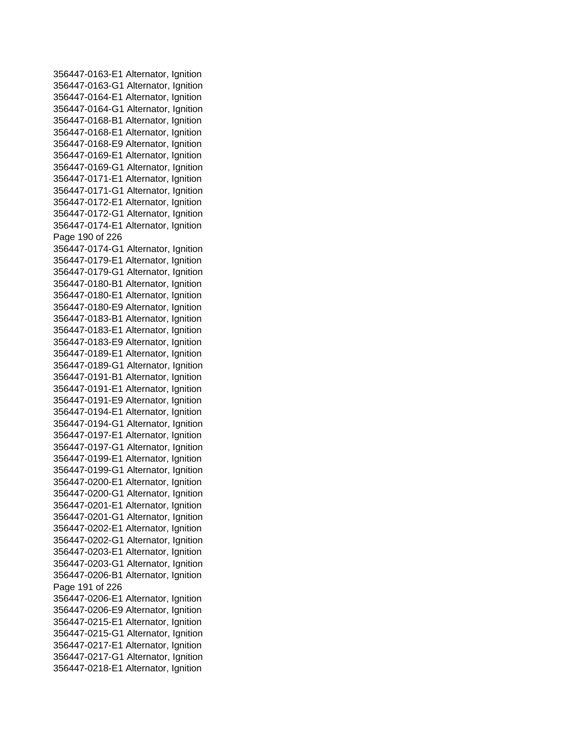356447-0163-E1 Alternator, Ignition
356447-0163-G1 Alternator, Ignition
356447-0164-E1 Alternator, Ignition
356447-0164-G1 Alternator, Ignition
356447-0168-B1 Alternator, Ignition
356447-0168-E1 Alternator, Ignition
356447-0168-E9 Alternator, Ignition
356447-0169-E1 Alternator, Ignition
356447-0169-G1 Alternator, Ignition
356447-0171-E1 Alternator, Ignition
356447-0171-G1 Alternator, Ignition
356447-0172-E1 Alternator, Ignition
356447-0172-G1 Alternator, Ignition
356447-0174-E1 Alternator, Ignition
356447-0174-G1 Alternator, Ignition
356447-0179-E1 Alternator, Ignition
356447-0179-G1 Alternator, Ignition
356447-0180-B1 Alternator, Ignition
356447-0180-E1 Alternator, Ignition
356447-0180-E9 Alternator, Ignition
356447-0183-B1 Alternator, Ignition
356447-0183-E1 Alternator, Ignition
356447-0183-E9 Alternator, Ignition
356447-0189-E1 Alternator, Ignition
356447-0189-G1 Alternator, Ignition
356447-0191-B1 Alternator, Ignition
356447-0191-E1 Alternator, Ignition
356447-0191-E9 Alternator, Ignition
356447-0194-E1 Alternator, Ignition
356447-0194-G1 Alternator, Ignition
356447-0197-E1 Alternator, Ignition
356447-0197-G1 Alternator, Ignition
356447-0199-E1 Alternator, Ignition
356447-0199-G1 Alternator, Ignition
356447-0200-E1 Alternator, Ignition
356447-0200-G1 Alternator, Ignition
356447-0201-E1 Alternator, Ignition
356447-0201-G1 Alternator, Ignition
356447-0202-E1 Alternator, Ignition
356447-0202-G1 Alternator, Ignition
356447-0203-E1 Alternator, Ignition
356447-0203-G1 Alternator, Ignition
356447-0206-B1 Alternator, Ignition
356447-0206-E1 Alternator, Ignition
356447-0206-E9 Alternator, Ignition
356447-0215-E1 Alternator, Ignition
356447-0215-G1 Alternator, Ignition
356447-0217-E1 Alternator, Ignition
356447-0217-G1 Alternator, Ignition
356447-0218-E1 Alternator, Ignition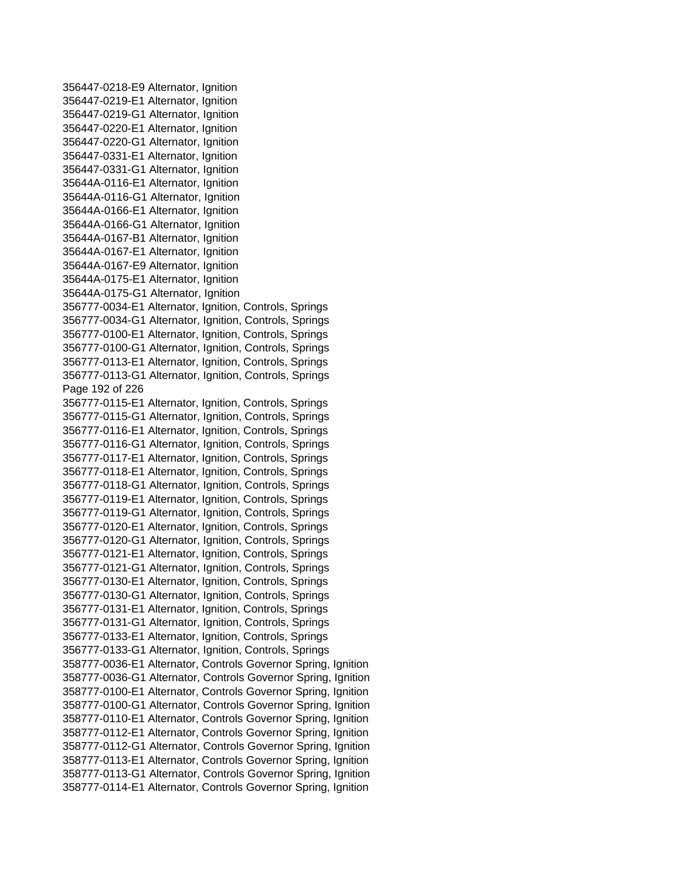356447-0218-E9 Alternator, Ignition
356447-0219-E1 Alternator, Ignition
356447-0219-G1 Alternator, Ignition
356447-0220-E1 Alternator, Ignition
356447-0220-G1 Alternator, Ignition
356447-0331-E1 Alternator, Ignition
356447-0331-G1 Alternator, Ignition
35644A-0116-E1 Alternator, Ignition
35644A-0116-G1 Alternator, Ignition
35644A-0166-E1 Alternator, Ignition
35644A-0166-G1 Alternator, Ignition
35644A-0167-B1 Alternator, Ignition
35644A-0167-E1 Alternator, Ignition
35644A-0167-E9 Alternator, Ignition
35644A-0175-E1 Alternator, Ignition
35644A-0175-G1 Alternator, Ignition
356777-0034-E1 Alternator, Ignition, Controls, Springs
356777-0034-G1 Alternator, Ignition, Controls, Springs
356777-0100-E1 Alternator, Ignition, Controls, Springs
356777-0100-G1 Alternator, Ignition, Controls, Springs
356777-0113-E1 Alternator, Ignition, Controls, Springs
356777-0113-G1 Alternator, Ignition, Controls, Springs
356777-0115-E1 Alternator, Ignition, Controls, Springs
356777-0115-G1 Alternator, Ignition, Controls, Springs
356777-0116-E1 Alternator, Ignition, Controls, Springs
356777-0116-G1 Alternator, Ignition, Controls, Springs
356777-0117-E1 Alternator, Ignition, Controls, Springs
356777-0118-E1 Alternator, Ignition, Controls, Springs
356777-0118-G1 Alternator, Ignition, Controls, Springs
356777-0119-E1 Alternator, Ignition, Controls, Springs
356777-0119-G1 Alternator, Ignition, Controls, Springs
356777-0120-E1 Alternator, Ignition, Controls, Springs
356777-0120-G1 Alternator, Ignition, Controls, Springs
356777-0121-E1 Alternator, Ignition, Controls, Springs
356777-0121-G1 Alternator, Ignition, Controls, Springs
356777-0130-E1 Alternator, Ignition, Controls, Springs
356777-0130-G1 Alternator, Ignition, Controls, Springs
356777-0131-E1 Alternator, Ignition, Controls, Springs
356777-0131-G1 Alternator, Ignition, Controls, Springs
356777-0133-E1 Alternator, Ignition, Controls, Springs
356777-0133-G1 Alternator, Ignition, Controls, Springs
358777-0036-E1 Alternator, Controls Governor Spring, Ignition
358777-0036-G1 Alternator, Controls Governor Spring, Ignition
358777-0100-E1 Alternator, Controls Governor Spring, Ignition
358777-0100-G1 Alternator, Controls Governor Spring, Ignition
358777-0110-E1 Alternator, Controls Governor Spring, Ignition
358777-0112-E1 Alternator, Controls Governor Spring, Ignition
358777-0112-G1 Alternator, Controls Governor Spring, Ignition
358777-0113-E1 Alternator, Controls Governor Spring, Ignition
358777-0113-G1 Alternator, Controls Governor Spring, Ignition
358777-0114-E1 Alternator, Controls Governor Spring, Ignition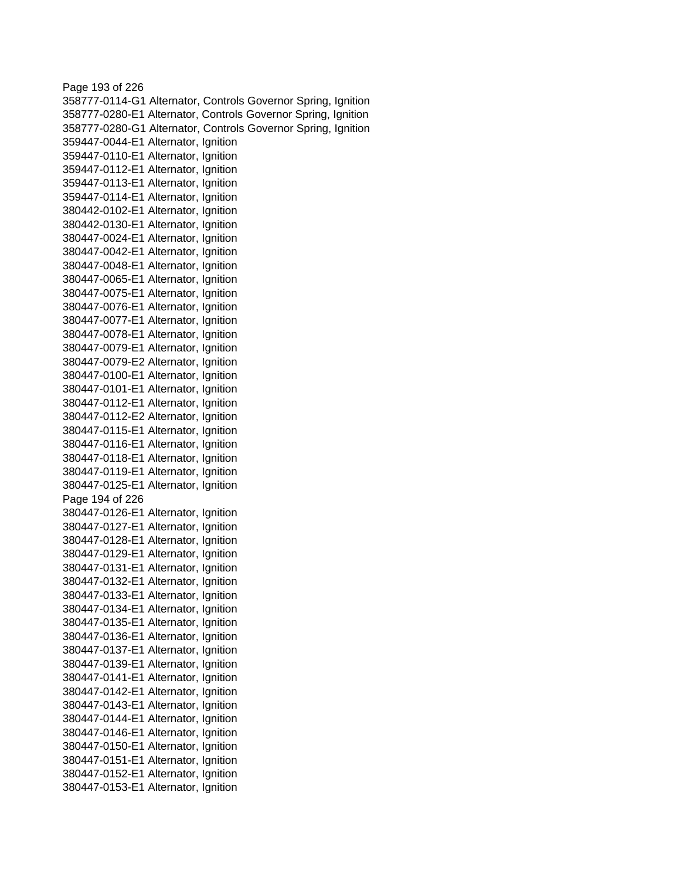358777-0114-G1 Alternator, Controls Governor Spring, Ignition
358777-0280-E1 Alternator, Controls Governor Spring, Ignition
358777-0280-G1 Alternator, Controls Governor Spring, Ignition
359447-0044-E1 Alternator, Ignition
359447-0110-E1 Alternator, Ignition
359447-0112-E1 Alternator, Ignition
359447-0113-E1 Alternator, Ignition
359447-0114-E1 Alternator, Ignition
380442-0102-E1 Alternator, Ignition
380442-0130-E1 Alternator, Ignition
380447-0024-E1 Alternator, Ignition
380447-0042-E1 Alternator, Ignition
380447-0048-E1 Alternator, Ignition
380447-0065-E1 Alternator, Ignition
380447-0075-E1 Alternator, Ignition
380447-0076-E1 Alternator, Ignition
380447-0077-E1 Alternator, Ignition
380447-0078-E1 Alternator, Ignition
380447-0079-E1 Alternator, Ignition
380447-0079-E2 Alternator, Ignition
380447-0100-E1 Alternator, Ignition
380447-0101-E1 Alternator, Ignition
380447-0112-E1 Alternator, Ignition
380447-0112-E2 Alternator, Ignition
380447-0115-E1 Alternator, Ignition
380447-0116-E1 Alternator, Ignition
380447-0118-E1 Alternator, Ignition
380447-0119-E1 Alternator, Ignition
380447-0125-E1 Alternator, Ignition
380447-0126-E1 Alternator, Ignition
380447-0127-E1 Alternator, Ignition
380447-0128-E1 Alternator, Ignition
380447-0129-E1 Alternator, Ignition
380447-0131-E1 Alternator, Ignition
380447-0132-E1 Alternator, Ignition
380447-0133-E1 Alternator, Ignition
380447-0134-E1 Alternator, Ignition
380447-0135-E1 Alternator, Ignition
380447-0136-E1 Alternator, Ignition
380447-0137-E1 Alternator, Ignition
380447-0139-E1 Alternator, Ignition
380447-0141-E1 Alternator, Ignition
380447-0142-E1 Alternator, Ignition
380447-0143-E1 Alternator, Ignition
380447-0144-E1 Alternator, Ignition
380447-0146-E1 Alternator, Ignition
380447-0150-E1 Alternator, Ignition
380447-0151-E1 Alternator, Ignition
380447-0152-E1 Alternator, Ignition
380447-0153-E1 Alternator, Ignition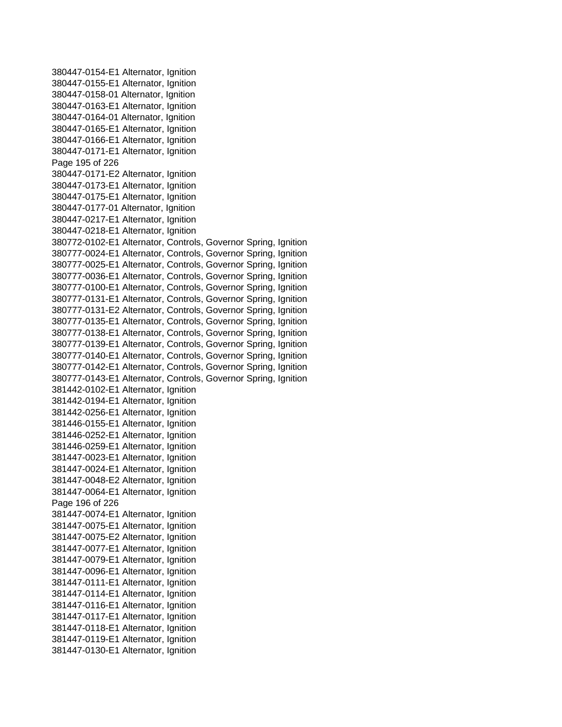380447-0154-E1 Alternator, Ignition
380447-0155-E1 Alternator, Ignition
380447-0158-01 Alternator, Ignition
380447-0163-E1 Alternator, Ignition
380447-0164-01 Alternator, Ignition
380447-0165-E1 Alternator, Ignition
380447-0166-E1 Alternator, Ignition
380447-0171-E1 Alternator, Ignition
380447-0171-E2 Alternator, Ignition
380447-0173-E1 Alternator, Ignition
380447-0175-E1 Alternator, Ignition
380447-0177-01 Alternator, Ignition
380447-0217-E1 Alternator, Ignition
380447-0218-E1 Alternator, Ignition
380772-0102-E1 Alternator, Controls, Governor Spring, Ignition
380777-0024-E1 Alternator, Controls, Governor Spring, Ignition
380777-0025-E1 Alternator, Controls, Governor Spring, Ignition
380777-0036-E1 Alternator, Controls, Governor Spring, Ignition
380777-0100-E1 Alternator, Controls, Governor Spring, Ignition
380777-0131-E1 Alternator, Controls, Governor Spring, Ignition
380777-0131-E2 Alternator, Controls, Governor Spring, Ignition
380777-0135-E1 Alternator, Controls, Governor Spring, Ignition
380777-0138-E1 Alternator, Controls, Governor Spring, Ignition
380777-0139-E1 Alternator, Controls, Governor Spring, Ignition
380777-0140-E1 Alternator, Controls, Governor Spring, Ignition
380777-0142-E1 Alternator, Controls, Governor Spring, Ignition
380777-0143-E1 Alternator, Controls, Governor Spring, Ignition
381442-0102-E1 Alternator, Ignition
381442-0194-E1 Alternator, Ignition
381442-0256-E1 Alternator, Ignition
381446-0155-E1 Alternator, Ignition
381446-0252-E1 Alternator, Ignition
381446-0259-E1 Alternator, Ignition
381447-0023-E1 Alternator, Ignition
381447-0024-E1 Alternator, Ignition
381447-0048-E2 Alternator, Ignition
381447-0064-E1 Alternator, Ignition
381447-0074-E1 Alternator, Ignition
381447-0075-E1 Alternator, Ignition
381447-0075-E2 Alternator, Ignition
381447-0077-E1 Alternator, Ignition
381447-0079-E1 Alternator, Ignition
381447-0096-E1 Alternator, Ignition
381447-0111-E1 Alternator, Ignition
381447-0114-E1 Alternator, Ignition
381447-0116-E1 Alternator, Ignition
381447-0117-E1 Alternator, Ignition
381447-0118-E1 Alternator, Ignition
381447-0119-E1 Alternator, Ignition
381447-0130-E1 Alternator, Ignition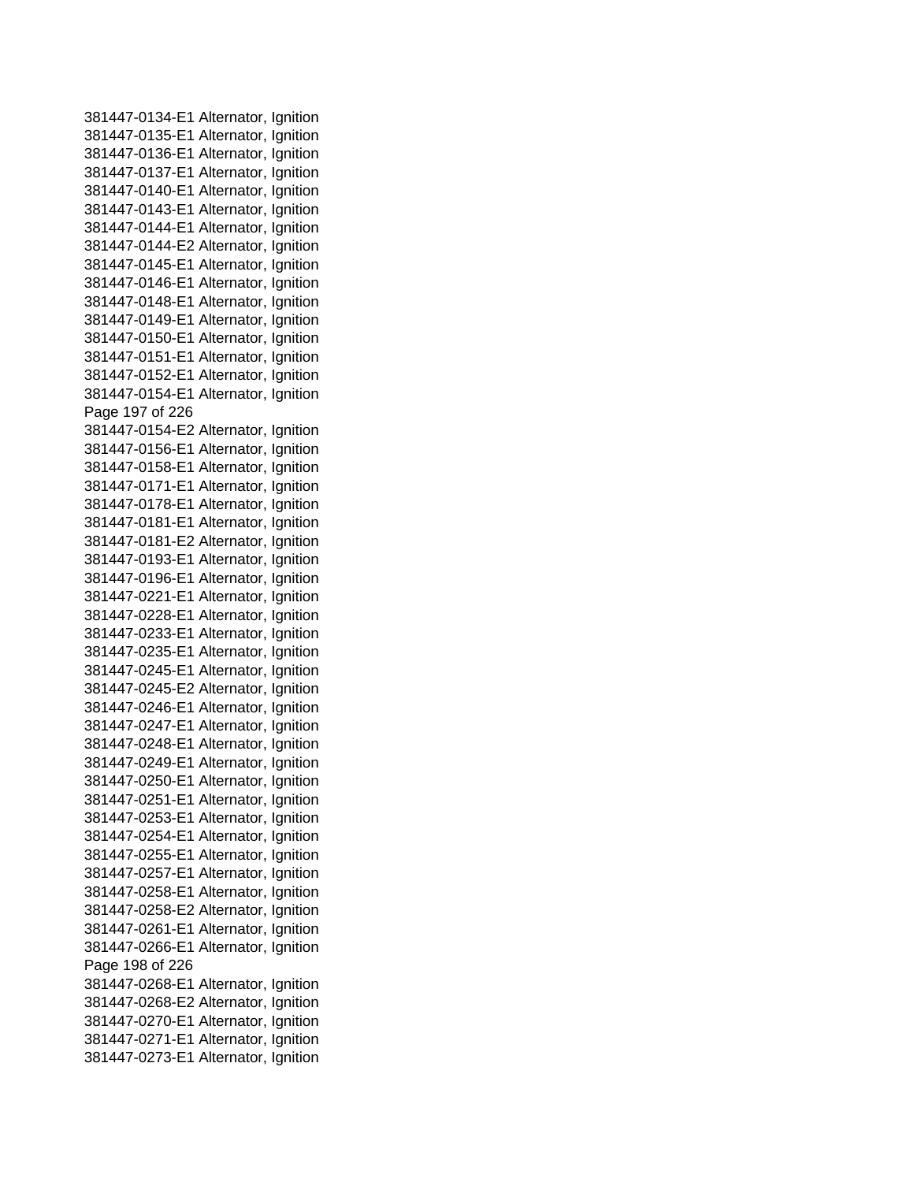381447-0134-E1 Alternator, Ignition
381447-0135-E1 Alternator, Ignition
381447-0136-E1 Alternator, Ignition
381447-0137-E1 Alternator, Ignition
381447-0140-E1 Alternator, Ignition
381447-0143-E1 Alternator, Ignition
381447-0144-E1 Alternator, Ignition
381447-0144-E2 Alternator, Ignition
381447-0145-E1 Alternator, Ignition
381447-0146-E1 Alternator, Ignition
381447-0148-E1 Alternator, Ignition
381447-0149-E1 Alternator, Ignition
381447-0150-E1 Alternator, Ignition
381447-0151-E1 Alternator, Ignition
381447-0152-E1 Alternator, Ignition
381447-0154-E1 Alternator, Ignition
381447-0154-E2 Alternator, Ignition
381447-0156-E1 Alternator, Ignition
381447-0158-E1 Alternator, Ignition
381447-0171-E1 Alternator, Ignition
381447-0178-E1 Alternator, Ignition
381447-0181-E1 Alternator, Ignition
381447-0181-E2 Alternator, Ignition
381447-0193-E1 Alternator, Ignition
381447-0196-E1 Alternator, Ignition
381447-0221-E1 Alternator, Ignition
381447-0228-E1 Alternator, Ignition
381447-0233-E1 Alternator, Ignition
381447-0235-E1 Alternator, Ignition
381447-0245-E1 Alternator, Ignition
381447-0245-E2 Alternator, Ignition
381447-0246-E1 Alternator, Ignition
381447-0247-E1 Alternator, Ignition
381447-0248-E1 Alternator, Ignition
381447-0249-E1 Alternator, Ignition
381447-0250-E1 Alternator, Ignition
381447-0251-E1 Alternator, Ignition
381447-0253-E1 Alternator, Ignition
381447-0254-E1 Alternator, Ignition
381447-0255-E1 Alternator, Ignition
381447-0257-E1 Alternator, Ignition
381447-0258-E1 Alternator, Ignition
381447-0258-E2 Alternator, Ignition
381447-0261-E1 Alternator, Ignition
381447-0266-E1 Alternator, Ignition
381447-0268-E1 Alternator, Ignition
381447-0268-E2 Alternator, Ignition
381447-0270-E1 Alternator, Ignition
381447-0271-E1 Alternator, Ignition
381447-0273-E1 Alternator, Ignition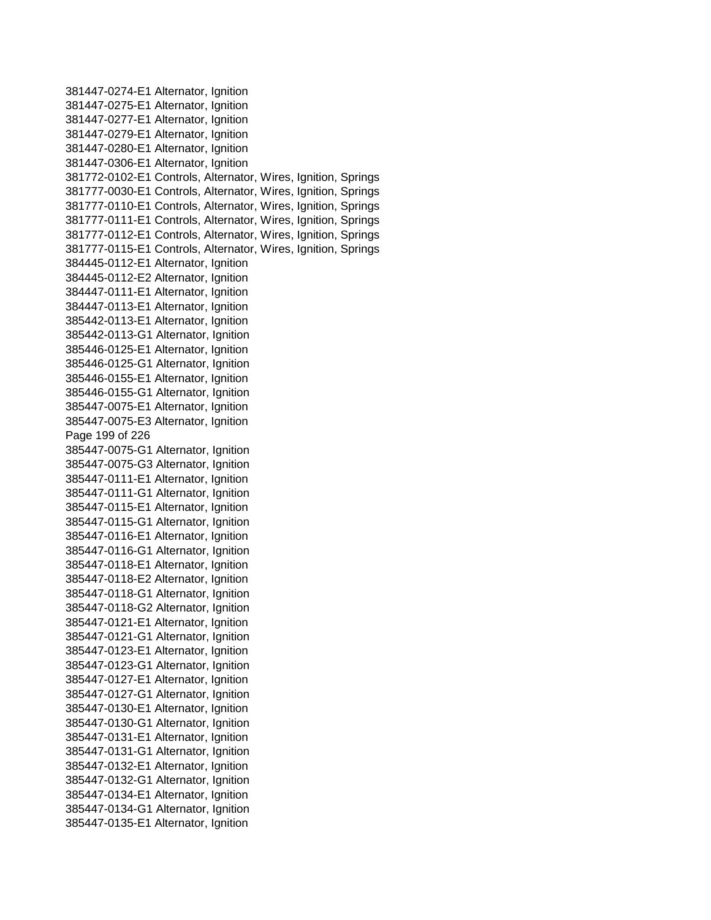381447-0274-E1 Alternator, Ignition
381447-0275-E1 Alternator, Ignition
381447-0277-E1 Alternator, Ignition
381447-0279-E1 Alternator, Ignition
381447-0280-E1 Alternator, Ignition
381447-0306-E1 Alternator, Ignition
381772-0102-E1 Controls, Alternator, Wires, Ignition, Springs
381777-0030-E1 Controls, Alternator, Wires, Ignition, Springs
381777-0110-E1 Controls, Alternator, Wires, Ignition, Springs
381777-0111-E1 Controls, Alternator, Wires, Ignition, Springs
381777-0112-E1 Controls, Alternator, Wires, Ignition, Springs
381777-0115-E1 Controls, Alternator, Wires, Ignition, Springs
384445-0112-E1 Alternator, Ignition
384445-0112-E2 Alternator, Ignition
384447-0111-E1 Alternator, Ignition
384447-0113-E1 Alternator, Ignition
385442-0113-E1 Alternator, Ignition
385442-0113-G1 Alternator, Ignition
385446-0125-E1 Alternator, Ignition
385446-0125-G1 Alternator, Ignition
385446-0155-E1 Alternator, Ignition
385446-0155-G1 Alternator, Ignition
385447-0075-E1 Alternator, Ignition
385447-0075-E3 Alternator, Ignition
385447-0075-G1 Alternator, Ignition
385447-0075-G3 Alternator, Ignition
385447-0111-E1 Alternator, Ignition
385447-0111-G1 Alternator, Ignition
385447-0115-E1 Alternator, Ignition
385447-0115-G1 Alternator, Ignition
385447-0116-E1 Alternator, Ignition
385447-0116-G1 Alternator, Ignition
385447-0118-E1 Alternator, Ignition
385447-0118-E2 Alternator, Ignition
385447-0118-G1 Alternator, Ignition
385447-0118-G2 Alternator, Ignition
385447-0121-E1 Alternator, Ignition
385447-0121-G1 Alternator, Ignition
385447-0123-E1 Alternator, Ignition
385447-0123-G1 Alternator, Ignition
385447-0127-E1 Alternator, Ignition
385447-0127-G1 Alternator, Ignition
385447-0130-E1 Alternator, Ignition
385447-0130-G1 Alternator, Ignition
385447-0131-E1 Alternator, Ignition
385447-0131-G1 Alternator, Ignition
385447-0132-E1 Alternator, Ignition
385447-0132-G1 Alternator, Ignition
385447-0134-E1 Alternator, Ignition
385447-0134-G1 Alternator, Ignition
385447-0135-E1 Alternator, Ignition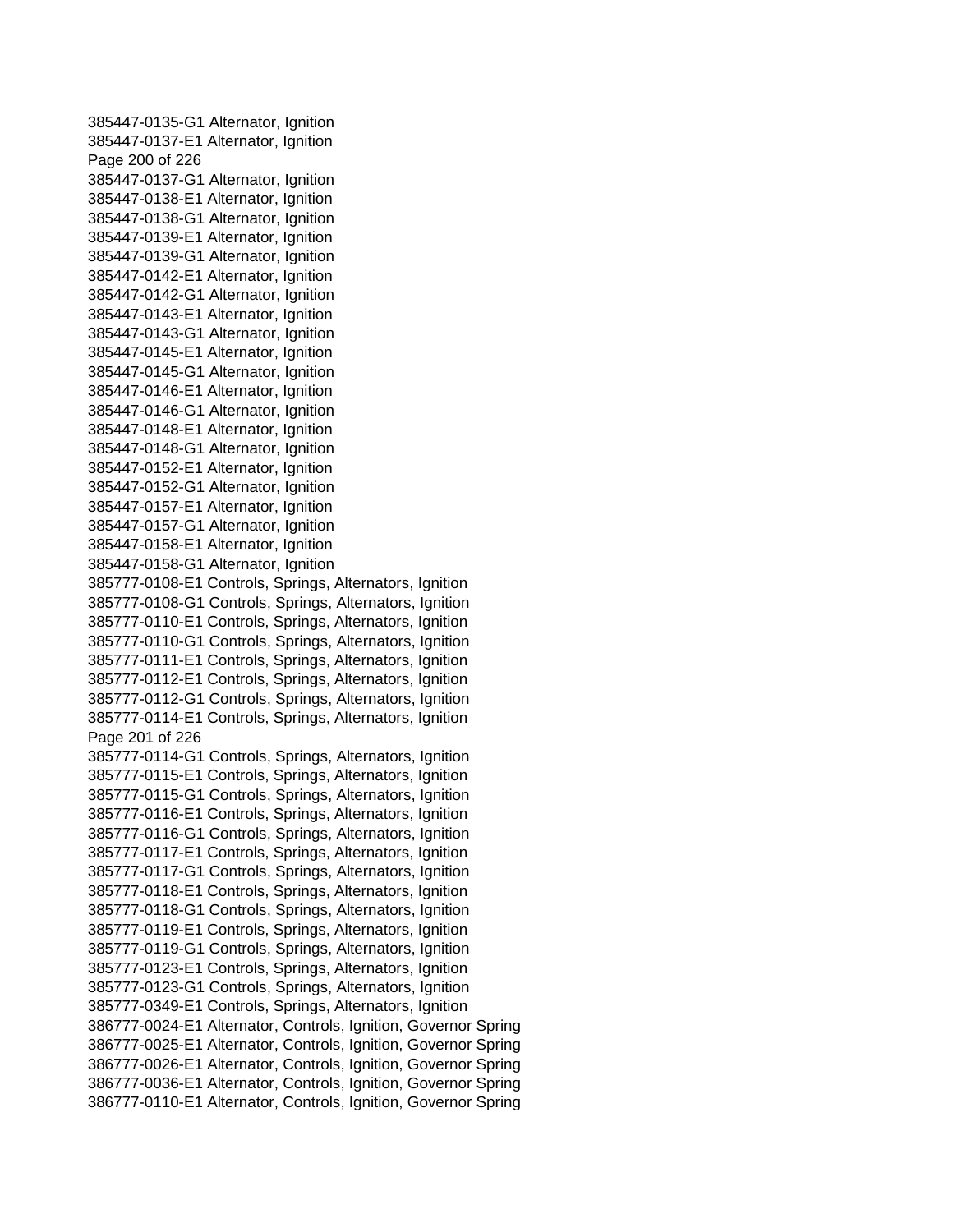385447-0135-G1 Alternator, Ignition
385447-0137-E1 Alternator, Ignition
385447-0137-G1 Alternator, Ignition
385447-0138-E1 Alternator, Ignition
385447-0138-G1 Alternator, Ignition
385447-0139-E1 Alternator, Ignition
385447-0139-G1 Alternator, Ignition
385447-0142-E1 Alternator, Ignition
385447-0142-G1 Alternator, Ignition
385447-0143-E1 Alternator, Ignition
385447-0143-G1 Alternator, Ignition
385447-0145-E1 Alternator, Ignition
385447-0145-G1 Alternator, Ignition
385447-0146-E1 Alternator, Ignition
385447-0146-G1 Alternator, Ignition
385447-0148-E1 Alternator, Ignition
385447-0148-G1 Alternator, Ignition
385447-0152-E1 Alternator, Ignition
385447-0152-G1 Alternator, Ignition
385447-0157-E1 Alternator, Ignition
385447-0157-G1 Alternator, Ignition
385447-0158-E1 Alternator, Ignition
385447-0158-G1 Alternator, Ignition
385777-0108-E1 Controls, Springs, Alternators, Ignition
385777-0108-G1 Controls, Springs, Alternators, Ignition
385777-0110-E1 Controls, Springs, Alternators, Ignition
385777-0110-G1 Controls, Springs, Alternators, Ignition
385777-0111-E1 Controls, Springs, Alternators, Ignition
385777-0112-E1 Controls, Springs, Alternators, Ignition
385777-0112-G1 Controls, Springs, Alternators, Ignition
385777-0114-E1 Controls, Springs, Alternators, Ignition
385777-0114-G1 Controls, Springs, Alternators, Ignition
385777-0115-E1 Controls, Springs, Alternators, Ignition
385777-0115-G1 Controls, Springs, Alternators, Ignition
385777-0116-E1 Controls, Springs, Alternators, Ignition
385777-0116-G1 Controls, Springs, Alternators, Ignition
385777-0117-E1 Controls, Springs, Alternators, Ignition
385777-0117-G1 Controls, Springs, Alternators, Ignition
385777-0118-E1 Controls, Springs, Alternators, Ignition
385777-0118-G1 Controls, Springs, Alternators, Ignition
385777-0119-E1 Controls, Springs, Alternators, Ignition
385777-0119-G1 Controls, Springs, Alternators, Ignition
385777-0123-E1 Controls, Springs, Alternators, Ignition
385777-0123-G1 Controls, Springs, Alternators, Ignition
385777-0349-E1 Controls, Springs, Alternators, Ignition
386777-0024-E1 Alternator, Controls, Ignition, Governor Spring
386777-0025-E1 Alternator, Controls, Ignition, Governor Spring
386777-0026-E1 Alternator, Controls, Ignition, Governor Spring
386777-0036-E1 Alternator, Controls, Ignition, Governor Spring
386777-0110-E1 Alternator, Controls, Ignition, Governor Spring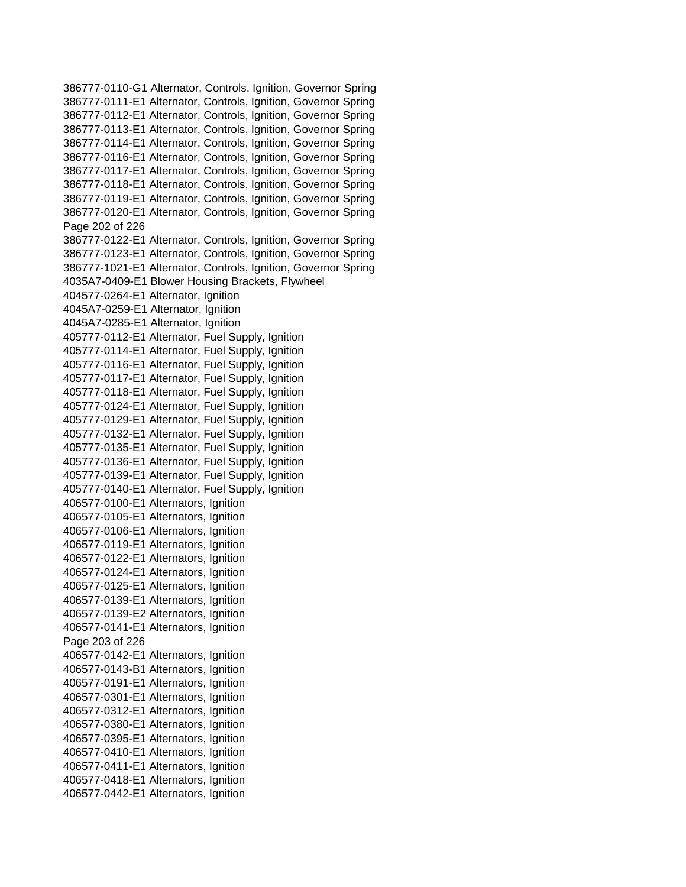386777-0110-G1 Alternator, Controls, Ignition, Governor Spring
386777-0111-E1 Alternator, Controls, Ignition, Governor Spring
386777-0112-E1 Alternator, Controls, Ignition, Governor Spring
386777-0113-E1 Alternator, Controls, Ignition, Governor Spring
386777-0114-E1 Alternator, Controls, Ignition, Governor Spring
386777-0116-E1 Alternator, Controls, Ignition, Governor Spring
386777-0117-E1 Alternator, Controls, Ignition, Governor Spring
386777-0118-E1 Alternator, Controls, Ignition, Governor Spring
386777-0119-E1 Alternator, Controls, Ignition, Governor Spring
386777-0120-E1 Alternator, Controls, Ignition, Governor Spring
386777-0122-E1 Alternator, Controls, Ignition, Governor Spring
386777-0123-E1 Alternator, Controls, Ignition, Governor Spring
386777-1021-E1 Alternator, Controls, Ignition, Governor Spring
4035A7-0409-E1 Blower Housing Brackets, Flywheel
404577-0264-E1 Alternator, Ignition
4045A7-0259-E1 Alternator, Ignition
4045A7-0285-E1 Alternator, Ignition
405777-0112-E1 Alternator, Fuel Supply, Ignition
405777-0114-E1 Alternator, Fuel Supply, Ignition
405777-0116-E1 Alternator, Fuel Supply, Ignition
405777-0117-E1 Alternator, Fuel Supply, Ignition
405777-0118-E1 Alternator, Fuel Supply, Ignition
405777-0124-E1 Alternator, Fuel Supply, Ignition
405777-0129-E1 Alternator, Fuel Supply, Ignition
405777-0132-E1 Alternator, Fuel Supply, Ignition
405777-0135-E1 Alternator, Fuel Supply, Ignition
405777-0136-E1 Alternator, Fuel Supply, Ignition
405777-0139-E1 Alternator, Fuel Supply, Ignition
405777-0140-E1 Alternator, Fuel Supply, Ignition
406577-0100-E1 Alternators, Ignition
406577-0105-E1 Alternators, Ignition
406577-0106-E1 Alternators, Ignition
406577-0119-E1 Alternators, Ignition
406577-0122-E1 Alternators, Ignition
406577-0124-E1 Alternators, Ignition
406577-0125-E1 Alternators, Ignition
406577-0139-E1 Alternators, Ignition
406577-0139-E2 Alternators, Ignition
406577-0141-E1 Alternators, Ignition
406577-0142-E1 Alternators, Ignition
406577-0143-B1 Alternators, Ignition
406577-0191-E1 Alternators, Ignition
406577-0301-E1 Alternators, Ignition
406577-0312-E1 Alternators, Ignition
406577-0380-E1 Alternators, Ignition
406577-0395-E1 Alternators, Ignition
406577-0410-E1 Alternators, Ignition
406577-0411-E1 Alternators, Ignition
406577-0418-E1 Alternators, Ignition
406577-0442-E1 Alternators, Ignition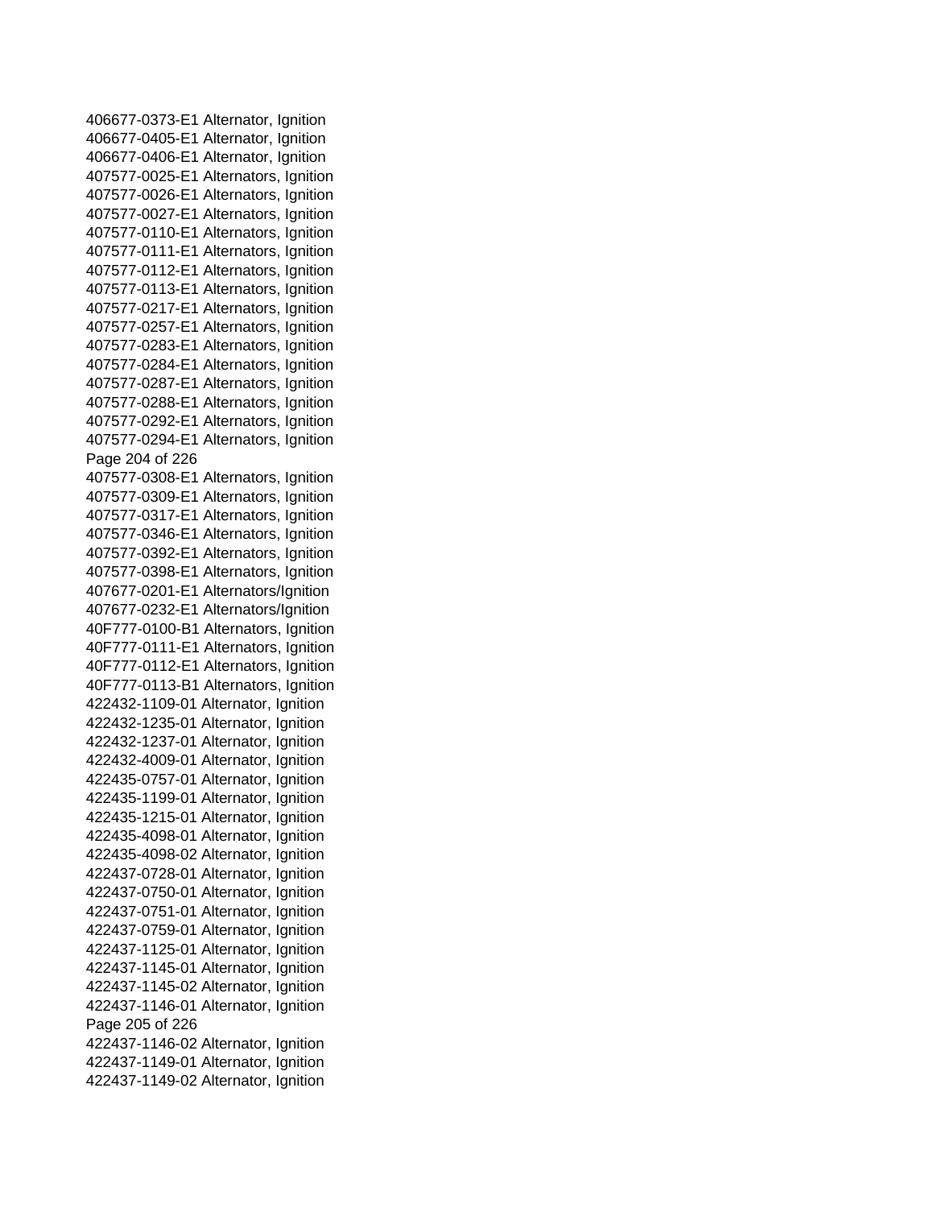406677-0373-E1 Alternator, Ignition
406677-0405-E1 Alternator, Ignition
406677-0406-E1 Alternator, Ignition
407577-0025-E1 Alternators, Ignition
407577-0026-E1 Alternators, Ignition
407577-0027-E1 Alternators, Ignition
407577-0110-E1 Alternators, Ignition
407577-0111-E1 Alternators, Ignition
407577-0112-E1 Alternators, Ignition
407577-0113-E1 Alternators, Ignition
407577-0217-E1 Alternators, Ignition
407577-0257-E1 Alternators, Ignition
407577-0283-E1 Alternators, Ignition
407577-0284-E1 Alternators, Ignition
407577-0287-E1 Alternators, Ignition
407577-0288-E1 Alternators, Ignition
407577-0292-E1 Alternators, Ignition
407577-0294-E1 Alternators, Ignition
407577-0308-E1 Alternators, Ignition
407577-0309-E1 Alternators, Ignition
407577-0317-E1 Alternators, Ignition
407577-0346-E1 Alternators, Ignition
407577-0392-E1 Alternators, Ignition
407577-0398-E1 Alternators, Ignition
407677-0201-E1 Alternators/Ignition
407677-0232-E1 Alternators/Ignition
40F777-0100-B1 Alternators, Ignition
40F777-0111-E1 Alternators, Ignition
40F777-0112-E1 Alternators, Ignition
40F777-0113-B1 Alternators, Ignition
422432-1109-01 Alternator, Ignition
422432-1235-01 Alternator, Ignition
422432-1237-01 Alternator, Ignition
422432-4009-01 Alternator, Ignition
422435-0757-01 Alternator, Ignition
422435-1199-01 Alternator, Ignition
422435-1215-01 Alternator, Ignition
422435-4098-01 Alternator, Ignition
422435-4098-02 Alternator, Ignition
422437-0728-01 Alternator, Ignition
422437-0750-01 Alternator, Ignition
422437-0751-01 Alternator, Ignition
422437-0759-01 Alternator, Ignition
422437-1125-01 Alternator, Ignition
422437-1145-01 Alternator, Ignition
422437-1145-02 Alternator, Ignition
422437-1146-01 Alternator, Ignition
422437-1146-02 Alternator, Ignition
422437-1149-01 Alternator, Ignition
422437-1149-02 Alternator, Ignition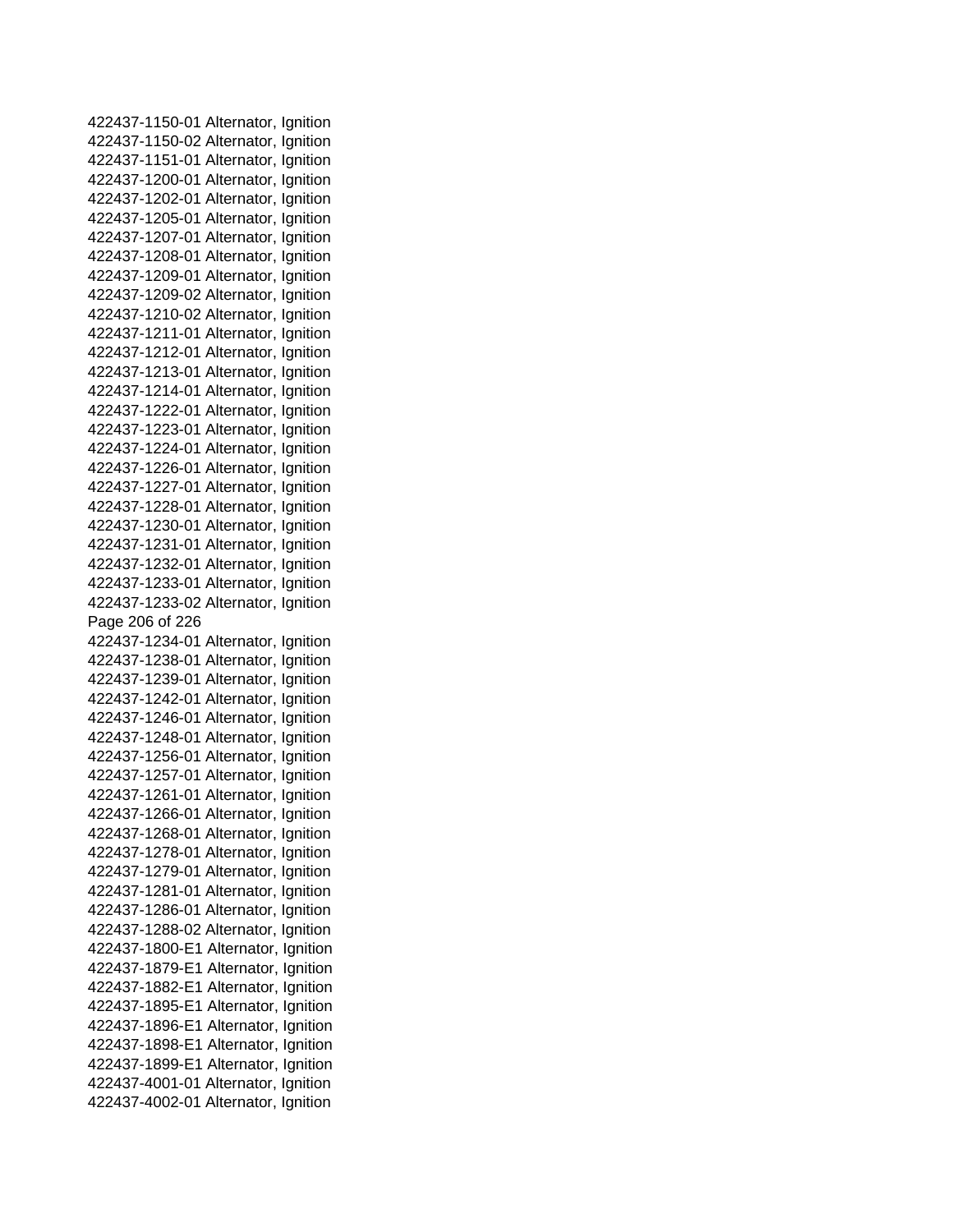422437-1150-01 Alternator, Ignition
422437-1150-02 Alternator, Ignition
422437-1151-01 Alternator, Ignition
422437-1200-01 Alternator, Ignition
422437-1202-01 Alternator, Ignition
422437-1205-01 Alternator, Ignition
422437-1207-01 Alternator, Ignition
422437-1208-01 Alternator, Ignition
422437-1209-01 Alternator, Ignition
422437-1209-02 Alternator, Ignition
422437-1210-02 Alternator, Ignition
422437-1211-01 Alternator, Ignition
422437-1212-01 Alternator, Ignition
422437-1213-01 Alternator, Ignition
422437-1214-01 Alternator, Ignition
422437-1222-01 Alternator, Ignition
422437-1223-01 Alternator, Ignition
422437-1224-01 Alternator, Ignition
422437-1226-01 Alternator, Ignition
422437-1227-01 Alternator, Ignition
422437-1228-01 Alternator, Ignition
422437-1230-01 Alternator, Ignition
422437-1231-01 Alternator, Ignition
422437-1232-01 Alternator, Ignition
422437-1233-01 Alternator, Ignition
422437-1233-02 Alternator, Ignition
422437-1234-01 Alternator, Ignition
422437-1238-01 Alternator, Ignition
422437-1239-01 Alternator, Ignition
422437-1242-01 Alternator, Ignition
422437-1246-01 Alternator, Ignition
422437-1248-01 Alternator, Ignition
422437-1256-01 Alternator, Ignition
422437-1257-01 Alternator, Ignition
422437-1261-01 Alternator, Ignition
422437-1266-01 Alternator, Ignition
422437-1268-01 Alternator, Ignition
422437-1278-01 Alternator, Ignition
422437-1279-01 Alternator, Ignition
422437-1281-01 Alternator, Ignition
422437-1286-01 Alternator, Ignition
422437-1288-02 Alternator, Ignition
422437-1800-E1 Alternator, Ignition
422437-1879-E1 Alternator, Ignition
422437-1882-E1 Alternator, Ignition
422437-1895-E1 Alternator, Ignition
422437-1896-E1 Alternator, Ignition
422437-1898-E1 Alternator, Ignition
422437-1899-E1 Alternator, Ignition
422437-4001-01 Alternator, Ignition
422437-4002-01 Alternator, Ignition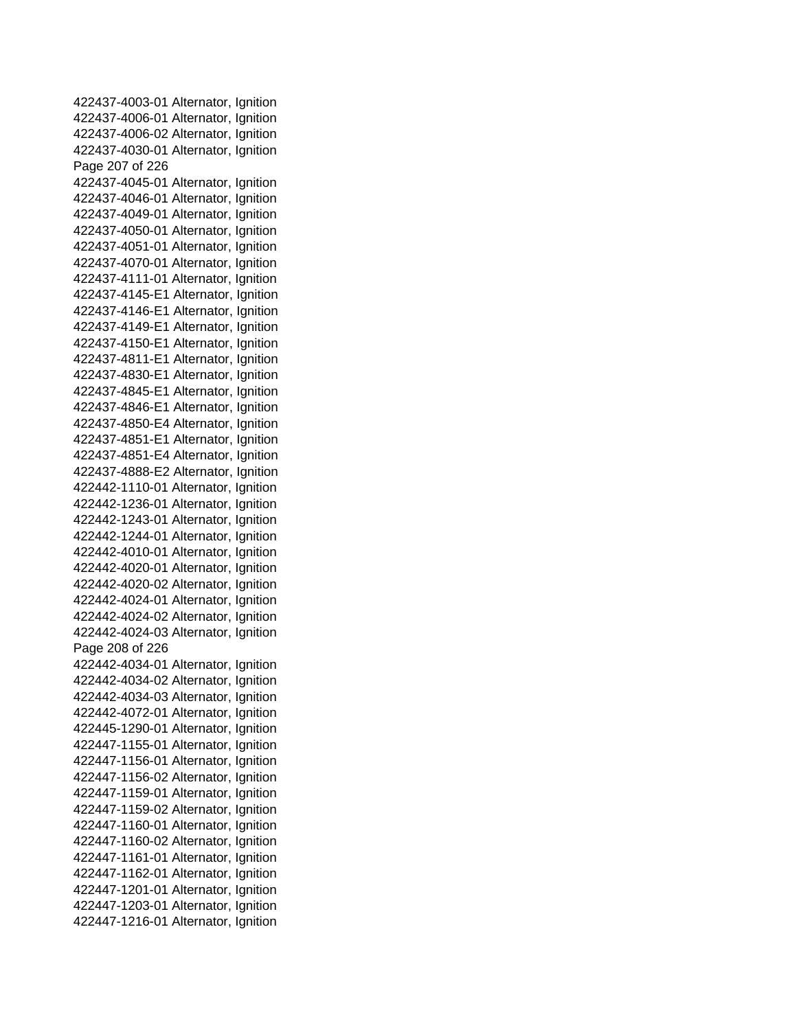422437-4003-01 Alternator, Ignition
422437-4006-01 Alternator, Ignition
422437-4006-02 Alternator, Ignition
422437-4030-01 Alternator, Ignition
422437-4045-01 Alternator, Ignition
422437-4046-01 Alternator, Ignition
422437-4049-01 Alternator, Ignition
422437-4050-01 Alternator, Ignition
422437-4051-01 Alternator, Ignition
422437-4070-01 Alternator, Ignition
422437-4111-01 Alternator, Ignition
422437-4145-E1 Alternator, Ignition
422437-4146-E1 Alternator, Ignition
422437-4149-E1 Alternator, Ignition
422437-4150-E1 Alternator, Ignition
422437-4811-E1 Alternator, Ignition
422437-4830-E1 Alternator, Ignition
422437-4845-E1 Alternator, Ignition
422437-4846-E1 Alternator, Ignition
422437-4850-E4 Alternator, Ignition
422437-4851-E1 Alternator, Ignition
422437-4851-E4 Alternator, Ignition
422437-4888-E2 Alternator, Ignition
422442-1110-01 Alternator, Ignition
422442-1236-01 Alternator, Ignition
422442-1243-01 Alternator, Ignition
422442-1244-01 Alternator, Ignition
422442-4010-01 Alternator, Ignition
422442-4020-01 Alternator, Ignition
422442-4020-02 Alternator, Ignition
422442-4024-01 Alternator, Ignition
422442-4024-02 Alternator, Ignition
422442-4024-03 Alternator, Ignition
422442-4034-01 Alternator, Ignition
422442-4034-02 Alternator, Ignition
422442-4034-03 Alternator, Ignition
422442-4072-01 Alternator, Ignition
422445-1290-01 Alternator, Ignition
422447-1155-01 Alternator, Ignition
422447-1156-01 Alternator, Ignition
422447-1156-02 Alternator, Ignition
422447-1159-01 Alternator, Ignition
422447-1159-02 Alternator, Ignition
422447-1160-01 Alternator, Ignition
422447-1160-02 Alternator, Ignition
422447-1161-01 Alternator, Ignition
422447-1162-01 Alternator, Ignition
422447-1201-01 Alternator, Ignition
422447-1203-01 Alternator, Ignition
422447-1216-01 Alternator, Ignition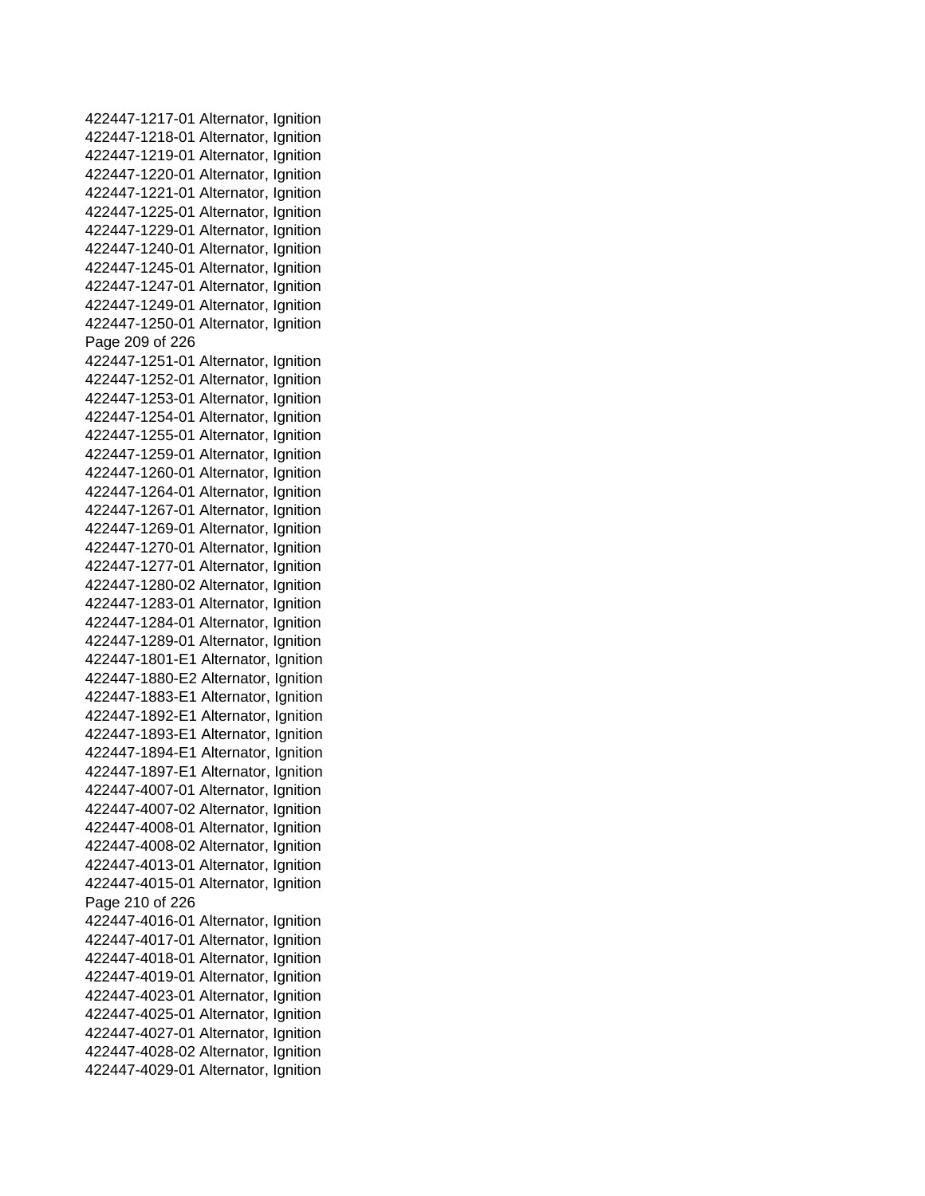422447-1217-01 Alternator, Ignition
422447-1218-01 Alternator, Ignition
422447-1219-01 Alternator, Ignition
422447-1220-01 Alternator, Ignition
422447-1221-01 Alternator, Ignition
422447-1225-01 Alternator, Ignition
422447-1229-01 Alternator, Ignition
422447-1240-01 Alternator, Ignition
422447-1245-01 Alternator, Ignition
422447-1247-01 Alternator, Ignition
422447-1249-01 Alternator, Ignition
422447-1250-01 Alternator, Ignition
422447-1251-01 Alternator, Ignition
422447-1252-01 Alternator, Ignition
422447-1253-01 Alternator, Ignition
422447-1254-01 Alternator, Ignition
422447-1255-01 Alternator, Ignition
422447-1259-01 Alternator, Ignition
422447-1260-01 Alternator, Ignition
422447-1264-01 Alternator, Ignition
422447-1267-01 Alternator, Ignition
422447-1269-01 Alternator, Ignition
422447-1270-01 Alternator, Ignition
422447-1277-01 Alternator, Ignition
422447-1280-02 Alternator, Ignition
422447-1283-01 Alternator, Ignition
422447-1284-01 Alternator, Ignition
422447-1289-01 Alternator, Ignition
422447-1801-E1 Alternator, Ignition
422447-1880-E2 Alternator, Ignition
422447-1883-E1 Alternator, Ignition
422447-1892-E1 Alternator, Ignition
422447-1893-E1 Alternator, Ignition
422447-1894-E1 Alternator, Ignition
422447-1897-E1 Alternator, Ignition
422447-4007-01 Alternator, Ignition
422447-4007-02 Alternator, Ignition
422447-4008-01 Alternator, Ignition
422447-4008-02 Alternator, Ignition
422447-4013-01 Alternator, Ignition
422447-4015-01 Alternator, Ignition
422447-4016-01 Alternator, Ignition
422447-4017-01 Alternator, Ignition
422447-4018-01 Alternator, Ignition
422447-4019-01 Alternator, Ignition
422447-4023-01 Alternator, Ignition
422447-4025-01 Alternator, Ignition
422447-4027-01 Alternator, Ignition
422447-4028-02 Alternator, Ignition
422447-4029-01 Alternator, Ignition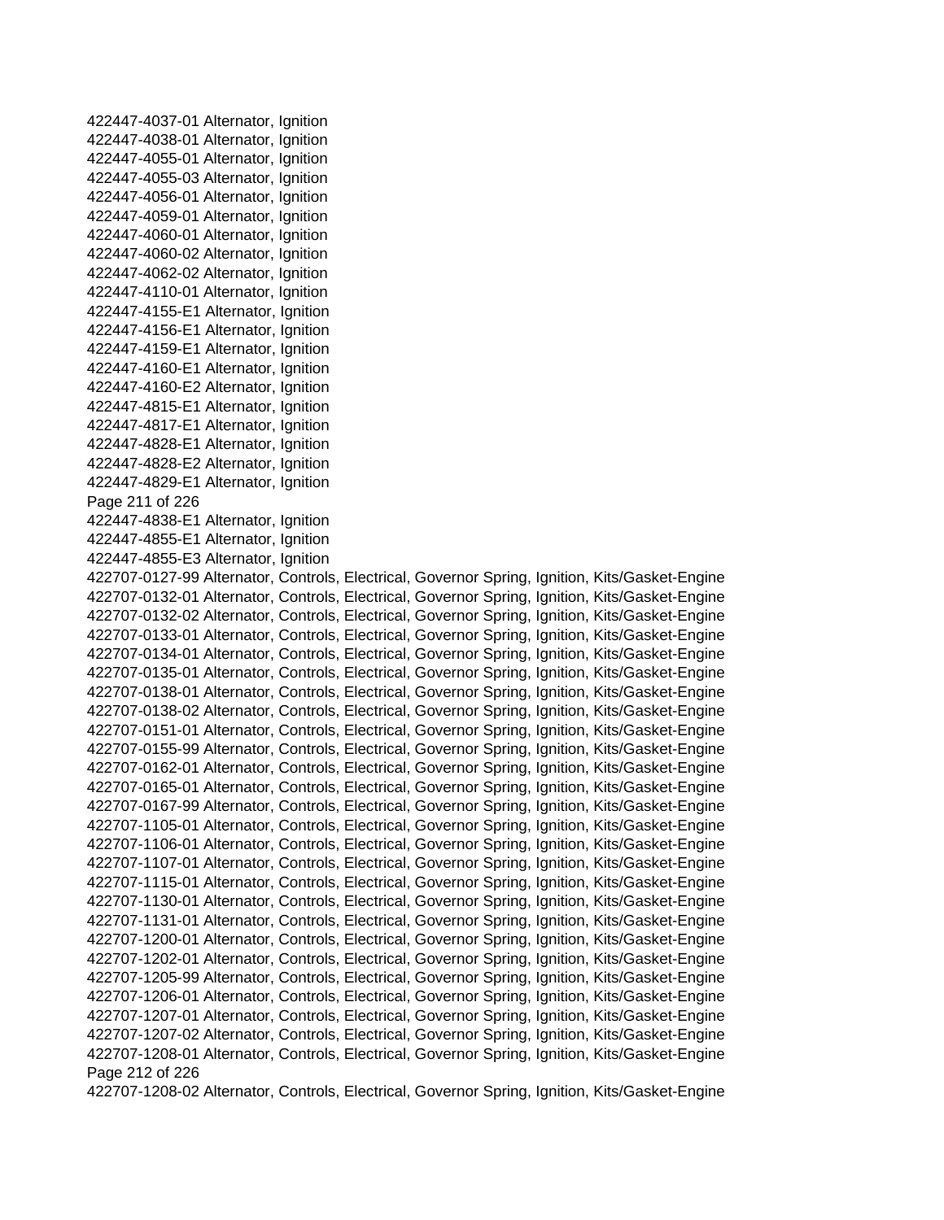422447-4037-01 Alternator, Ignition
422447-4038-01 Alternator, Ignition
422447-4055-01 Alternator, Ignition
422447-4055-03 Alternator, Ignition
422447-4056-01 Alternator, Ignition
422447-4059-01 Alternator, Ignition
422447-4060-01 Alternator, Ignition
422447-4060-02 Alternator, Ignition
422447-4062-02 Alternator, Ignition
422447-4110-01 Alternator, Ignition
422447-4155-E1 Alternator, Ignition
422447-4156-E1 Alternator, Ignition
422447-4159-E1 Alternator, Ignition
422447-4160-E1 Alternator, Ignition
422447-4160-E2 Alternator, Ignition
422447-4815-E1 Alternator, Ignition
422447-4817-E1 Alternator, Ignition
422447-4828-E1 Alternator, Ignition
422447-4828-E2 Alternator, Ignition
422447-4829-E1 Alternator, Ignition
422447-4838-E1 Alternator, Ignition
422447-4855-E1 Alternator, Ignition
422447-4855-E3 Alternator, Ignition
422707-0127-99 Alternator, Controls, Electrical, Governor Spring, Ignition, Kits/Gasket-Engine
422707-0132-01 Alternator, Controls, Electrical, Governor Spring, Ignition, Kits/Gasket-Engine
422707-0132-02 Alternator, Controls, Electrical, Governor Spring, Ignition, Kits/Gasket-Engine
422707-0133-01 Alternator, Controls, Electrical, Governor Spring, Ignition, Kits/Gasket-Engine
422707-0134-01 Alternator, Controls, Electrical, Governor Spring, Ignition, Kits/Gasket-Engine
422707-0135-01 Alternator, Controls, Electrical, Governor Spring, Ignition, Kits/Gasket-Engine
422707-0138-01 Alternator, Controls, Electrical, Governor Spring, Ignition, Kits/Gasket-Engine
422707-0138-02 Alternator, Controls, Electrical, Governor Spring, Ignition, Kits/Gasket-Engine
422707-0151-01 Alternator, Controls, Electrical, Governor Spring, Ignition, Kits/Gasket-Engine
422707-0155-99 Alternator, Controls, Electrical, Governor Spring, Ignition, Kits/Gasket-Engine
422707-0162-01 Alternator, Controls, Electrical, Governor Spring, Ignition, Kits/Gasket-Engine
422707-0165-01 Alternator, Controls, Electrical, Governor Spring, Ignition, Kits/Gasket-Engine
422707-0167-99 Alternator, Controls, Electrical, Governor Spring, Ignition, Kits/Gasket-Engine
422707-1105-01 Alternator, Controls, Electrical, Governor Spring, Ignition, Kits/Gasket-Engine
422707-1106-01 Alternator, Controls, Electrical, Governor Spring, Ignition, Kits/Gasket-Engine
422707-1107-01 Alternator, Controls, Electrical, Governor Spring, Ignition, Kits/Gasket-Engine
422707-1115-01 Alternator, Controls, Electrical, Governor Spring, Ignition, Kits/Gasket-Engine
422707-1130-01 Alternator, Controls, Electrical, Governor Spring, Ignition, Kits/Gasket-Engine
422707-1131-01 Alternator, Controls, Electrical, Governor Spring, Ignition, Kits/Gasket-Engine
422707-1200-01 Alternator, Controls, Electrical, Governor Spring, Ignition, Kits/Gasket-Engine
422707-1202-01 Alternator, Controls, Electrical, Governor Spring, Ignition, Kits/Gasket-Engine
422707-1205-99 Alternator, Controls, Electrical, Governor Spring, Ignition, Kits/Gasket-Engine
422707-1206-01 Alternator, Controls, Electrical, Governor Spring, Ignition, Kits/Gasket-Engine
422707-1207-01 Alternator, Controls, Electrical, Governor Spring, Ignition, Kits/Gasket-Engine
422707-1207-02 Alternator, Controls, Electrical, Governor Spring, Ignition, Kits/Gasket-Engine
422707-1208-01 Alternator, Controls, Electrical, Governor Spring, Ignition, Kits/Gasket-Engine
422707-1208-02 Alternator, Controls, Electrical, Governor Spring, Ignition, Kits/Gasket-Engine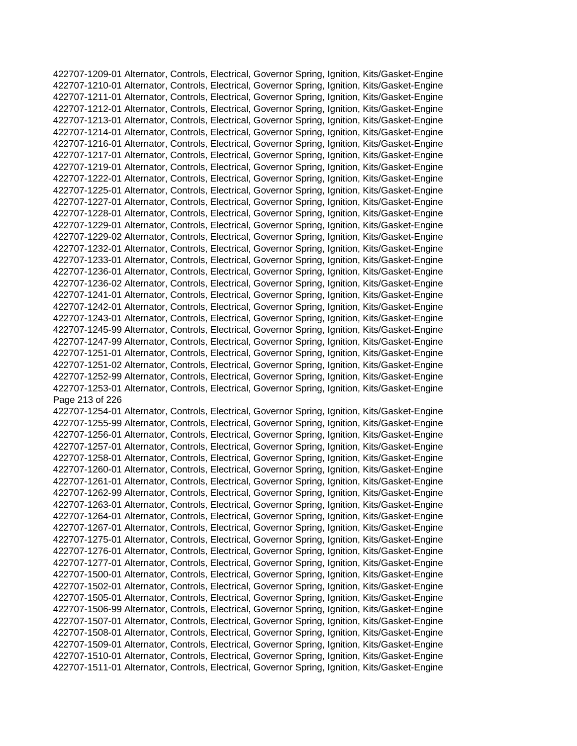422707-1209-01 Alternator, Controls, Electrical, Governor Spring, Ignition, Kits/Gasket-Engine
422707-1210-01 Alternator, Controls, Electrical, Governor Spring, Ignition, Kits/Gasket-Engine
422707-1211-01 Alternator, Controls, Electrical, Governor Spring, Ignition, Kits/Gasket-Engine
422707-1212-01 Alternator, Controls, Electrical, Governor Spring, Ignition, Kits/Gasket-Engine
422707-1213-01 Alternator, Controls, Electrical, Governor Spring, Ignition, Kits/Gasket-Engine
422707-1214-01 Alternator, Controls, Electrical, Governor Spring, Ignition, Kits/Gasket-Engine
422707-1216-01 Alternator, Controls, Electrical, Governor Spring, Ignition, Kits/Gasket-Engine
422707-1217-01 Alternator, Controls, Electrical, Governor Spring, Ignition, Kits/Gasket-Engine
422707-1219-01 Alternator, Controls, Electrical, Governor Spring, Ignition, Kits/Gasket-Engine
422707-1222-01 Alternator, Controls, Electrical, Governor Spring, Ignition, Kits/Gasket-Engine
422707-1225-01 Alternator, Controls, Electrical, Governor Spring, Ignition, Kits/Gasket-Engine
422707-1227-01 Alternator, Controls, Electrical, Governor Spring, Ignition, Kits/Gasket-Engine
422707-1228-01 Alternator, Controls, Electrical, Governor Spring, Ignition, Kits/Gasket-Engine
422707-1229-01 Alternator, Controls, Electrical, Governor Spring, Ignition, Kits/Gasket-Engine
422707-1229-02 Alternator, Controls, Electrical, Governor Spring, Ignition, Kits/Gasket-Engine
422707-1232-01 Alternator, Controls, Electrical, Governor Spring, Ignition, Kits/Gasket-Engine
422707-1233-01 Alternator, Controls, Electrical, Governor Spring, Ignition, Kits/Gasket-Engine
422707-1236-01 Alternator, Controls, Electrical, Governor Spring, Ignition, Kits/Gasket-Engine
422707-1236-02 Alternator, Controls, Electrical, Governor Spring, Ignition, Kits/Gasket-Engine
422707-1241-01 Alternator, Controls, Electrical, Governor Spring, Ignition, Kits/Gasket-Engine
422707-1242-01 Alternator, Controls, Electrical, Governor Spring, Ignition, Kits/Gasket-Engine
422707-1243-01 Alternator, Controls, Electrical, Governor Spring, Ignition, Kits/Gasket-Engine
422707-1245-99 Alternator, Controls, Electrical, Governor Spring, Ignition, Kits/Gasket-Engine
422707-1247-99 Alternator, Controls, Electrical, Governor Spring, Ignition, Kits/Gasket-Engine
422707-1251-01 Alternator, Controls, Electrical, Governor Spring, Ignition, Kits/Gasket-Engine
422707-1251-02 Alternator, Controls, Electrical, Governor Spring, Ignition, Kits/Gasket-Engine
422707-1252-99 Alternator, Controls, Electrical, Governor Spring, Ignition, Kits/Gasket-Engine
422707-1253-01 Alternator, Controls, Electrical, Governor Spring, Ignition, Kits/Gasket-Engine
422707-1254-01 Alternator, Controls, Electrical, Governor Spring, Ignition, Kits/Gasket-Engine
422707-1255-99 Alternator, Controls, Electrical, Governor Spring, Ignition, Kits/Gasket-Engine
422707-1256-01 Alternator, Controls, Electrical, Governor Spring, Ignition, Kits/Gasket-Engine
422707-1257-01 Alternator, Controls, Electrical, Governor Spring, Ignition, Kits/Gasket-Engine
422707-1258-01 Alternator, Controls, Electrical, Governor Spring, Ignition, Kits/Gasket-Engine
422707-1260-01 Alternator, Controls, Electrical, Governor Spring, Ignition, Kits/Gasket-Engine
422707-1261-01 Alternator, Controls, Electrical, Governor Spring, Ignition, Kits/Gasket-Engine
422707-1262-99 Alternator, Controls, Electrical, Governor Spring, Ignition, Kits/Gasket-Engine
422707-1263-01 Alternator, Controls, Electrical, Governor Spring, Ignition, Kits/Gasket-Engine
422707-1264-01 Alternator, Controls, Electrical, Governor Spring, Ignition, Kits/Gasket-Engine
422707-1267-01 Alternator, Controls, Electrical, Governor Spring, Ignition, Kits/Gasket-Engine
422707-1275-01 Alternator, Controls, Electrical, Governor Spring, Ignition, Kits/Gasket-Engine
422707-1276-01 Alternator, Controls, Electrical, Governor Spring, Ignition, Kits/Gasket-Engine
422707-1277-01 Alternator, Controls, Electrical, Governor Spring, Ignition, Kits/Gasket-Engine
422707-1500-01 Alternator, Controls, Electrical, Governor Spring, Ignition, Kits/Gasket-Engine
422707-1502-01 Alternator, Controls, Electrical, Governor Spring, Ignition, Kits/Gasket-Engine
422707-1505-01 Alternator, Controls, Electrical, Governor Spring, Ignition, Kits/Gasket-Engine
422707-1506-99 Alternator, Controls, Electrical, Governor Spring, Ignition, Kits/Gasket-Engine
422707-1507-01 Alternator, Controls, Electrical, Governor Spring, Ignition, Kits/Gasket-Engine
422707-1508-01 Alternator, Controls, Electrical, Governor Spring, Ignition, Kits/Gasket-Engine
422707-1509-01 Alternator, Controls, Electrical, Governor Spring, Ignition, Kits/Gasket-Engine
422707-1510-01 Alternator, Controls, Electrical, Governor Spring, Ignition, Kits/Gasket-Engine
422707-1511-01 Alternator, Controls, Electrical, Governor Spring, Ignition, Kits/Gasket-Engine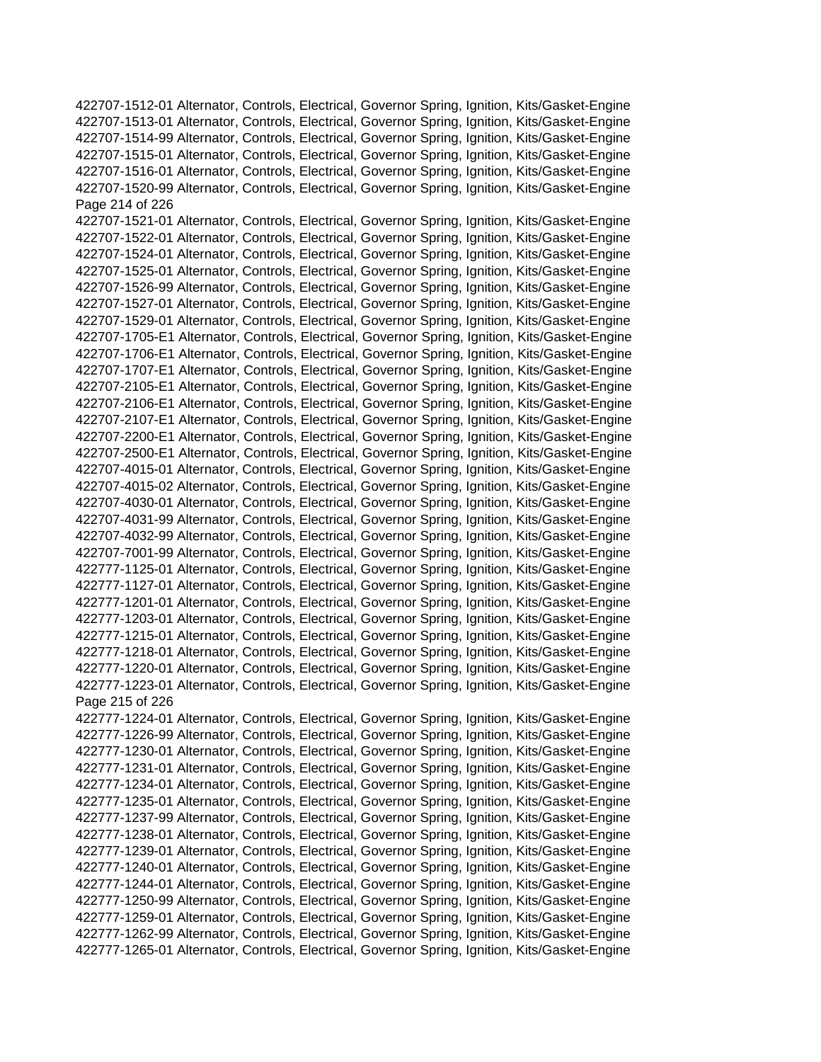422707-1512-01 Alternator, Controls, Electrical, Governor Spring, Ignition, Kits/Gasket-Engine
422707-1513-01 Alternator, Controls, Electrical, Governor Spring, Ignition, Kits/Gasket-Engine
422707-1514-99 Alternator, Controls, Electrical, Governor Spring, Ignition, Kits/Gasket-Engine
422707-1515-01 Alternator, Controls, Electrical, Governor Spring, Ignition, Kits/Gasket-Engine
422707-1516-01 Alternator, Controls, Electrical, Governor Spring, Ignition, Kits/Gasket-Engine
422707-1520-99 Alternator, Controls, Electrical, Governor Spring, Ignition, Kits/Gasket-Engine
422707-1521-01 Alternator, Controls, Electrical, Governor Spring, Ignition, Kits/Gasket-Engine
422707-1522-01 Alternator, Controls, Electrical, Governor Spring, Ignition, Kits/Gasket-Engine
422707-1524-01 Alternator, Controls, Electrical, Governor Spring, Ignition, Kits/Gasket-Engine
422707-1525-01 Alternator, Controls, Electrical, Governor Spring, Ignition, Kits/Gasket-Engine
422707-1526-99 Alternator, Controls, Electrical, Governor Spring, Ignition, Kits/Gasket-Engine
422707-1527-01 Alternator, Controls, Electrical, Governor Spring, Ignition, Kits/Gasket-Engine
422707-1529-01 Alternator, Controls, Electrical, Governor Spring, Ignition, Kits/Gasket-Engine
422707-1705-E1 Alternator, Controls, Electrical, Governor Spring, Ignition, Kits/Gasket-Engine
422707-1706-E1 Alternator, Controls, Electrical, Governor Spring, Ignition, Kits/Gasket-Engine
422707-1707-E1 Alternator, Controls, Electrical, Governor Spring, Ignition, Kits/Gasket-Engine
422707-2105-E1 Alternator, Controls, Electrical, Governor Spring, Ignition, Kits/Gasket-Engine
422707-2106-E1 Alternator, Controls, Electrical, Governor Spring, Ignition, Kits/Gasket-Engine
422707-2107-E1 Alternator, Controls, Electrical, Governor Spring, Ignition, Kits/Gasket-Engine
422707-2200-E1 Alternator, Controls, Electrical, Governor Spring, Ignition, Kits/Gasket-Engine
422707-2500-E1 Alternator, Controls, Electrical, Governor Spring, Ignition, Kits/Gasket-Engine
422707-4015-01 Alternator, Controls, Electrical, Governor Spring, Ignition, Kits/Gasket-Engine
422707-4015-02 Alternator, Controls, Electrical, Governor Spring, Ignition, Kits/Gasket-Engine
422707-4030-01 Alternator, Controls, Electrical, Governor Spring, Ignition, Kits/Gasket-Engine
422707-4031-99 Alternator, Controls, Electrical, Governor Spring, Ignition, Kits/Gasket-Engine
422707-4032-99 Alternator, Controls, Electrical, Governor Spring, Ignition, Kits/Gasket-Engine
422707-7001-99 Alternator, Controls, Electrical, Governor Spring, Ignition, Kits/Gasket-Engine
422777-1125-01 Alternator, Controls, Electrical, Governor Spring, Ignition, Kits/Gasket-Engine
422777-1127-01 Alternator, Controls, Electrical, Governor Spring, Ignition, Kits/Gasket-Engine
422777-1201-01 Alternator, Controls, Electrical, Governor Spring, Ignition, Kits/Gasket-Engine
422777-1203-01 Alternator, Controls, Electrical, Governor Spring, Ignition, Kits/Gasket-Engine
422777-1215-01 Alternator, Controls, Electrical, Governor Spring, Ignition, Kits/Gasket-Engine
422777-1218-01 Alternator, Controls, Electrical, Governor Spring, Ignition, Kits/Gasket-Engine
422777-1220-01 Alternator, Controls, Electrical, Governor Spring, Ignition, Kits/Gasket-Engine
422777-1223-01 Alternator, Controls, Electrical, Governor Spring, Ignition, Kits/Gasket-Engine
422777-1224-01 Alternator, Controls, Electrical, Governor Spring, Ignition, Kits/Gasket-Engine
422777-1226-99 Alternator, Controls, Electrical, Governor Spring, Ignition, Kits/Gasket-Engine
422777-1230-01 Alternator, Controls, Electrical, Governor Spring, Ignition, Kits/Gasket-Engine
422777-1231-01 Alternator, Controls, Electrical, Governor Spring, Ignition, Kits/Gasket-Engine
422777-1234-01 Alternator, Controls, Electrical, Governor Spring, Ignition, Kits/Gasket-Engine
422777-1235-01 Alternator, Controls, Electrical, Governor Spring, Ignition, Kits/Gasket-Engine
422777-1237-99 Alternator, Controls, Electrical, Governor Spring, Ignition, Kits/Gasket-Engine
422777-1238-01 Alternator, Controls, Electrical, Governor Spring, Ignition, Kits/Gasket-Engine
422777-1239-01 Alternator, Controls, Electrical, Governor Spring, Ignition, Kits/Gasket-Engine
422777-1240-01 Alternator, Controls, Electrical, Governor Spring, Ignition, Kits/Gasket-Engine
422777-1244-01 Alternator, Controls, Electrical, Governor Spring, Ignition, Kits/Gasket-Engine
422777-1250-99 Alternator, Controls, Electrical, Governor Spring, Ignition, Kits/Gasket-Engine
422777-1259-01 Alternator, Controls, Electrical, Governor Spring, Ignition, Kits/Gasket-Engine
422777-1262-99 Alternator, Controls, Electrical, Governor Spring, Ignition, Kits/Gasket-Engine
422777-1265-01 Alternator, Controls, Electrical, Governor Spring, Ignition, Kits/Gasket-Engine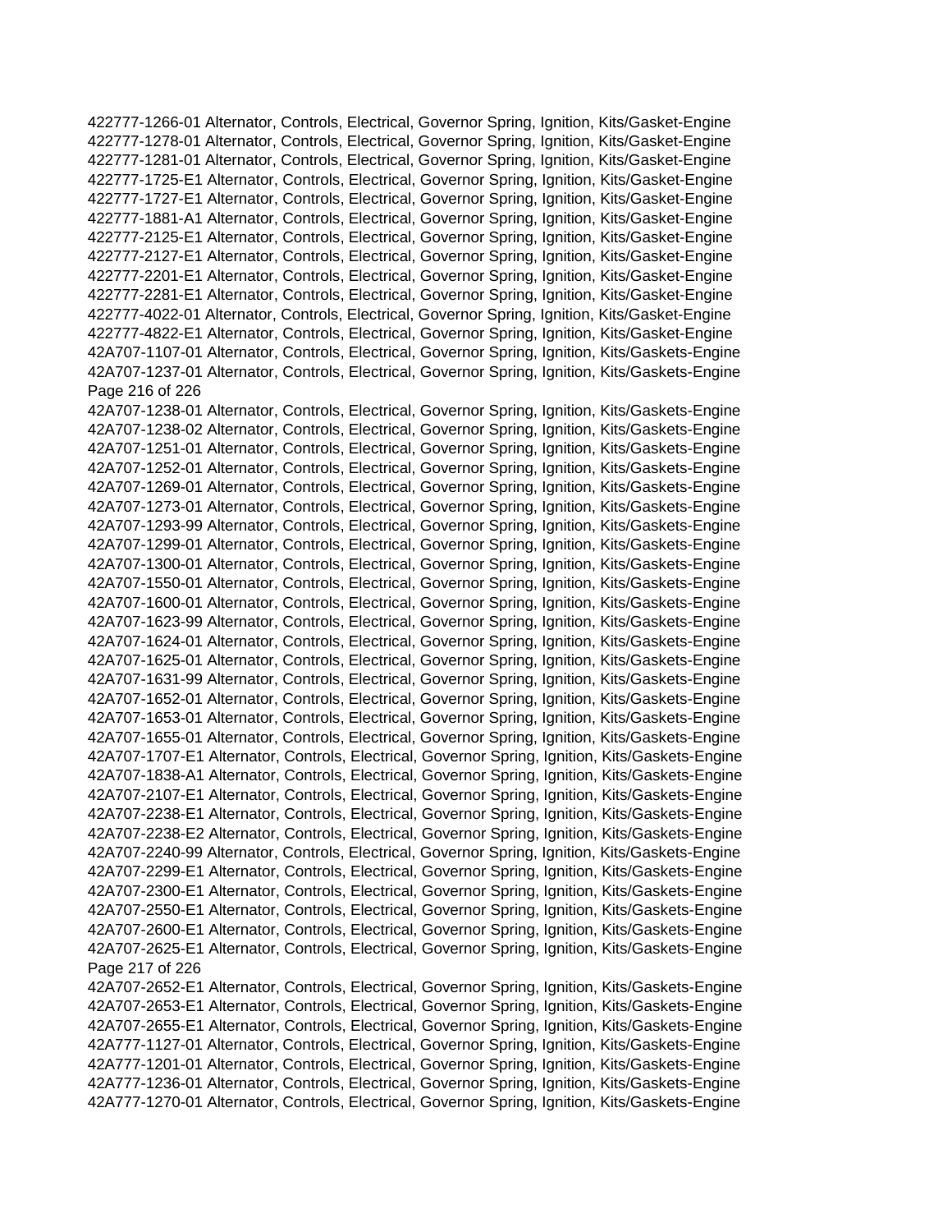422777-1266-01 Alternator, Controls, Electrical, Governor Spring, Ignition, Kits/Gasket-Engine
422777-1278-01 Alternator, Controls, Electrical, Governor Spring, Ignition, Kits/Gasket-Engine
422777-1281-01 Alternator, Controls, Electrical, Governor Spring, Ignition, Kits/Gasket-Engine
422777-1725-E1 Alternator, Controls, Electrical, Governor Spring, Ignition, Kits/Gasket-Engine
422777-1727-E1 Alternator, Controls, Electrical, Governor Spring, Ignition, Kits/Gasket-Engine
422777-1881-A1 Alternator, Controls, Electrical, Governor Spring, Ignition, Kits/Gasket-Engine
422777-2125-E1 Alternator, Controls, Electrical, Governor Spring, Ignition, Kits/Gasket-Engine
422777-2127-E1 Alternator, Controls, Electrical, Governor Spring, Ignition, Kits/Gasket-Engine
422777-2201-E1 Alternator, Controls, Electrical, Governor Spring, Ignition, Kits/Gasket-Engine
422777-2281-E1 Alternator, Controls, Electrical, Governor Spring, Ignition, Kits/Gasket-Engine
422777-4022-01 Alternator, Controls, Electrical, Governor Spring, Ignition, Kits/Gasket-Engine
422777-4822-E1 Alternator, Controls, Electrical, Governor Spring, Ignition, Kits/Gasket-Engine
42A707-1107-01 Alternator, Controls, Electrical, Governor Spring, Ignition, Kits/Gaskets-Engine
42A707-1237-01 Alternator, Controls, Electrical, Governor Spring, Ignition, Kits/Gaskets-Engine
42A707-1238-01 Alternator, Controls, Electrical, Governor Spring, Ignition, Kits/Gaskets-Engine
42A707-1238-02 Alternator, Controls, Electrical, Governor Spring, Ignition, Kits/Gaskets-Engine
42A707-1251-01 Alternator, Controls, Electrical, Governor Spring, Ignition, Kits/Gaskets-Engine
42A707-1252-01 Alternator, Controls, Electrical, Governor Spring, Ignition, Kits/Gaskets-Engine
42A707-1269-01 Alternator, Controls, Electrical, Governor Spring, Ignition, Kits/Gaskets-Engine
42A707-1273-01 Alternator, Controls, Electrical, Governor Spring, Ignition, Kits/Gaskets-Engine
42A707-1293-99 Alternator, Controls, Electrical, Governor Spring, Ignition, Kits/Gaskets-Engine
42A707-1299-01 Alternator, Controls, Electrical, Governor Spring, Ignition, Kits/Gaskets-Engine
42A707-1300-01 Alternator, Controls, Electrical, Governor Spring, Ignition, Kits/Gaskets-Engine
42A707-1550-01 Alternator, Controls, Electrical, Governor Spring, Ignition, Kits/Gaskets-Engine
42A707-1600-01 Alternator, Controls, Electrical, Governor Spring, Ignition, Kits/Gaskets-Engine
42A707-1623-99 Alternator, Controls, Electrical, Governor Spring, Ignition, Kits/Gaskets-Engine
42A707-1624-01 Alternator, Controls, Electrical, Governor Spring, Ignition, Kits/Gaskets-Engine
42A707-1625-01 Alternator, Controls, Electrical, Governor Spring, Ignition, Kits/Gaskets-Engine
42A707-1631-99 Alternator, Controls, Electrical, Governor Spring, Ignition, Kits/Gaskets-Engine
42A707-1652-01 Alternator, Controls, Electrical, Governor Spring, Ignition, Kits/Gaskets-Engine
42A707-1653-01 Alternator, Controls, Electrical, Governor Spring, Ignition, Kits/Gaskets-Engine
42A707-1655-01 Alternator, Controls, Electrical, Governor Spring, Ignition, Kits/Gaskets-Engine
42A707-1707-E1 Alternator, Controls, Electrical, Governor Spring, Ignition, Kits/Gaskets-Engine
42A707-1838-A1 Alternator, Controls, Electrical, Governor Spring, Ignition, Kits/Gaskets-Engine
42A707-2107-E1 Alternator, Controls, Electrical, Governor Spring, Ignition, Kits/Gaskets-Engine
42A707-2238-E1 Alternator, Controls, Electrical, Governor Spring, Ignition, Kits/Gaskets-Engine
42A707-2238-E2 Alternator, Controls, Electrical, Governor Spring, Ignition, Kits/Gaskets-Engine
42A707-2240-99 Alternator, Controls, Electrical, Governor Spring, Ignition, Kits/Gaskets-Engine
42A707-2299-E1 Alternator, Controls, Electrical, Governor Spring, Ignition, Kits/Gaskets-Engine
42A707-2300-E1 Alternator, Controls, Electrical, Governor Spring, Ignition, Kits/Gaskets-Engine
42A707-2550-E1 Alternator, Controls, Electrical, Governor Spring, Ignition, Kits/Gaskets-Engine
42A707-2600-E1 Alternator, Controls, Electrical, Governor Spring, Ignition, Kits/Gaskets-Engine
42A707-2625-E1 Alternator, Controls, Electrical, Governor Spring, Ignition, Kits/Gaskets-Engine
42A707-2652-E1 Alternator, Controls, Electrical, Governor Spring, Ignition, Kits/Gaskets-Engine
42A707-2653-E1 Alternator, Controls, Electrical, Governor Spring, Ignition, Kits/Gaskets-Engine
42A707-2655-E1 Alternator, Controls, Electrical, Governor Spring, Ignition, Kits/Gaskets-Engine
42A777-1127-01 Alternator, Controls, Electrical, Governor Spring, Ignition, Kits/Gaskets-Engine
42A777-1201-01 Alternator, Controls, Electrical, Governor Spring, Ignition, Kits/Gaskets-Engine
42A777-1236-01 Alternator, Controls, Electrical, Governor Spring, Ignition, Kits/Gaskets-Engine
42A777-1270-01 Alternator, Controls, Electrical, Governor Spring, Ignition, Kits/Gaskets-Engine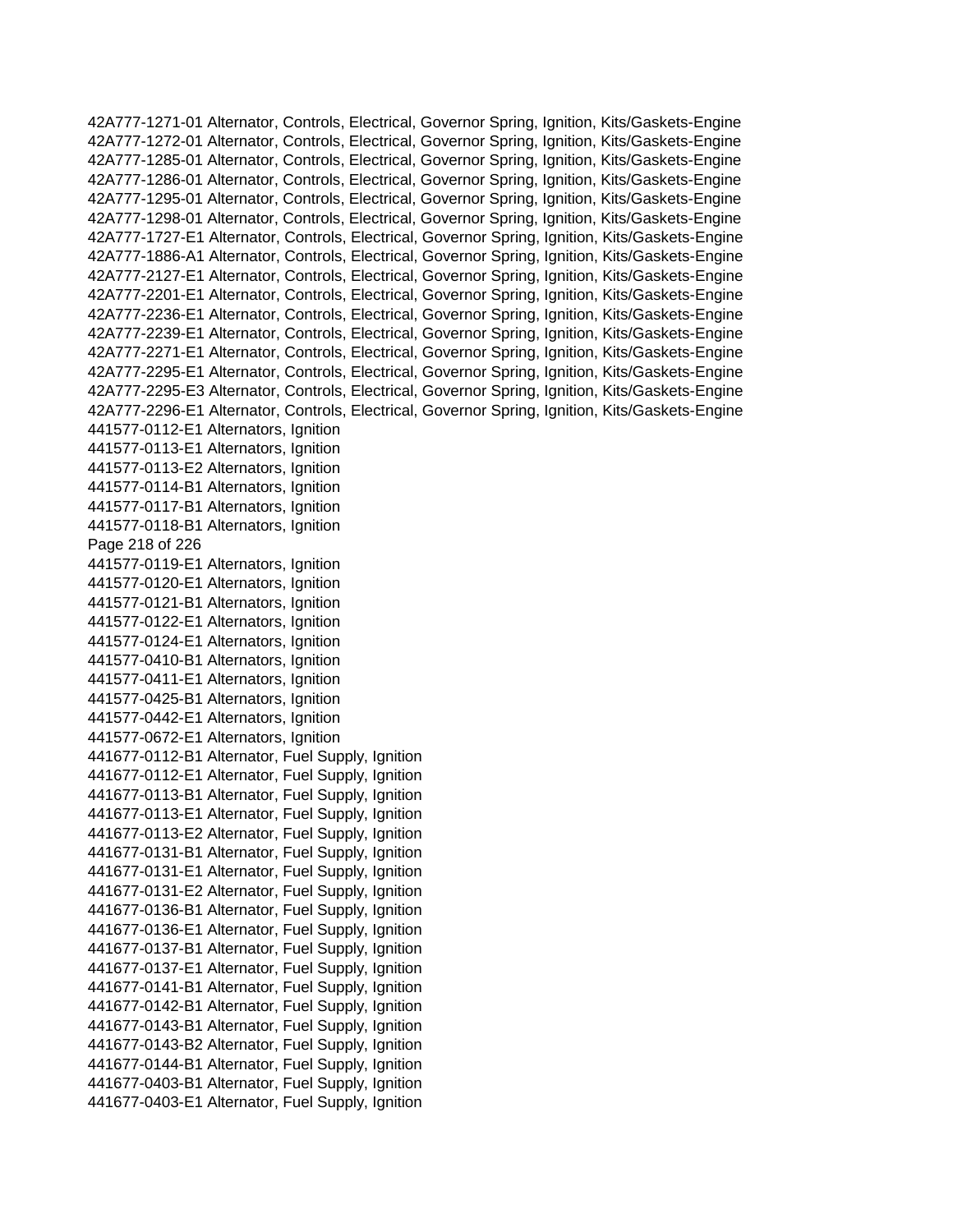42A777-1271-01 Alternator, Controls, Electrical, Governor Spring, Ignition, Kits/Gaskets-Engine
42A777-1272-01 Alternator, Controls, Electrical, Governor Spring, Ignition, Kits/Gaskets-Engine
42A777-1285-01 Alternator, Controls, Electrical, Governor Spring, Ignition, Kits/Gaskets-Engine
42A777-1286-01 Alternator, Controls, Electrical, Governor Spring, Ignition, Kits/Gaskets-Engine
42A777-1295-01 Alternator, Controls, Electrical, Governor Spring, Ignition, Kits/Gaskets-Engine
42A777-1298-01 Alternator, Controls, Electrical, Governor Spring, Ignition, Kits/Gaskets-Engine
42A777-1727-E1 Alternator, Controls, Electrical, Governor Spring, Ignition, Kits/Gaskets-Engine
42A777-1886-A1 Alternator, Controls, Electrical, Governor Spring, Ignition, Kits/Gaskets-Engine
42A777-2127-E1 Alternator, Controls, Electrical, Governor Spring, Ignition, Kits/Gaskets-Engine
42A777-2201-E1 Alternator, Controls, Electrical, Governor Spring, Ignition, Kits/Gaskets-Engine
42A777-2236-E1 Alternator, Controls, Electrical, Governor Spring, Ignition, Kits/Gaskets-Engine
42A777-2239-E1 Alternator, Controls, Electrical, Governor Spring, Ignition, Kits/Gaskets-Engine
42A777-2271-E1 Alternator, Controls, Electrical, Governor Spring, Ignition, Kits/Gaskets-Engine
42A777-2295-E1 Alternator, Controls, Electrical, Governor Spring, Ignition, Kits/Gaskets-Engine
42A777-2295-E3 Alternator, Controls, Electrical, Governor Spring, Ignition, Kits/Gaskets-Engine
42A777-2296-E1 Alternator, Controls, Electrical, Governor Spring, Ignition, Kits/Gaskets-Engine
441577-0112-E1 Alternators, Ignition
441577-0113-E1 Alternators, Ignition
441577-0113-E2 Alternators, Ignition
441577-0114-B1 Alternators, Ignition
441577-0117-B1 Alternators, Ignition
441577-0118-B1 Alternators, Ignition
441577-0119-E1 Alternators, Ignition
441577-0120-E1 Alternators, Ignition
441577-0121-B1 Alternators, Ignition
441577-0122-E1 Alternators, Ignition
441577-0124-E1 Alternators, Ignition
441577-0410-B1 Alternators, Ignition
441577-0411-E1 Alternators, Ignition
441577-0425-B1 Alternators, Ignition
441577-0442-E1 Alternators, Ignition
441577-0672-E1 Alternators, Ignition
441677-0112-B1 Alternator, Fuel Supply, Ignition
441677-0112-E1 Alternator, Fuel Supply, Ignition
441677-0113-B1 Alternator, Fuel Supply, Ignition
441677-0113-E1 Alternator, Fuel Supply, Ignition
441677-0113-E2 Alternator, Fuel Supply, Ignition
441677-0131-B1 Alternator, Fuel Supply, Ignition
441677-0131-E1 Alternator, Fuel Supply, Ignition
441677-0131-E2 Alternator, Fuel Supply, Ignition
441677-0136-B1 Alternator, Fuel Supply, Ignition
441677-0136-E1 Alternator, Fuel Supply, Ignition
441677-0137-B1 Alternator, Fuel Supply, Ignition
441677-0137-E1 Alternator, Fuel Supply, Ignition
441677-0141-B1 Alternator, Fuel Supply, Ignition
441677-0142-B1 Alternator, Fuel Supply, Ignition
441677-0143-B1 Alternator, Fuel Supply, Ignition
441677-0143-B2 Alternator, Fuel Supply, Ignition
441677-0144-B1 Alternator, Fuel Supply, Ignition
441677-0403-B1 Alternator, Fuel Supply, Ignition
441677-0403-E1 Alternator, Fuel Supply, Ignition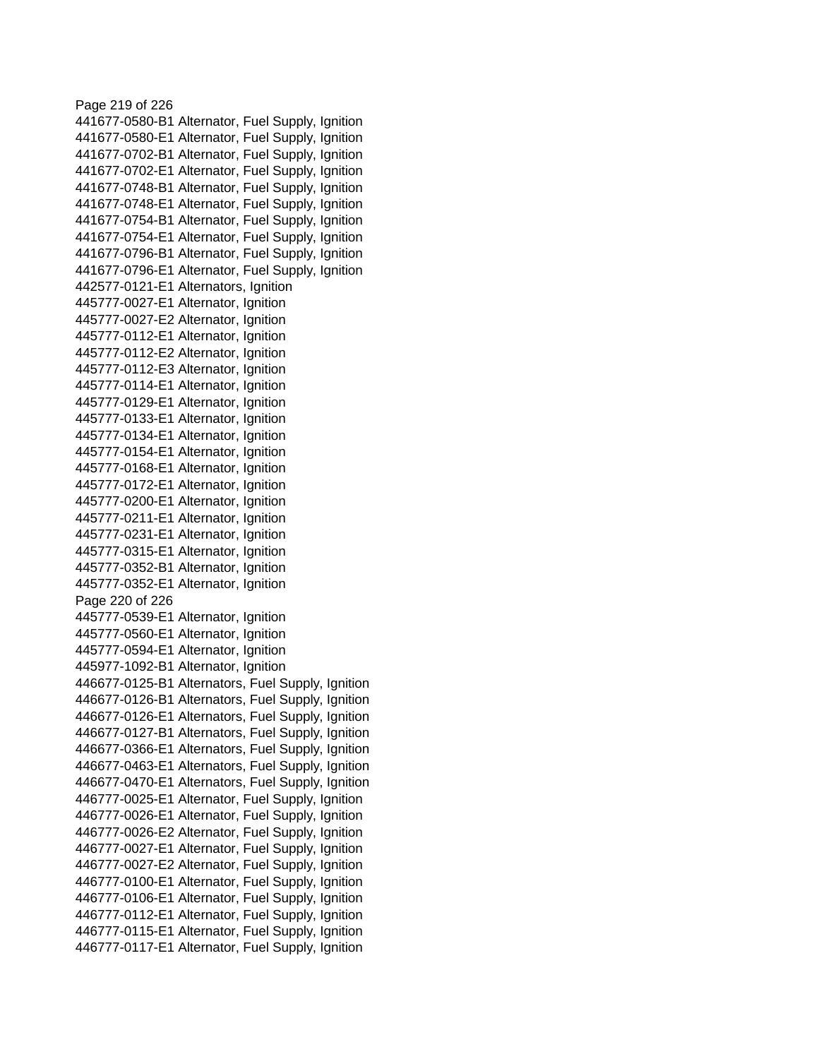441677-0580-B1 Alternator, Fuel Supply, Ignition
441677-0580-E1 Alternator, Fuel Supply, Ignition
441677-0702-B1 Alternator, Fuel Supply, Ignition
441677-0702-E1 Alternator, Fuel Supply, Ignition
441677-0748-B1 Alternator, Fuel Supply, Ignition
441677-0748-E1 Alternator, Fuel Supply, Ignition
441677-0754-B1 Alternator, Fuel Supply, Ignition
441677-0754-E1 Alternator, Fuel Supply, Ignition
441677-0796-B1 Alternator, Fuel Supply, Ignition
441677-0796-E1 Alternator, Fuel Supply, Ignition
442577-0121-E1 Alternators, Ignition
445777-0027-E1 Alternator, Ignition
445777-0027-E2 Alternator, Ignition
445777-0112-E1 Alternator, Ignition
445777-0112-E2 Alternator, Ignition
445777-0112-E3 Alternator, Ignition
445777-0114-E1 Alternator, Ignition
445777-0129-E1 Alternator, Ignition
445777-0133-E1 Alternator, Ignition
445777-0134-E1 Alternator, Ignition
445777-0154-E1 Alternator, Ignition
445777-0168-E1 Alternator, Ignition
445777-0172-E1 Alternator, Ignition
445777-0200-E1 Alternator, Ignition
445777-0211-E1 Alternator, Ignition
445777-0231-E1 Alternator, Ignition
445777-0315-E1 Alternator, Ignition
445777-0352-B1 Alternator, Ignition
445777-0352-E1 Alternator, Ignition
445777-0539-E1 Alternator, Ignition
445777-0560-E1 Alternator, Ignition
445777-0594-E1 Alternator, Ignition
445977-1092-B1 Alternator, Ignition
446677-0125-B1 Alternators, Fuel Supply, Ignition
446677-0126-B1 Alternators, Fuel Supply, Ignition
446677-0126-E1 Alternators, Fuel Supply, Ignition
446677-0127-B1 Alternators, Fuel Supply, Ignition
446677-0366-E1 Alternators, Fuel Supply, Ignition
446677-0463-E1 Alternators, Fuel Supply, Ignition
446677-0470-E1 Alternators, Fuel Supply, Ignition
446777-0025-E1 Alternator, Fuel Supply, Ignition
446777-0026-E1 Alternator, Fuel Supply, Ignition
446777-0026-E2 Alternator, Fuel Supply, Ignition
446777-0027-E1 Alternator, Fuel Supply, Ignition
446777-0027-E2 Alternator, Fuel Supply, Ignition
446777-0100-E1 Alternator, Fuel Supply, Ignition
446777-0106-E1 Alternator, Fuel Supply, Ignition
446777-0112-E1 Alternator, Fuel Supply, Ignition
446777-0115-E1 Alternator, Fuel Supply, Ignition
446777-0117-E1 Alternator, Fuel Supply, Ignition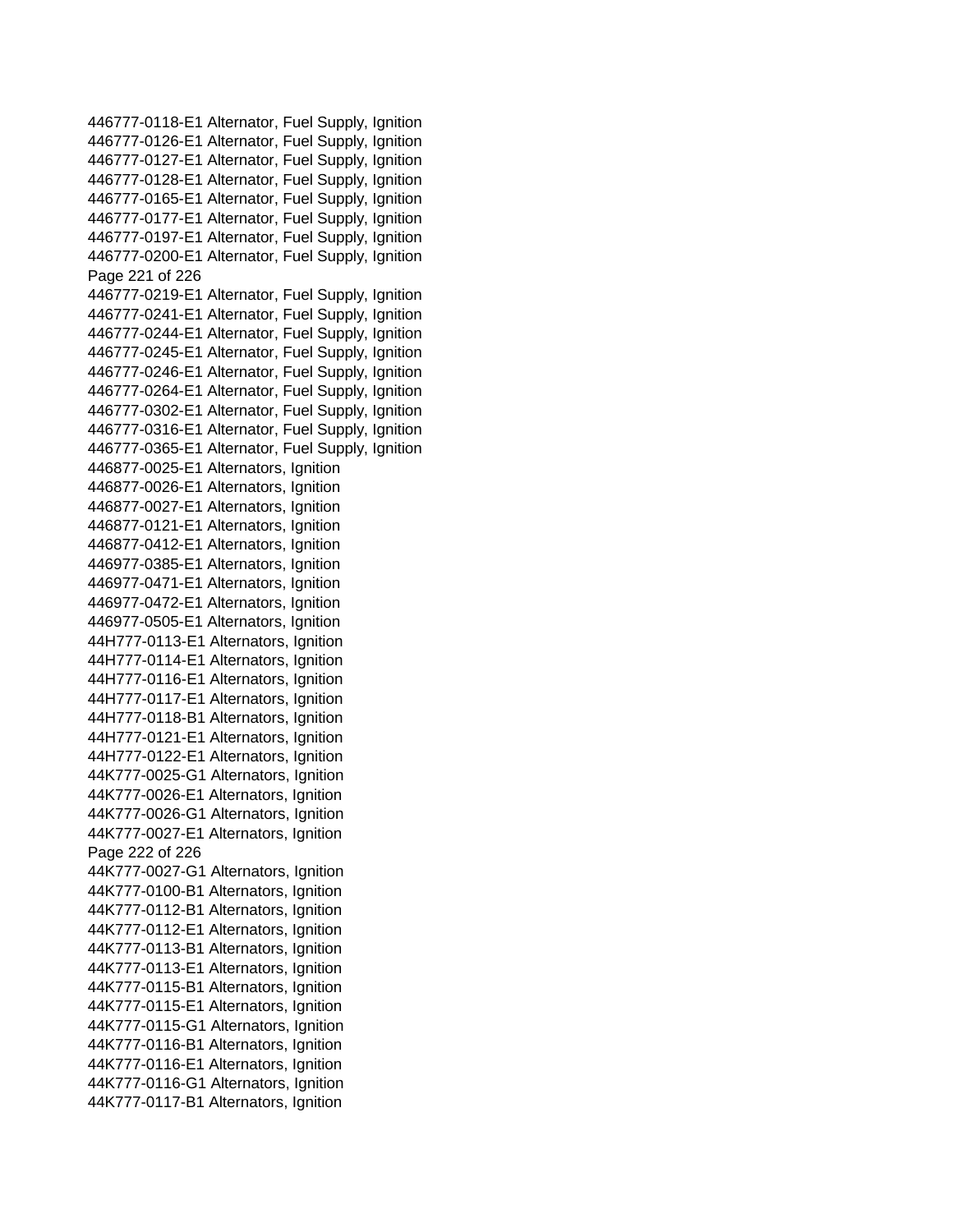446777-0118-E1 Alternator, Fuel Supply, Ignition
446777-0126-E1 Alternator, Fuel Supply, Ignition
446777-0127-E1 Alternator, Fuel Supply, Ignition
446777-0128-E1 Alternator, Fuel Supply, Ignition
446777-0165-E1 Alternator, Fuel Supply, Ignition
446777-0177-E1 Alternator, Fuel Supply, Ignition
446777-0197-E1 Alternator, Fuel Supply, Ignition
446777-0200-E1 Alternator, Fuel Supply, Ignition
446777-0219-E1 Alternator, Fuel Supply, Ignition
446777-0241-E1 Alternator, Fuel Supply, Ignition
446777-0244-E1 Alternator, Fuel Supply, Ignition
446777-0245-E1 Alternator, Fuel Supply, Ignition
446777-0246-E1 Alternator, Fuel Supply, Ignition
446777-0264-E1 Alternator, Fuel Supply, Ignition
446777-0302-E1 Alternator, Fuel Supply, Ignition
446777-0316-E1 Alternator, Fuel Supply, Ignition
446777-0365-E1 Alternator, Fuel Supply, Ignition
446877-0025-E1 Alternators, Ignition
446877-0026-E1 Alternators, Ignition
446877-0027-E1 Alternators, Ignition
446877-0121-E1 Alternators, Ignition
446877-0412-E1 Alternators, Ignition
446977-0385-E1 Alternators, Ignition
446977-0471-E1 Alternators, Ignition
446977-0472-E1 Alternators, Ignition
446977-0505-E1 Alternators, Ignition
44H777-0113-E1 Alternators, Ignition
44H777-0114-E1 Alternators, Ignition
44H777-0116-E1 Alternators, Ignition
44H777-0117-E1 Alternators, Ignition
44H777-0118-B1 Alternators, Ignition
44H777-0121-E1 Alternators, Ignition
44H777-0122-E1 Alternators, Ignition
44K777-0025-G1 Alternators, Ignition
44K777-0026-E1 Alternators, Ignition
44K777-0026-G1 Alternators, Ignition
44K777-0027-E1 Alternators, Ignition
44K777-0027-G1 Alternators, Ignition
44K777-0100-B1 Alternators, Ignition
44K777-0112-B1 Alternators, Ignition
44K777-0112-E1 Alternators, Ignition
44K777-0113-B1 Alternators, Ignition
44K777-0113-E1 Alternators, Ignition
44K777-0115-B1 Alternators, Ignition
44K777-0115-E1 Alternators, Ignition
44K777-0115-G1 Alternators, Ignition
44K777-0116-B1 Alternators, Ignition
44K777-0116-E1 Alternators, Ignition
44K777-0116-G1 Alternators, Ignition
44K777-0117-B1 Alternators, Ignition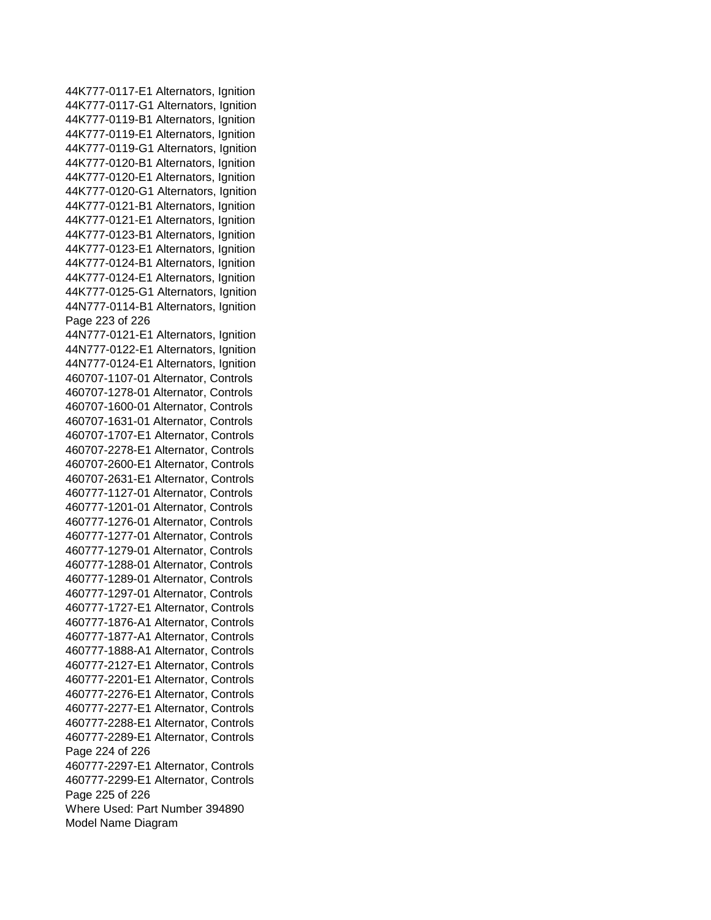44K777-0117-E1 Alternators, Ignition
44K777-0117-G1 Alternators, Ignition
44K777-0119-B1 Alternators, Ignition
44K777-0119-E1 Alternators, Ignition
44K777-0119-G1 Alternators, Ignition
44K777-0120-B1 Alternators, Ignition
44K777-0120-E1 Alternators, Ignition
44K777-0120-G1 Alternators, Ignition
44K777-0121-B1 Alternators, Ignition
44K777-0121-E1 Alternators, Ignition
44K777-0123-B1 Alternators, Ignition
44K777-0123-E1 Alternators, Ignition
44K777-0124-B1 Alternators, Ignition
44K777-0124-E1 Alternators, Ignition
44K777-0125-G1 Alternators, Ignition
44N777-0114-B1 Alternators, Ignition
44N777-0121-E1 Alternators, Ignition
44N777-0122-E1 Alternators, Ignition
44N777-0124-E1 Alternators, Ignition
460707-1107-01 Alternator, Controls
460707-1278-01 Alternator, Controls
460707-1600-01 Alternator, Controls
460707-1631-01 Alternator, Controls
460707-1707-E1 Alternator, Controls
460707-2278-E1 Alternator, Controls
460707-2600-E1 Alternator, Controls
460707-2631-E1 Alternator, Controls
460777-1127-01 Alternator, Controls
460777-1201-01 Alternator, Controls
460777-1276-01 Alternator, Controls
460777-1277-01 Alternator, Controls
460777-1279-01 Alternator, Controls
460777-1288-01 Alternator, Controls
460777-1289-01 Alternator, Controls
460777-1297-01 Alternator, Controls
460777-1727-E1 Alternator, Controls
460777-1876-A1 Alternator, Controls
460777-1877-A1 Alternator, Controls
460777-1888-A1 Alternator, Controls
460777-2127-E1 Alternator, Controls
460777-2201-E1 Alternator, Controls
460777-2276-E1 Alternator, Controls
460777-2277-E1 Alternator, Controls
460777-2288-E1 Alternator, Controls
460777-2289-E1 Alternator, Controls
460777-2297-E1 Alternator, Controls
460777-2299-E1 Alternator, Controls

Where Used: Part Number 394890

Model Name Diagram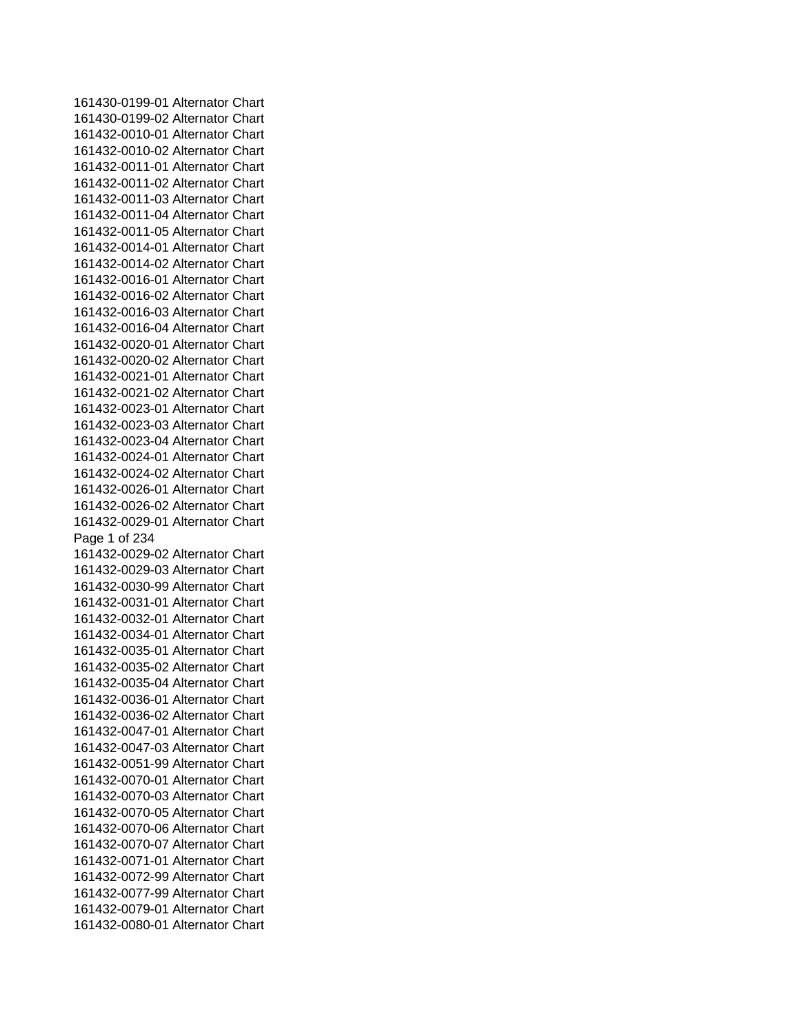161430-0199-01 Alternator Chart
161430-0199-02 Alternator Chart
161432-0010-01 Alternator Chart
161432-0010-02 Alternator Chart
161432-0011-01 Alternator Chart
161432-0011-02 Alternator Chart
161432-0011-03 Alternator Chart
161432-0011-04 Alternator Chart
161432-0011-05 Alternator Chart
161432-0014-01 Alternator Chart
161432-0014-02 Alternator Chart
161432-0016-01 Alternator Chart
161432-0016-02 Alternator Chart
161432-0016-03 Alternator Chart
161432-0016-04 Alternator Chart
161432-0020-01 Alternator Chart
161432-0020-02 Alternator Chart
161432-0021-01 Alternator Chart
161432-0021-02 Alternator Chart
161432-0023-01 Alternator Chart
161432-0023-03 Alternator Chart
161432-0023-04 Alternator Chart
161432-0024-01 Alternator Chart
161432-0024-02 Alternator Chart
161432-0026-01 Alternator Chart
161432-0026-02 Alternator Chart
161432-0029-01 Alternator Chart
161432-0029-02 Alternator Chart
161432-0029-03 Alternator Chart
161432-0030-99 Alternator Chart
161432-0031-01 Alternator Chart
161432-0032-01 Alternator Chart
161432-0034-01 Alternator Chart
161432-0035-01 Alternator Chart
161432-0035-02 Alternator Chart
161432-0035-04 Alternator Chart
161432-0036-01 Alternator Chart
161432-0036-02 Alternator Chart
161432-0047-01 Alternator Chart
161432-0047-03 Alternator Chart
161432-0051-99 Alternator Chart
161432-0070-01 Alternator Chart
161432-0070-03 Alternator Chart
161432-0070-05 Alternator Chart
161432-0070-06 Alternator Chart
161432-0070-07 Alternator Chart
161432-0071-01 Alternator Chart
161432-0072-99 Alternator Chart
161432-0077-99 Alternator Chart
161432-0079-01 Alternator Chart
161432-0080-01 Alternator Chart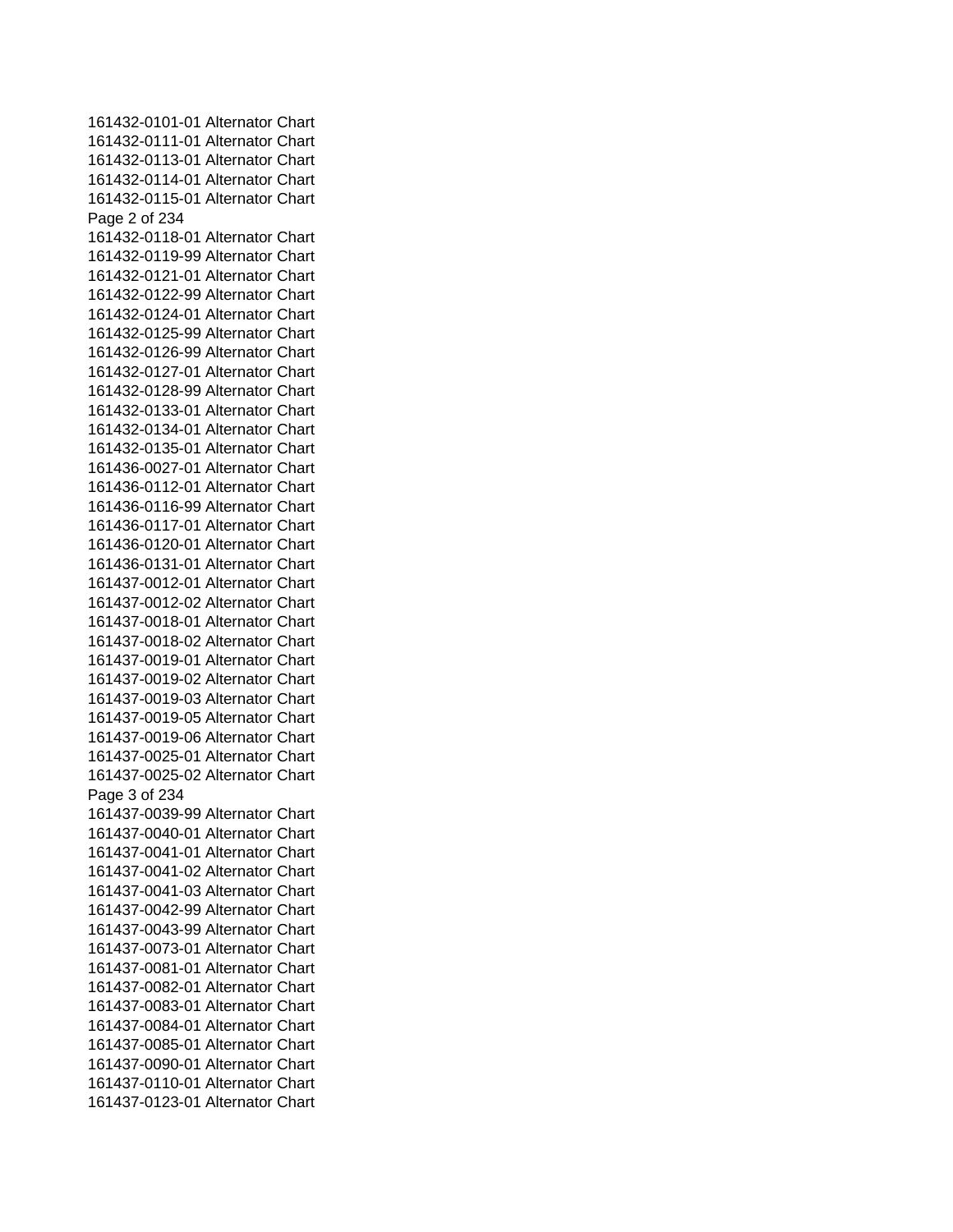161432-0101-01 Alternator Chart
161432-0111-01 Alternator Chart
161432-0113-01 Alternator Chart
161432-0114-01 Alternator Chart
161432-0115-01 Alternator Chart
161432-0118-01 Alternator Chart
161432-0119-99 Alternator Chart
161432-0121-01 Alternator Chart
161432-0122-99 Alternator Chart
161432-0124-01 Alternator Chart
161432-0125-99 Alternator Chart
161432-0126-99 Alternator Chart
161432-0127-01 Alternator Chart
161432-0128-99 Alternator Chart
161432-0133-01 Alternator Chart
161432-0134-01 Alternator Chart
161432-0135-01 Alternator Chart
161436-0027-01 Alternator Chart
161436-0112-01 Alternator Chart
161436-0116-99 Alternator Chart
161436-0117-01 Alternator Chart
161436-0120-01 Alternator Chart
161436-0131-01 Alternator Chart
161437-0012-01 Alternator Chart
161437-0012-02 Alternator Chart
161437-0018-01 Alternator Chart
161437-0018-02 Alternator Chart
161437-0019-01 Alternator Chart
161437-0019-02 Alternator Chart
161437-0019-03 Alternator Chart
161437-0019-05 Alternator Chart
161437-0019-06 Alternator Chart
161437-0025-01 Alternator Chart
161437-0025-02 Alternator Chart
161437-0039-99 Alternator Chart
161437-0040-01 Alternator Chart
161437-0041-01 Alternator Chart
161437-0041-02 Alternator Chart
161437-0041-03 Alternator Chart
161437-0042-99 Alternator Chart
161437-0043-99 Alternator Chart
161437-0073-01 Alternator Chart
161437-0081-01 Alternator Chart
161437-0082-01 Alternator Chart
161437-0083-01 Alternator Chart
161437-0084-01 Alternator Chart
161437-0085-01 Alternator Chart
161437-0090-01 Alternator Chart
161437-0110-01 Alternator Chart
161437-0123-01 Alternator Chart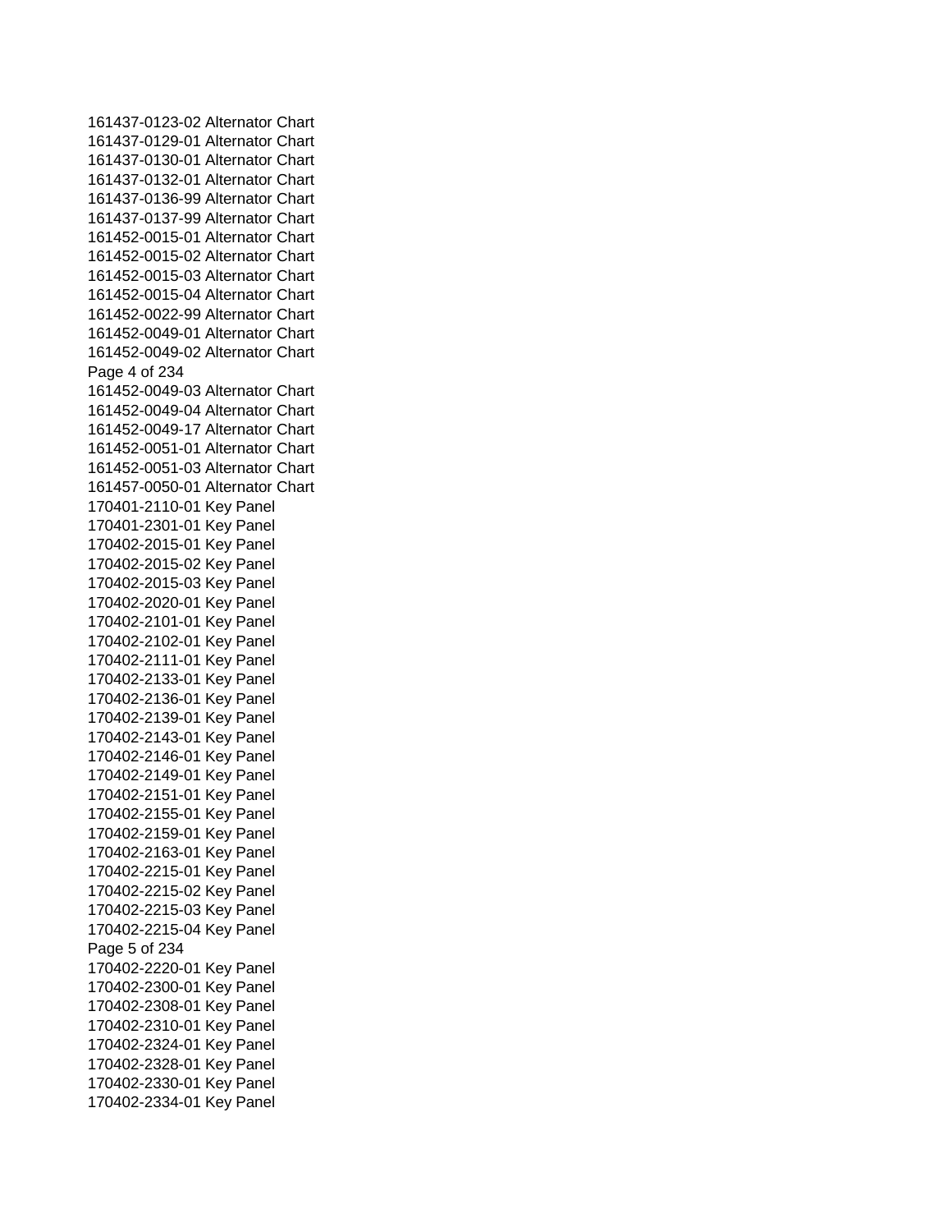161437-0123-02 Alternator Chart
161437-0129-01 Alternator Chart
161437-0130-01 Alternator Chart
161437-0132-01 Alternator Chart
161437-0136-99 Alternator Chart
161437-0137-99 Alternator Chart
161452-0015-01 Alternator Chart
161452-0015-02 Alternator Chart
161452-0015-03 Alternator Chart
161452-0015-04 Alternator Chart
161452-0022-99 Alternator Chart
161452-0049-01 Alternator Chart
161452-0049-02 Alternator Chart
161452-0049-03 Alternator Chart
161452-0049-04 Alternator Chart
161452-0049-17 Alternator Chart
161452-0051-01 Alternator Chart
161452-0051-03 Alternator Chart
161457-0050-01 Alternator Chart
170401-2110-01 Key Panel
170401-2301-01 Key Panel
170402-2015-01 Key Panel
170402-2015-02 Key Panel
170402-2015-03 Key Panel
170402-2020-01 Key Panel
170402-2101-01 Key Panel
170402-2102-01 Key Panel
170402-2111-01 Key Panel
170402-2133-01 Key Panel
170402-2136-01 Key Panel
170402-2139-01 Key Panel
170402-2143-01 Key Panel
170402-2146-01 Key Panel
170402-2149-01 Key Panel
170402-2151-01 Key Panel
170402-2155-01 Key Panel
170402-2159-01 Key Panel
170402-2163-01 Key Panel
170402-2215-01 Key Panel
170402-2215-02 Key Panel
170402-2215-03 Key Panel
170402-2215-04 Key Panel
170402-2220-01 Key Panel
170402-2300-01 Key Panel
170402-2308-01 Key Panel
170402-2310-01 Key Panel
170402-2324-01 Key Panel
170402-2328-01 Key Panel
170402-2330-01 Key Panel
170402-2334-01 Key Panel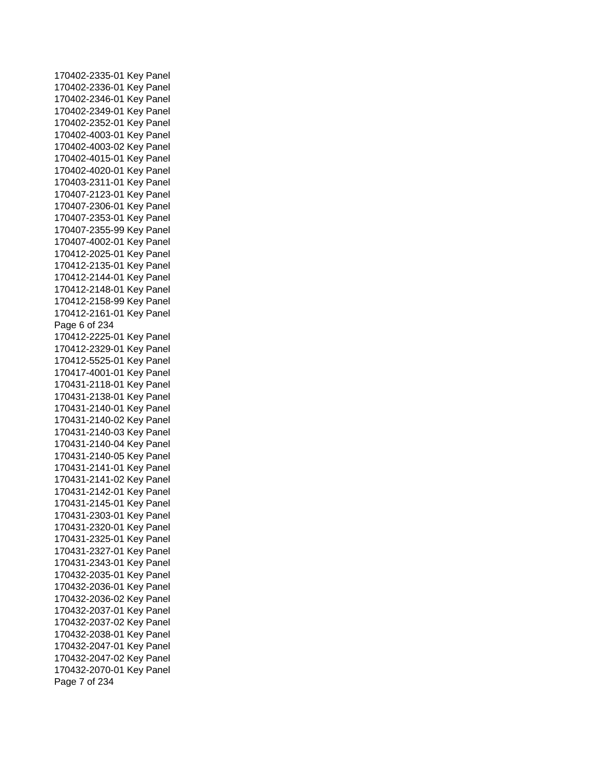170402-2335-01 Key Panel
170402-2336-01 Key Panel
170402-2346-01 Key Panel
170402-2349-01 Key Panel
170402-2352-01 Key Panel
170402-4003-01 Key Panel
170402-4003-02 Key Panel
170402-4015-01 Key Panel
170402-4020-01 Key Panel
170403-2311-01 Key Panel
170407-2123-01 Key Panel
170407-2306-01 Key Panel
170407-2353-01 Key Panel
170407-2355-99 Key Panel
170407-4002-01 Key Panel
170412-2025-01 Key Panel
170412-2135-01 Key Panel
170412-2144-01 Key Panel
170412-2148-01 Key Panel
170412-2158-99 Key Panel
170412-2161-01 Key Panel
170412-2225-01 Key Panel
170412-2329-01 Key Panel
170412-5525-01 Key Panel
170417-4001-01 Key Panel
170431-2118-01 Key Panel
170431-2138-01 Key Panel
170431-2140-01 Key Panel
170431-2140-02 Key Panel
170431-2140-03 Key Panel
170431-2140-04 Key Panel
170431-2140-05 Key Panel
170431-2141-01 Key Panel
170431-2141-02 Key Panel
170431-2142-01 Key Panel
170431-2145-01 Key Panel
170431-2303-01 Key Panel
170431-2320-01 Key Panel
170431-2325-01 Key Panel
170431-2327-01 Key Panel
170431-2343-01 Key Panel
170432-2035-01 Key Panel
170432-2036-01 Key Panel
170432-2036-02 Key Panel
170432-2037-01 Key Panel
170432-2037-02 Key Panel
170432-2038-01 Key Panel
170432-2047-01 Key Panel
170432-2047-02 Key Panel
170432-2070-01 Key Panel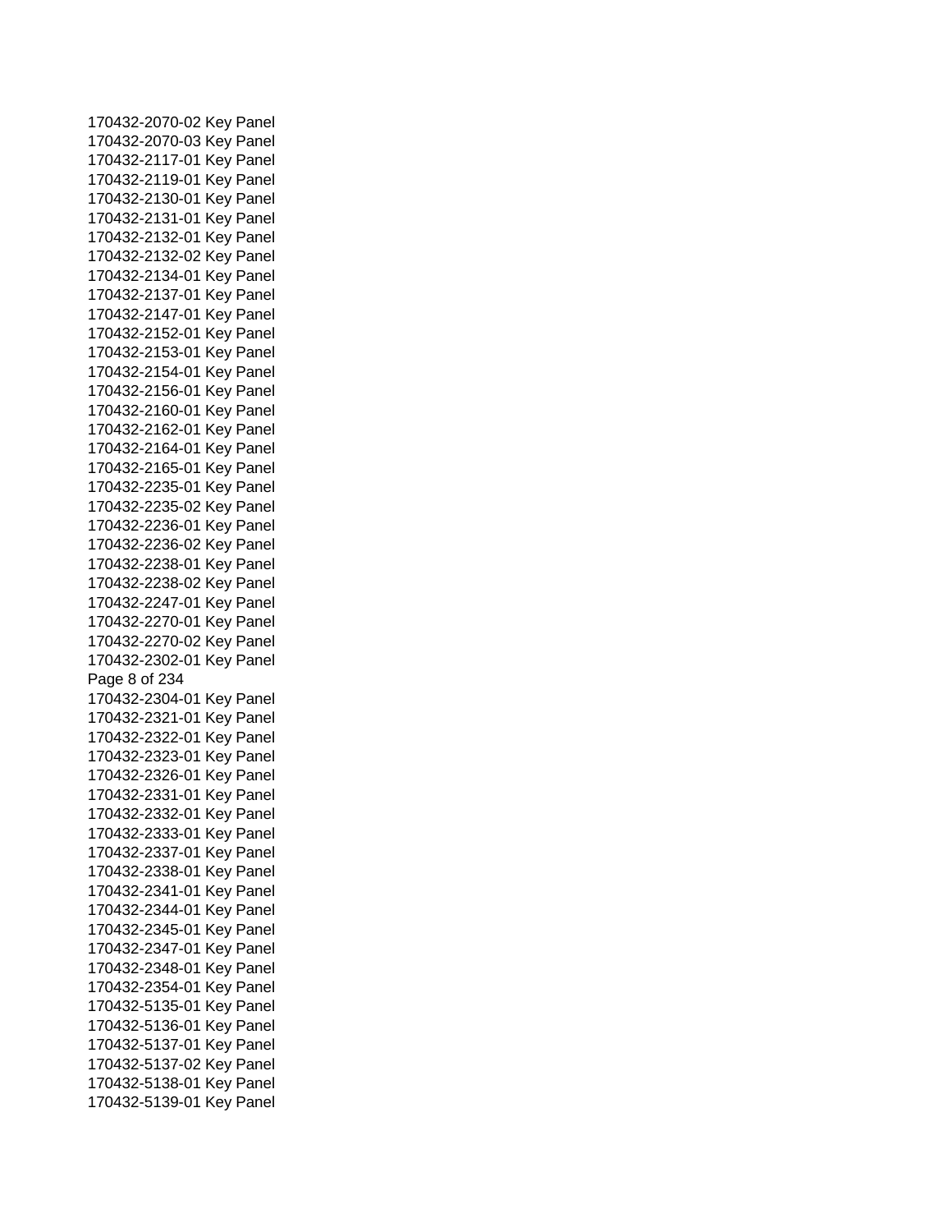170432-2070-02 Key Panel
170432-2070-03 Key Panel
170432-2117-01 Key Panel
170432-2119-01 Key Panel
170432-2130-01 Key Panel
170432-2131-01 Key Panel
170432-2132-01 Key Panel
170432-2132-02 Key Panel
170432-2134-01 Key Panel
170432-2137-01 Key Panel
170432-2147-01 Key Panel
170432-2152-01 Key Panel
170432-2153-01 Key Panel
170432-2154-01 Key Panel
170432-2156-01 Key Panel
170432-2160-01 Key Panel
170432-2162-01 Key Panel
170432-2164-01 Key Panel
170432-2165-01 Key Panel
170432-2235-01 Key Panel
170432-2235-02 Key Panel
170432-2236-01 Key Panel
170432-2236-02 Key Panel
170432-2238-01 Key Panel
170432-2238-02 Key Panel
170432-2247-01 Key Panel
170432-2270-01 Key Panel
170432-2270-02 Key Panel
170432-2302-01 Key Panel
170432-2304-01 Key Panel
170432-2321-01 Key Panel
170432-2322-01 Key Panel
170432-2323-01 Key Panel
170432-2326-01 Key Panel
170432-2331-01 Key Panel
170432-2332-01 Key Panel
170432-2333-01 Key Panel
170432-2337-01 Key Panel
170432-2338-01 Key Panel
170432-2341-01 Key Panel
170432-2344-01 Key Panel
170432-2345-01 Key Panel
170432-2347-01 Key Panel
170432-2348-01 Key Panel
170432-2354-01 Key Panel
170432-5135-01 Key Panel
170432-5136-01 Key Panel
170432-5137-01 Key Panel
170432-5137-02 Key Panel
170432-5138-01 Key Panel
170432-5139-01 Key Panel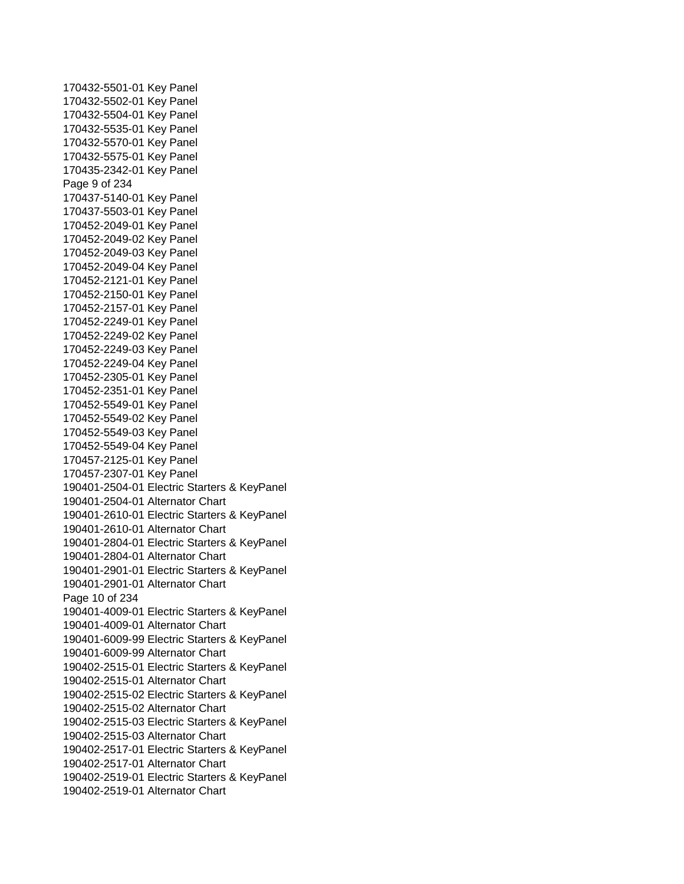170432-5501-01 Key Panel
170432-5502-01 Key Panel
170432-5504-01 Key Panel
170432-5535-01 Key Panel
170432-5570-01 Key Panel
170432-5575-01 Key Panel
170435-2342-01 Key Panel
170437-5140-01 Key Panel
170437-5503-01 Key Panel
170452-2049-01 Key Panel
170452-2049-02 Key Panel
170452-2049-03 Key Panel
170452-2049-04 Key Panel
170452-2121-01 Key Panel
170452-2150-01 Key Panel
170452-2157-01 Key Panel
170452-2249-01 Key Panel
170452-2249-02 Key Panel
170452-2249-03 Key Panel
170452-2249-04 Key Panel
170452-2305-01 Key Panel
170452-2351-01 Key Panel
170452-5549-01 Key Panel
170452-5549-02 Key Panel
170452-5549-03 Key Panel
170452-5549-04 Key Panel
170457-2125-01 Key Panel
170457-2307-01 Key Panel
190401-2504-01 Electric Starters & KeyPanel
190401-2504-01 Alternator Chart
190401-2610-01 Electric Starters & KeyPanel
190401-2610-01 Alternator Chart
190401-2804-01 Electric Starters & KeyPanel
190401-2804-01 Alternator Chart
190401-2901-01 Electric Starters & KeyPanel
190401-2901-01 Alternator Chart
190401-4009-01 Electric Starters & KeyPanel
190401-4009-01 Alternator Chart
190401-6009-99 Electric Starters & KeyPanel
190401-6009-99 Alternator Chart
190402-2515-01 Electric Starters & KeyPanel
190402-2515-01 Alternator Chart
190402-2515-02 Electric Starters & KeyPanel
190402-2515-02 Alternator Chart
190402-2515-03 Electric Starters & KeyPanel
190402-2515-03 Alternator Chart
190402-2517-01 Electric Starters & KeyPanel
190402-2517-01 Alternator Chart
190402-2519-01 Electric Starters & KeyPanel
190402-2519-01 Alternator Chart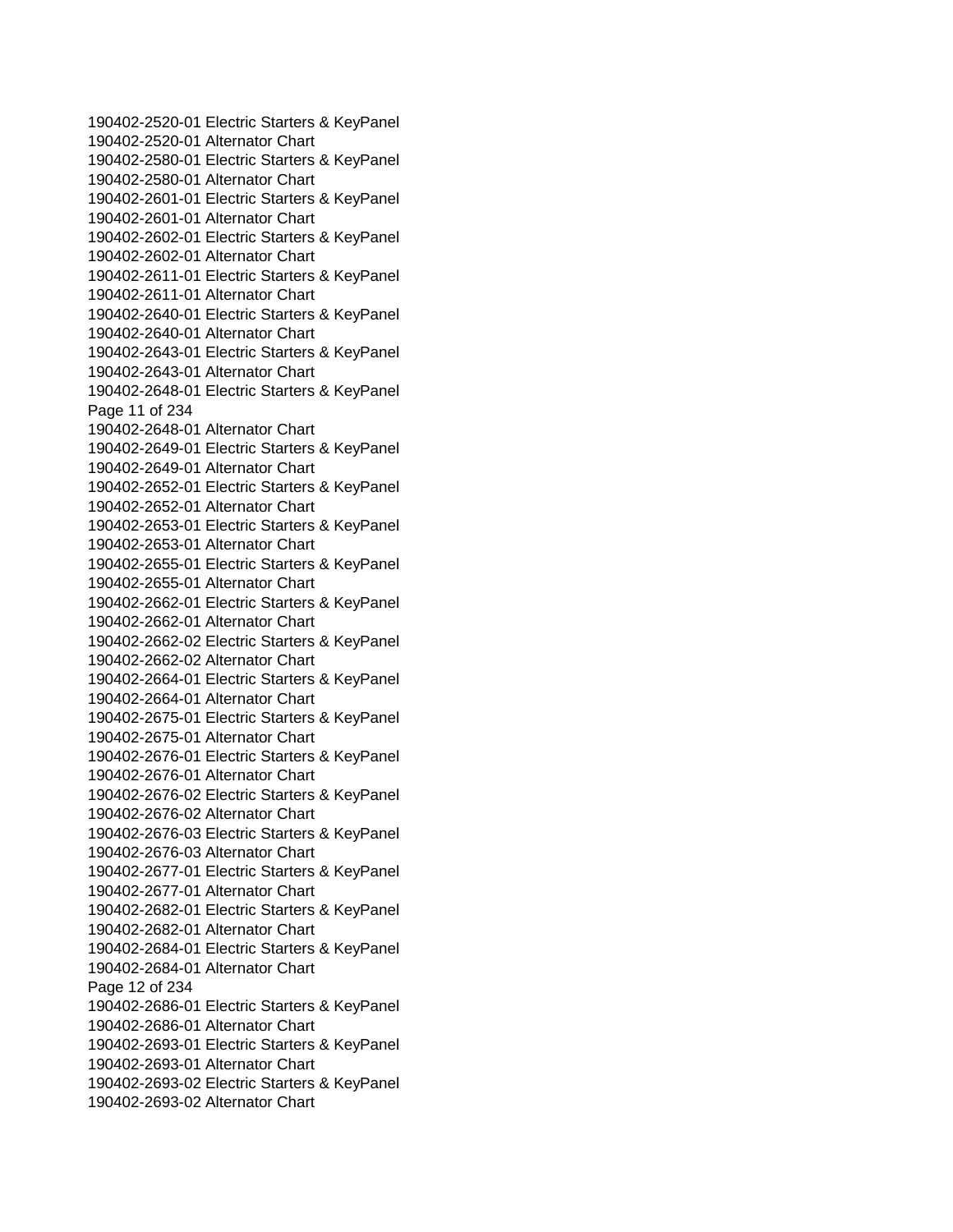190402-2520-01 Electric Starters & KeyPanel
190402-2520-01 Alternator Chart
190402-2580-01 Electric Starters & KeyPanel
190402-2580-01 Alternator Chart
190402-2601-01 Electric Starters & KeyPanel
190402-2601-01 Alternator Chart
190402-2602-01 Electric Starters & KeyPanel
190402-2602-01 Alternator Chart
190402-2611-01 Electric Starters & KeyPanel
190402-2611-01 Alternator Chart
190402-2640-01 Electric Starters & KeyPanel
190402-2640-01 Alternator Chart
190402-2643-01 Electric Starters & KeyPanel
190402-2643-01 Alternator Chart
190402-2648-01 Electric Starters & KeyPanel
190402-2648-01 Alternator Chart
190402-2649-01 Electric Starters & KeyPanel
190402-2649-01 Alternator Chart
190402-2652-01 Electric Starters & KeyPanel
190402-2652-01 Alternator Chart
190402-2653-01 Electric Starters & KeyPanel
190402-2653-01 Alternator Chart
190402-2655-01 Electric Starters & KeyPanel
190402-2655-01 Alternator Chart
190402-2662-01 Electric Starters & KeyPanel
190402-2662-01 Alternator Chart
190402-2662-02 Electric Starters & KeyPanel
190402-2662-02 Alternator Chart
190402-2664-01 Electric Starters & KeyPanel
190402-2664-01 Alternator Chart
190402-2675-01 Electric Starters & KeyPanel
190402-2675-01 Alternator Chart
190402-2676-01 Electric Starters & KeyPanel
190402-2676-01 Alternator Chart
190402-2676-02 Electric Starters & KeyPanel
190402-2676-02 Alternator Chart
190402-2676-03 Electric Starters & KeyPanel
190402-2676-03 Alternator Chart
190402-2677-01 Electric Starters & KeyPanel
190402-2677-01 Alternator Chart
190402-2682-01 Electric Starters & KeyPanel
190402-2682-01 Alternator Chart
190402-2684-01 Electric Starters & KeyPanel
190402-2684-01 Alternator Chart
190402-2686-01 Electric Starters & KeyPanel
190402-2686-01 Alternator Chart
190402-2693-01 Electric Starters & KeyPanel
190402-2693-01 Alternator Chart
190402-2693-02 Electric Starters & KeyPanel
190402-2693-02 Alternator Chart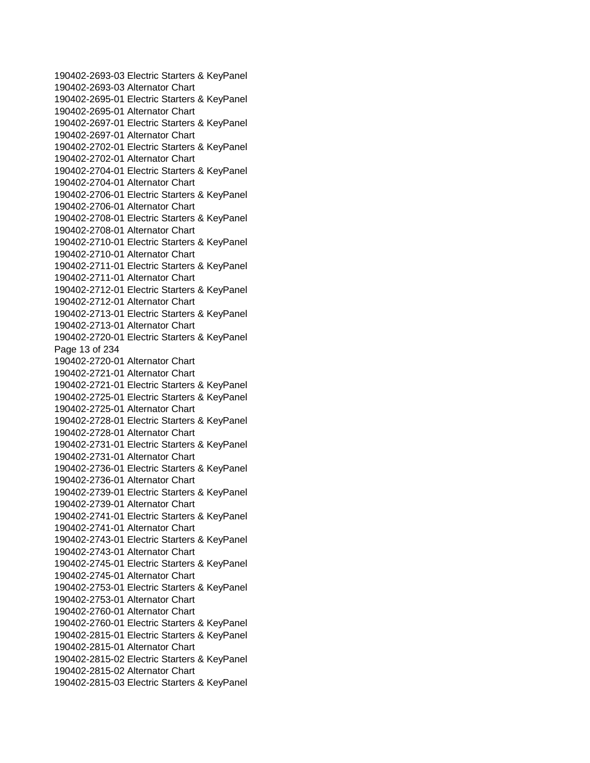190402-2693-03 Electric Starters & KeyPanel
190402-2693-03 Alternator Chart
190402-2695-01 Electric Starters & KeyPanel
190402-2695-01 Alternator Chart
190402-2697-01 Electric Starters & KeyPanel
190402-2697-01 Alternator Chart
190402-2702-01 Electric Starters & KeyPanel
190402-2702-01 Alternator Chart
190402-2704-01 Electric Starters & KeyPanel
190402-2704-01 Alternator Chart
190402-2706-01 Electric Starters & KeyPanel
190402-2706-01 Alternator Chart
190402-2708-01 Electric Starters & KeyPanel
190402-2708-01 Alternator Chart
190402-2710-01 Electric Starters & KeyPanel
190402-2710-01 Alternator Chart
190402-2711-01 Electric Starters & KeyPanel
190402-2711-01 Alternator Chart
190402-2712-01 Electric Starters & KeyPanel
190402-2712-01 Alternator Chart
190402-2713-01 Electric Starters & KeyPanel
190402-2713-01 Alternator Chart
190402-2720-01 Electric Starters & KeyPanel
190402-2720-01 Alternator Chart
190402-2721-01 Alternator Chart
190402-2721-01 Electric Starters & KeyPanel
190402-2725-01 Electric Starters & KeyPanel
190402-2725-01 Alternator Chart
190402-2728-01 Electric Starters & KeyPanel
190402-2728-01 Alternator Chart
190402-2731-01 Electric Starters & KeyPanel
190402-2731-01 Alternator Chart
190402-2736-01 Electric Starters & KeyPanel
190402-2736-01 Alternator Chart
190402-2739-01 Electric Starters & KeyPanel
190402-2739-01 Alternator Chart
190402-2741-01 Electric Starters & KeyPanel
190402-2741-01 Alternator Chart
190402-2743-01 Electric Starters & KeyPanel
190402-2743-01 Alternator Chart
190402-2745-01 Electric Starters & KeyPanel
190402-2745-01 Alternator Chart
190402-2753-01 Electric Starters & KeyPanel
190402-2753-01 Alternator Chart
190402-2760-01 Alternator Chart
190402-2760-01 Electric Starters & KeyPanel
190402-2815-01 Electric Starters & KeyPanel
190402-2815-01 Alternator Chart
190402-2815-02 Electric Starters & KeyPanel
190402-2815-02 Alternator Chart
190402-2815-03 Electric Starters & KeyPanel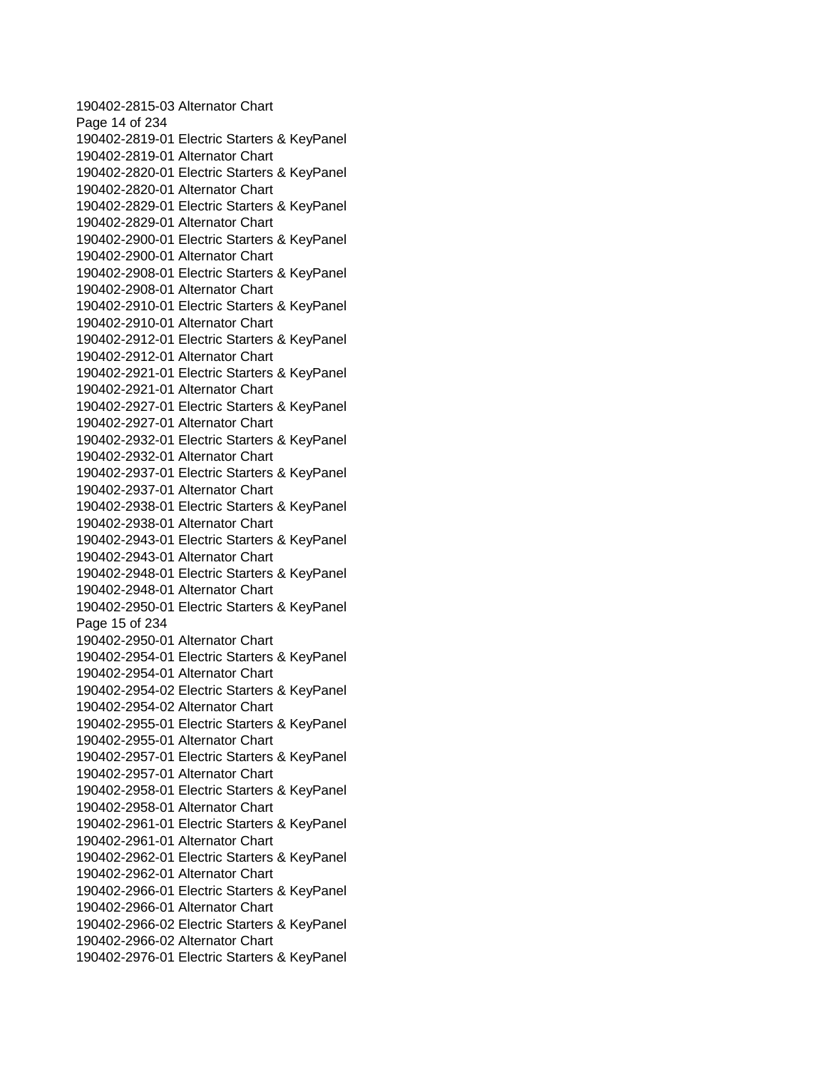190402-2815-03 Alternator Chart
190402-2819-01 Electric Starters & KeyPanel
190402-2819-01 Alternator Chart
190402-2820-01 Electric Starters & KeyPanel
190402-2820-01 Alternator Chart
190402-2829-01 Electric Starters & KeyPanel
190402-2829-01 Alternator Chart
190402-2900-01 Electric Starters & KeyPanel
190402-2900-01 Alternator Chart
190402-2908-01 Electric Starters & KeyPanel
190402-2908-01 Alternator Chart
190402-2910-01 Electric Starters & KeyPanel
190402-2910-01 Alternator Chart
190402-2912-01 Electric Starters & KeyPanel
190402-2912-01 Alternator Chart
190402-2921-01 Electric Starters & KeyPanel
190402-2921-01 Alternator Chart
190402-2927-01 Electric Starters & KeyPanel
190402-2927-01 Alternator Chart
190402-2932-01 Electric Starters & KeyPanel
190402-2932-01 Alternator Chart
190402-2937-01 Electric Starters & KeyPanel
190402-2937-01 Alternator Chart
190402-2938-01 Electric Starters & KeyPanel
190402-2938-01 Alternator Chart
190402-2943-01 Electric Starters & KeyPanel
190402-2943-01 Alternator Chart
190402-2948-01 Electric Starters & KeyPanel
190402-2948-01 Alternator Chart
190402-2950-01 Electric Starters & KeyPanel
190402-2950-01 Alternator Chart
190402-2954-01 Electric Starters & KeyPanel
190402-2954-01 Alternator Chart
190402-2954-02 Electric Starters & KeyPanel
190402-2954-02 Alternator Chart
190402-2955-01 Electric Starters & KeyPanel
190402-2955-01 Alternator Chart
190402-2957-01 Electric Starters & KeyPanel
190402-2957-01 Alternator Chart
190402-2958-01 Electric Starters & KeyPanel
190402-2958-01 Alternator Chart
190402-2961-01 Electric Starters & KeyPanel
190402-2961-01 Alternator Chart
190402-2962-01 Electric Starters & KeyPanel
190402-2962-01 Alternator Chart
190402-2966-01 Electric Starters & KeyPanel
190402-2966-01 Alternator Chart
190402-2966-02 Electric Starters & KeyPanel
190402-2966-02 Alternator Chart
190402-2976-01 Electric Starters & KeyPanel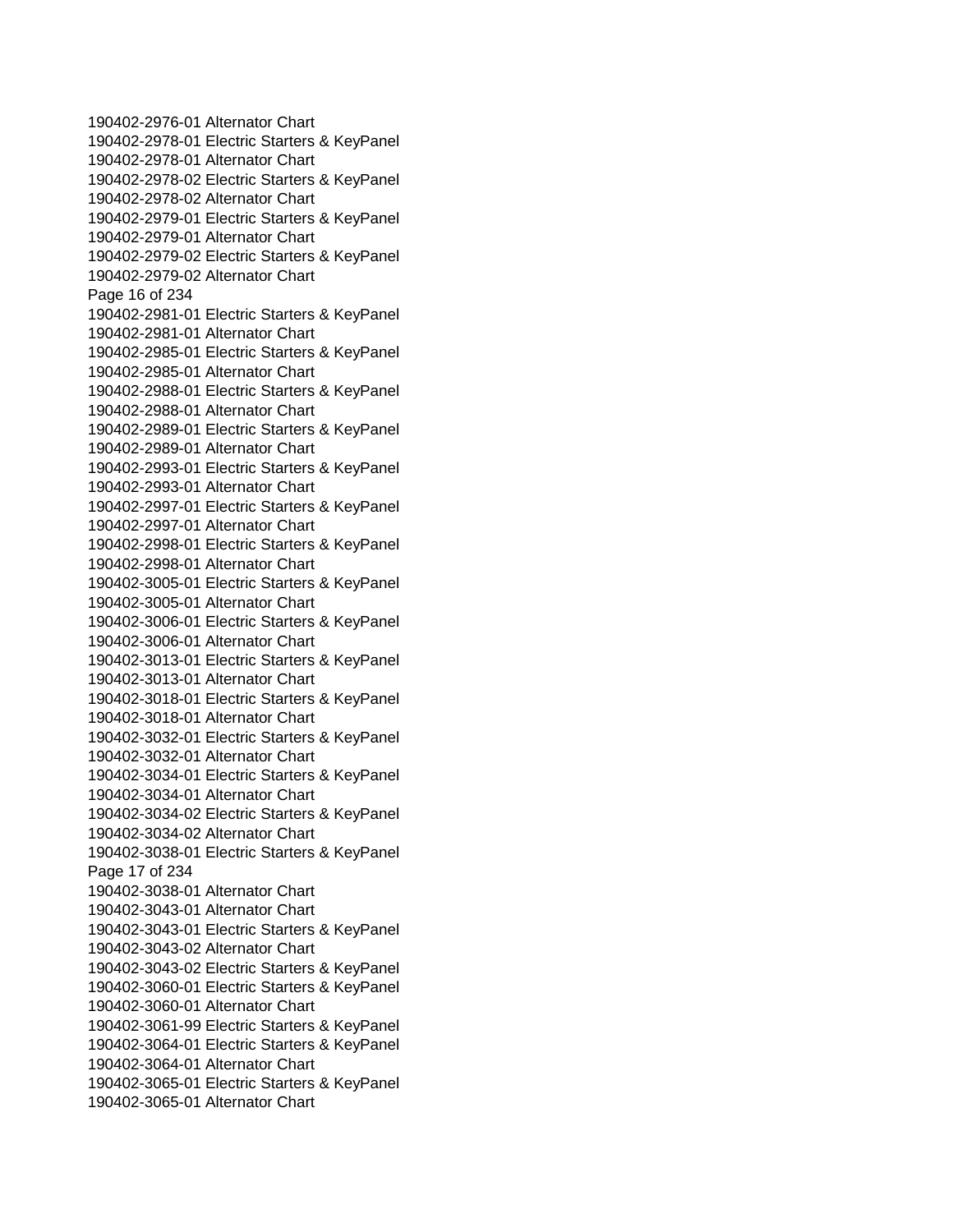190402-2976-01 Alternator Chart
190402-2978-01 Electric Starters & KeyPanel
190402-2978-01 Alternator Chart
190402-2978-02 Electric Starters & KeyPanel
190402-2978-02 Alternator Chart
190402-2979-01 Electric Starters & KeyPanel
190402-2979-01 Alternator Chart
190402-2979-02 Electric Starters & KeyPanel
190402-2979-02 Alternator Chart
190402-2981-01 Electric Starters & KeyPanel
190402-2981-01 Alternator Chart
190402-2985-01 Electric Starters & KeyPanel
190402-2985-01 Alternator Chart
190402-2988-01 Electric Starters & KeyPanel
190402-2988-01 Alternator Chart
190402-2989-01 Electric Starters & KeyPanel
190402-2989-01 Alternator Chart
190402-2993-01 Electric Starters & KeyPanel
190402-2993-01 Alternator Chart
190402-2997-01 Electric Starters & KeyPanel
190402-2997-01 Alternator Chart
190402-2998-01 Electric Starters & KeyPanel
190402-2998-01 Alternator Chart
190402-3005-01 Electric Starters & KeyPanel
190402-3005-01 Alternator Chart
190402-3006-01 Electric Starters & KeyPanel
190402-3006-01 Alternator Chart
190402-3013-01 Electric Starters & KeyPanel
190402-3013-01 Alternator Chart
190402-3018-01 Electric Starters & KeyPanel
190402-3018-01 Alternator Chart
190402-3032-01 Electric Starters & KeyPanel
190402-3032-01 Alternator Chart
190402-3034-01 Electric Starters & KeyPanel
190402-3034-01 Alternator Chart
190402-3034-02 Electric Starters & KeyPanel
190402-3034-02 Alternator Chart
190402-3038-01 Electric Starters & KeyPanel
190402-3038-01 Alternator Chart
190402-3043-01 Alternator Chart
190402-3043-01 Electric Starters & KeyPanel
190402-3043-02 Alternator Chart
190402-3043-02 Electric Starters & KeyPanel
190402-3060-01 Electric Starters & KeyPanel
190402-3060-01 Alternator Chart
190402-3061-99 Electric Starters & KeyPanel
190402-3064-01 Electric Starters & KeyPanel
190402-3064-01 Alternator Chart
190402-3065-01 Electric Starters & KeyPanel
190402-3065-01 Alternator Chart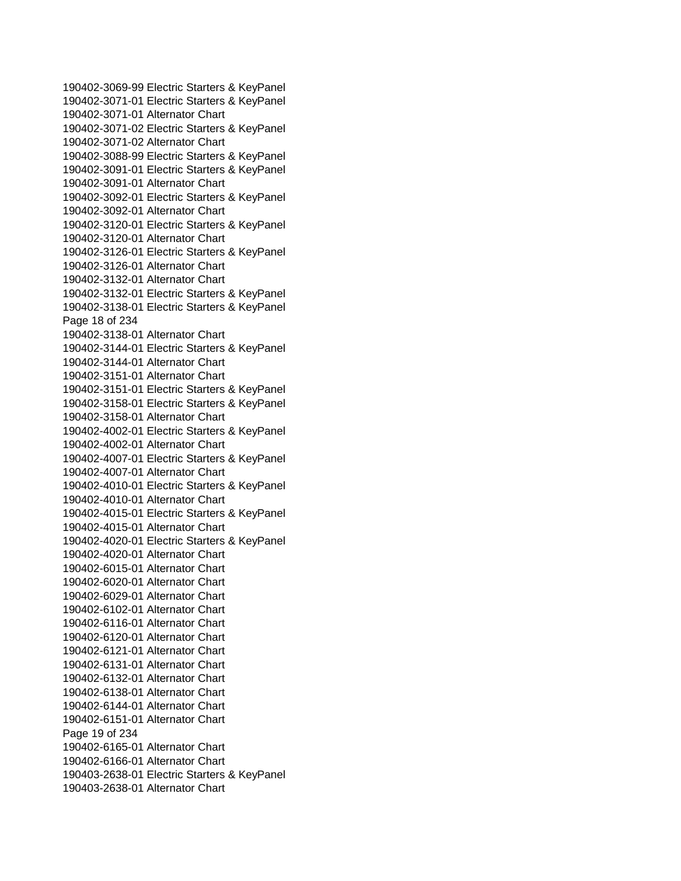190402-3069-99 Electric Starters & KeyPanel
190402-3071-01 Electric Starters & KeyPanel
190402-3071-01 Alternator Chart
190402-3071-02 Electric Starters & KeyPanel
190402-3071-02 Alternator Chart
190402-3088-99 Electric Starters & KeyPanel
190402-3091-01 Electric Starters & KeyPanel
190402-3091-01 Alternator Chart
190402-3092-01 Electric Starters & KeyPanel
190402-3092-01 Alternator Chart
190402-3120-01 Electric Starters & KeyPanel
190402-3120-01 Alternator Chart
190402-3126-01 Electric Starters & KeyPanel
190402-3126-01 Alternator Chart
190402-3132-01 Alternator Chart
190402-3132-01 Electric Starters & KeyPanel
190402-3138-01 Electric Starters & KeyPanel
190402-3138-01 Alternator Chart
190402-3144-01 Electric Starters & KeyPanel
190402-3144-01 Alternator Chart
190402-3151-01 Alternator Chart
190402-3151-01 Electric Starters & KeyPanel
190402-3158-01 Electric Starters & KeyPanel
190402-3158-01 Alternator Chart
190402-4002-01 Electric Starters & KeyPanel
190402-4002-01 Alternator Chart
190402-4007-01 Electric Starters & KeyPanel
190402-4007-01 Alternator Chart
190402-4010-01 Electric Starters & KeyPanel
190402-4010-01 Alternator Chart
190402-4015-01 Electric Starters & KeyPanel
190402-4015-01 Alternator Chart
190402-4020-01 Electric Starters & KeyPanel
190402-4020-01 Alternator Chart
190402-6015-01 Alternator Chart
190402-6020-01 Alternator Chart
190402-6029-01 Alternator Chart
190402-6102-01 Alternator Chart
190402-6116-01 Alternator Chart
190402-6120-01 Alternator Chart
190402-6121-01 Alternator Chart
190402-6131-01 Alternator Chart
190402-6132-01 Alternator Chart
190402-6138-01 Alternator Chart
190402-6144-01 Alternator Chart
190402-6151-01 Alternator Chart
190402-6165-01 Alternator Chart
190402-6166-01 Alternator Chart
190403-2638-01 Electric Starters & KeyPanel
190403-2638-01 Alternator Chart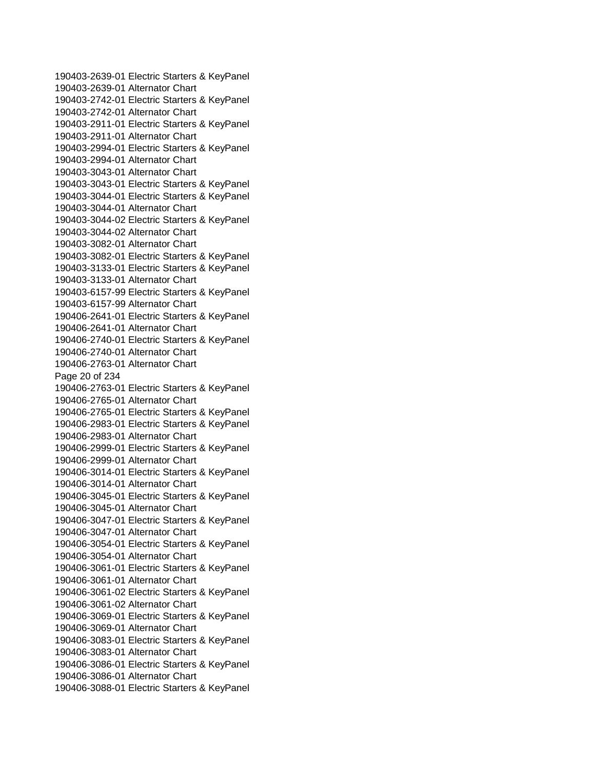190403-2639-01 Electric Starters & KeyPanel
190403-2639-01 Alternator Chart
190403-2742-01 Electric Starters & KeyPanel
190403-2742-01 Alternator Chart
190403-2911-01 Electric Starters & KeyPanel
190403-2911-01 Alternator Chart
190403-2994-01 Electric Starters & KeyPanel
190403-2994-01 Alternator Chart
190403-3043-01 Alternator Chart
190403-3043-01 Electric Starters & KeyPanel
190403-3044-01 Electric Starters & KeyPanel
190403-3044-01 Alternator Chart
190403-3044-02 Electric Starters & KeyPanel
190403-3044-02 Alternator Chart
190403-3082-01 Alternator Chart
190403-3082-01 Electric Starters & KeyPanel
190403-3133-01 Electric Starters & KeyPanel
190403-3133-01 Alternator Chart
190403-6157-99 Electric Starters & KeyPanel
190403-6157-99 Alternator Chart
190406-2641-01 Electric Starters & KeyPanel
190406-2641-01 Alternator Chart
190406-2740-01 Electric Starters & KeyPanel
190406-2740-01 Alternator Chart
190406-2763-01 Alternator Chart
190406-2763-01 Electric Starters & KeyPanel
190406-2765-01 Alternator Chart
190406-2765-01 Electric Starters & KeyPanel
190406-2983-01 Electric Starters & KeyPanel
190406-2983-01 Alternator Chart
190406-2999-01 Electric Starters & KeyPanel
190406-2999-01 Alternator Chart
190406-3014-01 Electric Starters & KeyPanel
190406-3014-01 Alternator Chart
190406-3045-01 Electric Starters & KeyPanel
190406-3045-01 Alternator Chart
190406-3047-01 Electric Starters & KeyPanel
190406-3047-01 Alternator Chart
190406-3054-01 Electric Starters & KeyPanel
190406-3054-01 Alternator Chart
190406-3061-01 Electric Starters & KeyPanel
190406-3061-01 Alternator Chart
190406-3061-02 Electric Starters & KeyPanel
190406-3061-02 Alternator Chart
190406-3069-01 Electric Starters & KeyPanel
190406-3069-01 Alternator Chart
190406-3083-01 Electric Starters & KeyPanel
190406-3083-01 Alternator Chart
190406-3086-01 Electric Starters & KeyPanel
190406-3086-01 Alternator Chart
190406-3088-01 Electric Starters & KeyPanel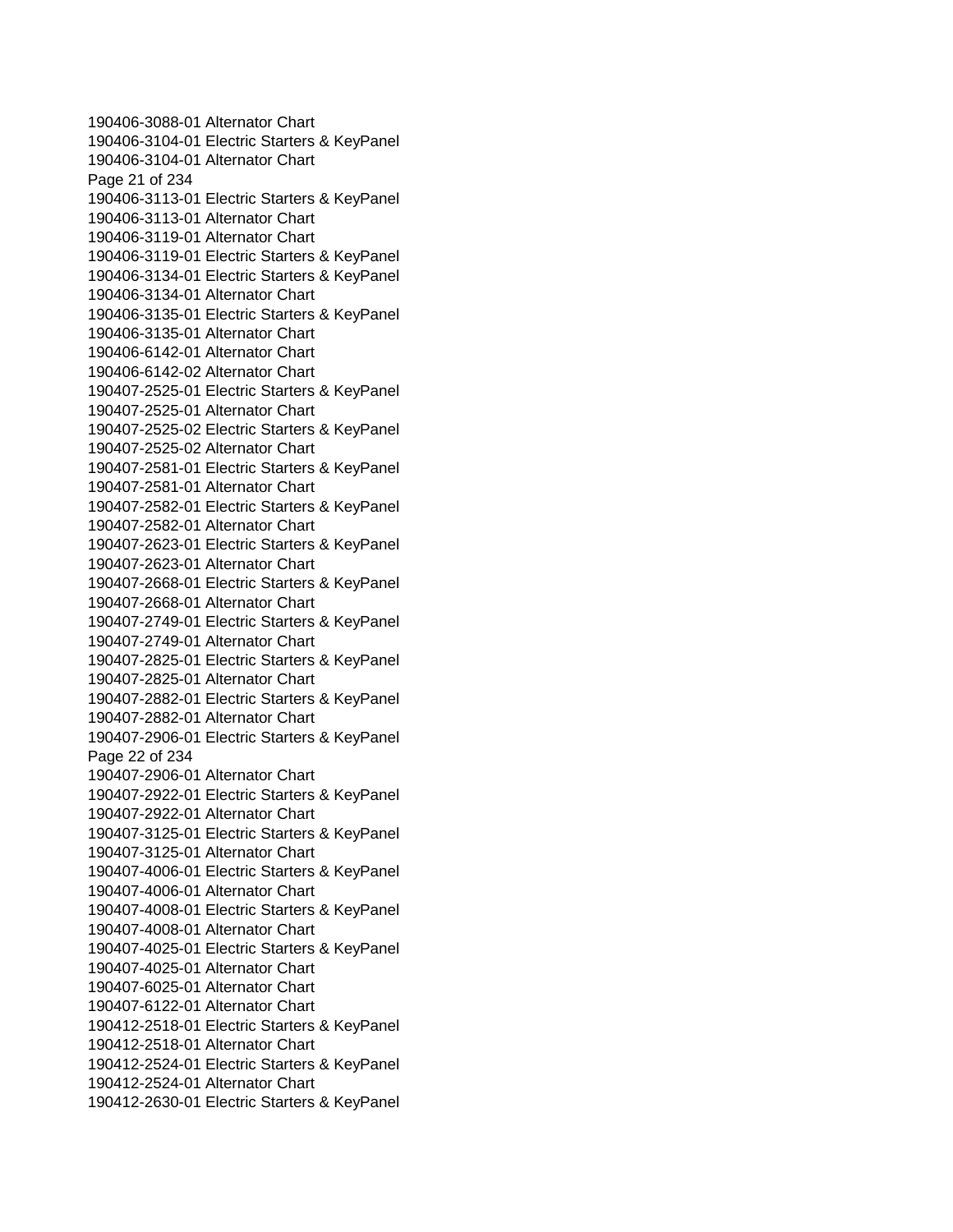190406-3088-01 Alternator Chart
190406-3104-01 Electric Starters & KeyPanel
190406-3104-01 Alternator Chart
190406-3113-01 Electric Starters & KeyPanel
190406-3113-01 Alternator Chart
190406-3119-01 Alternator Chart
190406-3119-01 Electric Starters & KeyPanel
190406-3134-01 Electric Starters & KeyPanel
190406-3134-01 Alternator Chart
190406-3135-01 Electric Starters & KeyPanel
190406-3135-01 Alternator Chart
190406-6142-01 Alternator Chart
190406-6142-02 Alternator Chart
190407-2525-01 Electric Starters & KeyPanel
190407-2525-01 Alternator Chart
190407-2525-02 Electric Starters & KeyPanel
190407-2525-02 Alternator Chart
190407-2581-01 Electric Starters & KeyPanel
190407-2581-01 Alternator Chart
190407-2582-01 Electric Starters & KeyPanel
190407-2582-01 Alternator Chart
190407-2623-01 Electric Starters & KeyPanel
190407-2623-01 Alternator Chart
190407-2668-01 Electric Starters & KeyPanel
190407-2668-01 Alternator Chart
190407-2749-01 Electric Starters & KeyPanel
190407-2749-01 Alternator Chart
190407-2825-01 Electric Starters & KeyPanel
190407-2825-01 Alternator Chart
190407-2882-01 Electric Starters & KeyPanel
190407-2882-01 Alternator Chart
190407-2906-01 Electric Starters & KeyPanel
190407-2906-01 Alternator Chart
190407-2922-01 Electric Starters & KeyPanel
190407-2922-01 Alternator Chart
190407-3125-01 Electric Starters & KeyPanel
190407-3125-01 Alternator Chart
190407-4006-01 Electric Starters & KeyPanel
190407-4006-01 Alternator Chart
190407-4008-01 Electric Starters & KeyPanel
190407-4008-01 Alternator Chart
190407-4025-01 Electric Starters & KeyPanel
190407-4025-01 Alternator Chart
190407-6025-01 Alternator Chart
190407-6122-01 Alternator Chart
190412-2518-01 Electric Starters & KeyPanel
190412-2518-01 Alternator Chart
190412-2524-01 Electric Starters & KeyPanel
190412-2524-01 Alternator Chart
190412-2630-01 Electric Starters & KeyPanel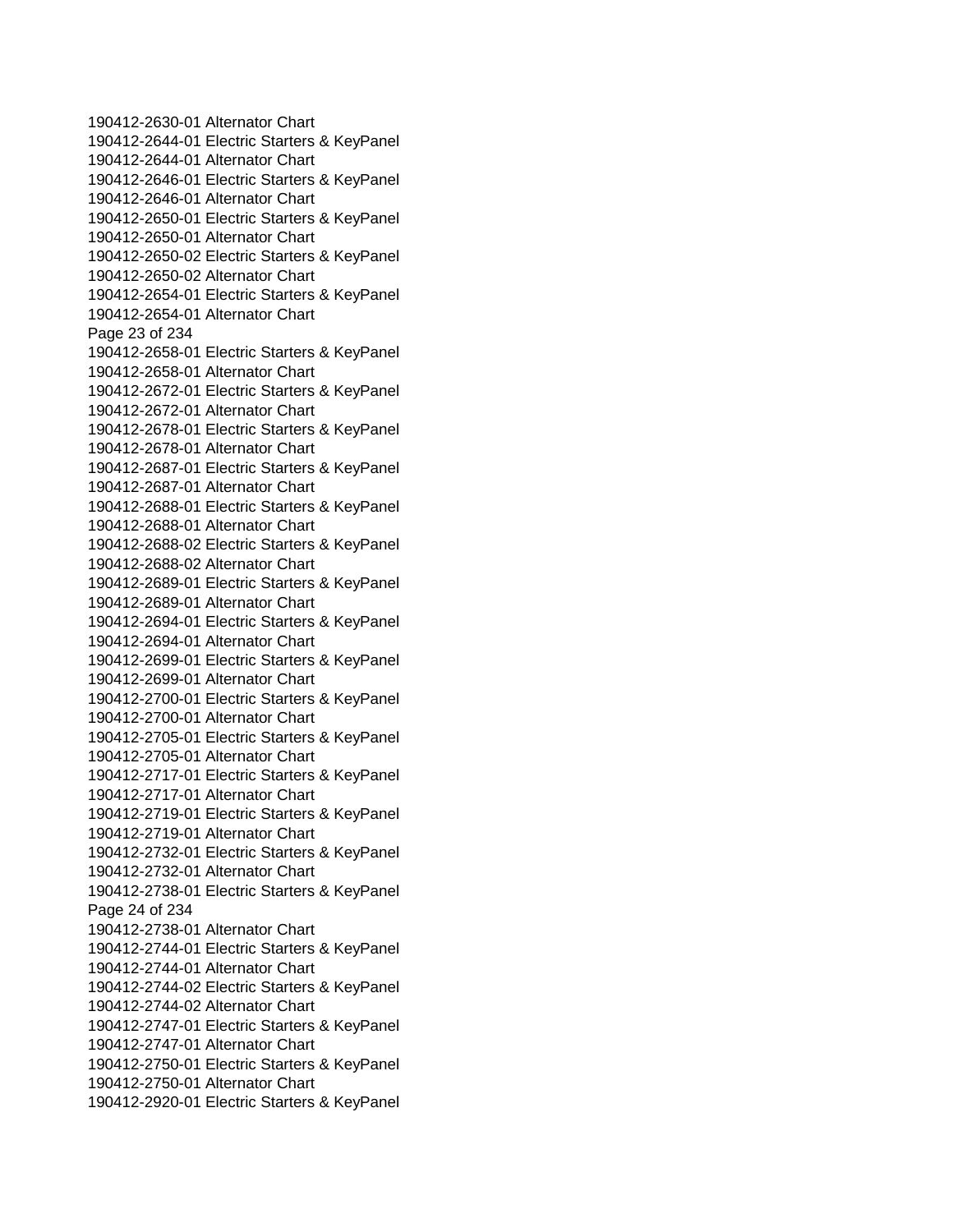190412-2630-01 Alternator Chart
190412-2644-01 Electric Starters & KeyPanel
190412-2644-01 Alternator Chart
190412-2646-01 Electric Starters & KeyPanel
190412-2646-01 Alternator Chart
190412-2650-01 Electric Starters & KeyPanel
190412-2650-01 Alternator Chart
190412-2650-02 Electric Starters & KeyPanel
190412-2650-02 Alternator Chart
190412-2654-01 Electric Starters & KeyPanel
190412-2654-01 Alternator Chart
190412-2658-01 Electric Starters & KeyPanel
190412-2658-01 Alternator Chart
190412-2672-01 Electric Starters & KeyPanel
190412-2672-01 Alternator Chart
190412-2678-01 Electric Starters & KeyPanel
190412-2678-01 Alternator Chart
190412-2687-01 Electric Starters & KeyPanel
190412-2687-01 Alternator Chart
190412-2688-01 Electric Starters & KeyPanel
190412-2688-01 Alternator Chart
190412-2688-02 Electric Starters & KeyPanel
190412-2688-02 Alternator Chart
190412-2689-01 Electric Starters & KeyPanel
190412-2689-01 Alternator Chart
190412-2694-01 Electric Starters & KeyPanel
190412-2694-01 Alternator Chart
190412-2699-01 Electric Starters & KeyPanel
190412-2699-01 Alternator Chart
190412-2700-01 Electric Starters & KeyPanel
190412-2700-01 Alternator Chart
190412-2705-01 Electric Starters & KeyPanel
190412-2705-01 Alternator Chart
190412-2717-01 Electric Starters & KeyPanel
190412-2717-01 Alternator Chart
190412-2719-01 Electric Starters & KeyPanel
190412-2719-01 Alternator Chart
190412-2732-01 Electric Starters & KeyPanel
190412-2732-01 Alternator Chart
190412-2738-01 Electric Starters & KeyPanel
190412-2738-01 Alternator Chart
190412-2744-01 Electric Starters & KeyPanel
190412-2744-01 Alternator Chart
190412-2744-02 Electric Starters & KeyPanel
190412-2744-02 Alternator Chart
190412-2747-01 Electric Starters & KeyPanel
190412-2747-01 Alternator Chart
190412-2750-01 Electric Starters & KeyPanel
190412-2750-01 Alternator Chart
190412-2920-01 Electric Starters & KeyPanel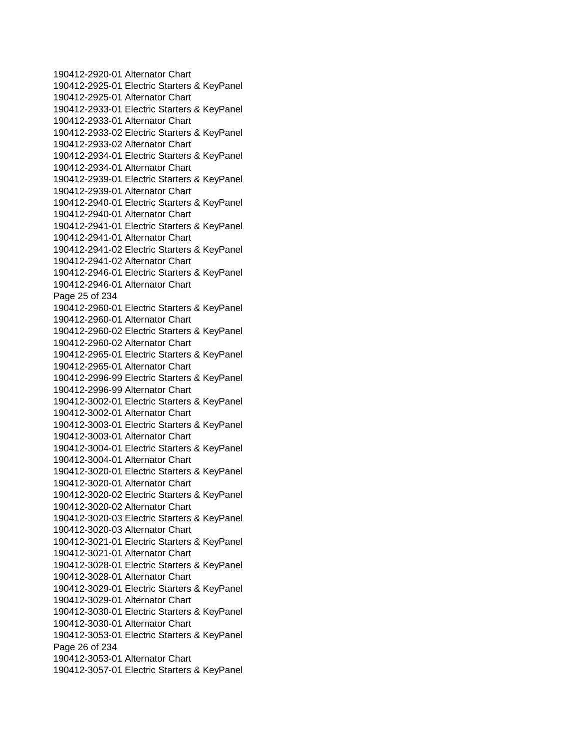190412-2920-01 Alternator Chart
190412-2925-01 Electric Starters & KeyPanel
190412-2925-01 Alternator Chart
190412-2933-01 Electric Starters & KeyPanel
190412-2933-01 Alternator Chart
190412-2933-02 Electric Starters & KeyPanel
190412-2933-02 Alternator Chart
190412-2934-01 Electric Starters & KeyPanel
190412-2934-01 Alternator Chart
190412-2939-01 Electric Starters & KeyPanel
190412-2939-01 Alternator Chart
190412-2940-01 Electric Starters & KeyPanel
190412-2940-01 Alternator Chart
190412-2941-01 Electric Starters & KeyPanel
190412-2941-01 Alternator Chart
190412-2941-02 Electric Starters & KeyPanel
190412-2941-02 Alternator Chart
190412-2946-01 Electric Starters & KeyPanel
190412-2946-01 Alternator Chart
190412-2960-01 Electric Starters & KeyPanel
190412-2960-01 Alternator Chart
190412-2960-02 Electric Starters & KeyPanel
190412-2960-02 Alternator Chart
190412-2965-01 Electric Starters & KeyPanel
190412-2965-01 Alternator Chart
190412-2996-99 Electric Starters & KeyPanel
190412-2996-99 Alternator Chart
190412-3002-01 Electric Starters & KeyPanel
190412-3002-01 Alternator Chart
190412-3003-01 Electric Starters & KeyPanel
190412-3003-01 Alternator Chart
190412-3004-01 Electric Starters & KeyPanel
190412-3004-01 Alternator Chart
190412-3020-01 Electric Starters & KeyPanel
190412-3020-01 Alternator Chart
190412-3020-02 Electric Starters & KeyPanel
190412-3020-02 Alternator Chart
190412-3020-03 Electric Starters & KeyPanel
190412-3020-03 Alternator Chart
190412-3021-01 Electric Starters & KeyPanel
190412-3021-01 Alternator Chart
190412-3028-01 Electric Starters & KeyPanel
190412-3028-01 Alternator Chart
190412-3029-01 Electric Starters & KeyPanel
190412-3029-01 Alternator Chart
190412-3030-01 Electric Starters & KeyPanel
190412-3030-01 Alternator Chart
190412-3053-01 Electric Starters & KeyPanel
190412-3053-01 Alternator Chart
190412-3057-01 Electric Starters & KeyPanel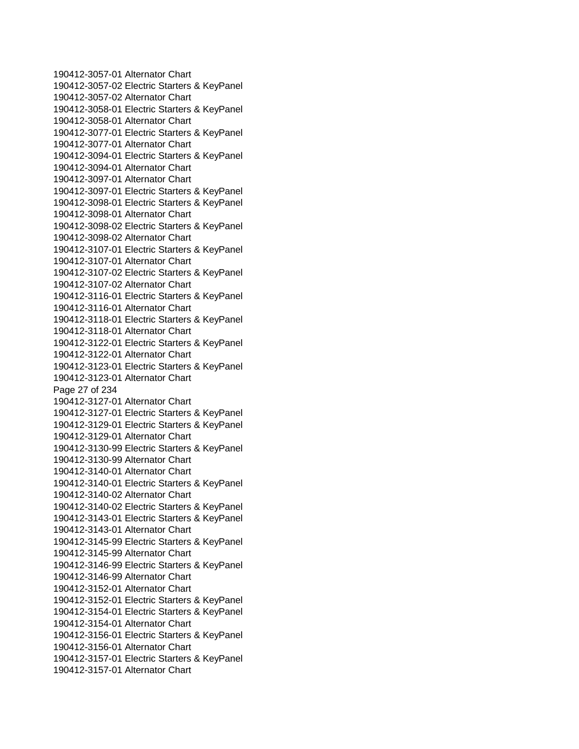190412-3057-01 Alternator Chart
190412-3057-02 Electric Starters & KeyPanel
190412-3057-02 Alternator Chart
190412-3058-01 Electric Starters & KeyPanel
190412-3058-01 Alternator Chart
190412-3077-01 Electric Starters & KeyPanel
190412-3077-01 Alternator Chart
190412-3094-01 Electric Starters & KeyPanel
190412-3094-01 Alternator Chart
190412-3097-01 Alternator Chart
190412-3097-01 Electric Starters & KeyPanel
190412-3098-01 Electric Starters & KeyPanel
190412-3098-01 Alternator Chart
190412-3098-02 Electric Starters & KeyPanel
190412-3098-02 Alternator Chart
190412-3107-01 Electric Starters & KeyPanel
190412-3107-01 Alternator Chart
190412-3107-02 Electric Starters & KeyPanel
190412-3107-02 Alternator Chart
190412-3116-01 Electric Starters & KeyPanel
190412-3116-01 Alternator Chart
190412-3118-01 Electric Starters & KeyPanel
190412-3118-01 Alternator Chart
190412-3122-01 Electric Starters & KeyPanel
190412-3122-01 Alternator Chart
190412-3123-01 Electric Starters & KeyPanel
190412-3123-01 Alternator Chart
190412-3127-01 Alternator Chart
190412-3127-01 Electric Starters & KeyPanel
190412-3129-01 Electric Starters & KeyPanel
190412-3129-01 Alternator Chart
190412-3130-99 Electric Starters & KeyPanel
190412-3130-99 Alternator Chart
190412-3140-01 Alternator Chart
190412-3140-01 Electric Starters & KeyPanel
190412-3140-02 Alternator Chart
190412-3140-02 Electric Starters & KeyPanel
190412-3143-01 Electric Starters & KeyPanel
190412-3143-01 Alternator Chart
190412-3145-99 Electric Starters & KeyPanel
190412-3145-99 Alternator Chart
190412-3146-99 Electric Starters & KeyPanel
190412-3146-99 Alternator Chart
190412-3152-01 Alternator Chart
190412-3152-01 Electric Starters & KeyPanel
190412-3154-01 Electric Starters & KeyPanel
190412-3154-01 Alternator Chart
190412-3156-01 Electric Starters & KeyPanel
190412-3156-01 Alternator Chart
190412-3157-01 Electric Starters & KeyPanel
190412-3157-01 Alternator Chart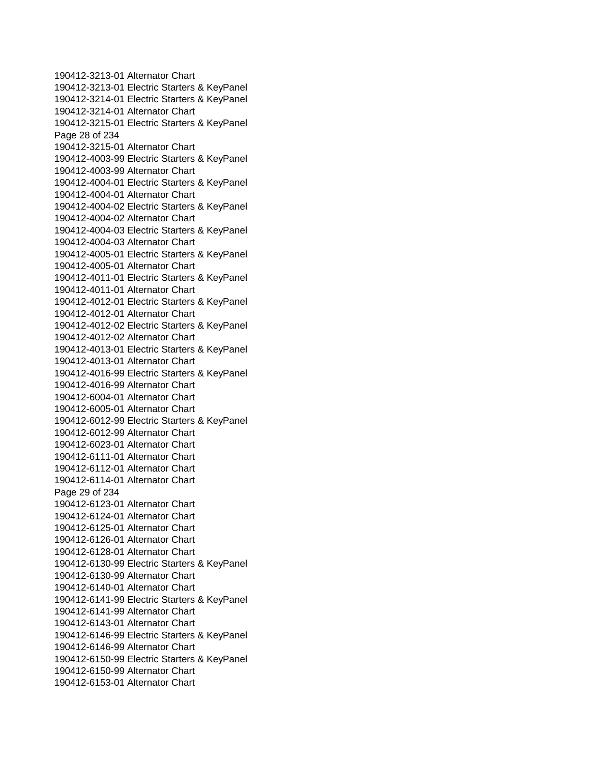190412-3213-01 Alternator Chart
190412-3213-01 Electric Starters & KeyPanel
190412-3214-01 Electric Starters & KeyPanel
190412-3214-01 Alternator Chart
190412-3215-01 Electric Starters & KeyPanel
190412-3215-01 Alternator Chart
190412-4003-99 Electric Starters & KeyPanel
190412-4003-99 Alternator Chart
190412-4004-01 Electric Starters & KeyPanel
190412-4004-01 Alternator Chart
190412-4004-02 Electric Starters & KeyPanel
190412-4004-02 Alternator Chart
190412-4004-03 Electric Starters & KeyPanel
190412-4004-03 Alternator Chart
190412-4005-01 Electric Starters & KeyPanel
190412-4005-01 Alternator Chart
190412-4011-01 Electric Starters & KeyPanel
190412-4011-01 Alternator Chart
190412-4012-01 Electric Starters & KeyPanel
190412-4012-01 Alternator Chart
190412-4012-02 Electric Starters & KeyPanel
190412-4012-02 Alternator Chart
190412-4013-01 Electric Starters & KeyPanel
190412-4013-01 Alternator Chart
190412-4016-99 Electric Starters & KeyPanel
190412-4016-99 Alternator Chart
190412-6004-01 Alternator Chart
190412-6005-01 Alternator Chart
190412-6012-99 Electric Starters & KeyPanel
190412-6012-99 Alternator Chart
190412-6023-01 Alternator Chart
190412-6111-01 Alternator Chart
190412-6112-01 Alternator Chart
190412-6114-01 Alternator Chart
190412-6123-01 Alternator Chart
190412-6124-01 Alternator Chart
190412-6125-01 Alternator Chart
190412-6126-01 Alternator Chart
190412-6128-01 Alternator Chart
190412-6130-99 Electric Starters & KeyPanel
190412-6130-99 Alternator Chart
190412-6140-01 Alternator Chart
190412-6141-99 Electric Starters & KeyPanel
190412-6141-99 Alternator Chart
190412-6143-01 Alternator Chart
190412-6146-99 Electric Starters & KeyPanel
190412-6146-99 Alternator Chart
190412-6150-99 Electric Starters & KeyPanel
190412-6150-99 Alternator Chart
190412-6153-01 Alternator Chart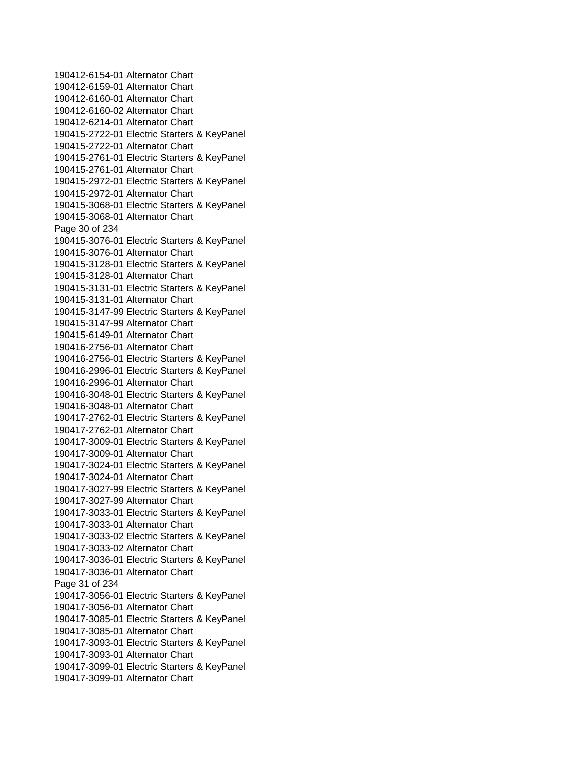190412-6154-01 Alternator Chart
190412-6159-01 Alternator Chart
190412-6160-01 Alternator Chart
190412-6160-02 Alternator Chart
190412-6214-01 Alternator Chart
190415-2722-01 Electric Starters & KeyPanel
190415-2722-01 Alternator Chart
190415-2761-01 Electric Starters & KeyPanel
190415-2761-01 Alternator Chart
190415-2972-01 Electric Starters & KeyPanel
190415-2972-01 Alternator Chart
190415-3068-01 Electric Starters & KeyPanel
190415-3068-01 Alternator Chart
190415-3076-01 Electric Starters & KeyPanel
190415-3076-01 Alternator Chart
190415-3128-01 Electric Starters & KeyPanel
190415-3128-01 Alternator Chart
190415-3131-01 Electric Starters & KeyPanel
190415-3131-01 Alternator Chart
190415-3147-99 Electric Starters & KeyPanel
190415-3147-99 Alternator Chart
190415-6149-01 Alternator Chart
190416-2756-01 Alternator Chart
190416-2756-01 Electric Starters & KeyPanel
190416-2996-01 Electric Starters & KeyPanel
190416-2996-01 Alternator Chart
190416-3048-01 Electric Starters & KeyPanel
190416-3048-01 Alternator Chart
190417-2762-01 Electric Starters & KeyPanel
190417-2762-01 Alternator Chart
190417-3009-01 Electric Starters & KeyPanel
190417-3009-01 Alternator Chart
190417-3024-01 Electric Starters & KeyPanel
190417-3024-01 Alternator Chart
190417-3027-99 Electric Starters & KeyPanel
190417-3027-99 Alternator Chart
190417-3033-01 Electric Starters & KeyPanel
190417-3033-01 Alternator Chart
190417-3033-02 Electric Starters & KeyPanel
190417-3033-02 Alternator Chart
190417-3036-01 Electric Starters & KeyPanel
190417-3036-01 Alternator Chart
190417-3056-01 Electric Starters & KeyPanel
190417-3056-01 Alternator Chart
190417-3085-01 Electric Starters & KeyPanel
190417-3085-01 Alternator Chart
190417-3093-01 Electric Starters & KeyPanel
190417-3093-01 Alternator Chart
190417-3099-01 Electric Starters & KeyPanel
190417-3099-01 Alternator Chart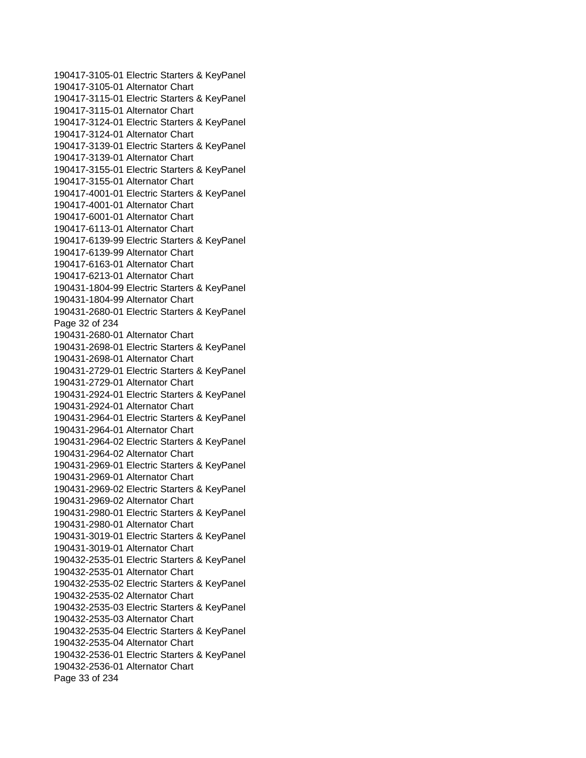190417-3105-01 Electric Starters & KeyPanel
190417-3105-01 Alternator Chart
190417-3115-01 Electric Starters & KeyPanel
190417-3115-01 Alternator Chart
190417-3124-01 Electric Starters & KeyPanel
190417-3124-01 Alternator Chart
190417-3139-01 Electric Starters & KeyPanel
190417-3139-01 Alternator Chart
190417-3155-01 Electric Starters & KeyPanel
190417-3155-01 Alternator Chart
190417-4001-01 Electric Starters & KeyPanel
190417-4001-01 Alternator Chart
190417-6001-01 Alternator Chart
190417-6113-01 Alternator Chart
190417-6139-99 Electric Starters & KeyPanel
190417-6139-99 Alternator Chart
190417-6163-01 Alternator Chart
190417-6213-01 Alternator Chart
190431-1804-99 Electric Starters & KeyPanel
190431-1804-99 Alternator Chart
190431-2680-01 Electric Starters & KeyPanel
190431-2680-01 Alternator Chart
190431-2698-01 Electric Starters & KeyPanel
190431-2698-01 Alternator Chart
190431-2729-01 Electric Starters & KeyPanel
190431-2729-01 Alternator Chart
190431-2924-01 Electric Starters & KeyPanel
190431-2924-01 Alternator Chart
190431-2964-01 Electric Starters & KeyPanel
190431-2964-01 Alternator Chart
190431-2964-02 Electric Starters & KeyPanel
190431-2964-02 Alternator Chart
190431-2969-01 Electric Starters & KeyPanel
190431-2969-01 Alternator Chart
190431-2969-02 Electric Starters & KeyPanel
190431-2969-02 Alternator Chart
190431-2980-01 Electric Starters & KeyPanel
190431-2980-01 Alternator Chart
190431-3019-01 Electric Starters & KeyPanel
190431-3019-01 Alternator Chart
190432-2535-01 Electric Starters & KeyPanel
190432-2535-01 Alternator Chart
190432-2535-02 Electric Starters & KeyPanel
190432-2535-02 Alternator Chart
190432-2535-03 Electric Starters & KeyPanel
190432-2535-03 Alternator Chart
190432-2535-04 Electric Starters & KeyPanel
190432-2535-04 Alternator Chart
190432-2536-01 Electric Starters & KeyPanel
190432-2536-01 Alternator Chart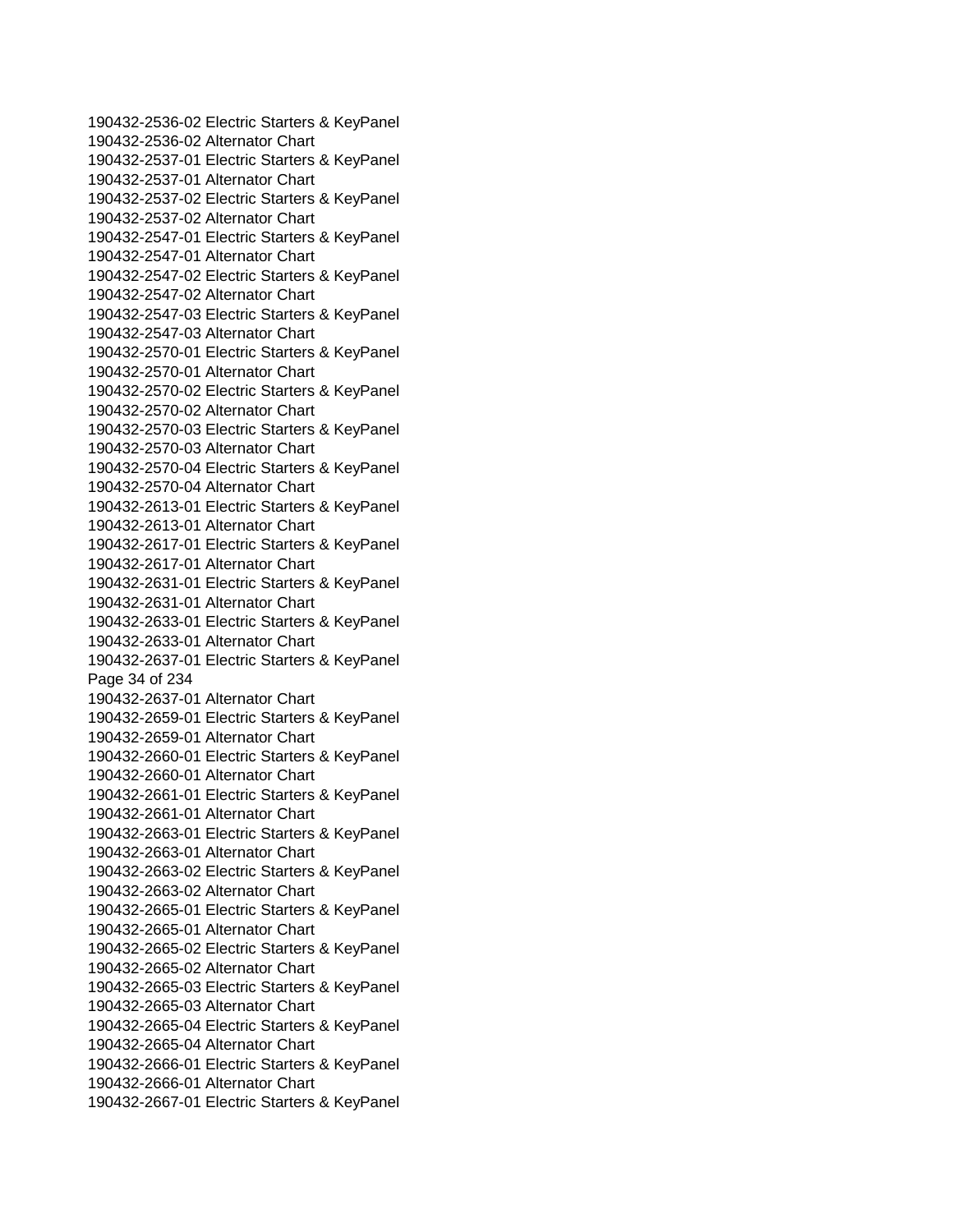190432-2536-02 Electric Starters & KeyPanel
190432-2536-02 Alternator Chart
190432-2537-01 Electric Starters & KeyPanel
190432-2537-01 Alternator Chart
190432-2537-02 Electric Starters & KeyPanel
190432-2537-02 Alternator Chart
190432-2547-01 Electric Starters & KeyPanel
190432-2547-01 Alternator Chart
190432-2547-02 Electric Starters & KeyPanel
190432-2547-02 Alternator Chart
190432-2547-03 Electric Starters & KeyPanel
190432-2547-03 Alternator Chart
190432-2570-01 Electric Starters & KeyPanel
190432-2570-01 Alternator Chart
190432-2570-02 Electric Starters & KeyPanel
190432-2570-02 Alternator Chart
190432-2570-03 Electric Starters & KeyPanel
190432-2570-03 Alternator Chart
190432-2570-04 Electric Starters & KeyPanel
190432-2570-04 Alternator Chart
190432-2613-01 Electric Starters & KeyPanel
190432-2613-01 Alternator Chart
190432-2617-01 Electric Starters & KeyPanel
190432-2617-01 Alternator Chart
190432-2631-01 Electric Starters & KeyPanel
190432-2631-01 Alternator Chart
190432-2633-01 Electric Starters & KeyPanel
190432-2633-01 Alternator Chart
190432-2637-01 Electric Starters & KeyPanel
190432-2637-01 Alternator Chart
190432-2659-01 Electric Starters & KeyPanel
190432-2659-01 Alternator Chart
190432-2660-01 Electric Starters & KeyPanel
190432-2660-01 Alternator Chart
190432-2661-01 Electric Starters & KeyPanel
190432-2661-01 Alternator Chart
190432-2663-01 Electric Starters & KeyPanel
190432-2663-01 Alternator Chart
190432-2663-02 Electric Starters & KeyPanel
190432-2663-02 Alternator Chart
190432-2665-01 Electric Starters & KeyPanel
190432-2665-01 Alternator Chart
190432-2665-02 Electric Starters & KeyPanel
190432-2665-02 Alternator Chart
190432-2665-03 Electric Starters & KeyPanel
190432-2665-03 Alternator Chart
190432-2665-04 Electric Starters & KeyPanel
190432-2665-04 Alternator Chart
190432-2666-01 Electric Starters & KeyPanel
190432-2666-01 Alternator Chart
190432-2667-01 Electric Starters & KeyPanel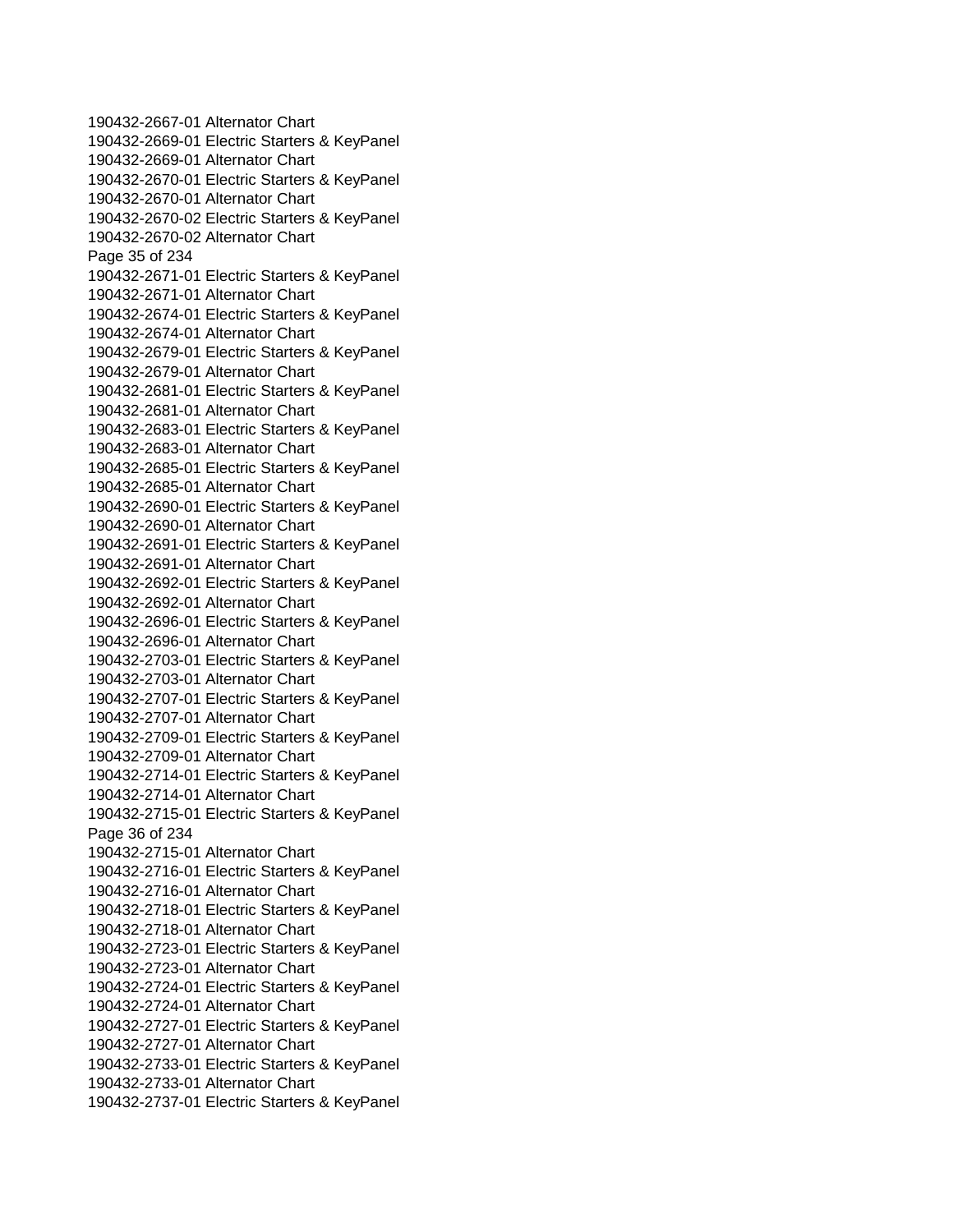190432-2667-01 Alternator Chart
190432-2669-01 Electric Starters & KeyPanel
190432-2669-01 Alternator Chart
190432-2670-01 Electric Starters & KeyPanel
190432-2670-01 Alternator Chart
190432-2670-02 Electric Starters & KeyPanel
190432-2670-02 Alternator Chart
190432-2671-01 Electric Starters & KeyPanel
190432-2671-01 Alternator Chart
190432-2674-01 Electric Starters & KeyPanel
190432-2674-01 Alternator Chart
190432-2679-01 Electric Starters & KeyPanel
190432-2679-01 Alternator Chart
190432-2681-01 Electric Starters & KeyPanel
190432-2681-01 Alternator Chart
190432-2683-01 Electric Starters & KeyPanel
190432-2683-01 Alternator Chart
190432-2685-01 Electric Starters & KeyPanel
190432-2685-01 Alternator Chart
190432-2690-01 Electric Starters & KeyPanel
190432-2690-01 Alternator Chart
190432-2691-01 Electric Starters & KeyPanel
190432-2691-01 Alternator Chart
190432-2692-01 Electric Starters & KeyPanel
190432-2692-01 Alternator Chart
190432-2696-01 Electric Starters & KeyPanel
190432-2696-01 Alternator Chart
190432-2703-01 Electric Starters & KeyPanel
190432-2703-01 Alternator Chart
190432-2707-01 Electric Starters & KeyPanel
190432-2707-01 Alternator Chart
190432-2709-01 Electric Starters & KeyPanel
190432-2709-01 Alternator Chart
190432-2714-01 Electric Starters & KeyPanel
190432-2714-01 Alternator Chart
190432-2715-01 Electric Starters & KeyPanel
190432-2715-01 Alternator Chart
190432-2716-01 Electric Starters & KeyPanel
190432-2716-01 Alternator Chart
190432-2718-01 Electric Starters & KeyPanel
190432-2718-01 Alternator Chart
190432-2723-01 Electric Starters & KeyPanel
190432-2723-01 Alternator Chart
190432-2724-01 Electric Starters & KeyPanel
190432-2724-01 Alternator Chart
190432-2727-01 Electric Starters & KeyPanel
190432-2727-01 Alternator Chart
190432-2733-01 Electric Starters & KeyPanel
190432-2733-01 Alternator Chart
190432-2737-01 Electric Starters & KeyPanel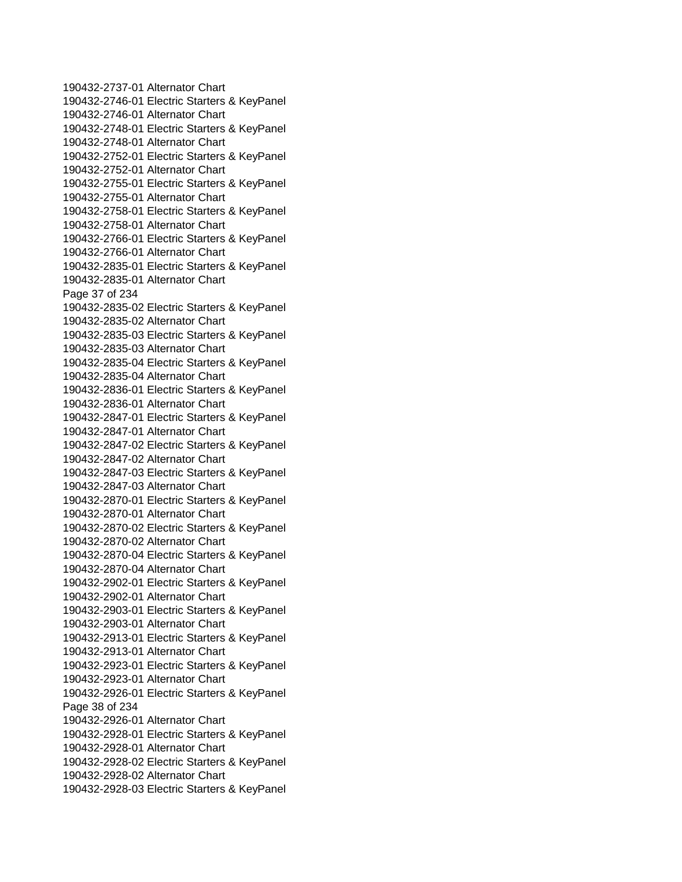190432-2737-01 Alternator Chart
190432-2746-01 Electric Starters & KeyPanel
190432-2746-01 Alternator Chart
190432-2748-01 Electric Starters & KeyPanel
190432-2748-01 Alternator Chart
190432-2752-01 Electric Starters & KeyPanel
190432-2752-01 Alternator Chart
190432-2755-01 Electric Starters & KeyPanel
190432-2755-01 Alternator Chart
190432-2758-01 Electric Starters & KeyPanel
190432-2758-01 Alternator Chart
190432-2766-01 Electric Starters & KeyPanel
190432-2766-01 Alternator Chart
190432-2835-01 Electric Starters & KeyPanel
190432-2835-01 Alternator Chart
190432-2835-02 Electric Starters & KeyPanel
190432-2835-02 Alternator Chart
190432-2835-03 Electric Starters & KeyPanel
190432-2835-03 Alternator Chart
190432-2835-04 Electric Starters & KeyPanel
190432-2835-04 Alternator Chart
190432-2836-01 Electric Starters & KeyPanel
190432-2836-01 Alternator Chart
190432-2847-01 Electric Starters & KeyPanel
190432-2847-01 Alternator Chart
190432-2847-02 Electric Starters & KeyPanel
190432-2847-02 Alternator Chart
190432-2847-03 Electric Starters & KeyPanel
190432-2847-03 Alternator Chart
190432-2870-01 Electric Starters & KeyPanel
190432-2870-01 Alternator Chart
190432-2870-02 Electric Starters & KeyPanel
190432-2870-02 Alternator Chart
190432-2870-04 Electric Starters & KeyPanel
190432-2870-04 Alternator Chart
190432-2902-01 Electric Starters & KeyPanel
190432-2902-01 Alternator Chart
190432-2903-01 Electric Starters & KeyPanel
190432-2903-01 Alternator Chart
190432-2913-01 Electric Starters & KeyPanel
190432-2913-01 Alternator Chart
190432-2923-01 Electric Starters & KeyPanel
190432-2923-01 Alternator Chart
190432-2926-01 Electric Starters & KeyPanel
190432-2926-01 Alternator Chart
190432-2928-01 Electric Starters & KeyPanel
190432-2928-01 Alternator Chart
190432-2928-02 Electric Starters & KeyPanel
190432-2928-02 Alternator Chart
190432-2928-03 Electric Starters & KeyPanel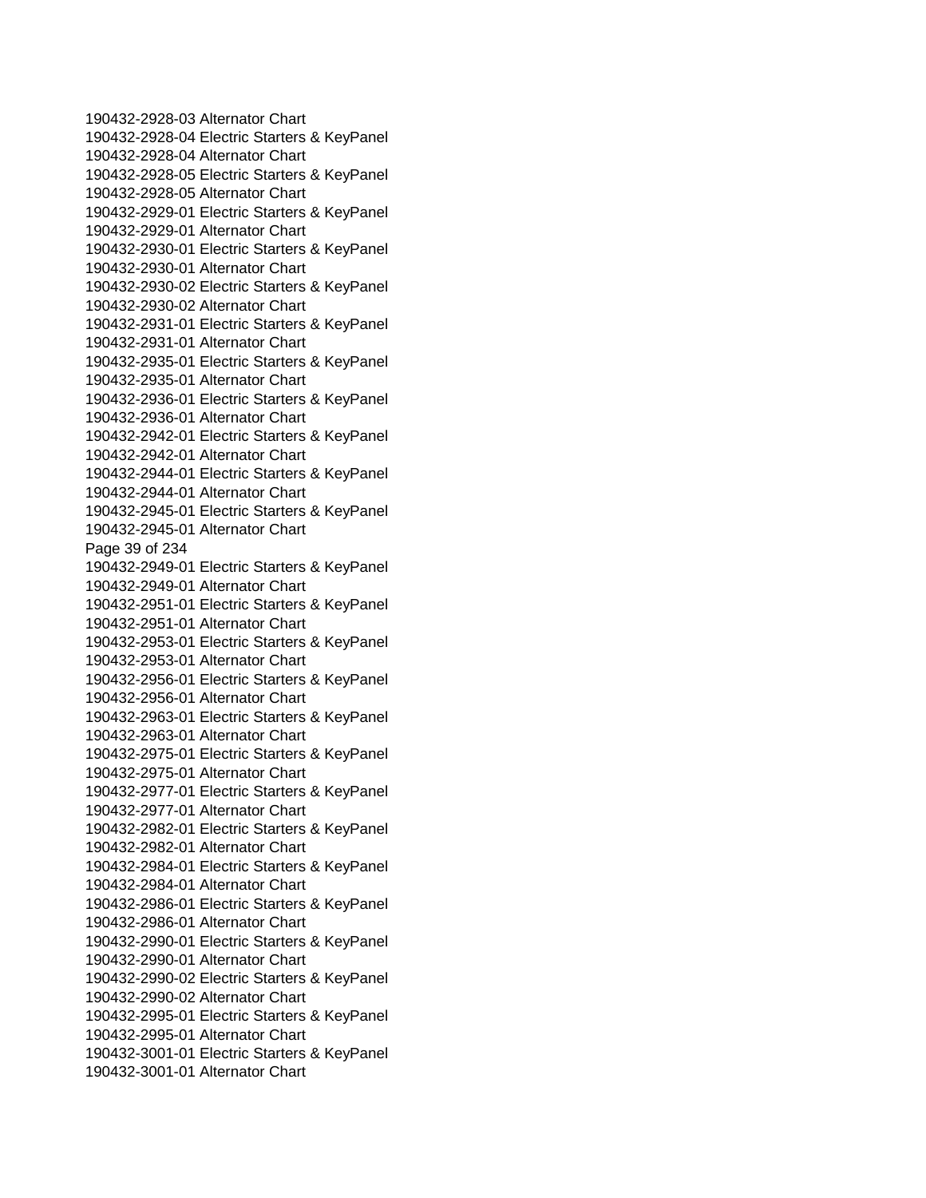190432-2928-03 Alternator Chart
190432-2928-04 Electric Starters & KeyPanel
190432-2928-04 Alternator Chart
190432-2928-05 Electric Starters & KeyPanel
190432-2928-05 Alternator Chart
190432-2929-01 Electric Starters & KeyPanel
190432-2929-01 Alternator Chart
190432-2930-01 Electric Starters & KeyPanel
190432-2930-01 Alternator Chart
190432-2930-02 Electric Starters & KeyPanel
190432-2930-02 Alternator Chart
190432-2931-01 Electric Starters & KeyPanel
190432-2931-01 Alternator Chart
190432-2935-01 Electric Starters & KeyPanel
190432-2935-01 Alternator Chart
190432-2936-01 Electric Starters & KeyPanel
190432-2936-01 Alternator Chart
190432-2942-01 Electric Starters & KeyPanel
190432-2942-01 Alternator Chart
190432-2944-01 Electric Starters & KeyPanel
190432-2944-01 Alternator Chart
190432-2945-01 Electric Starters & KeyPanel
190432-2945-01 Alternator Chart
190432-2949-01 Electric Starters & KeyPanel
190432-2949-01 Alternator Chart
190432-2951-01 Electric Starters & KeyPanel
190432-2951-01 Alternator Chart
190432-2953-01 Electric Starters & KeyPanel
190432-2953-01 Alternator Chart
190432-2956-01 Electric Starters & KeyPanel
190432-2956-01 Alternator Chart
190432-2963-01 Electric Starters & KeyPanel
190432-2963-01 Alternator Chart
190432-2975-01 Electric Starters & KeyPanel
190432-2975-01 Alternator Chart
190432-2977-01 Electric Starters & KeyPanel
190432-2977-01 Alternator Chart
190432-2982-01 Electric Starters & KeyPanel
190432-2982-01 Alternator Chart
190432-2984-01 Electric Starters & KeyPanel
190432-2984-01 Alternator Chart
190432-2986-01 Electric Starters & KeyPanel
190432-2986-01 Alternator Chart
190432-2990-01 Electric Starters & KeyPanel
190432-2990-01 Alternator Chart
190432-2990-02 Electric Starters & KeyPanel
190432-2990-02 Alternator Chart
190432-2995-01 Electric Starters & KeyPanel
190432-2995-01 Alternator Chart
190432-3001-01 Electric Starters & KeyPanel
190432-3001-01 Alternator Chart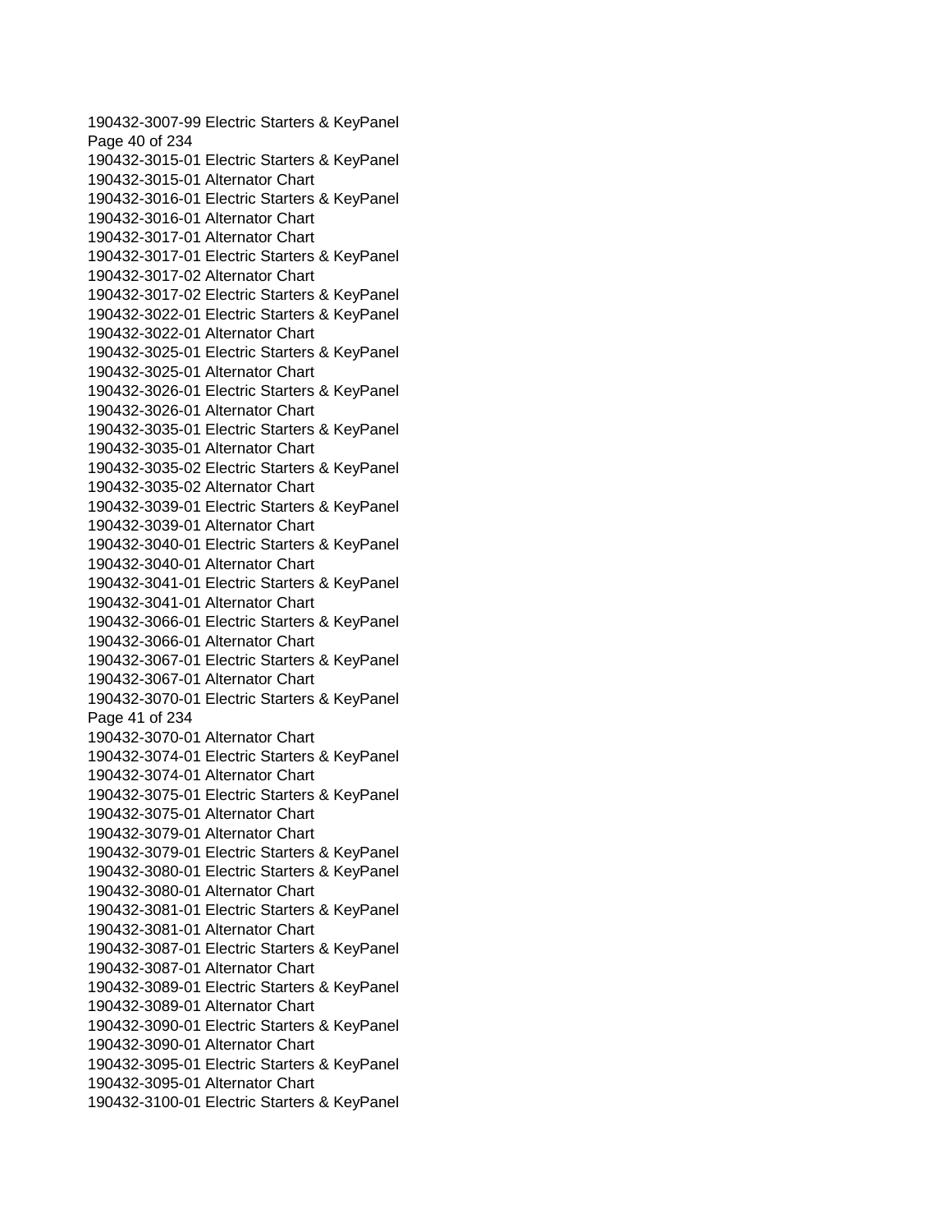190432-3007-99 Electric Starters & KeyPanel
190432-3015-01 Electric Starters & KeyPanel
190432-3015-01 Alternator Chart
190432-3016-01 Electric Starters & KeyPanel
190432-3016-01 Alternator Chart
190432-3017-01 Alternator Chart
190432-3017-01 Electric Starters & KeyPanel
190432-3017-02 Alternator Chart
190432-3017-02 Electric Starters & KeyPanel
190432-3022-01 Electric Starters & KeyPanel
190432-3022-01 Alternator Chart
190432-3025-01 Electric Starters & KeyPanel
190432-3025-01 Alternator Chart
190432-3026-01 Electric Starters & KeyPanel
190432-3026-01 Alternator Chart
190432-3035-01 Electric Starters & KeyPanel
190432-3035-01 Alternator Chart
190432-3035-02 Electric Starters & KeyPanel
190432-3035-02 Alternator Chart
190432-3039-01 Electric Starters & KeyPanel
190432-3039-01 Alternator Chart
190432-3040-01 Electric Starters & KeyPanel
190432-3040-01 Alternator Chart
190432-3041-01 Electric Starters & KeyPanel
190432-3041-01 Alternator Chart
190432-3066-01 Electric Starters & KeyPanel
190432-3066-01 Alternator Chart
190432-3067-01 Electric Starters & KeyPanel
190432-3067-01 Alternator Chart
190432-3070-01 Electric Starters & KeyPanel
190432-3070-01 Alternator Chart
190432-3074-01 Electric Starters & KeyPanel
190432-3074-01 Alternator Chart
190432-3075-01 Electric Starters & KeyPanel
190432-3075-01 Alternator Chart
190432-3079-01 Alternator Chart
190432-3079-01 Electric Starters & KeyPanel
190432-3080-01 Electric Starters & KeyPanel
190432-3080-01 Alternator Chart
190432-3081-01 Electric Starters & KeyPanel
190432-3081-01 Alternator Chart
190432-3087-01 Electric Starters & KeyPanel
190432-3087-01 Alternator Chart
190432-3089-01 Electric Starters & KeyPanel
190432-3089-01 Alternator Chart
190432-3090-01 Electric Starters & KeyPanel
190432-3090-01 Alternator Chart
190432-3095-01 Electric Starters & KeyPanel
190432-3095-01 Alternator Chart
190432-3100-01 Electric Starters & KeyPanel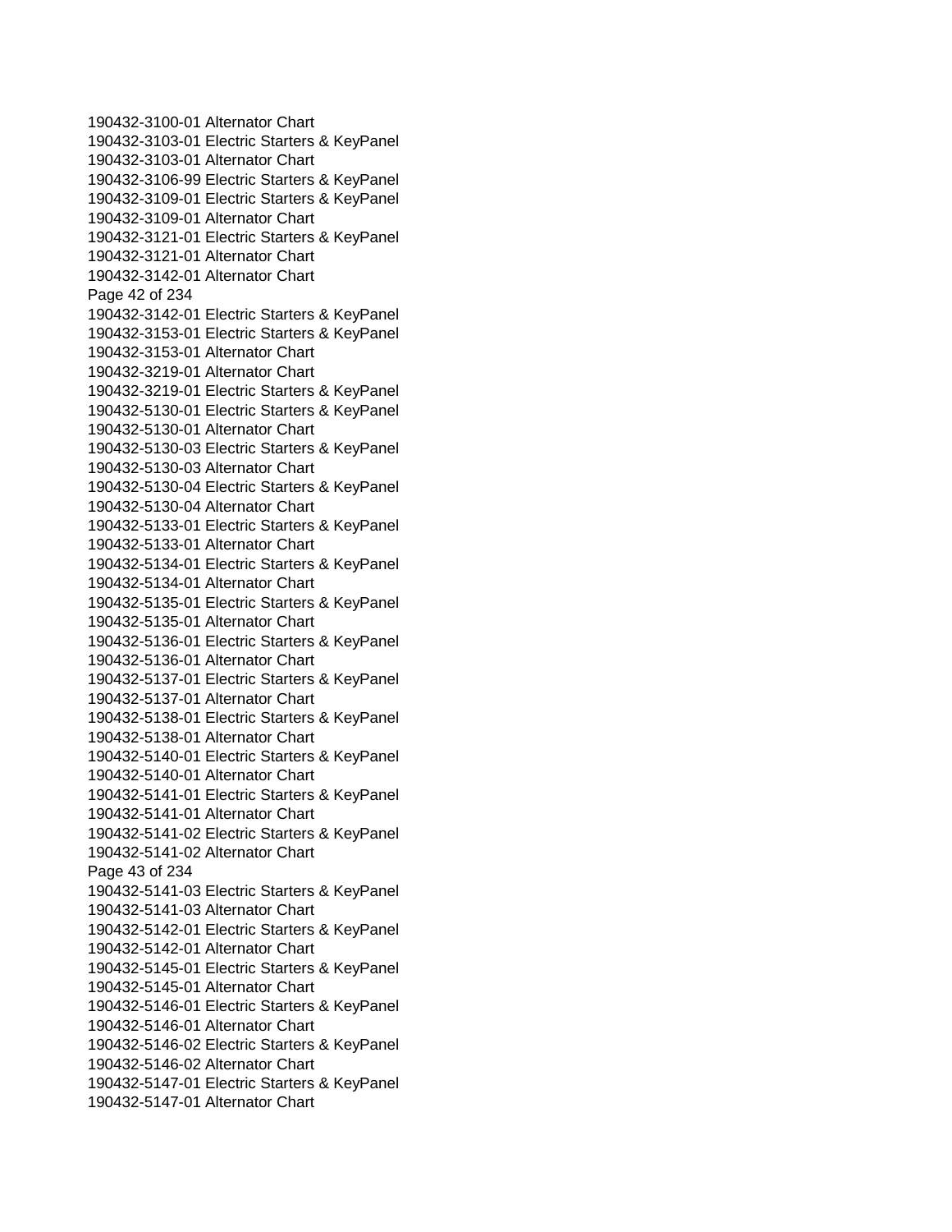190432-3100-01 Alternator Chart
190432-3103-01 Electric Starters & KeyPanel
190432-3103-01 Alternator Chart
190432-3106-99 Electric Starters & KeyPanel
190432-3109-01 Electric Starters & KeyPanel
190432-3109-01 Alternator Chart
190432-3121-01 Electric Starters & KeyPanel
190432-3121-01 Alternator Chart
190432-3142-01 Alternator Chart
190432-3142-01 Electric Starters & KeyPanel
190432-3153-01 Electric Starters & KeyPanel
190432-3153-01 Alternator Chart
190432-3219-01 Alternator Chart
190432-3219-01 Electric Starters & KeyPanel
190432-5130-01 Electric Starters & KeyPanel
190432-5130-01 Alternator Chart
190432-5130-03 Electric Starters & KeyPanel
190432-5130-03 Alternator Chart
190432-5130-04 Electric Starters & KeyPanel
190432-5130-04 Alternator Chart
190432-5133-01 Electric Starters & KeyPanel
190432-5133-01 Alternator Chart
190432-5134-01 Electric Starters & KeyPanel
190432-5134-01 Alternator Chart
190432-5135-01 Electric Starters & KeyPanel
190432-5135-01 Alternator Chart
190432-5136-01 Electric Starters & KeyPanel
190432-5136-01 Alternator Chart
190432-5137-01 Electric Starters & KeyPanel
190432-5137-01 Alternator Chart
190432-5138-01 Electric Starters & KeyPanel
190432-5138-01 Alternator Chart
190432-5140-01 Electric Starters & KeyPanel
190432-5140-01 Alternator Chart
190432-5141-01 Electric Starters & KeyPanel
190432-5141-01 Alternator Chart
190432-5141-02 Electric Starters & KeyPanel
190432-5141-02 Alternator Chart
190432-5141-03 Electric Starters & KeyPanel
190432-5141-03 Alternator Chart
190432-5142-01 Electric Starters & KeyPanel
190432-5142-01 Alternator Chart
190432-5145-01 Electric Starters & KeyPanel
190432-5145-01 Alternator Chart
190432-5146-01 Electric Starters & KeyPanel
190432-5146-01 Alternator Chart
190432-5146-02 Electric Starters & KeyPanel
190432-5146-02 Alternator Chart
190432-5147-01 Electric Starters & KeyPanel
190432-5147-01 Alternator Chart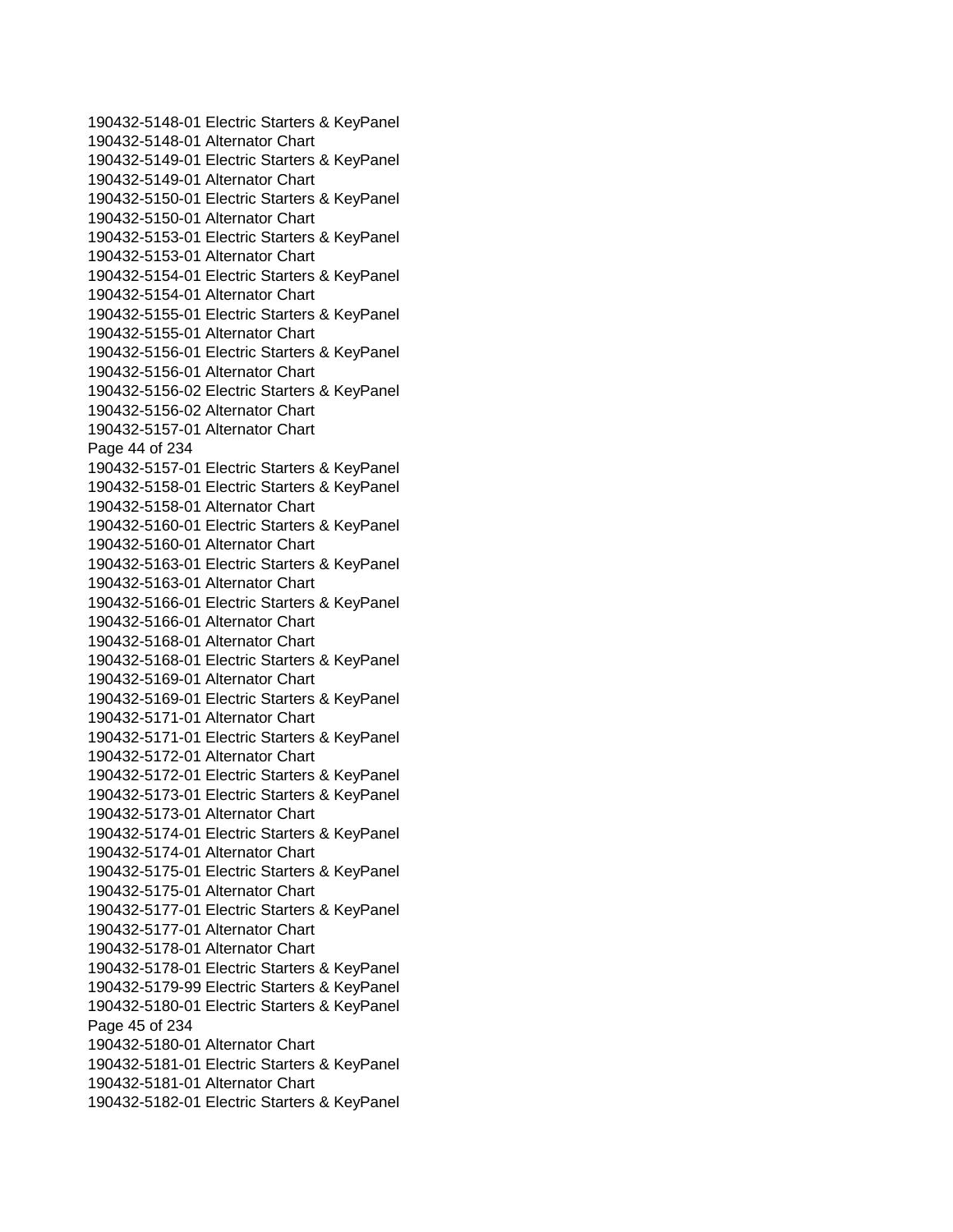190432-5148-01 Electric Starters & KeyPanel
190432-5148-01 Alternator Chart
190432-5149-01 Electric Starters & KeyPanel
190432-5149-01 Alternator Chart
190432-5150-01 Electric Starters & KeyPanel
190432-5150-01 Alternator Chart
190432-5153-01 Electric Starters & KeyPanel
190432-5153-01 Alternator Chart
190432-5154-01 Electric Starters & KeyPanel
190432-5154-01 Alternator Chart
190432-5155-01 Electric Starters & KeyPanel
190432-5155-01 Alternator Chart
190432-5156-01 Electric Starters & KeyPanel
190432-5156-01 Alternator Chart
190432-5156-02 Electric Starters & KeyPanel
190432-5156-02 Alternator Chart
190432-5157-01 Alternator Chart
190432-5157-01 Electric Starters & KeyPanel
190432-5158-01 Electric Starters & KeyPanel
190432-5158-01 Alternator Chart
190432-5160-01 Electric Starters & KeyPanel
190432-5160-01 Alternator Chart
190432-5163-01 Electric Starters & KeyPanel
190432-5163-01 Alternator Chart
190432-5166-01 Electric Starters & KeyPanel
190432-5166-01 Alternator Chart
190432-5168-01 Alternator Chart
190432-5168-01 Electric Starters & KeyPanel
190432-5169-01 Alternator Chart
190432-5169-01 Electric Starters & KeyPanel
190432-5171-01 Alternator Chart
190432-5171-01 Electric Starters & KeyPanel
190432-5172-01 Alternator Chart
190432-5172-01 Electric Starters & KeyPanel
190432-5173-01 Electric Starters & KeyPanel
190432-5173-01 Alternator Chart
190432-5174-01 Electric Starters & KeyPanel
190432-5174-01 Alternator Chart
190432-5175-01 Electric Starters & KeyPanel
190432-5175-01 Alternator Chart
190432-5177-01 Electric Starters & KeyPanel
190432-5177-01 Alternator Chart
190432-5178-01 Alternator Chart
190432-5178-01 Electric Starters & KeyPanel
190432-5179-99 Electric Starters & KeyPanel
190432-5180-01 Electric Starters & KeyPanel
190432-5180-01 Alternator Chart
190432-5181-01 Electric Starters & KeyPanel
190432-5181-01 Alternator Chart
190432-5182-01 Electric Starters & KeyPanel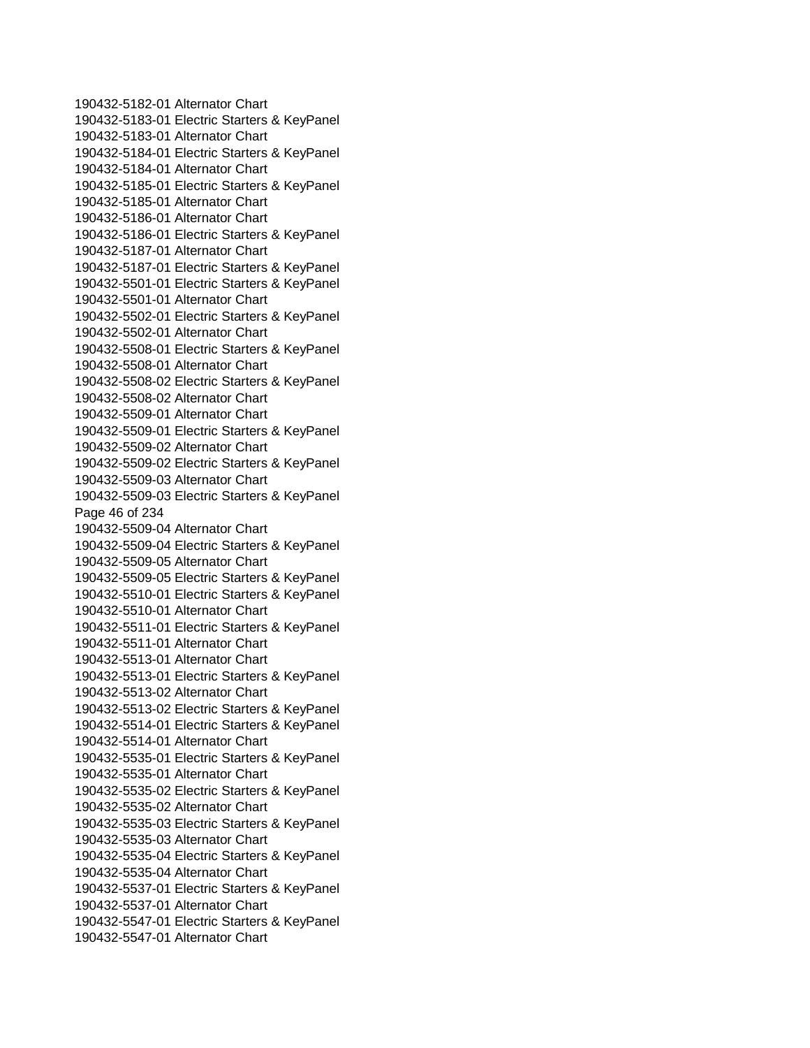190432-5182-01 Alternator Chart
190432-5183-01 Electric Starters & KeyPanel
190432-5183-01 Alternator Chart
190432-5184-01 Electric Starters & KeyPanel
190432-5184-01 Alternator Chart
190432-5185-01 Electric Starters & KeyPanel
190432-5185-01 Alternator Chart
190432-5186-01 Alternator Chart
190432-5186-01 Electric Starters & KeyPanel
190432-5187-01 Alternator Chart
190432-5187-01 Electric Starters & KeyPanel
190432-5501-01 Electric Starters & KeyPanel
190432-5501-01 Alternator Chart
190432-5502-01 Electric Starters & KeyPanel
190432-5502-01 Alternator Chart
190432-5508-01 Electric Starters & KeyPanel
190432-5508-01 Alternator Chart
190432-5508-02 Electric Starters & KeyPanel
190432-5508-02 Alternator Chart
190432-5509-01 Alternator Chart
190432-5509-01 Electric Starters & KeyPanel
190432-5509-02 Alternator Chart
190432-5509-02 Electric Starters & KeyPanel
190432-5509-03 Alternator Chart
190432-5509-03 Electric Starters & KeyPanel
190432-5509-04 Alternator Chart
190432-5509-04 Electric Starters & KeyPanel
190432-5509-05 Alternator Chart
190432-5509-05 Electric Starters & KeyPanel
190432-5510-01 Electric Starters & KeyPanel
190432-5510-01 Alternator Chart
190432-5511-01 Electric Starters & KeyPanel
190432-5511-01 Alternator Chart
190432-5513-01 Alternator Chart
190432-5513-01 Electric Starters & KeyPanel
190432-5513-02 Alternator Chart
190432-5513-02 Electric Starters & KeyPanel
190432-5514-01 Electric Starters & KeyPanel
190432-5514-01 Alternator Chart
190432-5535-01 Electric Starters & KeyPanel
190432-5535-01 Alternator Chart
190432-5535-02 Electric Starters & KeyPanel
190432-5535-02 Alternator Chart
190432-5535-03 Electric Starters & KeyPanel
190432-5535-03 Alternator Chart
190432-5535-04 Electric Starters & KeyPanel
190432-5535-04 Alternator Chart
190432-5537-01 Electric Starters & KeyPanel
190432-5537-01 Alternator Chart
190432-5547-01 Electric Starters & KeyPanel
190432-5547-01 Alternator Chart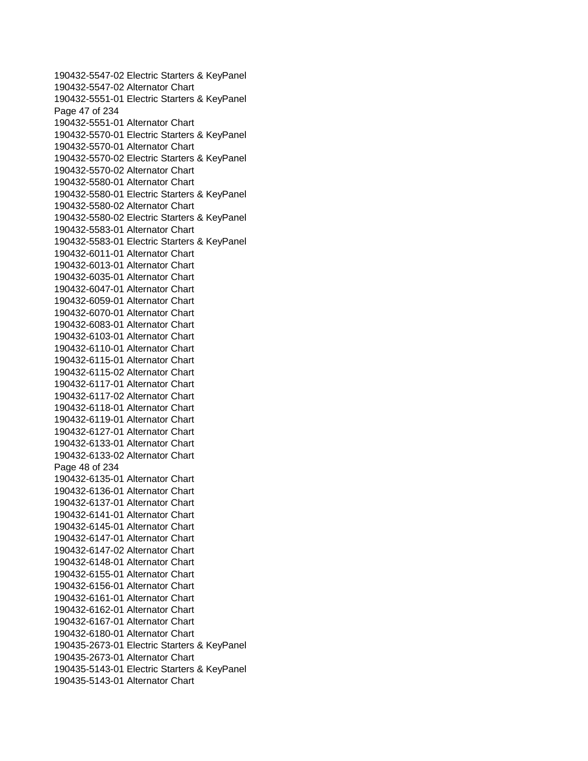190432-5547-02 Electric Starters & KeyPanel
190432-5547-02 Alternator Chart
190432-5551-01 Electric Starters & KeyPanel
190432-5551-01 Alternator Chart
190432-5570-01 Electric Starters & KeyPanel
190432-5570-01 Alternator Chart
190432-5570-02 Electric Starters & KeyPanel
190432-5570-02 Alternator Chart
190432-5580-01 Alternator Chart
190432-5580-01 Electric Starters & KeyPanel
190432-5580-02 Alternator Chart
190432-5580-02 Electric Starters & KeyPanel
190432-5583-01 Alternator Chart
190432-5583-01 Electric Starters & KeyPanel
190432-6011-01 Alternator Chart
190432-6013-01 Alternator Chart
190432-6035-01 Alternator Chart
190432-6047-01 Alternator Chart
190432-6059-01 Alternator Chart
190432-6070-01 Alternator Chart
190432-6083-01 Alternator Chart
190432-6103-01 Alternator Chart
190432-6110-01 Alternator Chart
190432-6115-01 Alternator Chart
190432-6115-02 Alternator Chart
190432-6117-01 Alternator Chart
190432-6117-02 Alternator Chart
190432-6118-01 Alternator Chart
190432-6119-01 Alternator Chart
190432-6127-01 Alternator Chart
190432-6133-01 Alternator Chart
190432-6133-02 Alternator Chart
190432-6135-01 Alternator Chart
190432-6136-01 Alternator Chart
190432-6137-01 Alternator Chart
190432-6141-01 Alternator Chart
190432-6145-01 Alternator Chart
190432-6147-01 Alternator Chart
190432-6147-02 Alternator Chart
190432-6148-01 Alternator Chart
190432-6155-01 Alternator Chart
190432-6156-01 Alternator Chart
190432-6161-01 Alternator Chart
190432-6162-01 Alternator Chart
190432-6167-01 Alternator Chart
190432-6180-01 Alternator Chart
190435-2673-01 Electric Starters & KeyPanel
190435-2673-01 Alternator Chart
190435-5143-01 Electric Starters & KeyPanel
190435-5143-01 Alternator Chart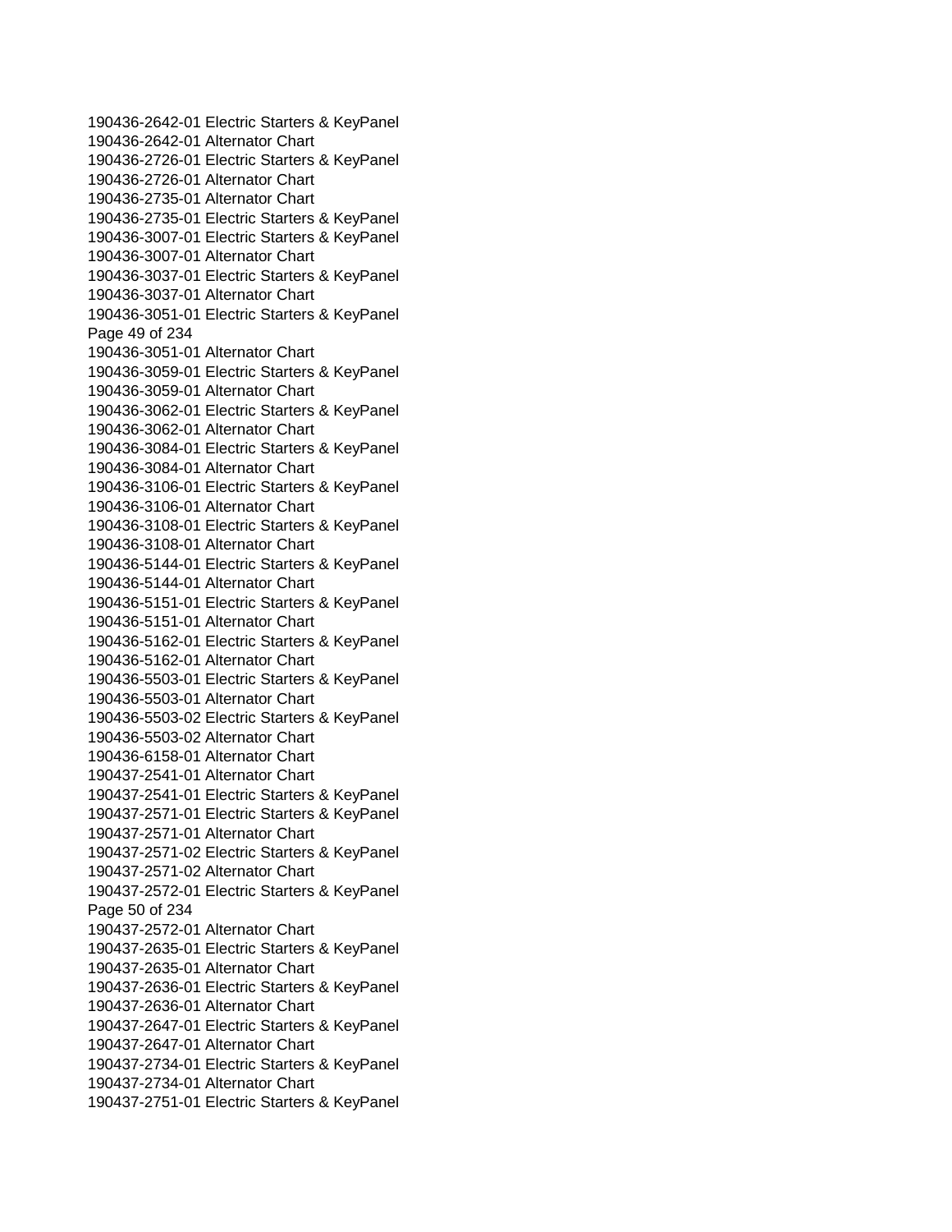190436-2642-01 Electric Starters & KeyPanel
190436-2642-01 Alternator Chart
190436-2726-01 Electric Starters & KeyPanel
190436-2726-01 Alternator Chart
190436-2735-01 Alternator Chart
190436-2735-01 Electric Starters & KeyPanel
190436-3007-01 Electric Starters & KeyPanel
190436-3007-01 Alternator Chart
190436-3037-01 Electric Starters & KeyPanel
190436-3037-01 Alternator Chart
190436-3051-01 Electric Starters & KeyPanel
190436-3051-01 Alternator Chart
190436-3059-01 Electric Starters & KeyPanel
190436-3059-01 Alternator Chart
190436-3062-01 Electric Starters & KeyPanel
190436-3062-01 Alternator Chart
190436-3084-01 Electric Starters & KeyPanel
190436-3084-01 Alternator Chart
190436-3106-01 Electric Starters & KeyPanel
190436-3106-01 Alternator Chart
190436-3108-01 Electric Starters & KeyPanel
190436-3108-01 Alternator Chart
190436-5144-01 Electric Starters & KeyPanel
190436-5144-01 Alternator Chart
190436-5151-01 Electric Starters & KeyPanel
190436-5151-01 Alternator Chart
190436-5162-01 Electric Starters & KeyPanel
190436-5162-01 Alternator Chart
190436-5503-01 Electric Starters & KeyPanel
190436-5503-01 Alternator Chart
190436-5503-02 Electric Starters & KeyPanel
190436-5503-02 Alternator Chart
190436-6158-01 Alternator Chart
190437-2541-01 Alternator Chart
190437-2541-01 Electric Starters & KeyPanel
190437-2571-01 Electric Starters & KeyPanel
190437-2571-01 Alternator Chart
190437-2571-02 Electric Starters & KeyPanel
190437-2571-02 Alternator Chart
190437-2572-01 Electric Starters & KeyPanel
190437-2572-01 Alternator Chart
190437-2635-01 Electric Starters & KeyPanel
190437-2635-01 Alternator Chart
190437-2636-01 Electric Starters & KeyPanel
190437-2636-01 Alternator Chart
190437-2647-01 Electric Starters & KeyPanel
190437-2647-01 Alternator Chart
190437-2734-01 Electric Starters & KeyPanel
190437-2734-01 Alternator Chart
190437-2751-01 Electric Starters & KeyPanel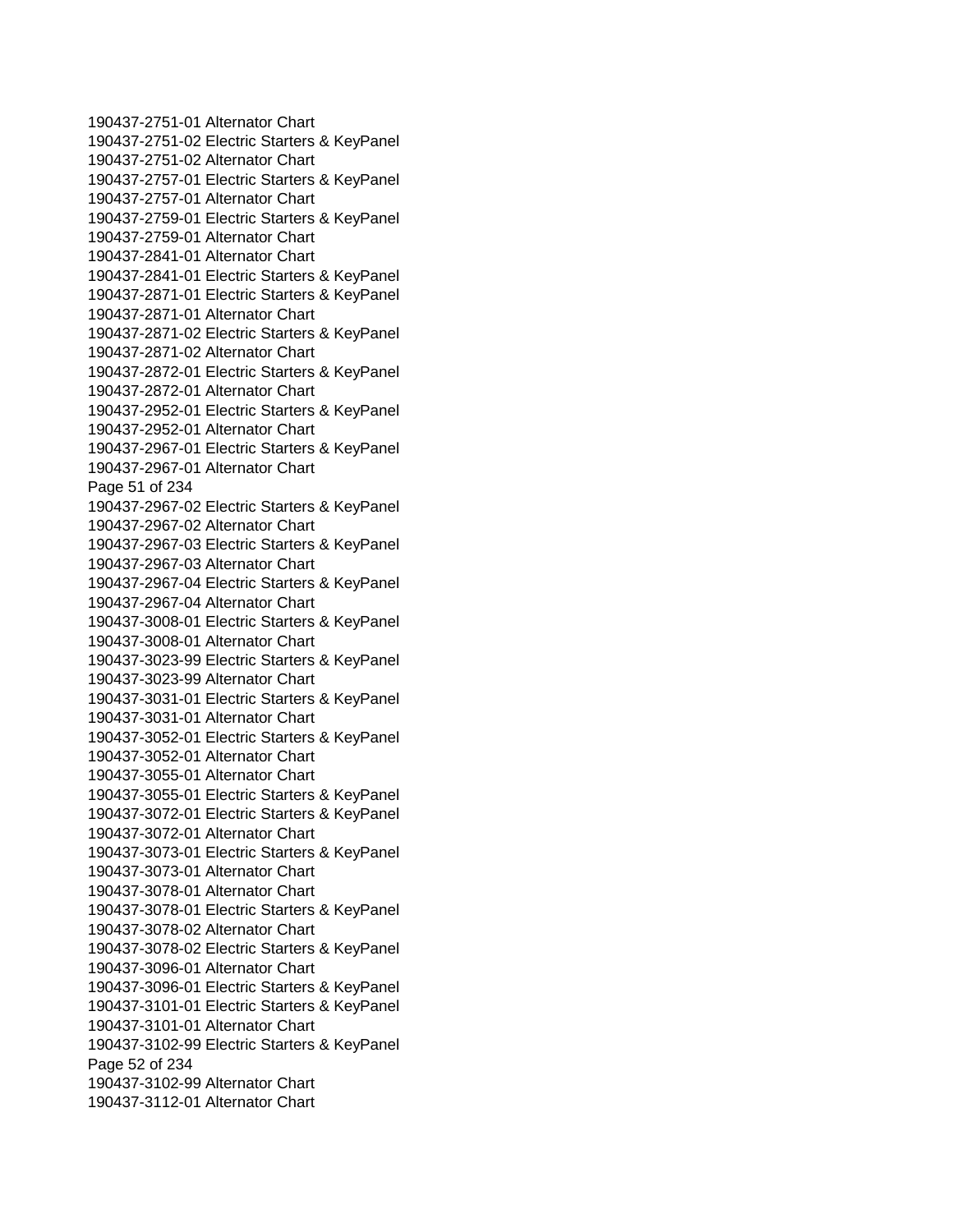190437-2751-01 Alternator Chart
190437-2751-02 Electric Starters & KeyPanel
190437-2751-02 Alternator Chart
190437-2757-01 Electric Starters & KeyPanel
190437-2757-01 Alternator Chart
190437-2759-01 Electric Starters & KeyPanel
190437-2759-01 Alternator Chart
190437-2841-01 Alternator Chart
190437-2841-01 Electric Starters & KeyPanel
190437-2871-01 Electric Starters & KeyPanel
190437-2871-01 Alternator Chart
190437-2871-02 Electric Starters & KeyPanel
190437-2871-02 Alternator Chart
190437-2872-01 Electric Starters & KeyPanel
190437-2872-01 Alternator Chart
190437-2952-01 Electric Starters & KeyPanel
190437-2952-01 Alternator Chart
190437-2967-01 Electric Starters & KeyPanel
190437-2967-01 Alternator Chart
190437-2967-02 Electric Starters & KeyPanel
190437-2967-02 Alternator Chart
190437-2967-03 Electric Starters & KeyPanel
190437-2967-03 Alternator Chart
190437-2967-04 Electric Starters & KeyPanel
190437-2967-04 Alternator Chart
190437-3008-01 Electric Starters & KeyPanel
190437-3008-01 Alternator Chart
190437-3023-99 Electric Starters & KeyPanel
190437-3023-99 Alternator Chart
190437-3031-01 Electric Starters & KeyPanel
190437-3031-01 Alternator Chart
190437-3052-01 Electric Starters & KeyPanel
190437-3052-01 Alternator Chart
190437-3055-01 Alternator Chart
190437-3055-01 Electric Starters & KeyPanel
190437-3072-01 Electric Starters & KeyPanel
190437-3072-01 Alternator Chart
190437-3073-01 Electric Starters & KeyPanel
190437-3073-01 Alternator Chart
190437-3078-01 Alternator Chart
190437-3078-01 Electric Starters & KeyPanel
190437-3078-02 Alternator Chart
190437-3078-02 Electric Starters & KeyPanel
190437-3096-01 Alternator Chart
190437-3096-01 Electric Starters & KeyPanel
190437-3101-01 Electric Starters & KeyPanel
190437-3101-01 Alternator Chart
190437-3102-99 Electric Starters & KeyPanel
190437-3102-99 Alternator Chart
190437-3112-01 Alternator Chart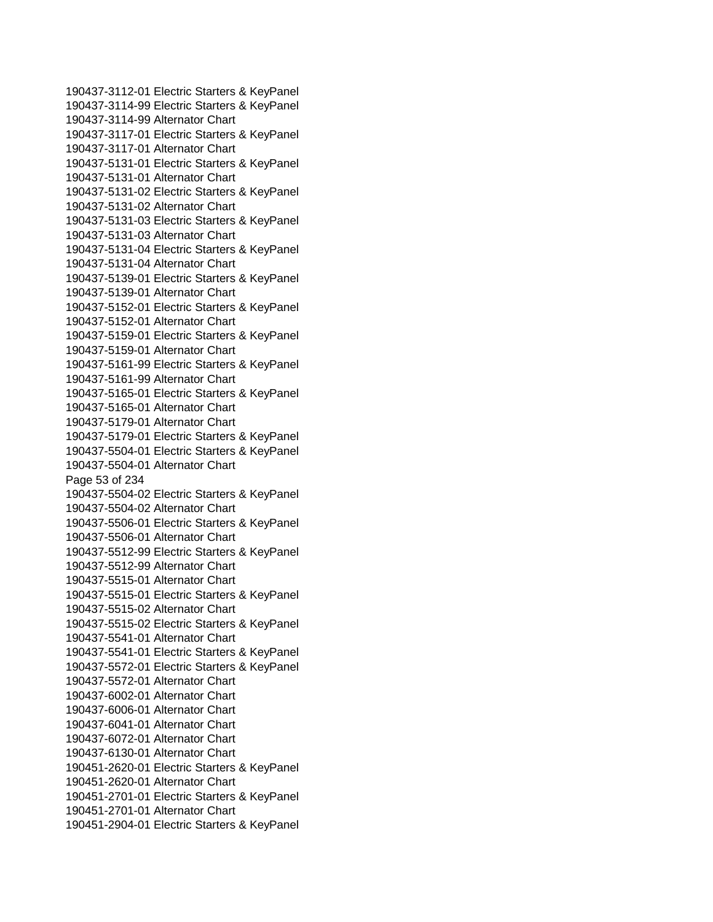190437-3112-01 Electric Starters & KeyPanel
190437-3114-99 Electric Starters & KeyPanel
190437-3114-99 Alternator Chart
190437-3117-01 Electric Starters & KeyPanel
190437-3117-01 Alternator Chart
190437-5131-01 Electric Starters & KeyPanel
190437-5131-01 Alternator Chart
190437-5131-02 Electric Starters & KeyPanel
190437-5131-02 Alternator Chart
190437-5131-03 Electric Starters & KeyPanel
190437-5131-03 Alternator Chart
190437-5131-04 Electric Starters & KeyPanel
190437-5131-04 Alternator Chart
190437-5139-01 Electric Starters & KeyPanel
190437-5139-01 Alternator Chart
190437-5152-01 Electric Starters & KeyPanel
190437-5152-01 Alternator Chart
190437-5159-01 Electric Starters & KeyPanel
190437-5159-01 Alternator Chart
190437-5161-99 Electric Starters & KeyPanel
190437-5161-99 Alternator Chart
190437-5165-01 Electric Starters & KeyPanel
190437-5165-01 Alternator Chart
190437-5179-01 Alternator Chart
190437-5179-01 Electric Starters & KeyPanel
190437-5504-01 Electric Starters & KeyPanel
190437-5504-01 Alternator Chart
190437-5504-02 Electric Starters & KeyPanel
190437-5504-02 Alternator Chart
190437-5506-01 Electric Starters & KeyPanel
190437-5506-01 Alternator Chart
190437-5512-99 Electric Starters & KeyPanel
190437-5512-99 Alternator Chart
190437-5515-01 Alternator Chart
190437-5515-01 Electric Starters & KeyPanel
190437-5515-02 Alternator Chart
190437-5515-02 Electric Starters & KeyPanel
190437-5541-01 Alternator Chart
190437-5541-01 Electric Starters & KeyPanel
190437-5572-01 Electric Starters & KeyPanel
190437-5572-01 Alternator Chart
190437-6002-01 Alternator Chart
190437-6006-01 Alternator Chart
190437-6041-01 Alternator Chart
190437-6072-01 Alternator Chart
190437-6130-01 Alternator Chart
190451-2620-01 Electric Starters & KeyPanel
190451-2620-01 Alternator Chart
190451-2701-01 Electric Starters & KeyPanel
190451-2701-01 Alternator Chart
190451-2904-01 Electric Starters & KeyPanel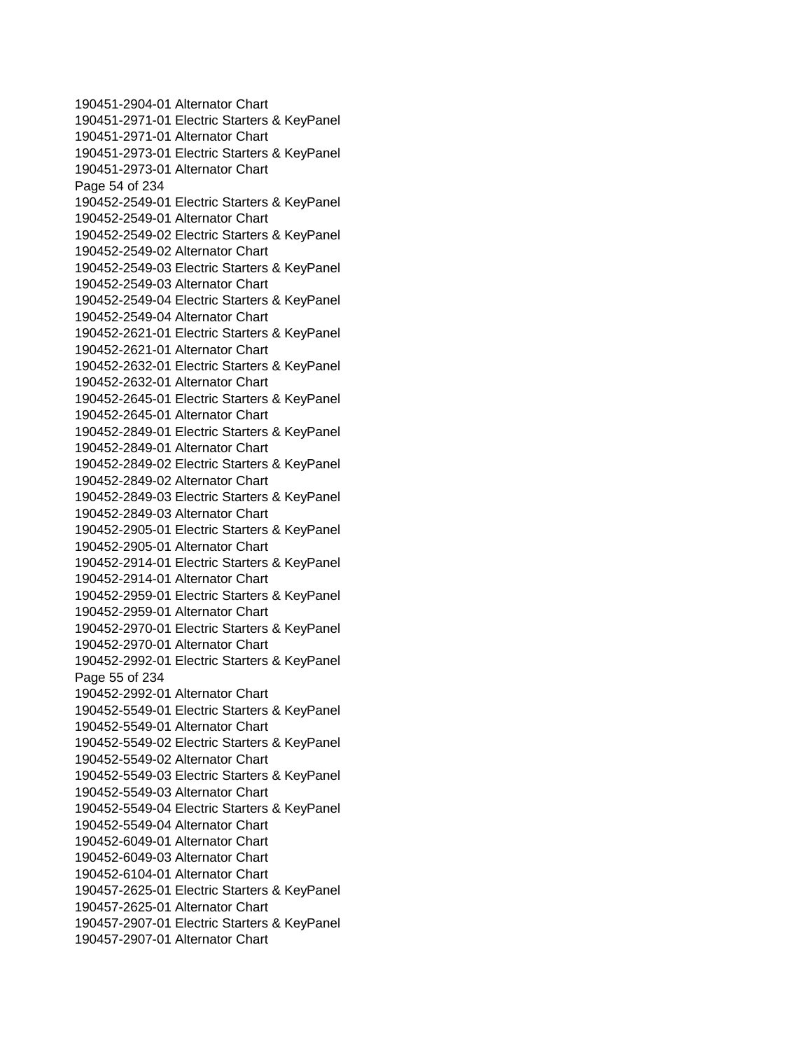190451-2904-01 Alternator Chart
190451-2971-01 Electric Starters & KeyPanel
190451-2971-01 Alternator Chart
190451-2973-01 Electric Starters & KeyPanel
190451-2973-01 Alternator Chart
190452-2549-01 Electric Starters & KeyPanel
190452-2549-01 Alternator Chart
190452-2549-02 Electric Starters & KeyPanel
190452-2549-02 Alternator Chart
190452-2549-03 Electric Starters & KeyPanel
190452-2549-03 Alternator Chart
190452-2549-04 Electric Starters & KeyPanel
190452-2549-04 Alternator Chart
190452-2621-01 Electric Starters & KeyPanel
190452-2621-01 Alternator Chart
190452-2632-01 Electric Starters & KeyPanel
190452-2632-01 Alternator Chart
190452-2645-01 Electric Starters & KeyPanel
190452-2645-01 Alternator Chart
190452-2849-01 Electric Starters & KeyPanel
190452-2849-01 Alternator Chart
190452-2849-02 Electric Starters & KeyPanel
190452-2849-02 Alternator Chart
190452-2849-03 Electric Starters & KeyPanel
190452-2849-03 Alternator Chart
190452-2905-01 Electric Starters & KeyPanel
190452-2905-01 Alternator Chart
190452-2914-01 Electric Starters & KeyPanel
190452-2914-01 Alternator Chart
190452-2959-01 Electric Starters & KeyPanel
190452-2959-01 Alternator Chart
190452-2970-01 Electric Starters & KeyPanel
190452-2970-01 Alternator Chart
190452-2992-01 Electric Starters & KeyPanel
190452-2992-01 Alternator Chart
190452-5549-01 Electric Starters & KeyPanel
190452-5549-01 Alternator Chart
190452-5549-02 Electric Starters & KeyPanel
190452-5549-02 Alternator Chart
190452-5549-03 Electric Starters & KeyPanel
190452-5549-03 Alternator Chart
190452-5549-04 Electric Starters & KeyPanel
190452-5549-04 Alternator Chart
190452-6049-01 Alternator Chart
190452-6049-03 Alternator Chart
190452-6104-01 Alternator Chart
190457-2625-01 Electric Starters & KeyPanel
190457-2625-01 Alternator Chart
190457-2907-01 Electric Starters & KeyPanel
190457-2907-01 Alternator Chart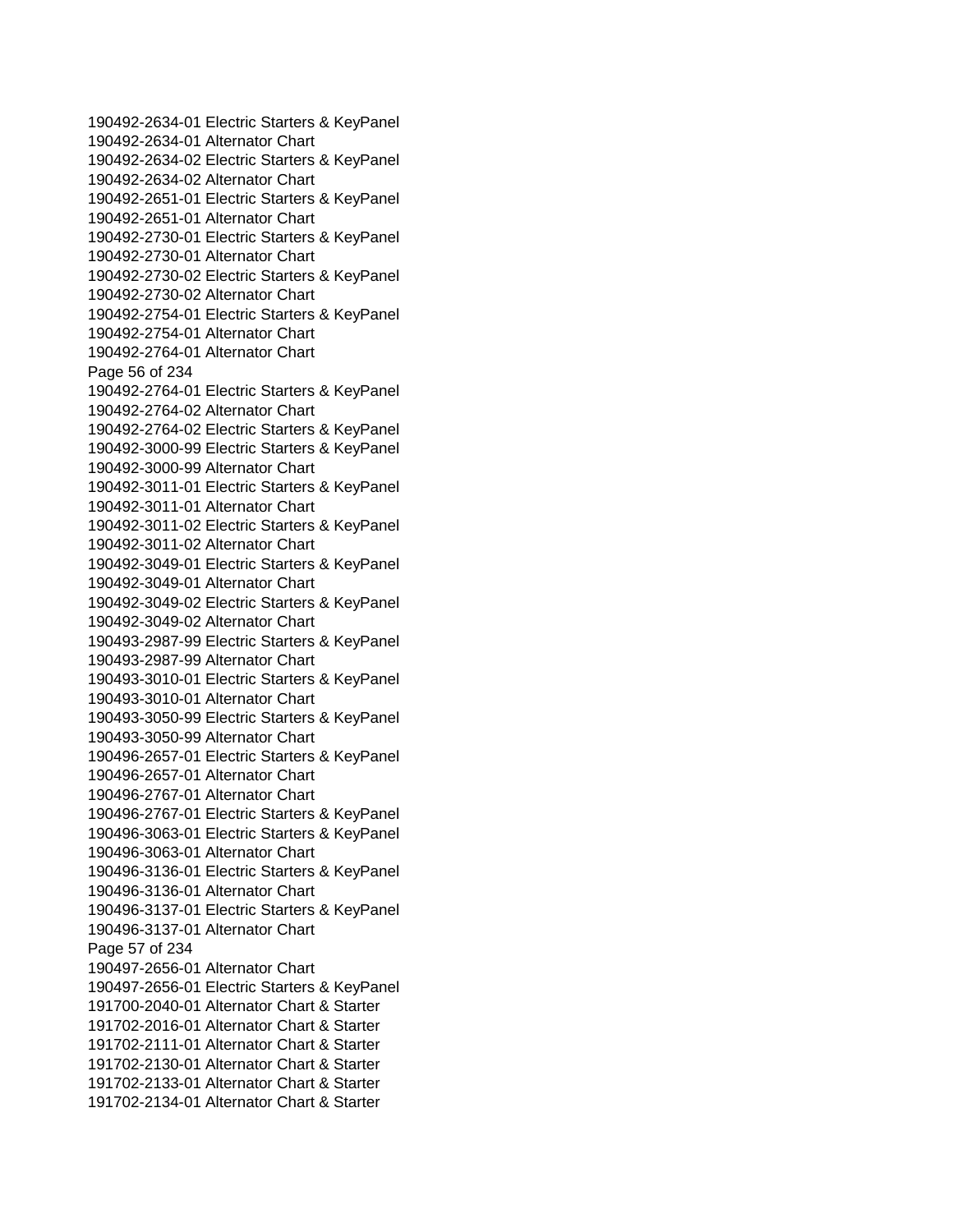190492-2634-01 Electric Starters & KeyPanel
190492-2634-01 Alternator Chart
190492-2634-02 Electric Starters & KeyPanel
190492-2634-02 Alternator Chart
190492-2651-01 Electric Starters & KeyPanel
190492-2651-01 Alternator Chart
190492-2730-01 Electric Starters & KeyPanel
190492-2730-01 Alternator Chart
190492-2730-02 Electric Starters & KeyPanel
190492-2730-02 Alternator Chart
190492-2754-01 Electric Starters & KeyPanel
190492-2754-01 Alternator Chart
190492-2764-01 Alternator Chart
190492-2764-01 Electric Starters & KeyPanel
190492-2764-02 Alternator Chart
190492-2764-02 Electric Starters & KeyPanel
190492-3000-99 Electric Starters & KeyPanel
190492-3000-99 Alternator Chart
190492-3011-01 Electric Starters & KeyPanel
190492-3011-01 Alternator Chart
190492-3011-02 Electric Starters & KeyPanel
190492-3011-02 Alternator Chart
190492-3049-01 Electric Starters & KeyPanel
190492-3049-01 Alternator Chart
190492-3049-02 Electric Starters & KeyPanel
190492-3049-02 Alternator Chart
190493-2987-99 Electric Starters & KeyPanel
190493-2987-99 Alternator Chart
190493-3010-01 Electric Starters & KeyPanel
190493-3010-01 Alternator Chart
190493-3050-99 Electric Starters & KeyPanel
190493-3050-99 Alternator Chart
190496-2657-01 Electric Starters & KeyPanel
190496-2657-01 Alternator Chart
190496-2767-01 Alternator Chart
190496-2767-01 Electric Starters & KeyPanel
190496-3063-01 Electric Starters & KeyPanel
190496-3063-01 Alternator Chart
190496-3136-01 Electric Starters & KeyPanel
190496-3136-01 Alternator Chart
190496-3137-01 Electric Starters & KeyPanel
190496-3137-01 Alternator Chart
190497-2656-01 Alternator Chart
190497-2656-01 Electric Starters & KeyPanel
191700-2040-01 Alternator Chart & Starter
191702-2016-01 Alternator Chart & Starter
191702-2111-01 Alternator Chart & Starter
191702-2130-01 Alternator Chart & Starter
191702-2133-01 Alternator Chart & Starter
191702-2134-01 Alternator Chart & Starter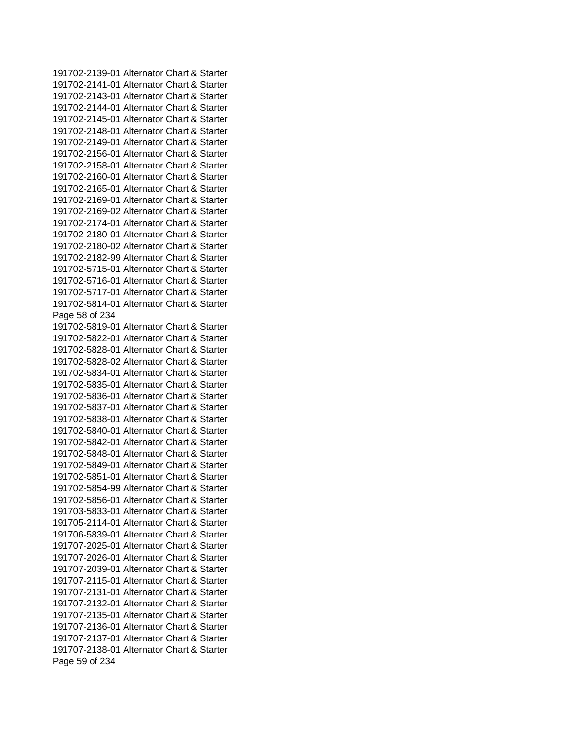191702-2139-01 Alternator Chart & Starter
191702-2141-01 Alternator Chart & Starter
191702-2143-01 Alternator Chart & Starter
191702-2144-01 Alternator Chart & Starter
191702-2145-01 Alternator Chart & Starter
191702-2148-01 Alternator Chart & Starter
191702-2149-01 Alternator Chart & Starter
191702-2156-01 Alternator Chart & Starter
191702-2158-01 Alternator Chart & Starter
191702-2160-01 Alternator Chart & Starter
191702-2165-01 Alternator Chart & Starter
191702-2169-01 Alternator Chart & Starter
191702-2169-02 Alternator Chart & Starter
191702-2174-01 Alternator Chart & Starter
191702-2180-01 Alternator Chart & Starter
191702-2180-02 Alternator Chart & Starter
191702-2182-99 Alternator Chart & Starter
191702-5715-01 Alternator Chart & Starter
191702-5716-01 Alternator Chart & Starter
191702-5717-01 Alternator Chart & Starter
191702-5814-01 Alternator Chart & Starter
191702-5819-01 Alternator Chart & Starter
191702-5822-01 Alternator Chart & Starter
191702-5828-01 Alternator Chart & Starter
191702-5828-02 Alternator Chart & Starter
191702-5834-01 Alternator Chart & Starter
191702-5835-01 Alternator Chart & Starter
191702-5836-01 Alternator Chart & Starter
191702-5837-01 Alternator Chart & Starter
191702-5838-01 Alternator Chart & Starter
191702-5840-01 Alternator Chart & Starter
191702-5842-01 Alternator Chart & Starter
191702-5848-01 Alternator Chart & Starter
191702-5849-01 Alternator Chart & Starter
191702-5851-01 Alternator Chart & Starter
191702-5854-99 Alternator Chart & Starter
191702-5856-01 Alternator Chart & Starter
191703-5833-01 Alternator Chart & Starter
191705-2114-01 Alternator Chart & Starter
191706-5839-01 Alternator Chart & Starter
191707-2025-01 Alternator Chart & Starter
191707-2026-01 Alternator Chart & Starter
191707-2039-01 Alternator Chart & Starter
191707-2115-01 Alternator Chart & Starter
191707-2131-01 Alternator Chart & Starter
191707-2132-01 Alternator Chart & Starter
191707-2135-01 Alternator Chart & Starter
191707-2136-01 Alternator Chart & Starter
191707-2137-01 Alternator Chart & Starter
191707-2138-01 Alternator Chart & Starter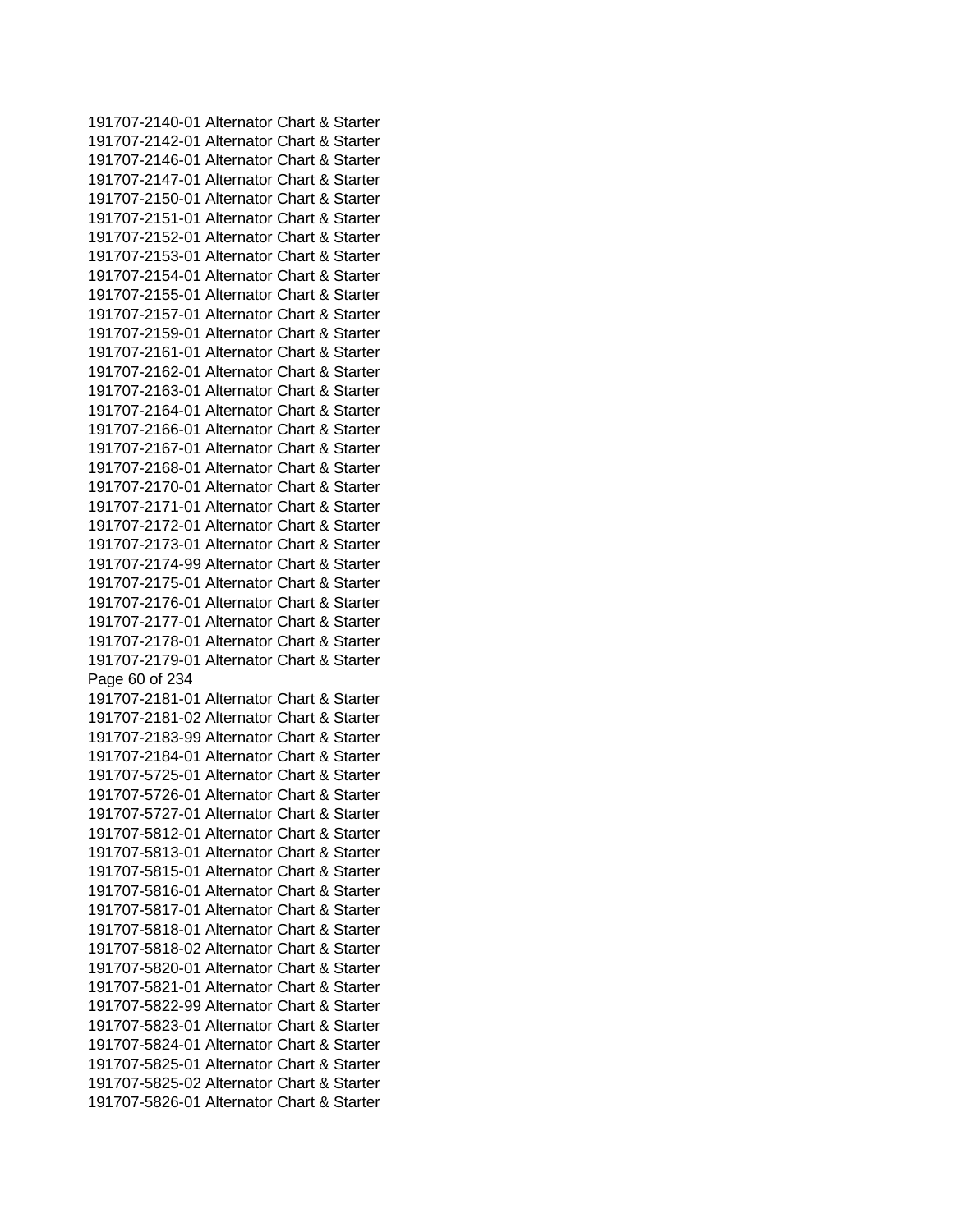191707-2140-01 Alternator Chart & Starter
191707-2142-01 Alternator Chart & Starter
191707-2146-01 Alternator Chart & Starter
191707-2147-01 Alternator Chart & Starter
191707-2150-01 Alternator Chart & Starter
191707-2151-01 Alternator Chart & Starter
191707-2152-01 Alternator Chart & Starter
191707-2153-01 Alternator Chart & Starter
191707-2154-01 Alternator Chart & Starter
191707-2155-01 Alternator Chart & Starter
191707-2157-01 Alternator Chart & Starter
191707-2159-01 Alternator Chart & Starter
191707-2161-01 Alternator Chart & Starter
191707-2162-01 Alternator Chart & Starter
191707-2163-01 Alternator Chart & Starter
191707-2164-01 Alternator Chart & Starter
191707-2166-01 Alternator Chart & Starter
191707-2167-01 Alternator Chart & Starter
191707-2168-01 Alternator Chart & Starter
191707-2170-01 Alternator Chart & Starter
191707-2171-01 Alternator Chart & Starter
191707-2172-01 Alternator Chart & Starter
191707-2173-01 Alternator Chart & Starter
191707-2174-99 Alternator Chart & Starter
191707-2175-01 Alternator Chart & Starter
191707-2176-01 Alternator Chart & Starter
191707-2177-01 Alternator Chart & Starter
191707-2178-01 Alternator Chart & Starter
191707-2179-01 Alternator Chart & Starter
191707-2181-01 Alternator Chart & Starter
191707-2181-02 Alternator Chart & Starter
191707-2183-99 Alternator Chart & Starter
191707-2184-01 Alternator Chart & Starter
191707-5725-01 Alternator Chart & Starter
191707-5726-01 Alternator Chart & Starter
191707-5727-01 Alternator Chart & Starter
191707-5812-01 Alternator Chart & Starter
191707-5813-01 Alternator Chart & Starter
191707-5815-01 Alternator Chart & Starter
191707-5816-01 Alternator Chart & Starter
191707-5817-01 Alternator Chart & Starter
191707-5818-01 Alternator Chart & Starter
191707-5818-02 Alternator Chart & Starter
191707-5820-01 Alternator Chart & Starter
191707-5821-01 Alternator Chart & Starter
191707-5822-99 Alternator Chart & Starter
191707-5823-01 Alternator Chart & Starter
191707-5824-01 Alternator Chart & Starter
191707-5825-01 Alternator Chart & Starter
191707-5825-02 Alternator Chart & Starter
191707-5826-01 Alternator Chart & Starter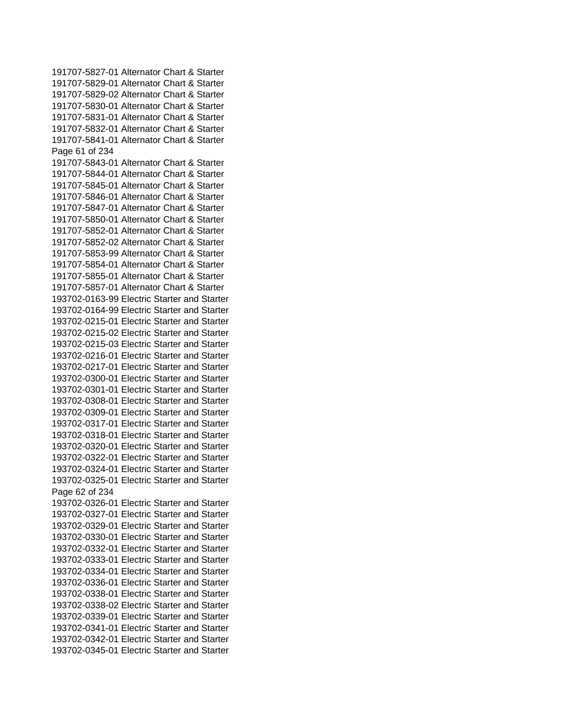191707-5827-01 Alternator Chart & Starter
191707-5829-01 Alternator Chart & Starter
191707-5829-02 Alternator Chart & Starter
191707-5830-01 Alternator Chart & Starter
191707-5831-01 Alternator Chart & Starter
191707-5832-01 Alternator Chart & Starter
191707-5841-01 Alternator Chart & Starter
191707-5843-01 Alternator Chart & Starter
191707-5844-01 Alternator Chart & Starter
191707-5845-01 Alternator Chart & Starter
191707-5846-01 Alternator Chart & Starter
191707-5847-01 Alternator Chart & Starter
191707-5850-01 Alternator Chart & Starter
191707-5852-01 Alternator Chart & Starter
191707-5852-02 Alternator Chart & Starter
191707-5853-99 Alternator Chart & Starter
191707-5854-01 Alternator Chart & Starter
191707-5855-01 Alternator Chart & Starter
191707-5857-01 Alternator Chart & Starter
193702-0163-99 Electric Starter and Starter
193702-0164-99 Electric Starter and Starter
193702-0215-01 Electric Starter and Starter
193702-0215-02 Electric Starter and Starter
193702-0215-03 Electric Starter and Starter
193702-0216-01 Electric Starter and Starter
193702-0217-01 Electric Starter and Starter
193702-0300-01 Electric Starter and Starter
193702-0301-01 Electric Starter and Starter
193702-0308-01 Electric Starter and Starter
193702-0309-01 Electric Starter and Starter
193702-0317-01 Electric Starter and Starter
193702-0318-01 Electric Starter and Starter
193702-0320-01 Electric Starter and Starter
193702-0322-01 Electric Starter and Starter
193702-0324-01 Electric Starter and Starter
193702-0325-01 Electric Starter and Starter
193702-0326-01 Electric Starter and Starter
193702-0327-01 Electric Starter and Starter
193702-0329-01 Electric Starter and Starter
193702-0330-01 Electric Starter and Starter
193702-0332-01 Electric Starter and Starter
193702-0333-01 Electric Starter and Starter
193702-0334-01 Electric Starter and Starter
193702-0336-01 Electric Starter and Starter
193702-0338-01 Electric Starter and Starter
193702-0338-02 Electric Starter and Starter
193702-0339-01 Electric Starter and Starter
193702-0341-01 Electric Starter and Starter
193702-0342-01 Electric Starter and Starter
193702-0345-01 Electric Starter and Starter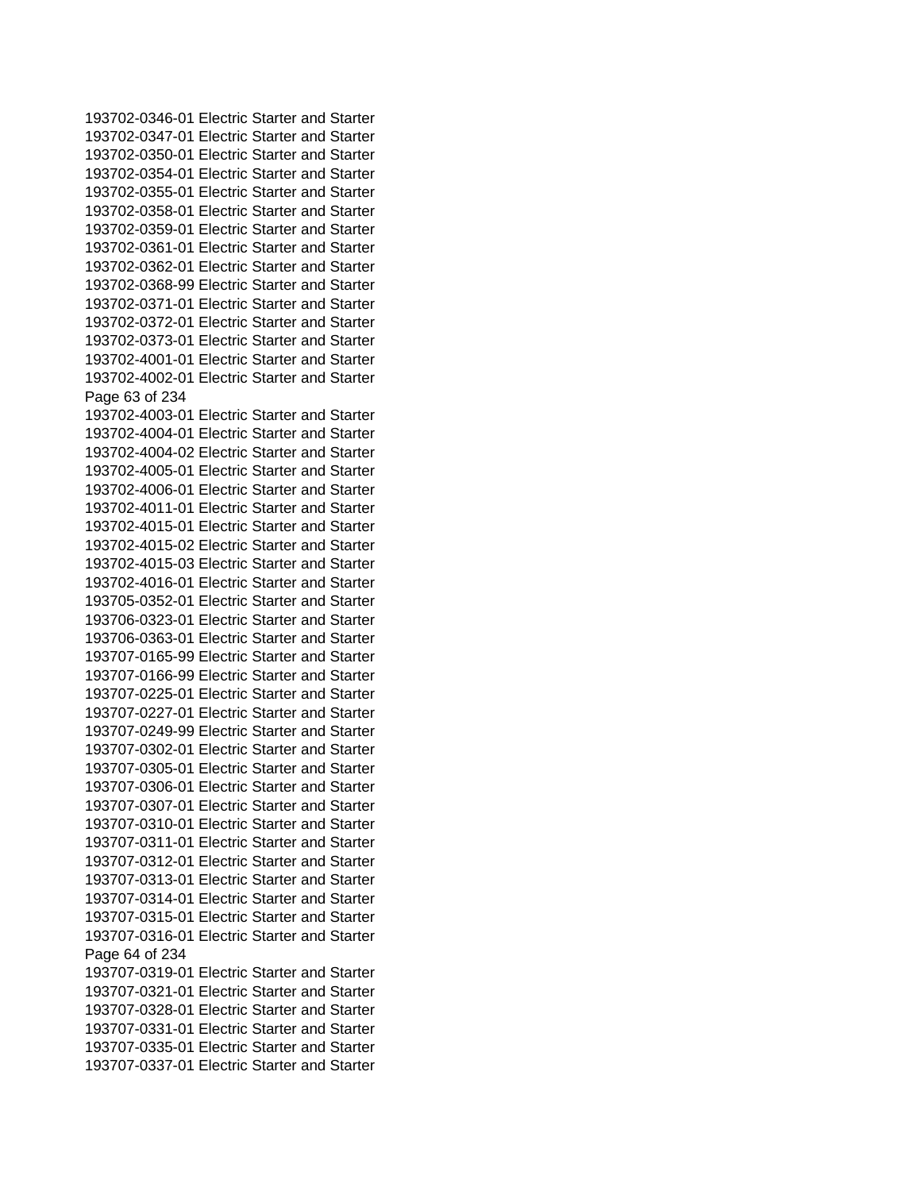193702-0346-01 Electric Starter and Starter
193702-0347-01 Electric Starter and Starter
193702-0350-01 Electric Starter and Starter
193702-0354-01 Electric Starter and Starter
193702-0355-01 Electric Starter and Starter
193702-0358-01 Electric Starter and Starter
193702-0359-01 Electric Starter and Starter
193702-0361-01 Electric Starter and Starter
193702-0362-01 Electric Starter and Starter
193702-0368-99 Electric Starter and Starter
193702-0371-01 Electric Starter and Starter
193702-0372-01 Electric Starter and Starter
193702-0373-01 Electric Starter and Starter
193702-4001-01 Electric Starter and Starter
193702-4002-01 Electric Starter and Starter
193702-4003-01 Electric Starter and Starter
193702-4004-01 Electric Starter and Starter
193702-4004-02 Electric Starter and Starter
193702-4005-01 Electric Starter and Starter
193702-4006-01 Electric Starter and Starter
193702-4011-01 Electric Starter and Starter
193702-4015-01 Electric Starter and Starter
193702-4015-02 Electric Starter and Starter
193702-4015-03 Electric Starter and Starter
193702-4016-01 Electric Starter and Starter
193705-0352-01 Electric Starter and Starter
193706-0323-01 Electric Starter and Starter
193706-0363-01 Electric Starter and Starter
193707-0165-99 Electric Starter and Starter
193707-0166-99 Electric Starter and Starter
193707-0225-01 Electric Starter and Starter
193707-0227-01 Electric Starter and Starter
193707-0249-99 Electric Starter and Starter
193707-0302-01 Electric Starter and Starter
193707-0305-01 Electric Starter and Starter
193707-0306-01 Electric Starter and Starter
193707-0307-01 Electric Starter and Starter
193707-0310-01 Electric Starter and Starter
193707-0311-01 Electric Starter and Starter
193707-0312-01 Electric Starter and Starter
193707-0313-01 Electric Starter and Starter
193707-0314-01 Electric Starter and Starter
193707-0315-01 Electric Starter and Starter
193707-0316-01 Electric Starter and Starter
193707-0319-01 Electric Starter and Starter
193707-0321-01 Electric Starter and Starter
193707-0328-01 Electric Starter and Starter
193707-0331-01 Electric Starter and Starter
193707-0335-01 Electric Starter and Starter
193707-0337-01 Electric Starter and Starter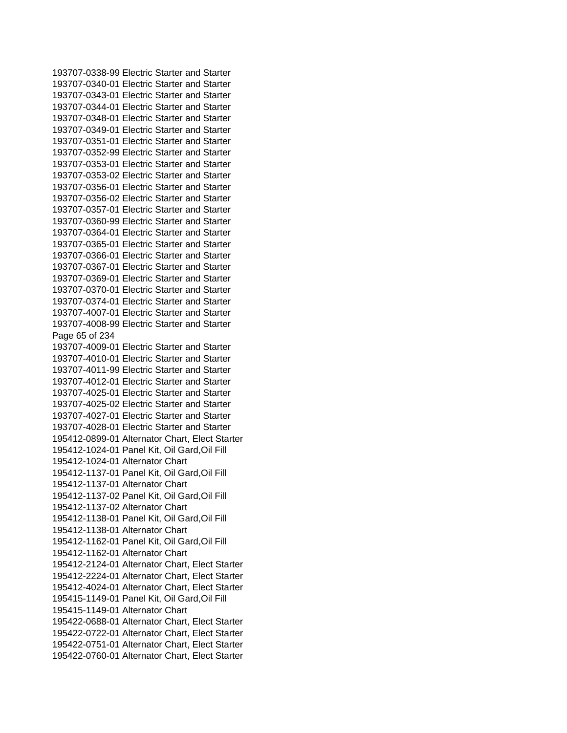193707-0338-99 Electric Starter and Starter
193707-0340-01 Electric Starter and Starter
193707-0343-01 Electric Starter and Starter
193707-0344-01 Electric Starter and Starter
193707-0348-01 Electric Starter and Starter
193707-0349-01 Electric Starter and Starter
193707-0351-01 Electric Starter and Starter
193707-0352-99 Electric Starter and Starter
193707-0353-01 Electric Starter and Starter
193707-0353-02 Electric Starter and Starter
193707-0356-01 Electric Starter and Starter
193707-0356-02 Electric Starter and Starter
193707-0357-01 Electric Starter and Starter
193707-0360-99 Electric Starter and Starter
193707-0364-01 Electric Starter and Starter
193707-0365-01 Electric Starter and Starter
193707-0366-01 Electric Starter and Starter
193707-0367-01 Electric Starter and Starter
193707-0369-01 Electric Starter and Starter
193707-0370-01 Electric Starter and Starter
193707-0374-01 Electric Starter and Starter
193707-4007-01 Electric Starter and Starter
193707-4008-99 Electric Starter and Starter
193707-4009-01 Electric Starter and Starter
193707-4010-01 Electric Starter and Starter
193707-4011-99 Electric Starter and Starter
193707-4012-01 Electric Starter and Starter
193707-4025-01 Electric Starter and Starter
193707-4025-02 Electric Starter and Starter
193707-4027-01 Electric Starter and Starter
193707-4028-01 Electric Starter and Starter
195412-0899-01 Alternator Chart, Elect Starter
195412-1024-01 Panel Kit, Oil Gard,Oil Fill
195412-1024-01 Alternator Chart
195412-1137-01 Panel Kit, Oil Gard,Oil Fill
195412-1137-01 Alternator Chart
195412-1137-02 Panel Kit, Oil Gard,Oil Fill
195412-1137-02 Alternator Chart
195412-1138-01 Panel Kit, Oil Gard,Oil Fill
195412-1138-01 Alternator Chart
195412-1162-01 Panel Kit, Oil Gard,Oil Fill
195412-1162-01 Alternator Chart
195412-2124-01 Alternator Chart, Elect Starter
195412-2224-01 Alternator Chart, Elect Starter
195412-4024-01 Alternator Chart, Elect Starter
195415-1149-01 Panel Kit, Oil Gard,Oil Fill
195415-1149-01 Alternator Chart
195422-0688-01 Alternator Chart, Elect Starter
195422-0722-01 Alternator Chart, Elect Starter
195422-0751-01 Alternator Chart, Elect Starter
195422-0760-01 Alternator Chart, Elect Starter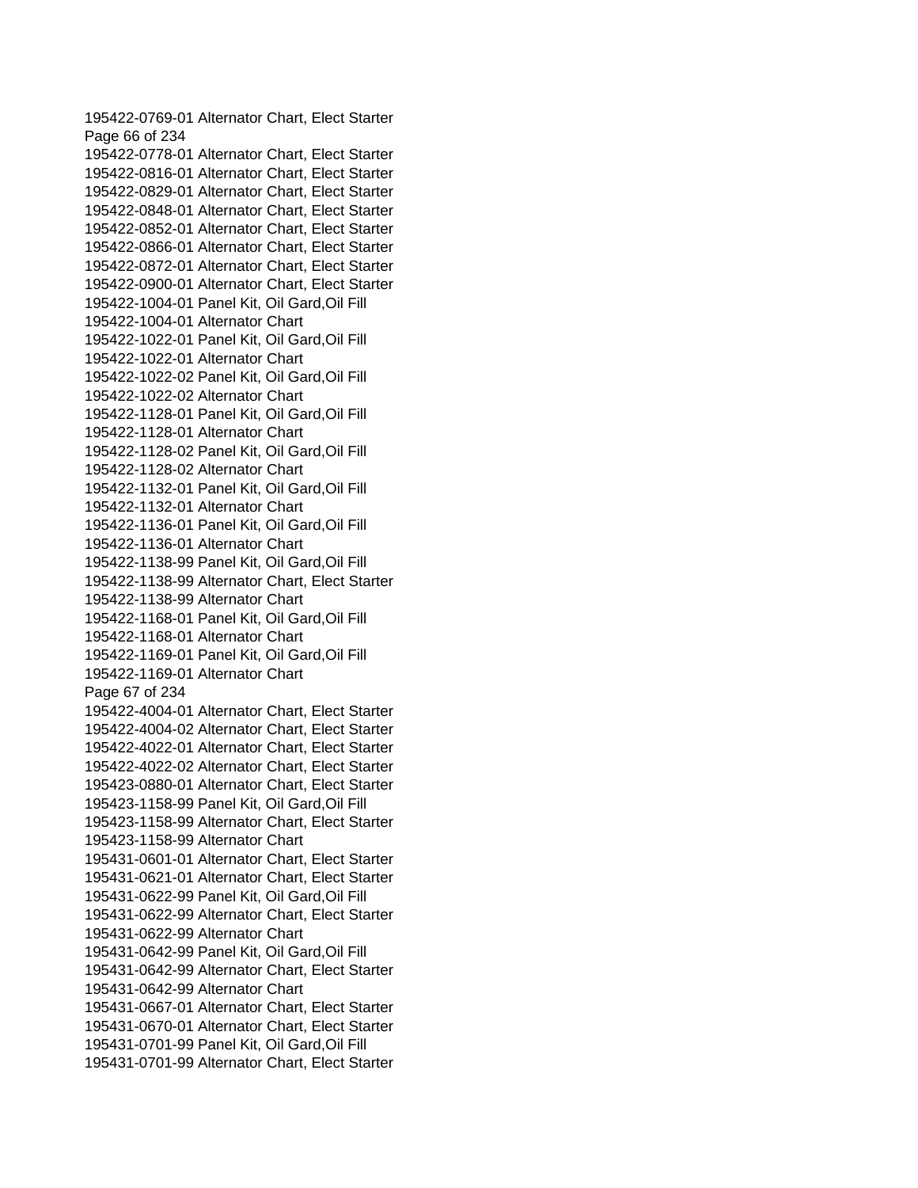195422-0769-01 Alternator Chart, Elect Starter
195422-0778-01 Alternator Chart, Elect Starter
195422-0816-01 Alternator Chart, Elect Starter
195422-0829-01 Alternator Chart, Elect Starter
195422-0848-01 Alternator Chart, Elect Starter
195422-0852-01 Alternator Chart, Elect Starter
195422-0866-01 Alternator Chart, Elect Starter
195422-0872-01 Alternator Chart, Elect Starter
195422-0900-01 Alternator Chart, Elect Starter
195422-1004-01 Panel Kit, Oil Gard,Oil Fill
195422-1004-01 Alternator Chart
195422-1022-01 Panel Kit, Oil Gard,Oil Fill
195422-1022-01 Alternator Chart
195422-1022-02 Panel Kit, Oil Gard,Oil Fill
195422-1022-02 Alternator Chart
195422-1128-01 Panel Kit, Oil Gard,Oil Fill
195422-1128-01 Alternator Chart
195422-1128-02 Panel Kit, Oil Gard,Oil Fill
195422-1128-02 Alternator Chart
195422-1132-01 Panel Kit, Oil Gard,Oil Fill
195422-1132-01 Alternator Chart
195422-1136-01 Panel Kit, Oil Gard,Oil Fill
195422-1136-01 Alternator Chart
195422-1138-99 Panel Kit, Oil Gard,Oil Fill
195422-1138-99 Alternator Chart, Elect Starter
195422-1138-99 Alternator Chart
195422-1168-01 Panel Kit, Oil Gard,Oil Fill
195422-1168-01 Alternator Chart
195422-1169-01 Panel Kit, Oil Gard,Oil Fill
195422-1169-01 Alternator Chart
195422-4004-01 Alternator Chart, Elect Starter
195422-4004-02 Alternator Chart, Elect Starter
195422-4022-01 Alternator Chart, Elect Starter
195422-4022-02 Alternator Chart, Elect Starter
195423-0880-01 Alternator Chart, Elect Starter
195423-1158-99 Panel Kit, Oil Gard,Oil Fill
195423-1158-99 Alternator Chart, Elect Starter
195423-1158-99 Alternator Chart
195431-0601-01 Alternator Chart, Elect Starter
195431-0621-01 Alternator Chart, Elect Starter
195431-0622-99 Panel Kit, Oil Gard,Oil Fill
195431-0622-99 Alternator Chart, Elect Starter
195431-0622-99 Alternator Chart
195431-0642-99 Panel Kit, Oil Gard,Oil Fill
195431-0642-99 Alternator Chart, Elect Starter
195431-0642-99 Alternator Chart
195431-0667-01 Alternator Chart, Elect Starter
195431-0670-01 Alternator Chart, Elect Starter
195431-0701-99 Panel Kit, Oil Gard,Oil Fill
195431-0701-99 Alternator Chart, Elect Starter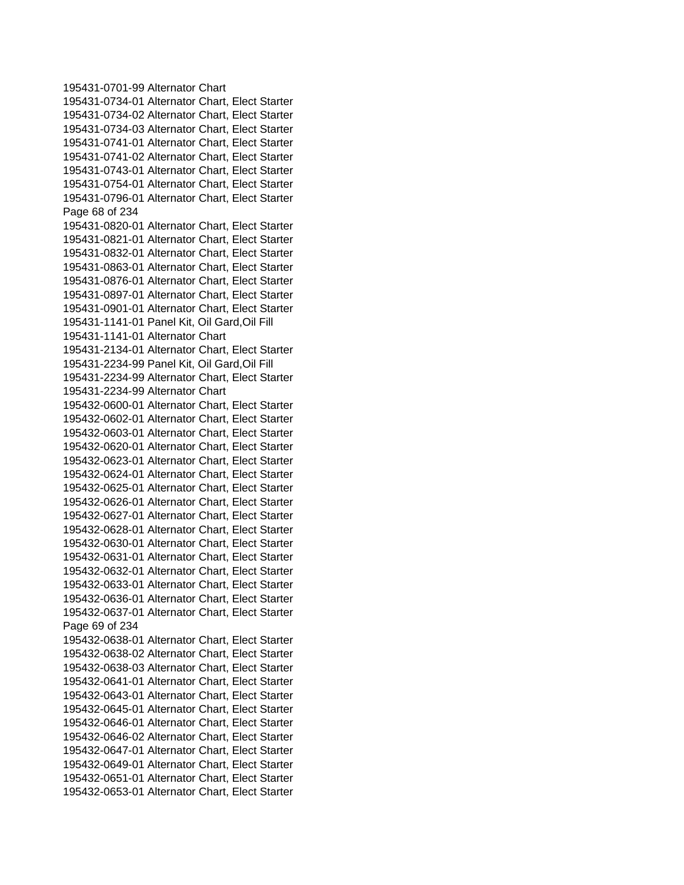195431-0701-99 Alternator Chart
195431-0734-01 Alternator Chart, Elect Starter
195431-0734-02 Alternator Chart, Elect Starter
195431-0734-03 Alternator Chart, Elect Starter
195431-0741-01 Alternator Chart, Elect Starter
195431-0741-02 Alternator Chart, Elect Starter
195431-0743-01 Alternator Chart, Elect Starter
195431-0754-01 Alternator Chart, Elect Starter
195431-0796-01 Alternator Chart, Elect Starter
195431-0820-01 Alternator Chart, Elect Starter
195431-0821-01 Alternator Chart, Elect Starter
195431-0832-01 Alternator Chart, Elect Starter
195431-0863-01 Alternator Chart, Elect Starter
195431-0876-01 Alternator Chart, Elect Starter
195431-0897-01 Alternator Chart, Elect Starter
195431-0901-01 Alternator Chart, Elect Starter
195431-1141-01 Panel Kit, Oil Gard,Oil Fill
195431-1141-01 Alternator Chart
195431-2134-01 Alternator Chart, Elect Starter
195431-2234-99 Panel Kit, Oil Gard,Oil Fill
195431-2234-99 Alternator Chart, Elect Starter
195431-2234-99 Alternator Chart
195432-0600-01 Alternator Chart, Elect Starter
195432-0602-01 Alternator Chart, Elect Starter
195432-0603-01 Alternator Chart, Elect Starter
195432-0620-01 Alternator Chart, Elect Starter
195432-0623-01 Alternator Chart, Elect Starter
195432-0624-01 Alternator Chart, Elect Starter
195432-0625-01 Alternator Chart, Elect Starter
195432-0626-01 Alternator Chart, Elect Starter
195432-0627-01 Alternator Chart, Elect Starter
195432-0628-01 Alternator Chart, Elect Starter
195432-0630-01 Alternator Chart, Elect Starter
195432-0631-01 Alternator Chart, Elect Starter
195432-0632-01 Alternator Chart, Elect Starter
195432-0633-01 Alternator Chart, Elect Starter
195432-0636-01 Alternator Chart, Elect Starter
195432-0637-01 Alternator Chart, Elect Starter
195432-0638-01 Alternator Chart, Elect Starter
195432-0638-02 Alternator Chart, Elect Starter
195432-0638-03 Alternator Chart, Elect Starter
195432-0641-01 Alternator Chart, Elect Starter
195432-0643-01 Alternator Chart, Elect Starter
195432-0645-01 Alternator Chart, Elect Starter
195432-0646-01 Alternator Chart, Elect Starter
195432-0646-02 Alternator Chart, Elect Starter
195432-0647-01 Alternator Chart, Elect Starter
195432-0649-01 Alternator Chart, Elect Starter
195432-0651-01 Alternator Chart, Elect Starter
195432-0653-01 Alternator Chart, Elect Starter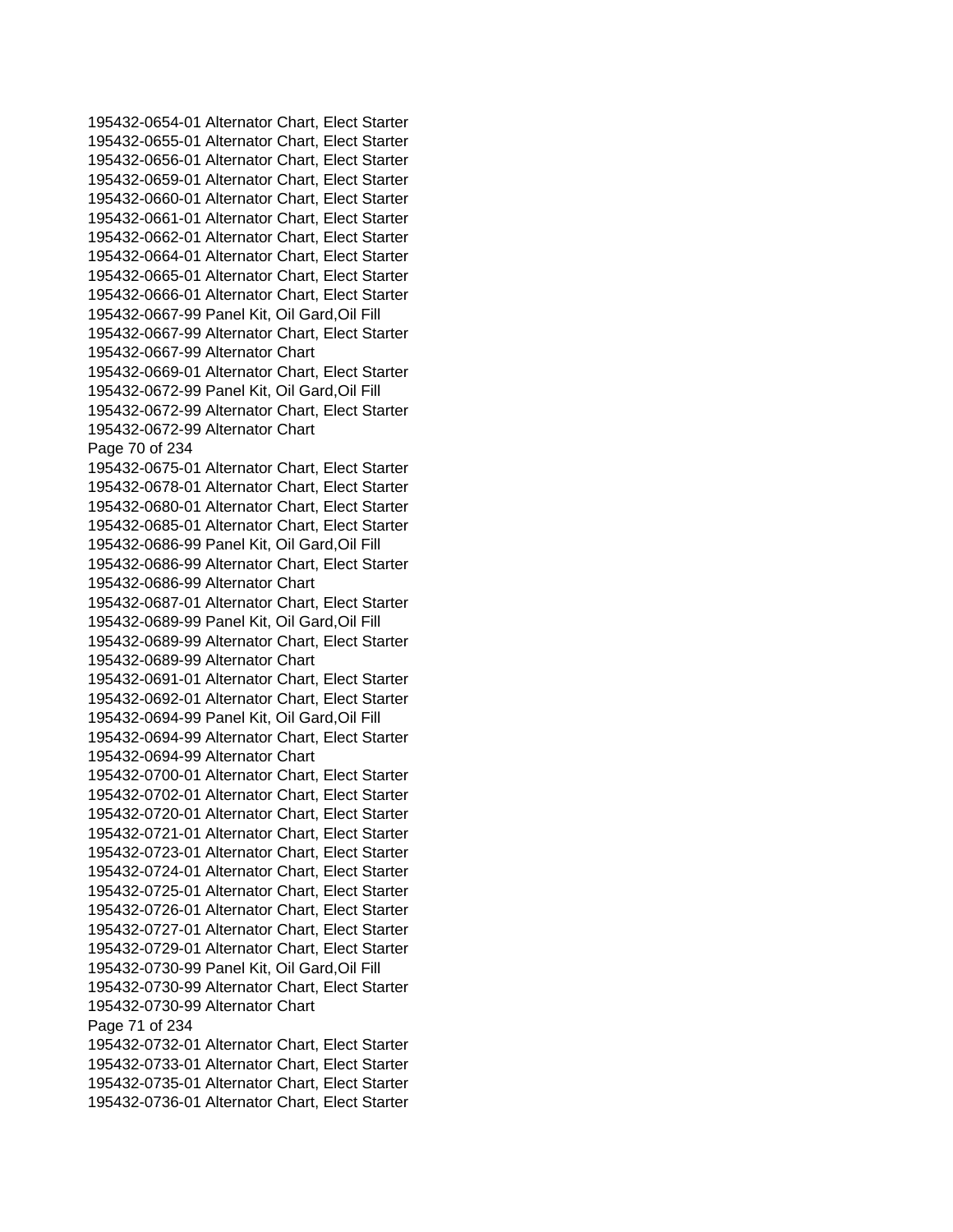195432-0654-01 Alternator Chart, Elect Starter
195432-0655-01 Alternator Chart, Elect Starter
195432-0656-01 Alternator Chart, Elect Starter
195432-0659-01 Alternator Chart, Elect Starter
195432-0660-01 Alternator Chart, Elect Starter
195432-0661-01 Alternator Chart, Elect Starter
195432-0662-01 Alternator Chart, Elect Starter
195432-0664-01 Alternator Chart, Elect Starter
195432-0665-01 Alternator Chart, Elect Starter
195432-0666-01 Alternator Chart, Elect Starter
195432-0667-99 Panel Kit, Oil Gard,Oil Fill
195432-0667-99 Alternator Chart, Elect Starter
195432-0667-99 Alternator Chart
195432-0669-01 Alternator Chart, Elect Starter
195432-0672-99 Panel Kit, Oil Gard,Oil Fill
195432-0672-99 Alternator Chart, Elect Starter
195432-0672-99 Alternator Chart
195432-0675-01 Alternator Chart, Elect Starter
195432-0678-01 Alternator Chart, Elect Starter
195432-0680-01 Alternator Chart, Elect Starter
195432-0685-01 Alternator Chart, Elect Starter
195432-0686-99 Panel Kit, Oil Gard,Oil Fill
195432-0686-99 Alternator Chart, Elect Starter
195432-0686-99 Alternator Chart
195432-0687-01 Alternator Chart, Elect Starter
195432-0689-99 Panel Kit, Oil Gard,Oil Fill
195432-0689-99 Alternator Chart, Elect Starter
195432-0689-99 Alternator Chart
195432-0691-01 Alternator Chart, Elect Starter
195432-0692-01 Alternator Chart, Elect Starter
195432-0694-99 Panel Kit, Oil Gard,Oil Fill
195432-0694-99 Alternator Chart, Elect Starter
195432-0694-99 Alternator Chart
195432-0700-01 Alternator Chart, Elect Starter
195432-0702-01 Alternator Chart, Elect Starter
195432-0720-01 Alternator Chart, Elect Starter
195432-0721-01 Alternator Chart, Elect Starter
195432-0723-01 Alternator Chart, Elect Starter
195432-0724-01 Alternator Chart, Elect Starter
195432-0725-01 Alternator Chart, Elect Starter
195432-0726-01 Alternator Chart, Elect Starter
195432-0727-01 Alternator Chart, Elect Starter
195432-0729-01 Alternator Chart, Elect Starter
195432-0730-99 Panel Kit, Oil Gard,Oil Fill
195432-0730-99 Alternator Chart, Elect Starter
195432-0730-99 Alternator Chart
195432-0732-01 Alternator Chart, Elect Starter
195432-0733-01 Alternator Chart, Elect Starter
195432-0735-01 Alternator Chart, Elect Starter
195432-0736-01 Alternator Chart, Elect Starter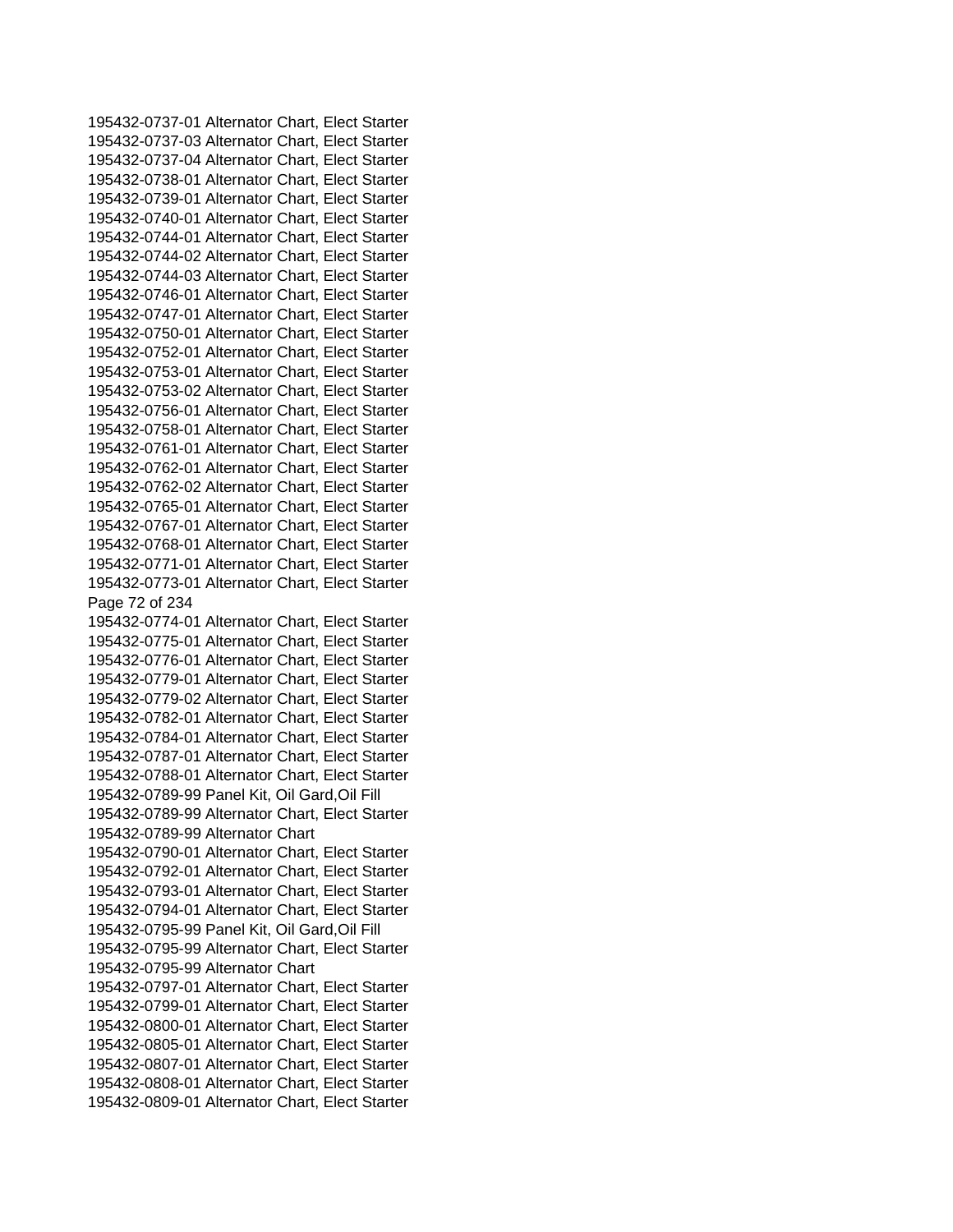195432-0737-01 Alternator Chart, Elect Starter
195432-0737-03 Alternator Chart, Elect Starter
195432-0737-04 Alternator Chart, Elect Starter
195432-0738-01 Alternator Chart, Elect Starter
195432-0739-01 Alternator Chart, Elect Starter
195432-0740-01 Alternator Chart, Elect Starter
195432-0744-01 Alternator Chart, Elect Starter
195432-0744-02 Alternator Chart, Elect Starter
195432-0744-03 Alternator Chart, Elect Starter
195432-0746-01 Alternator Chart, Elect Starter
195432-0747-01 Alternator Chart, Elect Starter
195432-0750-01 Alternator Chart, Elect Starter
195432-0752-01 Alternator Chart, Elect Starter
195432-0753-01 Alternator Chart, Elect Starter
195432-0753-02 Alternator Chart, Elect Starter
195432-0756-01 Alternator Chart, Elect Starter
195432-0758-01 Alternator Chart, Elect Starter
195432-0761-01 Alternator Chart, Elect Starter
195432-0762-01 Alternator Chart, Elect Starter
195432-0762-02 Alternator Chart, Elect Starter
195432-0765-01 Alternator Chart, Elect Starter
195432-0767-01 Alternator Chart, Elect Starter
195432-0768-01 Alternator Chart, Elect Starter
195432-0771-01 Alternator Chart, Elect Starter
195432-0773-01 Alternator Chart, Elect Starter
195432-0774-01 Alternator Chart, Elect Starter
195432-0775-01 Alternator Chart, Elect Starter
195432-0776-01 Alternator Chart, Elect Starter
195432-0779-01 Alternator Chart, Elect Starter
195432-0779-02 Alternator Chart, Elect Starter
195432-0782-01 Alternator Chart, Elect Starter
195432-0784-01 Alternator Chart, Elect Starter
195432-0787-01 Alternator Chart, Elect Starter
195432-0788-01 Alternator Chart, Elect Starter
195432-0789-99 Panel Kit, Oil Gard,Oil Fill
195432-0789-99 Alternator Chart, Elect Starter
195432-0789-99 Alternator Chart
195432-0790-01 Alternator Chart, Elect Starter
195432-0792-01 Alternator Chart, Elect Starter
195432-0793-01 Alternator Chart, Elect Starter
195432-0794-01 Alternator Chart, Elect Starter
195432-0795-99 Panel Kit, Oil Gard,Oil Fill
195432-0795-99 Alternator Chart, Elect Starter
195432-0795-99 Alternator Chart
195432-0797-01 Alternator Chart, Elect Starter
195432-0799-01 Alternator Chart, Elect Starter
195432-0800-01 Alternator Chart, Elect Starter
195432-0805-01 Alternator Chart, Elect Starter
195432-0807-01 Alternator Chart, Elect Starter
195432-0808-01 Alternator Chart, Elect Starter
195432-0809-01 Alternator Chart, Elect Starter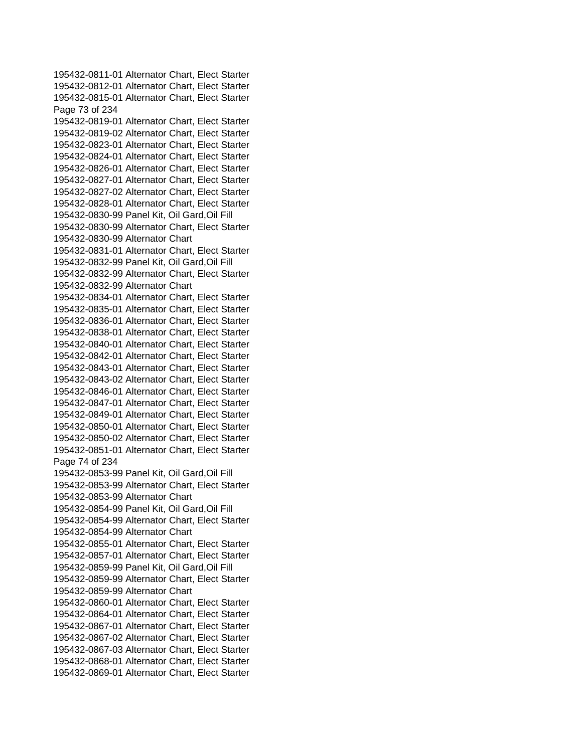195432-0811-01 Alternator Chart, Elect Starter
195432-0812-01 Alternator Chart, Elect Starter
195432-0815-01 Alternator Chart, Elect Starter
195432-0819-01 Alternator Chart, Elect Starter
195432-0819-02 Alternator Chart, Elect Starter
195432-0823-01 Alternator Chart, Elect Starter
195432-0824-01 Alternator Chart, Elect Starter
195432-0826-01 Alternator Chart, Elect Starter
195432-0827-01 Alternator Chart, Elect Starter
195432-0827-02 Alternator Chart, Elect Starter
195432-0828-01 Alternator Chart, Elect Starter
195432-0830-99 Panel Kit, Oil Gard,Oil Fill
195432-0830-99 Alternator Chart, Elect Starter
195432-0830-99 Alternator Chart
195432-0831-01 Alternator Chart, Elect Starter
195432-0832-99 Panel Kit, Oil Gard,Oil Fill
195432-0832-99 Alternator Chart, Elect Starter
195432-0832-99 Alternator Chart
195432-0834-01 Alternator Chart, Elect Starter
195432-0835-01 Alternator Chart, Elect Starter
195432-0836-01 Alternator Chart, Elect Starter
195432-0838-01 Alternator Chart, Elect Starter
195432-0840-01 Alternator Chart, Elect Starter
195432-0842-01 Alternator Chart, Elect Starter
195432-0843-01 Alternator Chart, Elect Starter
195432-0843-02 Alternator Chart, Elect Starter
195432-0846-01 Alternator Chart, Elect Starter
195432-0847-01 Alternator Chart, Elect Starter
195432-0849-01 Alternator Chart, Elect Starter
195432-0850-01 Alternator Chart, Elect Starter
195432-0850-02 Alternator Chart, Elect Starter
195432-0851-01 Alternator Chart, Elect Starter
195432-0853-99 Panel Kit, Oil Gard,Oil Fill
195432-0853-99 Alternator Chart, Elect Starter
195432-0853-99 Alternator Chart
195432-0854-99 Panel Kit, Oil Gard,Oil Fill
195432-0854-99 Alternator Chart, Elect Starter
195432-0854-99 Alternator Chart
195432-0855-01 Alternator Chart, Elect Starter
195432-0857-01 Alternator Chart, Elect Starter
195432-0859-99 Panel Kit, Oil Gard,Oil Fill
195432-0859-99 Alternator Chart, Elect Starter
195432-0859-99 Alternator Chart
195432-0860-01 Alternator Chart, Elect Starter
195432-0864-01 Alternator Chart, Elect Starter
195432-0867-01 Alternator Chart, Elect Starter
195432-0867-02 Alternator Chart, Elect Starter
195432-0867-03 Alternator Chart, Elect Starter
195432-0868-01 Alternator Chart, Elect Starter
195432-0869-01 Alternator Chart, Elect Starter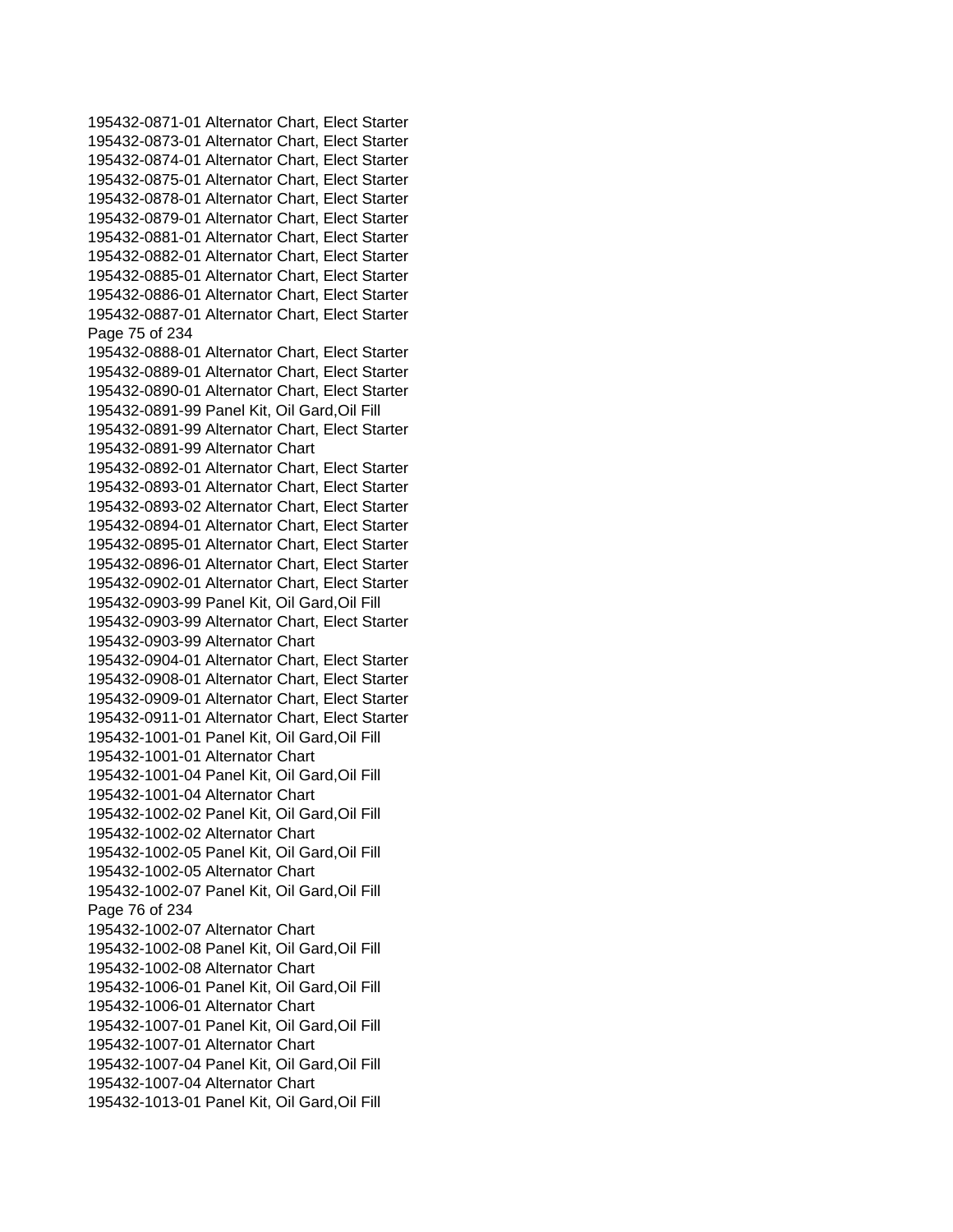195432-0871-01 Alternator Chart, Elect Starter
195432-0873-01 Alternator Chart, Elect Starter
195432-0874-01 Alternator Chart, Elect Starter
195432-0875-01 Alternator Chart, Elect Starter
195432-0878-01 Alternator Chart, Elect Starter
195432-0879-01 Alternator Chart, Elect Starter
195432-0881-01 Alternator Chart, Elect Starter
195432-0882-01 Alternator Chart, Elect Starter
195432-0885-01 Alternator Chart, Elect Starter
195432-0886-01 Alternator Chart, Elect Starter
195432-0887-01 Alternator Chart, Elect Starter
195432-0888-01 Alternator Chart, Elect Starter
195432-0889-01 Alternator Chart, Elect Starter
195432-0890-01 Alternator Chart, Elect Starter
195432-0891-99 Panel Kit, Oil Gard,Oil Fill
195432-0891-99 Alternator Chart, Elect Starter
195432-0891-99 Alternator Chart
195432-0892-01 Alternator Chart, Elect Starter
195432-0893-01 Alternator Chart, Elect Starter
195432-0893-02 Alternator Chart, Elect Starter
195432-0894-01 Alternator Chart, Elect Starter
195432-0895-01 Alternator Chart, Elect Starter
195432-0896-01 Alternator Chart, Elect Starter
195432-0902-01 Alternator Chart, Elect Starter
195432-0903-99 Panel Kit, Oil Gard,Oil Fill
195432-0903-99 Alternator Chart, Elect Starter
195432-0903-99 Alternator Chart
195432-0904-01 Alternator Chart, Elect Starter
195432-0908-01 Alternator Chart, Elect Starter
195432-0909-01 Alternator Chart, Elect Starter
195432-0911-01 Alternator Chart, Elect Starter
195432-1001-01 Panel Kit, Oil Gard,Oil Fill
195432-1001-01 Alternator Chart
195432-1001-04 Panel Kit, Oil Gard,Oil Fill
195432-1001-04 Alternator Chart
195432-1002-02 Panel Kit, Oil Gard,Oil Fill
195432-1002-02 Alternator Chart
195432-1002-05 Panel Kit, Oil Gard,Oil Fill
195432-1002-05 Alternator Chart
195432-1002-07 Panel Kit, Oil Gard,Oil Fill
195432-1002-07 Alternator Chart
195432-1002-08 Panel Kit, Oil Gard,Oil Fill
195432-1002-08 Alternator Chart
195432-1006-01 Panel Kit, Oil Gard,Oil Fill
195432-1006-01 Alternator Chart
195432-1007-01 Panel Kit, Oil Gard,Oil Fill
195432-1007-01 Alternator Chart
195432-1007-04 Panel Kit, Oil Gard,Oil Fill
195432-1007-04 Alternator Chart
195432-1013-01 Panel Kit, Oil Gard,Oil Fill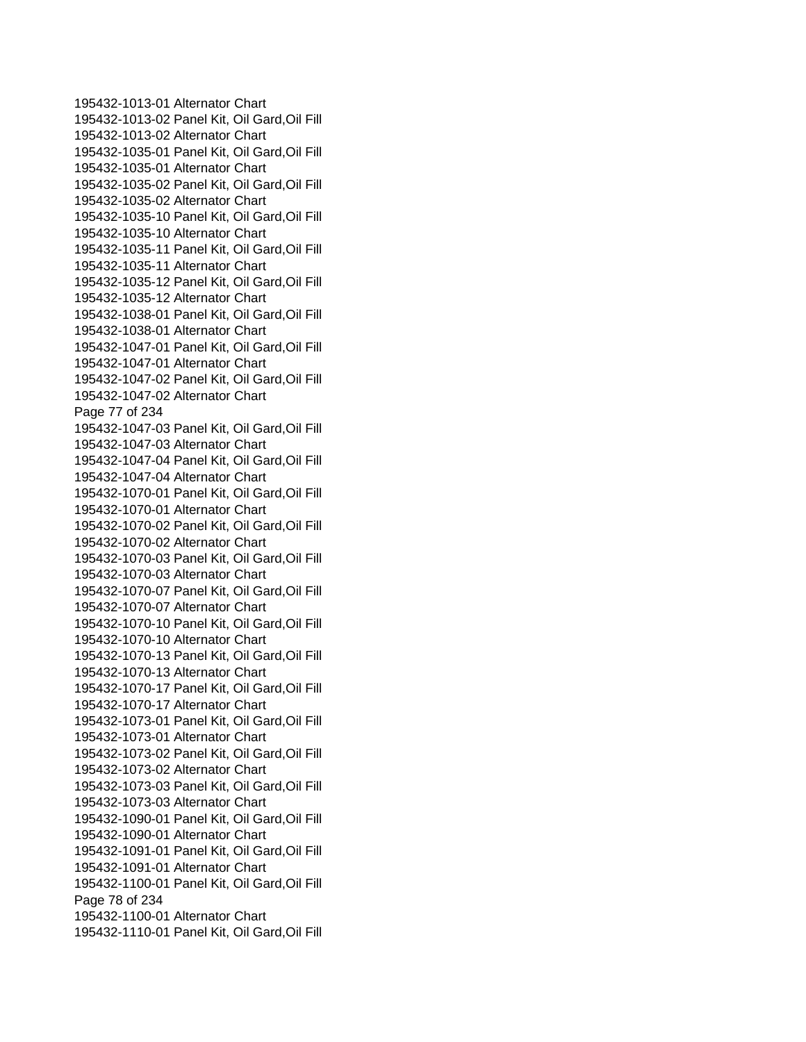195432-1013-01 Alternator Chart
195432-1013-02 Panel Kit, Oil Gard,Oil Fill
195432-1013-02 Alternator Chart
195432-1035-01 Panel Kit, Oil Gard,Oil Fill
195432-1035-01 Alternator Chart
195432-1035-02 Panel Kit, Oil Gard,Oil Fill
195432-1035-02 Alternator Chart
195432-1035-10 Panel Kit, Oil Gard,Oil Fill
195432-1035-10 Alternator Chart
195432-1035-11 Panel Kit, Oil Gard,Oil Fill
195432-1035-11 Alternator Chart
195432-1035-12 Panel Kit, Oil Gard,Oil Fill
195432-1035-12 Alternator Chart
195432-1038-01 Panel Kit, Oil Gard,Oil Fill
195432-1038-01 Alternator Chart
195432-1047-01 Panel Kit, Oil Gard,Oil Fill
195432-1047-01 Alternator Chart
195432-1047-02 Panel Kit, Oil Gard,Oil Fill
195432-1047-02 Alternator Chart
195432-1047-03 Panel Kit, Oil Gard,Oil Fill
195432-1047-03 Alternator Chart
195432-1047-04 Panel Kit, Oil Gard,Oil Fill
195432-1047-04 Alternator Chart
195432-1070-01 Panel Kit, Oil Gard,Oil Fill
195432-1070-01 Alternator Chart
195432-1070-02 Panel Kit, Oil Gard,Oil Fill
195432-1070-02 Alternator Chart
195432-1070-03 Panel Kit, Oil Gard,Oil Fill
195432-1070-03 Alternator Chart
195432-1070-07 Panel Kit, Oil Gard,Oil Fill
195432-1070-07 Alternator Chart
195432-1070-10 Panel Kit, Oil Gard,Oil Fill
195432-1070-10 Alternator Chart
195432-1070-13 Panel Kit, Oil Gard,Oil Fill
195432-1070-13 Alternator Chart
195432-1070-17 Panel Kit, Oil Gard,Oil Fill
195432-1070-17 Alternator Chart
195432-1073-01 Panel Kit, Oil Gard,Oil Fill
195432-1073-01 Alternator Chart
195432-1073-02 Panel Kit, Oil Gard,Oil Fill
195432-1073-02 Alternator Chart
195432-1073-03 Panel Kit, Oil Gard,Oil Fill
195432-1073-03 Alternator Chart
195432-1090-01 Panel Kit, Oil Gard,Oil Fill
195432-1090-01 Alternator Chart
195432-1091-01 Panel Kit, Oil Gard,Oil Fill
195432-1091-01 Alternator Chart
195432-1100-01 Panel Kit, Oil Gard,Oil Fill
195432-1100-01 Alternator Chart
195432-1110-01 Panel Kit, Oil Gard,Oil Fill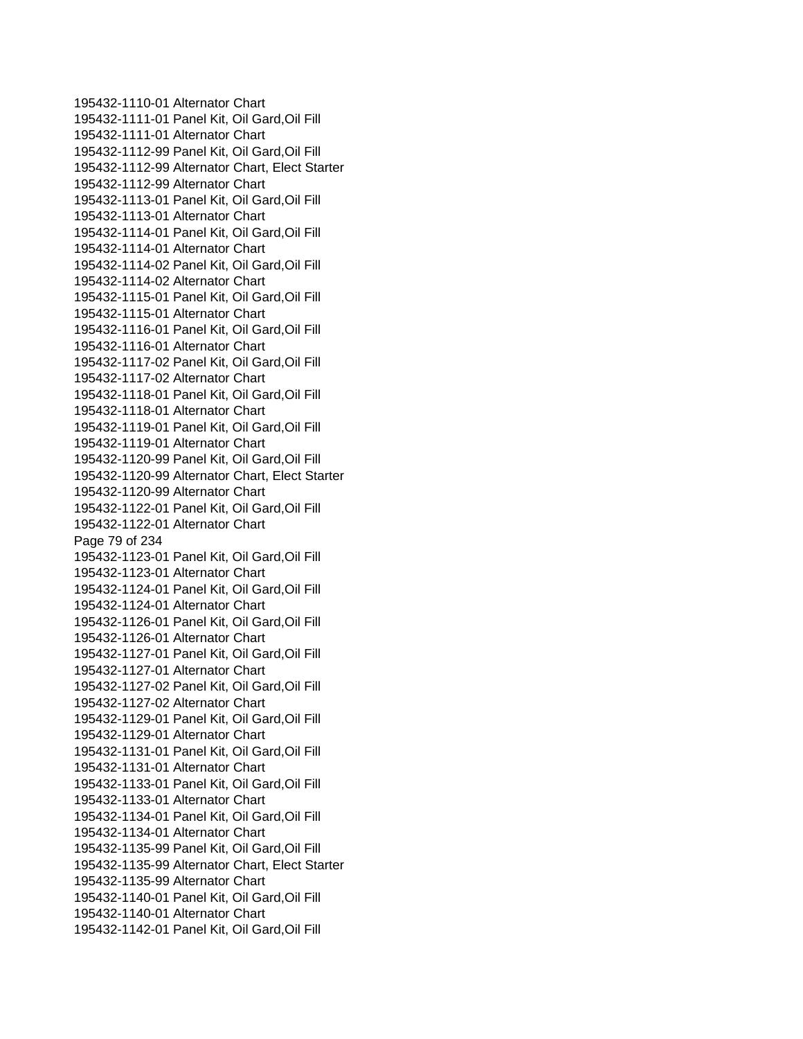195432-1110-01 Alternator Chart
195432-1111-01 Panel Kit, Oil Gard,Oil Fill
195432-1111-01 Alternator Chart
195432-1112-99 Panel Kit, Oil Gard,Oil Fill
195432-1112-99 Alternator Chart, Elect Starter
195432-1112-99 Alternator Chart
195432-1113-01 Panel Kit, Oil Gard,Oil Fill
195432-1113-01 Alternator Chart
195432-1114-01 Panel Kit, Oil Gard,Oil Fill
195432-1114-01 Alternator Chart
195432-1114-02 Panel Kit, Oil Gard,Oil Fill
195432-1114-02 Alternator Chart
195432-1115-01 Panel Kit, Oil Gard,Oil Fill
195432-1115-01 Alternator Chart
195432-1116-01 Panel Kit, Oil Gard,Oil Fill
195432-1116-01 Alternator Chart
195432-1117-02 Panel Kit, Oil Gard,Oil Fill
195432-1117-02 Alternator Chart
195432-1118-01 Panel Kit, Oil Gard,Oil Fill
195432-1118-01 Alternator Chart
195432-1119-01 Panel Kit, Oil Gard,Oil Fill
195432-1119-01 Alternator Chart
195432-1120-99 Panel Kit, Oil Gard,Oil Fill
195432-1120-99 Alternator Chart, Elect Starter
195432-1120-99 Alternator Chart
195432-1122-01 Panel Kit, Oil Gard,Oil Fill
195432-1122-01 Alternator Chart
195432-1123-01 Panel Kit, Oil Gard,Oil Fill
195432-1123-01 Alternator Chart
195432-1124-01 Panel Kit, Oil Gard,Oil Fill
195432-1124-01 Alternator Chart
195432-1126-01 Panel Kit, Oil Gard,Oil Fill
195432-1126-01 Alternator Chart
195432-1127-01 Panel Kit, Oil Gard,Oil Fill
195432-1127-01 Alternator Chart
195432-1127-02 Panel Kit, Oil Gard,Oil Fill
195432-1127-02 Alternator Chart
195432-1129-01 Panel Kit, Oil Gard,Oil Fill
195432-1129-01 Alternator Chart
195432-1131-01 Panel Kit, Oil Gard,Oil Fill
195432-1131-01 Alternator Chart
195432-1133-01 Panel Kit, Oil Gard,Oil Fill
195432-1133-01 Alternator Chart
195432-1134-01 Panel Kit, Oil Gard,Oil Fill
195432-1134-01 Alternator Chart
195432-1135-99 Panel Kit, Oil Gard,Oil Fill
195432-1135-99 Alternator Chart, Elect Starter
195432-1135-99 Alternator Chart
195432-1140-01 Panel Kit, Oil Gard,Oil Fill
195432-1140-01 Alternator Chart
195432-1142-01 Panel Kit, Oil Gard,Oil Fill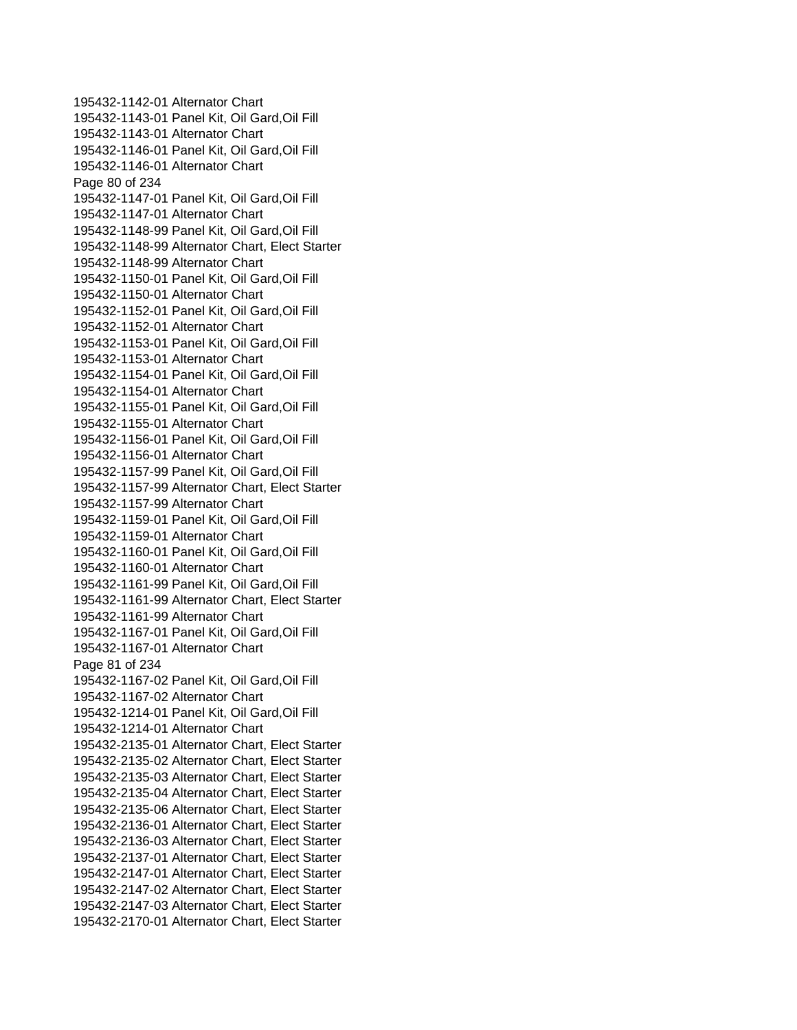195432-1142-01 Alternator Chart
195432-1143-01 Panel Kit, Oil Gard,Oil Fill
195432-1143-01 Alternator Chart
195432-1146-01 Panel Kit, Oil Gard,Oil Fill
195432-1146-01 Alternator Chart
195432-1147-01 Panel Kit, Oil Gard,Oil Fill
195432-1147-01 Alternator Chart
195432-1148-99 Panel Kit, Oil Gard,Oil Fill
195432-1148-99 Alternator Chart, Elect Starter
195432-1148-99 Alternator Chart
195432-1150-01 Panel Kit, Oil Gard,Oil Fill
195432-1150-01 Alternator Chart
195432-1152-01 Panel Kit, Oil Gard,Oil Fill
195432-1152-01 Alternator Chart
195432-1153-01 Panel Kit, Oil Gard,Oil Fill
195432-1153-01 Alternator Chart
195432-1154-01 Panel Kit, Oil Gard,Oil Fill
195432-1154-01 Alternator Chart
195432-1155-01 Panel Kit, Oil Gard,Oil Fill
195432-1155-01 Alternator Chart
195432-1156-01 Panel Kit, Oil Gard,Oil Fill
195432-1156-01 Alternator Chart
195432-1157-99 Panel Kit, Oil Gard,Oil Fill
195432-1157-99 Alternator Chart, Elect Starter
195432-1157-99 Alternator Chart
195432-1159-01 Panel Kit, Oil Gard,Oil Fill
195432-1159-01 Alternator Chart
195432-1160-01 Panel Kit, Oil Gard,Oil Fill
195432-1160-01 Alternator Chart
195432-1161-99 Panel Kit, Oil Gard,Oil Fill
195432-1161-99 Alternator Chart, Elect Starter
195432-1161-99 Alternator Chart
195432-1167-01 Panel Kit, Oil Gard,Oil Fill
195432-1167-01 Alternator Chart
195432-1167-02 Panel Kit, Oil Gard,Oil Fill
195432-1167-02 Alternator Chart
195432-1214-01 Panel Kit, Oil Gard,Oil Fill
195432-1214-01 Alternator Chart
195432-2135-01 Alternator Chart, Elect Starter
195432-2135-02 Alternator Chart, Elect Starter
195432-2135-03 Alternator Chart, Elect Starter
195432-2135-04 Alternator Chart, Elect Starter
195432-2135-06 Alternator Chart, Elect Starter
195432-2136-01 Alternator Chart, Elect Starter
195432-2136-03 Alternator Chart, Elect Starter
195432-2137-01 Alternator Chart, Elect Starter
195432-2147-01 Alternator Chart, Elect Starter
195432-2147-02 Alternator Chart, Elect Starter
195432-2147-03 Alternator Chart, Elect Starter
195432-2170-01 Alternator Chart, Elect Starter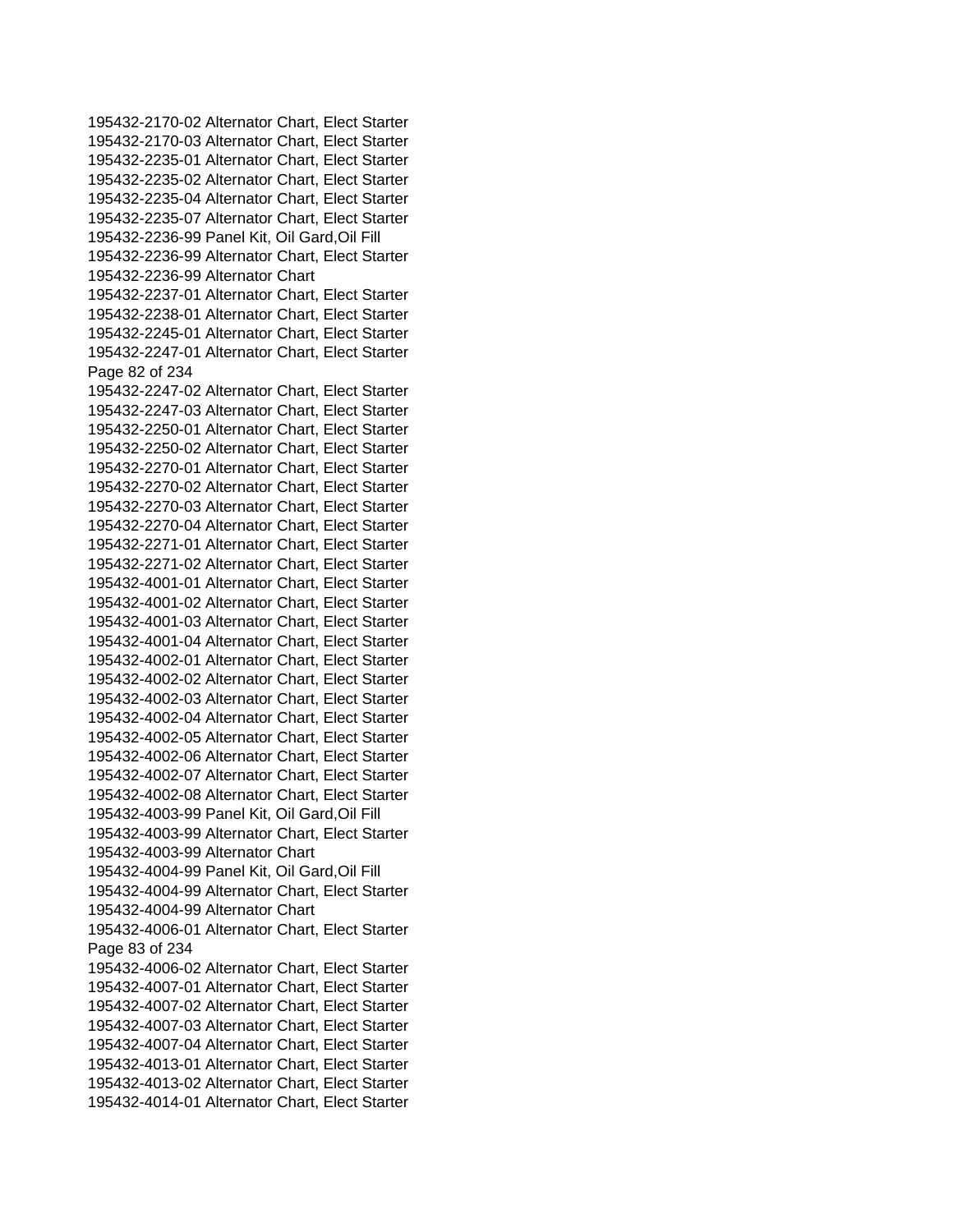195432-2170-02 Alternator Chart, Elect Starter
195432-2170-03 Alternator Chart, Elect Starter
195432-2235-01 Alternator Chart, Elect Starter
195432-2235-02 Alternator Chart, Elect Starter
195432-2235-04 Alternator Chart, Elect Starter
195432-2235-07 Alternator Chart, Elect Starter
195432-2236-99 Panel Kit, Oil Gard,Oil Fill
195432-2236-99 Alternator Chart, Elect Starter
195432-2236-99 Alternator Chart
195432-2237-01 Alternator Chart, Elect Starter
195432-2238-01 Alternator Chart, Elect Starter
195432-2245-01 Alternator Chart, Elect Starter
195432-2247-01 Alternator Chart, Elect Starter
195432-2247-02 Alternator Chart, Elect Starter
195432-2247-03 Alternator Chart, Elect Starter
195432-2250-01 Alternator Chart, Elect Starter
195432-2250-02 Alternator Chart, Elect Starter
195432-2270-01 Alternator Chart, Elect Starter
195432-2270-02 Alternator Chart, Elect Starter
195432-2270-03 Alternator Chart, Elect Starter
195432-2270-04 Alternator Chart, Elect Starter
195432-2271-01 Alternator Chart, Elect Starter
195432-2271-02 Alternator Chart, Elect Starter
195432-4001-01 Alternator Chart, Elect Starter
195432-4001-02 Alternator Chart, Elect Starter
195432-4001-03 Alternator Chart, Elect Starter
195432-4001-04 Alternator Chart, Elect Starter
195432-4002-01 Alternator Chart, Elect Starter
195432-4002-02 Alternator Chart, Elect Starter
195432-4002-03 Alternator Chart, Elect Starter
195432-4002-04 Alternator Chart, Elect Starter
195432-4002-05 Alternator Chart, Elect Starter
195432-4002-06 Alternator Chart, Elect Starter
195432-4002-07 Alternator Chart, Elect Starter
195432-4002-08 Alternator Chart, Elect Starter
195432-4003-99 Panel Kit, Oil Gard,Oil Fill
195432-4003-99 Alternator Chart, Elect Starter
195432-4003-99 Alternator Chart
195432-4004-99 Panel Kit, Oil Gard,Oil Fill
195432-4004-99 Alternator Chart, Elect Starter
195432-4004-99 Alternator Chart
195432-4006-01 Alternator Chart, Elect Starter
195432-4006-02 Alternator Chart, Elect Starter
195432-4007-01 Alternator Chart, Elect Starter
195432-4007-02 Alternator Chart, Elect Starter
195432-4007-03 Alternator Chart, Elect Starter
195432-4007-04 Alternator Chart, Elect Starter
195432-4013-01 Alternator Chart, Elect Starter
195432-4013-02 Alternator Chart, Elect Starter
195432-4014-01 Alternator Chart, Elect Starter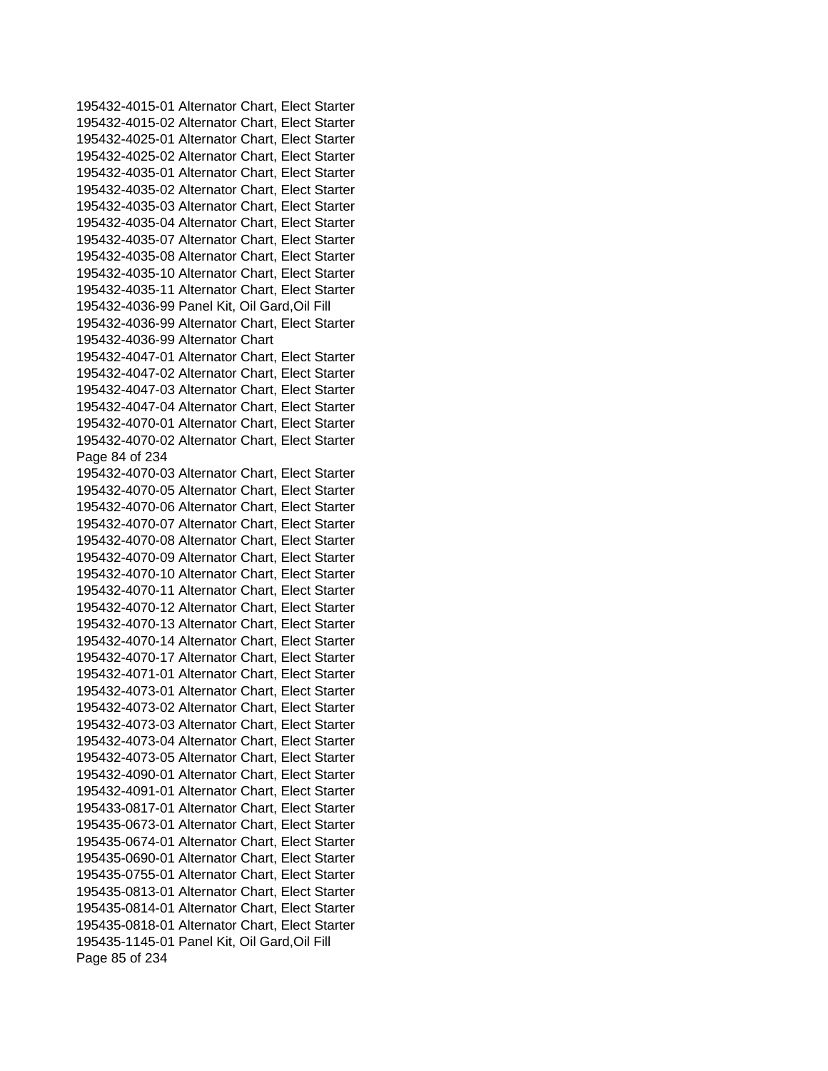195432-4015-01 Alternator Chart, Elect Starter
195432-4015-02 Alternator Chart, Elect Starter
195432-4025-01 Alternator Chart, Elect Starter
195432-4025-02 Alternator Chart, Elect Starter
195432-4035-01 Alternator Chart, Elect Starter
195432-4035-02 Alternator Chart, Elect Starter
195432-4035-03 Alternator Chart, Elect Starter
195432-4035-04 Alternator Chart, Elect Starter
195432-4035-07 Alternator Chart, Elect Starter
195432-4035-08 Alternator Chart, Elect Starter
195432-4035-10 Alternator Chart, Elect Starter
195432-4035-11 Alternator Chart, Elect Starter
195432-4036-99 Panel Kit, Oil Gard,Oil Fill
195432-4036-99 Alternator Chart, Elect Starter
195432-4036-99 Alternator Chart
195432-4047-01 Alternator Chart, Elect Starter
195432-4047-02 Alternator Chart, Elect Starter
195432-4047-03 Alternator Chart, Elect Starter
195432-4047-04 Alternator Chart, Elect Starter
195432-4070-01 Alternator Chart, Elect Starter
195432-4070-02 Alternator Chart, Elect Starter
195432-4070-03 Alternator Chart, Elect Starter
195432-4070-05 Alternator Chart, Elect Starter
195432-4070-06 Alternator Chart, Elect Starter
195432-4070-07 Alternator Chart, Elect Starter
195432-4070-08 Alternator Chart, Elect Starter
195432-4070-09 Alternator Chart, Elect Starter
195432-4070-10 Alternator Chart, Elect Starter
195432-4070-11 Alternator Chart, Elect Starter
195432-4070-12 Alternator Chart, Elect Starter
195432-4070-13 Alternator Chart, Elect Starter
195432-4070-14 Alternator Chart, Elect Starter
195432-4070-17 Alternator Chart, Elect Starter
195432-4071-01 Alternator Chart, Elect Starter
195432-4073-01 Alternator Chart, Elect Starter
195432-4073-02 Alternator Chart, Elect Starter
195432-4073-03 Alternator Chart, Elect Starter
195432-4073-04 Alternator Chart, Elect Starter
195432-4073-05 Alternator Chart, Elect Starter
195432-4090-01 Alternator Chart, Elect Starter
195432-4091-01 Alternator Chart, Elect Starter
195433-0817-01 Alternator Chart, Elect Starter
195435-0673-01 Alternator Chart, Elect Starter
195435-0674-01 Alternator Chart, Elect Starter
195435-0690-01 Alternator Chart, Elect Starter
195435-0755-01 Alternator Chart, Elect Starter
195435-0813-01 Alternator Chart, Elect Starter
195435-0814-01 Alternator Chart, Elect Starter
195435-0818-01 Alternator Chart, Elect Starter
195435-1145-01 Panel Kit, Oil Gard,Oil Fill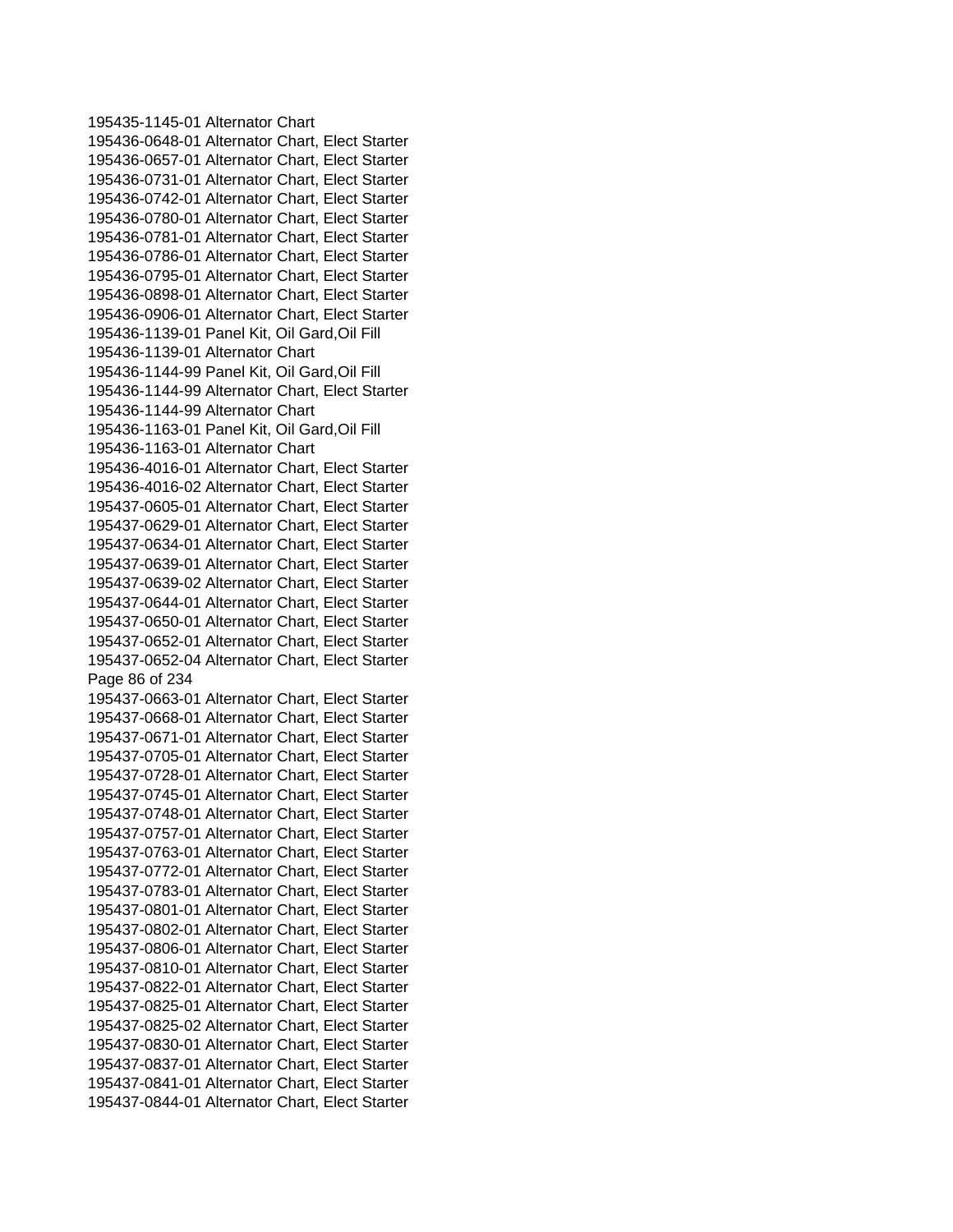195435-1145-01 Alternator Chart
195436-0648-01 Alternator Chart, Elect Starter
195436-0657-01 Alternator Chart, Elect Starter
195436-0731-01 Alternator Chart, Elect Starter
195436-0742-01 Alternator Chart, Elect Starter
195436-0780-01 Alternator Chart, Elect Starter
195436-0781-01 Alternator Chart, Elect Starter
195436-0786-01 Alternator Chart, Elect Starter
195436-0795-01 Alternator Chart, Elect Starter
195436-0898-01 Alternator Chart, Elect Starter
195436-0906-01 Alternator Chart, Elect Starter
195436-1139-01 Panel Kit, Oil Gard,Oil Fill
195436-1139-01 Alternator Chart
195436-1144-99 Panel Kit, Oil Gard,Oil Fill
195436-1144-99 Alternator Chart, Elect Starter
195436-1144-99 Alternator Chart
195436-1163-01 Panel Kit, Oil Gard,Oil Fill
195436-1163-01 Alternator Chart
195436-4016-01 Alternator Chart, Elect Starter
195436-4016-02 Alternator Chart, Elect Starter
195437-0605-01 Alternator Chart, Elect Starter
195437-0629-01 Alternator Chart, Elect Starter
195437-0634-01 Alternator Chart, Elect Starter
195437-0639-01 Alternator Chart, Elect Starter
195437-0639-02 Alternator Chart, Elect Starter
195437-0644-01 Alternator Chart, Elect Starter
195437-0650-01 Alternator Chart, Elect Starter
195437-0652-01 Alternator Chart, Elect Starter
195437-0652-04 Alternator Chart, Elect Starter
195437-0663-01 Alternator Chart, Elect Starter
195437-0668-01 Alternator Chart, Elect Starter
195437-0671-01 Alternator Chart, Elect Starter
195437-0705-01 Alternator Chart, Elect Starter
195437-0728-01 Alternator Chart, Elect Starter
195437-0745-01 Alternator Chart, Elect Starter
195437-0748-01 Alternator Chart, Elect Starter
195437-0757-01 Alternator Chart, Elect Starter
195437-0763-01 Alternator Chart, Elect Starter
195437-0772-01 Alternator Chart, Elect Starter
195437-0783-01 Alternator Chart, Elect Starter
195437-0801-01 Alternator Chart, Elect Starter
195437-0802-01 Alternator Chart, Elect Starter
195437-0806-01 Alternator Chart, Elect Starter
195437-0810-01 Alternator Chart, Elect Starter
195437-0822-01 Alternator Chart, Elect Starter
195437-0825-01 Alternator Chart, Elect Starter
195437-0825-02 Alternator Chart, Elect Starter
195437-0830-01 Alternator Chart, Elect Starter
195437-0837-01 Alternator Chart, Elect Starter
195437-0841-01 Alternator Chart, Elect Starter
195437-0844-01 Alternator Chart, Elect Starter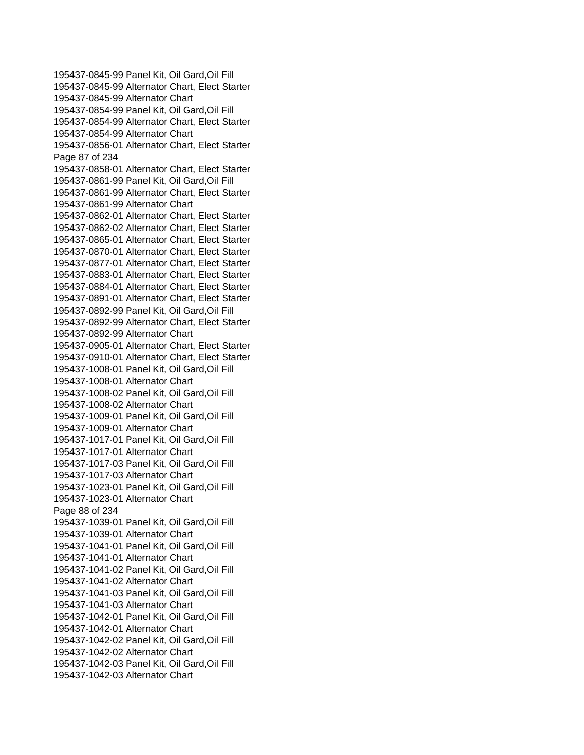195437-0845-99 Panel Kit, Oil Gard,Oil Fill
195437-0845-99 Alternator Chart, Elect Starter
195437-0845-99 Alternator Chart
195437-0854-99 Panel Kit, Oil Gard,Oil Fill
195437-0854-99 Alternator Chart, Elect Starter
195437-0854-99 Alternator Chart
195437-0856-01 Alternator Chart, Elect Starter
195437-0858-01 Alternator Chart, Elect Starter
195437-0861-99 Panel Kit, Oil Gard,Oil Fill
195437-0861-99 Alternator Chart, Elect Starter
195437-0861-99 Alternator Chart
195437-0862-01 Alternator Chart, Elect Starter
195437-0862-02 Alternator Chart, Elect Starter
195437-0865-01 Alternator Chart, Elect Starter
195437-0870-01 Alternator Chart, Elect Starter
195437-0877-01 Alternator Chart, Elect Starter
195437-0883-01 Alternator Chart, Elect Starter
195437-0884-01 Alternator Chart, Elect Starter
195437-0891-01 Alternator Chart, Elect Starter
195437-0892-99 Panel Kit, Oil Gard,Oil Fill
195437-0892-99 Alternator Chart, Elect Starter
195437-0892-99 Alternator Chart
195437-0905-01 Alternator Chart, Elect Starter
195437-0910-01 Alternator Chart, Elect Starter
195437-1008-01 Panel Kit, Oil Gard,Oil Fill
195437-1008-01 Alternator Chart
195437-1008-02 Panel Kit, Oil Gard,Oil Fill
195437-1008-02 Alternator Chart
195437-1009-01 Panel Kit, Oil Gard,Oil Fill
195437-1009-01 Alternator Chart
195437-1017-01 Panel Kit, Oil Gard,Oil Fill
195437-1017-01 Alternator Chart
195437-1017-03 Panel Kit, Oil Gard,Oil Fill
195437-1017-03 Alternator Chart
195437-1023-01 Panel Kit, Oil Gard,Oil Fill
195437-1023-01 Alternator Chart
195437-1039-01 Panel Kit, Oil Gard,Oil Fill
195437-1039-01 Alternator Chart
195437-1041-01 Panel Kit, Oil Gard,Oil Fill
195437-1041-01 Alternator Chart
195437-1041-02 Panel Kit, Oil Gard,Oil Fill
195437-1041-02 Alternator Chart
195437-1041-03 Panel Kit, Oil Gard,Oil Fill
195437-1041-03 Alternator Chart
195437-1042-01 Panel Kit, Oil Gard,Oil Fill
195437-1042-01 Alternator Chart
195437-1042-02 Panel Kit, Oil Gard,Oil Fill
195437-1042-02 Alternator Chart
195437-1042-03 Panel Kit, Oil Gard,Oil Fill
195437-1042-03 Alternator Chart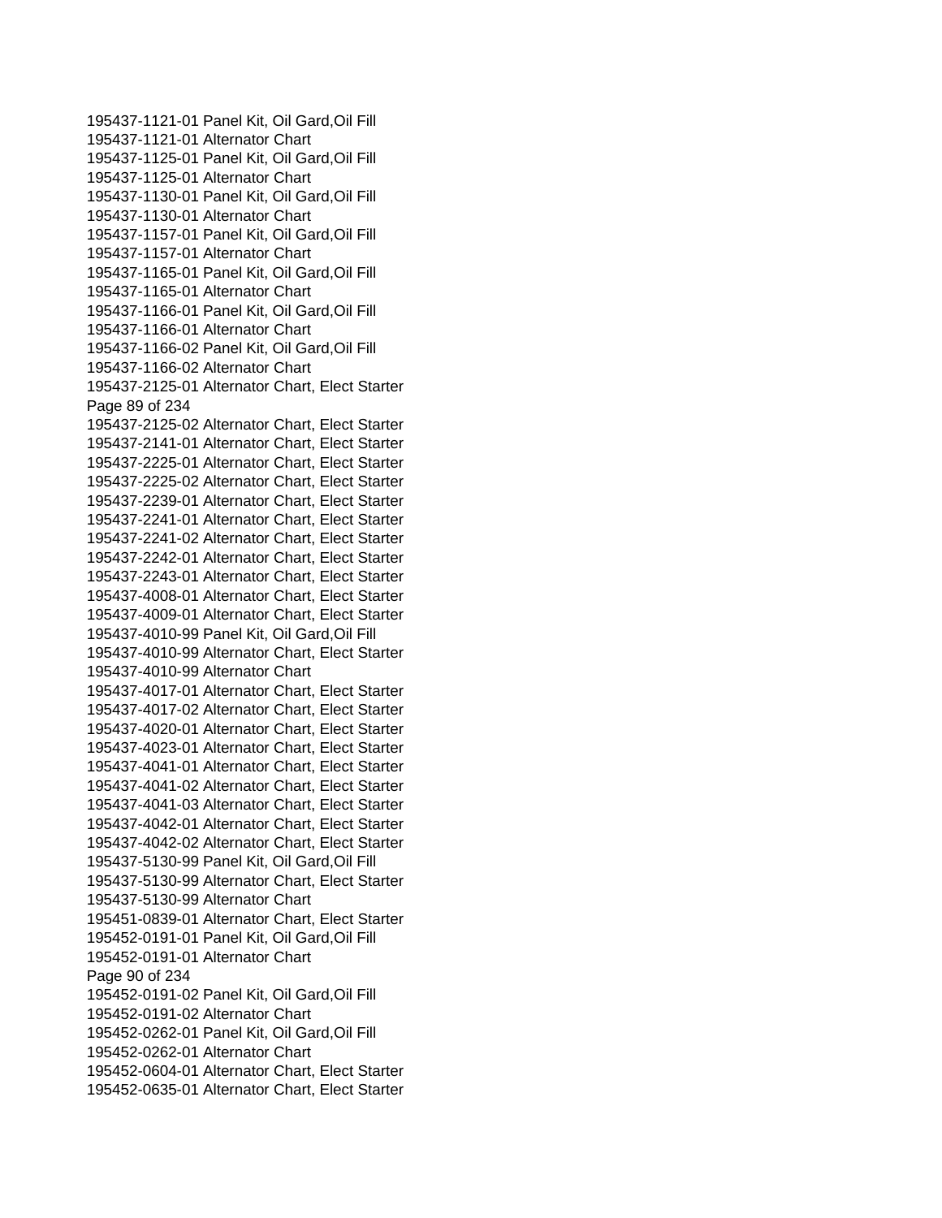195437-1121-01 Panel Kit, Oil Gard,Oil Fill
195437-1121-01 Alternator Chart
195437-1125-01 Panel Kit, Oil Gard,Oil Fill
195437-1125-01 Alternator Chart
195437-1130-01 Panel Kit, Oil Gard,Oil Fill
195437-1130-01 Alternator Chart
195437-1157-01 Panel Kit, Oil Gard,Oil Fill
195437-1157-01 Alternator Chart
195437-1165-01 Panel Kit, Oil Gard,Oil Fill
195437-1165-01 Alternator Chart
195437-1166-01 Panel Kit, Oil Gard,Oil Fill
195437-1166-01 Alternator Chart
195437-1166-02 Panel Kit, Oil Gard,Oil Fill
195437-1166-02 Alternator Chart
195437-2125-01 Alternator Chart, Elect Starter
195437-2125-02 Alternator Chart, Elect Starter
195437-2141-01 Alternator Chart, Elect Starter
195437-2225-01 Alternator Chart, Elect Starter
195437-2225-02 Alternator Chart, Elect Starter
195437-2239-01 Alternator Chart, Elect Starter
195437-2241-01 Alternator Chart, Elect Starter
195437-2241-02 Alternator Chart, Elect Starter
195437-2242-01 Alternator Chart, Elect Starter
195437-2243-01 Alternator Chart, Elect Starter
195437-4008-01 Alternator Chart, Elect Starter
195437-4009-01 Alternator Chart, Elect Starter
195437-4010-99 Panel Kit, Oil Gard,Oil Fill
195437-4010-99 Alternator Chart, Elect Starter
195437-4010-99 Alternator Chart
195437-4017-01 Alternator Chart, Elect Starter
195437-4017-02 Alternator Chart, Elect Starter
195437-4020-01 Alternator Chart, Elect Starter
195437-4023-01 Alternator Chart, Elect Starter
195437-4041-01 Alternator Chart, Elect Starter
195437-4041-02 Alternator Chart, Elect Starter
195437-4041-03 Alternator Chart, Elect Starter
195437-4042-01 Alternator Chart, Elect Starter
195437-4042-02 Alternator Chart, Elect Starter
195437-5130-99 Panel Kit, Oil Gard,Oil Fill
195437-5130-99 Alternator Chart, Elect Starter
195437-5130-99 Alternator Chart
195451-0839-01 Alternator Chart, Elect Starter
195452-0191-01 Panel Kit, Oil Gard,Oil Fill
195452-0191-01 Alternator Chart
195452-0191-02 Panel Kit, Oil Gard,Oil Fill
195452-0191-02 Alternator Chart
195452-0262-01 Panel Kit, Oil Gard,Oil Fill
195452-0262-01 Alternator Chart
195452-0604-01 Alternator Chart, Elect Starter
195452-0635-01 Alternator Chart, Elect Starter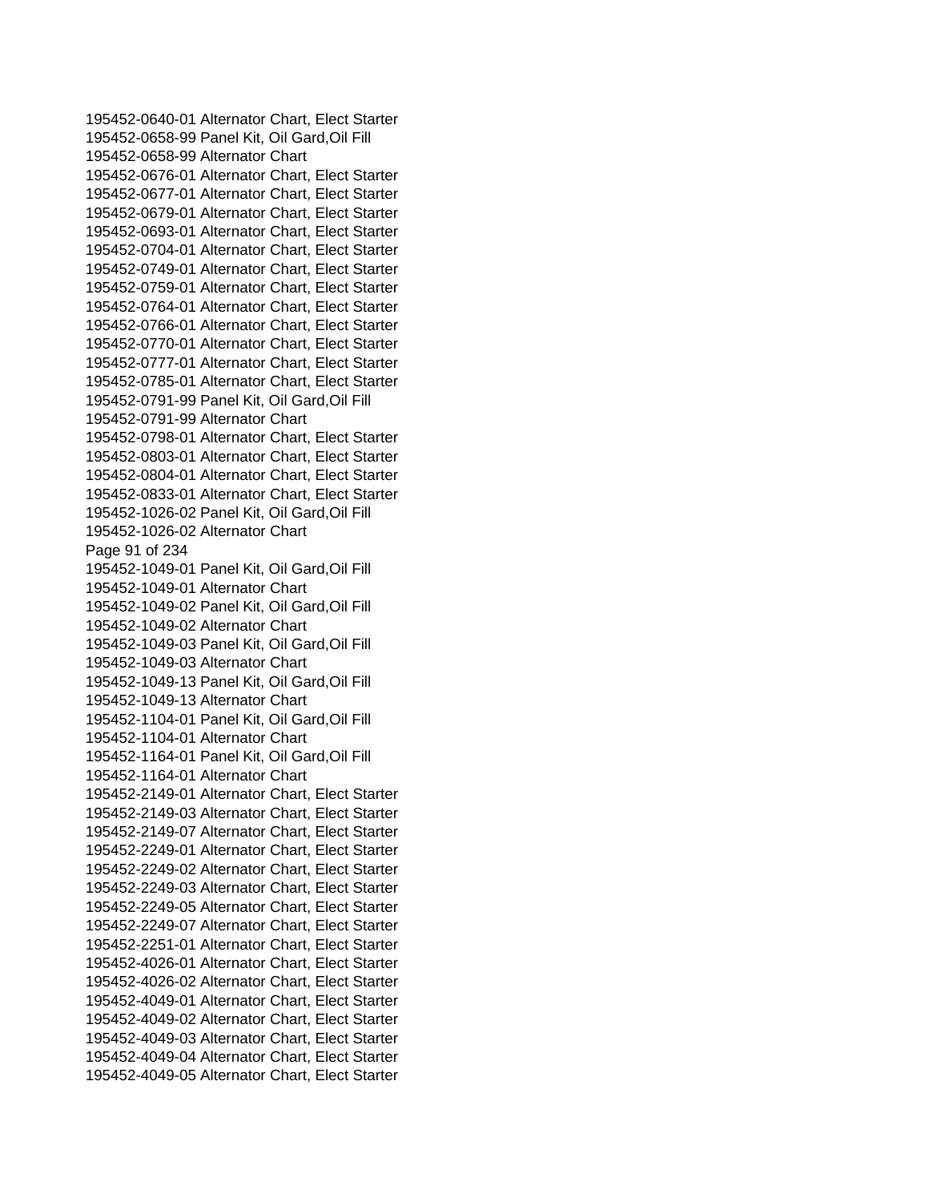195452-0640-01 Alternator Chart, Elect Starter
195452-0658-99 Panel Kit, Oil Gard,Oil Fill
195452-0658-99 Alternator Chart
195452-0676-01 Alternator Chart, Elect Starter
195452-0677-01 Alternator Chart, Elect Starter
195452-0679-01 Alternator Chart, Elect Starter
195452-0693-01 Alternator Chart, Elect Starter
195452-0704-01 Alternator Chart, Elect Starter
195452-0749-01 Alternator Chart, Elect Starter
195452-0759-01 Alternator Chart, Elect Starter
195452-0764-01 Alternator Chart, Elect Starter
195452-0766-01 Alternator Chart, Elect Starter
195452-0770-01 Alternator Chart, Elect Starter
195452-0777-01 Alternator Chart, Elect Starter
195452-0785-01 Alternator Chart, Elect Starter
195452-0791-99 Panel Kit, Oil Gard,Oil Fill
195452-0791-99 Alternator Chart
195452-0798-01 Alternator Chart, Elect Starter
195452-0803-01 Alternator Chart, Elect Starter
195452-0804-01 Alternator Chart, Elect Starter
195452-0833-01 Alternator Chart, Elect Starter
195452-1026-02 Panel Kit, Oil Gard,Oil Fill
195452-1026-02 Alternator Chart
195452-1049-01 Panel Kit, Oil Gard,Oil Fill
195452-1049-01 Alternator Chart
195452-1049-02 Panel Kit, Oil Gard,Oil Fill
195452-1049-02 Alternator Chart
195452-1049-03 Panel Kit, Oil Gard,Oil Fill
195452-1049-03 Alternator Chart
195452-1049-13 Panel Kit, Oil Gard,Oil Fill
195452-1049-13 Alternator Chart
195452-1104-01 Panel Kit, Oil Gard,Oil Fill
195452-1104-01 Alternator Chart
195452-1164-01 Panel Kit, Oil Gard,Oil Fill
195452-1164-01 Alternator Chart
195452-2149-01 Alternator Chart, Elect Starter
195452-2149-03 Alternator Chart, Elect Starter
195452-2149-07 Alternator Chart, Elect Starter
195452-2249-01 Alternator Chart, Elect Starter
195452-2249-02 Alternator Chart, Elect Starter
195452-2249-03 Alternator Chart, Elect Starter
195452-2249-05 Alternator Chart, Elect Starter
195452-2249-07 Alternator Chart, Elect Starter
195452-2251-01 Alternator Chart, Elect Starter
195452-4026-01 Alternator Chart, Elect Starter
195452-4026-02 Alternator Chart, Elect Starter
195452-4049-01 Alternator Chart, Elect Starter
195452-4049-02 Alternator Chart, Elect Starter
195452-4049-03 Alternator Chart, Elect Starter
195452-4049-04 Alternator Chart, Elect Starter
195452-4049-05 Alternator Chart, Elect Starter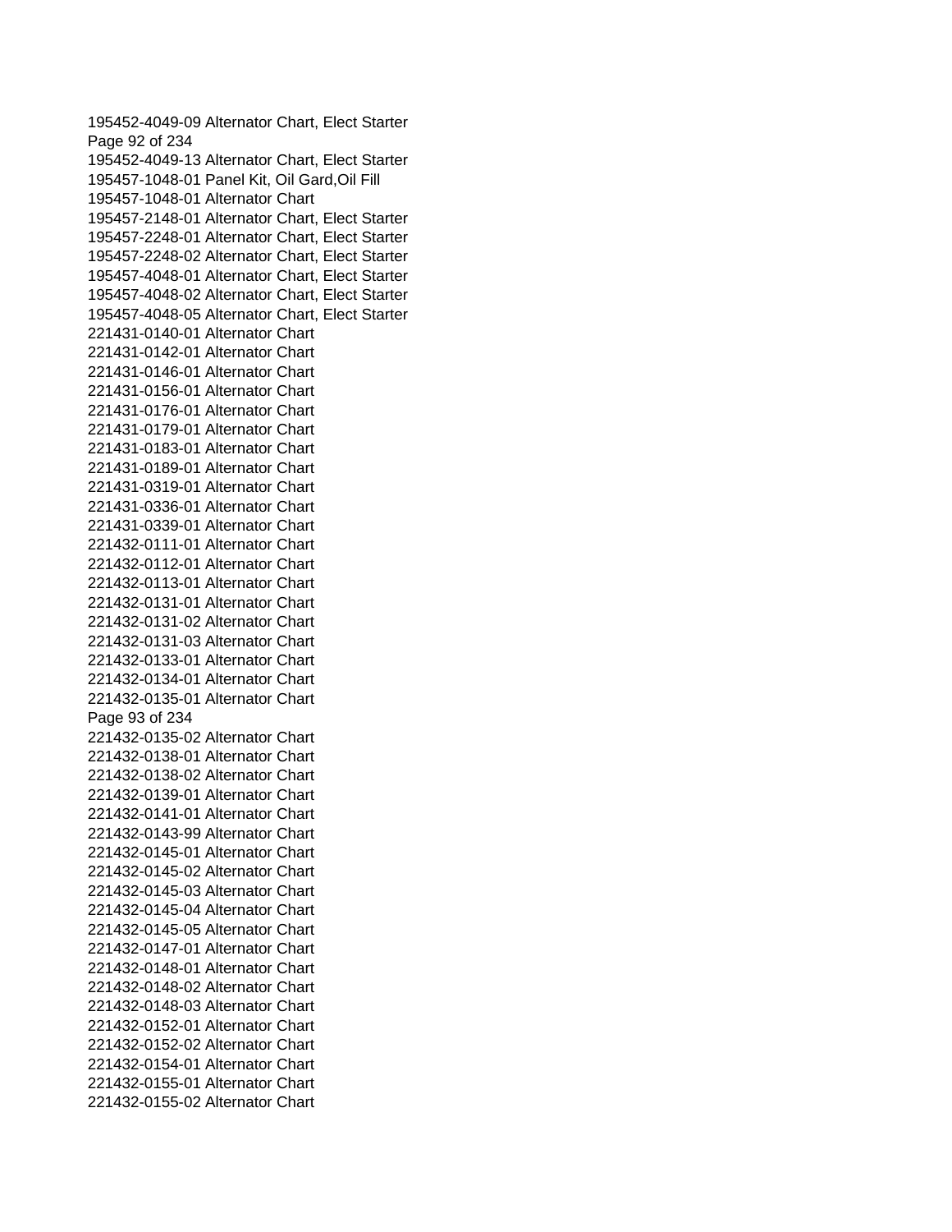195452-4049-09 Alternator Chart, Elect Starter
195452-4049-13 Alternator Chart, Elect Starter
195457-1048-01 Panel Kit, Oil Gard,Oil Fill
195457-1048-01 Alternator Chart
195457-2148-01 Alternator Chart, Elect Starter
195457-2248-01 Alternator Chart, Elect Starter
195457-2248-02 Alternator Chart, Elect Starter
195457-4048-01 Alternator Chart, Elect Starter
195457-4048-02 Alternator Chart, Elect Starter
195457-4048-05 Alternator Chart, Elect Starter
221431-0140-01 Alternator Chart
221431-0142-01 Alternator Chart
221431-0146-01 Alternator Chart
221431-0156-01 Alternator Chart
221431-0176-01 Alternator Chart
221431-0179-01 Alternator Chart
221431-0183-01 Alternator Chart
221431-0189-01 Alternator Chart
221431-0319-01 Alternator Chart
221431-0336-01 Alternator Chart
221431-0339-01 Alternator Chart
221432-0111-01 Alternator Chart
221432-0112-01 Alternator Chart
221432-0113-01 Alternator Chart
221432-0131-01 Alternator Chart
221432-0131-02 Alternator Chart
221432-0131-03 Alternator Chart
221432-0133-01 Alternator Chart
221432-0134-01 Alternator Chart
221432-0135-01 Alternator Chart
221432-0135-02 Alternator Chart
221432-0138-01 Alternator Chart
221432-0138-02 Alternator Chart
221432-0139-01 Alternator Chart
221432-0141-01 Alternator Chart
221432-0143-99 Alternator Chart
221432-0145-01 Alternator Chart
221432-0145-02 Alternator Chart
221432-0145-03 Alternator Chart
221432-0145-04 Alternator Chart
221432-0145-05 Alternator Chart
221432-0147-01 Alternator Chart
221432-0148-01 Alternator Chart
221432-0148-02 Alternator Chart
221432-0148-03 Alternator Chart
221432-0152-01 Alternator Chart
221432-0152-02 Alternator Chart
221432-0154-01 Alternator Chart
221432-0155-01 Alternator Chart
221432-0155-02 Alternator Chart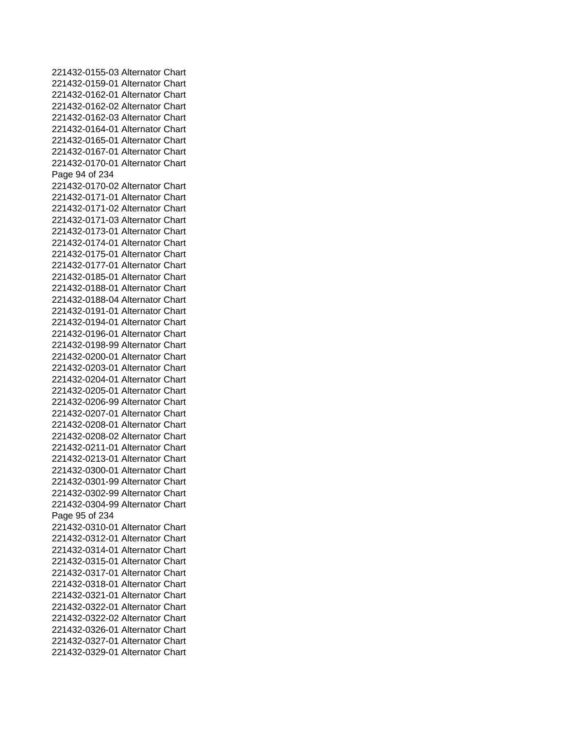221432-0155-03 Alternator Chart
221432-0159-01 Alternator Chart
221432-0162-01 Alternator Chart
221432-0162-02 Alternator Chart
221432-0162-03 Alternator Chart
221432-0164-01 Alternator Chart
221432-0165-01 Alternator Chart
221432-0167-01 Alternator Chart
221432-0170-01 Alternator Chart
221432-0170-02 Alternator Chart
221432-0171-01 Alternator Chart
221432-0171-02 Alternator Chart
221432-0171-03 Alternator Chart
221432-0173-01 Alternator Chart
221432-0174-01 Alternator Chart
221432-0175-01 Alternator Chart
221432-0177-01 Alternator Chart
221432-0185-01 Alternator Chart
221432-0188-01 Alternator Chart
221432-0188-04 Alternator Chart
221432-0191-01 Alternator Chart
221432-0194-01 Alternator Chart
221432-0196-01 Alternator Chart
221432-0198-99 Alternator Chart
221432-0200-01 Alternator Chart
221432-0203-01 Alternator Chart
221432-0204-01 Alternator Chart
221432-0205-01 Alternator Chart
221432-0206-99 Alternator Chart
221432-0207-01 Alternator Chart
221432-0208-01 Alternator Chart
221432-0208-02 Alternator Chart
221432-0211-01 Alternator Chart
221432-0213-01 Alternator Chart
221432-0300-01 Alternator Chart
221432-0301-99 Alternator Chart
221432-0302-99 Alternator Chart
221432-0304-99 Alternator Chart
221432-0310-01 Alternator Chart
221432-0312-01 Alternator Chart
221432-0314-01 Alternator Chart
221432-0315-01 Alternator Chart
221432-0317-01 Alternator Chart
221432-0318-01 Alternator Chart
221432-0321-01 Alternator Chart
221432-0322-01 Alternator Chart
221432-0322-02 Alternator Chart
221432-0326-01 Alternator Chart
221432-0327-01 Alternator Chart
221432-0329-01 Alternator Chart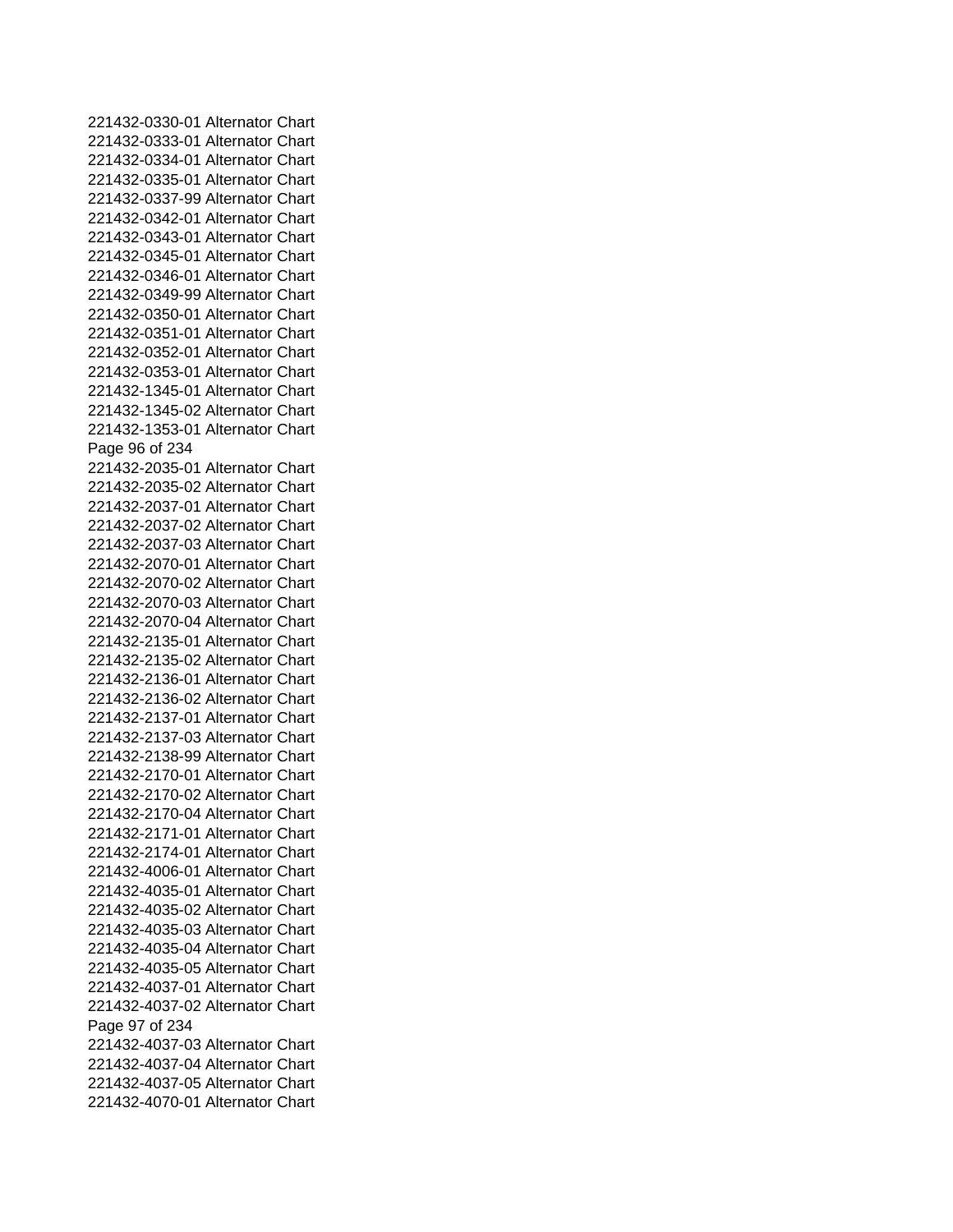221432-0330-01 Alternator Chart
221432-0333-01 Alternator Chart
221432-0334-01 Alternator Chart
221432-0335-01 Alternator Chart
221432-0337-99 Alternator Chart
221432-0342-01 Alternator Chart
221432-0343-01 Alternator Chart
221432-0345-01 Alternator Chart
221432-0346-01 Alternator Chart
221432-0349-99 Alternator Chart
221432-0350-01 Alternator Chart
221432-0351-01 Alternator Chart
221432-0352-01 Alternator Chart
221432-0353-01 Alternator Chart
221432-1345-01 Alternator Chart
221432-1345-02 Alternator Chart
221432-1353-01 Alternator Chart
221432-2035-01 Alternator Chart
221432-2035-02 Alternator Chart
221432-2037-01 Alternator Chart
221432-2037-02 Alternator Chart
221432-2037-03 Alternator Chart
221432-2070-01 Alternator Chart
221432-2070-02 Alternator Chart
221432-2070-03 Alternator Chart
221432-2070-04 Alternator Chart
221432-2135-01 Alternator Chart
221432-2135-02 Alternator Chart
221432-2136-01 Alternator Chart
221432-2136-02 Alternator Chart
221432-2137-01 Alternator Chart
221432-2137-03 Alternator Chart
221432-2138-99 Alternator Chart
221432-2170-01 Alternator Chart
221432-2170-02 Alternator Chart
221432-2170-04 Alternator Chart
221432-2171-01 Alternator Chart
221432-2174-01 Alternator Chart
221432-4006-01 Alternator Chart
221432-4035-01 Alternator Chart
221432-4035-02 Alternator Chart
221432-4035-03 Alternator Chart
221432-4035-04 Alternator Chart
221432-4035-05 Alternator Chart
221432-4037-01 Alternator Chart
221432-4037-02 Alternator Chart
221432-4037-03 Alternator Chart
221432-4037-04 Alternator Chart
221432-4037-05 Alternator Chart
221432-4070-01 Alternator Chart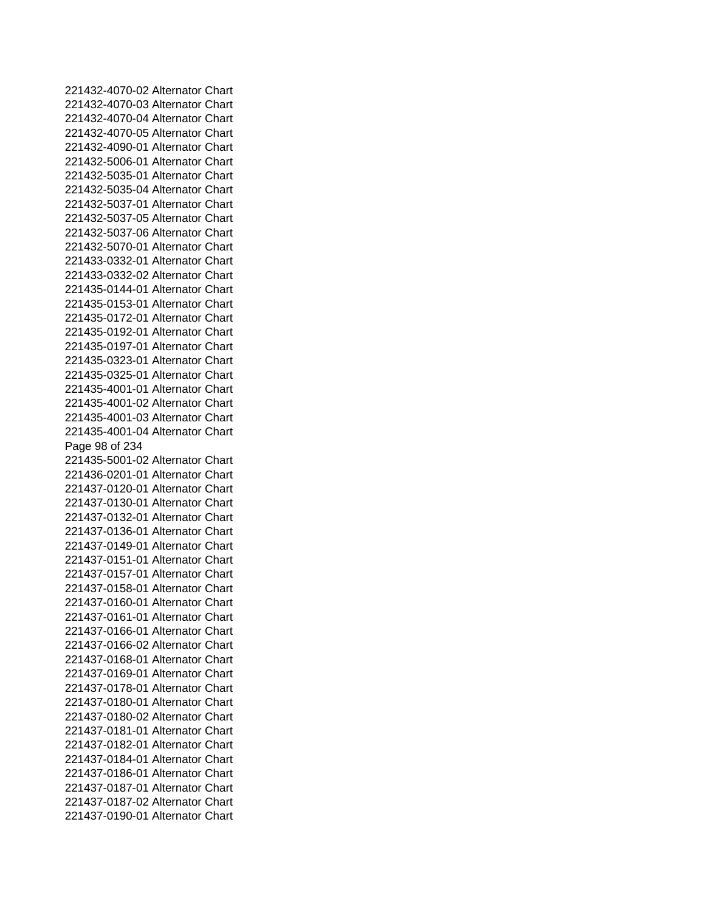221432-4070-02 Alternator Chart
221432-4070-03 Alternator Chart
221432-4070-04 Alternator Chart
221432-4070-05 Alternator Chart
221432-4090-01 Alternator Chart
221432-5006-01 Alternator Chart
221432-5035-01 Alternator Chart
221432-5035-04 Alternator Chart
221432-5037-01 Alternator Chart
221432-5037-05 Alternator Chart
221432-5037-06 Alternator Chart
221432-5070-01 Alternator Chart
221433-0332-01 Alternator Chart
221433-0332-02 Alternator Chart
221435-0144-01 Alternator Chart
221435-0153-01 Alternator Chart
221435-0172-01 Alternator Chart
221435-0192-01 Alternator Chart
221435-0197-01 Alternator Chart
221435-0323-01 Alternator Chart
221435-0325-01 Alternator Chart
221435-4001-01 Alternator Chart
221435-4001-02 Alternator Chart
221435-4001-03 Alternator Chart
221435-4001-04 Alternator Chart
221435-5001-02 Alternator Chart
221436-0201-01 Alternator Chart
221437-0120-01 Alternator Chart
221437-0130-01 Alternator Chart
221437-0132-01 Alternator Chart
221437-0136-01 Alternator Chart
221437-0149-01 Alternator Chart
221437-0151-01 Alternator Chart
221437-0157-01 Alternator Chart
221437-0158-01 Alternator Chart
221437-0160-01 Alternator Chart
221437-0161-01 Alternator Chart
221437-0166-01 Alternator Chart
221437-0166-02 Alternator Chart
221437-0168-01 Alternator Chart
221437-0169-01 Alternator Chart
221437-0178-01 Alternator Chart
221437-0180-01 Alternator Chart
221437-0180-02 Alternator Chart
221437-0181-01 Alternator Chart
221437-0182-01 Alternator Chart
221437-0184-01 Alternator Chart
221437-0186-01 Alternator Chart
221437-0187-01 Alternator Chart
221437-0187-02 Alternator Chart
221437-0190-01 Alternator Chart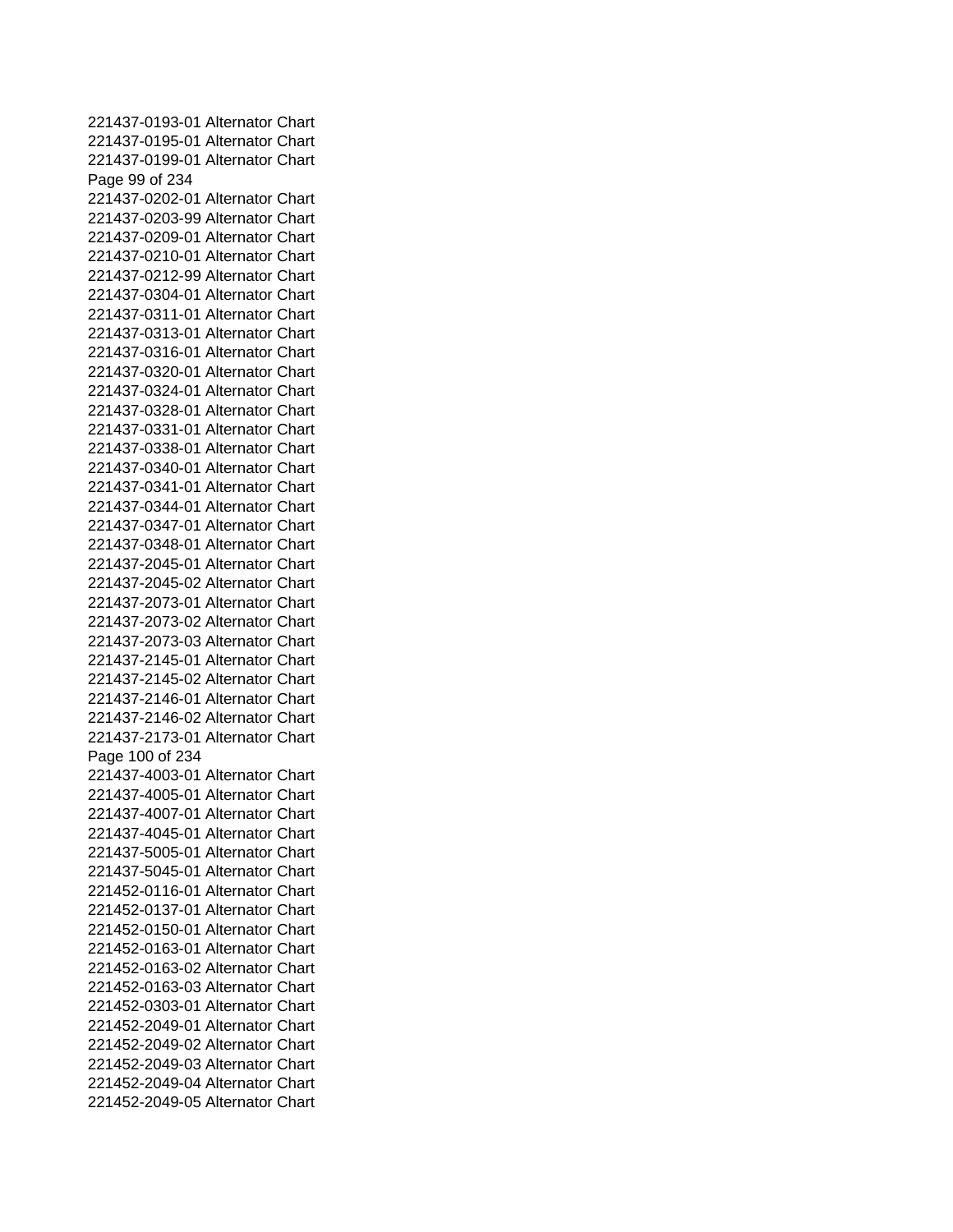221437-0193-01 Alternator Chart
221437-0195-01 Alternator Chart
221437-0199-01 Alternator Chart
221437-0202-01 Alternator Chart
221437-0203-99 Alternator Chart
221437-0209-01 Alternator Chart
221437-0210-01 Alternator Chart
221437-0212-99 Alternator Chart
221437-0304-01 Alternator Chart
221437-0311-01 Alternator Chart
221437-0313-01 Alternator Chart
221437-0316-01 Alternator Chart
221437-0320-01 Alternator Chart
221437-0324-01 Alternator Chart
221437-0328-01 Alternator Chart
221437-0331-01 Alternator Chart
221437-0338-01 Alternator Chart
221437-0340-01 Alternator Chart
221437-0341-01 Alternator Chart
221437-0344-01 Alternator Chart
221437-0347-01 Alternator Chart
221437-0348-01 Alternator Chart
221437-2045-01 Alternator Chart
221437-2045-02 Alternator Chart
221437-2073-01 Alternator Chart
221437-2073-02 Alternator Chart
221437-2073-03 Alternator Chart
221437-2145-01 Alternator Chart
221437-2145-02 Alternator Chart
221437-2146-01 Alternator Chart
221437-2146-02 Alternator Chart
221437-2173-01 Alternator Chart
221437-4003-01 Alternator Chart
221437-4005-01 Alternator Chart
221437-4007-01 Alternator Chart
221437-4045-01 Alternator Chart
221437-5005-01 Alternator Chart
221437-5045-01 Alternator Chart
221452-0116-01 Alternator Chart
221452-0137-01 Alternator Chart
221452-0150-01 Alternator Chart
221452-0163-01 Alternator Chart
221452-0163-02 Alternator Chart
221452-0163-03 Alternator Chart
221452-0303-01 Alternator Chart
221452-2049-01 Alternator Chart
221452-2049-02 Alternator Chart
221452-2049-03 Alternator Chart
221452-2049-04 Alternator Chart
221452-2049-05 Alternator Chart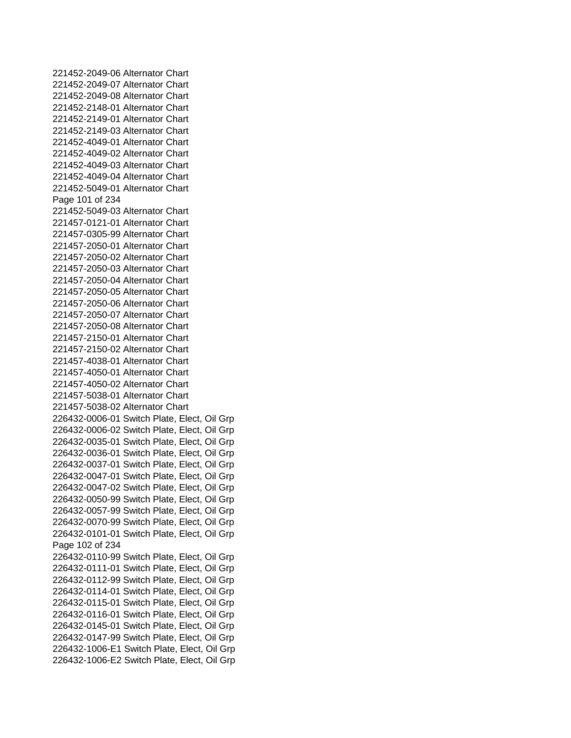221452-2049-06 Alternator Chart
221452-2049-07 Alternator Chart
221452-2049-08 Alternator Chart
221452-2148-01 Alternator Chart
221452-2149-01 Alternator Chart
221452-2149-03 Alternator Chart
221452-4049-01 Alternator Chart
221452-4049-02 Alternator Chart
221452-4049-03 Alternator Chart
221452-4049-04 Alternator Chart
221452-5049-01 Alternator Chart
221452-5049-03 Alternator Chart
221457-0121-01 Alternator Chart
221457-0305-99 Alternator Chart
221457-2050-01 Alternator Chart
221457-2050-02 Alternator Chart
221457-2050-03 Alternator Chart
221457-2050-04 Alternator Chart
221457-2050-05 Alternator Chart
221457-2050-06 Alternator Chart
221457-2050-07 Alternator Chart
221457-2050-08 Alternator Chart
221457-2150-01 Alternator Chart
221457-2150-02 Alternator Chart
221457-4038-01 Alternator Chart
221457-4050-01 Alternator Chart
221457-4050-02 Alternator Chart
221457-5038-01 Alternator Chart
221457-5038-02 Alternator Chart
226432-0006-01 Switch Plate, Elect, Oil Grp
226432-0006-02 Switch Plate, Elect, Oil Grp
226432-0035-01 Switch Plate, Elect, Oil Grp
226432-0036-01 Switch Plate, Elect, Oil Grp
226432-0037-01 Switch Plate, Elect, Oil Grp
226432-0047-01 Switch Plate, Elect, Oil Grp
226432-0047-02 Switch Plate, Elect, Oil Grp
226432-0050-99 Switch Plate, Elect, Oil Grp
226432-0057-99 Switch Plate, Elect, Oil Grp
226432-0070-99 Switch Plate, Elect, Oil Grp
226432-0101-01 Switch Plate, Elect, Oil Grp
226432-0110-99 Switch Plate, Elect, Oil Grp
226432-0111-01 Switch Plate, Elect, Oil Grp
226432-0112-99 Switch Plate, Elect, Oil Grp
226432-0114-01 Switch Plate, Elect, Oil Grp
226432-0115-01 Switch Plate, Elect, Oil Grp
226432-0116-01 Switch Plate, Elect, Oil Grp
226432-0145-01 Switch Plate, Elect, Oil Grp
226432-0147-99 Switch Plate, Elect, Oil Grp
226432-1006-E1 Switch Plate, Elect, Oil Grp
226432-1006-E2 Switch Plate, Elect, Oil Grp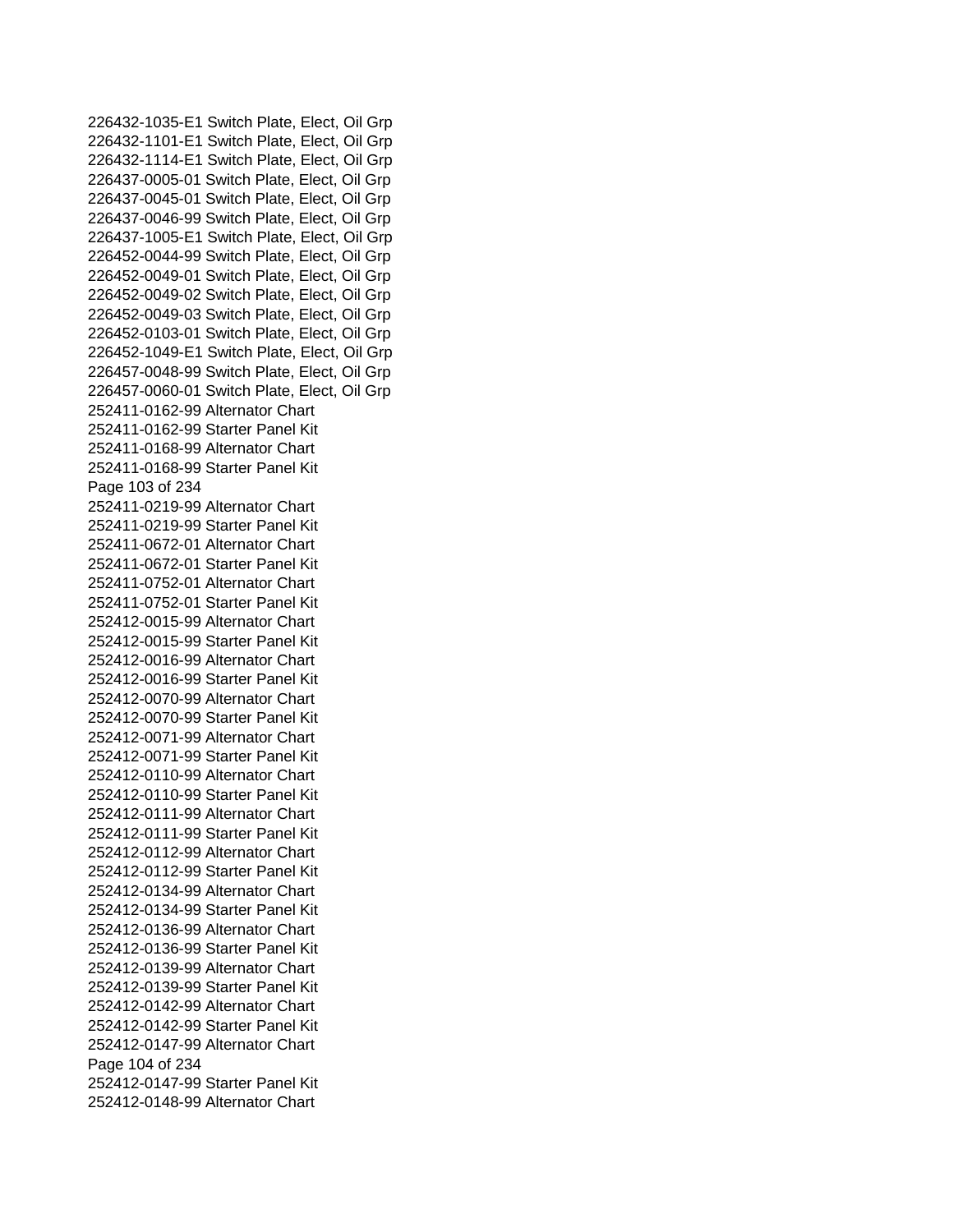226432-1035-E1 Switch Plate, Elect, Oil Grp
226432-1101-E1 Switch Plate, Elect, Oil Grp
226432-1114-E1 Switch Plate, Elect, Oil Grp
226437-0005-01 Switch Plate, Elect, Oil Grp
226437-0045-01 Switch Plate, Elect, Oil Grp
226437-0046-99 Switch Plate, Elect, Oil Grp
226437-1005-E1 Switch Plate, Elect, Oil Grp
226452-0044-99 Switch Plate, Elect, Oil Grp
226452-0049-01 Switch Plate, Elect, Oil Grp
226452-0049-02 Switch Plate, Elect, Oil Grp
226452-0049-03 Switch Plate, Elect, Oil Grp
226452-0103-01 Switch Plate, Elect, Oil Grp
226452-1049-E1 Switch Plate, Elect, Oil Grp
226457-0048-99 Switch Plate, Elect, Oil Grp
226457-0060-01 Switch Plate, Elect, Oil Grp
252411-0162-99 Alternator Chart
252411-0162-99 Starter Panel Kit
252411-0168-99 Alternator Chart
252411-0168-99 Starter Panel Kit
252411-0219-99 Alternator Chart
252411-0219-99 Starter Panel Kit
252411-0672-01 Alternator Chart
252411-0672-01 Starter Panel Kit
252411-0752-01 Alternator Chart
252411-0752-01 Starter Panel Kit
252412-0015-99 Alternator Chart
252412-0015-99 Starter Panel Kit
252412-0016-99 Alternator Chart
252412-0016-99 Starter Panel Kit
252412-0070-99 Alternator Chart
252412-0070-99 Starter Panel Kit
252412-0071-99 Alternator Chart
252412-0071-99 Starter Panel Kit
252412-0110-99 Alternator Chart
252412-0110-99 Starter Panel Kit
252412-0111-99 Alternator Chart
252412-0111-99 Starter Panel Kit
252412-0112-99 Alternator Chart
252412-0112-99 Starter Panel Kit
252412-0134-99 Alternator Chart
252412-0134-99 Starter Panel Kit
252412-0136-99 Alternator Chart
252412-0136-99 Starter Panel Kit
252412-0139-99 Alternator Chart
252412-0139-99 Starter Panel Kit
252412-0142-99 Alternator Chart
252412-0142-99 Starter Panel Kit
252412-0147-99 Alternator Chart
252412-0147-99 Starter Panel Kit
252412-0148-99 Alternator Chart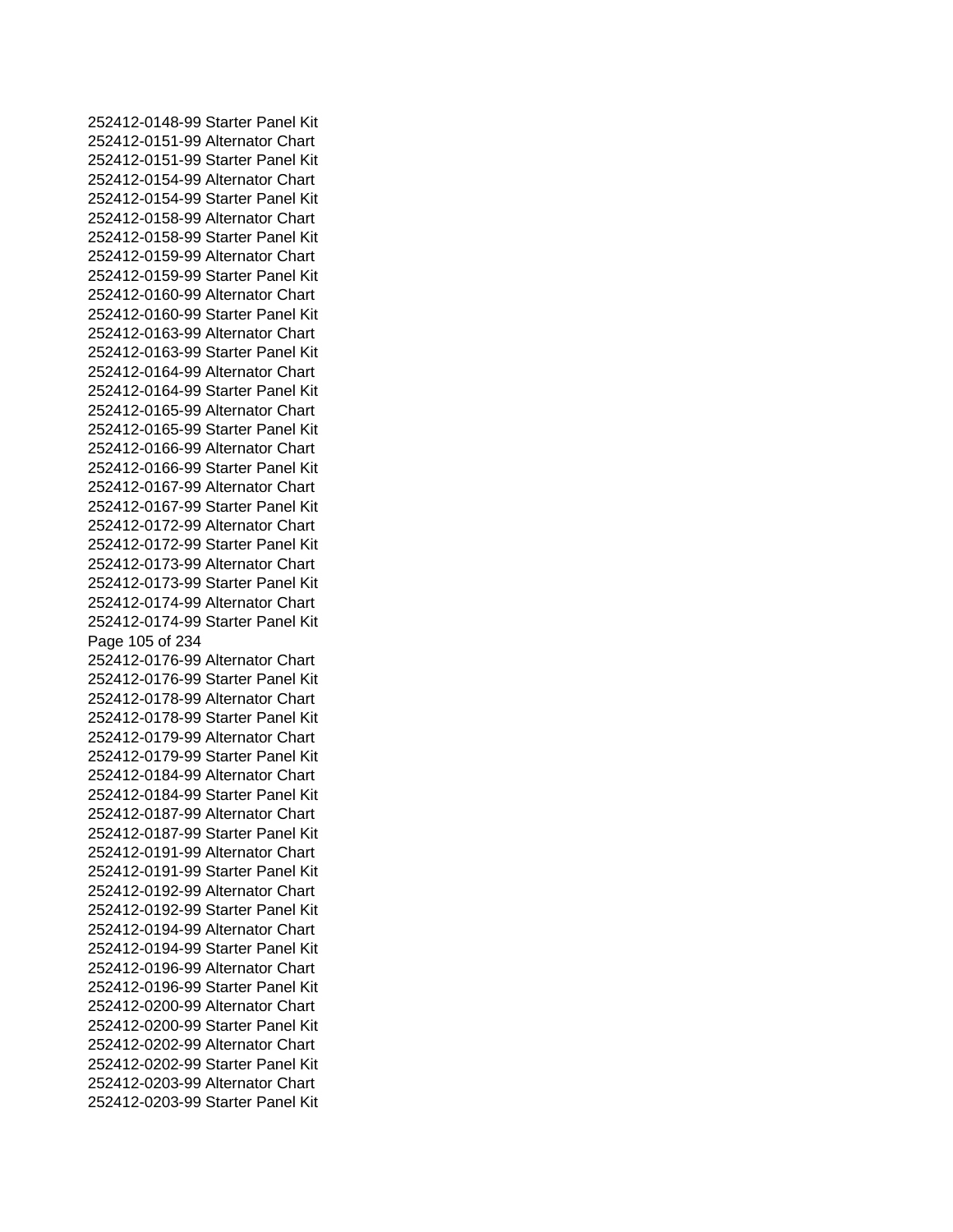252412-0148-99 Starter Panel Kit
252412-0151-99 Alternator Chart
252412-0151-99 Starter Panel Kit
252412-0154-99 Alternator Chart
252412-0154-99 Starter Panel Kit
252412-0158-99 Alternator Chart
252412-0158-99 Starter Panel Kit
252412-0159-99 Alternator Chart
252412-0159-99 Starter Panel Kit
252412-0160-99 Alternator Chart
252412-0160-99 Starter Panel Kit
252412-0163-99 Alternator Chart
252412-0163-99 Starter Panel Kit
252412-0164-99 Alternator Chart
252412-0164-99 Starter Panel Kit
252412-0165-99 Alternator Chart
252412-0165-99 Starter Panel Kit
252412-0166-99 Alternator Chart
252412-0166-99 Starter Panel Kit
252412-0167-99 Alternator Chart
252412-0167-99 Starter Panel Kit
252412-0172-99 Alternator Chart
252412-0172-99 Starter Panel Kit
252412-0173-99 Alternator Chart
252412-0173-99 Starter Panel Kit
252412-0174-99 Alternator Chart
252412-0174-99 Starter Panel Kit
252412-0176-99 Alternator Chart
252412-0176-99 Starter Panel Kit
252412-0178-99 Alternator Chart
252412-0178-99 Starter Panel Kit
252412-0179-99 Alternator Chart
252412-0179-99 Starter Panel Kit
252412-0184-99 Alternator Chart
252412-0184-99 Starter Panel Kit
252412-0187-99 Alternator Chart
252412-0187-99 Starter Panel Kit
252412-0191-99 Alternator Chart
252412-0191-99 Starter Panel Kit
252412-0192-99 Alternator Chart
252412-0192-99 Starter Panel Kit
252412-0194-99 Alternator Chart
252412-0194-99 Starter Panel Kit
252412-0196-99 Alternator Chart
252412-0196-99 Starter Panel Kit
252412-0200-99 Alternator Chart
252412-0200-99 Starter Panel Kit
252412-0202-99 Alternator Chart
252412-0202-99 Starter Panel Kit
252412-0203-99 Alternator Chart
252412-0203-99 Starter Panel Kit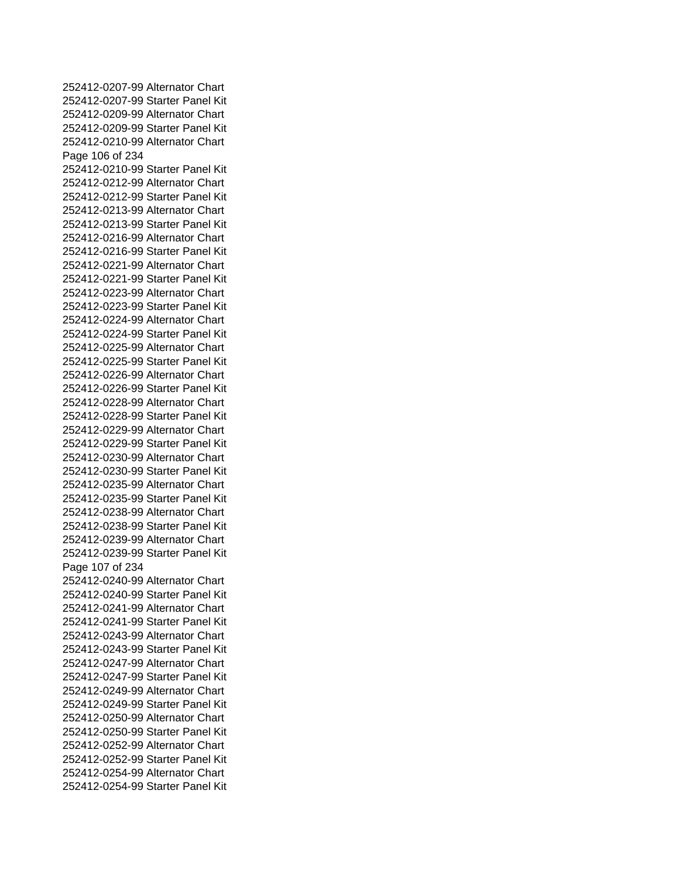252412-0207-99 Alternator Chart
252412-0207-99 Starter Panel Kit
252412-0209-99 Alternator Chart
252412-0209-99 Starter Panel Kit
252412-0210-99 Alternator Chart
252412-0210-99 Starter Panel Kit
252412-0212-99 Alternator Chart
252412-0212-99 Starter Panel Kit
252412-0213-99 Alternator Chart
252412-0213-99 Starter Panel Kit
252412-0216-99 Alternator Chart
252412-0216-99 Starter Panel Kit
252412-0221-99 Alternator Chart
252412-0221-99 Starter Panel Kit
252412-0223-99 Alternator Chart
252412-0223-99 Starter Panel Kit
252412-0224-99 Alternator Chart
252412-0224-99 Starter Panel Kit
252412-0225-99 Alternator Chart
252412-0225-99 Starter Panel Kit
252412-0226-99 Alternator Chart
252412-0226-99 Starter Panel Kit
252412-0228-99 Alternator Chart
252412-0228-99 Starter Panel Kit
252412-0229-99 Alternator Chart
252412-0229-99 Starter Panel Kit
252412-0230-99 Alternator Chart
252412-0230-99 Starter Panel Kit
252412-0235-99 Alternator Chart
252412-0235-99 Starter Panel Kit
252412-0238-99 Alternator Chart
252412-0238-99 Starter Panel Kit
252412-0239-99 Alternator Chart
252412-0239-99 Starter Panel Kit
252412-0240-99 Alternator Chart
252412-0240-99 Starter Panel Kit
252412-0241-99 Alternator Chart
252412-0241-99 Starter Panel Kit
252412-0243-99 Alternator Chart
252412-0243-99 Starter Panel Kit
252412-0247-99 Alternator Chart
252412-0247-99 Starter Panel Kit
252412-0249-99 Alternator Chart
252412-0249-99 Starter Panel Kit
252412-0250-99 Alternator Chart
252412-0250-99 Starter Panel Kit
252412-0252-99 Alternator Chart
252412-0252-99 Starter Panel Kit
252412-0254-99 Alternator Chart
252412-0254-99 Starter Panel Kit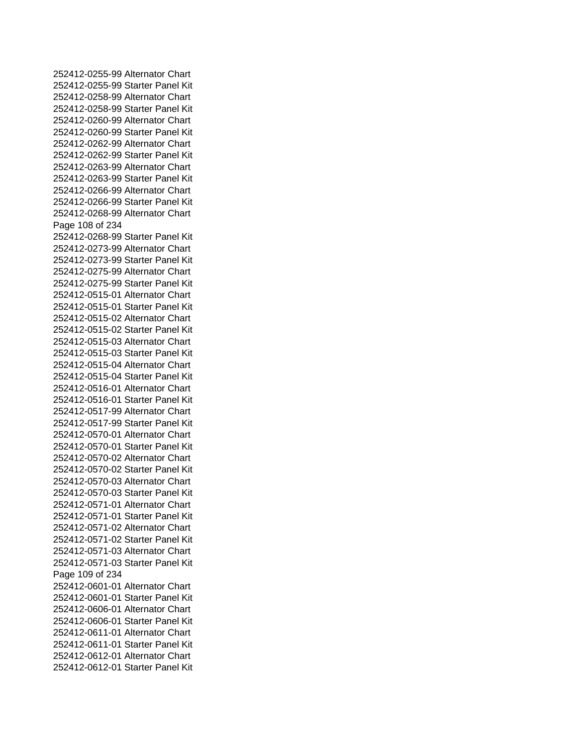252412-0255-99 Alternator Chart
252412-0255-99 Starter Panel Kit
252412-0258-99 Alternator Chart
252412-0258-99 Starter Panel Kit
252412-0260-99 Alternator Chart
252412-0260-99 Starter Panel Kit
252412-0262-99 Alternator Chart
252412-0262-99 Starter Panel Kit
252412-0263-99 Alternator Chart
252412-0263-99 Starter Panel Kit
252412-0266-99 Alternator Chart
252412-0266-99 Starter Panel Kit
252412-0268-99 Alternator Chart
252412-0268-99 Starter Panel Kit
252412-0273-99 Alternator Chart
252412-0273-99 Starter Panel Kit
252412-0275-99 Alternator Chart
252412-0275-99 Starter Panel Kit
252412-0515-01 Alternator Chart
252412-0515-01 Starter Panel Kit
252412-0515-02 Alternator Chart
252412-0515-02 Starter Panel Kit
252412-0515-03 Alternator Chart
252412-0515-03 Starter Panel Kit
252412-0515-04 Alternator Chart
252412-0515-04 Starter Panel Kit
252412-0516-01 Alternator Chart
252412-0516-01 Starter Panel Kit
252412-0517-99 Alternator Chart
252412-0517-99 Starter Panel Kit
252412-0570-01 Alternator Chart
252412-0570-01 Starter Panel Kit
252412-0570-02 Alternator Chart
252412-0570-02 Starter Panel Kit
252412-0570-03 Alternator Chart
252412-0570-03 Starter Panel Kit
252412-0571-01 Alternator Chart
252412-0571-01 Starter Panel Kit
252412-0571-02 Alternator Chart
252412-0571-02 Starter Panel Kit
252412-0571-03 Alternator Chart
252412-0571-03 Starter Panel Kit
252412-0601-01 Alternator Chart
252412-0601-01 Starter Panel Kit
252412-0606-01 Alternator Chart
252412-0606-01 Starter Panel Kit
252412-0611-01 Alternator Chart
252412-0611-01 Starter Panel Kit
252412-0612-01 Alternator Chart
252412-0612-01 Starter Panel Kit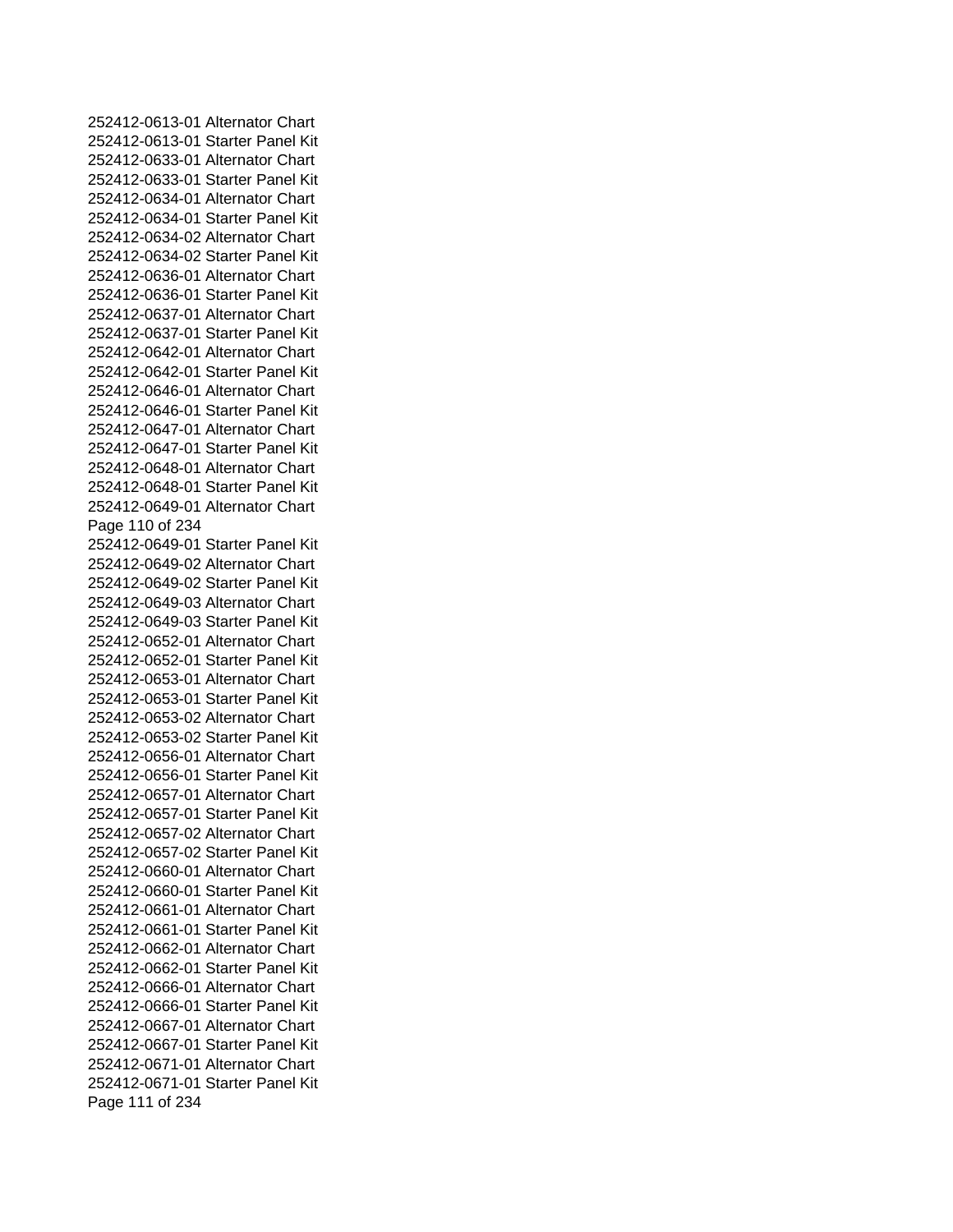252412-0613-01 Alternator Chart
252412-0613-01 Starter Panel Kit
252412-0633-01 Alternator Chart
252412-0633-01 Starter Panel Kit
252412-0634-01 Alternator Chart
252412-0634-01 Starter Panel Kit
252412-0634-02 Alternator Chart
252412-0634-02 Starter Panel Kit
252412-0636-01 Alternator Chart
252412-0636-01 Starter Panel Kit
252412-0637-01 Alternator Chart
252412-0637-01 Starter Panel Kit
252412-0642-01 Alternator Chart
252412-0642-01 Starter Panel Kit
252412-0646-01 Alternator Chart
252412-0646-01 Starter Panel Kit
252412-0647-01 Alternator Chart
252412-0647-01 Starter Panel Kit
252412-0648-01 Alternator Chart
252412-0648-01 Starter Panel Kit
252412-0649-01 Alternator Chart
252412-0649-01 Starter Panel Kit
252412-0649-02 Alternator Chart
252412-0649-02 Starter Panel Kit
252412-0649-03 Alternator Chart
252412-0649-03 Starter Panel Kit
252412-0652-01 Alternator Chart
252412-0652-01 Starter Panel Kit
252412-0653-01 Alternator Chart
252412-0653-01 Starter Panel Kit
252412-0653-02 Alternator Chart
252412-0653-02 Starter Panel Kit
252412-0656-01 Alternator Chart
252412-0656-01 Starter Panel Kit
252412-0657-01 Alternator Chart
252412-0657-01 Starter Panel Kit
252412-0657-02 Alternator Chart
252412-0657-02 Starter Panel Kit
252412-0660-01 Alternator Chart
252412-0660-01 Starter Panel Kit
252412-0661-01 Alternator Chart
252412-0661-01 Starter Panel Kit
252412-0662-01 Alternator Chart
252412-0662-01 Starter Panel Kit
252412-0666-01 Alternator Chart
252412-0666-01 Starter Panel Kit
252412-0667-01 Alternator Chart
252412-0667-01 Starter Panel Kit
252412-0671-01 Alternator Chart
252412-0671-01 Starter Panel Kit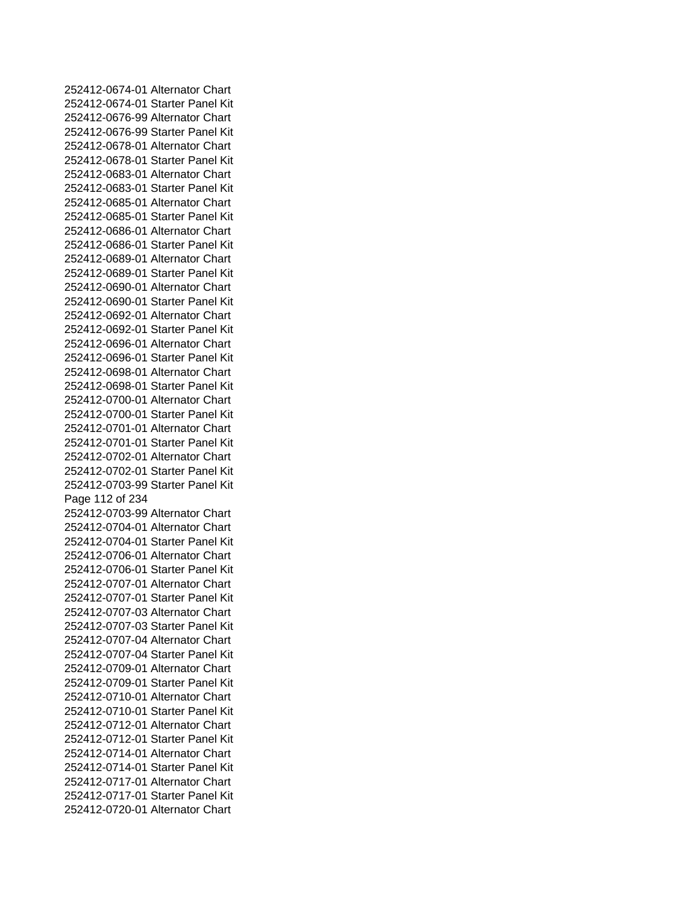252412-0674-01 Alternator Chart
252412-0674-01 Starter Panel Kit
252412-0676-99 Alternator Chart
252412-0676-99 Starter Panel Kit
252412-0678-01 Alternator Chart
252412-0678-01 Starter Panel Kit
252412-0683-01 Alternator Chart
252412-0683-01 Starter Panel Kit
252412-0685-01 Alternator Chart
252412-0685-01 Starter Panel Kit
252412-0686-01 Alternator Chart
252412-0686-01 Starter Panel Kit
252412-0689-01 Alternator Chart
252412-0689-01 Starter Panel Kit
252412-0690-01 Alternator Chart
252412-0690-01 Starter Panel Kit
252412-0692-01 Alternator Chart
252412-0692-01 Starter Panel Kit
252412-0696-01 Alternator Chart
252412-0696-01 Starter Panel Kit
252412-0698-01 Alternator Chart
252412-0698-01 Starter Panel Kit
252412-0700-01 Alternator Chart
252412-0700-01 Starter Panel Kit
252412-0701-01 Alternator Chart
252412-0701-01 Starter Panel Kit
252412-0702-01 Alternator Chart
252412-0702-01 Starter Panel Kit
252412-0703-99 Starter Panel Kit
252412-0703-99 Alternator Chart
252412-0704-01 Alternator Chart
252412-0704-01 Starter Panel Kit
252412-0706-01 Alternator Chart
252412-0706-01 Starter Panel Kit
252412-0707-01 Alternator Chart
252412-0707-01 Starter Panel Kit
252412-0707-03 Alternator Chart
252412-0707-03 Starter Panel Kit
252412-0707-04 Alternator Chart
252412-0707-04 Starter Panel Kit
252412-0709-01 Alternator Chart
252412-0709-01 Starter Panel Kit
252412-0710-01 Alternator Chart
252412-0710-01 Starter Panel Kit
252412-0712-01 Alternator Chart
252412-0712-01 Starter Panel Kit
252412-0714-01 Alternator Chart
252412-0714-01 Starter Panel Kit
252412-0717-01 Alternator Chart
252412-0717-01 Starter Panel Kit
252412-0720-01 Alternator Chart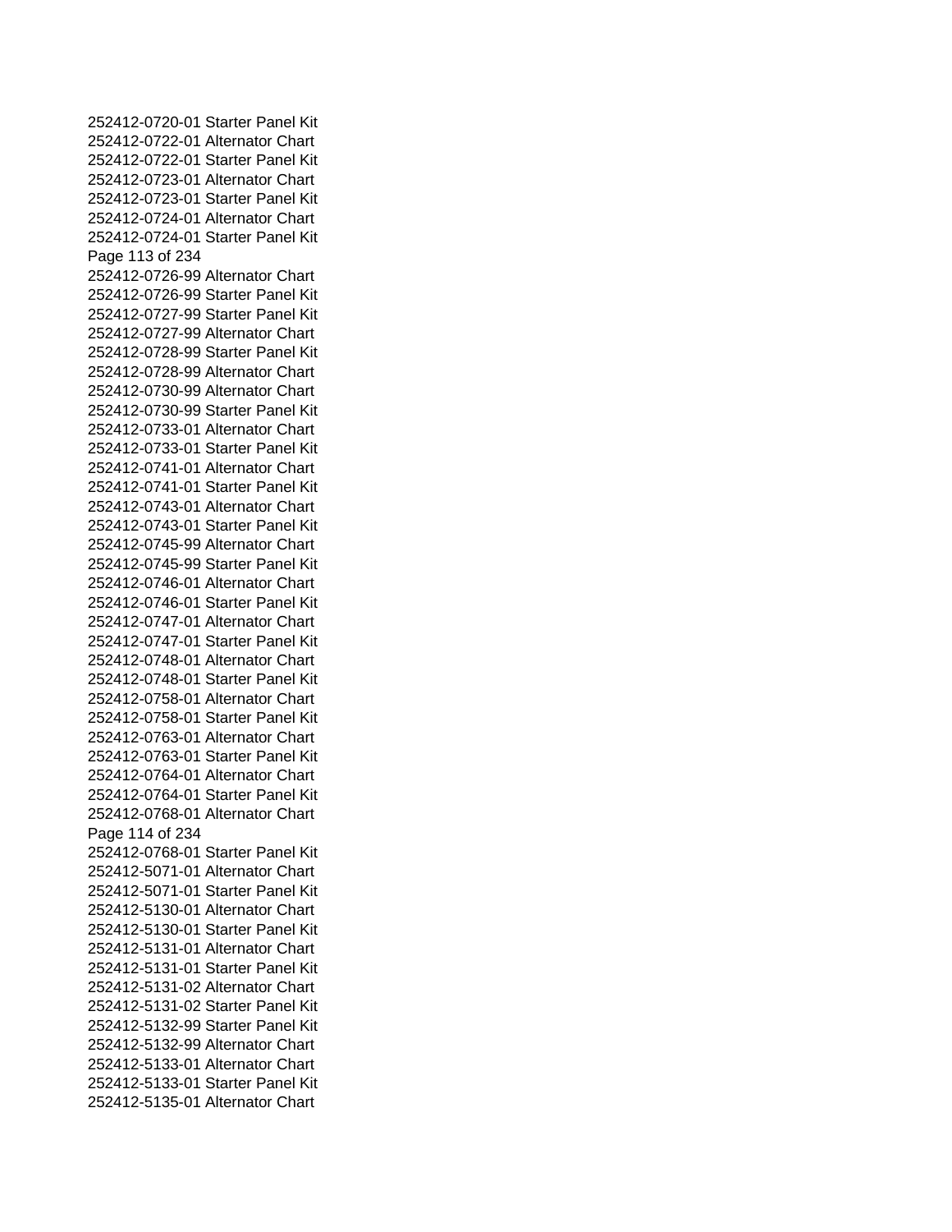252412-0720-01 Starter Panel Kit
252412-0722-01 Alternator Chart
252412-0722-01 Starter Panel Kit
252412-0723-01 Alternator Chart
252412-0723-01 Starter Panel Kit
252412-0724-01 Alternator Chart
252412-0724-01 Starter Panel Kit
252412-0726-99 Alternator Chart
252412-0726-99 Starter Panel Kit
252412-0727-99 Starter Panel Kit
252412-0727-99 Alternator Chart
252412-0728-99 Starter Panel Kit
252412-0728-99 Alternator Chart
252412-0730-99 Alternator Chart
252412-0730-99 Starter Panel Kit
252412-0733-01 Alternator Chart
252412-0733-01 Starter Panel Kit
252412-0741-01 Alternator Chart
252412-0741-01 Starter Panel Kit
252412-0743-01 Alternator Chart
252412-0743-01 Starter Panel Kit
252412-0745-99 Alternator Chart
252412-0745-99 Starter Panel Kit
252412-0746-01 Alternator Chart
252412-0746-01 Starter Panel Kit
252412-0747-01 Alternator Chart
252412-0747-01 Starter Panel Kit
252412-0748-01 Alternator Chart
252412-0748-01 Starter Panel Kit
252412-0758-01 Alternator Chart
252412-0758-01 Starter Panel Kit
252412-0763-01 Alternator Chart
252412-0763-01 Starter Panel Kit
252412-0764-01 Alternator Chart
252412-0764-01 Starter Panel Kit
252412-0768-01 Alternator Chart
252412-0768-01 Starter Panel Kit
252412-5071-01 Alternator Chart
252412-5071-01 Starter Panel Kit
252412-5130-01 Alternator Chart
252412-5130-01 Starter Panel Kit
252412-5131-01 Alternator Chart
252412-5131-01 Starter Panel Kit
252412-5131-02 Alternator Chart
252412-5131-02 Starter Panel Kit
252412-5132-99 Starter Panel Kit
252412-5132-99 Alternator Chart
252412-5133-01 Alternator Chart
252412-5133-01 Starter Panel Kit
252412-5135-01 Alternator Chart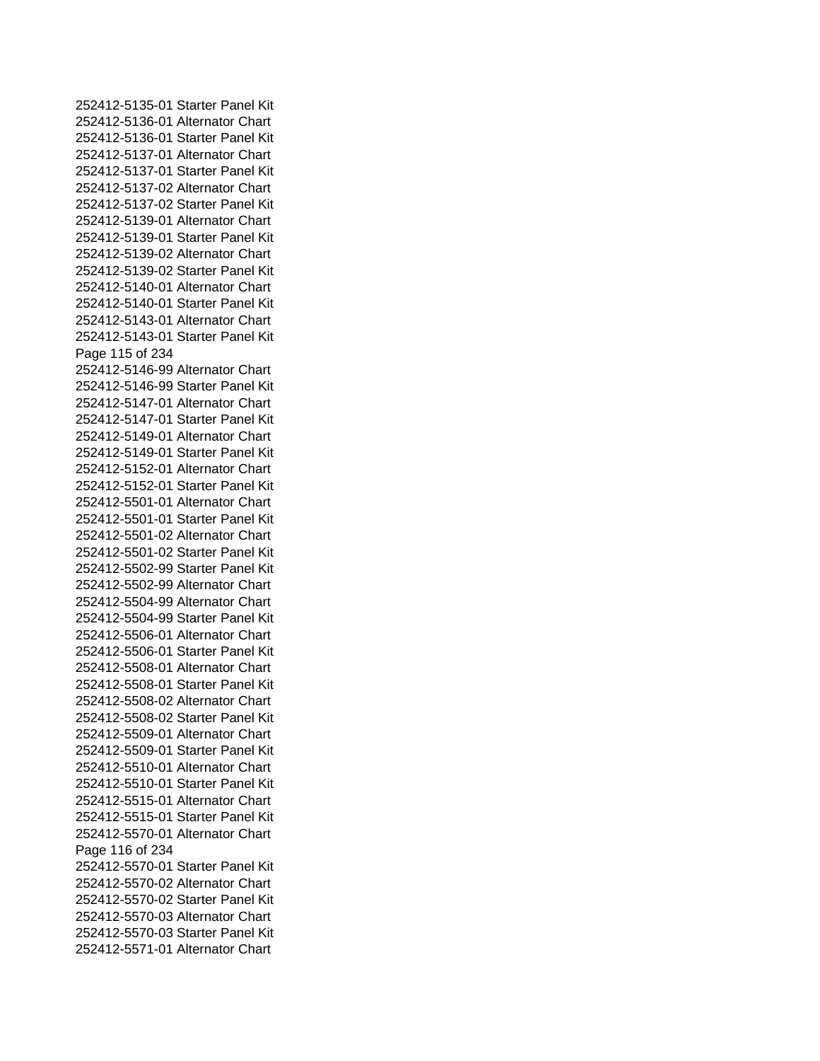252412-5135-01 Starter Panel Kit
252412-5136-01 Alternator Chart
252412-5136-01 Starter Panel Kit
252412-5137-01 Alternator Chart
252412-5137-01 Starter Panel Kit
252412-5137-02 Alternator Chart
252412-5137-02 Starter Panel Kit
252412-5139-01 Alternator Chart
252412-5139-01 Starter Panel Kit
252412-5139-02 Alternator Chart
252412-5139-02 Starter Panel Kit
252412-5140-01 Alternator Chart
252412-5140-01 Starter Panel Kit
252412-5143-01 Alternator Chart
252412-5143-01 Starter Panel Kit
252412-5146-99 Alternator Chart
252412-5146-99 Starter Panel Kit
252412-5147-01 Alternator Chart
252412-5147-01 Starter Panel Kit
252412-5149-01 Alternator Chart
252412-5149-01 Starter Panel Kit
252412-5152-01 Alternator Chart
252412-5152-01 Starter Panel Kit
252412-5501-01 Alternator Chart
252412-5501-01 Starter Panel Kit
252412-5501-02 Alternator Chart
252412-5501-02 Starter Panel Kit
252412-5502-99 Starter Panel Kit
252412-5502-99 Alternator Chart
252412-5504-99 Alternator Chart
252412-5504-99 Starter Panel Kit
252412-5506-01 Alternator Chart
252412-5506-01 Starter Panel Kit
252412-5508-01 Alternator Chart
252412-5508-01 Starter Panel Kit
252412-5508-02 Alternator Chart
252412-5508-02 Starter Panel Kit
252412-5509-01 Alternator Chart
252412-5509-01 Starter Panel Kit
252412-5510-01 Alternator Chart
252412-5510-01 Starter Panel Kit
252412-5515-01 Alternator Chart
252412-5515-01 Starter Panel Kit
252412-5570-01 Alternator Chart
252412-5570-01 Starter Panel Kit
252412-5570-02 Alternator Chart
252412-5570-02 Starter Panel Kit
252412-5570-03 Alternator Chart
252412-5570-03 Starter Panel Kit
252412-5571-01 Alternator Chart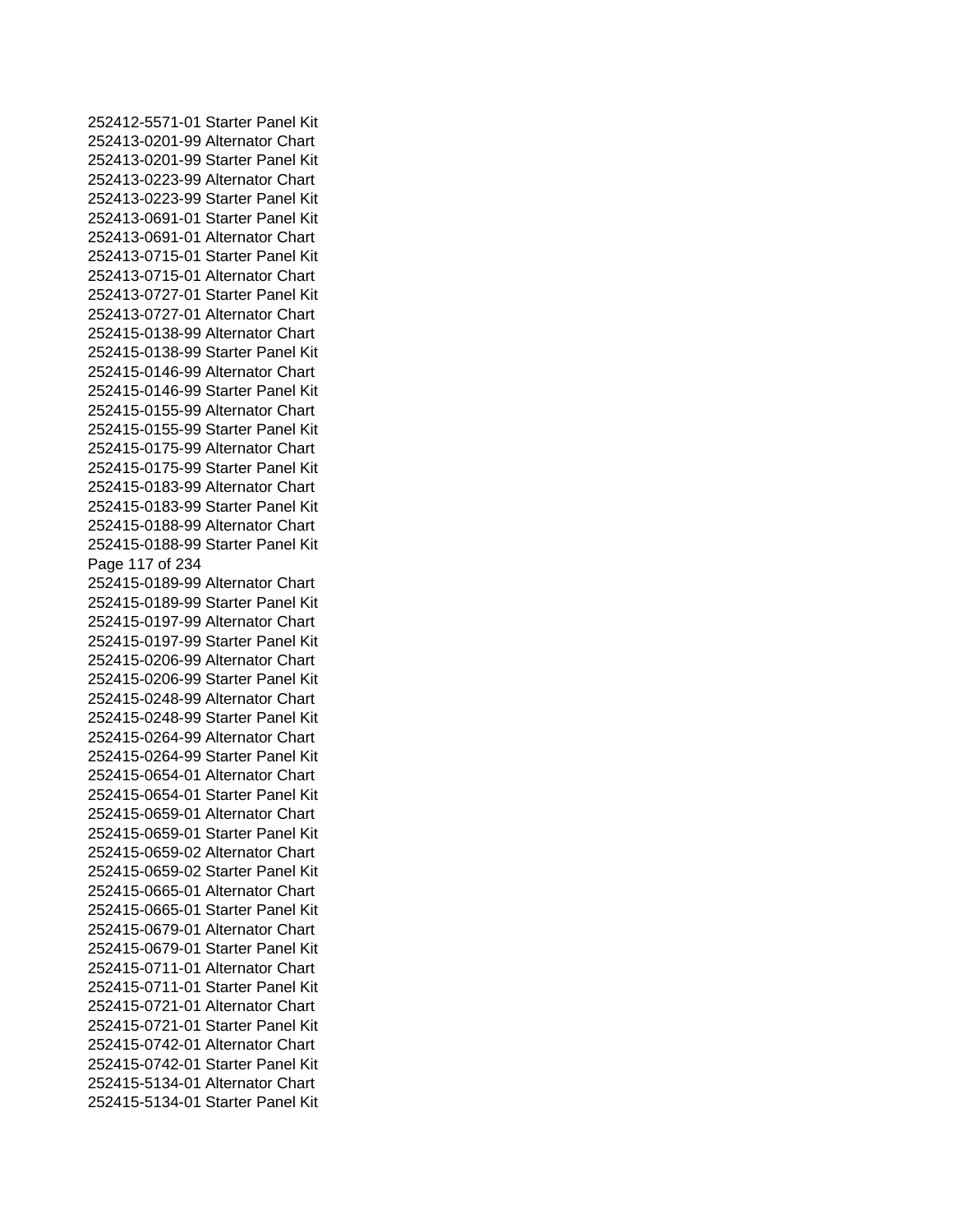252412-5571-01 Starter Panel Kit
252413-0201-99 Alternator Chart
252413-0201-99 Starter Panel Kit
252413-0223-99 Alternator Chart
252413-0223-99 Starter Panel Kit
252413-0691-01 Starter Panel Kit
252413-0691-01 Alternator Chart
252413-0715-01 Starter Panel Kit
252413-0715-01 Alternator Chart
252413-0727-01 Starter Panel Kit
252413-0727-01 Alternator Chart
252415-0138-99 Alternator Chart
252415-0138-99 Starter Panel Kit
252415-0146-99 Alternator Chart
252415-0146-99 Starter Panel Kit
252415-0155-99 Alternator Chart
252415-0155-99 Starter Panel Kit
252415-0175-99 Alternator Chart
252415-0175-99 Starter Panel Kit
252415-0183-99 Alternator Chart
252415-0183-99 Starter Panel Kit
252415-0188-99 Alternator Chart
252415-0188-99 Starter Panel Kit
252415-0189-99 Alternator Chart
252415-0189-99 Starter Panel Kit
252415-0197-99 Alternator Chart
252415-0197-99 Starter Panel Kit
252415-0206-99 Alternator Chart
252415-0206-99 Starter Panel Kit
252415-0248-99 Alternator Chart
252415-0248-99 Starter Panel Kit
252415-0264-99 Alternator Chart
252415-0264-99 Starter Panel Kit
252415-0654-01 Alternator Chart
252415-0654-01 Starter Panel Kit
252415-0659-01 Alternator Chart
252415-0659-01 Starter Panel Kit
252415-0659-02 Alternator Chart
252415-0659-02 Starter Panel Kit
252415-0665-01 Alternator Chart
252415-0665-01 Starter Panel Kit
252415-0679-01 Alternator Chart
252415-0679-01 Starter Panel Kit
252415-0711-01 Alternator Chart
252415-0711-01 Starter Panel Kit
252415-0721-01 Alternator Chart
252415-0721-01 Starter Panel Kit
252415-0742-01 Alternator Chart
252415-0742-01 Starter Panel Kit
252415-5134-01 Alternator Chart
252415-5134-01 Starter Panel Kit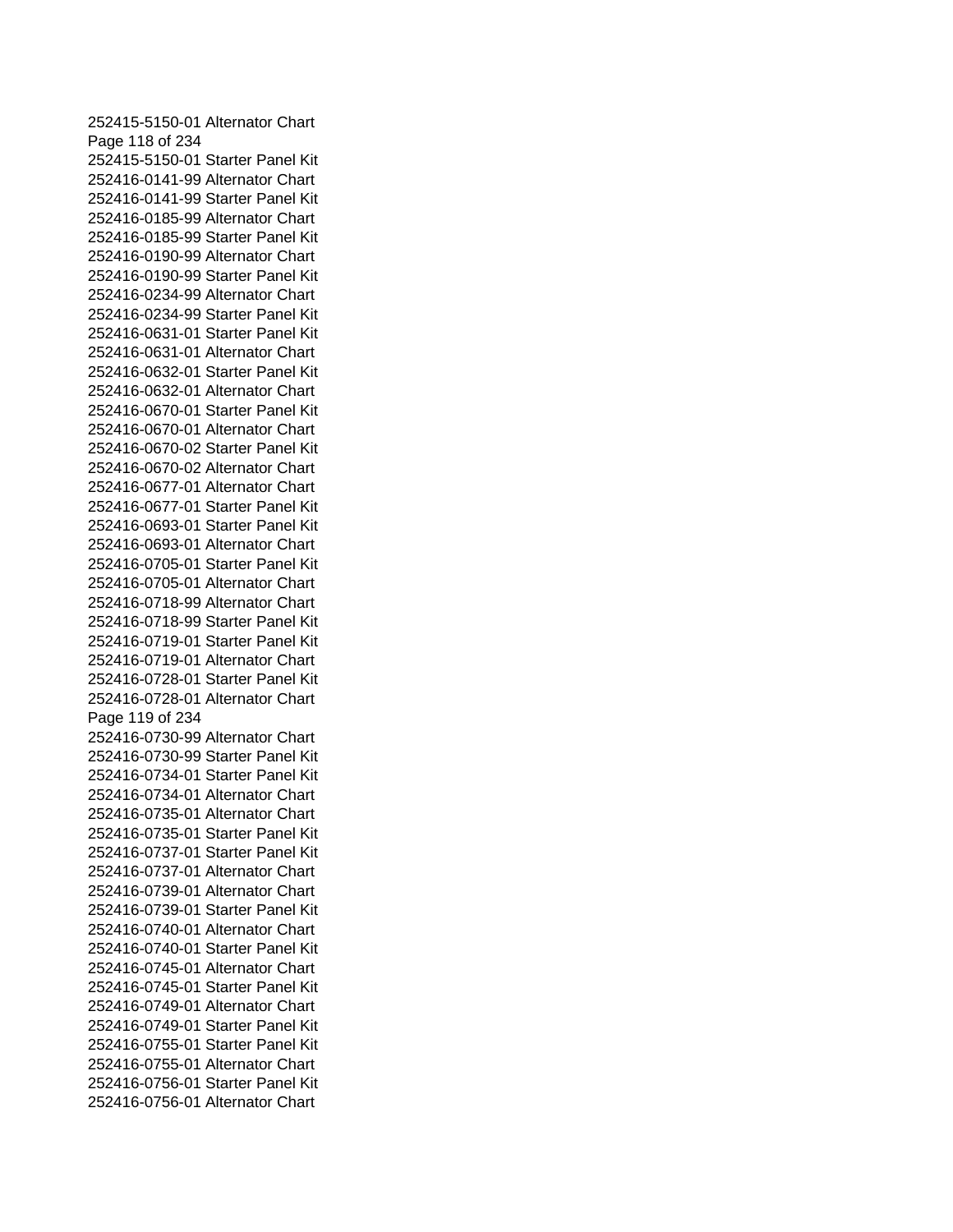252415-5150-01 Alternator Chart
252415-5150-01 Starter Panel Kit
252416-0141-99 Alternator Chart
252416-0141-99 Starter Panel Kit
252416-0185-99 Alternator Chart
252416-0185-99 Starter Panel Kit
252416-0190-99 Alternator Chart
252416-0190-99 Starter Panel Kit
252416-0234-99 Alternator Chart
252416-0234-99 Starter Panel Kit
252416-0631-01 Starter Panel Kit
252416-0631-01 Alternator Chart
252416-0632-01 Starter Panel Kit
252416-0632-01 Alternator Chart
252416-0670-01 Starter Panel Kit
252416-0670-01 Alternator Chart
252416-0670-02 Starter Panel Kit
252416-0670-02 Alternator Chart
252416-0677-01 Alternator Chart
252416-0677-01 Starter Panel Kit
252416-0693-01 Starter Panel Kit
252416-0693-01 Alternator Chart
252416-0705-01 Starter Panel Kit
252416-0705-01 Alternator Chart
252416-0718-99 Alternator Chart
252416-0718-99 Starter Panel Kit
252416-0719-01 Starter Panel Kit
252416-0719-01 Alternator Chart
252416-0728-01 Starter Panel Kit
252416-0728-01 Alternator Chart
252416-0730-99 Alternator Chart
252416-0730-99 Starter Panel Kit
252416-0734-01 Starter Panel Kit
252416-0734-01 Alternator Chart
252416-0735-01 Alternator Chart
252416-0735-01 Starter Panel Kit
252416-0737-01 Starter Panel Kit
252416-0737-01 Alternator Chart
252416-0739-01 Alternator Chart
252416-0739-01 Starter Panel Kit
252416-0740-01 Alternator Chart
252416-0740-01 Starter Panel Kit
252416-0745-01 Alternator Chart
252416-0745-01 Starter Panel Kit
252416-0749-01 Alternator Chart
252416-0749-01 Starter Panel Kit
252416-0755-01 Starter Panel Kit
252416-0755-01 Alternator Chart
252416-0756-01 Starter Panel Kit
252416-0756-01 Alternator Chart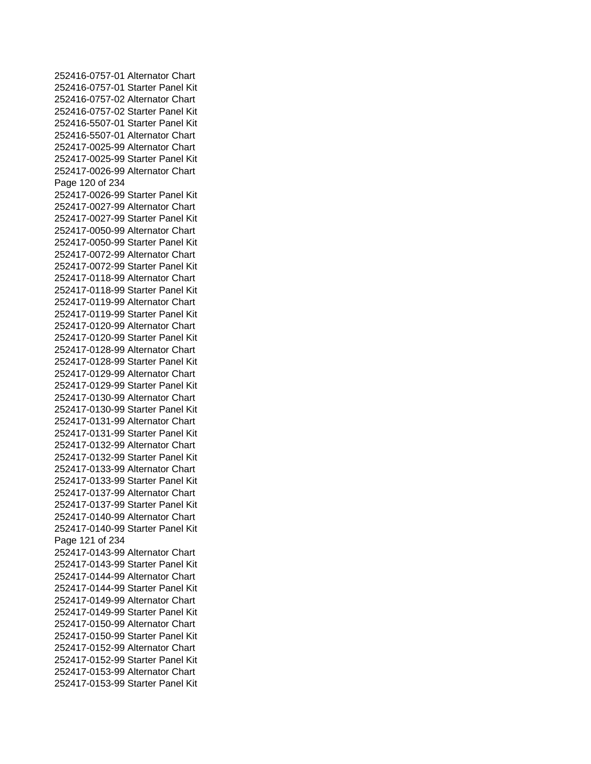252416-0757-01 Alternator Chart
252416-0757-01 Starter Panel Kit
252416-0757-02 Alternator Chart
252416-0757-02 Starter Panel Kit
252416-5507-01 Starter Panel Kit
252416-5507-01 Alternator Chart
252417-0025-99 Alternator Chart
252417-0025-99 Starter Panel Kit
252417-0026-99 Alternator Chart
252417-0026-99 Starter Panel Kit
252417-0027-99 Alternator Chart
252417-0027-99 Starter Panel Kit
252417-0050-99 Alternator Chart
252417-0050-99 Starter Panel Kit
252417-0072-99 Alternator Chart
252417-0072-99 Starter Panel Kit
252417-0118-99 Alternator Chart
252417-0118-99 Starter Panel Kit
252417-0119-99 Alternator Chart
252417-0119-99 Starter Panel Kit
252417-0120-99 Alternator Chart
252417-0120-99 Starter Panel Kit
252417-0128-99 Alternator Chart
252417-0128-99 Starter Panel Kit
252417-0129-99 Alternator Chart
252417-0129-99 Starter Panel Kit
252417-0130-99 Alternator Chart
252417-0130-99 Starter Panel Kit
252417-0131-99 Alternator Chart
252417-0131-99 Starter Panel Kit
252417-0132-99 Alternator Chart
252417-0132-99 Starter Panel Kit
252417-0133-99 Alternator Chart
252417-0133-99 Starter Panel Kit
252417-0137-99 Alternator Chart
252417-0137-99 Starter Panel Kit
252417-0140-99 Alternator Chart
252417-0140-99 Starter Panel Kit
252417-0143-99 Alternator Chart
252417-0143-99 Starter Panel Kit
252417-0144-99 Alternator Chart
252417-0144-99 Starter Panel Kit
252417-0149-99 Alternator Chart
252417-0149-99 Starter Panel Kit
252417-0150-99 Alternator Chart
252417-0150-99 Starter Panel Kit
252417-0152-99 Alternator Chart
252417-0152-99 Starter Panel Kit
252417-0153-99 Alternator Chart
252417-0153-99 Starter Panel Kit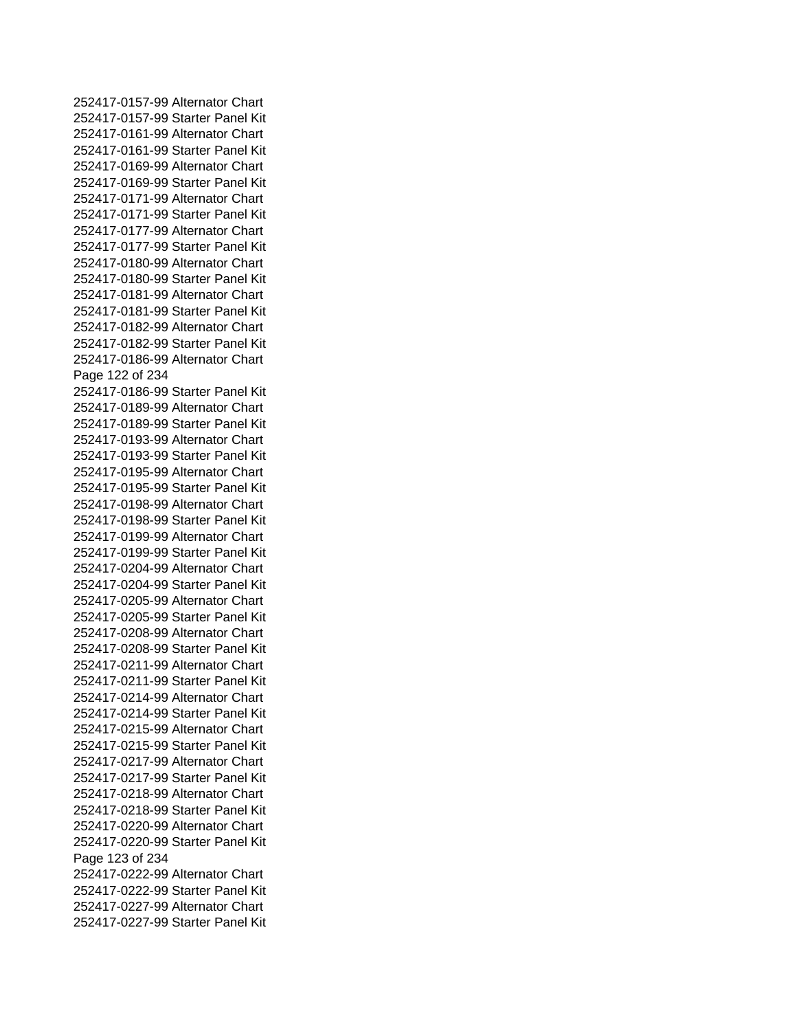252417-0157-99 Alternator Chart
252417-0157-99 Starter Panel Kit
252417-0161-99 Alternator Chart
252417-0161-99 Starter Panel Kit
252417-0169-99 Alternator Chart
252417-0169-99 Starter Panel Kit
252417-0171-99 Alternator Chart
252417-0171-99 Starter Panel Kit
252417-0177-99 Alternator Chart
252417-0177-99 Starter Panel Kit
252417-0180-99 Alternator Chart
252417-0180-99 Starter Panel Kit
252417-0181-99 Alternator Chart
252417-0181-99 Starter Panel Kit
252417-0182-99 Alternator Chart
252417-0182-99 Starter Panel Kit
252417-0186-99 Alternator Chart
252417-0186-99 Starter Panel Kit
252417-0189-99 Alternator Chart
252417-0189-99 Starter Panel Kit
252417-0193-99 Alternator Chart
252417-0193-99 Starter Panel Kit
252417-0195-99 Alternator Chart
252417-0195-99 Starter Panel Kit
252417-0198-99 Alternator Chart
252417-0198-99 Starter Panel Kit
252417-0199-99 Alternator Chart
252417-0199-99 Starter Panel Kit
252417-0204-99 Alternator Chart
252417-0204-99 Starter Panel Kit
252417-0205-99 Alternator Chart
252417-0205-99 Starter Panel Kit
252417-0208-99 Alternator Chart
252417-0208-99 Starter Panel Kit
252417-0211-99 Alternator Chart
252417-0211-99 Starter Panel Kit
252417-0214-99 Alternator Chart
252417-0214-99 Starter Panel Kit
252417-0215-99 Alternator Chart
252417-0215-99 Starter Panel Kit
252417-0217-99 Alternator Chart
252417-0217-99 Starter Panel Kit
252417-0218-99 Alternator Chart
252417-0218-99 Starter Panel Kit
252417-0220-99 Alternator Chart
252417-0220-99 Starter Panel Kit
252417-0222-99 Alternator Chart
252417-0222-99 Starter Panel Kit
252417-0227-99 Alternator Chart
252417-0227-99 Starter Panel Kit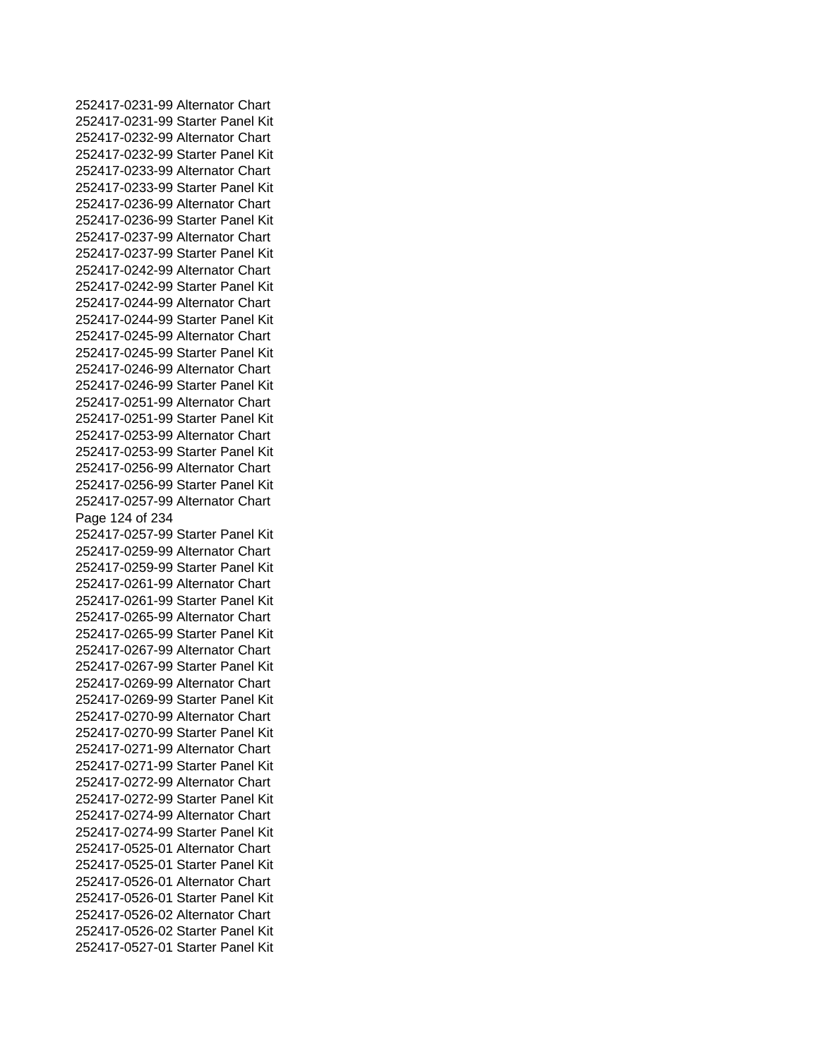252417-0231-99 Alternator Chart
252417-0231-99 Starter Panel Kit
252417-0232-99 Alternator Chart
252417-0232-99 Starter Panel Kit
252417-0233-99 Alternator Chart
252417-0233-99 Starter Panel Kit
252417-0236-99 Alternator Chart
252417-0236-99 Starter Panel Kit
252417-0237-99 Alternator Chart
252417-0237-99 Starter Panel Kit
252417-0242-99 Alternator Chart
252417-0242-99 Starter Panel Kit
252417-0244-99 Alternator Chart
252417-0244-99 Starter Panel Kit
252417-0245-99 Alternator Chart
252417-0245-99 Starter Panel Kit
252417-0246-99 Alternator Chart
252417-0246-99 Starter Panel Kit
252417-0251-99 Alternator Chart
252417-0251-99 Starter Panel Kit
252417-0253-99 Alternator Chart
252417-0253-99 Starter Panel Kit
252417-0256-99 Alternator Chart
252417-0256-99 Starter Panel Kit
252417-0257-99 Alternator Chart
252417-0257-99 Starter Panel Kit
252417-0259-99 Alternator Chart
252417-0259-99 Starter Panel Kit
252417-0261-99 Alternator Chart
252417-0261-99 Starter Panel Kit
252417-0265-99 Alternator Chart
252417-0265-99 Starter Panel Kit
252417-0267-99 Alternator Chart
252417-0267-99 Starter Panel Kit
252417-0269-99 Alternator Chart
252417-0269-99 Starter Panel Kit
252417-0270-99 Alternator Chart
252417-0270-99 Starter Panel Kit
252417-0271-99 Alternator Chart
252417-0271-99 Starter Panel Kit
252417-0272-99 Alternator Chart
252417-0272-99 Starter Panel Kit
252417-0274-99 Alternator Chart
252417-0274-99 Starter Panel Kit
252417-0525-01 Alternator Chart
252417-0525-01 Starter Panel Kit
252417-0526-01 Alternator Chart
252417-0526-01 Starter Panel Kit
252417-0526-02 Alternator Chart
252417-0526-02 Starter Panel Kit
252417-0527-01 Starter Panel Kit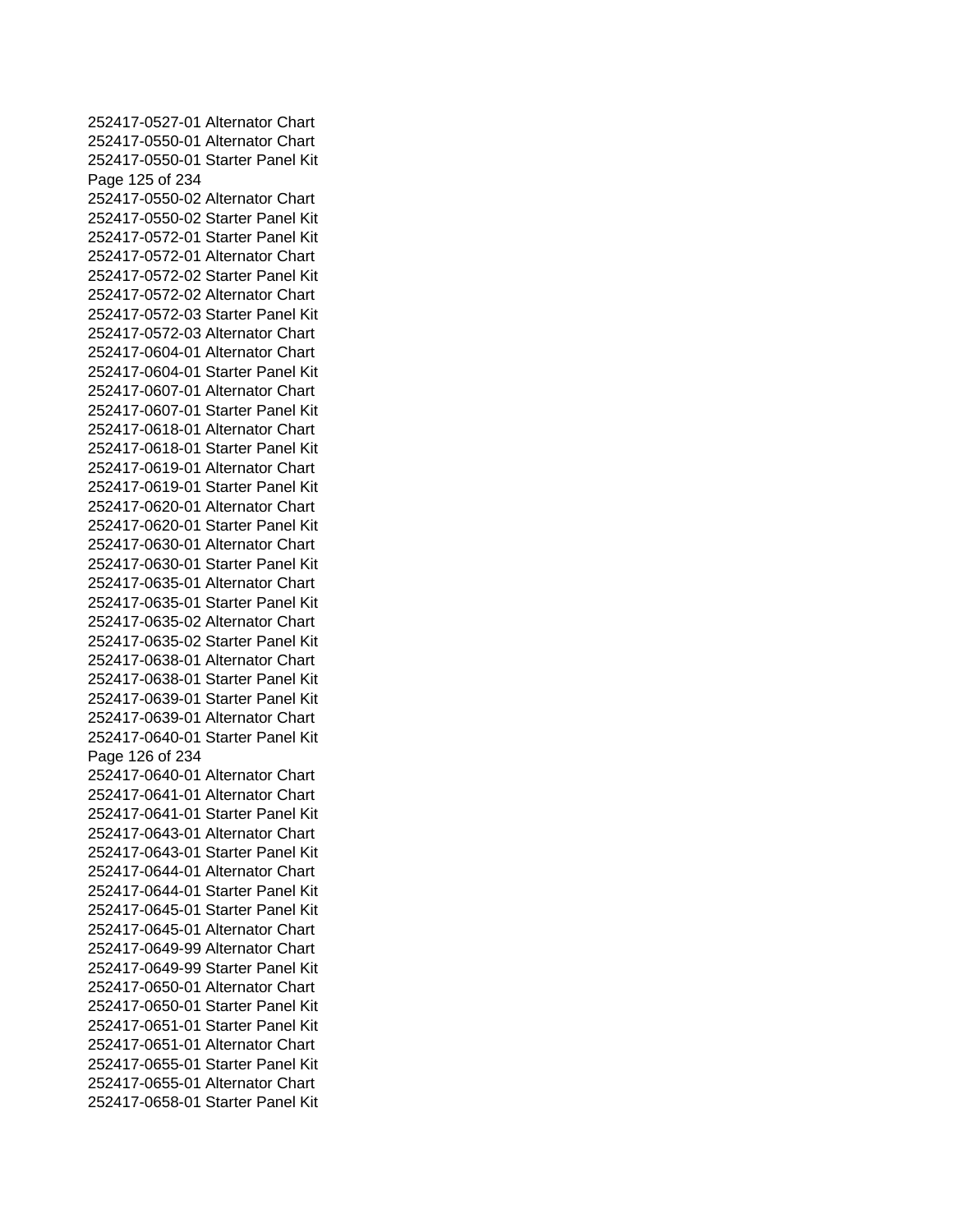252417-0527-01 Alternator Chart
252417-0550-01 Alternator Chart
252417-0550-01 Starter Panel Kit
252417-0550-02 Alternator Chart
252417-0550-02 Starter Panel Kit
252417-0572-01 Starter Panel Kit
252417-0572-01 Alternator Chart
252417-0572-02 Starter Panel Kit
252417-0572-02 Alternator Chart
252417-0572-03 Starter Panel Kit
252417-0572-03 Alternator Chart
252417-0604-01 Alternator Chart
252417-0604-01 Starter Panel Kit
252417-0607-01 Alternator Chart
252417-0607-01 Starter Panel Kit
252417-0618-01 Alternator Chart
252417-0618-01 Starter Panel Kit
252417-0619-01 Alternator Chart
252417-0619-01 Starter Panel Kit
252417-0620-01 Alternator Chart
252417-0620-01 Starter Panel Kit
252417-0630-01 Alternator Chart
252417-0630-01 Starter Panel Kit
252417-0635-01 Alternator Chart
252417-0635-01 Starter Panel Kit
252417-0635-02 Alternator Chart
252417-0635-02 Starter Panel Kit
252417-0638-01 Alternator Chart
252417-0638-01 Starter Panel Kit
252417-0639-01 Starter Panel Kit
252417-0639-01 Alternator Chart
252417-0640-01 Starter Panel Kit
252417-0640-01 Alternator Chart
252417-0641-01 Alternator Chart
252417-0641-01 Starter Panel Kit
252417-0643-01 Alternator Chart
252417-0643-01 Starter Panel Kit
252417-0644-01 Alternator Chart
252417-0644-01 Starter Panel Kit
252417-0645-01 Starter Panel Kit
252417-0645-01 Alternator Chart
252417-0649-99 Alternator Chart
252417-0649-99 Starter Panel Kit
252417-0650-01 Alternator Chart
252417-0650-01 Starter Panel Kit
252417-0651-01 Starter Panel Kit
252417-0651-01 Alternator Chart
252417-0655-01 Starter Panel Kit
252417-0655-01 Alternator Chart
252417-0658-01 Starter Panel Kit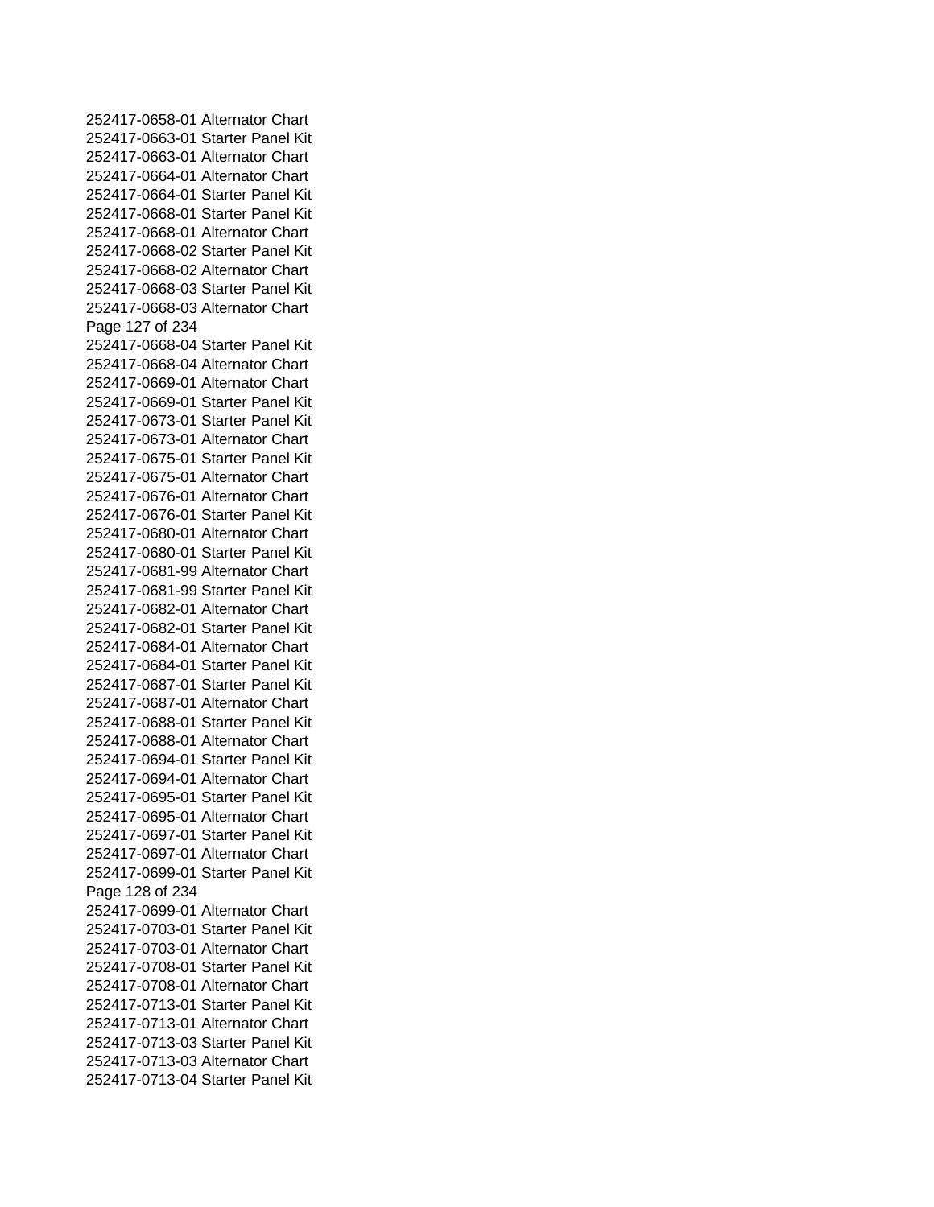252417-0658-01 Alternator Chart
252417-0663-01 Starter Panel Kit
252417-0663-01 Alternator Chart
252417-0664-01 Alternator Chart
252417-0664-01 Starter Panel Kit
252417-0668-01 Starter Panel Kit
252417-0668-01 Alternator Chart
252417-0668-02 Starter Panel Kit
252417-0668-02 Alternator Chart
252417-0668-03 Starter Panel Kit
252417-0668-03 Alternator Chart
252417-0668-04 Starter Panel Kit
252417-0668-04 Alternator Chart
252417-0669-01 Alternator Chart
252417-0669-01 Starter Panel Kit
252417-0673-01 Starter Panel Kit
252417-0673-01 Alternator Chart
252417-0675-01 Starter Panel Kit
252417-0675-01 Alternator Chart
252417-0676-01 Alternator Chart
252417-0676-01 Starter Panel Kit
252417-0680-01 Alternator Chart
252417-0680-01 Starter Panel Kit
252417-0681-99 Alternator Chart
252417-0681-99 Starter Panel Kit
252417-0682-01 Alternator Chart
252417-0682-01 Starter Panel Kit
252417-0684-01 Alternator Chart
252417-0684-01 Starter Panel Kit
252417-0687-01 Starter Panel Kit
252417-0687-01 Alternator Chart
252417-0688-01 Starter Panel Kit
252417-0688-01 Alternator Chart
252417-0694-01 Starter Panel Kit
252417-0694-01 Alternator Chart
252417-0695-01 Starter Panel Kit
252417-0695-01 Alternator Chart
252417-0697-01 Starter Panel Kit
252417-0697-01 Alternator Chart
252417-0699-01 Starter Panel Kit
252417-0699-01 Alternator Chart
252417-0703-01 Starter Panel Kit
252417-0703-01 Alternator Chart
252417-0708-01 Starter Panel Kit
252417-0708-01 Alternator Chart
252417-0713-01 Starter Panel Kit
252417-0713-01 Alternator Chart
252417-0713-03 Starter Panel Kit
252417-0713-03 Alternator Chart
252417-0713-04 Starter Panel Kit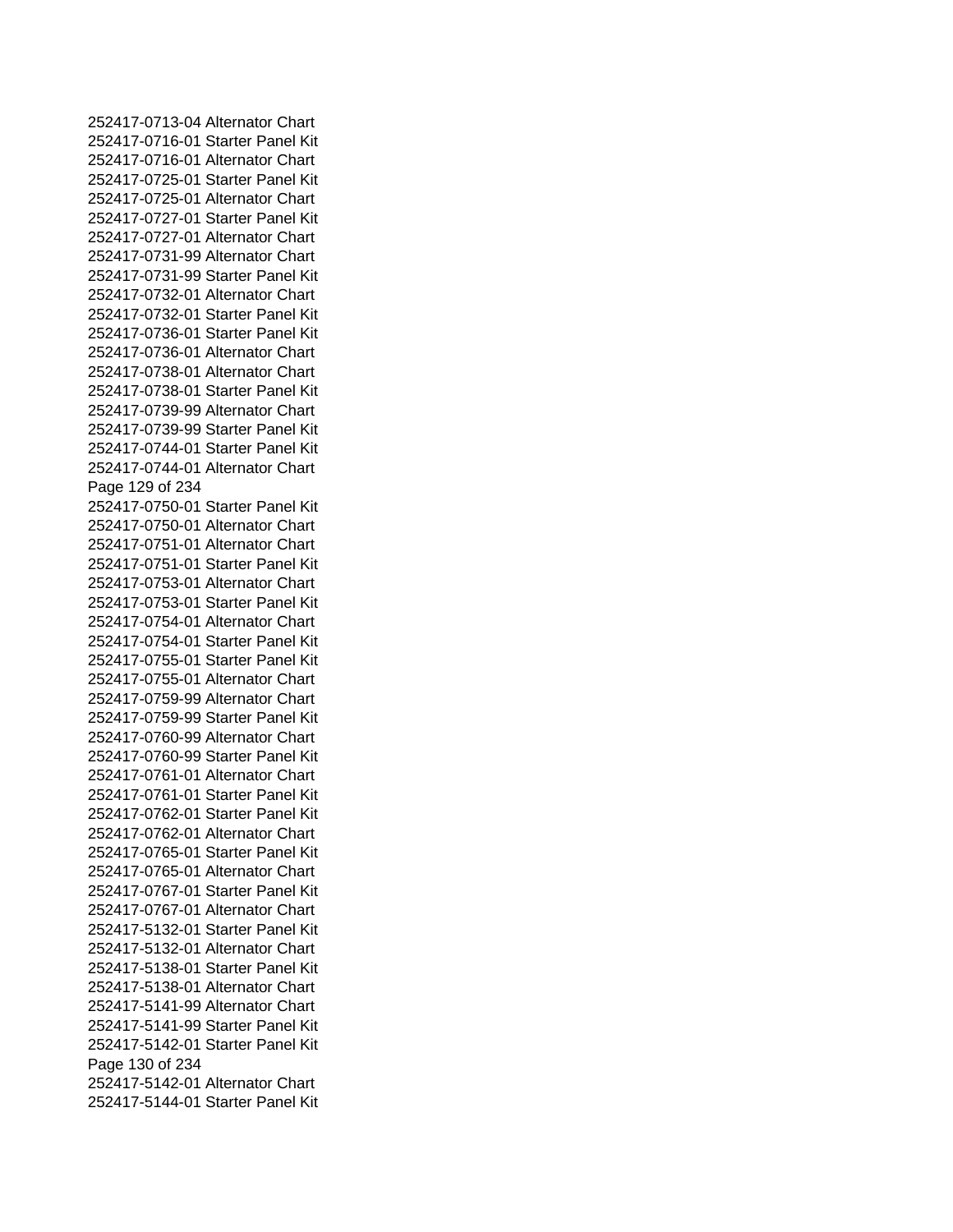252417-0713-04 Alternator Chart
252417-0716-01 Starter Panel Kit
252417-0716-01 Alternator Chart
252417-0725-01 Starter Panel Kit
252417-0725-01 Alternator Chart
252417-0727-01 Starter Panel Kit
252417-0727-01 Alternator Chart
252417-0731-99 Alternator Chart
252417-0731-99 Starter Panel Kit
252417-0732-01 Alternator Chart
252417-0732-01 Starter Panel Kit
252417-0736-01 Starter Panel Kit
252417-0736-01 Alternator Chart
252417-0738-01 Alternator Chart
252417-0738-01 Starter Panel Kit
252417-0739-99 Alternator Chart
252417-0739-99 Starter Panel Kit
252417-0744-01 Starter Panel Kit
252417-0744-01 Alternator Chart
252417-0750-01 Starter Panel Kit
252417-0750-01 Alternator Chart
252417-0751-01 Alternator Chart
252417-0751-01 Starter Panel Kit
252417-0753-01 Alternator Chart
252417-0753-01 Starter Panel Kit
252417-0754-01 Alternator Chart
252417-0754-01 Starter Panel Kit
252417-0755-01 Starter Panel Kit
252417-0755-01 Alternator Chart
252417-0759-99 Alternator Chart
252417-0759-99 Starter Panel Kit
252417-0760-99 Alternator Chart
252417-0760-99 Starter Panel Kit
252417-0761-01 Alternator Chart
252417-0761-01 Starter Panel Kit
252417-0762-01 Starter Panel Kit
252417-0762-01 Alternator Chart
252417-0765-01 Starter Panel Kit
252417-0765-01 Alternator Chart
252417-0767-01 Starter Panel Kit
252417-0767-01 Alternator Chart
252417-5132-01 Starter Panel Kit
252417-5132-01 Alternator Chart
252417-5138-01 Starter Panel Kit
252417-5138-01 Alternator Chart
252417-5141-99 Alternator Chart
252417-5141-99 Starter Panel Kit
252417-5142-01 Starter Panel Kit
252417-5142-01 Alternator Chart
252417-5144-01 Starter Panel Kit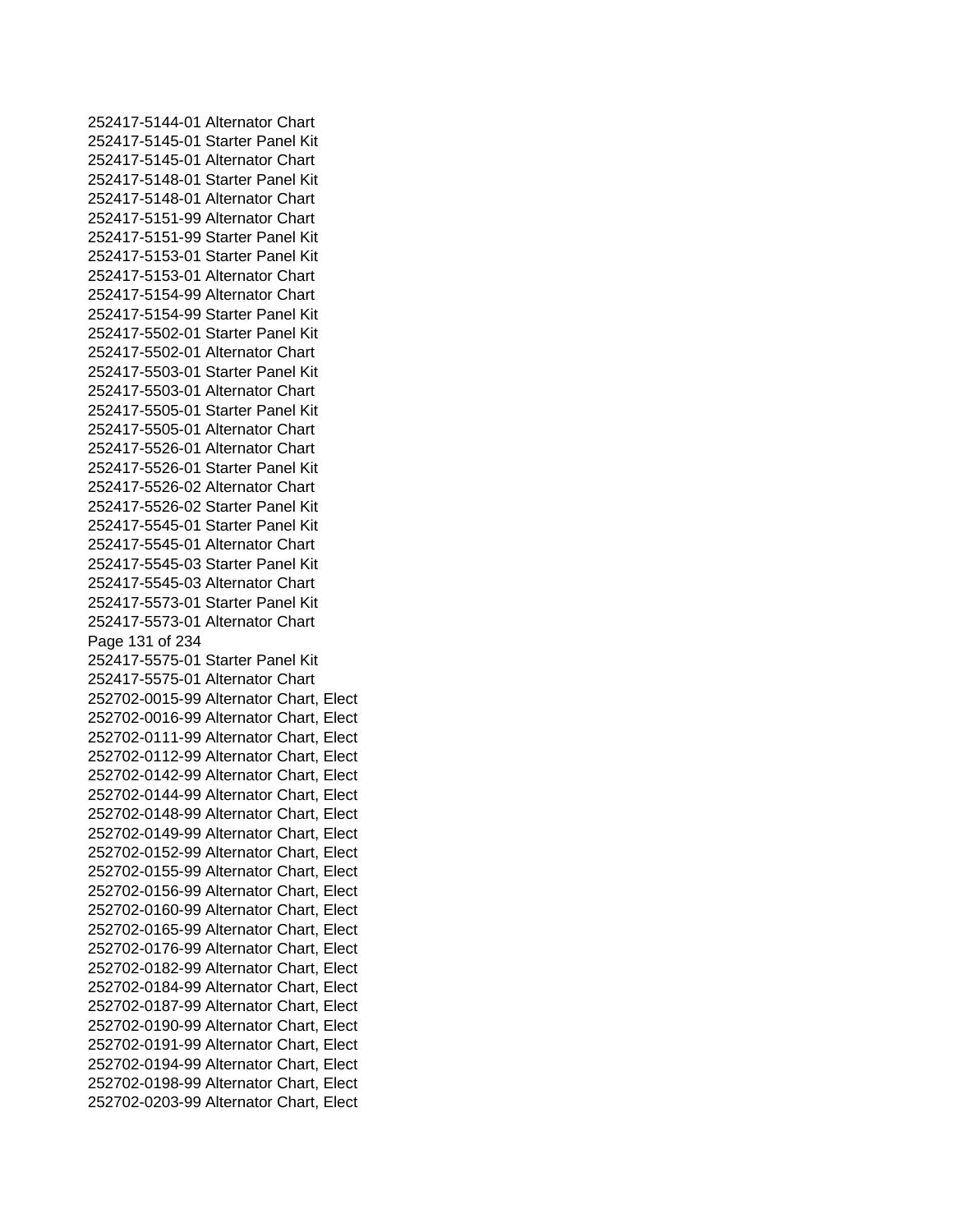252417-5144-01 Alternator Chart
252417-5145-01 Starter Panel Kit
252417-5145-01 Alternator Chart
252417-5148-01 Starter Panel Kit
252417-5148-01 Alternator Chart
252417-5151-99 Alternator Chart
252417-5151-99 Starter Panel Kit
252417-5153-01 Starter Panel Kit
252417-5153-01 Alternator Chart
252417-5154-99 Alternator Chart
252417-5154-99 Starter Panel Kit
252417-5502-01 Starter Panel Kit
252417-5502-01 Alternator Chart
252417-5503-01 Starter Panel Kit
252417-5503-01 Alternator Chart
252417-5505-01 Starter Panel Kit
252417-5505-01 Alternator Chart
252417-5526-01 Alternator Chart
252417-5526-01 Starter Panel Kit
252417-5526-02 Alternator Chart
252417-5526-02 Starter Panel Kit
252417-5545-01 Starter Panel Kit
252417-5545-01 Alternator Chart
252417-5545-03 Starter Panel Kit
252417-5545-03 Alternator Chart
252417-5573-01 Starter Panel Kit
252417-5573-01 Alternator Chart
252417-5575-01 Starter Panel Kit
252417-5575-01 Alternator Chart
252702-0015-99 Alternator Chart, Elect
252702-0016-99 Alternator Chart, Elect
252702-0111-99 Alternator Chart, Elect
252702-0112-99 Alternator Chart, Elect
252702-0142-99 Alternator Chart, Elect
252702-0144-99 Alternator Chart, Elect
252702-0148-99 Alternator Chart, Elect
252702-0149-99 Alternator Chart, Elect
252702-0152-99 Alternator Chart, Elect
252702-0155-99 Alternator Chart, Elect
252702-0156-99 Alternator Chart, Elect
252702-0160-99 Alternator Chart, Elect
252702-0165-99 Alternator Chart, Elect
252702-0176-99 Alternator Chart, Elect
252702-0182-99 Alternator Chart, Elect
252702-0184-99 Alternator Chart, Elect
252702-0187-99 Alternator Chart, Elect
252702-0190-99 Alternator Chart, Elect
252702-0191-99 Alternator Chart, Elect
252702-0194-99 Alternator Chart, Elect
252702-0198-99 Alternator Chart, Elect
252702-0203-99 Alternator Chart, Elect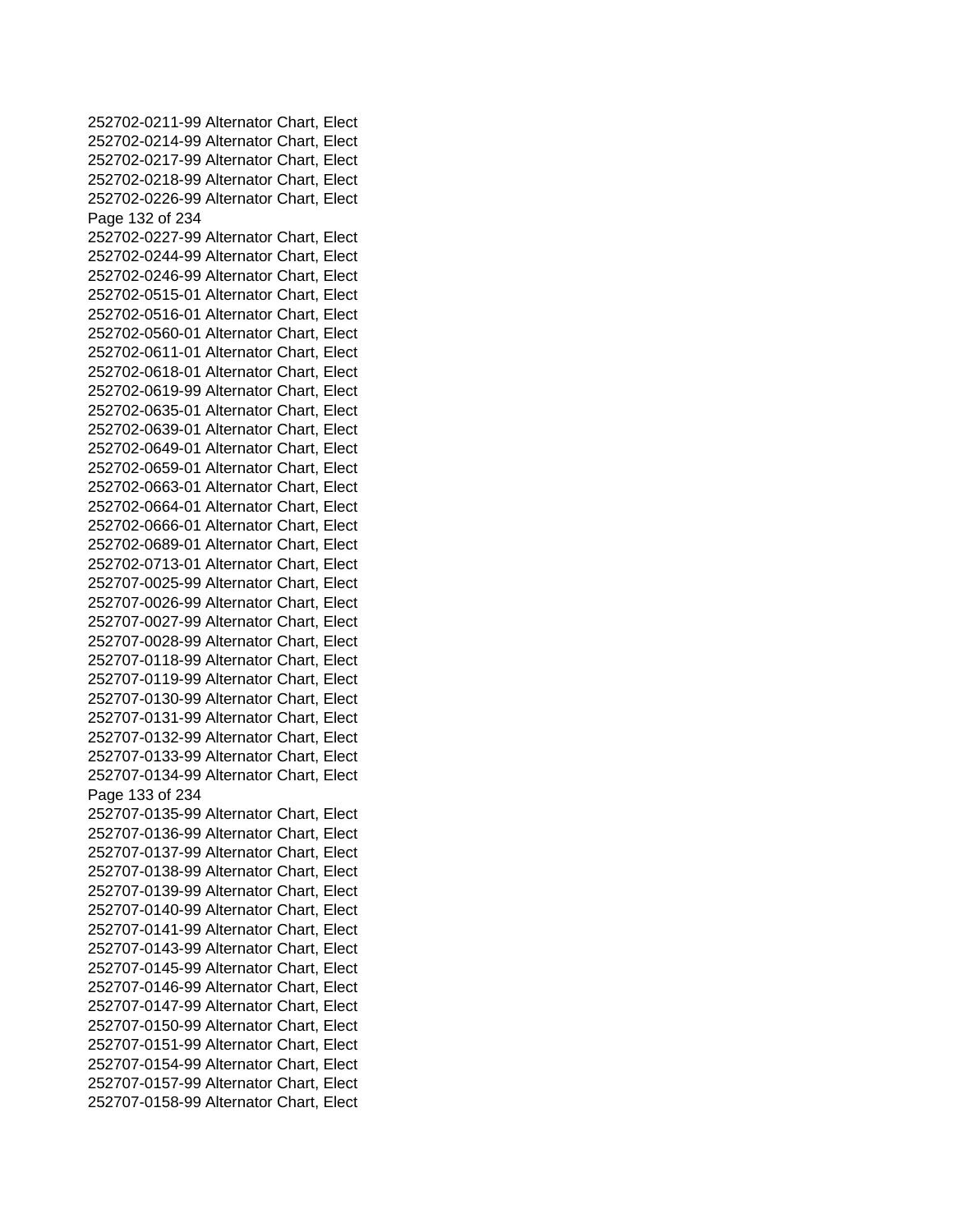252702-0211-99 Alternator Chart, Elect
252702-0214-99 Alternator Chart, Elect
252702-0217-99 Alternator Chart, Elect
252702-0218-99 Alternator Chart, Elect
252702-0226-99 Alternator Chart, Elect
252702-0227-99 Alternator Chart, Elect
252702-0244-99 Alternator Chart, Elect
252702-0246-99 Alternator Chart, Elect
252702-0515-01 Alternator Chart, Elect
252702-0516-01 Alternator Chart, Elect
252702-0560-01 Alternator Chart, Elect
252702-0611-01 Alternator Chart, Elect
252702-0618-01 Alternator Chart, Elect
252702-0619-99 Alternator Chart, Elect
252702-0635-01 Alternator Chart, Elect
252702-0639-01 Alternator Chart, Elect
252702-0649-01 Alternator Chart, Elect
252702-0659-01 Alternator Chart, Elect
252702-0663-01 Alternator Chart, Elect
252702-0664-01 Alternator Chart, Elect
252702-0666-01 Alternator Chart, Elect
252702-0689-01 Alternator Chart, Elect
252702-0713-01 Alternator Chart, Elect
252707-0025-99 Alternator Chart, Elect
252707-0026-99 Alternator Chart, Elect
252707-0027-99 Alternator Chart, Elect
252707-0028-99 Alternator Chart, Elect
252707-0118-99 Alternator Chart, Elect
252707-0119-99 Alternator Chart, Elect
252707-0130-99 Alternator Chart, Elect
252707-0131-99 Alternator Chart, Elect
252707-0132-99 Alternator Chart, Elect
252707-0133-99 Alternator Chart, Elect
252707-0134-99 Alternator Chart, Elect
252707-0135-99 Alternator Chart, Elect
252707-0136-99 Alternator Chart, Elect
252707-0137-99 Alternator Chart, Elect
252707-0138-99 Alternator Chart, Elect
252707-0139-99 Alternator Chart, Elect
252707-0140-99 Alternator Chart, Elect
252707-0141-99 Alternator Chart, Elect
252707-0143-99 Alternator Chart, Elect
252707-0145-99 Alternator Chart, Elect
252707-0146-99 Alternator Chart, Elect
252707-0147-99 Alternator Chart, Elect
252707-0150-99 Alternator Chart, Elect
252707-0151-99 Alternator Chart, Elect
252707-0154-99 Alternator Chart, Elect
252707-0157-99 Alternator Chart, Elect
252707-0158-99 Alternator Chart, Elect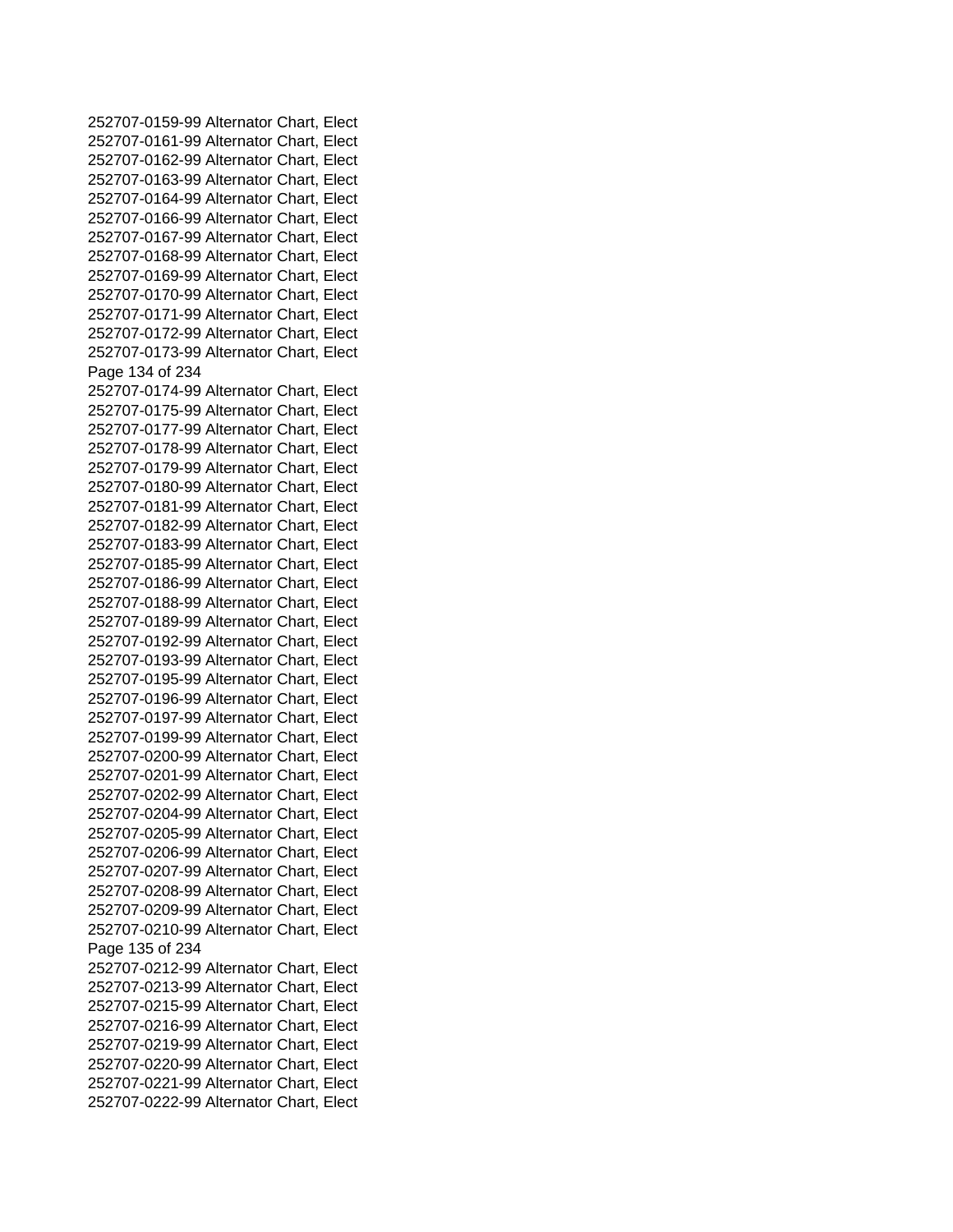252707-0159-99 Alternator Chart, Elect
252707-0161-99 Alternator Chart, Elect
252707-0162-99 Alternator Chart, Elect
252707-0163-99 Alternator Chart, Elect
252707-0164-99 Alternator Chart, Elect
252707-0166-99 Alternator Chart, Elect
252707-0167-99 Alternator Chart, Elect
252707-0168-99 Alternator Chart, Elect
252707-0169-99 Alternator Chart, Elect
252707-0170-99 Alternator Chart, Elect
252707-0171-99 Alternator Chart, Elect
252707-0172-99 Alternator Chart, Elect
252707-0173-99 Alternator Chart, Elect
252707-0174-99 Alternator Chart, Elect
252707-0175-99 Alternator Chart, Elect
252707-0177-99 Alternator Chart, Elect
252707-0178-99 Alternator Chart, Elect
252707-0179-99 Alternator Chart, Elect
252707-0180-99 Alternator Chart, Elect
252707-0181-99 Alternator Chart, Elect
252707-0182-99 Alternator Chart, Elect
252707-0183-99 Alternator Chart, Elect
252707-0185-99 Alternator Chart, Elect
252707-0186-99 Alternator Chart, Elect
252707-0188-99 Alternator Chart, Elect
252707-0189-99 Alternator Chart, Elect
252707-0192-99 Alternator Chart, Elect
252707-0193-99 Alternator Chart, Elect
252707-0195-99 Alternator Chart, Elect
252707-0196-99 Alternator Chart, Elect
252707-0197-99 Alternator Chart, Elect
252707-0199-99 Alternator Chart, Elect
252707-0200-99 Alternator Chart, Elect
252707-0201-99 Alternator Chart, Elect
252707-0202-99 Alternator Chart, Elect
252707-0204-99 Alternator Chart, Elect
252707-0205-99 Alternator Chart, Elect
252707-0206-99 Alternator Chart, Elect
252707-0207-99 Alternator Chart, Elect
252707-0208-99 Alternator Chart, Elect
252707-0209-99 Alternator Chart, Elect
252707-0210-99 Alternator Chart, Elect
252707-0212-99 Alternator Chart, Elect
252707-0213-99 Alternator Chart, Elect
252707-0215-99 Alternator Chart, Elect
252707-0216-99 Alternator Chart, Elect
252707-0219-99 Alternator Chart, Elect
252707-0220-99 Alternator Chart, Elect
252707-0221-99 Alternator Chart, Elect
252707-0222-99 Alternator Chart, Elect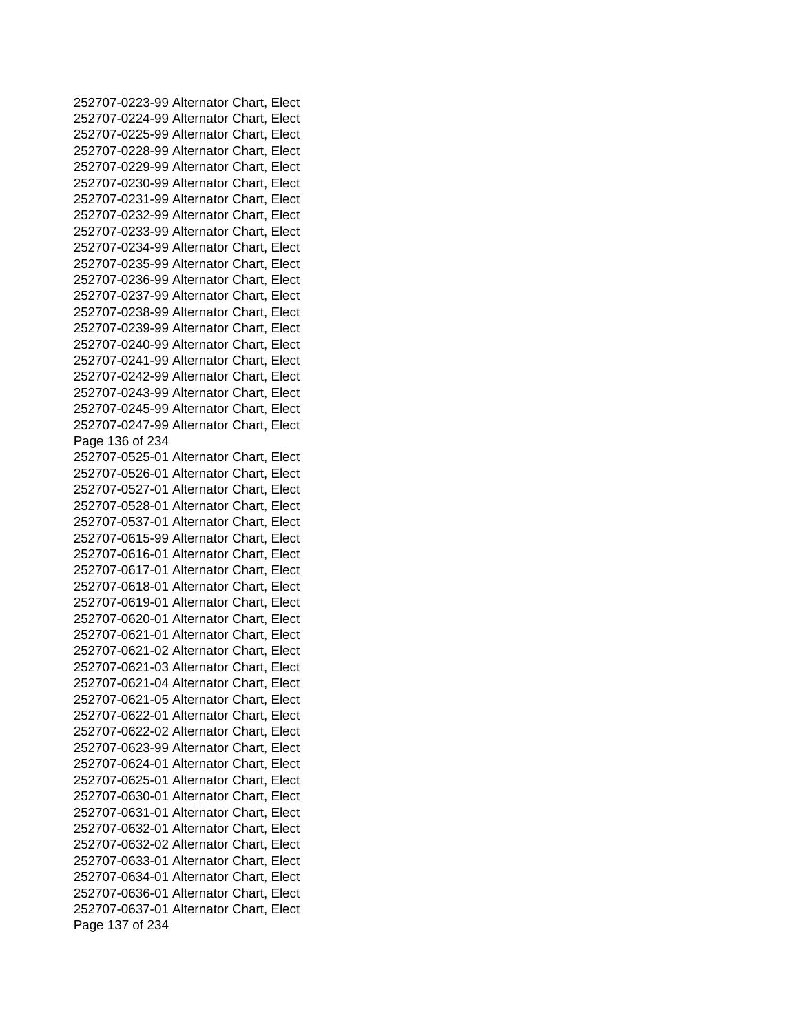252707-0223-99 Alternator Chart, Elect
252707-0224-99 Alternator Chart, Elect
252707-0225-99 Alternator Chart, Elect
252707-0228-99 Alternator Chart, Elect
252707-0229-99 Alternator Chart, Elect
252707-0230-99 Alternator Chart, Elect
252707-0231-99 Alternator Chart, Elect
252707-0232-99 Alternator Chart, Elect
252707-0233-99 Alternator Chart, Elect
252707-0234-99 Alternator Chart, Elect
252707-0235-99 Alternator Chart, Elect
252707-0236-99 Alternator Chart, Elect
252707-0237-99 Alternator Chart, Elect
252707-0238-99 Alternator Chart, Elect
252707-0239-99 Alternator Chart, Elect
252707-0240-99 Alternator Chart, Elect
252707-0241-99 Alternator Chart, Elect
252707-0242-99 Alternator Chart, Elect
252707-0243-99 Alternator Chart, Elect
252707-0245-99 Alternator Chart, Elect
252707-0247-99 Alternator Chart, Elect
252707-0525-01 Alternator Chart, Elect
252707-0526-01 Alternator Chart, Elect
252707-0527-01 Alternator Chart, Elect
252707-0528-01 Alternator Chart, Elect
252707-0537-01 Alternator Chart, Elect
252707-0615-99 Alternator Chart, Elect
252707-0616-01 Alternator Chart, Elect
252707-0617-01 Alternator Chart, Elect
252707-0618-01 Alternator Chart, Elect
252707-0619-01 Alternator Chart, Elect
252707-0620-01 Alternator Chart, Elect
252707-0621-01 Alternator Chart, Elect
252707-0621-02 Alternator Chart, Elect
252707-0621-03 Alternator Chart, Elect
252707-0621-04 Alternator Chart, Elect
252707-0621-05 Alternator Chart, Elect
252707-0622-01 Alternator Chart, Elect
252707-0622-02 Alternator Chart, Elect
252707-0623-99 Alternator Chart, Elect
252707-0624-01 Alternator Chart, Elect
252707-0625-01 Alternator Chart, Elect
252707-0630-01 Alternator Chart, Elect
252707-0631-01 Alternator Chart, Elect
252707-0632-01 Alternator Chart, Elect
252707-0632-02 Alternator Chart, Elect
252707-0633-01 Alternator Chart, Elect
252707-0634-01 Alternator Chart, Elect
252707-0636-01 Alternator Chart, Elect
252707-0637-01 Alternator Chart, Elect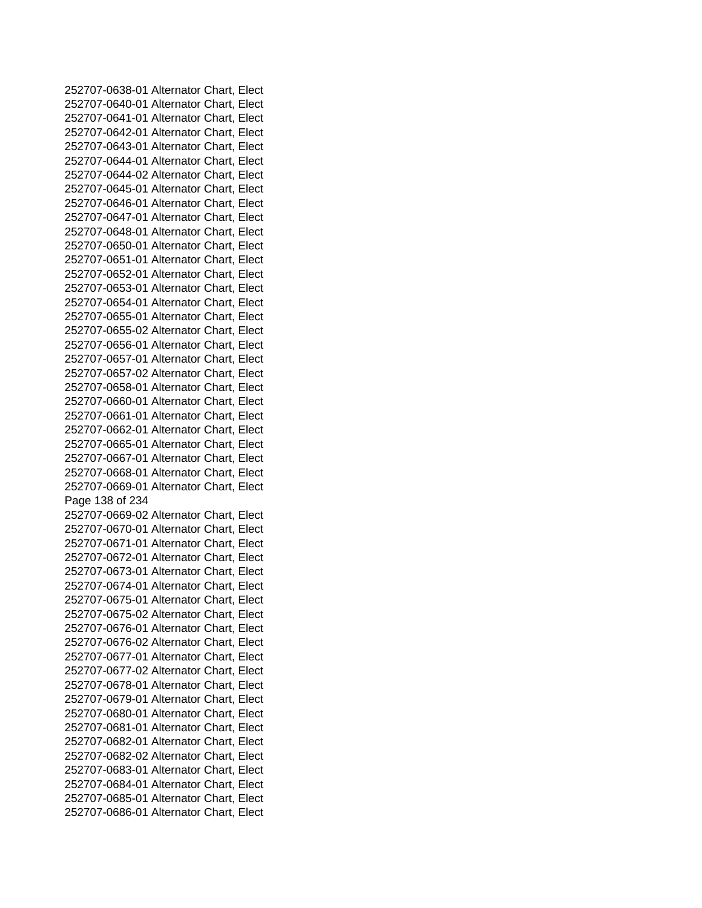252707-0638-01 Alternator Chart, Elect
252707-0640-01 Alternator Chart, Elect
252707-0641-01 Alternator Chart, Elect
252707-0642-01 Alternator Chart, Elect
252707-0643-01 Alternator Chart, Elect
252707-0644-01 Alternator Chart, Elect
252707-0644-02 Alternator Chart, Elect
252707-0645-01 Alternator Chart, Elect
252707-0646-01 Alternator Chart, Elect
252707-0647-01 Alternator Chart, Elect
252707-0648-01 Alternator Chart, Elect
252707-0650-01 Alternator Chart, Elect
252707-0651-01 Alternator Chart, Elect
252707-0652-01 Alternator Chart, Elect
252707-0653-01 Alternator Chart, Elect
252707-0654-01 Alternator Chart, Elect
252707-0655-01 Alternator Chart, Elect
252707-0655-02 Alternator Chart, Elect
252707-0656-01 Alternator Chart, Elect
252707-0657-01 Alternator Chart, Elect
252707-0657-02 Alternator Chart, Elect
252707-0658-01 Alternator Chart, Elect
252707-0660-01 Alternator Chart, Elect
252707-0661-01 Alternator Chart, Elect
252707-0662-01 Alternator Chart, Elect
252707-0665-01 Alternator Chart, Elect
252707-0667-01 Alternator Chart, Elect
252707-0668-01 Alternator Chart, Elect
252707-0669-01 Alternator Chart, Elect
252707-0669-02 Alternator Chart, Elect
252707-0670-01 Alternator Chart, Elect
252707-0671-01 Alternator Chart, Elect
252707-0672-01 Alternator Chart, Elect
252707-0673-01 Alternator Chart, Elect
252707-0674-01 Alternator Chart, Elect
252707-0675-01 Alternator Chart, Elect
252707-0675-02 Alternator Chart, Elect
252707-0676-01 Alternator Chart, Elect
252707-0676-02 Alternator Chart, Elect
252707-0677-01 Alternator Chart, Elect
252707-0677-02 Alternator Chart, Elect
252707-0678-01 Alternator Chart, Elect
252707-0679-01 Alternator Chart, Elect
252707-0680-01 Alternator Chart, Elect
252707-0681-01 Alternator Chart, Elect
252707-0682-01 Alternator Chart, Elect
252707-0682-02 Alternator Chart, Elect
252707-0683-01 Alternator Chart, Elect
252707-0684-01 Alternator Chart, Elect
252707-0685-01 Alternator Chart, Elect
252707-0686-01 Alternator Chart, Elect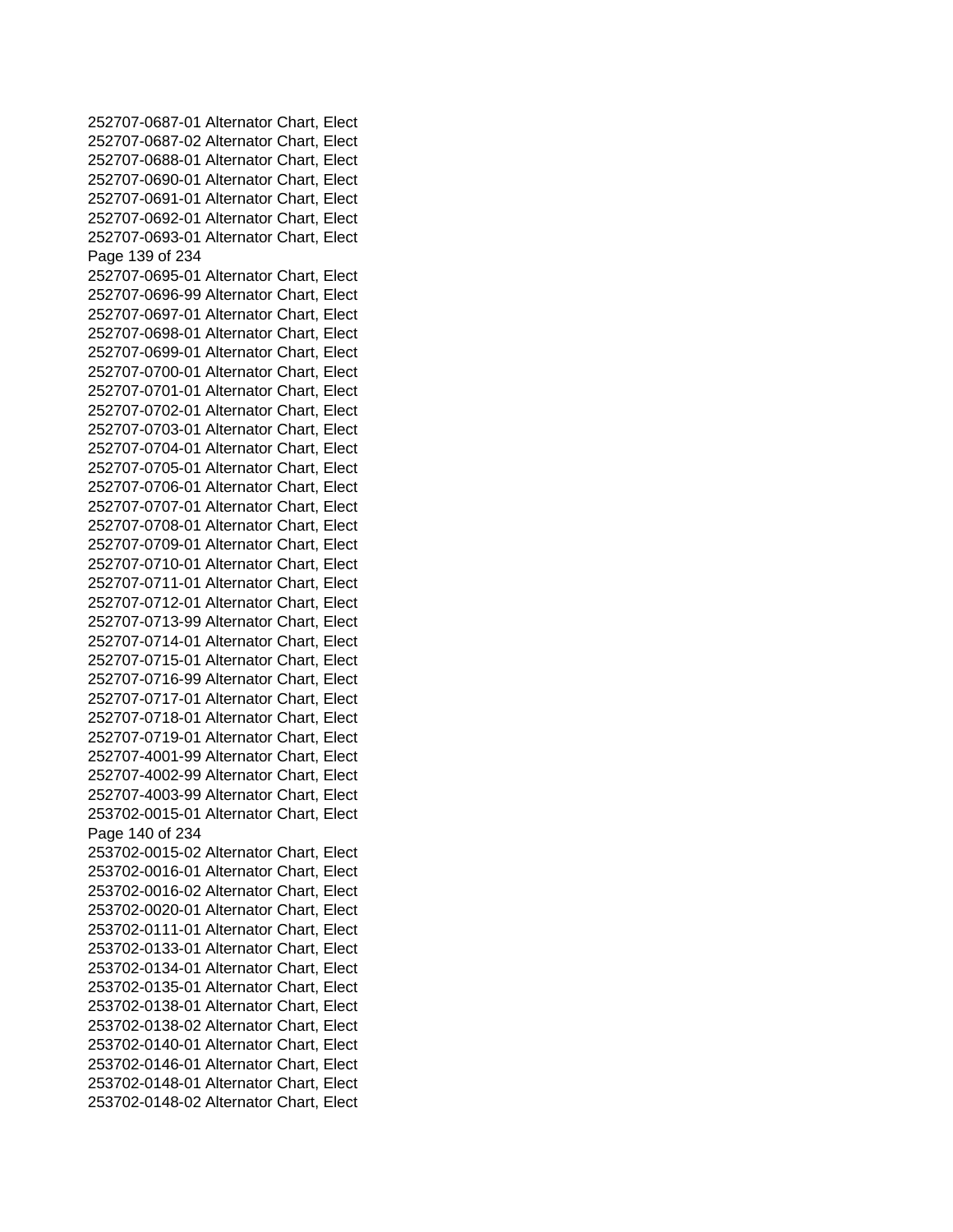252707-0687-01 Alternator Chart, Elect
252707-0687-02 Alternator Chart, Elect
252707-0688-01 Alternator Chart, Elect
252707-0690-01 Alternator Chart, Elect
252707-0691-01 Alternator Chart, Elect
252707-0692-01 Alternator Chart, Elect
252707-0693-01 Alternator Chart, Elect
252707-0695-01 Alternator Chart, Elect
252707-0696-99 Alternator Chart, Elect
252707-0697-01 Alternator Chart, Elect
252707-0698-01 Alternator Chart, Elect
252707-0699-01 Alternator Chart, Elect
252707-0700-01 Alternator Chart, Elect
252707-0701-01 Alternator Chart, Elect
252707-0702-01 Alternator Chart, Elect
252707-0703-01 Alternator Chart, Elect
252707-0704-01 Alternator Chart, Elect
252707-0705-01 Alternator Chart, Elect
252707-0706-01 Alternator Chart, Elect
252707-0707-01 Alternator Chart, Elect
252707-0708-01 Alternator Chart, Elect
252707-0709-01 Alternator Chart, Elect
252707-0710-01 Alternator Chart, Elect
252707-0711-01 Alternator Chart, Elect
252707-0712-01 Alternator Chart, Elect
252707-0713-99 Alternator Chart, Elect
252707-0714-01 Alternator Chart, Elect
252707-0715-01 Alternator Chart, Elect
252707-0716-99 Alternator Chart, Elect
252707-0717-01 Alternator Chart, Elect
252707-0718-01 Alternator Chart, Elect
252707-0719-01 Alternator Chart, Elect
252707-4001-99 Alternator Chart, Elect
252707-4002-99 Alternator Chart, Elect
252707-4003-99 Alternator Chart, Elect
253702-0015-01 Alternator Chart, Elect
253702-0015-02 Alternator Chart, Elect
253702-0016-01 Alternator Chart, Elect
253702-0016-02 Alternator Chart, Elect
253702-0020-01 Alternator Chart, Elect
253702-0111-01 Alternator Chart, Elect
253702-0133-01 Alternator Chart, Elect
253702-0134-01 Alternator Chart, Elect
253702-0135-01 Alternator Chart, Elect
253702-0138-01 Alternator Chart, Elect
253702-0138-02 Alternator Chart, Elect
253702-0140-01 Alternator Chart, Elect
253702-0146-01 Alternator Chart, Elect
253702-0148-01 Alternator Chart, Elect
253702-0148-02 Alternator Chart, Elect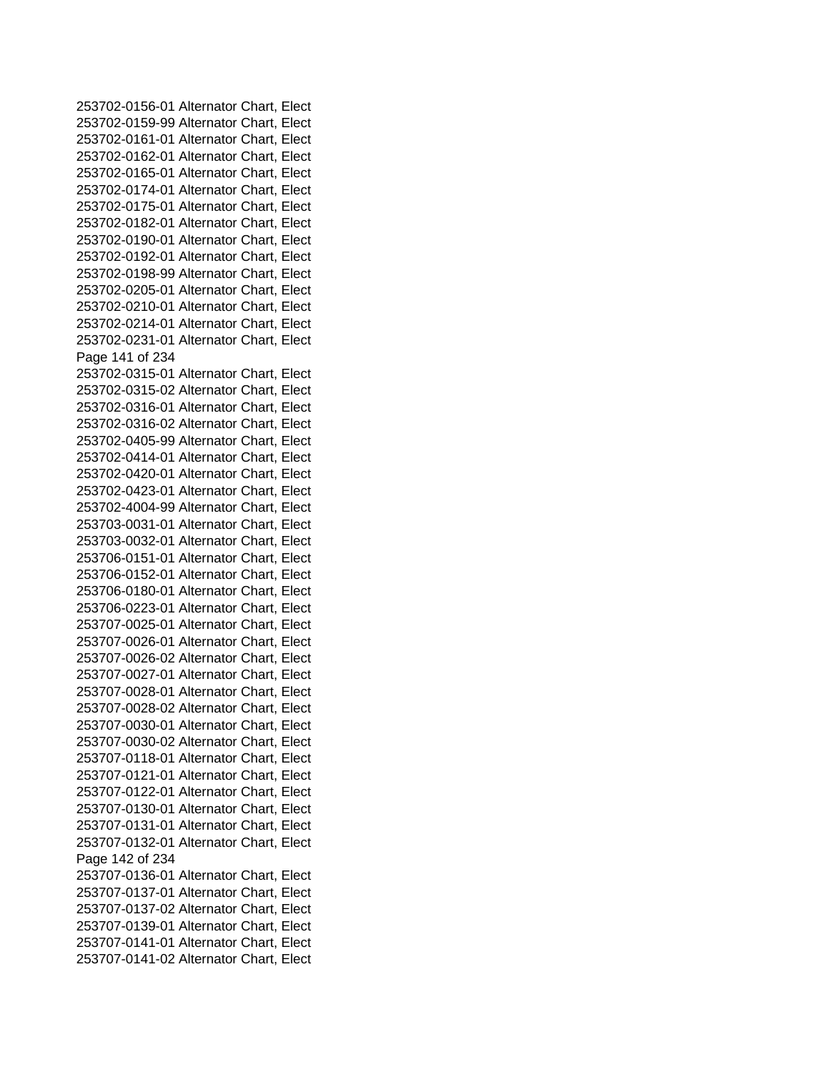253702-0156-01 Alternator Chart, Elect
253702-0159-99 Alternator Chart, Elect
253702-0161-01 Alternator Chart, Elect
253702-0162-01 Alternator Chart, Elect
253702-0165-01 Alternator Chart, Elect
253702-0174-01 Alternator Chart, Elect
253702-0175-01 Alternator Chart, Elect
253702-0182-01 Alternator Chart, Elect
253702-0190-01 Alternator Chart, Elect
253702-0192-01 Alternator Chart, Elect
253702-0198-99 Alternator Chart, Elect
253702-0205-01 Alternator Chart, Elect
253702-0210-01 Alternator Chart, Elect
253702-0214-01 Alternator Chart, Elect
253702-0231-01 Alternator Chart, Elect
253702-0315-01 Alternator Chart, Elect
253702-0315-02 Alternator Chart, Elect
253702-0316-01 Alternator Chart, Elect
253702-0316-02 Alternator Chart, Elect
253702-0405-99 Alternator Chart, Elect
253702-0414-01 Alternator Chart, Elect
253702-0420-01 Alternator Chart, Elect
253702-0423-01 Alternator Chart, Elect
253702-4004-99 Alternator Chart, Elect
253703-0031-01 Alternator Chart, Elect
253703-0032-01 Alternator Chart, Elect
253706-0151-01 Alternator Chart, Elect
253706-0152-01 Alternator Chart, Elect
253706-0180-01 Alternator Chart, Elect
253706-0223-01 Alternator Chart, Elect
253707-0025-01 Alternator Chart, Elect
253707-0026-01 Alternator Chart, Elect
253707-0026-02 Alternator Chart, Elect
253707-0027-01 Alternator Chart, Elect
253707-0028-01 Alternator Chart, Elect
253707-0028-02 Alternator Chart, Elect
253707-0030-01 Alternator Chart, Elect
253707-0030-02 Alternator Chart, Elect
253707-0118-01 Alternator Chart, Elect
253707-0121-01 Alternator Chart, Elect
253707-0122-01 Alternator Chart, Elect
253707-0130-01 Alternator Chart, Elect
253707-0131-01 Alternator Chart, Elect
253707-0132-01 Alternator Chart, Elect
253707-0136-01 Alternator Chart, Elect
253707-0137-01 Alternator Chart, Elect
253707-0137-02 Alternator Chart, Elect
253707-0139-01 Alternator Chart, Elect
253707-0141-01 Alternator Chart, Elect
253707-0141-02 Alternator Chart, Elect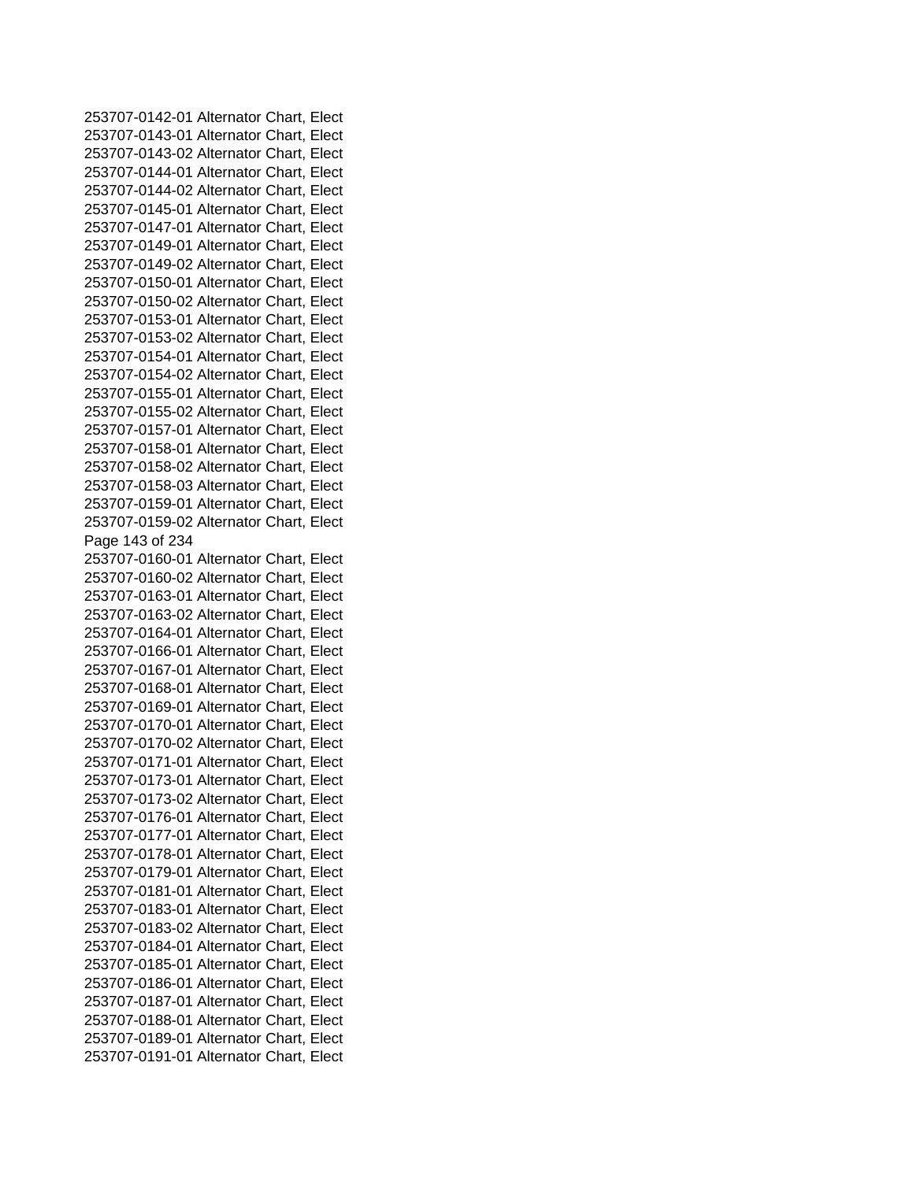253707-0142-01 Alternator Chart, Elect
253707-0143-01 Alternator Chart, Elect
253707-0143-02 Alternator Chart, Elect
253707-0144-01 Alternator Chart, Elect
253707-0144-02 Alternator Chart, Elect
253707-0145-01 Alternator Chart, Elect
253707-0147-01 Alternator Chart, Elect
253707-0149-01 Alternator Chart, Elect
253707-0149-02 Alternator Chart, Elect
253707-0150-01 Alternator Chart, Elect
253707-0150-02 Alternator Chart, Elect
253707-0153-01 Alternator Chart, Elect
253707-0153-02 Alternator Chart, Elect
253707-0154-01 Alternator Chart, Elect
253707-0154-02 Alternator Chart, Elect
253707-0155-01 Alternator Chart, Elect
253707-0155-02 Alternator Chart, Elect
253707-0157-01 Alternator Chart, Elect
253707-0158-01 Alternator Chart, Elect
253707-0158-02 Alternator Chart, Elect
253707-0158-03 Alternator Chart, Elect
253707-0159-01 Alternator Chart, Elect
253707-0159-02 Alternator Chart, Elect
253707-0160-01 Alternator Chart, Elect
253707-0160-02 Alternator Chart, Elect
253707-0163-01 Alternator Chart, Elect
253707-0163-02 Alternator Chart, Elect
253707-0164-01 Alternator Chart, Elect
253707-0166-01 Alternator Chart, Elect
253707-0167-01 Alternator Chart, Elect
253707-0168-01 Alternator Chart, Elect
253707-0169-01 Alternator Chart, Elect
253707-0170-01 Alternator Chart, Elect
253707-0170-02 Alternator Chart, Elect
253707-0171-01 Alternator Chart, Elect
253707-0173-01 Alternator Chart, Elect
253707-0173-02 Alternator Chart, Elect
253707-0176-01 Alternator Chart, Elect
253707-0177-01 Alternator Chart, Elect
253707-0178-01 Alternator Chart, Elect
253707-0179-01 Alternator Chart, Elect
253707-0181-01 Alternator Chart, Elect
253707-0183-01 Alternator Chart, Elect
253707-0183-02 Alternator Chart, Elect
253707-0184-01 Alternator Chart, Elect
253707-0185-01 Alternator Chart, Elect
253707-0186-01 Alternator Chart, Elect
253707-0187-01 Alternator Chart, Elect
253707-0188-01 Alternator Chart, Elect
253707-0189-01 Alternator Chart, Elect
253707-0191-01 Alternator Chart, Elect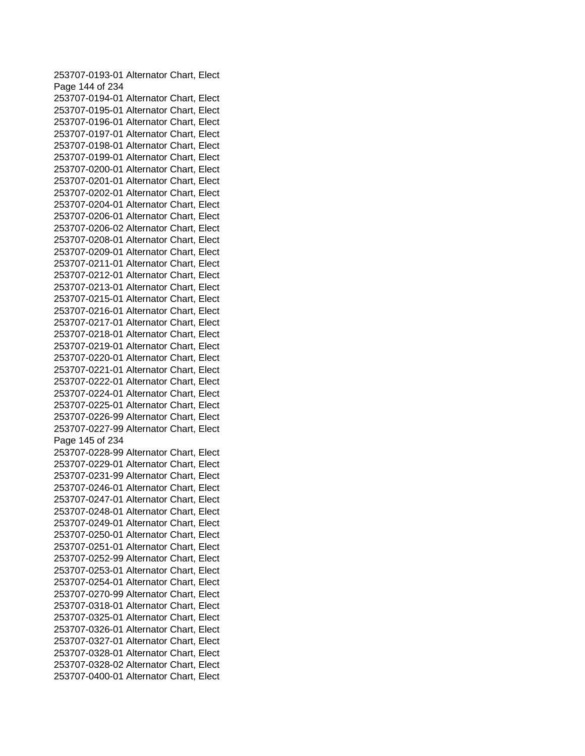253707-0193-01 Alternator Chart, Elect
253707-0194-01 Alternator Chart, Elect
253707-0195-01 Alternator Chart, Elect
253707-0196-01 Alternator Chart, Elect
253707-0197-01 Alternator Chart, Elect
253707-0198-01 Alternator Chart, Elect
253707-0199-01 Alternator Chart, Elect
253707-0200-01 Alternator Chart, Elect
253707-0201-01 Alternator Chart, Elect
253707-0202-01 Alternator Chart, Elect
253707-0204-01 Alternator Chart, Elect
253707-0206-01 Alternator Chart, Elect
253707-0206-02 Alternator Chart, Elect
253707-0208-01 Alternator Chart, Elect
253707-0209-01 Alternator Chart, Elect
253707-0211-01 Alternator Chart, Elect
253707-0212-01 Alternator Chart, Elect
253707-0213-01 Alternator Chart, Elect
253707-0215-01 Alternator Chart, Elect
253707-0216-01 Alternator Chart, Elect
253707-0217-01 Alternator Chart, Elect
253707-0218-01 Alternator Chart, Elect
253707-0219-01 Alternator Chart, Elect
253707-0220-01 Alternator Chart, Elect
253707-0221-01 Alternator Chart, Elect
253707-0222-01 Alternator Chart, Elect
253707-0224-01 Alternator Chart, Elect
253707-0225-01 Alternator Chart, Elect
253707-0226-99 Alternator Chart, Elect
253707-0227-99 Alternator Chart, Elect
253707-0228-99 Alternator Chart, Elect
253707-0229-01 Alternator Chart, Elect
253707-0231-99 Alternator Chart, Elect
253707-0246-01 Alternator Chart, Elect
253707-0247-01 Alternator Chart, Elect
253707-0248-01 Alternator Chart, Elect
253707-0249-01 Alternator Chart, Elect
253707-0250-01 Alternator Chart, Elect
253707-0251-01 Alternator Chart, Elect
253707-0252-99 Alternator Chart, Elect
253707-0253-01 Alternator Chart, Elect
253707-0254-01 Alternator Chart, Elect
253707-0270-99 Alternator Chart, Elect
253707-0318-01 Alternator Chart, Elect
253707-0325-01 Alternator Chart, Elect
253707-0326-01 Alternator Chart, Elect
253707-0327-01 Alternator Chart, Elect
253707-0328-01 Alternator Chart, Elect
253707-0328-02 Alternator Chart, Elect
253707-0400-01 Alternator Chart, Elect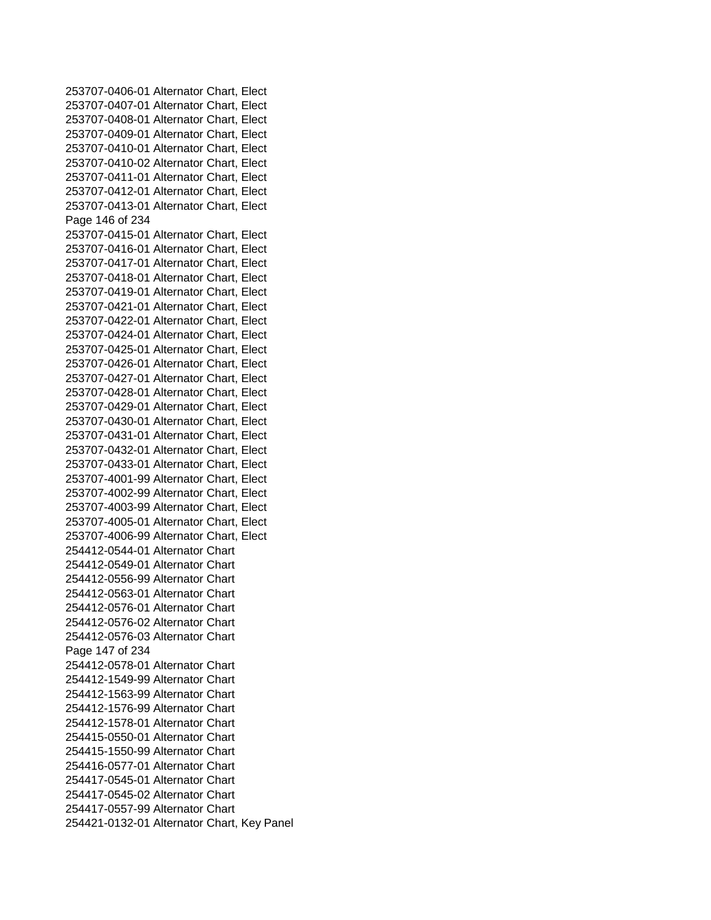253707-0406-01 Alternator Chart, Elect
253707-0407-01 Alternator Chart, Elect
253707-0408-01 Alternator Chart, Elect
253707-0409-01 Alternator Chart, Elect
253707-0410-01 Alternator Chart, Elect
253707-0410-02 Alternator Chart, Elect
253707-0411-01 Alternator Chart, Elect
253707-0412-01 Alternator Chart, Elect
253707-0413-01 Alternator Chart, Elect
253707-0415-01 Alternator Chart, Elect
253707-0416-01 Alternator Chart, Elect
253707-0417-01 Alternator Chart, Elect
253707-0418-01 Alternator Chart, Elect
253707-0419-01 Alternator Chart, Elect
253707-0421-01 Alternator Chart, Elect
253707-0422-01 Alternator Chart, Elect
253707-0424-01 Alternator Chart, Elect
253707-0425-01 Alternator Chart, Elect
253707-0426-01 Alternator Chart, Elect
253707-0427-01 Alternator Chart, Elect
253707-0428-01 Alternator Chart, Elect
253707-0429-01 Alternator Chart, Elect
253707-0430-01 Alternator Chart, Elect
253707-0431-01 Alternator Chart, Elect
253707-0432-01 Alternator Chart, Elect
253707-0433-01 Alternator Chart, Elect
253707-4001-99 Alternator Chart, Elect
253707-4002-99 Alternator Chart, Elect
253707-4003-99 Alternator Chart, Elect
253707-4005-01 Alternator Chart, Elect
253707-4006-99 Alternator Chart, Elect
254412-0544-01 Alternator Chart
254412-0549-01 Alternator Chart
254412-0556-99 Alternator Chart
254412-0563-01 Alternator Chart
254412-0576-01 Alternator Chart
254412-0576-02 Alternator Chart
254412-0576-03 Alternator Chart
254412-0578-01 Alternator Chart
254412-1549-99 Alternator Chart
254412-1563-99 Alternator Chart
254412-1576-99 Alternator Chart
254412-1578-01 Alternator Chart
254415-0550-01 Alternator Chart
254415-1550-99 Alternator Chart
254416-0577-01 Alternator Chart
254417-0545-01 Alternator Chart
254417-0545-02 Alternator Chart
254417-0557-99 Alternator Chart
254421-0132-01 Alternator Chart, Key Panel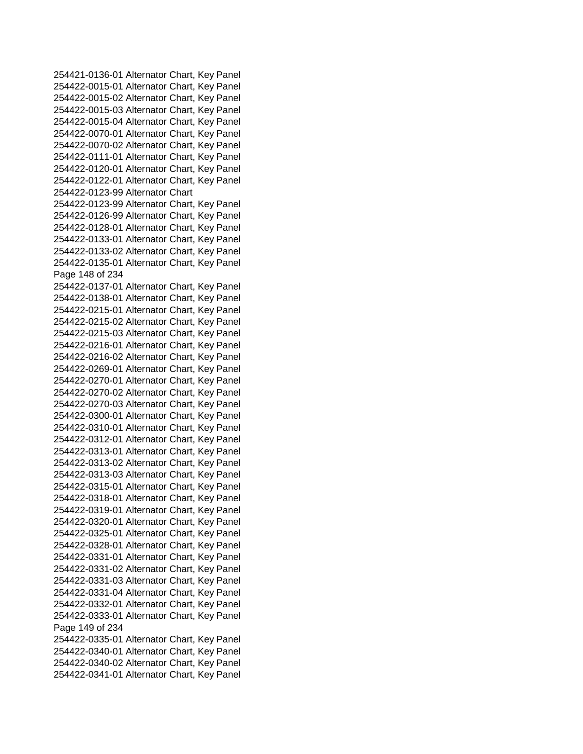254421-0136-01 Alternator Chart, Key Panel
254422-0015-01 Alternator Chart, Key Panel
254422-0015-02 Alternator Chart, Key Panel
254422-0015-03 Alternator Chart, Key Panel
254422-0015-04 Alternator Chart, Key Panel
254422-0070-01 Alternator Chart, Key Panel
254422-0070-02 Alternator Chart, Key Panel
254422-0111-01 Alternator Chart, Key Panel
254422-0120-01 Alternator Chart, Key Panel
254422-0122-01 Alternator Chart, Key Panel
254422-0123-99 Alternator Chart
254422-0123-99 Alternator Chart, Key Panel
254422-0126-99 Alternator Chart, Key Panel
254422-0128-01 Alternator Chart, Key Panel
254422-0133-01 Alternator Chart, Key Panel
254422-0133-02 Alternator Chart, Key Panel
254422-0135-01 Alternator Chart, Key Panel
254422-0137-01 Alternator Chart, Key Panel
254422-0138-01 Alternator Chart, Key Panel
254422-0215-01 Alternator Chart, Key Panel
254422-0215-02 Alternator Chart, Key Panel
254422-0215-03 Alternator Chart, Key Panel
254422-0216-01 Alternator Chart, Key Panel
254422-0216-02 Alternator Chart, Key Panel
254422-0269-01 Alternator Chart, Key Panel
254422-0270-01 Alternator Chart, Key Panel
254422-0270-02 Alternator Chart, Key Panel
254422-0270-03 Alternator Chart, Key Panel
254422-0300-01 Alternator Chart, Key Panel
254422-0310-01 Alternator Chart, Key Panel
254422-0312-01 Alternator Chart, Key Panel
254422-0313-01 Alternator Chart, Key Panel
254422-0313-02 Alternator Chart, Key Panel
254422-0313-03 Alternator Chart, Key Panel
254422-0315-01 Alternator Chart, Key Panel
254422-0318-01 Alternator Chart, Key Panel
254422-0319-01 Alternator Chart, Key Panel
254422-0320-01 Alternator Chart, Key Panel
254422-0325-01 Alternator Chart, Key Panel
254422-0328-01 Alternator Chart, Key Panel
254422-0331-01 Alternator Chart, Key Panel
254422-0331-02 Alternator Chart, Key Panel
254422-0331-03 Alternator Chart, Key Panel
254422-0331-04 Alternator Chart, Key Panel
254422-0332-01 Alternator Chart, Key Panel
254422-0333-01 Alternator Chart, Key Panel
254422-0335-01 Alternator Chart, Key Panel
254422-0340-01 Alternator Chart, Key Panel
254422-0340-02 Alternator Chart, Key Panel
254422-0341-01 Alternator Chart, Key Panel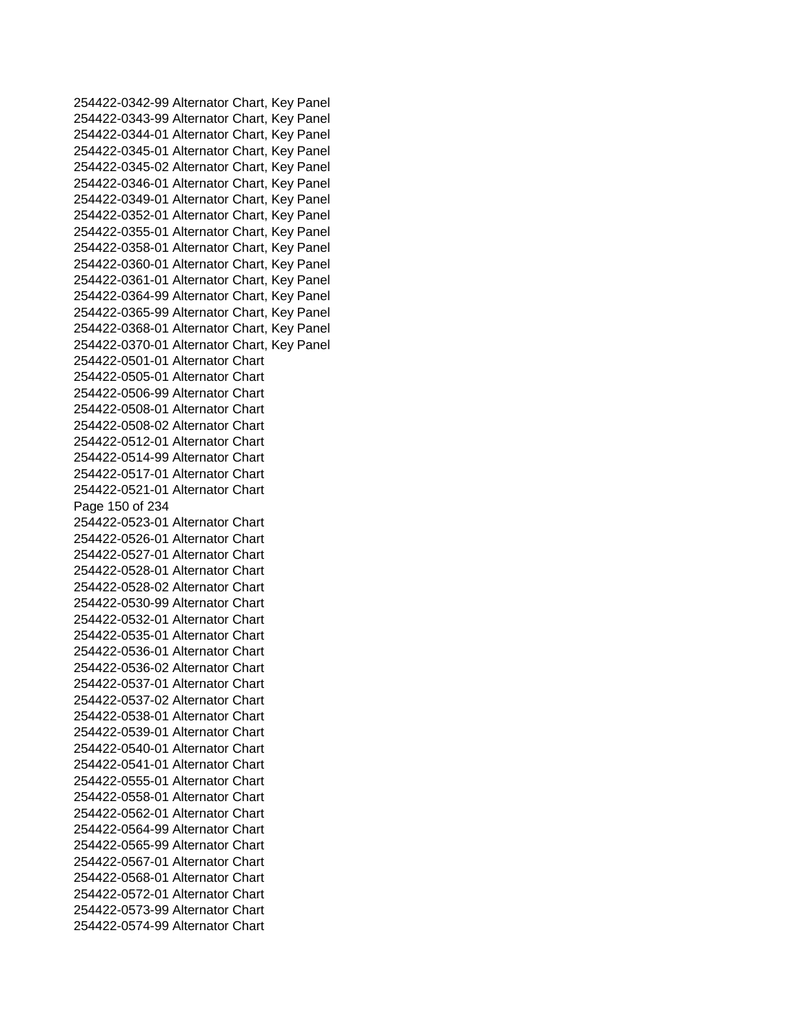254422-0342-99 Alternator Chart, Key Panel
254422-0343-99 Alternator Chart, Key Panel
254422-0344-01 Alternator Chart, Key Panel
254422-0345-01 Alternator Chart, Key Panel
254422-0345-02 Alternator Chart, Key Panel
254422-0346-01 Alternator Chart, Key Panel
254422-0349-01 Alternator Chart, Key Panel
254422-0352-01 Alternator Chart, Key Panel
254422-0355-01 Alternator Chart, Key Panel
254422-0358-01 Alternator Chart, Key Panel
254422-0360-01 Alternator Chart, Key Panel
254422-0361-01 Alternator Chart, Key Panel
254422-0364-99 Alternator Chart, Key Panel
254422-0365-99 Alternator Chart, Key Panel
254422-0368-01 Alternator Chart, Key Panel
254422-0370-01 Alternator Chart, Key Panel
254422-0501-01 Alternator Chart
254422-0505-01 Alternator Chart
254422-0506-99 Alternator Chart
254422-0508-01 Alternator Chart
254422-0508-02 Alternator Chart
254422-0512-01 Alternator Chart
254422-0514-99 Alternator Chart
254422-0517-01 Alternator Chart
254422-0521-01 Alternator Chart
254422-0523-01 Alternator Chart
254422-0526-01 Alternator Chart
254422-0527-01 Alternator Chart
254422-0528-01 Alternator Chart
254422-0528-02 Alternator Chart
254422-0530-99 Alternator Chart
254422-0532-01 Alternator Chart
254422-0535-01 Alternator Chart
254422-0536-01 Alternator Chart
254422-0536-02 Alternator Chart
254422-0537-01 Alternator Chart
254422-0537-02 Alternator Chart
254422-0538-01 Alternator Chart
254422-0539-01 Alternator Chart
254422-0540-01 Alternator Chart
254422-0541-01 Alternator Chart
254422-0555-01 Alternator Chart
254422-0558-01 Alternator Chart
254422-0562-01 Alternator Chart
254422-0564-99 Alternator Chart
254422-0565-99 Alternator Chart
254422-0567-01 Alternator Chart
254422-0568-01 Alternator Chart
254422-0572-01 Alternator Chart
254422-0573-99 Alternator Chart
254422-0574-99 Alternator Chart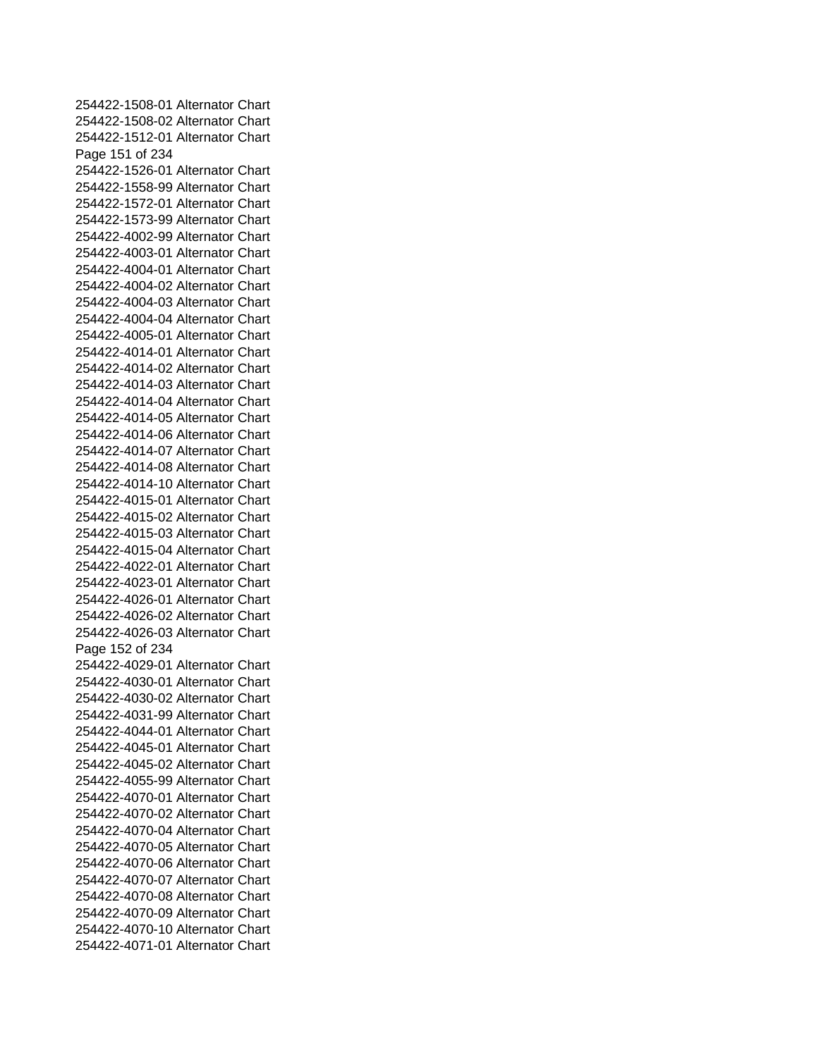254422-1508-01 Alternator Chart
254422-1508-02 Alternator Chart
254422-1512-01 Alternator Chart
254422-1526-01 Alternator Chart
254422-1558-99 Alternator Chart
254422-1572-01 Alternator Chart
254422-1573-99 Alternator Chart
254422-4002-99 Alternator Chart
254422-4003-01 Alternator Chart
254422-4004-01 Alternator Chart
254422-4004-02 Alternator Chart
254422-4004-03 Alternator Chart
254422-4004-04 Alternator Chart
254422-4005-01 Alternator Chart
254422-4014-01 Alternator Chart
254422-4014-02 Alternator Chart
254422-4014-03 Alternator Chart
254422-4014-04 Alternator Chart
254422-4014-05 Alternator Chart
254422-4014-06 Alternator Chart
254422-4014-07 Alternator Chart
254422-4014-08 Alternator Chart
254422-4014-10 Alternator Chart
254422-4015-01 Alternator Chart
254422-4015-02 Alternator Chart
254422-4015-03 Alternator Chart
254422-4015-04 Alternator Chart
254422-4022-01 Alternator Chart
254422-4023-01 Alternator Chart
254422-4026-01 Alternator Chart
254422-4026-02 Alternator Chart
254422-4026-03 Alternator Chart
254422-4029-01 Alternator Chart
254422-4030-01 Alternator Chart
254422-4030-02 Alternator Chart
254422-4031-99 Alternator Chart
254422-4044-01 Alternator Chart
254422-4045-01 Alternator Chart
254422-4045-02 Alternator Chart
254422-4055-99 Alternator Chart
254422-4070-01 Alternator Chart
254422-4070-02 Alternator Chart
254422-4070-04 Alternator Chart
254422-4070-05 Alternator Chart
254422-4070-06 Alternator Chart
254422-4070-07 Alternator Chart
254422-4070-08 Alternator Chart
254422-4070-09 Alternator Chart
254422-4070-10 Alternator Chart
254422-4071-01 Alternator Chart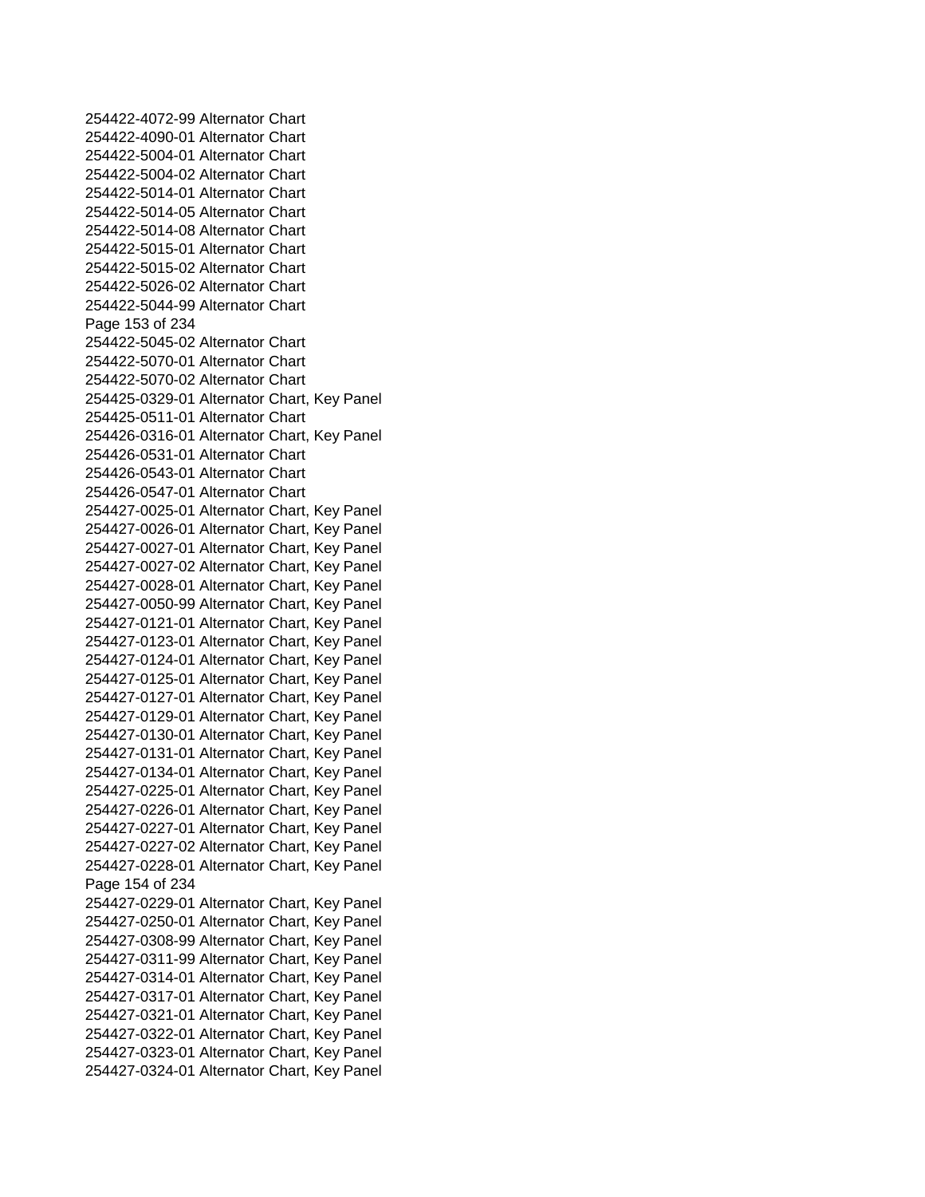254422-4072-99 Alternator Chart
254422-4090-01 Alternator Chart
254422-5004-01 Alternator Chart
254422-5004-02 Alternator Chart
254422-5014-01 Alternator Chart
254422-5014-05 Alternator Chart
254422-5014-08 Alternator Chart
254422-5015-01 Alternator Chart
254422-5015-02 Alternator Chart
254422-5026-02 Alternator Chart
254422-5044-99 Alternator Chart
254422-5045-02 Alternator Chart
254422-5070-01 Alternator Chart
254422-5070-02 Alternator Chart
254425-0329-01 Alternator Chart, Key Panel
254425-0511-01 Alternator Chart
254426-0316-01 Alternator Chart, Key Panel
254426-0531-01 Alternator Chart
254426-0543-01 Alternator Chart
254426-0547-01 Alternator Chart
254427-0025-01 Alternator Chart, Key Panel
254427-0026-01 Alternator Chart, Key Panel
254427-0027-01 Alternator Chart, Key Panel
254427-0027-02 Alternator Chart, Key Panel
254427-0028-01 Alternator Chart, Key Panel
254427-0050-99 Alternator Chart, Key Panel
254427-0121-01 Alternator Chart, Key Panel
254427-0123-01 Alternator Chart, Key Panel
254427-0124-01 Alternator Chart, Key Panel
254427-0125-01 Alternator Chart, Key Panel
254427-0127-01 Alternator Chart, Key Panel
254427-0129-01 Alternator Chart, Key Panel
254427-0130-01 Alternator Chart, Key Panel
254427-0131-01 Alternator Chart, Key Panel
254427-0134-01 Alternator Chart, Key Panel
254427-0225-01 Alternator Chart, Key Panel
254427-0226-01 Alternator Chart, Key Panel
254427-0227-01 Alternator Chart, Key Panel
254427-0227-02 Alternator Chart, Key Panel
254427-0228-01 Alternator Chart, Key Panel
254427-0229-01 Alternator Chart, Key Panel
254427-0250-01 Alternator Chart, Key Panel
254427-0308-99 Alternator Chart, Key Panel
254427-0311-99 Alternator Chart, Key Panel
254427-0314-01 Alternator Chart, Key Panel
254427-0317-01 Alternator Chart, Key Panel
254427-0321-01 Alternator Chart, Key Panel
254427-0322-01 Alternator Chart, Key Panel
254427-0323-01 Alternator Chart, Key Panel
254427-0324-01 Alternator Chart, Key Panel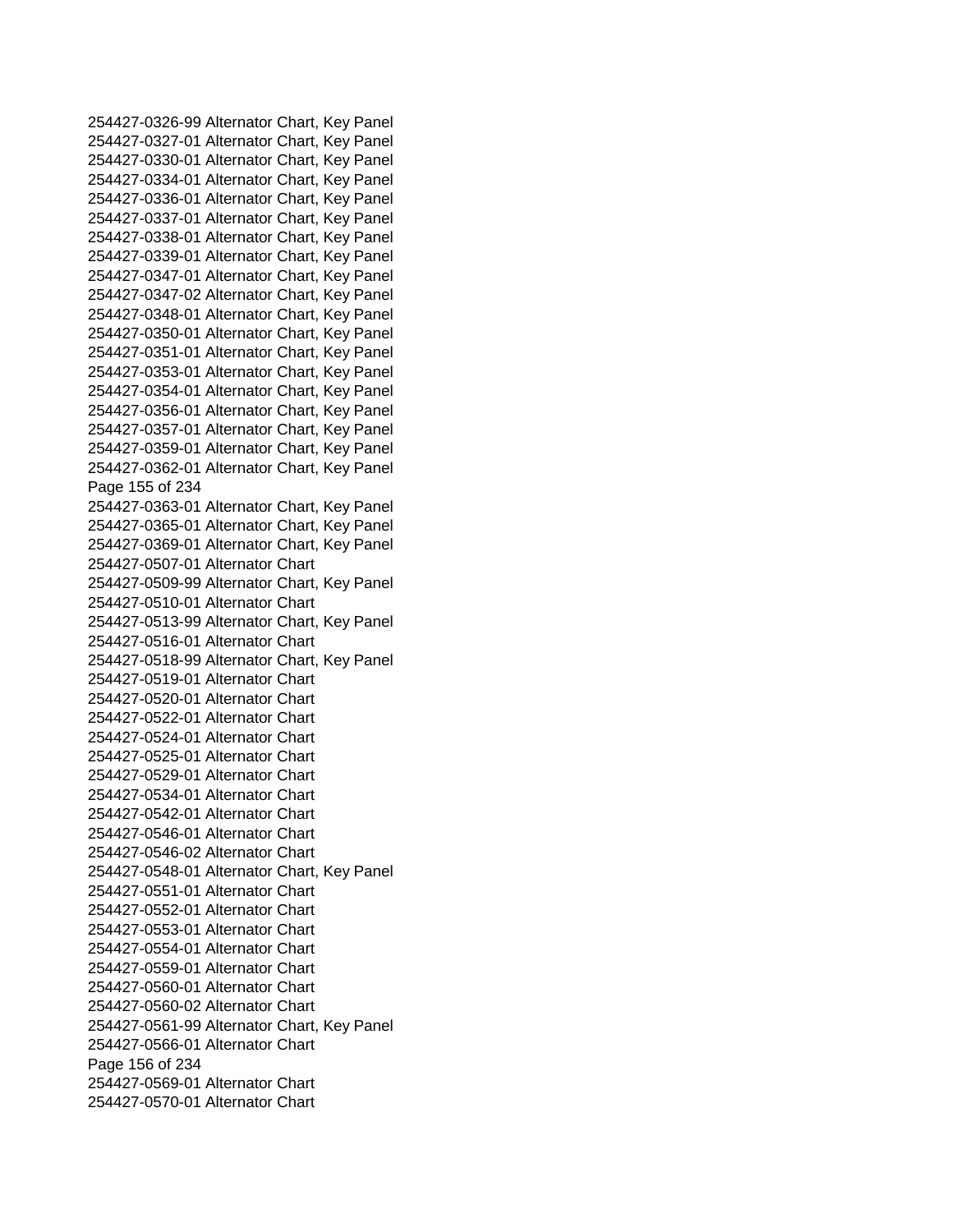254427-0326-99 Alternator Chart, Key Panel
254427-0327-01 Alternator Chart, Key Panel
254427-0330-01 Alternator Chart, Key Panel
254427-0334-01 Alternator Chart, Key Panel
254427-0336-01 Alternator Chart, Key Panel
254427-0337-01 Alternator Chart, Key Panel
254427-0338-01 Alternator Chart, Key Panel
254427-0339-01 Alternator Chart, Key Panel
254427-0347-01 Alternator Chart, Key Panel
254427-0347-02 Alternator Chart, Key Panel
254427-0348-01 Alternator Chart, Key Panel
254427-0350-01 Alternator Chart, Key Panel
254427-0351-01 Alternator Chart, Key Panel
254427-0353-01 Alternator Chart, Key Panel
254427-0354-01 Alternator Chart, Key Panel
254427-0356-01 Alternator Chart, Key Panel
254427-0357-01 Alternator Chart, Key Panel
254427-0359-01 Alternator Chart, Key Panel
254427-0362-01 Alternator Chart, Key Panel
254427-0363-01 Alternator Chart, Key Panel
254427-0365-01 Alternator Chart, Key Panel
254427-0369-01 Alternator Chart, Key Panel
254427-0507-01 Alternator Chart
254427-0509-99 Alternator Chart, Key Panel
254427-0510-01 Alternator Chart
254427-0513-99 Alternator Chart, Key Panel
254427-0516-01 Alternator Chart
254427-0518-99 Alternator Chart, Key Panel
254427-0519-01 Alternator Chart
254427-0520-01 Alternator Chart
254427-0522-01 Alternator Chart
254427-0524-01 Alternator Chart
254427-0525-01 Alternator Chart
254427-0529-01 Alternator Chart
254427-0534-01 Alternator Chart
254427-0542-01 Alternator Chart
254427-0546-01 Alternator Chart
254427-0546-02 Alternator Chart
254427-0548-01 Alternator Chart, Key Panel
254427-0551-01 Alternator Chart
254427-0552-01 Alternator Chart
254427-0553-01 Alternator Chart
254427-0554-01 Alternator Chart
254427-0559-01 Alternator Chart
254427-0560-01 Alternator Chart
254427-0560-02 Alternator Chart
254427-0561-99 Alternator Chart, Key Panel
254427-0566-01 Alternator Chart
254427-0569-01 Alternator Chart
254427-0570-01 Alternator Chart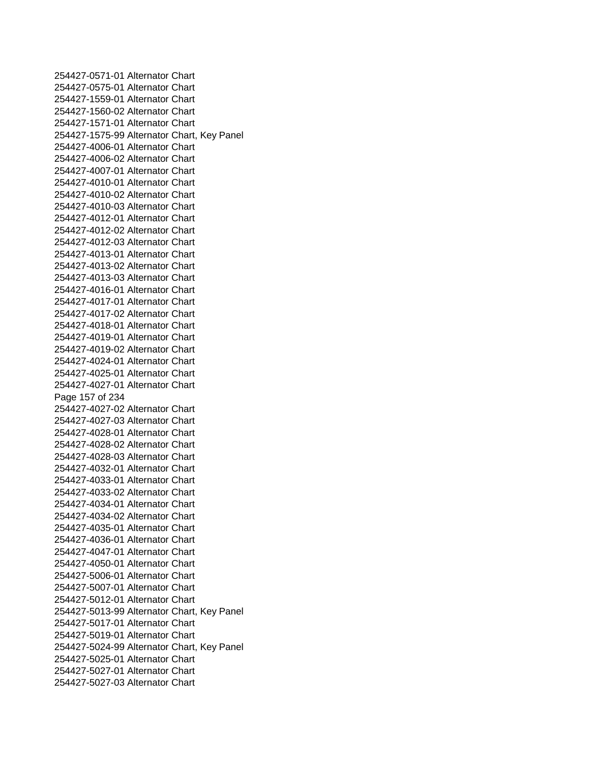254427-0571-01 Alternator Chart
254427-0575-01 Alternator Chart
254427-1559-01 Alternator Chart
254427-1560-02 Alternator Chart
254427-1571-01 Alternator Chart
254427-1575-99 Alternator Chart, Key Panel
254427-4006-01 Alternator Chart
254427-4006-02 Alternator Chart
254427-4007-01 Alternator Chart
254427-4010-01 Alternator Chart
254427-4010-02 Alternator Chart
254427-4010-03 Alternator Chart
254427-4012-01 Alternator Chart
254427-4012-02 Alternator Chart
254427-4012-03 Alternator Chart
254427-4013-01 Alternator Chart
254427-4013-02 Alternator Chart
254427-4013-03 Alternator Chart
254427-4016-01 Alternator Chart
254427-4017-01 Alternator Chart
254427-4017-02 Alternator Chart
254427-4018-01 Alternator Chart
254427-4019-01 Alternator Chart
254427-4019-02 Alternator Chart
254427-4024-01 Alternator Chart
254427-4025-01 Alternator Chart
254427-4027-01 Alternator Chart
254427-4027-02 Alternator Chart
254427-4027-03 Alternator Chart
254427-4028-01 Alternator Chart
254427-4028-02 Alternator Chart
254427-4028-03 Alternator Chart
254427-4032-01 Alternator Chart
254427-4033-01 Alternator Chart
254427-4033-02 Alternator Chart
254427-4034-01 Alternator Chart
254427-4034-02 Alternator Chart
254427-4035-01 Alternator Chart
254427-4036-01 Alternator Chart
254427-4047-01 Alternator Chart
254427-4050-01 Alternator Chart
254427-5006-01 Alternator Chart
254427-5007-01 Alternator Chart
254427-5012-01 Alternator Chart
254427-5013-99 Alternator Chart, Key Panel
254427-5017-01 Alternator Chart
254427-5019-01 Alternator Chart
254427-5024-99 Alternator Chart, Key Panel
254427-5025-01 Alternator Chart
254427-5027-01 Alternator Chart
254427-5027-03 Alternator Chart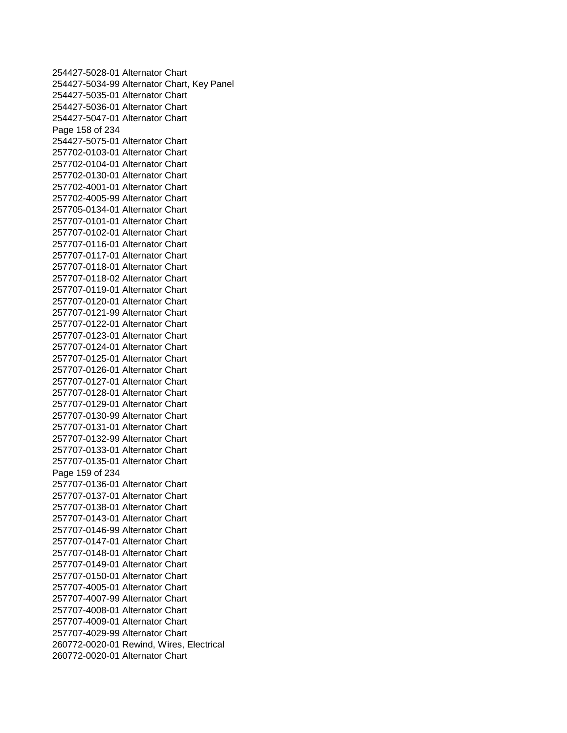254427-5028-01 Alternator Chart
254427-5034-99 Alternator Chart, Key Panel
254427-5035-01 Alternator Chart
254427-5036-01 Alternator Chart
254427-5047-01 Alternator Chart
254427-5075-01 Alternator Chart
257702-0103-01 Alternator Chart
257702-0104-01 Alternator Chart
257702-0130-01 Alternator Chart
257702-4001-01 Alternator Chart
257702-4005-99 Alternator Chart
257705-0134-01 Alternator Chart
257707-0101-01 Alternator Chart
257707-0102-01 Alternator Chart
257707-0116-01 Alternator Chart
257707-0117-01 Alternator Chart
257707-0118-01 Alternator Chart
257707-0118-02 Alternator Chart
257707-0119-01 Alternator Chart
257707-0120-01 Alternator Chart
257707-0121-99 Alternator Chart
257707-0122-01 Alternator Chart
257707-0123-01 Alternator Chart
257707-0124-01 Alternator Chart
257707-0125-01 Alternator Chart
257707-0126-01 Alternator Chart
257707-0127-01 Alternator Chart
257707-0128-01 Alternator Chart
257707-0129-01 Alternator Chart
257707-0130-99 Alternator Chart
257707-0131-01 Alternator Chart
257707-0132-99 Alternator Chart
257707-0133-01 Alternator Chart
257707-0135-01 Alternator Chart
257707-0136-01 Alternator Chart
257707-0137-01 Alternator Chart
257707-0138-01 Alternator Chart
257707-0143-01 Alternator Chart
257707-0146-99 Alternator Chart
257707-0147-01 Alternator Chart
257707-0148-01 Alternator Chart
257707-0149-01 Alternator Chart
257707-0150-01 Alternator Chart
257707-4005-01 Alternator Chart
257707-4007-99 Alternator Chart
257707-4008-01 Alternator Chart
257707-4009-01 Alternator Chart
257707-4029-99 Alternator Chart
260772-0020-01 Rewind, Wires, Electrical
260772-0020-01 Alternator Chart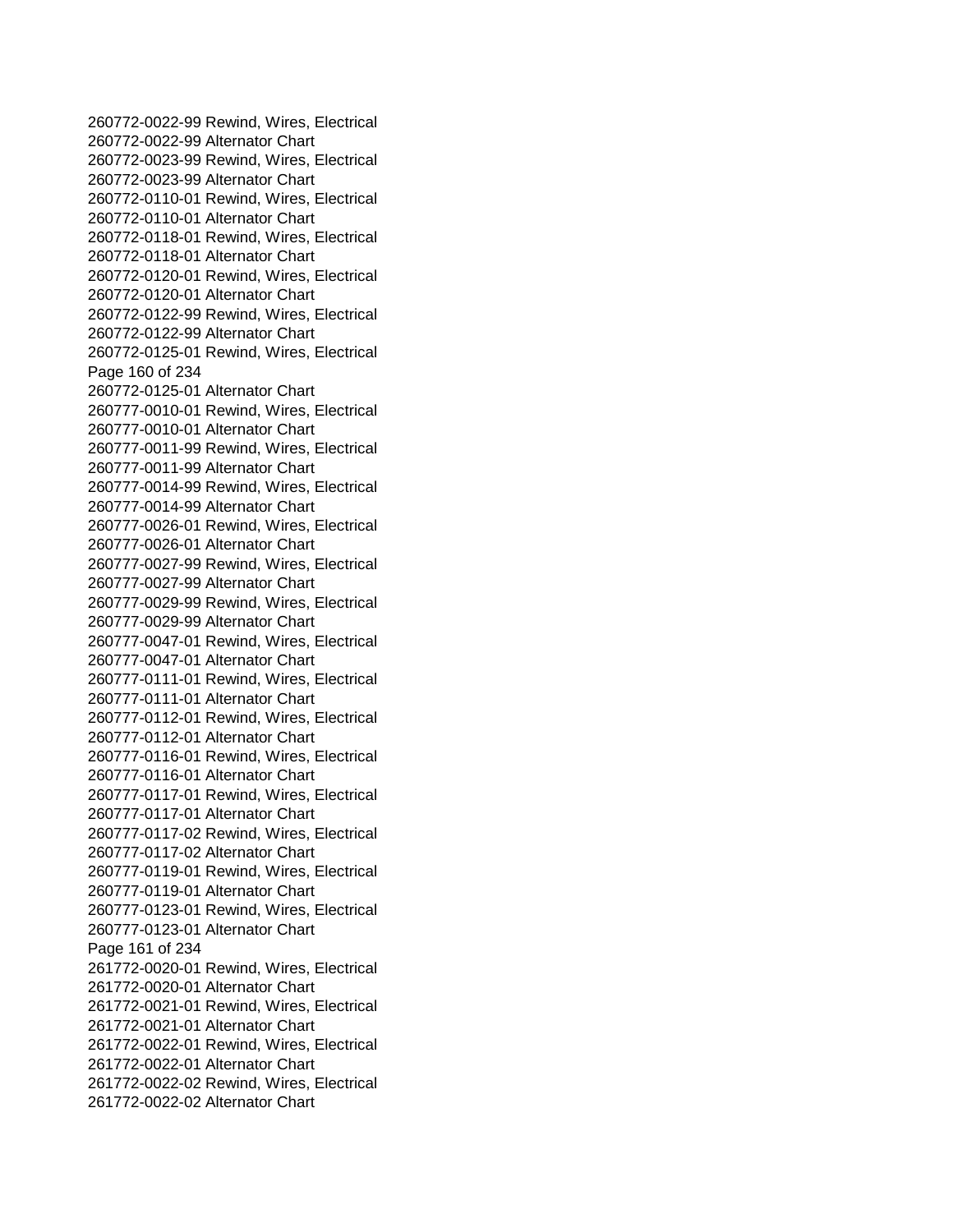260772-0022-99 Rewind, Wires, Electrical
260772-0022-99 Alternator Chart
260772-0023-99 Rewind, Wires, Electrical
260772-0023-99 Alternator Chart
260772-0110-01 Rewind, Wires, Electrical
260772-0110-01 Alternator Chart
260772-0118-01 Rewind, Wires, Electrical
260772-0118-01 Alternator Chart
260772-0120-01 Rewind, Wires, Electrical
260772-0120-01 Alternator Chart
260772-0122-99 Rewind, Wires, Electrical
260772-0122-99 Alternator Chart
260772-0125-01 Rewind, Wires, Electrical
260772-0125-01 Alternator Chart
260777-0010-01 Rewind, Wires, Electrical
260777-0010-01 Alternator Chart
260777-0011-99 Rewind, Wires, Electrical
260777-0011-99 Alternator Chart
260777-0014-99 Rewind, Wires, Electrical
260777-0014-99 Alternator Chart
260777-0026-01 Rewind, Wires, Electrical
260777-0026-01 Alternator Chart
260777-0027-99 Rewind, Wires, Electrical
260777-0027-99 Alternator Chart
260777-0029-99 Rewind, Wires, Electrical
260777-0029-99 Alternator Chart
260777-0047-01 Rewind, Wires, Electrical
260777-0047-01 Alternator Chart
260777-0111-01 Rewind, Wires, Electrical
260777-0111-01 Alternator Chart
260777-0112-01 Rewind, Wires, Electrical
260777-0112-01 Alternator Chart
260777-0116-01 Rewind, Wires, Electrical
260777-0116-01 Alternator Chart
260777-0117-01 Rewind, Wires, Electrical
260777-0117-01 Alternator Chart
260777-0117-02 Rewind, Wires, Electrical
260777-0117-02 Alternator Chart
260777-0119-01 Rewind, Wires, Electrical
260777-0119-01 Alternator Chart
260777-0123-01 Rewind, Wires, Electrical
260777-0123-01 Alternator Chart
261772-0020-01 Rewind, Wires, Electrical
261772-0020-01 Alternator Chart
261772-0021-01 Rewind, Wires, Electrical
261772-0021-01 Alternator Chart
261772-0022-01 Rewind, Wires, Electrical
261772-0022-01 Alternator Chart
261772-0022-02 Rewind, Wires, Electrical
261772-0022-02 Alternator Chart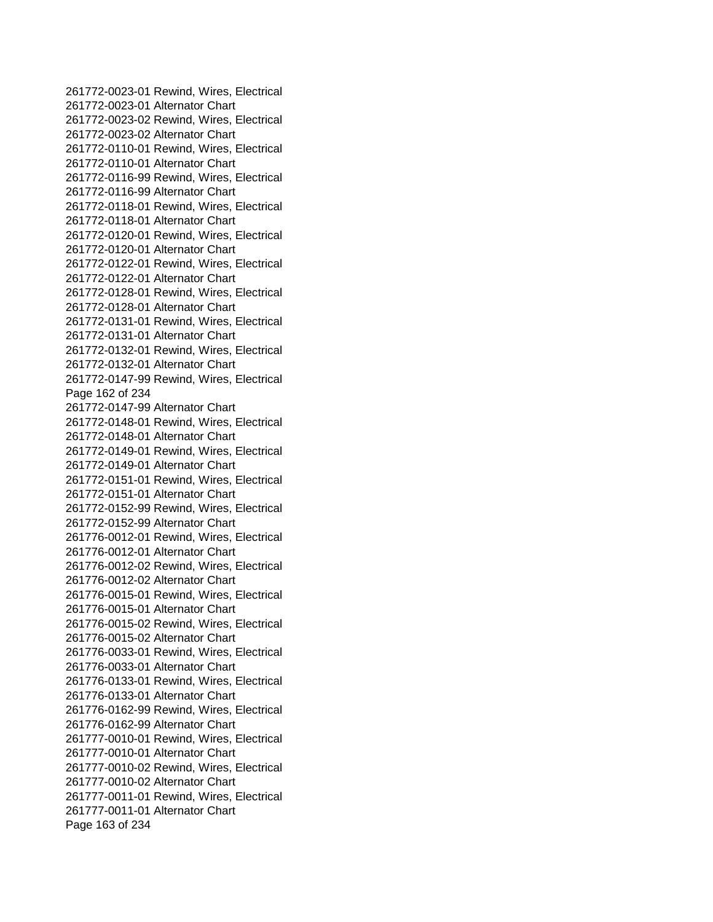261772-0023-01 Rewind, Wires, Electrical
261772-0023-01 Alternator Chart
261772-0023-02 Rewind, Wires, Electrical
261772-0023-02 Alternator Chart
261772-0110-01 Rewind, Wires, Electrical
261772-0110-01 Alternator Chart
261772-0116-99 Rewind, Wires, Electrical
261772-0116-99 Alternator Chart
261772-0118-01 Rewind, Wires, Electrical
261772-0118-01 Alternator Chart
261772-0120-01 Rewind, Wires, Electrical
261772-0120-01 Alternator Chart
261772-0122-01 Rewind, Wires, Electrical
261772-0122-01 Alternator Chart
261772-0128-01 Rewind, Wires, Electrical
261772-0128-01 Alternator Chart
261772-0131-01 Rewind, Wires, Electrical
261772-0131-01 Alternator Chart
261772-0132-01 Rewind, Wires, Electrical
261772-0132-01 Alternator Chart
261772-0147-99 Rewind, Wires, Electrical
261772-0147-99 Alternator Chart
261772-0148-01 Rewind, Wires, Electrical
261772-0148-01 Alternator Chart
261772-0149-01 Rewind, Wires, Electrical
261772-0149-01 Alternator Chart
261772-0151-01 Rewind, Wires, Electrical
261772-0151-01 Alternator Chart
261772-0152-99 Rewind, Wires, Electrical
261772-0152-99 Alternator Chart
261776-0012-01 Rewind, Wires, Electrical
261776-0012-01 Alternator Chart
261776-0012-02 Rewind, Wires, Electrical
261776-0012-02 Alternator Chart
261776-0015-01 Rewind, Wires, Electrical
261776-0015-01 Alternator Chart
261776-0015-02 Rewind, Wires, Electrical
261776-0015-02 Alternator Chart
261776-0033-01 Rewind, Wires, Electrical
261776-0033-01 Alternator Chart
261776-0133-01 Rewind, Wires, Electrical
261776-0133-01 Alternator Chart
261776-0162-99 Rewind, Wires, Electrical
261776-0162-99 Alternator Chart
261777-0010-01 Rewind, Wires, Electrical
261777-0010-01 Alternator Chart
261777-0010-02 Rewind, Wires, Electrical
261777-0010-02 Alternator Chart
261777-0011-01 Rewind, Wires, Electrical
261777-0011-01 Alternator Chart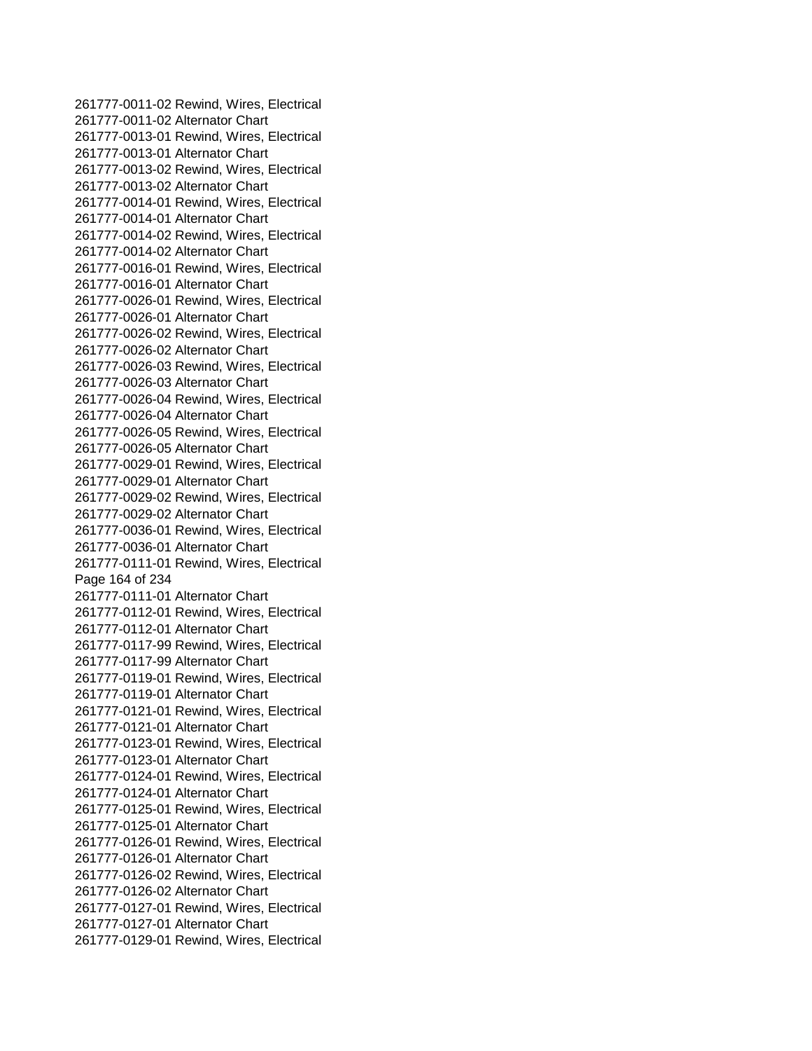261777-0011-02 Rewind, Wires, Electrical
261777-0011-02 Alternator Chart
261777-0013-01 Rewind, Wires, Electrical
261777-0013-01 Alternator Chart
261777-0013-02 Rewind, Wires, Electrical
261777-0013-02 Alternator Chart
261777-0014-01 Rewind, Wires, Electrical
261777-0014-01 Alternator Chart
261777-0014-02 Rewind, Wires, Electrical
261777-0014-02 Alternator Chart
261777-0016-01 Rewind, Wires, Electrical
261777-0016-01 Alternator Chart
261777-0026-01 Rewind, Wires, Electrical
261777-0026-01 Alternator Chart
261777-0026-02 Rewind, Wires, Electrical
261777-0026-02 Alternator Chart
261777-0026-03 Rewind, Wires, Electrical
261777-0026-03 Alternator Chart
261777-0026-04 Rewind, Wires, Electrical
261777-0026-04 Alternator Chart
261777-0026-05 Rewind, Wires, Electrical
261777-0026-05 Alternator Chart
261777-0029-01 Rewind, Wires, Electrical
261777-0029-01 Alternator Chart
261777-0029-02 Rewind, Wires, Electrical
261777-0029-02 Alternator Chart
261777-0036-01 Rewind, Wires, Electrical
261777-0036-01 Alternator Chart
261777-0111-01 Rewind, Wires, Electrical
261777-0111-01 Alternator Chart
261777-0112-01 Rewind, Wires, Electrical
261777-0112-01 Alternator Chart
261777-0117-99 Rewind, Wires, Electrical
261777-0117-99 Alternator Chart
261777-0119-01 Rewind, Wires, Electrical
261777-0119-01 Alternator Chart
261777-0121-01 Rewind, Wires, Electrical
261777-0121-01 Alternator Chart
261777-0123-01 Rewind, Wires, Electrical
261777-0123-01 Alternator Chart
261777-0124-01 Rewind, Wires, Electrical
261777-0124-01 Alternator Chart
261777-0125-01 Rewind, Wires, Electrical
261777-0125-01 Alternator Chart
261777-0126-01 Rewind, Wires, Electrical
261777-0126-01 Alternator Chart
261777-0126-02 Rewind, Wires, Electrical
261777-0126-02 Alternator Chart
261777-0127-01 Rewind, Wires, Electrical
261777-0127-01 Alternator Chart
261777-0129-01 Rewind, Wires, Electrical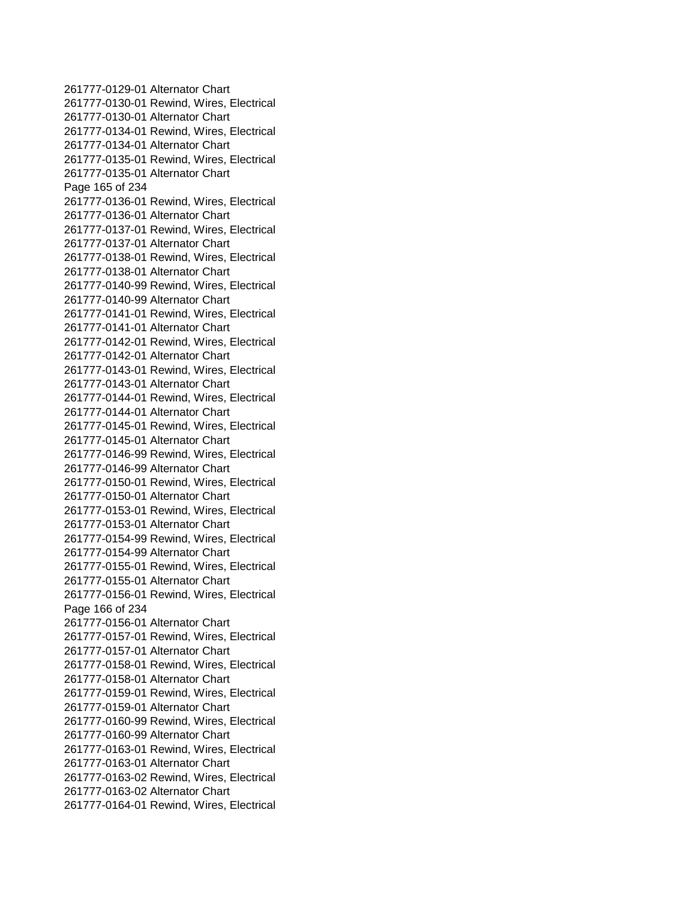261777-0129-01 Alternator Chart
261777-0130-01 Rewind, Wires, Electrical
261777-0130-01 Alternator Chart
261777-0134-01 Rewind, Wires, Electrical
261777-0134-01 Alternator Chart
261777-0135-01 Rewind, Wires, Electrical
261777-0135-01 Alternator Chart
261777-0136-01 Rewind, Wires, Electrical
261777-0136-01 Alternator Chart
261777-0137-01 Rewind, Wires, Electrical
261777-0137-01 Alternator Chart
261777-0138-01 Rewind, Wires, Electrical
261777-0138-01 Alternator Chart
261777-0140-99 Rewind, Wires, Electrical
261777-0140-99 Alternator Chart
261777-0141-01 Rewind, Wires, Electrical
261777-0141-01 Alternator Chart
261777-0142-01 Rewind, Wires, Electrical
261777-0142-01 Alternator Chart
261777-0143-01 Rewind, Wires, Electrical
261777-0143-01 Alternator Chart
261777-0144-01 Rewind, Wires, Electrical
261777-0144-01 Alternator Chart
261777-0145-01 Rewind, Wires, Electrical
261777-0145-01 Alternator Chart
261777-0146-99 Rewind, Wires, Electrical
261777-0146-99 Alternator Chart
261777-0150-01 Rewind, Wires, Electrical
261777-0150-01 Alternator Chart
261777-0153-01 Rewind, Wires, Electrical
261777-0153-01 Alternator Chart
261777-0154-99 Rewind, Wires, Electrical
261777-0154-99 Alternator Chart
261777-0155-01 Rewind, Wires, Electrical
261777-0155-01 Alternator Chart
261777-0156-01 Rewind, Wires, Electrical
261777-0156-01 Alternator Chart
261777-0157-01 Rewind, Wires, Electrical
261777-0157-01 Alternator Chart
261777-0158-01 Rewind, Wires, Electrical
261777-0158-01 Alternator Chart
261777-0159-01 Rewind, Wires, Electrical
261777-0159-01 Alternator Chart
261777-0160-99 Rewind, Wires, Electrical
261777-0160-99 Alternator Chart
261777-0163-01 Rewind, Wires, Electrical
261777-0163-01 Alternator Chart
261777-0163-02 Rewind, Wires, Electrical
261777-0163-02 Alternator Chart
261777-0164-01 Rewind, Wires, Electrical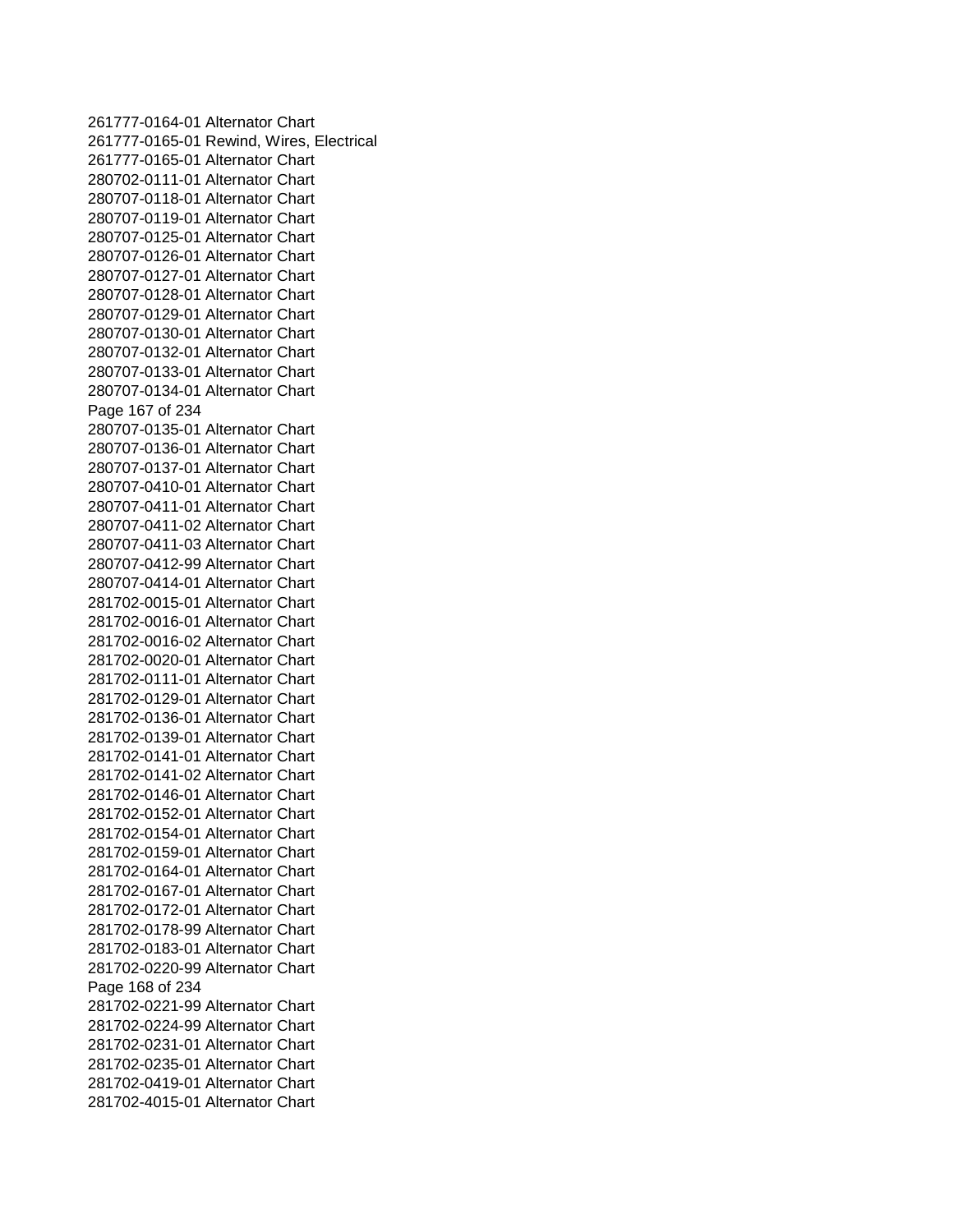261777-0164-01 Alternator Chart
261777-0165-01 Rewind, Wires, Electrical
261777-0165-01 Alternator Chart
280702-0111-01 Alternator Chart
280707-0118-01 Alternator Chart
280707-0119-01 Alternator Chart
280707-0125-01 Alternator Chart
280707-0126-01 Alternator Chart
280707-0127-01 Alternator Chart
280707-0128-01 Alternator Chart
280707-0129-01 Alternator Chart
280707-0130-01 Alternator Chart
280707-0132-01 Alternator Chart
280707-0133-01 Alternator Chart
280707-0134-01 Alternator Chart
280707-0135-01 Alternator Chart
280707-0136-01 Alternator Chart
280707-0137-01 Alternator Chart
280707-0410-01 Alternator Chart
280707-0411-01 Alternator Chart
280707-0411-02 Alternator Chart
280707-0411-03 Alternator Chart
280707-0412-99 Alternator Chart
280707-0414-01 Alternator Chart
281702-0015-01 Alternator Chart
281702-0016-01 Alternator Chart
281702-0016-02 Alternator Chart
281702-0020-01 Alternator Chart
281702-0111-01 Alternator Chart
281702-0129-01 Alternator Chart
281702-0136-01 Alternator Chart
281702-0139-01 Alternator Chart
281702-0141-01 Alternator Chart
281702-0141-02 Alternator Chart
281702-0146-01 Alternator Chart
281702-0152-01 Alternator Chart
281702-0154-01 Alternator Chart
281702-0159-01 Alternator Chart
281702-0164-01 Alternator Chart
281702-0167-01 Alternator Chart
281702-0172-01 Alternator Chart
281702-0178-99 Alternator Chart
281702-0183-01 Alternator Chart
281702-0220-99 Alternator Chart
281702-0221-99 Alternator Chart
281702-0224-99 Alternator Chart
281702-0231-01 Alternator Chart
281702-0235-01 Alternator Chart
281702-0419-01 Alternator Chart
281702-4015-01 Alternator Chart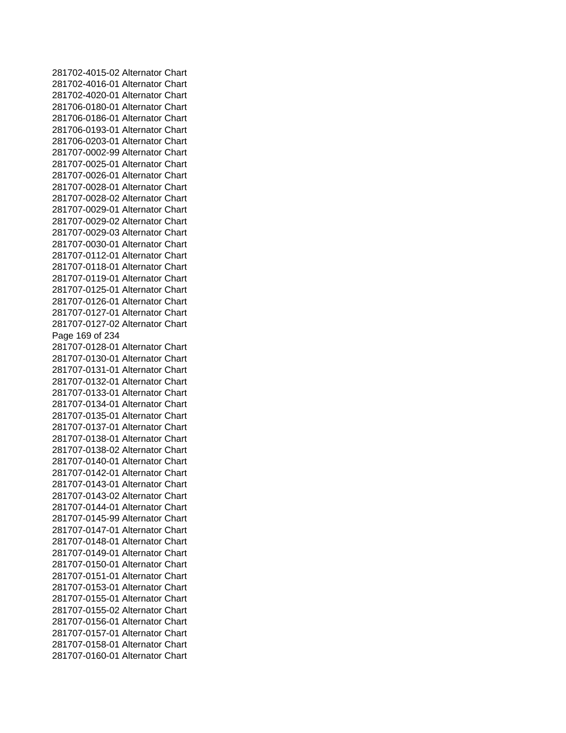281702-4015-02 Alternator Chart
281702-4016-01 Alternator Chart
281702-4020-01 Alternator Chart
281706-0180-01 Alternator Chart
281706-0186-01 Alternator Chart
281706-0193-01 Alternator Chart
281706-0203-01 Alternator Chart
281707-0002-99 Alternator Chart
281707-0025-01 Alternator Chart
281707-0026-01 Alternator Chart
281707-0028-01 Alternator Chart
281707-0028-02 Alternator Chart
281707-0029-01 Alternator Chart
281707-0029-02 Alternator Chart
281707-0029-03 Alternator Chart
281707-0030-01 Alternator Chart
281707-0112-01 Alternator Chart
281707-0118-01 Alternator Chart
281707-0119-01 Alternator Chart
281707-0125-01 Alternator Chart
281707-0126-01 Alternator Chart
281707-0127-01 Alternator Chart
281707-0127-02 Alternator Chart
281707-0128-01 Alternator Chart
281707-0130-01 Alternator Chart
281707-0131-01 Alternator Chart
281707-0132-01 Alternator Chart
281707-0133-01 Alternator Chart
281707-0134-01 Alternator Chart
281707-0135-01 Alternator Chart
281707-0137-01 Alternator Chart
281707-0138-01 Alternator Chart
281707-0138-02 Alternator Chart
281707-0140-01 Alternator Chart
281707-0142-01 Alternator Chart
281707-0143-01 Alternator Chart
281707-0143-02 Alternator Chart
281707-0144-01 Alternator Chart
281707-0145-99 Alternator Chart
281707-0147-01 Alternator Chart
281707-0148-01 Alternator Chart
281707-0149-01 Alternator Chart
281707-0150-01 Alternator Chart
281707-0151-01 Alternator Chart
281707-0153-01 Alternator Chart
281707-0155-01 Alternator Chart
281707-0155-02 Alternator Chart
281707-0156-01 Alternator Chart
281707-0157-01 Alternator Chart
281707-0158-01 Alternator Chart
281707-0160-01 Alternator Chart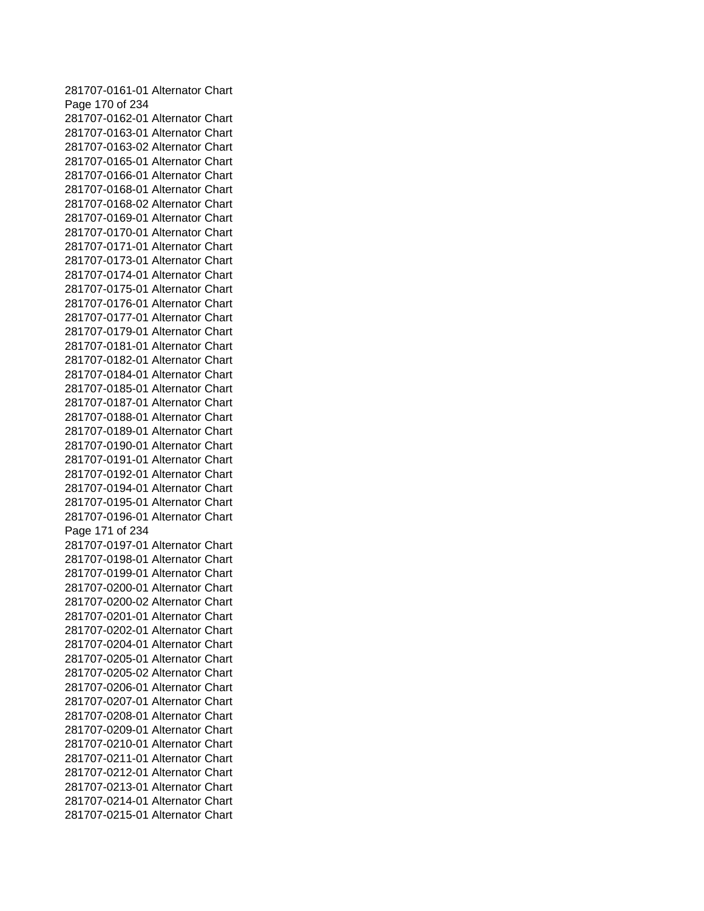281707-0161-01 Alternator Chart
281707-0162-01 Alternator Chart
281707-0163-01 Alternator Chart
281707-0163-02 Alternator Chart
281707-0165-01 Alternator Chart
281707-0166-01 Alternator Chart
281707-0168-01 Alternator Chart
281707-0168-02 Alternator Chart
281707-0169-01 Alternator Chart
281707-0170-01 Alternator Chart
281707-0171-01 Alternator Chart
281707-0173-01 Alternator Chart
281707-0174-01 Alternator Chart
281707-0175-01 Alternator Chart
281707-0176-01 Alternator Chart
281707-0177-01 Alternator Chart
281707-0179-01 Alternator Chart
281707-0181-01 Alternator Chart
281707-0182-01 Alternator Chart
281707-0184-01 Alternator Chart
281707-0185-01 Alternator Chart
281707-0187-01 Alternator Chart
281707-0188-01 Alternator Chart
281707-0189-01 Alternator Chart
281707-0190-01 Alternator Chart
281707-0191-01 Alternator Chart
281707-0192-01 Alternator Chart
281707-0194-01 Alternator Chart
281707-0195-01 Alternator Chart
281707-0196-01 Alternator Chart
281707-0197-01 Alternator Chart
281707-0198-01 Alternator Chart
281707-0199-01 Alternator Chart
281707-0200-01 Alternator Chart
281707-0200-02 Alternator Chart
281707-0201-01 Alternator Chart
281707-0202-01 Alternator Chart
281707-0204-01 Alternator Chart
281707-0205-01 Alternator Chart
281707-0205-02 Alternator Chart
281707-0206-01 Alternator Chart
281707-0207-01 Alternator Chart
281707-0208-01 Alternator Chart
281707-0209-01 Alternator Chart
281707-0210-01 Alternator Chart
281707-0211-01 Alternator Chart
281707-0212-01 Alternator Chart
281707-0213-01 Alternator Chart
281707-0214-01 Alternator Chart
281707-0215-01 Alternator Chart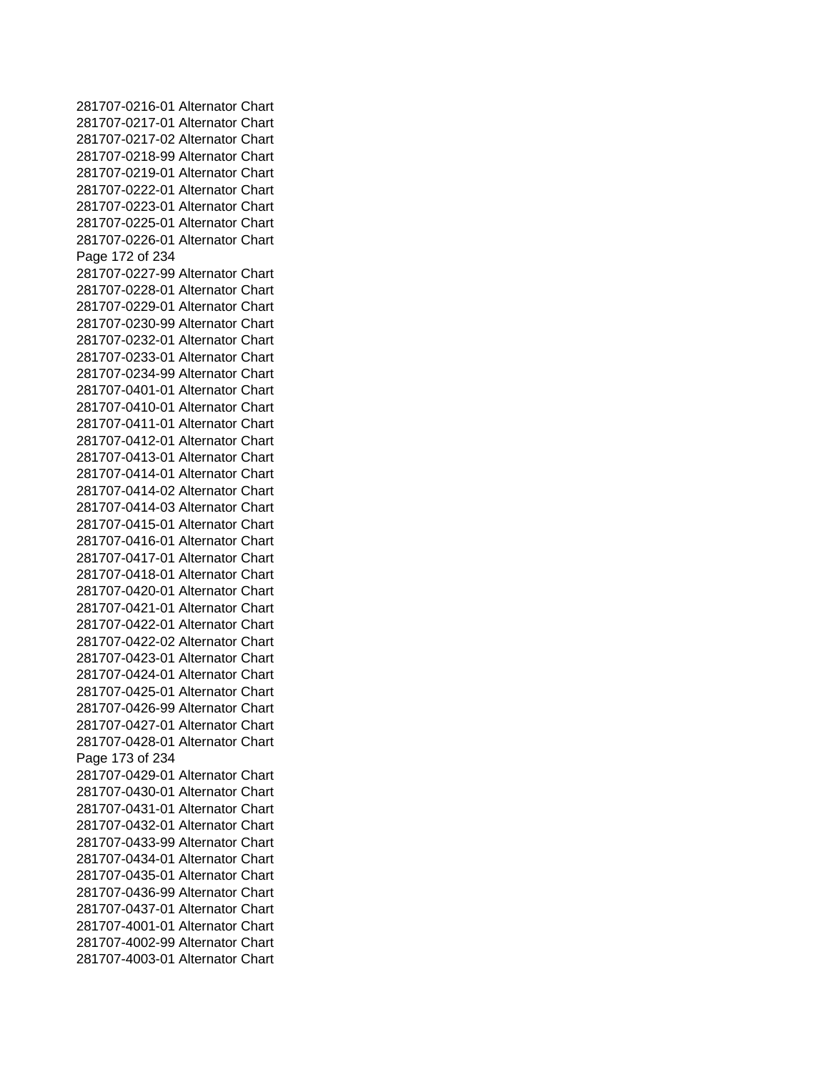281707-0216-01 Alternator Chart
281707-0217-01 Alternator Chart
281707-0217-02 Alternator Chart
281707-0218-99 Alternator Chart
281707-0219-01 Alternator Chart
281707-0222-01 Alternator Chart
281707-0223-01 Alternator Chart
281707-0225-01 Alternator Chart
281707-0226-01 Alternator Chart
281707-0227-99 Alternator Chart
281707-0228-01 Alternator Chart
281707-0229-01 Alternator Chart
281707-0230-99 Alternator Chart
281707-0232-01 Alternator Chart
281707-0233-01 Alternator Chart
281707-0234-99 Alternator Chart
281707-0401-01 Alternator Chart
281707-0410-01 Alternator Chart
281707-0411-01 Alternator Chart
281707-0412-01 Alternator Chart
281707-0413-01 Alternator Chart
281707-0414-01 Alternator Chart
281707-0414-02 Alternator Chart
281707-0414-03 Alternator Chart
281707-0415-01 Alternator Chart
281707-0416-01 Alternator Chart
281707-0417-01 Alternator Chart
281707-0418-01 Alternator Chart
281707-0420-01 Alternator Chart
281707-0421-01 Alternator Chart
281707-0422-01 Alternator Chart
281707-0422-02 Alternator Chart
281707-0423-01 Alternator Chart
281707-0424-01 Alternator Chart
281707-0425-01 Alternator Chart
281707-0426-99 Alternator Chart
281707-0427-01 Alternator Chart
281707-0428-01 Alternator Chart
281707-0429-01 Alternator Chart
281707-0430-01 Alternator Chart
281707-0431-01 Alternator Chart
281707-0432-01 Alternator Chart
281707-0433-99 Alternator Chart
281707-0434-01 Alternator Chart
281707-0435-01 Alternator Chart
281707-0436-99 Alternator Chart
281707-0437-01 Alternator Chart
281707-4001-01 Alternator Chart
281707-4002-99 Alternator Chart
281707-4003-01 Alternator Chart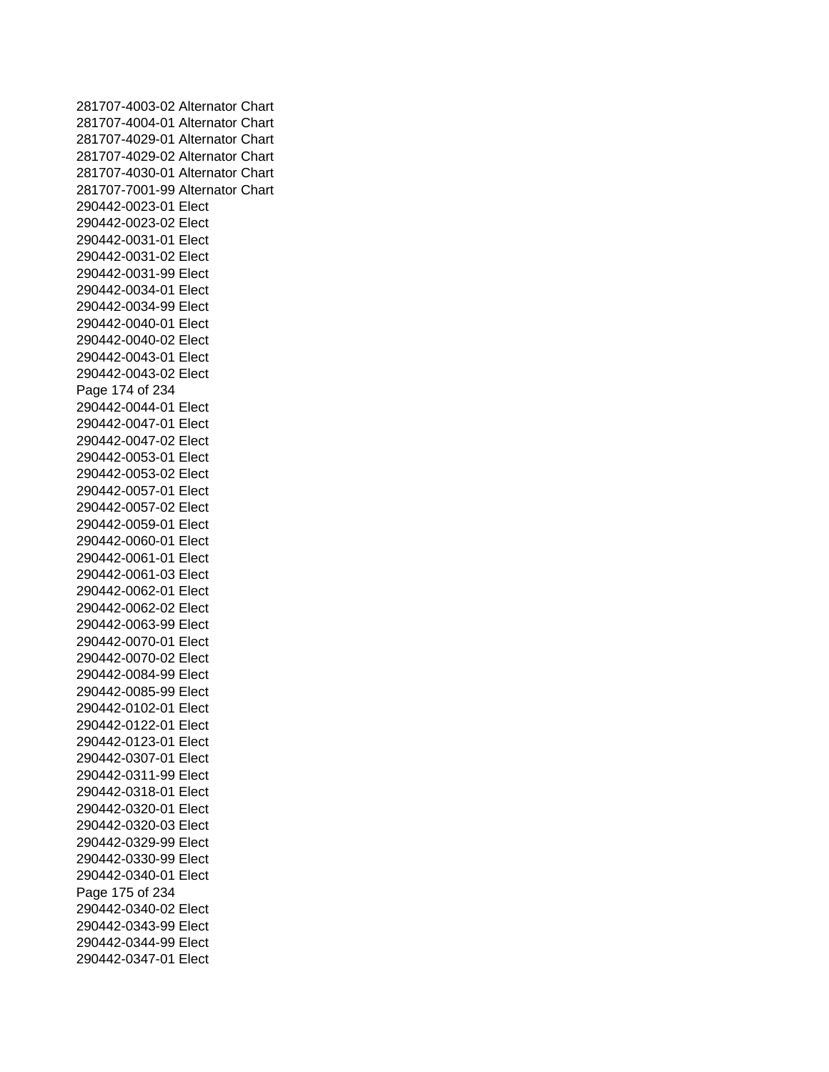281707-4003-02 Alternator Chart
281707-4004-01 Alternator Chart
281707-4029-01 Alternator Chart
281707-4029-02 Alternator Chart
281707-4030-01 Alternator Chart
281707-7001-99 Alternator Chart
290442-0023-01 Elect
290442-0023-02 Elect
290442-0031-01 Elect
290442-0031-02 Elect
290442-0031-99 Elect
290442-0034-01 Elect
290442-0034-99 Elect
290442-0040-01 Elect
290442-0040-02 Elect
290442-0043-01 Elect
290442-0043-02 Elect
290442-0044-01 Elect
290442-0047-01 Elect
290442-0047-02 Elect
290442-0053-01 Elect
290442-0053-02 Elect
290442-0057-01 Elect
290442-0057-02 Elect
290442-0059-01 Elect
290442-0060-01 Elect
290442-0061-01 Elect
290442-0061-03 Elect
290442-0062-01 Elect
290442-0062-02 Elect
290442-0063-99 Elect
290442-0070-01 Elect
290442-0070-02 Elect
290442-0084-99 Elect
290442-0085-99 Elect
290442-0102-01 Elect
290442-0122-01 Elect
290442-0123-01 Elect
290442-0307-01 Elect
290442-0311-99 Elect
290442-0318-01 Elect
290442-0320-01 Elect
290442-0320-03 Elect
290442-0329-99 Elect
290442-0330-99 Elect
290442-0340-01 Elect
290442-0340-02 Elect
290442-0343-99 Elect
290442-0344-99 Elect
290442-0347-01 Elect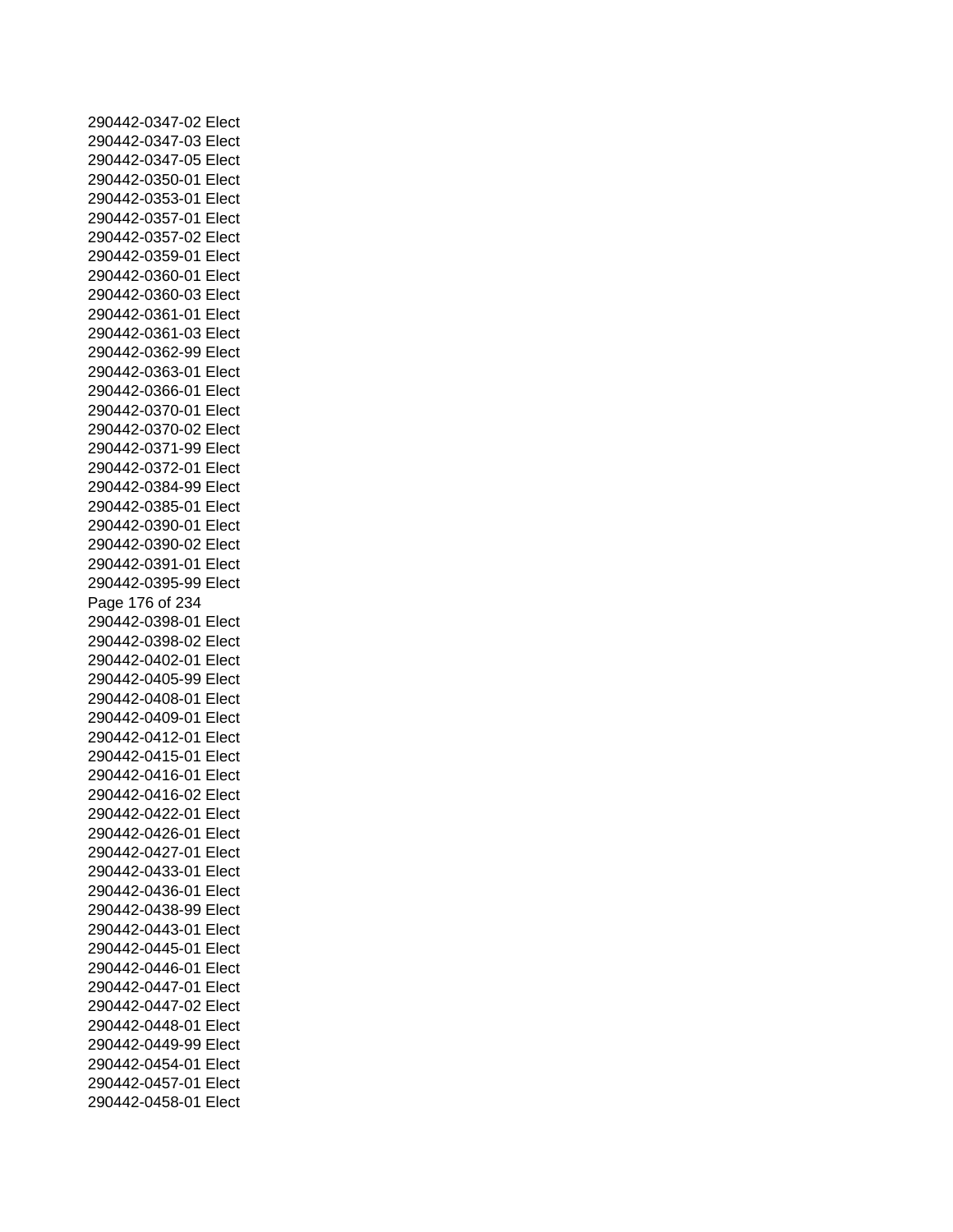290442-0347-02 Elect
290442-0347-03 Elect
290442-0347-05 Elect
290442-0350-01 Elect
290442-0353-01 Elect
290442-0357-01 Elect
290442-0357-02 Elect
290442-0359-01 Elect
290442-0360-01 Elect
290442-0360-03 Elect
290442-0361-01 Elect
290442-0361-03 Elect
290442-0362-99 Elect
290442-0363-01 Elect
290442-0366-01 Elect
290442-0370-01 Elect
290442-0370-02 Elect
290442-0371-99 Elect
290442-0372-01 Elect
290442-0384-99 Elect
290442-0385-01 Elect
290442-0390-01 Elect
290442-0390-02 Elect
290442-0391-01 Elect
290442-0395-99 Elect
290442-0398-01 Elect
290442-0398-02 Elect
290442-0402-01 Elect
290442-0405-99 Elect
290442-0408-01 Elect
290442-0409-01 Elect
290442-0412-01 Elect
290442-0415-01 Elect
290442-0416-01 Elect
290442-0416-02 Elect
290442-0422-01 Elect
290442-0426-01 Elect
290442-0427-01 Elect
290442-0433-01 Elect
290442-0436-01 Elect
290442-0438-99 Elect
290442-0443-01 Elect
290442-0445-01 Elect
290442-0446-01 Elect
290442-0447-01 Elect
290442-0447-02 Elect
290442-0448-01 Elect
290442-0449-99 Elect
290442-0454-01 Elect
290442-0457-01 Elect
290442-0458-01 Elect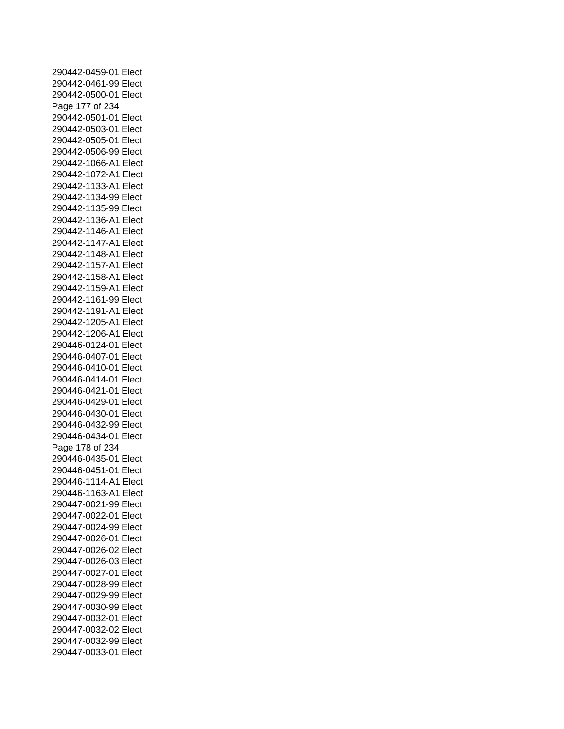290442-0459-01 Elect
290442-0461-99 Elect
290442-0500-01 Elect
290442-0501-01 Elect
290442-0503-01 Elect
290442-0505-01 Elect
290442-0506-99 Elect
290442-1066-A1 Elect
290442-1072-A1 Elect
290442-1133-A1 Elect
290442-1134-99 Elect
290442-1135-99 Elect
290442-1136-A1 Elect
290442-1146-A1 Elect
290442-1147-A1 Elect
290442-1148-A1 Elect
290442-1157-A1 Elect
290442-1158-A1 Elect
290442-1159-A1 Elect
290442-1161-99 Elect
290442-1191-A1 Elect
290442-1205-A1 Elect
290442-1206-A1 Elect
290446-0124-01 Elect
290446-0407-01 Elect
290446-0410-01 Elect
290446-0414-01 Elect
290446-0421-01 Elect
290446-0429-01 Elect
290446-0430-01 Elect
290446-0432-99 Elect
290446-0434-01 Elect
290446-0435-01 Elect
290446-0451-01 Elect
290446-1114-A1 Elect
290446-1163-A1 Elect
290447-0021-99 Elect
290447-0022-01 Elect
290447-0024-99 Elect
290447-0026-01 Elect
290447-0026-02 Elect
290447-0026-03 Elect
290447-0027-01 Elect
290447-0028-99 Elect
290447-0029-99 Elect
290447-0030-99 Elect
290447-0032-01 Elect
290447-0032-02 Elect
290447-0032-99 Elect
290447-0033-01 Elect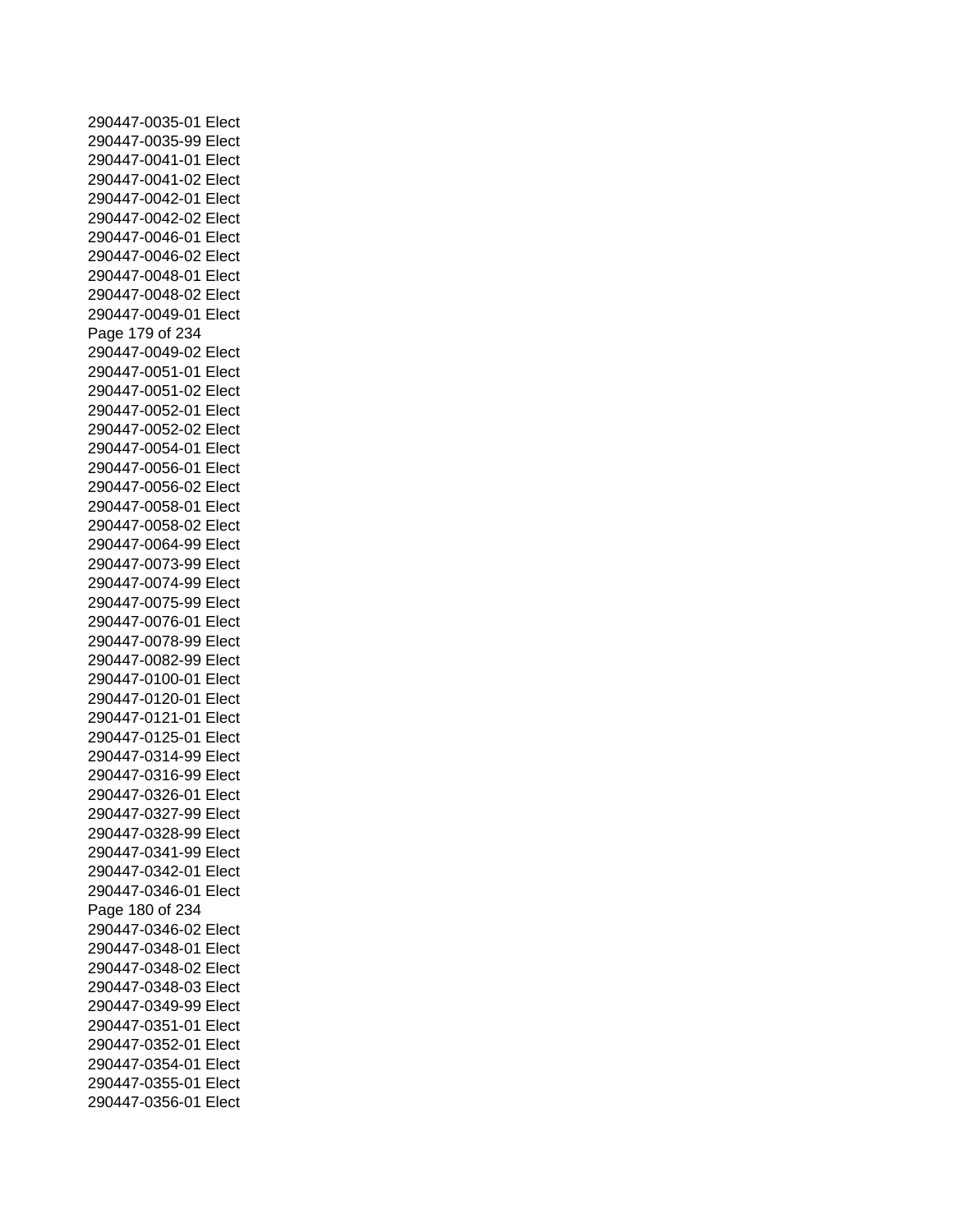290447-0035-01 Elect
290447-0035-99 Elect
290447-0041-01 Elect
290447-0041-02 Elect
290447-0042-01 Elect
290447-0042-02 Elect
290447-0046-01 Elect
290447-0046-02 Elect
290447-0048-01 Elect
290447-0048-02 Elect
290447-0049-01 Elect
290447-0049-02 Elect
290447-0051-01 Elect
290447-0051-02 Elect
290447-0052-01 Elect
290447-0052-02 Elect
290447-0054-01 Elect
290447-0056-01 Elect
290447-0056-02 Elect
290447-0058-01 Elect
290447-0058-02 Elect
290447-0064-99 Elect
290447-0073-99 Elect
290447-0074-99 Elect
290447-0075-99 Elect
290447-0076-01 Elect
290447-0078-99 Elect
290447-0082-99 Elect
290447-0100-01 Elect
290447-0120-01 Elect
290447-0121-01 Elect
290447-0125-01 Elect
290447-0314-99 Elect
290447-0316-99 Elect
290447-0326-01 Elect
290447-0327-99 Elect
290447-0328-99 Elect
290447-0341-99 Elect
290447-0342-01 Elect
290447-0346-01 Elect
290447-0346-02 Elect
290447-0348-01 Elect
290447-0348-02 Elect
290447-0348-03 Elect
290447-0349-99 Elect
290447-0351-01 Elect
290447-0352-01 Elect
290447-0354-01 Elect
290447-0355-01 Elect
290447-0356-01 Elect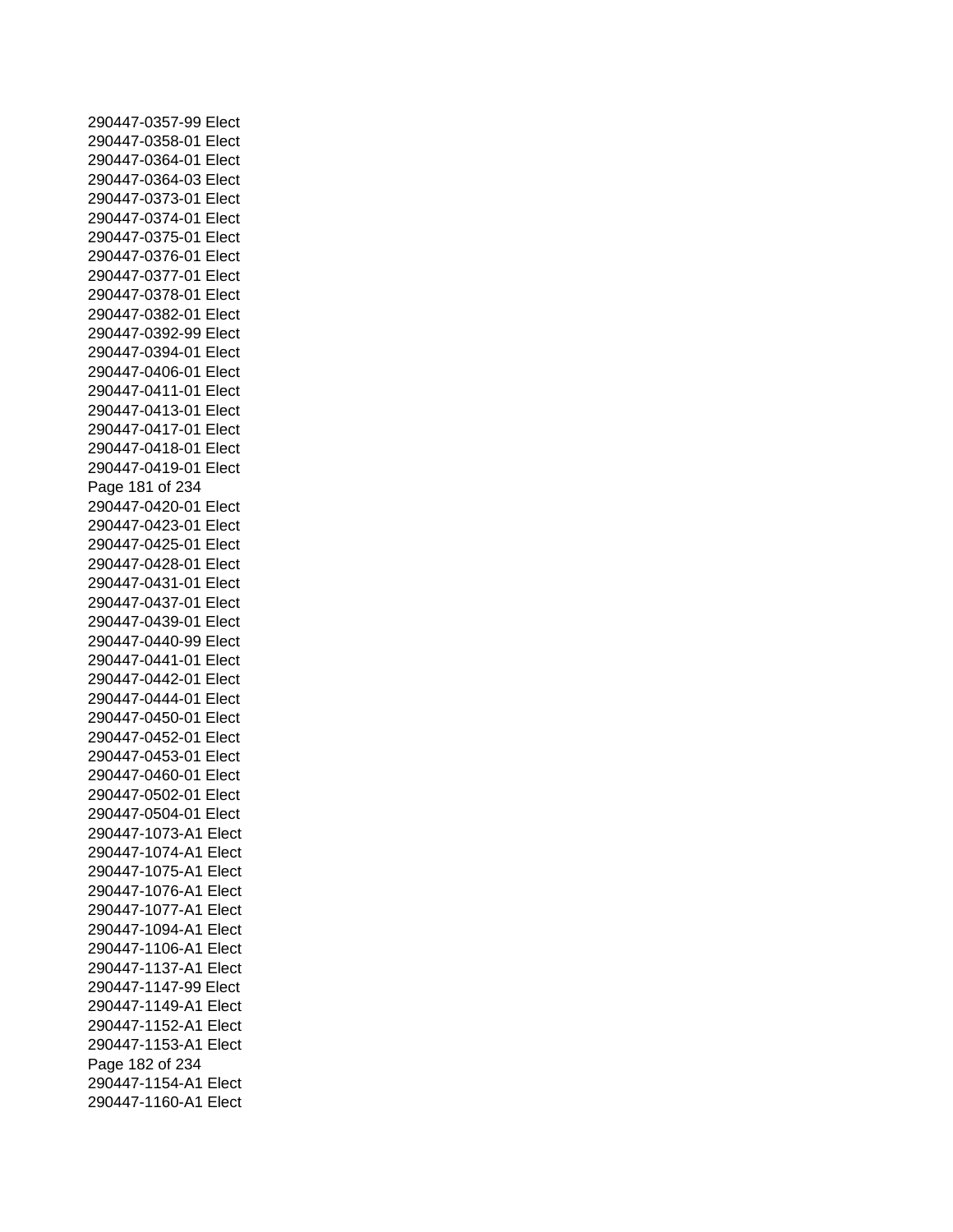290447-0357-99 Elect
290447-0358-01 Elect
290447-0364-01 Elect
290447-0364-03 Elect
290447-0373-01 Elect
290447-0374-01 Elect
290447-0375-01 Elect
290447-0376-01 Elect
290447-0377-01 Elect
290447-0378-01 Elect
290447-0382-01 Elect
290447-0392-99 Elect
290447-0394-01 Elect
290447-0406-01 Elect
290447-0411-01 Elect
290447-0413-01 Elect
290447-0417-01 Elect
290447-0418-01 Elect
290447-0419-01 Elect
290447-0420-01 Elect
290447-0423-01 Elect
290447-0425-01 Elect
290447-0428-01 Elect
290447-0431-01 Elect
290447-0437-01 Elect
290447-0439-01 Elect
290447-0440-99 Elect
290447-0441-01 Elect
290447-0442-01 Elect
290447-0444-01 Elect
290447-0450-01 Elect
290447-0452-01 Elect
290447-0453-01 Elect
290447-0460-01 Elect
290447-0502-01 Elect
290447-0504-01 Elect
290447-1073-A1 Elect
290447-1074-A1 Elect
290447-1075-A1 Elect
290447-1076-A1 Elect
290447-1077-A1 Elect
290447-1094-A1 Elect
290447-1106-A1 Elect
290447-1137-A1 Elect
290447-1147-99 Elect
290447-1149-A1 Elect
290447-1152-A1 Elect
290447-1153-A1 Elect
290447-1154-A1 Elect
290447-1160-A1 Elect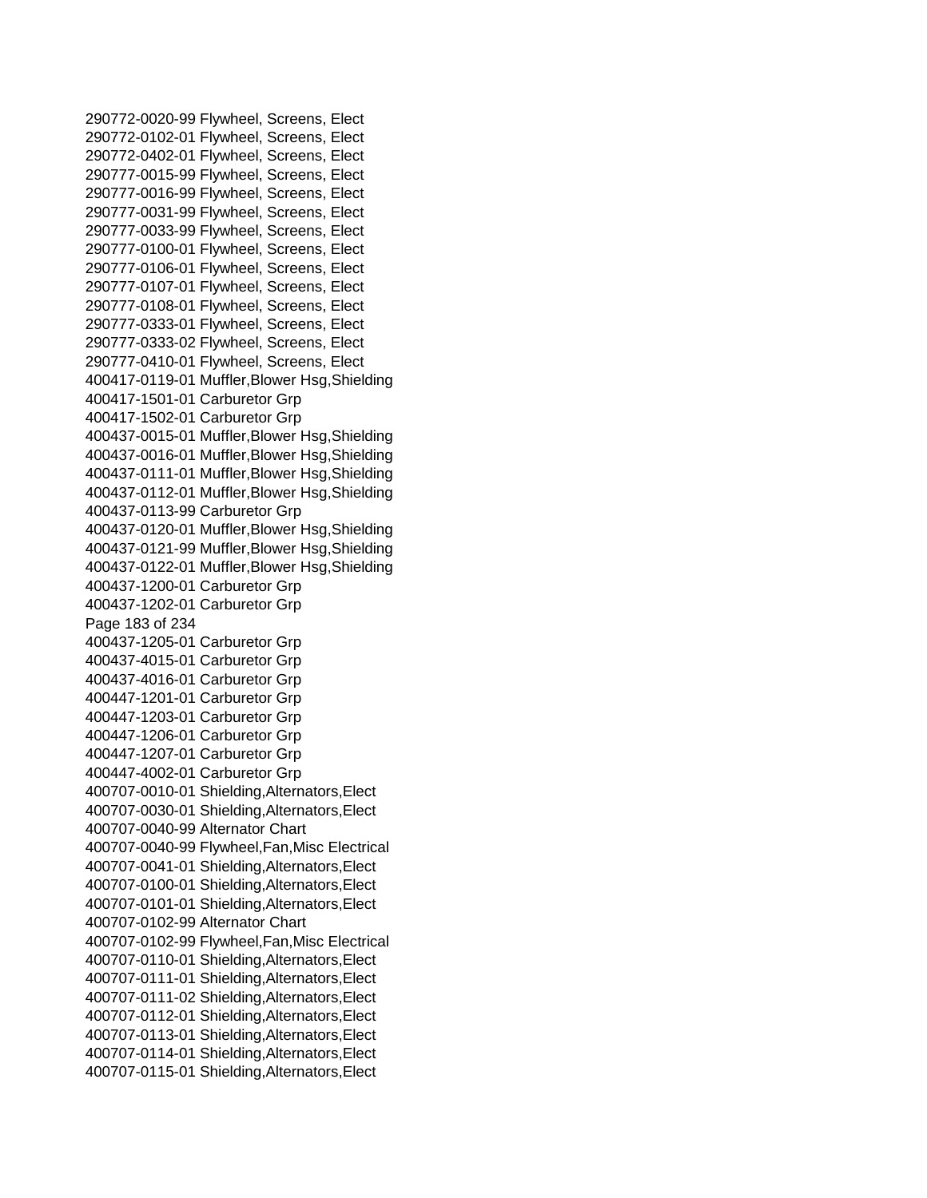290772-0020-99 Flywheel, Screens, Elect
290772-0102-01 Flywheel, Screens, Elect
290772-0402-01 Flywheel, Screens, Elect
290777-0015-99 Flywheel, Screens, Elect
290777-0016-99 Flywheel, Screens, Elect
290777-0031-99 Flywheel, Screens, Elect
290777-0033-99 Flywheel, Screens, Elect
290777-0100-01 Flywheel, Screens, Elect
290777-0106-01 Flywheel, Screens, Elect
290777-0107-01 Flywheel, Screens, Elect
290777-0108-01 Flywheel, Screens, Elect
290777-0333-01 Flywheel, Screens, Elect
290777-0333-02 Flywheel, Screens, Elect
290777-0410-01 Flywheel, Screens, Elect
400417-0119-01 Muffler,Blower Hsg,Shielding
400417-1501-01 Carburetor Grp
400417-1502-01 Carburetor Grp
400437-0015-01 Muffler,Blower Hsg,Shielding
400437-0016-01 Muffler,Blower Hsg,Shielding
400437-0111-01 Muffler,Blower Hsg,Shielding
400437-0112-01 Muffler,Blower Hsg,Shielding
400437-0113-99 Carburetor Grp
400437-0120-01 Muffler,Blower Hsg,Shielding
400437-0121-99 Muffler,Blower Hsg,Shielding
400437-0122-01 Muffler,Blower Hsg,Shielding
400437-1200-01 Carburetor Grp
400437-1202-01 Carburetor Grp
400437-1205-01 Carburetor Grp
400437-4015-01 Carburetor Grp
400437-4016-01 Carburetor Grp
400447-1201-01 Carburetor Grp
400447-1203-01 Carburetor Grp
400447-1206-01 Carburetor Grp
400447-1207-01 Carburetor Grp
400447-4002-01 Carburetor Grp
400707-0010-01 Shielding,Alternators,Elect
400707-0030-01 Shielding,Alternators,Elect
400707-0040-99 Alternator Chart
400707-0040-99 Flywheel,Fan,Misc Electrical
400707-0041-01 Shielding,Alternators,Elect
400707-0100-01 Shielding,Alternators,Elect
400707-0101-01 Shielding,Alternators,Elect
400707-0102-99 Alternator Chart
400707-0102-99 Flywheel,Fan,Misc Electrical
400707-0110-01 Shielding,Alternators,Elect
400707-0111-01 Shielding,Alternators,Elect
400707-0111-02 Shielding,Alternators,Elect
400707-0112-01 Shielding,Alternators,Elect
400707-0113-01 Shielding,Alternators,Elect
400707-0114-01 Shielding,Alternators,Elect
400707-0115-01 Shielding,Alternators,Elect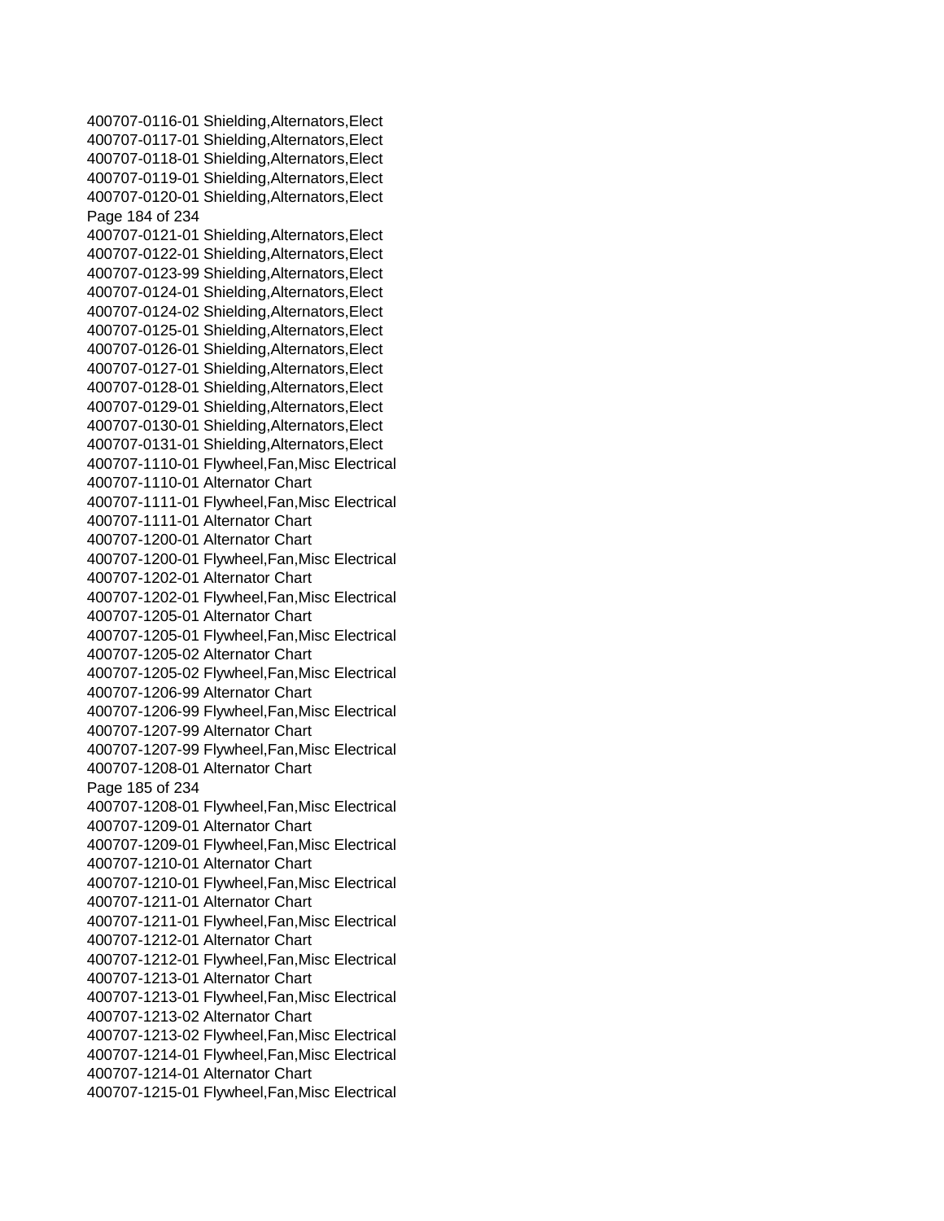400707-0116-01 Shielding,Alternators,Elect
400707-0117-01 Shielding,Alternators,Elect
400707-0118-01 Shielding,Alternators,Elect
400707-0119-01 Shielding,Alternators,Elect
400707-0120-01 Shielding,Alternators,Elect
400707-0121-01 Shielding,Alternators,Elect
400707-0122-01 Shielding,Alternators,Elect
400707-0123-99 Shielding,Alternators,Elect
400707-0124-01 Shielding,Alternators,Elect
400707-0124-02 Shielding,Alternators,Elect
400707-0125-01 Shielding,Alternators,Elect
400707-0126-01 Shielding,Alternators,Elect
400707-0127-01 Shielding,Alternators,Elect
400707-0128-01 Shielding,Alternators,Elect
400707-0129-01 Shielding,Alternators,Elect
400707-0130-01 Shielding,Alternators,Elect
400707-0131-01 Shielding,Alternators,Elect
400707-1110-01 Flywheel,Fan,Misc Electrical
400707-1110-01 Alternator Chart
400707-1111-01 Flywheel,Fan,Misc Electrical
400707-1111-01 Alternator Chart
400707-1200-01 Alternator Chart
400707-1200-01 Flywheel,Fan,Misc Electrical
400707-1202-01 Alternator Chart
400707-1202-01 Flywheel,Fan,Misc Electrical
400707-1205-01 Alternator Chart
400707-1205-01 Flywheel,Fan,Misc Electrical
400707-1205-02 Alternator Chart
400707-1205-02 Flywheel,Fan,Misc Electrical
400707-1206-99 Alternator Chart
400707-1206-99 Flywheel,Fan,Misc Electrical
400707-1207-99 Alternator Chart
400707-1207-99 Flywheel,Fan,Misc Electrical
400707-1208-01 Alternator Chart
400707-1208-01 Flywheel,Fan,Misc Electrical
400707-1209-01 Alternator Chart
400707-1209-01 Flywheel,Fan,Misc Electrical
400707-1210-01 Alternator Chart
400707-1210-01 Flywheel,Fan,Misc Electrical
400707-1211-01 Alternator Chart
400707-1211-01 Flywheel,Fan,Misc Electrical
400707-1212-01 Alternator Chart
400707-1212-01 Flywheel,Fan,Misc Electrical
400707-1213-01 Alternator Chart
400707-1213-01 Flywheel,Fan,Misc Electrical
400707-1213-02 Alternator Chart
400707-1213-02 Flywheel,Fan,Misc Electrical
400707-1214-01 Flywheel,Fan,Misc Electrical
400707-1214-01 Alternator Chart
400707-1215-01 Flywheel,Fan,Misc Electrical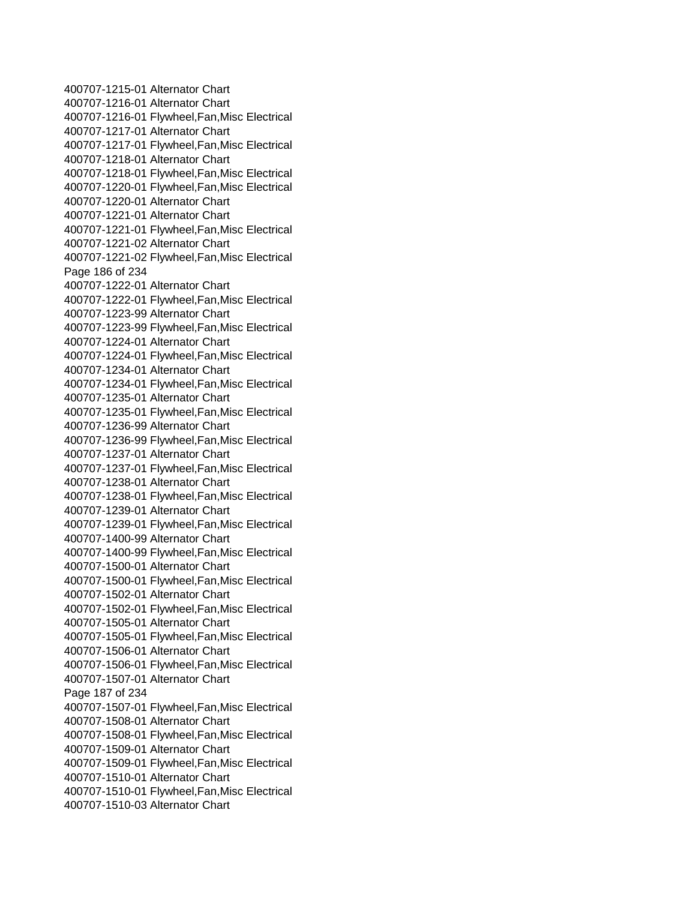400707-1215-01 Alternator Chart
400707-1216-01 Alternator Chart
400707-1216-01 Flywheel,Fan,Misc Electrical
400707-1217-01 Alternator Chart
400707-1217-01 Flywheel,Fan,Misc Electrical
400707-1218-01 Alternator Chart
400707-1218-01 Flywheel,Fan,Misc Electrical
400707-1220-01 Flywheel,Fan,Misc Electrical
400707-1220-01 Alternator Chart
400707-1221-01 Alternator Chart
400707-1221-01 Flywheel,Fan,Misc Electrical
400707-1221-02 Alternator Chart
400707-1221-02 Flywheel,Fan,Misc Electrical
400707-1222-01 Alternator Chart
400707-1222-01 Flywheel,Fan,Misc Electrical
400707-1223-99 Alternator Chart
400707-1223-99 Flywheel,Fan,Misc Electrical
400707-1224-01 Alternator Chart
400707-1224-01 Flywheel,Fan,Misc Electrical
400707-1234-01 Alternator Chart
400707-1234-01 Flywheel,Fan,Misc Electrical
400707-1235-01 Alternator Chart
400707-1235-01 Flywheel,Fan,Misc Electrical
400707-1236-99 Alternator Chart
400707-1236-99 Flywheel,Fan,Misc Electrical
400707-1237-01 Alternator Chart
400707-1237-01 Flywheel,Fan,Misc Electrical
400707-1238-01 Alternator Chart
400707-1238-01 Flywheel,Fan,Misc Electrical
400707-1239-01 Alternator Chart
400707-1239-01 Flywheel,Fan,Misc Electrical
400707-1400-99 Alternator Chart
400707-1400-99 Flywheel,Fan,Misc Electrical
400707-1500-01 Alternator Chart
400707-1500-01 Flywheel,Fan,Misc Electrical
400707-1502-01 Alternator Chart
400707-1502-01 Flywheel,Fan,Misc Electrical
400707-1505-01 Alternator Chart
400707-1505-01 Flywheel,Fan,Misc Electrical
400707-1506-01 Alternator Chart
400707-1506-01 Flywheel,Fan,Misc Electrical
400707-1507-01 Alternator Chart
400707-1507-01 Flywheel,Fan,Misc Electrical
400707-1508-01 Alternator Chart
400707-1508-01 Flywheel,Fan,Misc Electrical
400707-1509-01 Alternator Chart
400707-1509-01 Flywheel,Fan,Misc Electrical
400707-1510-01 Alternator Chart
400707-1510-01 Flywheel,Fan,Misc Electrical
400707-1510-03 Alternator Chart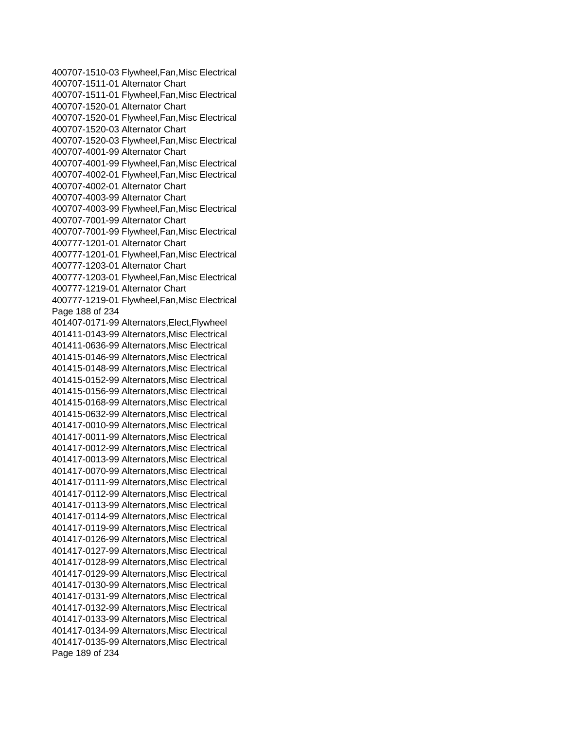400707-1510-03 Flywheel,Fan,Misc Electrical
400707-1511-01 Alternator Chart
400707-1511-01 Flywheel,Fan,Misc Electrical
400707-1520-01 Alternator Chart
400707-1520-01 Flywheel,Fan,Misc Electrical
400707-1520-03 Alternator Chart
400707-1520-03 Flywheel,Fan,Misc Electrical
400707-4001-99 Alternator Chart
400707-4001-99 Flywheel,Fan,Misc Electrical
400707-4002-01 Flywheel,Fan,Misc Electrical
400707-4002-01 Alternator Chart
400707-4003-99 Alternator Chart
400707-4003-99 Flywheel,Fan,Misc Electrical
400707-7001-99 Alternator Chart
400707-7001-99 Flywheel,Fan,Misc Electrical
400777-1201-01 Alternator Chart
400777-1201-01 Flywheel,Fan,Misc Electrical
400777-1203-01 Alternator Chart
400777-1203-01 Flywheel,Fan,Misc Electrical
400777-1219-01 Alternator Chart
400777-1219-01 Flywheel,Fan,Misc Electrical
401407-0171-99 Alternators,Elect,Flywheel
401411-0143-99 Alternators,Misc Electrical
401411-0636-99 Alternators,Misc Electrical
401415-0146-99 Alternators,Misc Electrical
401415-0148-99 Alternators,Misc Electrical
401415-0152-99 Alternators,Misc Electrical
401415-0156-99 Alternators,Misc Electrical
401415-0168-99 Alternators,Misc Electrical
401415-0632-99 Alternators,Misc Electrical
401417-0010-99 Alternators,Misc Electrical
401417-0011-99 Alternators,Misc Electrical
401417-0012-99 Alternators,Misc Electrical
401417-0013-99 Alternators,Misc Electrical
401417-0070-99 Alternators,Misc Electrical
401417-0111-99 Alternators,Misc Electrical
401417-0112-99 Alternators,Misc Electrical
401417-0113-99 Alternators,Misc Electrical
401417-0114-99 Alternators,Misc Electrical
401417-0119-99 Alternators,Misc Electrical
401417-0126-99 Alternators,Misc Electrical
401417-0127-99 Alternators,Misc Electrical
401417-0128-99 Alternators,Misc Electrical
401417-0129-99 Alternators,Misc Electrical
401417-0130-99 Alternators,Misc Electrical
401417-0131-99 Alternators,Misc Electrical
401417-0132-99 Alternators,Misc Electrical
401417-0133-99 Alternators,Misc Electrical
401417-0134-99 Alternators,Misc Electrical
401417-0135-99 Alternators,Misc Electrical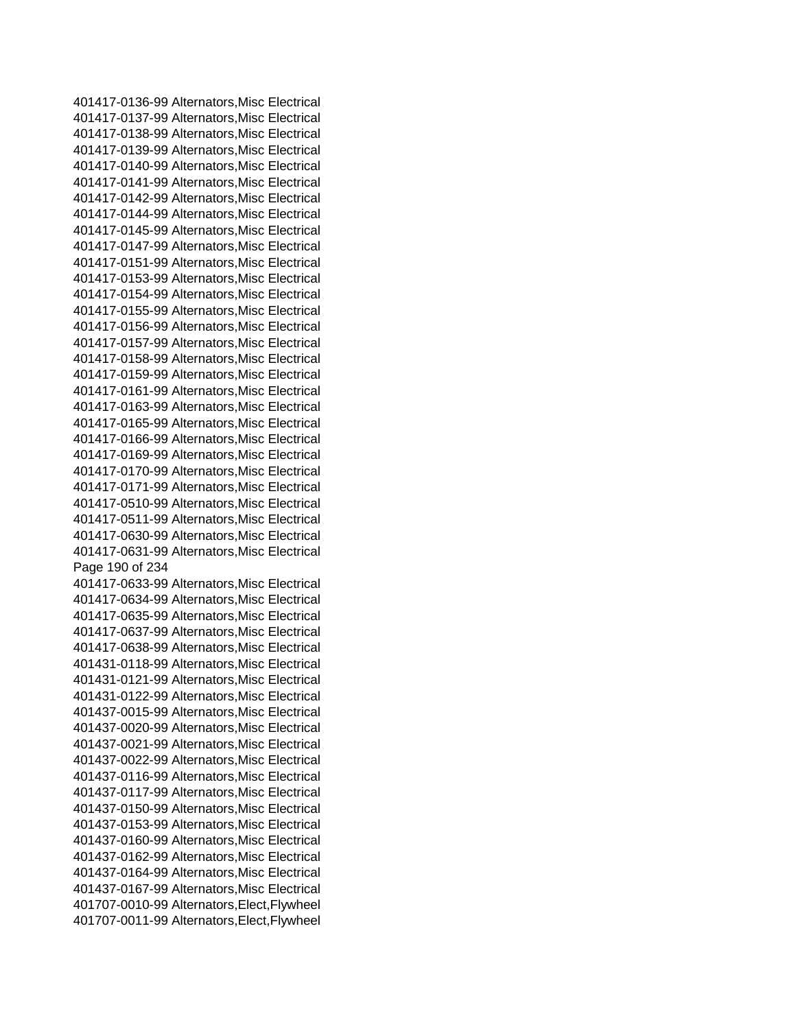401417-0136-99 Alternators,Misc Electrical
401417-0137-99 Alternators,Misc Electrical
401417-0138-99 Alternators,Misc Electrical
401417-0139-99 Alternators,Misc Electrical
401417-0140-99 Alternators,Misc Electrical
401417-0141-99 Alternators,Misc Electrical
401417-0142-99 Alternators,Misc Electrical
401417-0144-99 Alternators,Misc Electrical
401417-0145-99 Alternators,Misc Electrical
401417-0147-99 Alternators,Misc Electrical
401417-0151-99 Alternators,Misc Electrical
401417-0153-99 Alternators,Misc Electrical
401417-0154-99 Alternators,Misc Electrical
401417-0155-99 Alternators,Misc Electrical
401417-0156-99 Alternators,Misc Electrical
401417-0157-99 Alternators,Misc Electrical
401417-0158-99 Alternators,Misc Electrical
401417-0159-99 Alternators,Misc Electrical
401417-0161-99 Alternators,Misc Electrical
401417-0163-99 Alternators,Misc Electrical
401417-0165-99 Alternators,Misc Electrical
401417-0166-99 Alternators,Misc Electrical
401417-0169-99 Alternators,Misc Electrical
401417-0170-99 Alternators,Misc Electrical
401417-0171-99 Alternators,Misc Electrical
401417-0510-99 Alternators,Misc Electrical
401417-0511-99 Alternators,Misc Electrical
401417-0630-99 Alternators,Misc Electrical
401417-0631-99 Alternators,Misc Electrical
401417-0633-99 Alternators,Misc Electrical
401417-0634-99 Alternators,Misc Electrical
401417-0635-99 Alternators,Misc Electrical
401417-0637-99 Alternators,Misc Electrical
401417-0638-99 Alternators,Misc Electrical
401431-0118-99 Alternators,Misc Electrical
401431-0121-99 Alternators,Misc Electrical
401431-0122-99 Alternators,Misc Electrical
401437-0015-99 Alternators,Misc Electrical
401437-0020-99 Alternators,Misc Electrical
401437-0021-99 Alternators,Misc Electrical
401437-0022-99 Alternators,Misc Electrical
401437-0116-99 Alternators,Misc Electrical
401437-0117-99 Alternators,Misc Electrical
401437-0150-99 Alternators,Misc Electrical
401437-0153-99 Alternators,Misc Electrical
401437-0160-99 Alternators,Misc Electrical
401437-0162-99 Alternators,Misc Electrical
401437-0164-99 Alternators,Misc Electrical
401437-0167-99 Alternators,Misc Electrical
401707-0010-99 Alternators,Elect,Flywheel
401707-0011-99 Alternators,Elect,Flywheel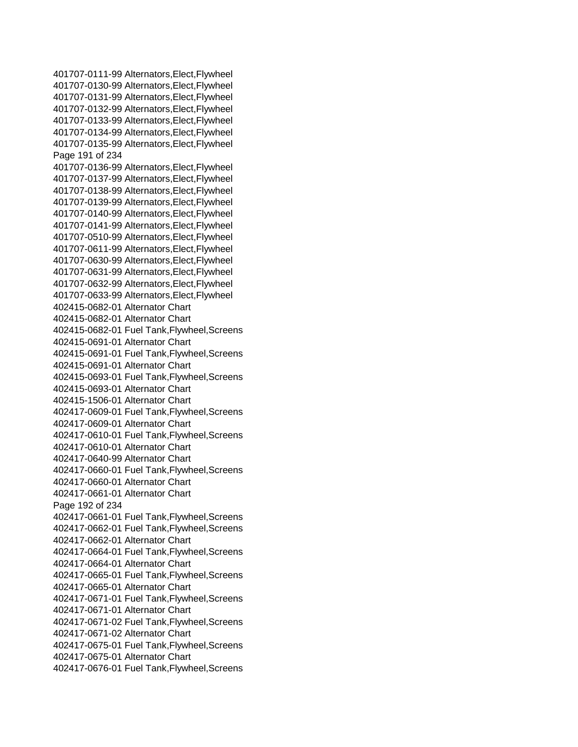401707-0111-99 Alternators,Elect,Flywheel
401707-0130-99 Alternators,Elect,Flywheel
401707-0131-99 Alternators,Elect,Flywheel
401707-0132-99 Alternators,Elect,Flywheel
401707-0133-99 Alternators,Elect,Flywheel
401707-0134-99 Alternators,Elect,Flywheel
401707-0135-99 Alternators,Elect,Flywheel
401707-0136-99 Alternators,Elect,Flywheel
401707-0137-99 Alternators,Elect,Flywheel
401707-0138-99 Alternators,Elect,Flywheel
401707-0139-99 Alternators,Elect,Flywheel
401707-0140-99 Alternators,Elect,Flywheel
401707-0141-99 Alternators,Elect,Flywheel
401707-0510-99 Alternators,Elect,Flywheel
401707-0611-99 Alternators,Elect,Flywheel
401707-0630-99 Alternators,Elect,Flywheel
401707-0631-99 Alternators,Elect,Flywheel
401707-0632-99 Alternators,Elect,Flywheel
401707-0633-99 Alternators,Elect,Flywheel
402415-0682-01 Alternator Chart
402415-0682-01 Alternator Chart
402415-0682-01 Fuel Tank,Flywheel,Screens
402415-0691-01 Alternator Chart
402415-0691-01 Fuel Tank,Flywheel,Screens
402415-0691-01 Alternator Chart
402415-0693-01 Fuel Tank,Flywheel,Screens
402415-0693-01 Alternator Chart
402415-1506-01 Alternator Chart
402417-0609-01 Fuel Tank,Flywheel,Screens
402417-0609-01 Alternator Chart
402417-0610-01 Fuel Tank,Flywheel,Screens
402417-0610-01 Alternator Chart
402417-0640-99 Alternator Chart
402417-0660-01 Fuel Tank,Flywheel,Screens
402417-0660-01 Alternator Chart
402417-0661-01 Alternator Chart
402417-0661-01 Fuel Tank,Flywheel,Screens
402417-0662-01 Fuel Tank,Flywheel,Screens
402417-0662-01 Alternator Chart
402417-0664-01 Fuel Tank,Flywheel,Screens
402417-0664-01 Alternator Chart
402417-0665-01 Fuel Tank,Flywheel,Screens
402417-0665-01 Alternator Chart
402417-0671-01 Fuel Tank,Flywheel,Screens
402417-0671-01 Alternator Chart
402417-0671-02 Fuel Tank,Flywheel,Screens
402417-0671-02 Alternator Chart
402417-0675-01 Fuel Tank,Flywheel,Screens
402417-0675-01 Alternator Chart
402417-0676-01 Fuel Tank,Flywheel,Screens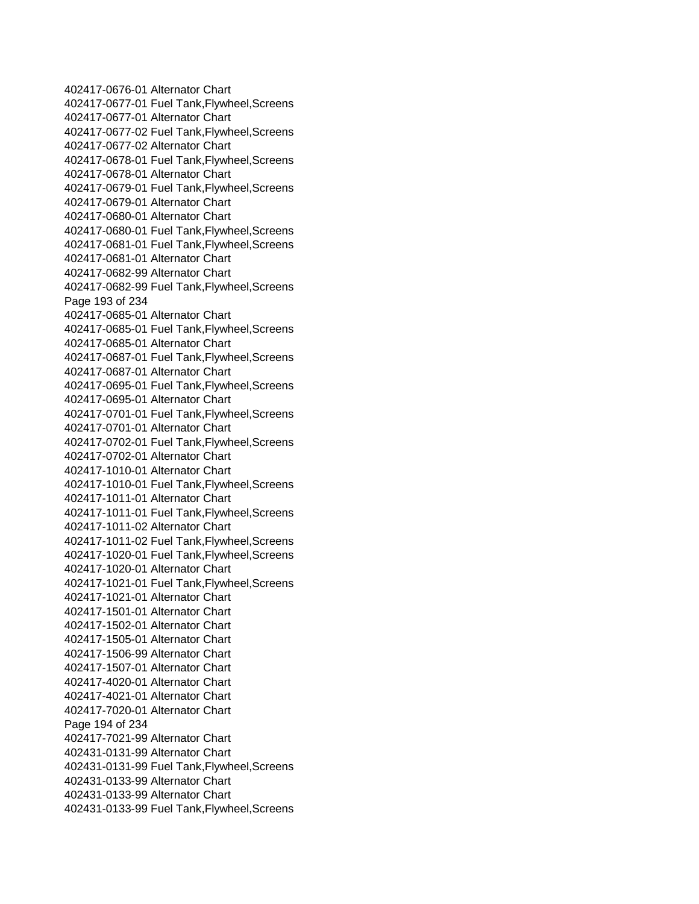402417-0676-01 Alternator Chart
402417-0677-01 Fuel Tank,Flywheel,Screens
402417-0677-01 Alternator Chart
402417-0677-02 Fuel Tank,Flywheel,Screens
402417-0677-02 Alternator Chart
402417-0678-01 Fuel Tank,Flywheel,Screens
402417-0678-01 Alternator Chart
402417-0679-01 Fuel Tank,Flywheel,Screens
402417-0679-01 Alternator Chart
402417-0680-01 Alternator Chart
402417-0680-01 Fuel Tank,Flywheel,Screens
402417-0681-01 Fuel Tank,Flywheel,Screens
402417-0681-01 Alternator Chart
402417-0682-99 Alternator Chart
402417-0682-99 Fuel Tank,Flywheel,Screens
402417-0685-01 Alternator Chart
402417-0685-01 Fuel Tank,Flywheel,Screens
402417-0685-01 Alternator Chart
402417-0687-01 Fuel Tank,Flywheel,Screens
402417-0687-01 Alternator Chart
402417-0695-01 Fuel Tank,Flywheel,Screens
402417-0695-01 Alternator Chart
402417-0701-01 Fuel Tank,Flywheel,Screens
402417-0701-01 Alternator Chart
402417-0702-01 Fuel Tank,Flywheel,Screens
402417-0702-01 Alternator Chart
402417-1010-01 Alternator Chart
402417-1010-01 Fuel Tank,Flywheel,Screens
402417-1011-01 Alternator Chart
402417-1011-01 Fuel Tank,Flywheel,Screens
402417-1011-02 Alternator Chart
402417-1011-02 Fuel Tank,Flywheel,Screens
402417-1020-01 Fuel Tank,Flywheel,Screens
402417-1020-01 Alternator Chart
402417-1021-01 Fuel Tank,Flywheel,Screens
402417-1021-01 Alternator Chart
402417-1501-01 Alternator Chart
402417-1502-01 Alternator Chart
402417-1505-01 Alternator Chart
402417-1506-99 Alternator Chart
402417-1507-01 Alternator Chart
402417-4020-01 Alternator Chart
402417-4021-01 Alternator Chart
402417-7020-01 Alternator Chart
402417-7021-99 Alternator Chart
402431-0131-99 Alternator Chart
402431-0131-99 Fuel Tank,Flywheel,Screens
402431-0133-99 Alternator Chart
402431-0133-99 Alternator Chart
402431-0133-99 Fuel Tank,Flywheel,Screens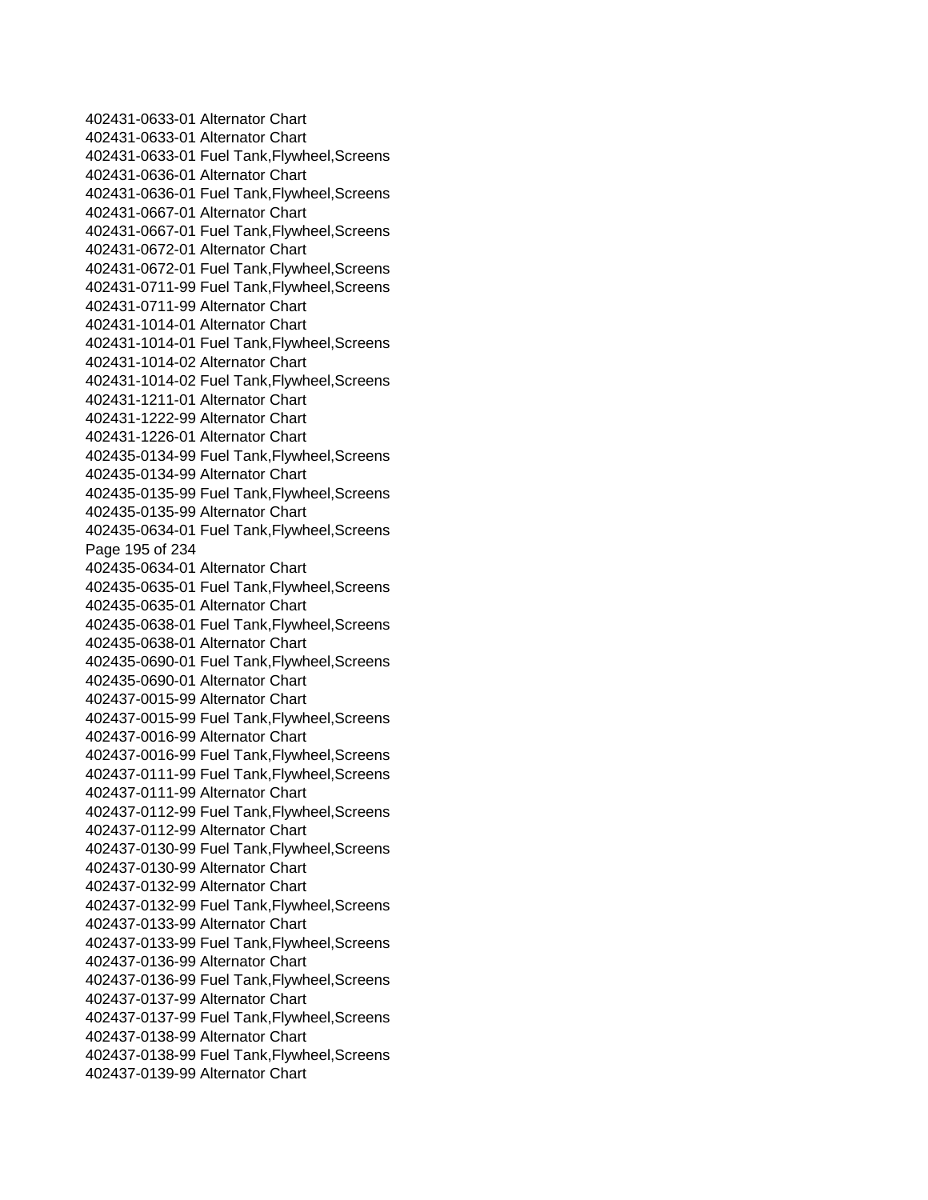402431-0633-01 Alternator Chart
402431-0633-01 Alternator Chart
402431-0633-01 Fuel Tank,Flywheel,Screens
402431-0636-01 Alternator Chart
402431-0636-01 Fuel Tank,Flywheel,Screens
402431-0667-01 Alternator Chart
402431-0667-01 Fuel Tank,Flywheel,Screens
402431-0672-01 Alternator Chart
402431-0672-01 Fuel Tank,Flywheel,Screens
402431-0711-99 Fuel Tank,Flywheel,Screens
402431-0711-99 Alternator Chart
402431-1014-01 Alternator Chart
402431-1014-01 Fuel Tank,Flywheel,Screens
402431-1014-02 Alternator Chart
402431-1014-02 Fuel Tank,Flywheel,Screens
402431-1211-01 Alternator Chart
402431-1222-99 Alternator Chart
402431-1226-01 Alternator Chart
402435-0134-99 Fuel Tank,Flywheel,Screens
402435-0134-99 Alternator Chart
402435-0135-99 Fuel Tank,Flywheel,Screens
402435-0135-99 Alternator Chart
402435-0634-01 Fuel Tank,Flywheel,Screens
402435-0634-01 Alternator Chart
402435-0635-01 Fuel Tank,Flywheel,Screens
402435-0635-01 Alternator Chart
402435-0638-01 Fuel Tank,Flywheel,Screens
402435-0638-01 Alternator Chart
402435-0690-01 Fuel Tank,Flywheel,Screens
402435-0690-01 Alternator Chart
402437-0015-99 Alternator Chart
402437-0015-99 Fuel Tank,Flywheel,Screens
402437-0016-99 Alternator Chart
402437-0016-99 Fuel Tank,Flywheel,Screens
402437-0111-99 Fuel Tank,Flywheel,Screens
402437-0111-99 Alternator Chart
402437-0112-99 Fuel Tank,Flywheel,Screens
402437-0112-99 Alternator Chart
402437-0130-99 Fuel Tank,Flywheel,Screens
402437-0130-99 Alternator Chart
402437-0132-99 Alternator Chart
402437-0132-99 Fuel Tank,Flywheel,Screens
402437-0133-99 Alternator Chart
402437-0133-99 Fuel Tank,Flywheel,Screens
402437-0136-99 Alternator Chart
402437-0136-99 Fuel Tank,Flywheel,Screens
402437-0137-99 Alternator Chart
402437-0137-99 Fuel Tank,Flywheel,Screens
402437-0138-99 Alternator Chart
402437-0138-99 Fuel Tank,Flywheel,Screens
402437-0139-99 Alternator Chart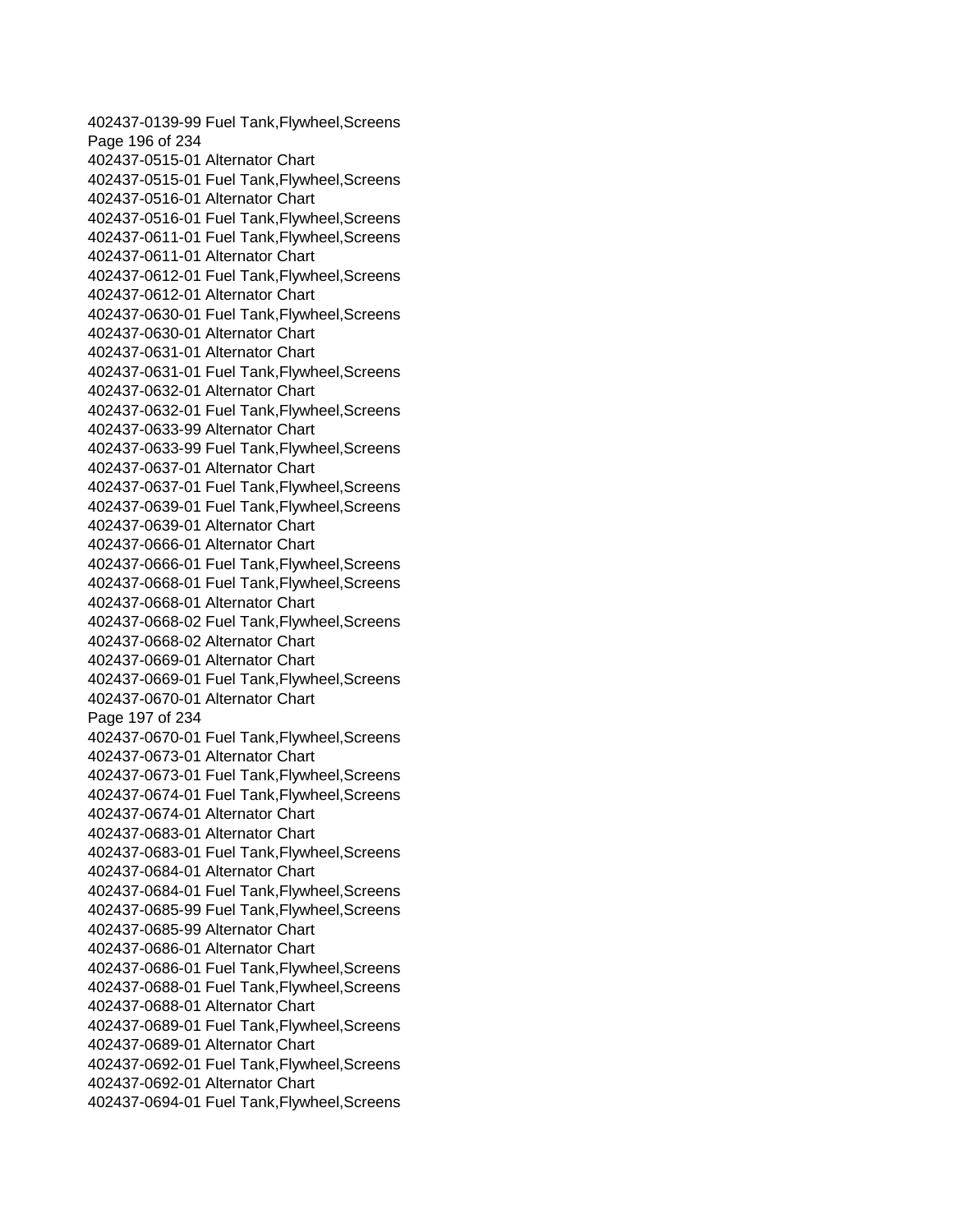402437-0139-99 Fuel Tank,Flywheel,Screens
402437-0515-01 Alternator Chart
402437-0515-01 Fuel Tank,Flywheel,Screens
402437-0516-01 Alternator Chart
402437-0516-01 Fuel Tank,Flywheel,Screens
402437-0611-01 Fuel Tank,Flywheel,Screens
402437-0611-01 Alternator Chart
402437-0612-01 Fuel Tank,Flywheel,Screens
402437-0612-01 Alternator Chart
402437-0630-01 Fuel Tank,Flywheel,Screens
402437-0630-01 Alternator Chart
402437-0631-01 Alternator Chart
402437-0631-01 Fuel Tank,Flywheel,Screens
402437-0632-01 Alternator Chart
402437-0632-01 Fuel Tank,Flywheel,Screens
402437-0633-99 Alternator Chart
402437-0633-99 Fuel Tank,Flywheel,Screens
402437-0637-01 Alternator Chart
402437-0637-01 Fuel Tank,Flywheel,Screens
402437-0639-01 Fuel Tank,Flywheel,Screens
402437-0639-01 Alternator Chart
402437-0666-01 Alternator Chart
402437-0666-01 Fuel Tank,Flywheel,Screens
402437-0668-01 Fuel Tank,Flywheel,Screens
402437-0668-01 Alternator Chart
402437-0668-02 Fuel Tank,Flywheel,Screens
402437-0668-02 Alternator Chart
402437-0669-01 Alternator Chart
402437-0669-01 Fuel Tank,Flywheel,Screens
402437-0670-01 Alternator Chart
402437-0670-01 Fuel Tank,Flywheel,Screens
402437-0673-01 Alternator Chart
402437-0673-01 Fuel Tank,Flywheel,Screens
402437-0674-01 Fuel Tank,Flywheel,Screens
402437-0674-01 Alternator Chart
402437-0683-01 Alternator Chart
402437-0683-01 Fuel Tank,Flywheel,Screens
402437-0684-01 Alternator Chart
402437-0684-01 Fuel Tank,Flywheel,Screens
402437-0685-99 Fuel Tank,Flywheel,Screens
402437-0685-99 Alternator Chart
402437-0686-01 Alternator Chart
402437-0686-01 Fuel Tank,Flywheel,Screens
402437-0688-01 Fuel Tank,Flywheel,Screens
402437-0688-01 Alternator Chart
402437-0689-01 Fuel Tank,Flywheel,Screens
402437-0689-01 Alternator Chart
402437-0692-01 Fuel Tank,Flywheel,Screens
402437-0692-01 Alternator Chart
402437-0694-01 Fuel Tank,Flywheel,Screens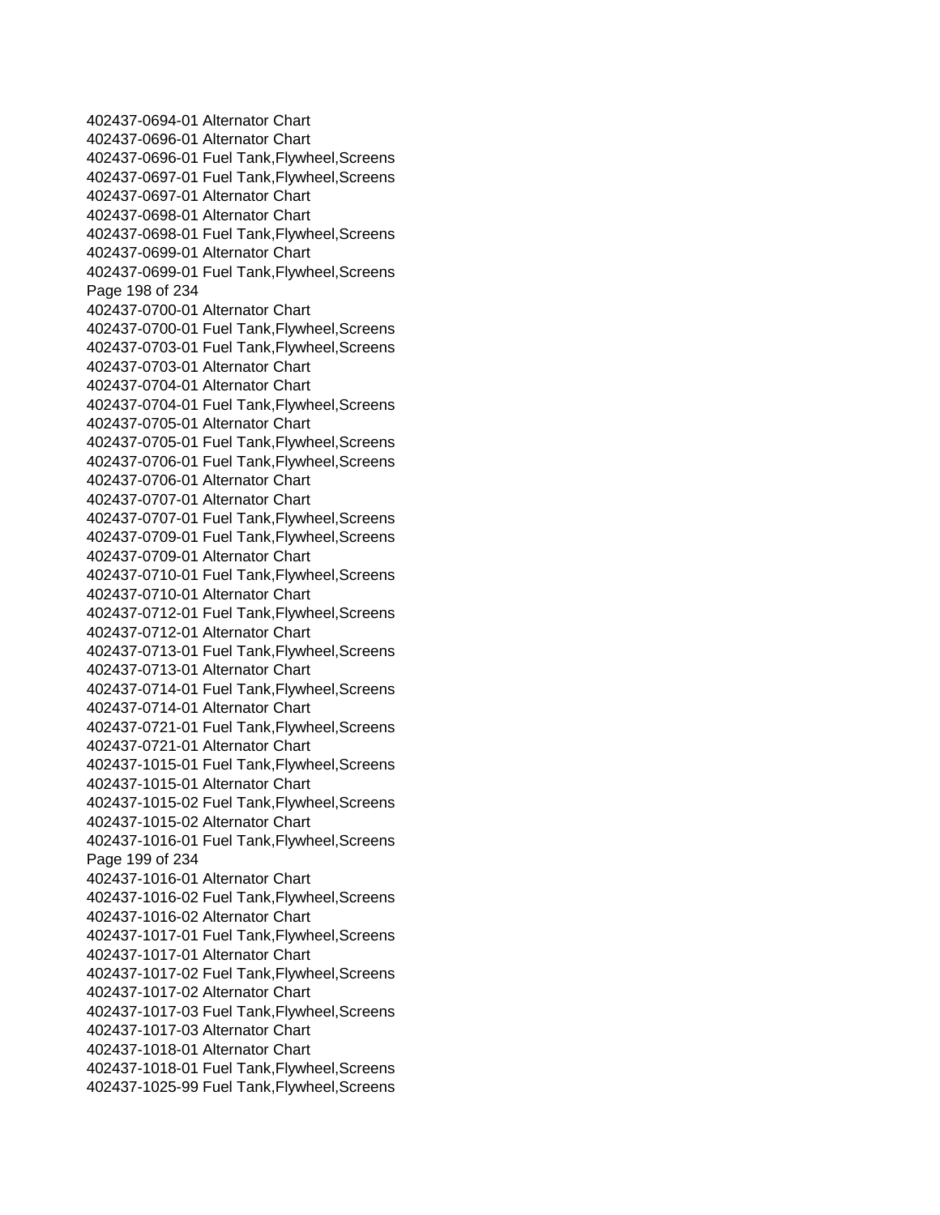402437-0694-01 Alternator Chart
402437-0696-01 Alternator Chart
402437-0696-01 Fuel Tank,Flywheel,Screens
402437-0697-01 Fuel Tank,Flywheel,Screens
402437-0697-01 Alternator Chart
402437-0698-01 Alternator Chart
402437-0698-01 Fuel Tank,Flywheel,Screens
402437-0699-01 Alternator Chart
402437-0699-01 Fuel Tank,Flywheel,Screens
402437-0700-01 Alternator Chart
402437-0700-01 Fuel Tank,Flywheel,Screens
402437-0703-01 Fuel Tank,Flywheel,Screens
402437-0703-01 Alternator Chart
402437-0704-01 Alternator Chart
402437-0704-01 Fuel Tank,Flywheel,Screens
402437-0705-01 Alternator Chart
402437-0705-01 Fuel Tank,Flywheel,Screens
402437-0706-01 Fuel Tank,Flywheel,Screens
402437-0706-01 Alternator Chart
402437-0707-01 Alternator Chart
402437-0707-01 Fuel Tank,Flywheel,Screens
402437-0709-01 Fuel Tank,Flywheel,Screens
402437-0709-01 Alternator Chart
402437-0710-01 Fuel Tank,Flywheel,Screens
402437-0710-01 Alternator Chart
402437-0712-01 Fuel Tank,Flywheel,Screens
402437-0712-01 Alternator Chart
402437-0713-01 Fuel Tank,Flywheel,Screens
402437-0713-01 Alternator Chart
402437-0714-01 Fuel Tank,Flywheel,Screens
402437-0714-01 Alternator Chart
402437-0721-01 Fuel Tank,Flywheel,Screens
402437-0721-01 Alternator Chart
402437-1015-01 Fuel Tank,Flywheel,Screens
402437-1015-01 Alternator Chart
402437-1015-02 Fuel Tank,Flywheel,Screens
402437-1015-02 Alternator Chart
402437-1016-01 Fuel Tank,Flywheel,Screens
402437-1016-01 Alternator Chart
402437-1016-02 Fuel Tank,Flywheel,Screens
402437-1016-02 Alternator Chart
402437-1017-01 Fuel Tank,Flywheel,Screens
402437-1017-01 Alternator Chart
402437-1017-02 Fuel Tank,Flywheel,Screens
402437-1017-02 Alternator Chart
402437-1017-03 Fuel Tank,Flywheel,Screens
402437-1017-03 Alternator Chart
402437-1018-01 Alternator Chart
402437-1018-01 Fuel Tank,Flywheel,Screens
402437-1025-99 Fuel Tank,Flywheel,Screens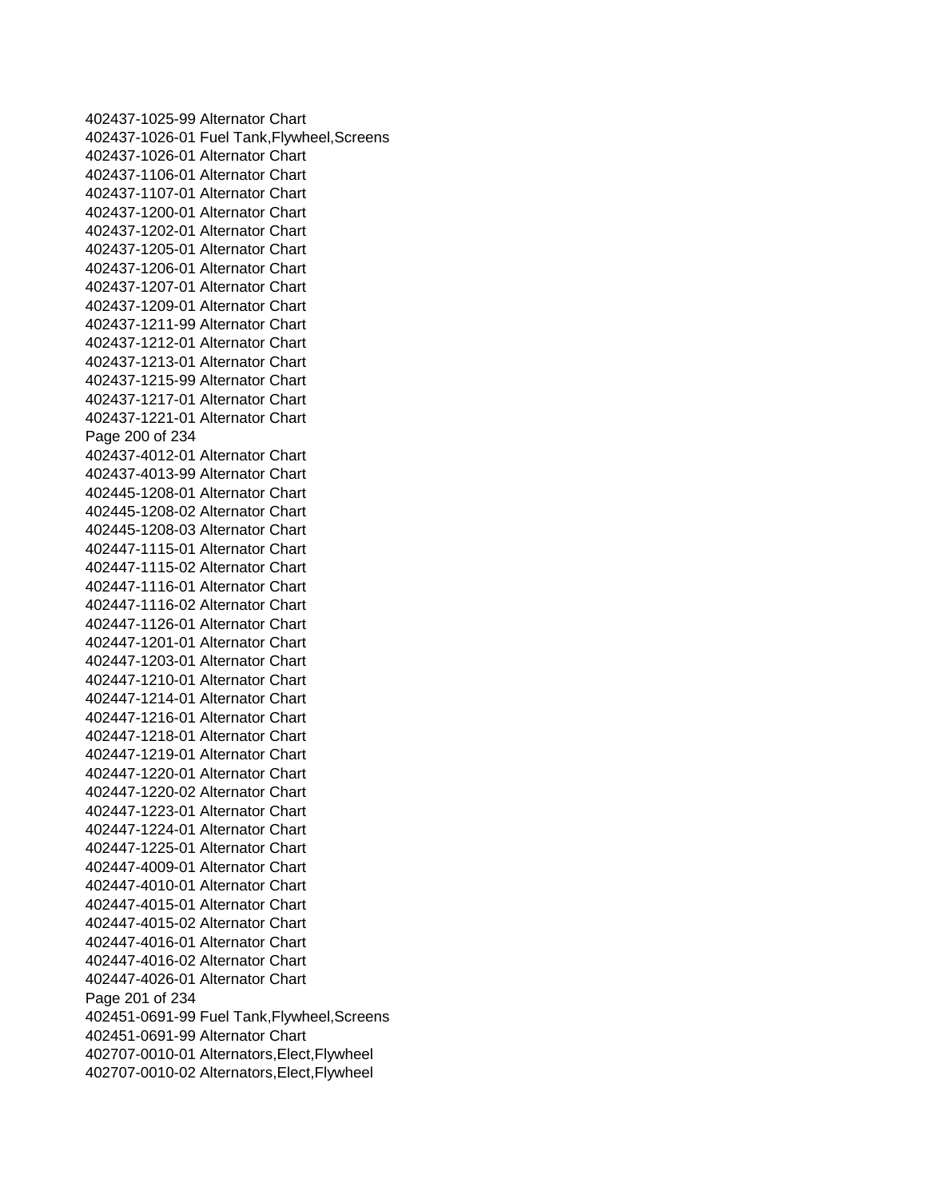402437-1025-99 Alternator Chart
402437-1026-01 Fuel Tank,Flywheel,Screens
402437-1026-01 Alternator Chart
402437-1106-01 Alternator Chart
402437-1107-01 Alternator Chart
402437-1200-01 Alternator Chart
402437-1202-01 Alternator Chart
402437-1205-01 Alternator Chart
402437-1206-01 Alternator Chart
402437-1207-01 Alternator Chart
402437-1209-01 Alternator Chart
402437-1211-99 Alternator Chart
402437-1212-01 Alternator Chart
402437-1213-01 Alternator Chart
402437-1215-99 Alternator Chart
402437-1217-01 Alternator Chart
402437-1221-01 Alternator Chart
402437-4012-01 Alternator Chart
402437-4013-99 Alternator Chart
402445-1208-01 Alternator Chart
402445-1208-02 Alternator Chart
402445-1208-03 Alternator Chart
402447-1115-01 Alternator Chart
402447-1115-02 Alternator Chart
402447-1116-01 Alternator Chart
402447-1116-02 Alternator Chart
402447-1126-01 Alternator Chart
402447-1201-01 Alternator Chart
402447-1203-01 Alternator Chart
402447-1210-01 Alternator Chart
402447-1214-01 Alternator Chart
402447-1216-01 Alternator Chart
402447-1218-01 Alternator Chart
402447-1219-01 Alternator Chart
402447-1220-01 Alternator Chart
402447-1220-02 Alternator Chart
402447-1223-01 Alternator Chart
402447-1224-01 Alternator Chart
402447-1225-01 Alternator Chart
402447-4009-01 Alternator Chart
402447-4010-01 Alternator Chart
402447-4015-01 Alternator Chart
402447-4015-02 Alternator Chart
402447-4016-01 Alternator Chart
402447-4016-02 Alternator Chart
402447-4026-01 Alternator Chart
402451-0691-99 Fuel Tank,Flywheel,Screens
402451-0691-99 Alternator Chart
402707-0010-01 Alternators,Elect,Flywheel
402707-0010-02 Alternators,Elect,Flywheel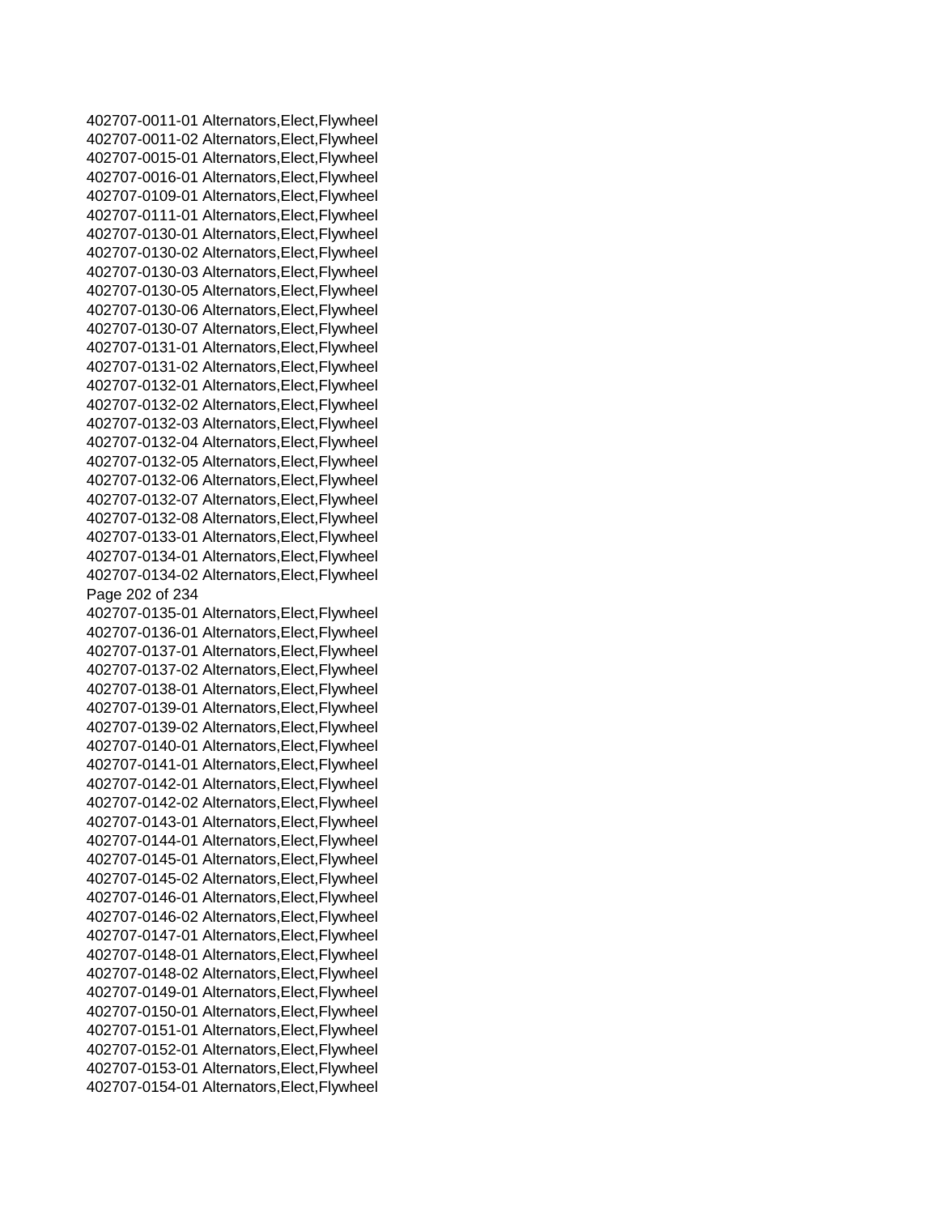402707-0011-01 Alternators,Elect,Flywheel
402707-0011-02 Alternators,Elect,Flywheel
402707-0015-01 Alternators,Elect,Flywheel
402707-0016-01 Alternators,Elect,Flywheel
402707-0109-01 Alternators,Elect,Flywheel
402707-0111-01 Alternators,Elect,Flywheel
402707-0130-01 Alternators,Elect,Flywheel
402707-0130-02 Alternators,Elect,Flywheel
402707-0130-03 Alternators,Elect,Flywheel
402707-0130-05 Alternators,Elect,Flywheel
402707-0130-06 Alternators,Elect,Flywheel
402707-0130-07 Alternators,Elect,Flywheel
402707-0131-01 Alternators,Elect,Flywheel
402707-0131-02 Alternators,Elect,Flywheel
402707-0132-01 Alternators,Elect,Flywheel
402707-0132-02 Alternators,Elect,Flywheel
402707-0132-03 Alternators,Elect,Flywheel
402707-0132-04 Alternators,Elect,Flywheel
402707-0132-05 Alternators,Elect,Flywheel
402707-0132-06 Alternators,Elect,Flywheel
402707-0132-07 Alternators,Elect,Flywheel
402707-0132-08 Alternators,Elect,Flywheel
402707-0133-01 Alternators,Elect,Flywheel
402707-0134-01 Alternators,Elect,Flywheel
402707-0134-02 Alternators,Elect,Flywheel
402707-0135-01 Alternators,Elect,Flywheel
402707-0136-01 Alternators,Elect,Flywheel
402707-0137-01 Alternators,Elect,Flywheel
402707-0137-02 Alternators,Elect,Flywheel
402707-0138-01 Alternators,Elect,Flywheel
402707-0139-01 Alternators,Elect,Flywheel
402707-0139-02 Alternators,Elect,Flywheel
402707-0140-01 Alternators,Elect,Flywheel
402707-0141-01 Alternators,Elect,Flywheel
402707-0142-01 Alternators,Elect,Flywheel
402707-0142-02 Alternators,Elect,Flywheel
402707-0143-01 Alternators,Elect,Flywheel
402707-0144-01 Alternators,Elect,Flywheel
402707-0145-01 Alternators,Elect,Flywheel
402707-0145-02 Alternators,Elect,Flywheel
402707-0146-01 Alternators,Elect,Flywheel
402707-0146-02 Alternators,Elect,Flywheel
402707-0147-01 Alternators,Elect,Flywheel
402707-0148-01 Alternators,Elect,Flywheel
402707-0148-02 Alternators,Elect,Flywheel
402707-0149-01 Alternators,Elect,Flywheel
402707-0150-01 Alternators,Elect,Flywheel
402707-0151-01 Alternators,Elect,Flywheel
402707-0152-01 Alternators,Elect,Flywheel
402707-0153-01 Alternators,Elect,Flywheel
402707-0154-01 Alternators,Elect,Flywheel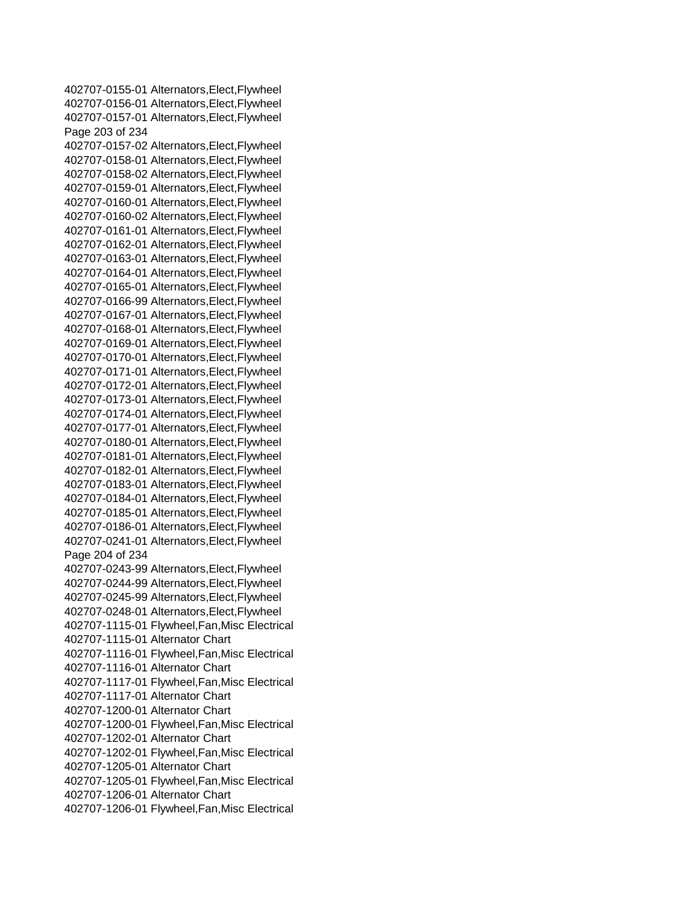402707-0155-01 Alternators,Elect,Flywheel
402707-0156-01 Alternators,Elect,Flywheel
402707-0157-01 Alternators,Elect,Flywheel
402707-0157-02 Alternators,Elect,Flywheel
402707-0158-01 Alternators,Elect,Flywheel
402707-0158-02 Alternators,Elect,Flywheel
402707-0159-01 Alternators,Elect,Flywheel
402707-0160-01 Alternators,Elect,Flywheel
402707-0160-02 Alternators,Elect,Flywheel
402707-0161-01 Alternators,Elect,Flywheel
402707-0162-01 Alternators,Elect,Flywheel
402707-0163-01 Alternators,Elect,Flywheel
402707-0164-01 Alternators,Elect,Flywheel
402707-0165-01 Alternators,Elect,Flywheel
402707-0166-99 Alternators,Elect,Flywheel
402707-0167-01 Alternators,Elect,Flywheel
402707-0168-01 Alternators,Elect,Flywheel
402707-0169-01 Alternators,Elect,Flywheel
402707-0170-01 Alternators,Elect,Flywheel
402707-0171-01 Alternators,Elect,Flywheel
402707-0172-01 Alternators,Elect,Flywheel
402707-0173-01 Alternators,Elect,Flywheel
402707-0174-01 Alternators,Elect,Flywheel
402707-0177-01 Alternators,Elect,Flywheel
402707-0180-01 Alternators,Elect,Flywheel
402707-0181-01 Alternators,Elect,Flywheel
402707-0182-01 Alternators,Elect,Flywheel
402707-0183-01 Alternators,Elect,Flywheel
402707-0184-01 Alternators,Elect,Flywheel
402707-0185-01 Alternators,Elect,Flywheel
402707-0186-01 Alternators,Elect,Flywheel
402707-0241-01 Alternators,Elect,Flywheel
402707-0243-99 Alternators,Elect,Flywheel
402707-0244-99 Alternators,Elect,Flywheel
402707-0245-99 Alternators,Elect,Flywheel
402707-0248-01 Alternators,Elect,Flywheel
402707-1115-01 Flywheel,Fan,Misc Electrical
402707-1115-01 Alternator Chart
402707-1116-01 Flywheel,Fan,Misc Electrical
402707-1116-01 Alternator Chart
402707-1117-01 Flywheel,Fan,Misc Electrical
402707-1117-01 Alternator Chart
402707-1200-01 Alternator Chart
402707-1200-01 Flywheel,Fan,Misc Electrical
402707-1202-01 Alternator Chart
402707-1202-01 Flywheel,Fan,Misc Electrical
402707-1205-01 Alternator Chart
402707-1205-01 Flywheel,Fan,Misc Electrical
402707-1206-01 Alternator Chart
402707-1206-01 Flywheel,Fan,Misc Electrical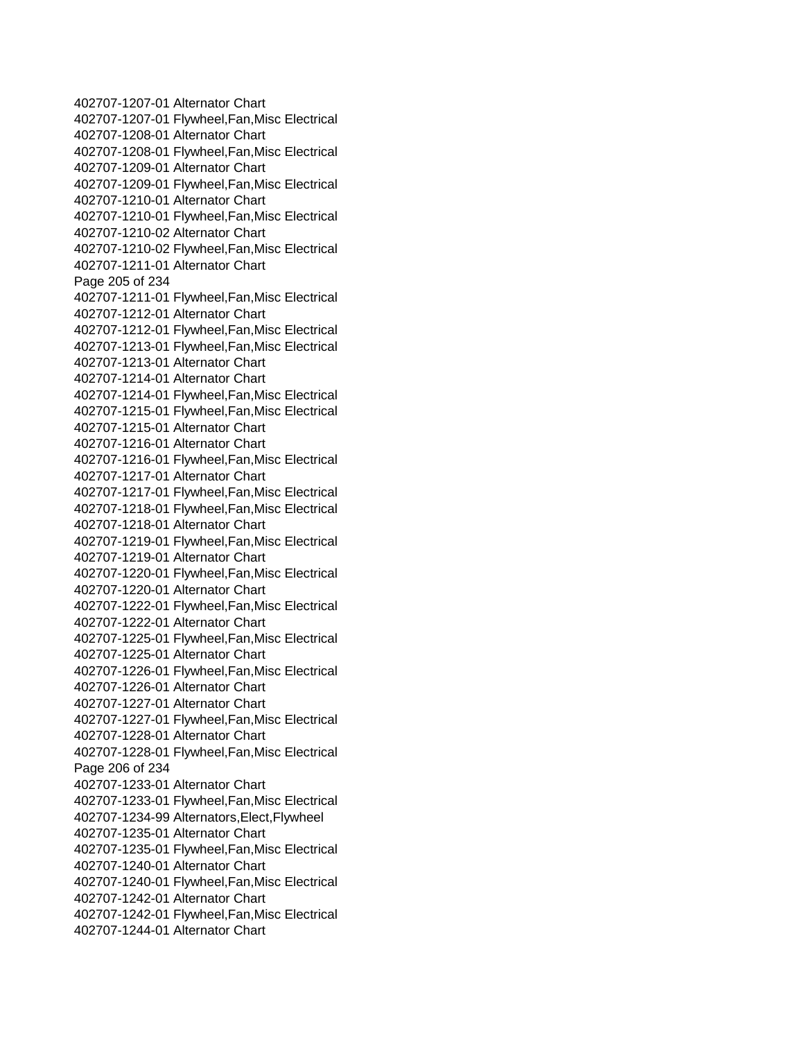402707-1207-01 Alternator Chart
402707-1207-01 Flywheel,Fan,Misc Electrical
402707-1208-01 Alternator Chart
402707-1208-01 Flywheel,Fan,Misc Electrical
402707-1209-01 Alternator Chart
402707-1209-01 Flywheel,Fan,Misc Electrical
402707-1210-01 Alternator Chart
402707-1210-01 Flywheel,Fan,Misc Electrical
402707-1210-02 Alternator Chart
402707-1210-02 Flywheel,Fan,Misc Electrical
402707-1211-01 Alternator Chart
402707-1211-01 Flywheel,Fan,Misc Electrical
402707-1212-01 Alternator Chart
402707-1212-01 Flywheel,Fan,Misc Electrical
402707-1213-01 Flywheel,Fan,Misc Electrical
402707-1213-01 Alternator Chart
402707-1214-01 Alternator Chart
402707-1214-01 Flywheel,Fan,Misc Electrical
402707-1215-01 Flywheel,Fan,Misc Electrical
402707-1215-01 Alternator Chart
402707-1216-01 Alternator Chart
402707-1216-01 Flywheel,Fan,Misc Electrical
402707-1217-01 Alternator Chart
402707-1217-01 Flywheel,Fan,Misc Electrical
402707-1218-01 Flywheel,Fan,Misc Electrical
402707-1218-01 Alternator Chart
402707-1219-01 Flywheel,Fan,Misc Electrical
402707-1219-01 Alternator Chart
402707-1220-01 Flywheel,Fan,Misc Electrical
402707-1220-01 Alternator Chart
402707-1222-01 Flywheel,Fan,Misc Electrical
402707-1222-01 Alternator Chart
402707-1225-01 Flywheel,Fan,Misc Electrical
402707-1225-01 Alternator Chart
402707-1226-01 Flywheel,Fan,Misc Electrical
402707-1226-01 Alternator Chart
402707-1227-01 Alternator Chart
402707-1227-01 Flywheel,Fan,Misc Electrical
402707-1228-01 Alternator Chart
402707-1228-01 Flywheel,Fan,Misc Electrical
402707-1233-01 Alternator Chart
402707-1233-01 Flywheel,Fan,Misc Electrical
402707-1234-99 Alternators,Elect,Flywheel
402707-1235-01 Alternator Chart
402707-1235-01 Flywheel,Fan,Misc Electrical
402707-1240-01 Alternator Chart
402707-1240-01 Flywheel,Fan,Misc Electrical
402707-1242-01 Alternator Chart
402707-1242-01 Flywheel,Fan,Misc Electrical
402707-1244-01 Alternator Chart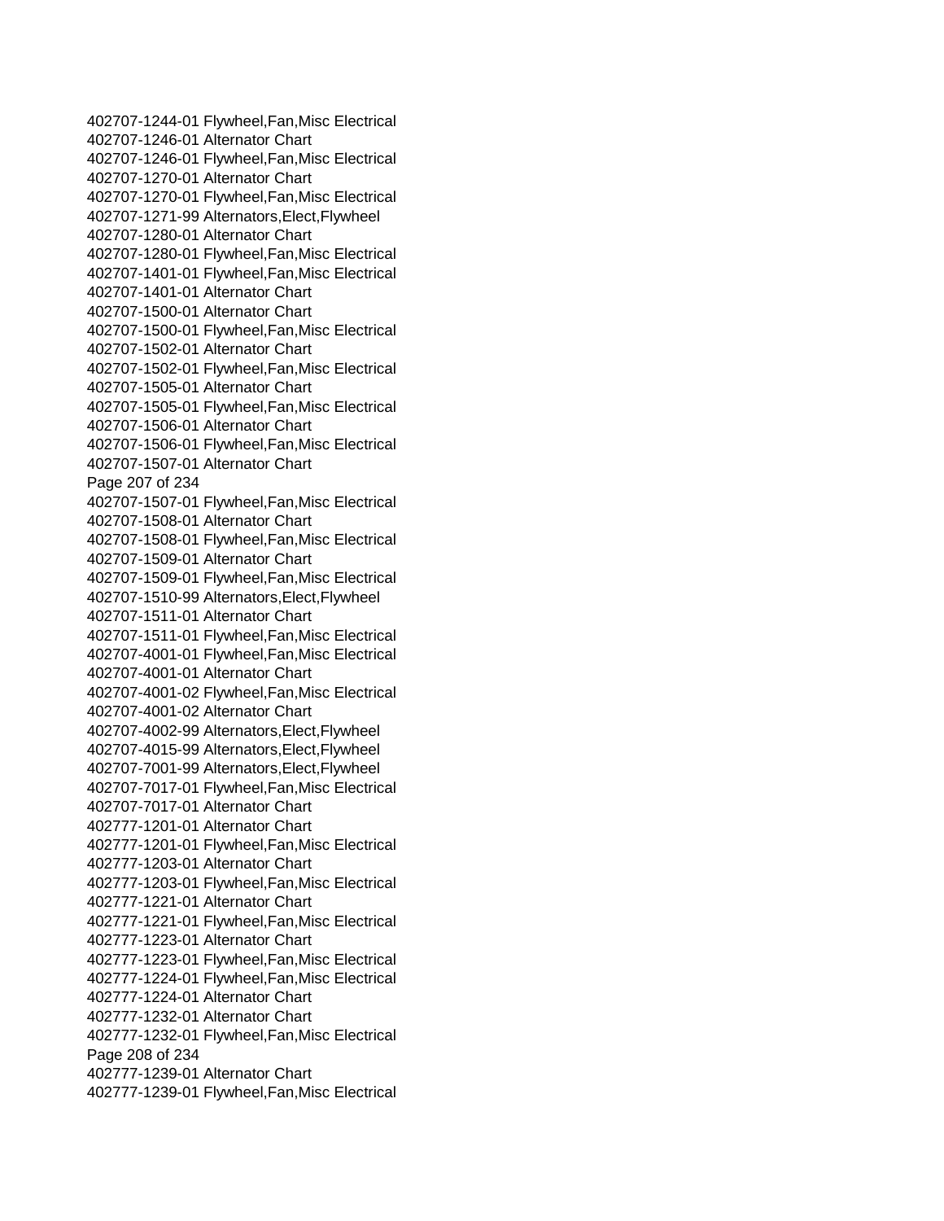402707-1244-01 Flywheel,Fan,Misc Electrical
402707-1246-01 Alternator Chart
402707-1246-01 Flywheel,Fan,Misc Electrical
402707-1270-01 Alternator Chart
402707-1270-01 Flywheel,Fan,Misc Electrical
402707-1271-99 Alternators,Elect,Flywheel
402707-1280-01 Alternator Chart
402707-1280-01 Flywheel,Fan,Misc Electrical
402707-1401-01 Flywheel,Fan,Misc Electrical
402707-1401-01 Alternator Chart
402707-1500-01 Alternator Chart
402707-1500-01 Flywheel,Fan,Misc Electrical
402707-1502-01 Alternator Chart
402707-1502-01 Flywheel,Fan,Misc Electrical
402707-1505-01 Alternator Chart
402707-1505-01 Flywheel,Fan,Misc Electrical
402707-1506-01 Alternator Chart
402707-1506-01 Flywheel,Fan,Misc Electrical
402707-1507-01 Alternator Chart
402707-1507-01 Flywheel,Fan,Misc Electrical
402707-1508-01 Alternator Chart
402707-1508-01 Flywheel,Fan,Misc Electrical
402707-1509-01 Alternator Chart
402707-1509-01 Flywheel,Fan,Misc Electrical
402707-1510-99 Alternators,Elect,Flywheel
402707-1511-01 Alternator Chart
402707-1511-01 Flywheel,Fan,Misc Electrical
402707-4001-01 Flywheel,Fan,Misc Electrical
402707-4001-01 Alternator Chart
402707-4001-02 Flywheel,Fan,Misc Electrical
402707-4001-02 Alternator Chart
402707-4002-99 Alternators,Elect,Flywheel
402707-4015-99 Alternators,Elect,Flywheel
402707-7001-99 Alternators,Elect,Flywheel
402707-7017-01 Flywheel,Fan,Misc Electrical
402707-7017-01 Alternator Chart
402777-1201-01 Alternator Chart
402777-1201-01 Flywheel,Fan,Misc Electrical
402777-1203-01 Alternator Chart
402777-1203-01 Flywheel,Fan,Misc Electrical
402777-1221-01 Alternator Chart
402777-1221-01 Flywheel,Fan,Misc Electrical
402777-1223-01 Alternator Chart
402777-1223-01 Flywheel,Fan,Misc Electrical
402777-1224-01 Flywheel,Fan,Misc Electrical
402777-1224-01 Alternator Chart
402777-1232-01 Alternator Chart
402777-1232-01 Flywheel,Fan,Misc Electrical
402777-1239-01 Alternator Chart
402777-1239-01 Flywheel,Fan,Misc Electrical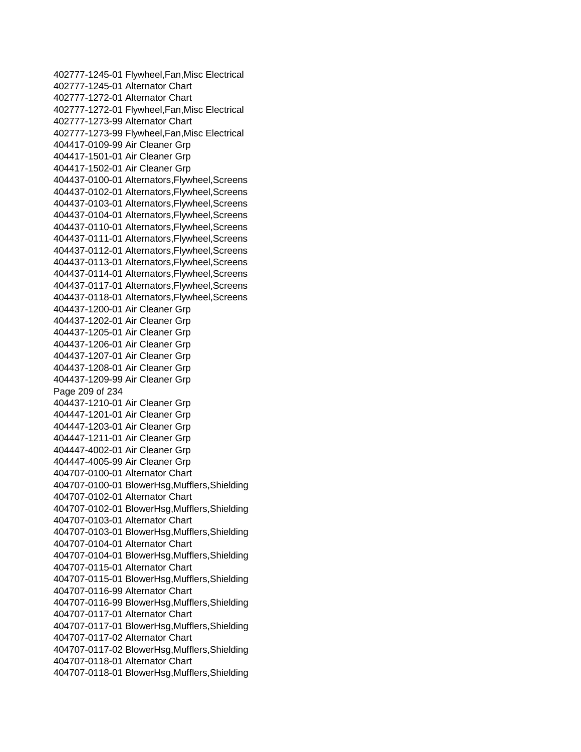402777-1245-01 Flywheel,Fan,Misc Electrical
402777-1245-01 Alternator Chart
402777-1272-01 Alternator Chart
402777-1272-01 Flywheel,Fan,Misc Electrical
402777-1273-99 Alternator Chart
402777-1273-99 Flywheel,Fan,Misc Electrical
404417-0109-99 Air Cleaner Grp
404417-1501-01 Air Cleaner Grp
404417-1502-01 Air Cleaner Grp
404437-0100-01 Alternators,Flywheel,Screens
404437-0102-01 Alternators,Flywheel,Screens
404437-0103-01 Alternators,Flywheel,Screens
404437-0104-01 Alternators,Flywheel,Screens
404437-0110-01 Alternators,Flywheel,Screens
404437-0111-01 Alternators,Flywheel,Screens
404437-0112-01 Alternators,Flywheel,Screens
404437-0113-01 Alternators,Flywheel,Screens
404437-0114-01 Alternators,Flywheel,Screens
404437-0117-01 Alternators,Flywheel,Screens
404437-0118-01 Alternators,Flywheel,Screens
404437-1200-01 Air Cleaner Grp
404437-1202-01 Air Cleaner Grp
404437-1205-01 Air Cleaner Grp
404437-1206-01 Air Cleaner Grp
404437-1207-01 Air Cleaner Grp
404437-1208-01 Air Cleaner Grp
404437-1209-99 Air Cleaner Grp
404437-1210-01 Air Cleaner Grp
404447-1201-01 Air Cleaner Grp
404447-1203-01 Air Cleaner Grp
404447-1211-01 Air Cleaner Grp
404447-4002-01 Air Cleaner Grp
404447-4005-99 Air Cleaner Grp
404707-0100-01 Alternator Chart
404707-0100-01 BlowerHsg,Mufflers,Shielding
404707-0102-01 Alternator Chart
404707-0102-01 BlowerHsg,Mufflers,Shielding
404707-0103-01 Alternator Chart
404707-0103-01 BlowerHsg,Mufflers,Shielding
404707-0104-01 Alternator Chart
404707-0104-01 BlowerHsg,Mufflers,Shielding
404707-0115-01 Alternator Chart
404707-0115-01 BlowerHsg,Mufflers,Shielding
404707-0116-99 Alternator Chart
404707-0116-99 BlowerHsg,Mufflers,Shielding
404707-0117-01 Alternator Chart
404707-0117-01 BlowerHsg,Mufflers,Shielding
404707-0117-02 Alternator Chart
404707-0117-02 BlowerHsg,Mufflers,Shielding
404707-0118-01 Alternator Chart
404707-0118-01 BlowerHsg,Mufflers,Shielding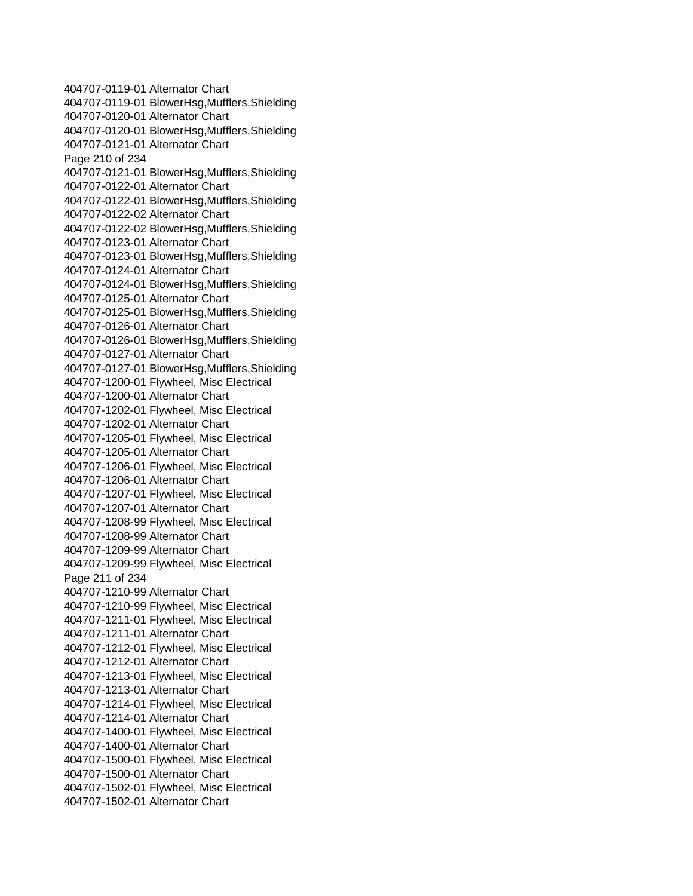404707-0119-01 Alternator Chart
404707-0119-01 BlowerHsg,Mufflers,Shielding
404707-0120-01 Alternator Chart
404707-0120-01 BlowerHsg,Mufflers,Shielding
404707-0121-01 Alternator Chart
404707-0121-01 BlowerHsg,Mufflers,Shielding
404707-0122-01 Alternator Chart
404707-0122-01 BlowerHsg,Mufflers,Shielding
404707-0122-02 Alternator Chart
404707-0122-02 BlowerHsg,Mufflers,Shielding
404707-0123-01 Alternator Chart
404707-0123-01 BlowerHsg,Mufflers,Shielding
404707-0124-01 Alternator Chart
404707-0124-01 BlowerHsg,Mufflers,Shielding
404707-0125-01 Alternator Chart
404707-0125-01 BlowerHsg,Mufflers,Shielding
404707-0126-01 Alternator Chart
404707-0126-01 BlowerHsg,Mufflers,Shielding
404707-0127-01 Alternator Chart
404707-0127-01 BlowerHsg,Mufflers,Shielding
404707-1200-01 Flywheel, Misc Electrical
404707-1200-01 Alternator Chart
404707-1202-01 Flywheel, Misc Electrical
404707-1202-01 Alternator Chart
404707-1205-01 Flywheel, Misc Electrical
404707-1205-01 Alternator Chart
404707-1206-01 Flywheel, Misc Electrical
404707-1206-01 Alternator Chart
404707-1207-01 Flywheel, Misc Electrical
404707-1207-01 Alternator Chart
404707-1208-99 Flywheel, Misc Electrical
404707-1208-99 Alternator Chart
404707-1209-99 Alternator Chart
404707-1209-99 Flywheel, Misc Electrical
404707-1210-99 Alternator Chart
404707-1210-99 Flywheel, Misc Electrical
404707-1211-01 Flywheel, Misc Electrical
404707-1211-01 Alternator Chart
404707-1212-01 Flywheel, Misc Electrical
404707-1212-01 Alternator Chart
404707-1213-01 Flywheel, Misc Electrical
404707-1213-01 Alternator Chart
404707-1214-01 Flywheel, Misc Electrical
404707-1214-01 Alternator Chart
404707-1400-01 Flywheel, Misc Electrical
404707-1400-01 Alternator Chart
404707-1500-01 Flywheel, Misc Electrical
404707-1500-01 Alternator Chart
404707-1502-01 Flywheel, Misc Electrical
404707-1502-01 Alternator Chart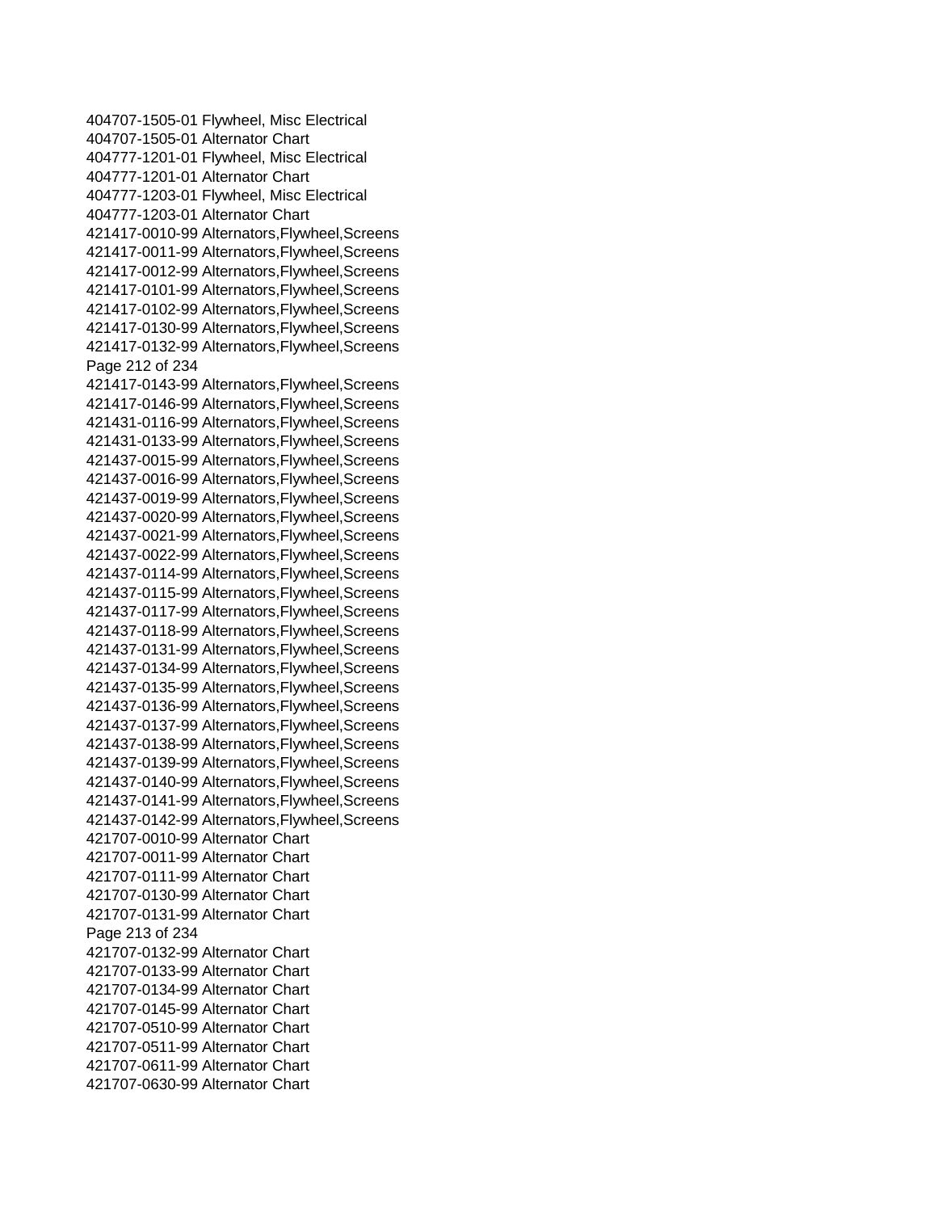404707-1505-01 Flywheel, Misc Electrical
404707-1505-01 Alternator Chart
404777-1201-01 Flywheel, Misc Electrical
404777-1201-01 Alternator Chart
404777-1203-01 Flywheel, Misc Electrical
404777-1203-01 Alternator Chart
421417-0010-99 Alternators,Flywheel,Screens
421417-0011-99 Alternators,Flywheel,Screens
421417-0012-99 Alternators,Flywheel,Screens
421417-0101-99 Alternators,Flywheel,Screens
421417-0102-99 Alternators,Flywheel,Screens
421417-0130-99 Alternators,Flywheel,Screens
421417-0132-99 Alternators,Flywheel,Screens
421417-0143-99 Alternators,Flywheel,Screens
421417-0146-99 Alternators,Flywheel,Screens
421431-0116-99 Alternators,Flywheel,Screens
421431-0133-99 Alternators,Flywheel,Screens
421437-0015-99 Alternators,Flywheel,Screens
421437-0016-99 Alternators,Flywheel,Screens
421437-0019-99 Alternators,Flywheel,Screens
421437-0020-99 Alternators,Flywheel,Screens
421437-0021-99 Alternators,Flywheel,Screens
421437-0022-99 Alternators,Flywheel,Screens
421437-0114-99 Alternators,Flywheel,Screens
421437-0115-99 Alternators,Flywheel,Screens
421437-0117-99 Alternators,Flywheel,Screens
421437-0118-99 Alternators,Flywheel,Screens
421437-0131-99 Alternators,Flywheel,Screens
421437-0134-99 Alternators,Flywheel,Screens
421437-0135-99 Alternators,Flywheel,Screens
421437-0136-99 Alternators,Flywheel,Screens
421437-0137-99 Alternators,Flywheel,Screens
421437-0138-99 Alternators,Flywheel,Screens
421437-0139-99 Alternators,Flywheel,Screens
421437-0140-99 Alternators,Flywheel,Screens
421437-0141-99 Alternators,Flywheel,Screens
421437-0142-99 Alternators,Flywheel,Screens
421707-0010-99 Alternator Chart
421707-0011-99 Alternator Chart
421707-0111-99 Alternator Chart
421707-0130-99 Alternator Chart
421707-0131-99 Alternator Chart
421707-0132-99 Alternator Chart
421707-0133-99 Alternator Chart
421707-0134-99 Alternator Chart
421707-0145-99 Alternator Chart
421707-0510-99 Alternator Chart
421707-0511-99 Alternator Chart
421707-0611-99 Alternator Chart
421707-0630-99 Alternator Chart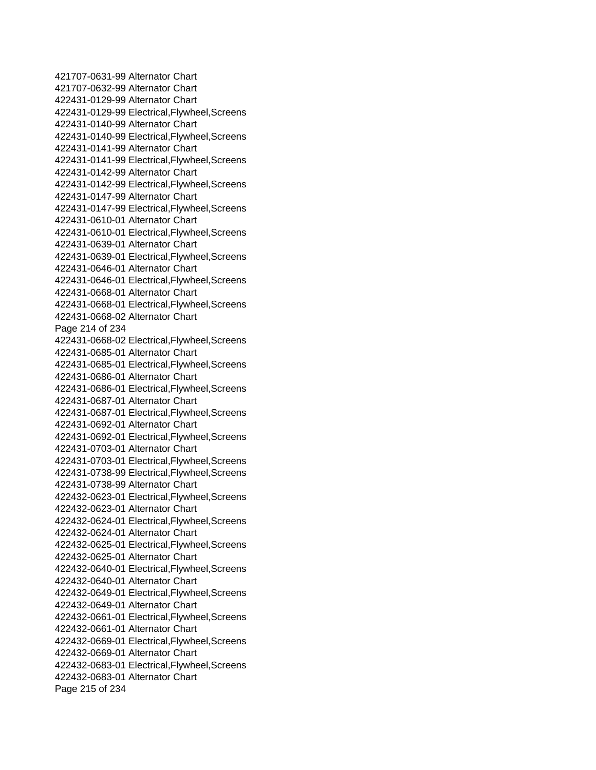421707-0631-99 Alternator Chart
421707-0632-99 Alternator Chart
422431-0129-99 Alternator Chart
422431-0129-99 Electrical,Flywheel,Screens
422431-0140-99 Alternator Chart
422431-0140-99 Electrical,Flywheel,Screens
422431-0141-99 Alternator Chart
422431-0141-99 Electrical,Flywheel,Screens
422431-0142-99 Alternator Chart
422431-0142-99 Electrical,Flywheel,Screens
422431-0147-99 Alternator Chart
422431-0147-99 Electrical,Flywheel,Screens
422431-0610-01 Alternator Chart
422431-0610-01 Electrical,Flywheel,Screens
422431-0639-01 Alternator Chart
422431-0639-01 Electrical,Flywheel,Screens
422431-0646-01 Alternator Chart
422431-0646-01 Electrical,Flywheel,Screens
422431-0668-01 Alternator Chart
422431-0668-01 Electrical,Flywheel,Screens
422431-0668-02 Alternator Chart
422431-0668-02 Electrical,Flywheel,Screens
422431-0685-01 Alternator Chart
422431-0685-01 Electrical,Flywheel,Screens
422431-0686-01 Alternator Chart
422431-0686-01 Electrical,Flywheel,Screens
422431-0687-01 Alternator Chart
422431-0687-01 Electrical,Flywheel,Screens
422431-0692-01 Alternator Chart
422431-0692-01 Electrical,Flywheel,Screens
422431-0703-01 Alternator Chart
422431-0703-01 Electrical,Flywheel,Screens
422431-0738-99 Electrical,Flywheel,Screens
422431-0738-99 Alternator Chart
422432-0623-01 Electrical,Flywheel,Screens
422432-0623-01 Alternator Chart
422432-0624-01 Electrical,Flywheel,Screens
422432-0624-01 Alternator Chart
422432-0625-01 Electrical,Flywheel,Screens
422432-0625-01 Alternator Chart
422432-0640-01 Electrical,Flywheel,Screens
422432-0640-01 Alternator Chart
422432-0649-01 Electrical,Flywheel,Screens
422432-0649-01 Alternator Chart
422432-0661-01 Electrical,Flywheel,Screens
422432-0661-01 Alternator Chart
422432-0669-01 Electrical,Flywheel,Screens
422432-0669-01 Alternator Chart
422432-0683-01 Electrical,Flywheel,Screens
422432-0683-01 Alternator Chart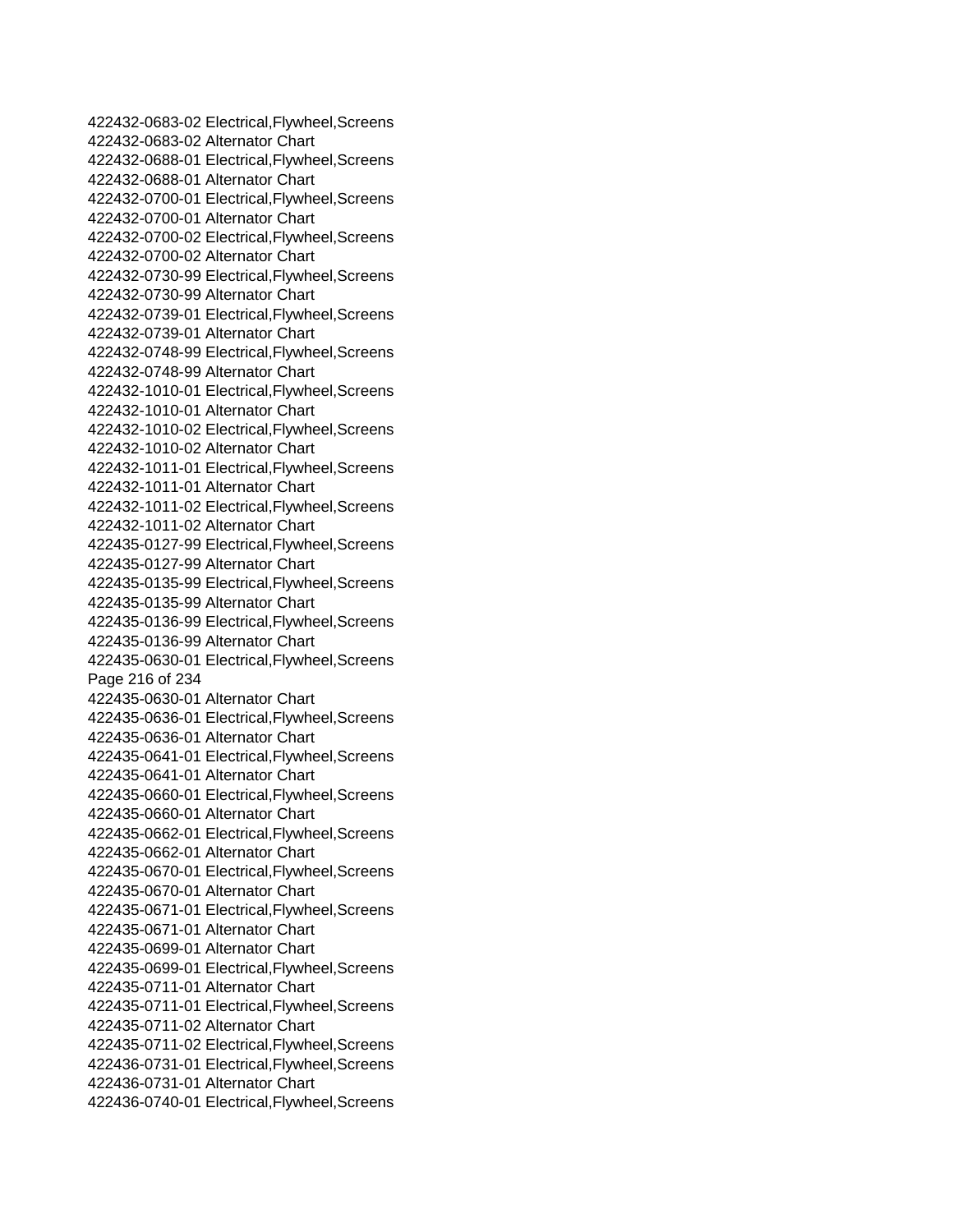422432-0683-02 Electrical,Flywheel,Screens
422432-0683-02 Alternator Chart
422432-0688-01 Electrical,Flywheel,Screens
422432-0688-01 Alternator Chart
422432-0700-01 Electrical,Flywheel,Screens
422432-0700-01 Alternator Chart
422432-0700-02 Electrical,Flywheel,Screens
422432-0700-02 Alternator Chart
422432-0730-99 Electrical,Flywheel,Screens
422432-0730-99 Alternator Chart
422432-0739-01 Electrical,Flywheel,Screens
422432-0739-01 Alternator Chart
422432-0748-99 Electrical,Flywheel,Screens
422432-0748-99 Alternator Chart
422432-1010-01 Electrical,Flywheel,Screens
422432-1010-01 Alternator Chart
422432-1010-02 Electrical,Flywheel,Screens
422432-1010-02 Alternator Chart
422432-1011-01 Electrical,Flywheel,Screens
422432-1011-01 Alternator Chart
422432-1011-02 Electrical,Flywheel,Screens
422432-1011-02 Alternator Chart
422435-0127-99 Electrical,Flywheel,Screens
422435-0127-99 Alternator Chart
422435-0135-99 Electrical,Flywheel,Screens
422435-0135-99 Alternator Chart
422435-0136-99 Electrical,Flywheel,Screens
422435-0136-99 Alternator Chart
422435-0630-01 Electrical,Flywheel,Screens
422435-0630-01 Alternator Chart
422435-0636-01 Electrical,Flywheel,Screens
422435-0636-01 Alternator Chart
422435-0641-01 Electrical,Flywheel,Screens
422435-0641-01 Alternator Chart
422435-0660-01 Electrical,Flywheel,Screens
422435-0660-01 Alternator Chart
422435-0662-01 Electrical,Flywheel,Screens
422435-0662-01 Alternator Chart
422435-0670-01 Electrical,Flywheel,Screens
422435-0670-01 Alternator Chart
422435-0671-01 Electrical,Flywheel,Screens
422435-0671-01 Alternator Chart
422435-0699-01 Alternator Chart
422435-0699-01 Electrical,Flywheel,Screens
422435-0711-01 Alternator Chart
422435-0711-01 Electrical,Flywheel,Screens
422435-0711-02 Alternator Chart
422435-0711-02 Electrical,Flywheel,Screens
422436-0731-01 Electrical,Flywheel,Screens
422436-0731-01 Alternator Chart
422436-0740-01 Electrical,Flywheel,Screens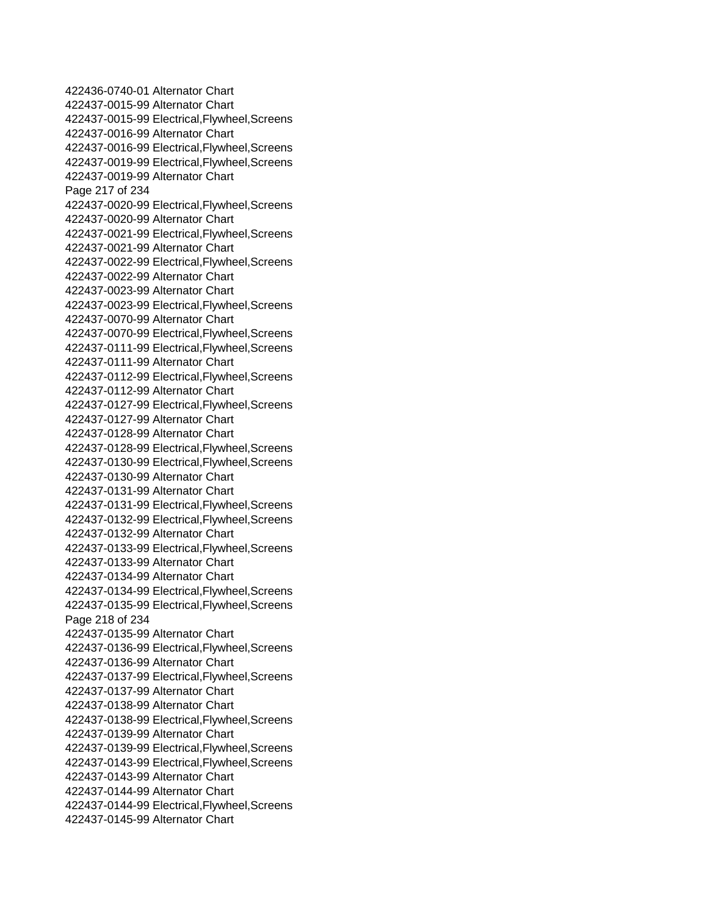422436-0740-01 Alternator Chart
422437-0015-99 Alternator Chart
422437-0015-99 Electrical,Flywheel,Screens
422437-0016-99 Alternator Chart
422437-0016-99 Electrical,Flywheel,Screens
422437-0019-99 Electrical,Flywheel,Screens
422437-0019-99 Alternator Chart
422437-0020-99 Electrical,Flywheel,Screens
422437-0020-99 Alternator Chart
422437-0021-99 Electrical,Flywheel,Screens
422437-0021-99 Alternator Chart
422437-0022-99 Electrical,Flywheel,Screens
422437-0022-99 Alternator Chart
422437-0023-99 Alternator Chart
422437-0023-99 Electrical,Flywheel,Screens
422437-0070-99 Alternator Chart
422437-0070-99 Electrical,Flywheel,Screens
422437-0111-99 Electrical,Flywheel,Screens
422437-0111-99 Alternator Chart
422437-0112-99 Electrical,Flywheel,Screens
422437-0112-99 Alternator Chart
422437-0127-99 Electrical,Flywheel,Screens
422437-0127-99 Alternator Chart
422437-0128-99 Alternator Chart
422437-0128-99 Electrical,Flywheel,Screens
422437-0130-99 Electrical,Flywheel,Screens
422437-0130-99 Alternator Chart
422437-0131-99 Alternator Chart
422437-0131-99 Electrical,Flywheel,Screens
422437-0132-99 Electrical,Flywheel,Screens
422437-0132-99 Alternator Chart
422437-0133-99 Electrical,Flywheel,Screens
422437-0133-99 Alternator Chart
422437-0134-99 Alternator Chart
422437-0134-99 Electrical,Flywheel,Screens
422437-0135-99 Electrical,Flywheel,Screens
422437-0135-99 Alternator Chart
422437-0136-99 Electrical,Flywheel,Screens
422437-0136-99 Alternator Chart
422437-0137-99 Electrical,Flywheel,Screens
422437-0137-99 Alternator Chart
422437-0138-99 Alternator Chart
422437-0138-99 Electrical,Flywheel,Screens
422437-0139-99 Alternator Chart
422437-0139-99 Electrical,Flywheel,Screens
422437-0143-99 Electrical,Flywheel,Screens
422437-0143-99 Alternator Chart
422437-0144-99 Alternator Chart
422437-0144-99 Electrical,Flywheel,Screens
422437-0145-99 Alternator Chart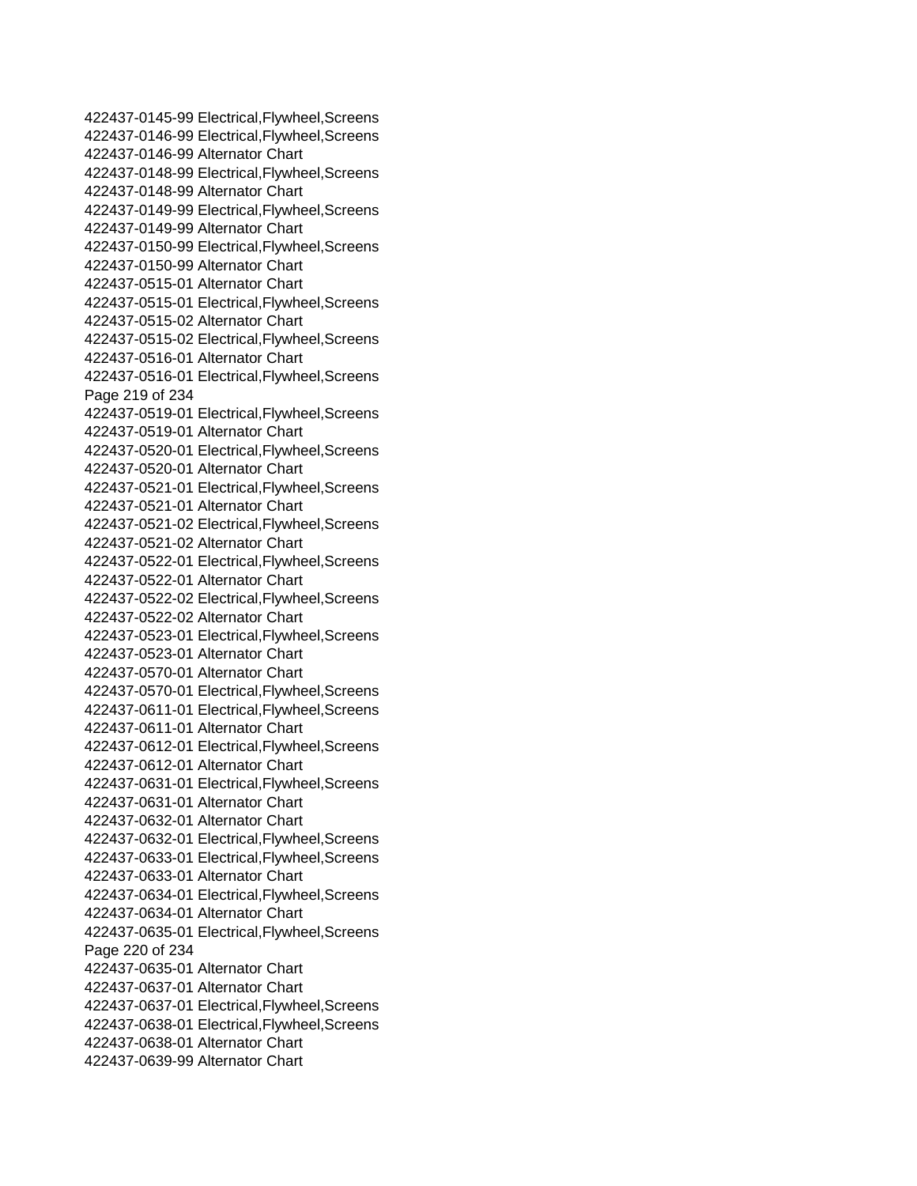422437-0145-99 Electrical,Flywheel,Screens
422437-0146-99 Electrical,Flywheel,Screens
422437-0146-99 Alternator Chart
422437-0148-99 Electrical,Flywheel,Screens
422437-0148-99 Alternator Chart
422437-0149-99 Electrical,Flywheel,Screens
422437-0149-99 Alternator Chart
422437-0150-99 Electrical,Flywheel,Screens
422437-0150-99 Alternator Chart
422437-0515-01 Alternator Chart
422437-0515-01 Electrical,Flywheel,Screens
422437-0515-02 Alternator Chart
422437-0515-02 Electrical,Flywheel,Screens
422437-0516-01 Alternator Chart
422437-0516-01 Electrical,Flywheel,Screens
422437-0519-01 Electrical,Flywheel,Screens
422437-0519-01 Alternator Chart
422437-0520-01 Electrical,Flywheel,Screens
422437-0520-01 Alternator Chart
422437-0521-01 Electrical,Flywheel,Screens
422437-0521-01 Alternator Chart
422437-0521-02 Electrical,Flywheel,Screens
422437-0521-02 Alternator Chart
422437-0522-01 Electrical,Flywheel,Screens
422437-0522-01 Alternator Chart
422437-0522-02 Electrical,Flywheel,Screens
422437-0522-02 Alternator Chart
422437-0523-01 Electrical,Flywheel,Screens
422437-0523-01 Alternator Chart
422437-0570-01 Alternator Chart
422437-0570-01 Electrical,Flywheel,Screens
422437-0611-01 Electrical,Flywheel,Screens
422437-0611-01 Alternator Chart
422437-0612-01 Electrical,Flywheel,Screens
422437-0612-01 Alternator Chart
422437-0631-01 Electrical,Flywheel,Screens
422437-0631-01 Alternator Chart
422437-0632-01 Alternator Chart
422437-0632-01 Electrical,Flywheel,Screens
422437-0633-01 Electrical,Flywheel,Screens
422437-0633-01 Alternator Chart
422437-0634-01 Electrical,Flywheel,Screens
422437-0634-01 Alternator Chart
422437-0635-01 Electrical,Flywheel,Screens
422437-0635-01 Alternator Chart
422437-0637-01 Alternator Chart
422437-0637-01 Electrical,Flywheel,Screens
422437-0638-01 Electrical,Flywheel,Screens
422437-0638-01 Alternator Chart
422437-0639-99 Alternator Chart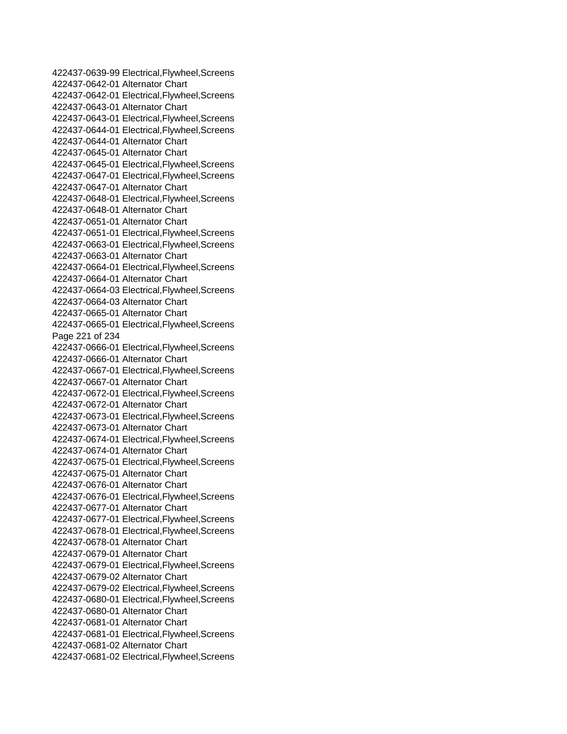422437-0639-99 Electrical,Flywheel,Screens
422437-0642-01 Alternator Chart
422437-0642-01 Electrical,Flywheel,Screens
422437-0643-01 Alternator Chart
422437-0643-01 Electrical,Flywheel,Screens
422437-0644-01 Electrical,Flywheel,Screens
422437-0644-01 Alternator Chart
422437-0645-01 Alternator Chart
422437-0645-01 Electrical,Flywheel,Screens
422437-0647-01 Electrical,Flywheel,Screens
422437-0647-01 Alternator Chart
422437-0648-01 Electrical,Flywheel,Screens
422437-0648-01 Alternator Chart
422437-0651-01 Alternator Chart
422437-0651-01 Electrical,Flywheel,Screens
422437-0663-01 Electrical,Flywheel,Screens
422437-0663-01 Alternator Chart
422437-0664-01 Electrical,Flywheel,Screens
422437-0664-01 Alternator Chart
422437-0664-03 Electrical,Flywheel,Screens
422437-0664-03 Alternator Chart
422437-0665-01 Alternator Chart
422437-0665-01 Electrical,Flywheel,Screens
422437-0666-01 Electrical,Flywheel,Screens
422437-0666-01 Alternator Chart
422437-0667-01 Electrical,Flywheel,Screens
422437-0667-01 Alternator Chart
422437-0672-01 Electrical,Flywheel,Screens
422437-0672-01 Alternator Chart
422437-0673-01 Electrical,Flywheel,Screens
422437-0673-01 Alternator Chart
422437-0674-01 Electrical,Flywheel,Screens
422437-0674-01 Alternator Chart
422437-0675-01 Electrical,Flywheel,Screens
422437-0675-01 Alternator Chart
422437-0676-01 Alternator Chart
422437-0676-01 Electrical,Flywheel,Screens
422437-0677-01 Alternator Chart
422437-0677-01 Electrical,Flywheel,Screens
422437-0678-01 Electrical,Flywheel,Screens
422437-0678-01 Alternator Chart
422437-0679-01 Alternator Chart
422437-0679-01 Electrical,Flywheel,Screens
422437-0679-02 Alternator Chart
422437-0679-02 Electrical,Flywheel,Screens
422437-0680-01 Electrical,Flywheel,Screens
422437-0680-01 Alternator Chart
422437-0681-01 Alternator Chart
422437-0681-01 Electrical,Flywheel,Screens
422437-0681-02 Alternator Chart
422437-0681-02 Electrical,Flywheel,Screens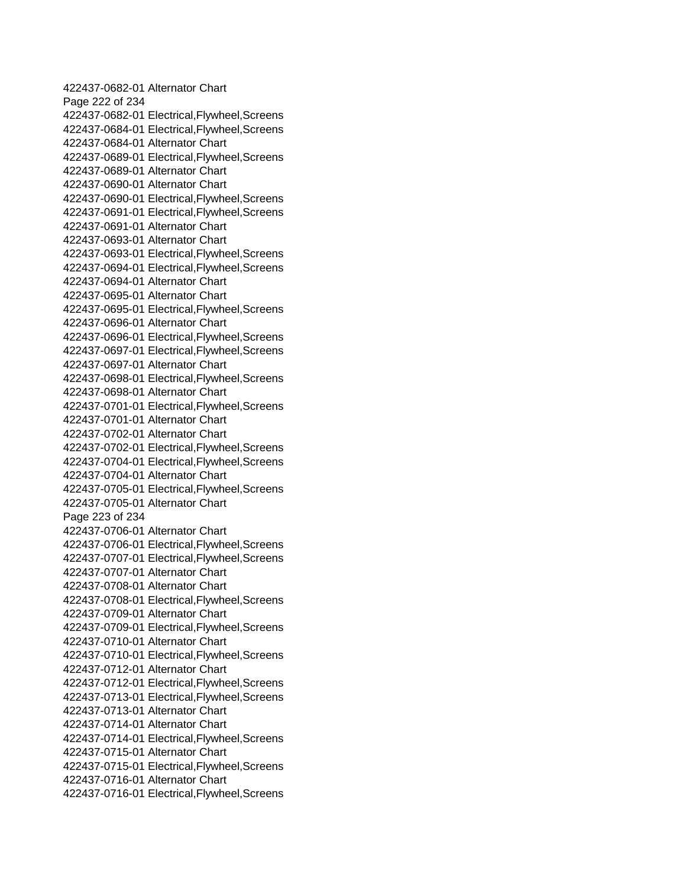422437-0682-01 Alternator Chart
422437-0682-01 Electrical,Flywheel,Screens
422437-0684-01 Electrical,Flywheel,Screens
422437-0684-01 Alternator Chart
422437-0689-01 Electrical,Flywheel,Screens
422437-0689-01 Alternator Chart
422437-0690-01 Alternator Chart
422437-0690-01 Electrical,Flywheel,Screens
422437-0691-01 Electrical,Flywheel,Screens
422437-0691-01 Alternator Chart
422437-0693-01 Alternator Chart
422437-0693-01 Electrical,Flywheel,Screens
422437-0694-01 Electrical,Flywheel,Screens
422437-0694-01 Alternator Chart
422437-0695-01 Alternator Chart
422437-0695-01 Electrical,Flywheel,Screens
422437-0696-01 Alternator Chart
422437-0696-01 Electrical,Flywheel,Screens
422437-0697-01 Electrical,Flywheel,Screens
422437-0697-01 Alternator Chart
422437-0698-01 Electrical,Flywheel,Screens
422437-0698-01 Alternator Chart
422437-0701-01 Electrical,Flywheel,Screens
422437-0701-01 Alternator Chart
422437-0702-01 Alternator Chart
422437-0702-01 Electrical,Flywheel,Screens
422437-0704-01 Electrical,Flywheel,Screens
422437-0704-01 Alternator Chart
422437-0705-01 Electrical,Flywheel,Screens
422437-0705-01 Alternator Chart
422437-0706-01 Alternator Chart
422437-0706-01 Electrical,Flywheel,Screens
422437-0707-01 Electrical,Flywheel,Screens
422437-0707-01 Alternator Chart
422437-0708-01 Alternator Chart
422437-0708-01 Electrical,Flywheel,Screens
422437-0709-01 Alternator Chart
422437-0709-01 Electrical,Flywheel,Screens
422437-0710-01 Alternator Chart
422437-0710-01 Electrical,Flywheel,Screens
422437-0712-01 Alternator Chart
422437-0712-01 Electrical,Flywheel,Screens
422437-0713-01 Electrical,Flywheel,Screens
422437-0713-01 Alternator Chart
422437-0714-01 Alternator Chart
422437-0714-01 Electrical,Flywheel,Screens
422437-0715-01 Alternator Chart
422437-0715-01 Electrical,Flywheel,Screens
422437-0716-01 Alternator Chart
422437-0716-01 Electrical,Flywheel,Screens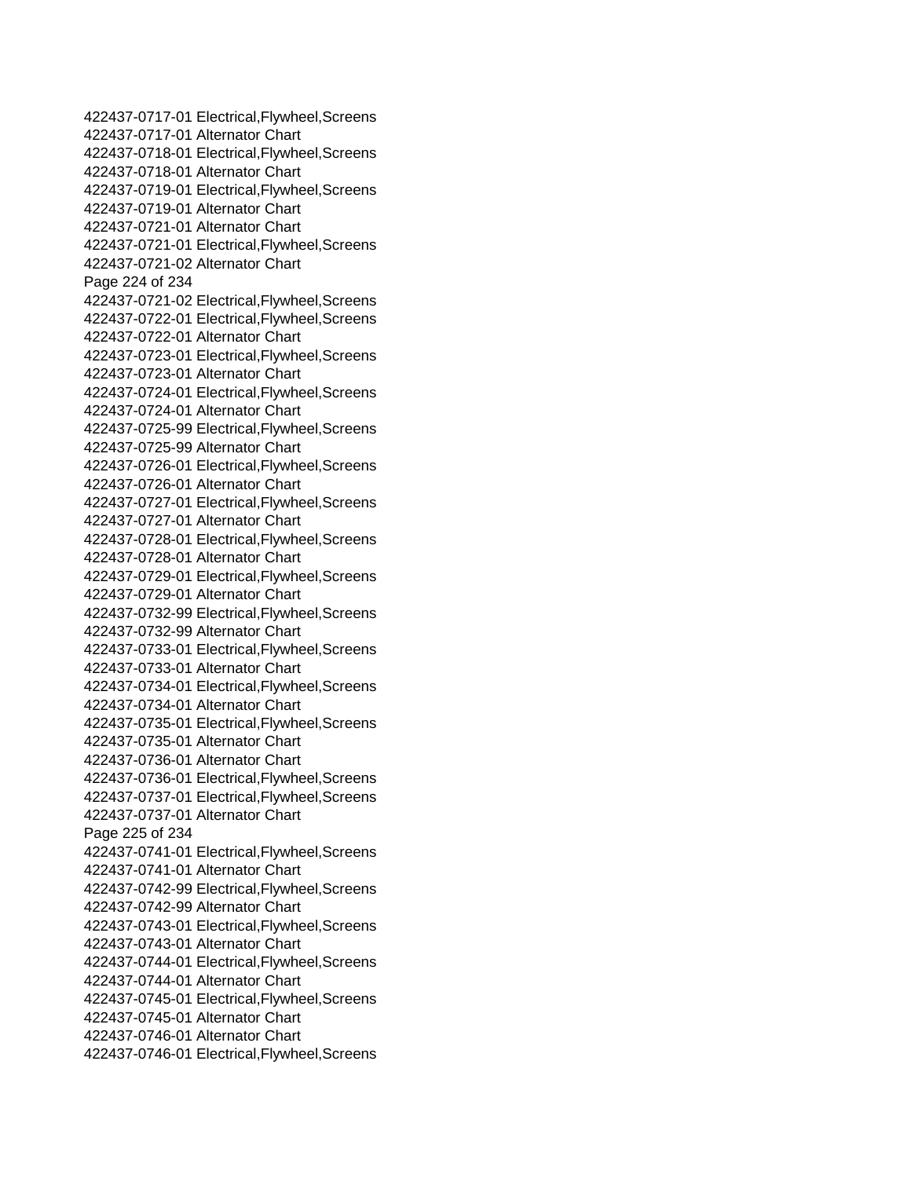422437-0717-01 Electrical,Flywheel,Screens
422437-0717-01 Alternator Chart
422437-0718-01 Electrical,Flywheel,Screens
422437-0718-01 Alternator Chart
422437-0719-01 Electrical,Flywheel,Screens
422437-0719-01 Alternator Chart
422437-0721-01 Alternator Chart
422437-0721-01 Electrical,Flywheel,Screens
422437-0721-02 Alternator Chart
422437-0721-02 Electrical,Flywheel,Screens
422437-0722-01 Electrical,Flywheel,Screens
422437-0722-01 Alternator Chart
422437-0723-01 Electrical,Flywheel,Screens
422437-0723-01 Alternator Chart
422437-0724-01 Electrical,Flywheel,Screens
422437-0724-01 Alternator Chart
422437-0725-99 Electrical,Flywheel,Screens
422437-0725-99 Alternator Chart
422437-0726-01 Electrical,Flywheel,Screens
422437-0726-01 Alternator Chart
422437-0727-01 Electrical,Flywheel,Screens
422437-0727-01 Alternator Chart
422437-0728-01 Electrical,Flywheel,Screens
422437-0728-01 Alternator Chart
422437-0729-01 Electrical,Flywheel,Screens
422437-0729-01 Alternator Chart
422437-0732-99 Electrical,Flywheel,Screens
422437-0732-99 Alternator Chart
422437-0733-01 Electrical,Flywheel,Screens
422437-0733-01 Alternator Chart
422437-0734-01 Electrical,Flywheel,Screens
422437-0734-01 Alternator Chart
422437-0735-01 Electrical,Flywheel,Screens
422437-0735-01 Alternator Chart
422437-0736-01 Alternator Chart
422437-0736-01 Electrical,Flywheel,Screens
422437-0737-01 Electrical,Flywheel,Screens
422437-0737-01 Alternator Chart
422437-0741-01 Electrical,Flywheel,Screens
422437-0741-01 Alternator Chart
422437-0742-99 Electrical,Flywheel,Screens
422437-0742-99 Alternator Chart
422437-0743-01 Electrical,Flywheel,Screens
422437-0743-01 Alternator Chart
422437-0744-01 Electrical,Flywheel,Screens
422437-0744-01 Alternator Chart
422437-0745-01 Electrical,Flywheel,Screens
422437-0745-01 Alternator Chart
422437-0746-01 Alternator Chart
422437-0746-01 Electrical,Flywheel,Screens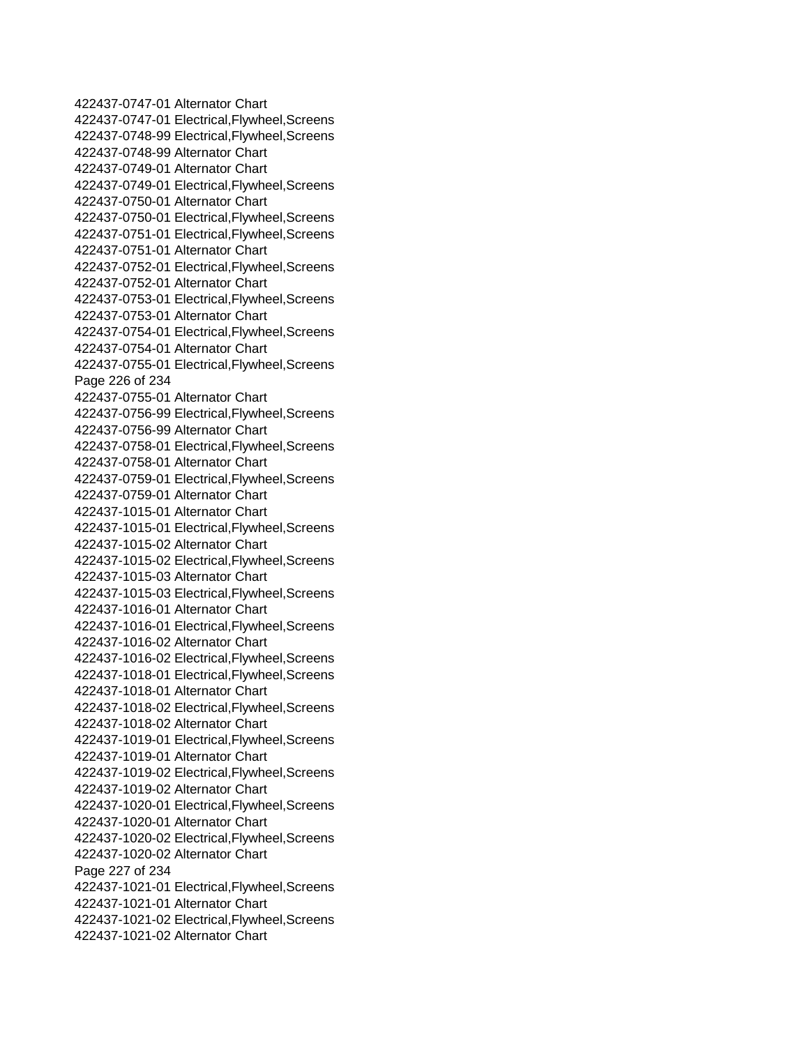422437-0747-01 Alternator Chart
422437-0747-01 Electrical,Flywheel,Screens
422437-0748-99 Electrical,Flywheel,Screens
422437-0748-99 Alternator Chart
422437-0749-01 Alternator Chart
422437-0749-01 Electrical,Flywheel,Screens
422437-0750-01 Alternator Chart
422437-0750-01 Electrical,Flywheel,Screens
422437-0751-01 Electrical,Flywheel,Screens
422437-0751-01 Alternator Chart
422437-0752-01 Electrical,Flywheel,Screens
422437-0752-01 Alternator Chart
422437-0753-01 Electrical,Flywheel,Screens
422437-0753-01 Alternator Chart
422437-0754-01 Electrical,Flywheel,Screens
422437-0754-01 Alternator Chart
422437-0755-01 Electrical,Flywheel,Screens
422437-0755-01 Alternator Chart
422437-0756-99 Electrical,Flywheel,Screens
422437-0756-99 Alternator Chart
422437-0758-01 Electrical,Flywheel,Screens
422437-0758-01 Alternator Chart
422437-0759-01 Electrical,Flywheel,Screens
422437-0759-01 Alternator Chart
422437-1015-01 Alternator Chart
422437-1015-01 Electrical,Flywheel,Screens
422437-1015-02 Alternator Chart
422437-1015-02 Electrical,Flywheel,Screens
422437-1015-03 Alternator Chart
422437-1015-03 Electrical,Flywheel,Screens
422437-1016-01 Alternator Chart
422437-1016-01 Electrical,Flywheel,Screens
422437-1016-02 Alternator Chart
422437-1016-02 Electrical,Flywheel,Screens
422437-1018-01 Electrical,Flywheel,Screens
422437-1018-01 Alternator Chart
422437-1018-02 Electrical,Flywheel,Screens
422437-1018-02 Alternator Chart
422437-1019-01 Electrical,Flywheel,Screens
422437-1019-01 Alternator Chart
422437-1019-02 Electrical,Flywheel,Screens
422437-1019-02 Alternator Chart
422437-1020-01 Electrical,Flywheel,Screens
422437-1020-01 Alternator Chart
422437-1020-02 Electrical,Flywheel,Screens
422437-1020-02 Alternator Chart
422437-1021-01 Electrical,Flywheel,Screens
422437-1021-01 Alternator Chart
422437-1021-02 Electrical,Flywheel,Screens
422437-1021-02 Alternator Chart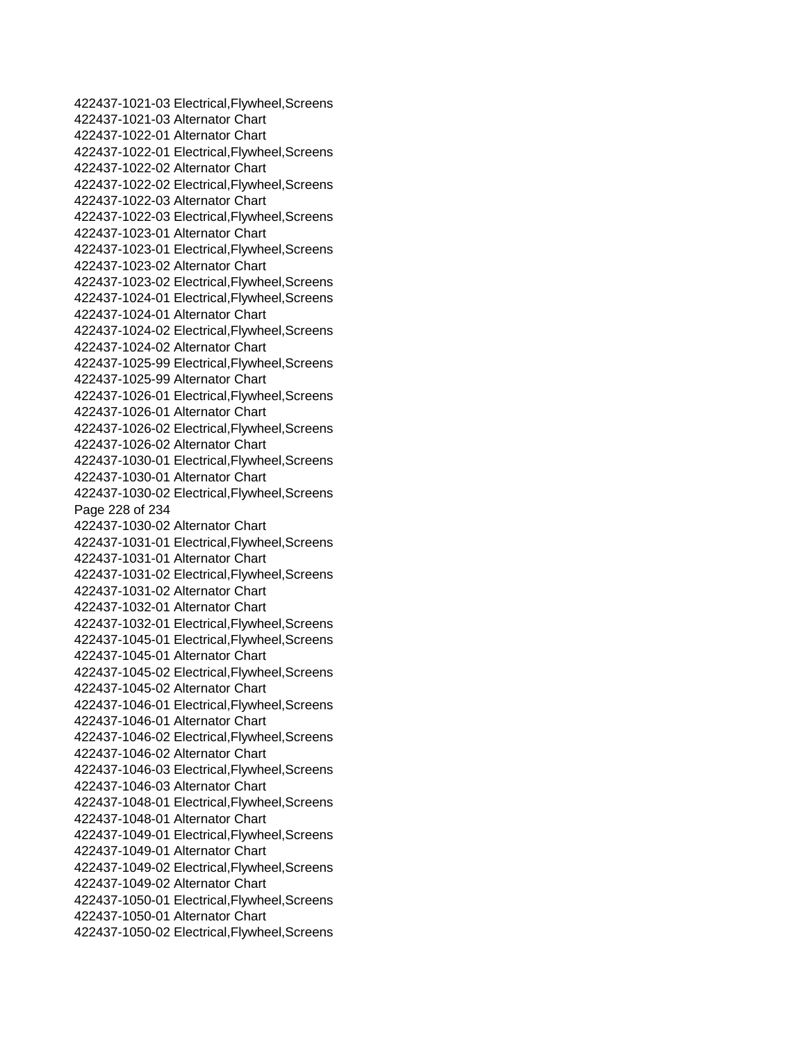422437-1021-03 Electrical,Flywheel,Screens
422437-1021-03 Alternator Chart
422437-1022-01 Alternator Chart
422437-1022-01 Electrical,Flywheel,Screens
422437-1022-02 Alternator Chart
422437-1022-02 Electrical,Flywheel,Screens
422437-1022-03 Alternator Chart
422437-1022-03 Electrical,Flywheel,Screens
422437-1023-01 Alternator Chart
422437-1023-01 Electrical,Flywheel,Screens
422437-1023-02 Alternator Chart
422437-1023-02 Electrical,Flywheel,Screens
422437-1024-01 Electrical,Flywheel,Screens
422437-1024-01 Alternator Chart
422437-1024-02 Electrical,Flywheel,Screens
422437-1024-02 Alternator Chart
422437-1025-99 Electrical,Flywheel,Screens
422437-1025-99 Alternator Chart
422437-1026-01 Electrical,Flywheel,Screens
422437-1026-01 Alternator Chart
422437-1026-02 Electrical,Flywheel,Screens
422437-1026-02 Alternator Chart
422437-1030-01 Electrical,Flywheel,Screens
422437-1030-01 Alternator Chart
422437-1030-02 Electrical,Flywheel,Screens
422437-1030-02 Alternator Chart
422437-1031-01 Electrical,Flywheel,Screens
422437-1031-01 Alternator Chart
422437-1031-02 Electrical,Flywheel,Screens
422437-1031-02 Alternator Chart
422437-1032-01 Alternator Chart
422437-1032-01 Electrical,Flywheel,Screens
422437-1045-01 Electrical,Flywheel,Screens
422437-1045-01 Alternator Chart
422437-1045-02 Electrical,Flywheel,Screens
422437-1045-02 Alternator Chart
422437-1046-01 Electrical,Flywheel,Screens
422437-1046-01 Alternator Chart
422437-1046-02 Electrical,Flywheel,Screens
422437-1046-02 Alternator Chart
422437-1046-03 Electrical,Flywheel,Screens
422437-1046-03 Alternator Chart
422437-1048-01 Electrical,Flywheel,Screens
422437-1048-01 Alternator Chart
422437-1049-01 Electrical,Flywheel,Screens
422437-1049-01 Alternator Chart
422437-1049-02 Electrical,Flywheel,Screens
422437-1049-02 Alternator Chart
422437-1050-01 Electrical,Flywheel,Screens
422437-1050-01 Alternator Chart
422437-1050-02 Electrical,Flywheel,Screens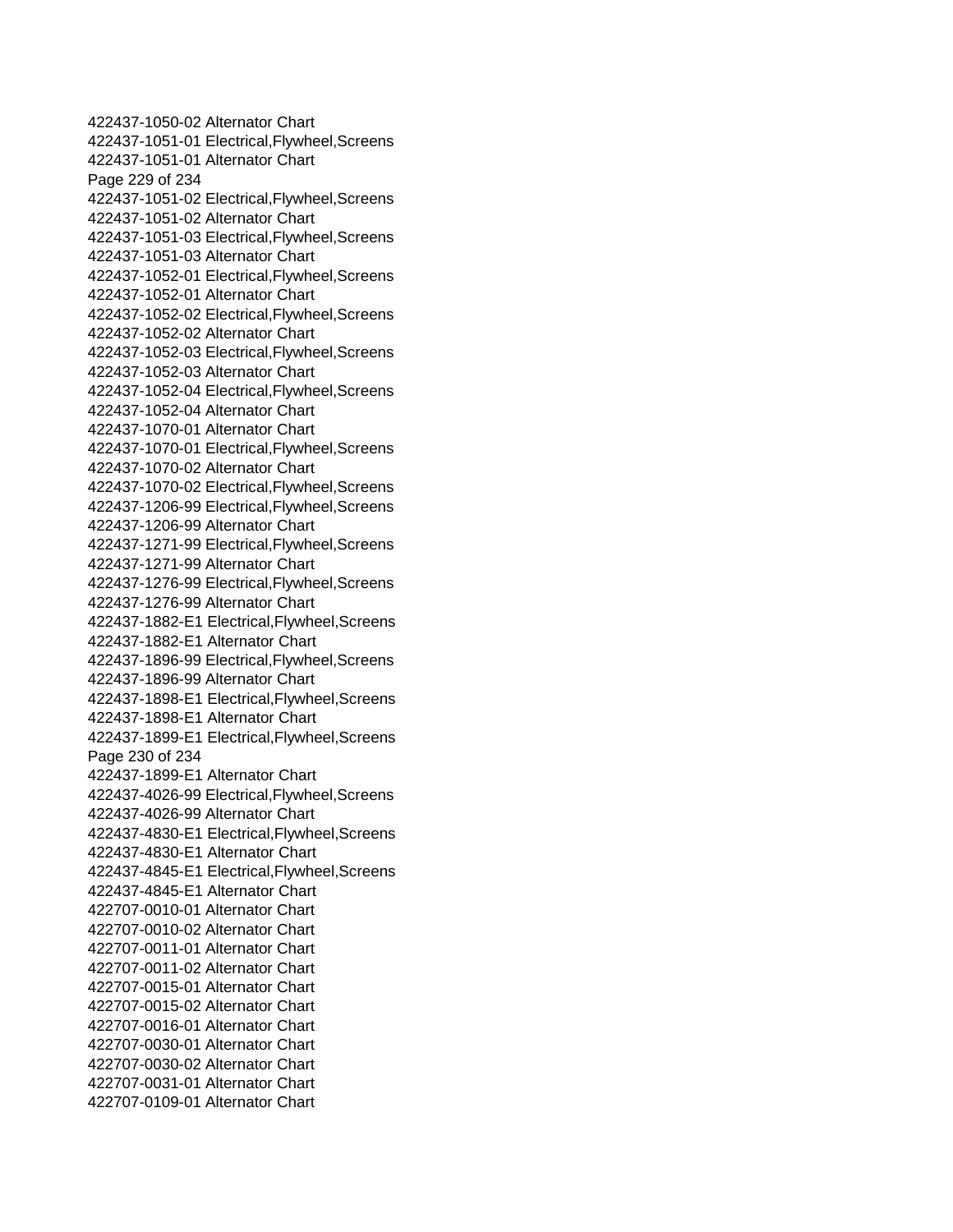422437-1050-02 Alternator Chart
422437-1051-01 Electrical,Flywheel,Screens
422437-1051-01 Alternator Chart
422437-1051-02 Electrical,Flywheel,Screens
422437-1051-02 Alternator Chart
422437-1051-03 Electrical,Flywheel,Screens
422437-1051-03 Alternator Chart
422437-1052-01 Electrical,Flywheel,Screens
422437-1052-01 Alternator Chart
422437-1052-02 Electrical,Flywheel,Screens
422437-1052-02 Alternator Chart
422437-1052-03 Electrical,Flywheel,Screens
422437-1052-03 Alternator Chart
422437-1052-04 Electrical,Flywheel,Screens
422437-1052-04 Alternator Chart
422437-1070-01 Alternator Chart
422437-1070-01 Electrical,Flywheel,Screens
422437-1070-02 Alternator Chart
422437-1070-02 Electrical,Flywheel,Screens
422437-1206-99 Electrical,Flywheel,Screens
422437-1206-99 Alternator Chart
422437-1271-99 Electrical,Flywheel,Screens
422437-1271-99 Alternator Chart
422437-1276-99 Electrical,Flywheel,Screens
422437-1276-99 Alternator Chart
422437-1882-E1 Electrical,Flywheel,Screens
422437-1882-E1 Alternator Chart
422437-1896-99 Electrical,Flywheel,Screens
422437-1896-99 Alternator Chart
422437-1898-E1 Electrical,Flywheel,Screens
422437-1898-E1 Alternator Chart
422437-1899-E1 Electrical,Flywheel,Screens
422437-1899-E1 Alternator Chart
422437-4026-99 Electrical,Flywheel,Screens
422437-4026-99 Alternator Chart
422437-4830-E1 Electrical,Flywheel,Screens
422437-4830-E1 Alternator Chart
422437-4845-E1 Electrical,Flywheel,Screens
422437-4845-E1 Alternator Chart
422707-0010-01 Alternator Chart
422707-0010-02 Alternator Chart
422707-0011-01 Alternator Chart
422707-0011-02 Alternator Chart
422707-0015-01 Alternator Chart
422707-0015-02 Alternator Chart
422707-0016-01 Alternator Chart
422707-0030-01 Alternator Chart
422707-0030-02 Alternator Chart
422707-0031-01 Alternator Chart
422707-0109-01 Alternator Chart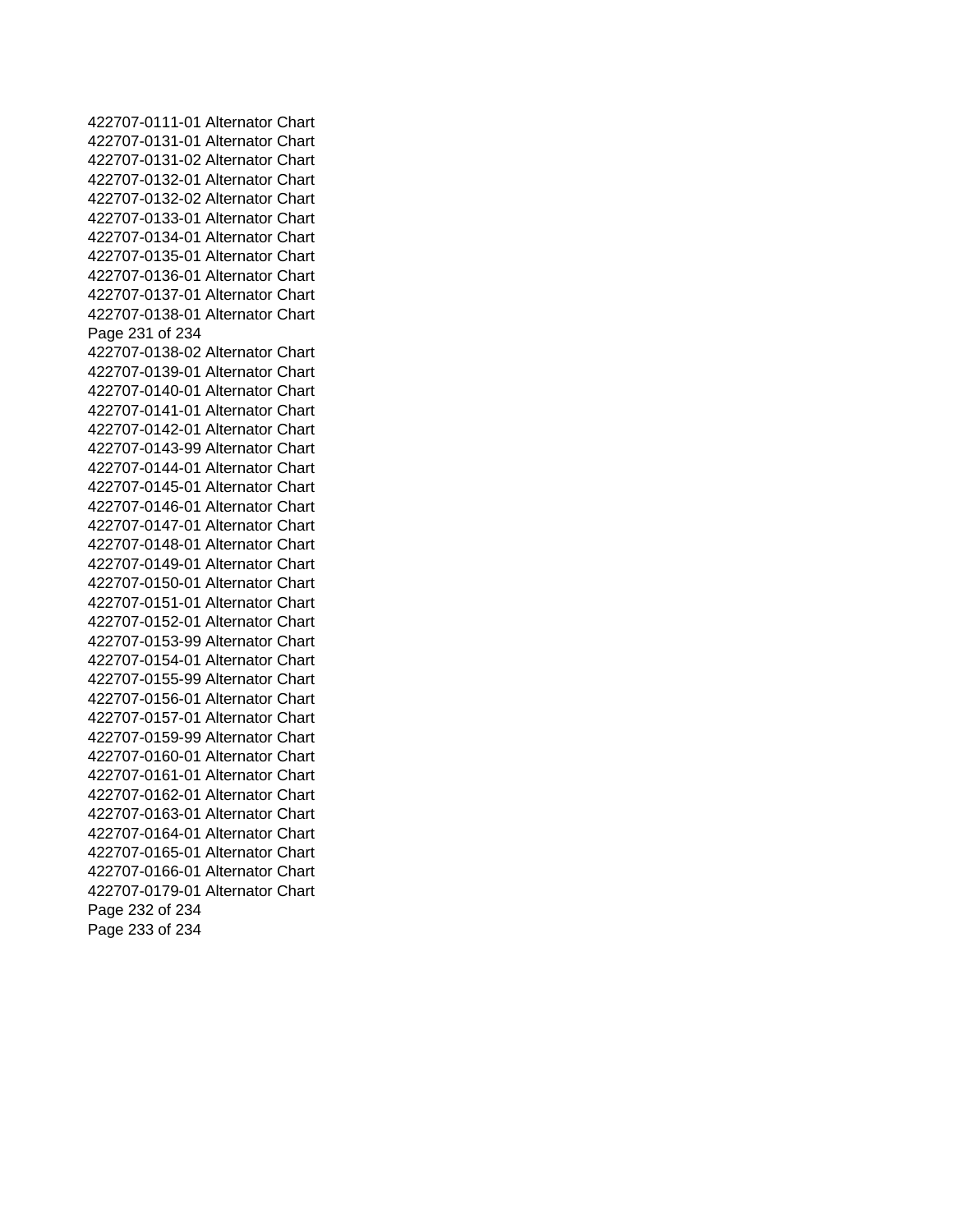422707-0111-01 Alternator Chart
422707-0131-01 Alternator Chart
422707-0131-02 Alternator Chart
422707-0132-01 Alternator Chart
422707-0132-02 Alternator Chart
422707-0133-01 Alternator Chart
422707-0134-01 Alternator Chart
422707-0135-01 Alternator Chart
422707-0136-01 Alternator Chart
422707-0137-01 Alternator Chart
422707-0138-01 Alternator Chart
422707-0138-02 Alternator Chart
422707-0139-01 Alternator Chart
422707-0140-01 Alternator Chart
422707-0141-01 Alternator Chart
422707-0142-01 Alternator Chart
422707-0143-99 Alternator Chart
422707-0144-01 Alternator Chart
422707-0145-01 Alternator Chart
422707-0146-01 Alternator Chart
422707-0147-01 Alternator Chart
422707-0148-01 Alternator Chart
422707-0149-01 Alternator Chart
422707-0150-01 Alternator Chart
422707-0151-01 Alternator Chart
422707-0152-01 Alternator Chart
422707-0153-99 Alternator Chart
422707-0154-01 Alternator Chart
422707-0155-99 Alternator Chart
422707-0156-01 Alternator Chart
422707-0157-01 Alternator Chart
422707-0159-99 Alternator Chart
422707-0160-01 Alternator Chart
422707-0161-01 Alternator Chart
422707-0162-01 Alternator Chart
422707-0163-01 Alternator Chart
422707-0164-01 Alternator Chart
422707-0165-01 Alternator Chart
422707-0166-01 Alternator Chart
422707-0179-01 Alternator Chart